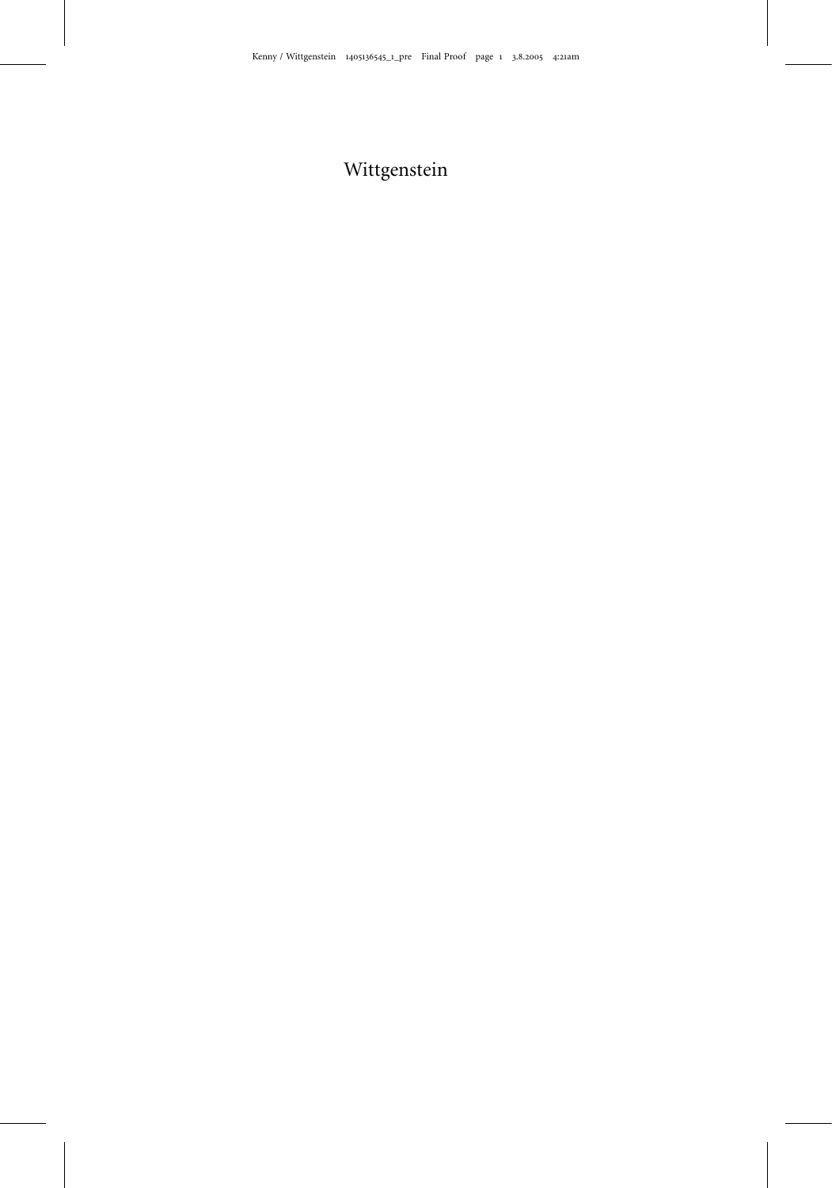# Wittgenstein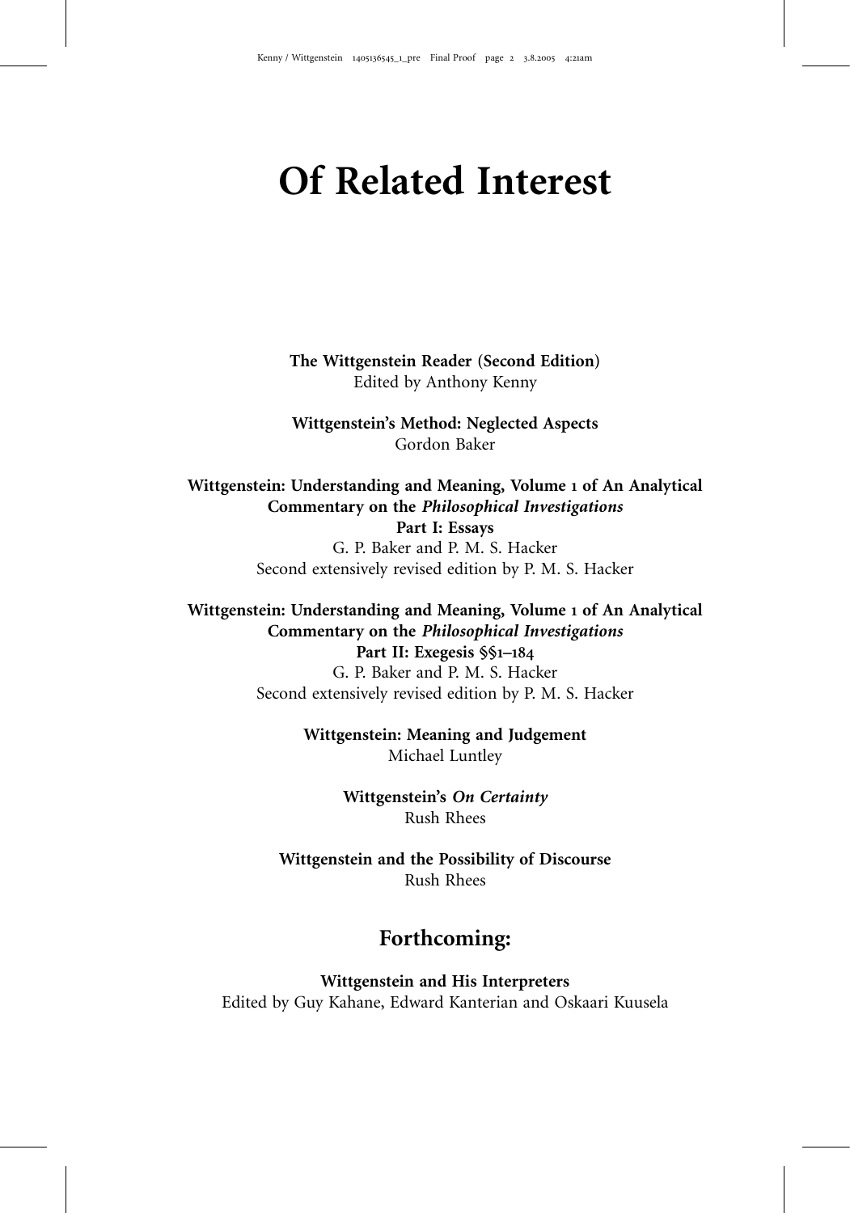# Of Related Interest

**The Wittgenstein Reader (Second Edition)**
Edited by Anthony Kenny

**Wittgenstein's Method: Neglected Aspects**
Gordon Baker

**Wittgenstein: Understanding and Meaning, Volume 1 of An Analytical Commentary on the *Philosophical Investigations***
**Part I: Essays**
G. P. Baker and P. M. S. Hacker
Second extensively revised edition by P. M. S. Hacker

**Wittgenstein: Understanding and Meaning, Volume 1 of An Analytical Commentary on the *Philosophical Investigations***
**Part II: Exegesis §§1–184**
G. P. Baker and P. M. S. Hacker
Second extensively revised edition by P. M. S. Hacker

**Wittgenstein: Meaning and Judgement**
Michael Luntley

**Wittgenstein's *On Certainty***
Rush Rhees

**Wittgenstein and the Possibility of Discourse**
Rush Rhees

## Forthcoming:

**Wittgenstein and His Interpreters**
Edited by Guy Kahane, Edward Kanterian and Oskaari Kuusela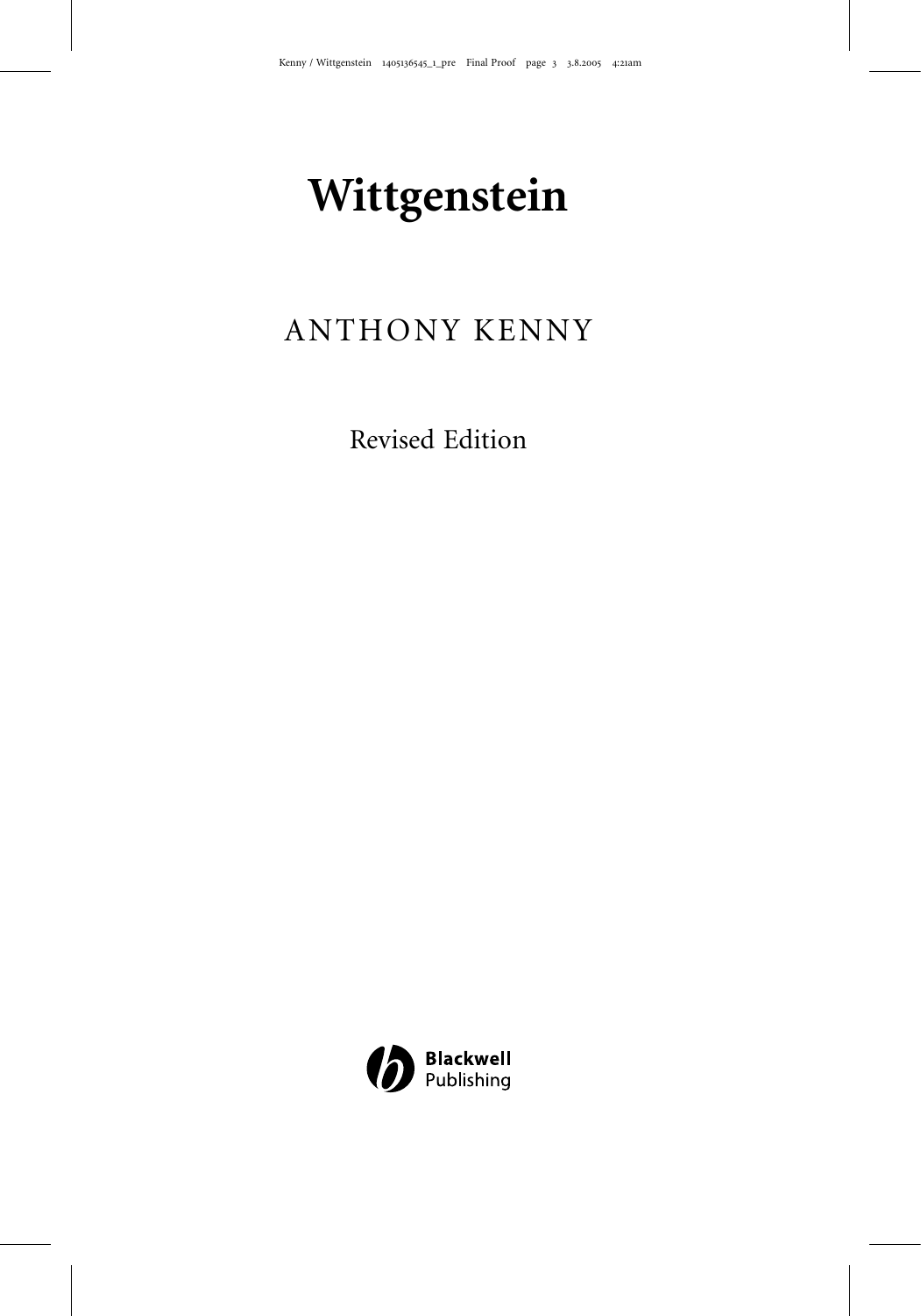# Wittgenstein

ANTHONY KENNY

Revised Edition

Blackwell Publishing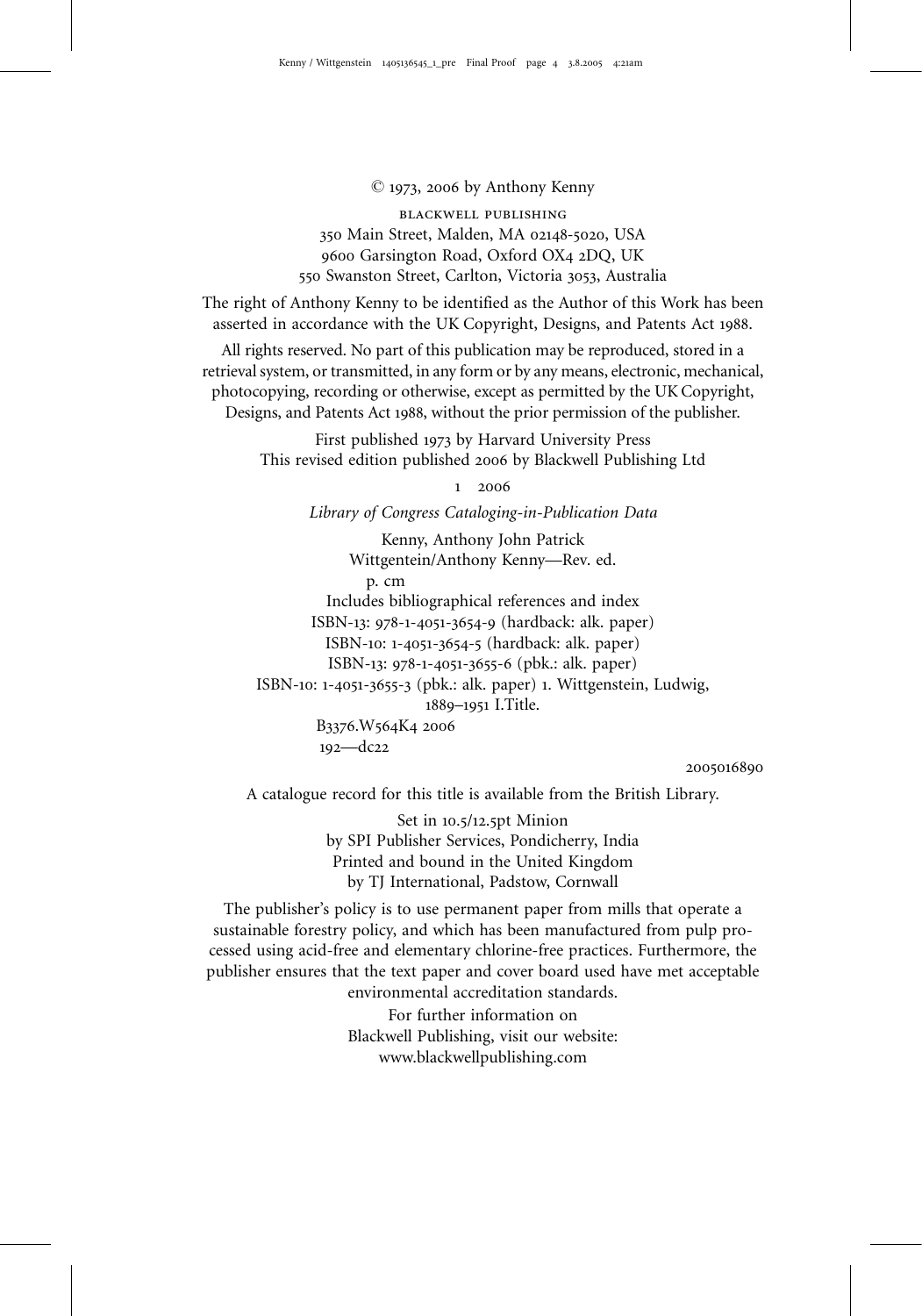© 1973, 2006 by Anthony Kenny

BLACKWELL PUBLISHING
350 Main Street, Malden, MA 02148-5020, USA
9600 Garsington Road, Oxford OX4 2DQ, UK
550 Swanston Street, Carlton, Victoria 3053, Australia

The right of Anthony Kenny to be identified as the Author of this Work has been asserted in accordance with the UK Copyright, Designs, and Patents Act 1988.

All rights reserved. No part of this publication may be reproduced, stored in a retrieval system, or transmitted, in any form or by any means, electronic, mechanical, photocopying, recording or otherwise, except as permitted by the UK Copyright, Designs, and Patents Act 1988, without the prior permission of the publisher.

First published 1973 by Harvard University Press
This revised edition published 2006 by Blackwell Publishing Ltd

1 2006

*Library of Congress Cataloging-in-Publication Data*

Kenny, Anthony John Patrick
Wittgentein/Anthony Kenny—Rev. ed.
p. cm
Includes bibliographical references and index
ISBN-13: 978-1-4051-3654-9 (hardback: alk. paper)
ISBN-10: 1-4051-3654-5 (hardback: alk. paper)
ISBN-13: 978-1-4051-3655-6 (pbk.: alk. paper)
ISBN-10: 1-4051-3655-3 (pbk.: alk. paper) 1. Wittgenstein, Ludwig, 1889–1951 I.Title.
B3376.W564K4 2006
192—dc22

2005016890

A catalogue record for this title is available from the British Library.

Set in 10.5/12.5pt Minion
by SPI Publisher Services, Pondicherry, India
Printed and bound in the United Kingdom
by TJ International, Padstow, Cornwall

The publisher's policy is to use permanent paper from mills that operate a sustainable forestry policy, and which has been manufactured from pulp processed using acid-free and elementary chlorine-free practices. Furthermore, the publisher ensures that the text paper and cover board used have met acceptable environmental accreditation standards.

For further information on
Blackwell Publishing, visit our website:
www.blackwellpublishing.com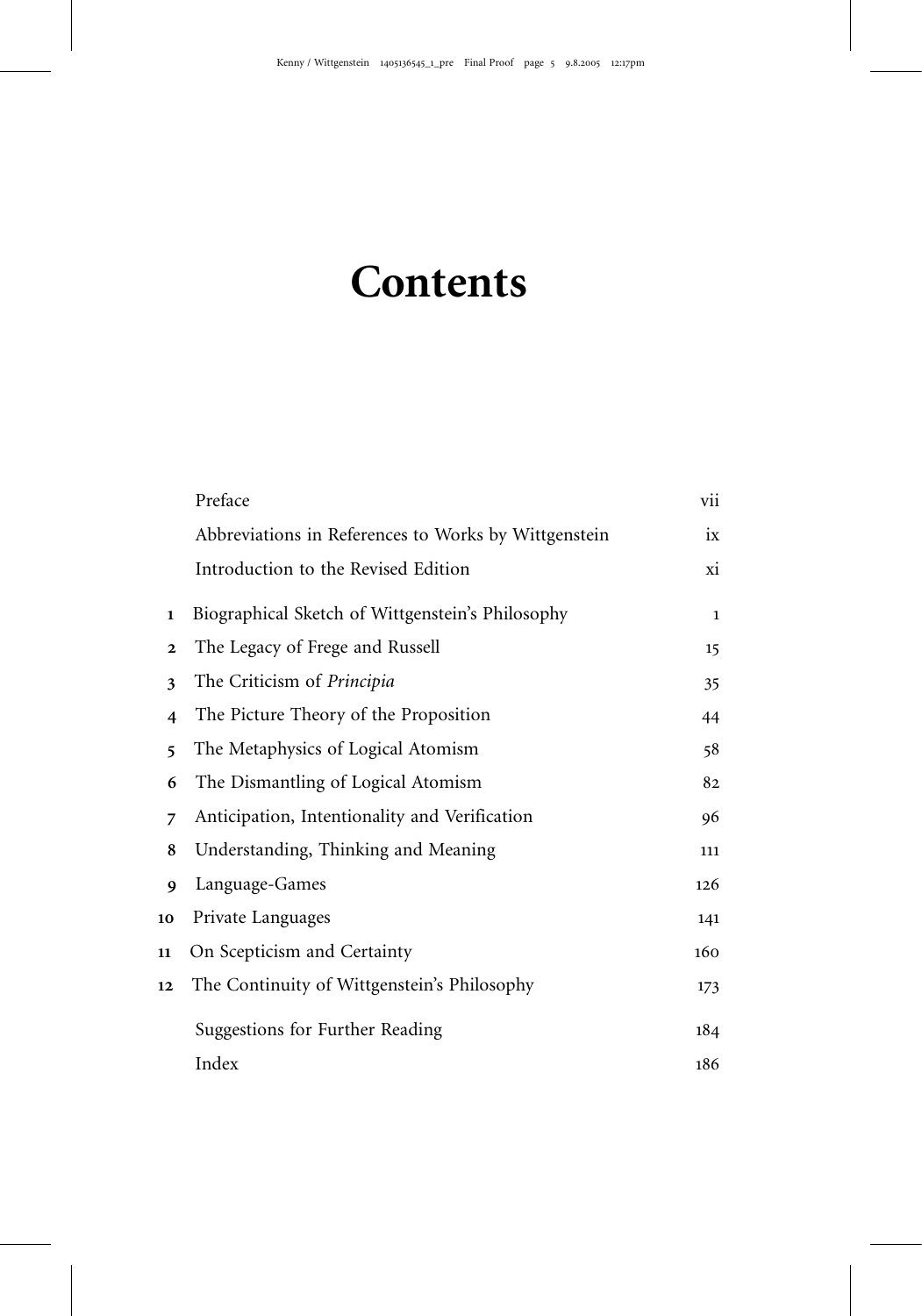# Contents

| | | |
|---|---|---|
| | Preface | vii |
| | Abbreviations in References to Works by Wittgenstein | ix |
| | Introduction to the Revised Edition | xi |
| 1 | Biographical Sketch of Wittgenstein's Philosophy | 1 |
| 2 | The Legacy of Frege and Russell | 15 |
| 3 | The Criticism of *Principia* | 35 |
| 4 | The Picture Theory of the Proposition | 44 |
| 5 | The Metaphysics of Logical Atomism | 58 |
| 6 | The Dismantling of Logical Atomism | 82 |
| 7 | Anticipation, Intentionality and Verification | 96 |
| 8 | Understanding, Thinking and Meaning | 111 |
| 9 | Language-Games | 126 |
| 10 | Private Languages | 141 |
| 11 | On Scepticism and Certainty | 160 |
| 12 | The Continuity of Wittgenstein's Philosophy | 173 |
| | Suggestions for Further Reading | 184 |
| | Index | 186 |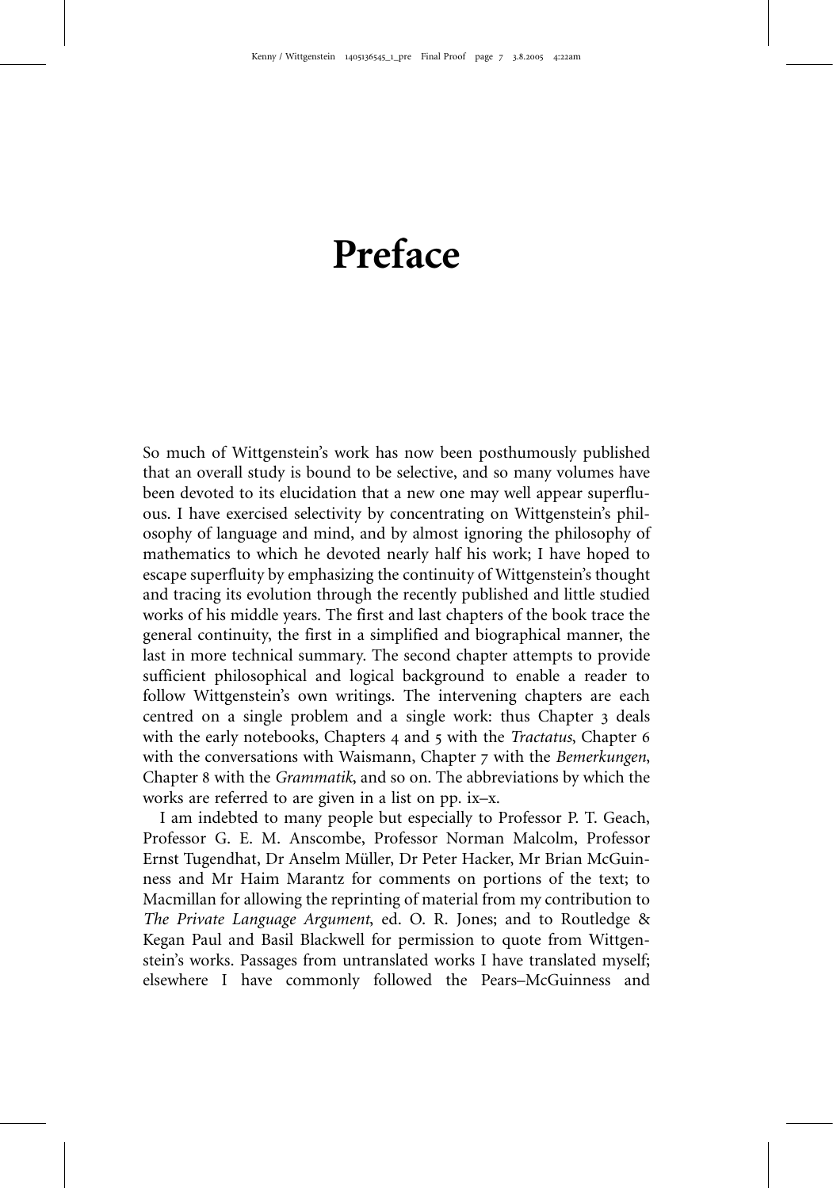# Preface

So much of Wittgenstein's work has now been posthumously published that an overall study is bound to be selective, and so many volumes have been devoted to its elucidation that a new one may well appear superfluous. I have exercised selectivity by concentrating on Wittgenstein's philosophy of language and mind, and by almost ignoring the philosophy of mathematics to which he devoted nearly half his work; I have hoped to escape superfluity by emphasizing the continuity of Wittgenstein's thought and tracing its evolution through the recently published and little studied works of his middle years. The first and last chapters of the book trace the general continuity, the first in a simplified and biographical manner, the last in more technical summary. The second chapter attempts to provide sufficient philosophical and logical background to enable a reader to follow Wittgenstein's own writings. The intervening chapters are each centred on a single problem and a single work: thus Chapter 3 deals with the early notebooks, Chapters 4 and 5 with the *Tractatus*, Chapter 6 with the conversations with Waismann, Chapter 7 with the *Bemerkungen*, Chapter 8 with the *Grammatik*, and so on. The abbreviations by which the works are referred to are given in a list on pp. ix–x.

I am indebted to many people but especially to Professor P. T. Geach, Professor G. E. M. Anscombe, Professor Norman Malcolm, Professor Ernst Tugendhat, Dr Anselm Müller, Dr Peter Hacker, Mr Brian McGuinness and Mr Haim Marantz for comments on portions of the text; to Macmillan for allowing the reprinting of material from my contribution to *The Private Language Argument*, ed. O. R. Jones; and to Routledge & Kegan Paul and Basil Blackwell for permission to quote from Wittgenstein's works. Passages from untranslated works I have translated myself; elsewhere I have commonly followed the Pears–McGuinness and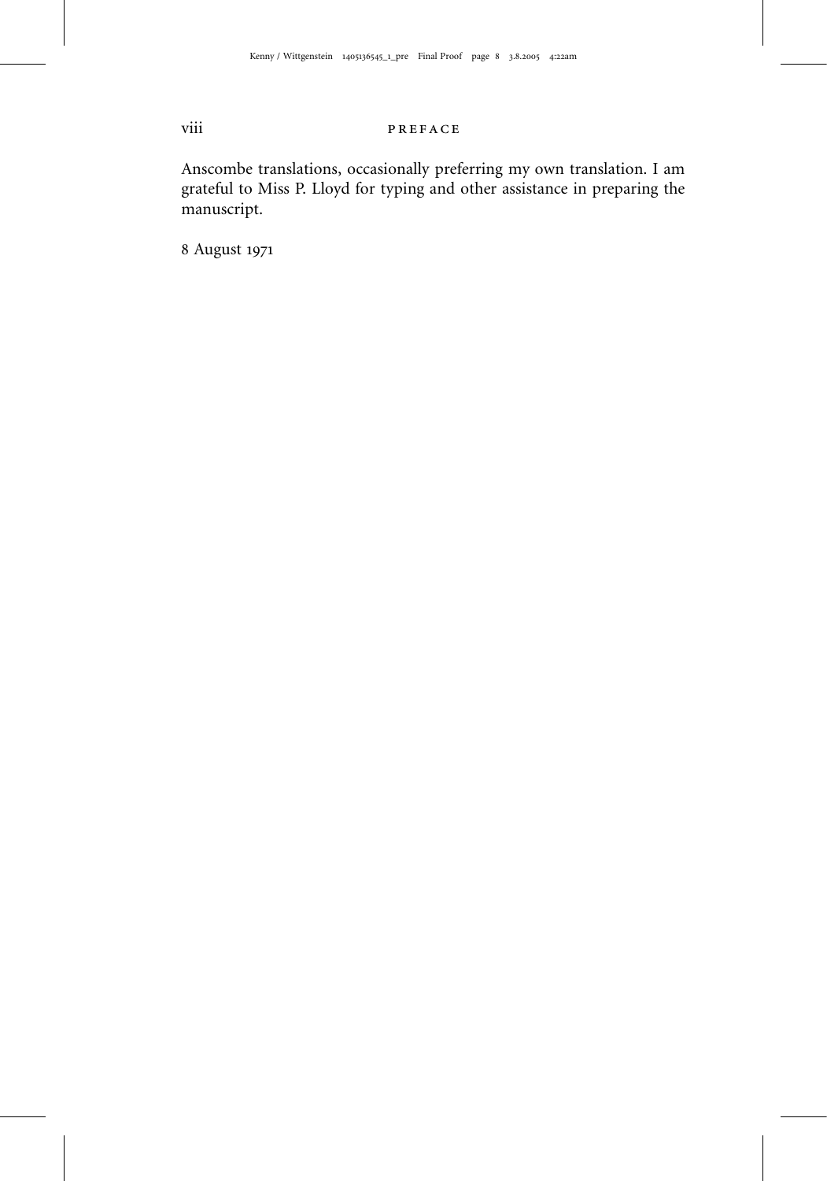Anscombe translations, occasionally preferring my own translation. I am grateful to Miss P. Lloyd for typing and other assistance in preparing the manuscript.

8 August 1971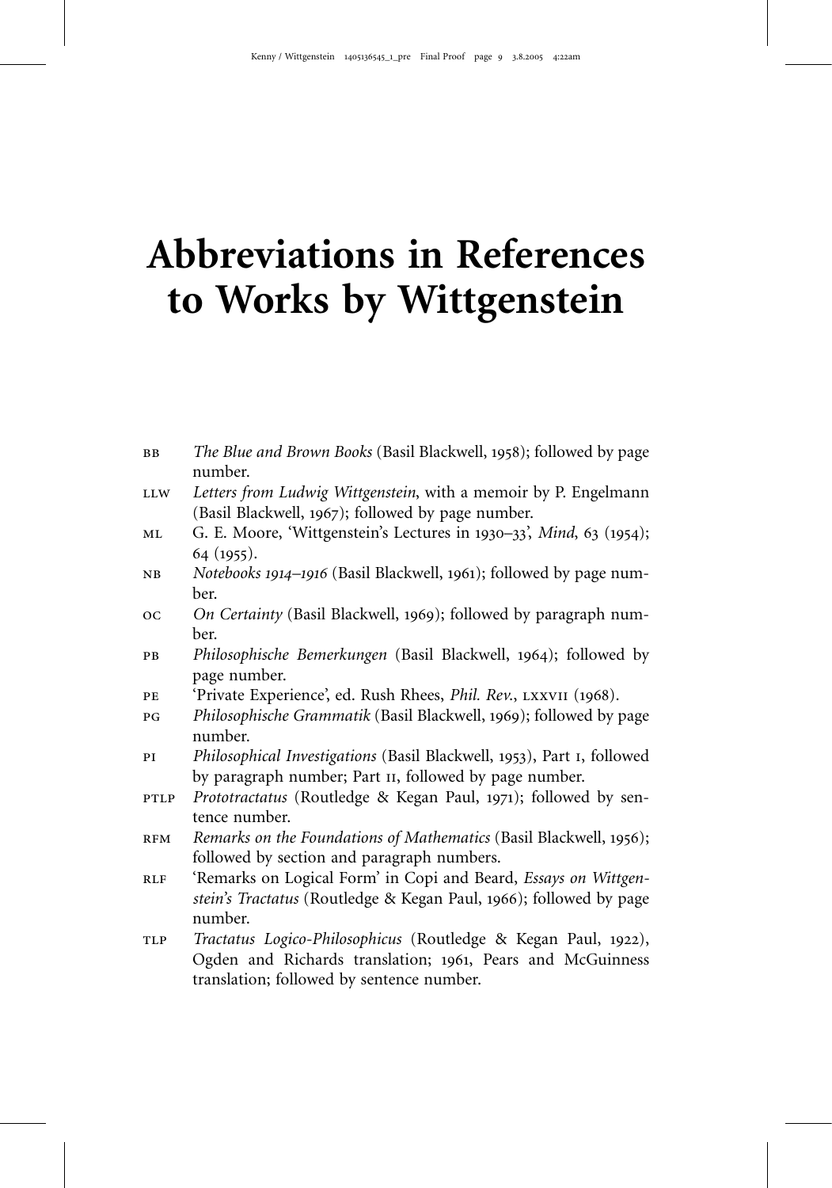# Abbreviations in References to Works by Wittgenstein

BB *The Blue and Brown Books* (Basil Blackwell, 1958); followed by page number.

LLW *Letters from Ludwig Wittgenstein*, with a memoir by P. Engelmann (Basil Blackwell, 1967); followed by page number.

ML G. E. Moore, 'Wittgenstein's Lectures in 1930–33', *Mind*, 63 (1954); 64 (1955).

NB *Notebooks 1914–1916* (Basil Blackwell, 1961); followed by page number.

OC *On Certainty* (Basil Blackwell, 1969); followed by paragraph number.

PB *Philosophische Bemerkungen* (Basil Blackwell, 1964); followed by page number.

PE 'Private Experience', ed. Rush Rhees, *Phil. Rev.*, LXXVII (1968).

PG *Philosophische Grammatik* (Basil Blackwell, 1969); followed by page number.

PI *Philosophical Investigations* (Basil Blackwell, 1953), Part I, followed by paragraph number; Part II, followed by page number.

PTLP *Prototractatus* (Routledge & Kegan Paul, 1971); followed by sentence number.

RFM *Remarks on the Foundations of Mathematics* (Basil Blackwell, 1956); followed by section and paragraph numbers.

RLF 'Remarks on Logical Form' in Copi and Beard, *Essays on Wittgenstein's Tractatus* (Routledge & Kegan Paul, 1966); followed by page number.

TLP *Tractatus Logico-Philosophicus* (Routledge & Kegan Paul, 1922), Ogden and Richards translation; 1961, Pears and McGuinness translation; followed by sentence number.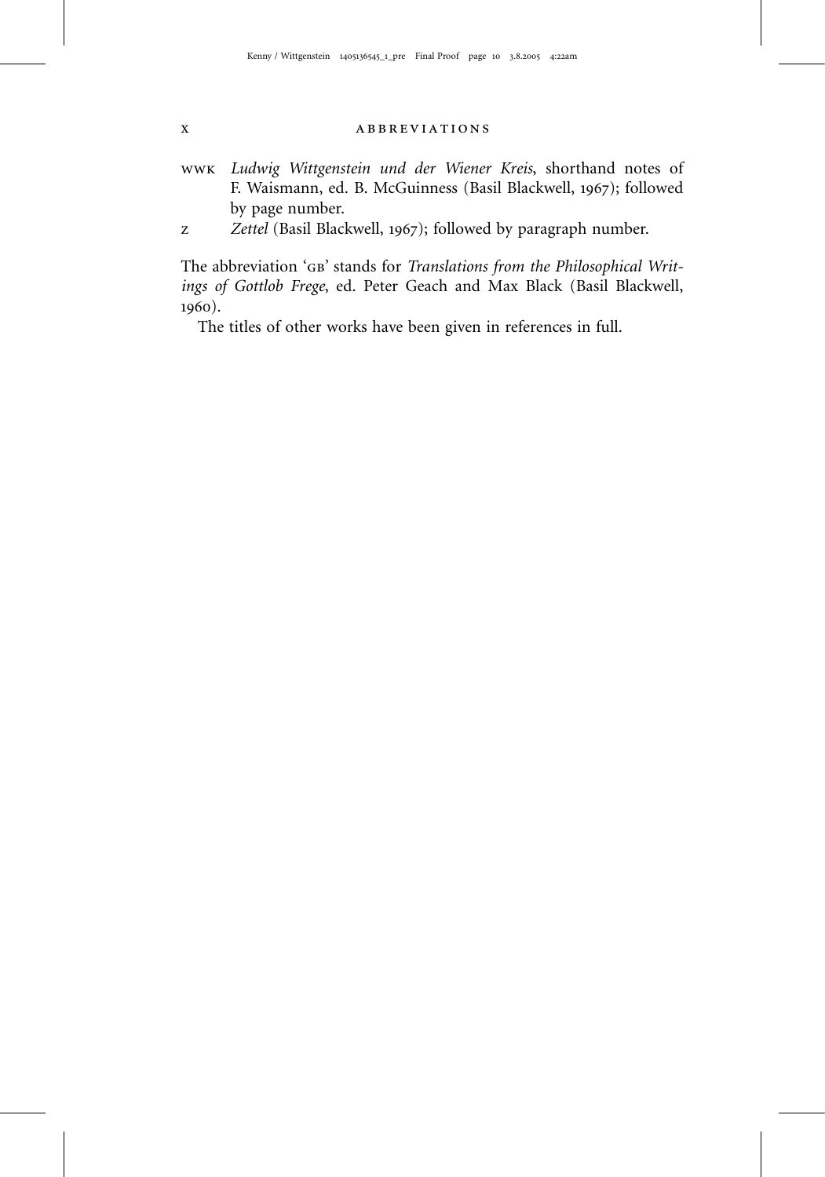WWK *Ludwig Wittgenstein und der Wiener Kreis*, shorthand notes of F. Waismann, ed. B. McGuinness (Basil Blackwell, 1967); followed by page number.

Z *Zettel* (Basil Blackwell, 1967); followed by paragraph number.

The abbreviation 'GB' stands for *Translations from the Philosophical Writings of Gottlob Frege*, ed. Peter Geach and Max Black (Basil Blackwell, 1960).

The titles of other works have been given in references in full.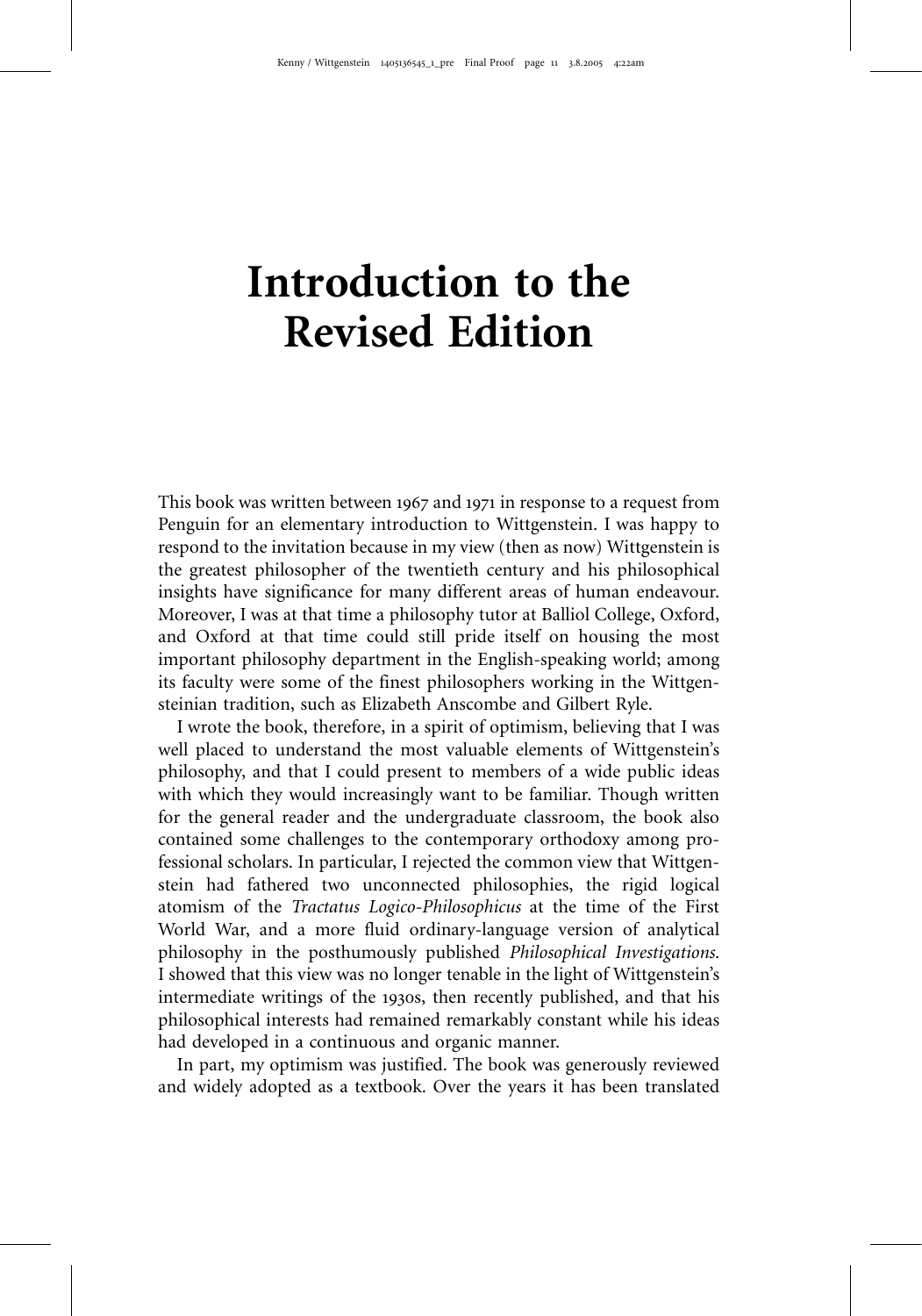# Introduction to the Revised Edition

This book was written between 1967 and 1971 in response to a request from Penguin for an elementary introduction to Wittgenstein. I was happy to respond to the invitation because in my view (then as now) Wittgenstein is the greatest philosopher of the twentieth century and his philosophical insights have significance for many different areas of human endeavour. Moreover, I was at that time a philosophy tutor at Balliol College, Oxford, and Oxford at that time could still pride itself on housing the most important philosophy department in the English-speaking world; among its faculty were some of the finest philosophers working in the Wittgensteinian tradition, such as Elizabeth Anscombe and Gilbert Ryle.

I wrote the book, therefore, in a spirit of optimism, believing that I was well placed to understand the most valuable elements of Wittgenstein's philosophy, and that I could present to members of a wide public ideas with which they would increasingly want to be familiar. Though written for the general reader and the undergraduate classroom, the book also contained some challenges to the contemporary orthodoxy among professional scholars. In particular, I rejected the common view that Wittgenstein had fathered two unconnected philosophies, the rigid logical atomism of the *Tractatus Logico-Philosophicus* at the time of the First World War, and a more fluid ordinary-language version of analytical philosophy in the posthumously published *Philosophical Investigations*. I showed that this view was no longer tenable in the light of Wittgenstein's intermediate writings of the 1930s, then recently published, and that his philosophical interests had remained remarkably constant while his ideas had developed in a continuous and organic manner.

In part, my optimism was justified. The book was generously reviewed and widely adopted as a textbook. Over the years it has been translated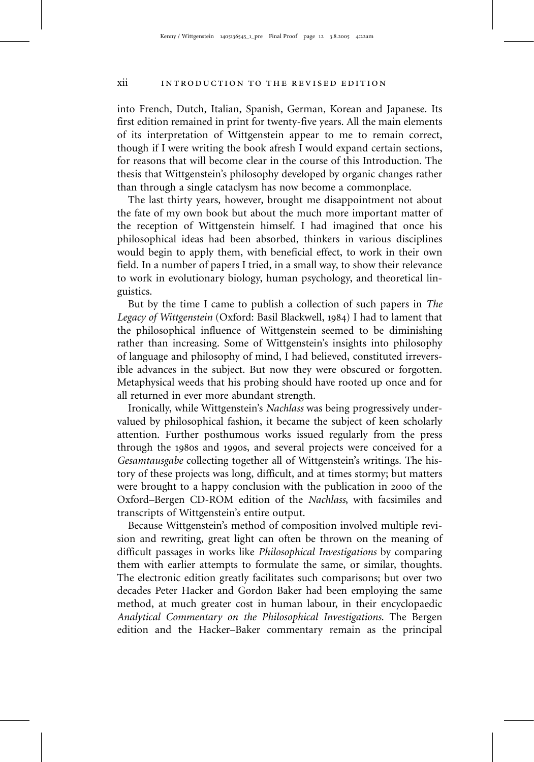into French, Dutch, Italian, Spanish, German, Korean and Japanese. Its first edition remained in print for twenty-five years. All the main elements of its interpretation of Wittgenstein appear to me to remain correct, though if I were writing the book afresh I would expand certain sections, for reasons that will become clear in the course of this Introduction. The thesis that Wittgenstein's philosophy developed by organic changes rather than through a single cataclysm has now become a commonplace.

The last thirty years, however, brought me disappointment not about the fate of my own book but about the much more important matter of the reception of Wittgenstein himself. I had imagined that once his philosophical ideas had been absorbed, thinkers in various disciplines would begin to apply them, with beneficial effect, to work in their own field. In a number of papers I tried, in a small way, to show their relevance to work in evolutionary biology, human psychology, and theoretical linguistics.

But by the time I came to publish a collection of such papers in *The Legacy of Wittgenstein* (Oxford: Basil Blackwell, 1984) I had to lament that the philosophical influence of Wittgenstein seemed to be diminishing rather than increasing. Some of Wittgenstein's insights into philosophy of language and philosophy of mind, I had believed, constituted irreversible advances in the subject. But now they were obscured or forgotten. Metaphysical weeds that his probing should have rooted up once and for all returned in ever more abundant strength.

Ironically, while Wittgenstein's *Nachlass* was being progressively undervalued by philosophical fashion, it became the subject of keen scholarly attention. Further posthumous works issued regularly from the press through the 1980s and 1990s, and several projects were conceived for a *Gesamtausgabe* collecting together all of Wittgenstein's writings. The history of these projects was long, difficult, and at times stormy; but matters were brought to a happy conclusion with the publication in 2000 of the Oxford–Bergen CD-ROM edition of the *Nachlass*, with facsimiles and transcripts of Wittgenstein's entire output.

Because Wittgenstein's method of composition involved multiple revision and rewriting, great light can often be thrown on the meaning of difficult passages in works like *Philosophical Investigations* by comparing them with earlier attempts to formulate the same, or similar, thoughts. The electronic edition greatly facilitates such comparisons; but over two decades Peter Hacker and Gordon Baker had been employing the same method, at much greater cost in human labour, in their encyclopaedic *Analytical Commentary on the Philosophical Investigations*. The Bergen edition and the Hacker–Baker commentary remain as the principal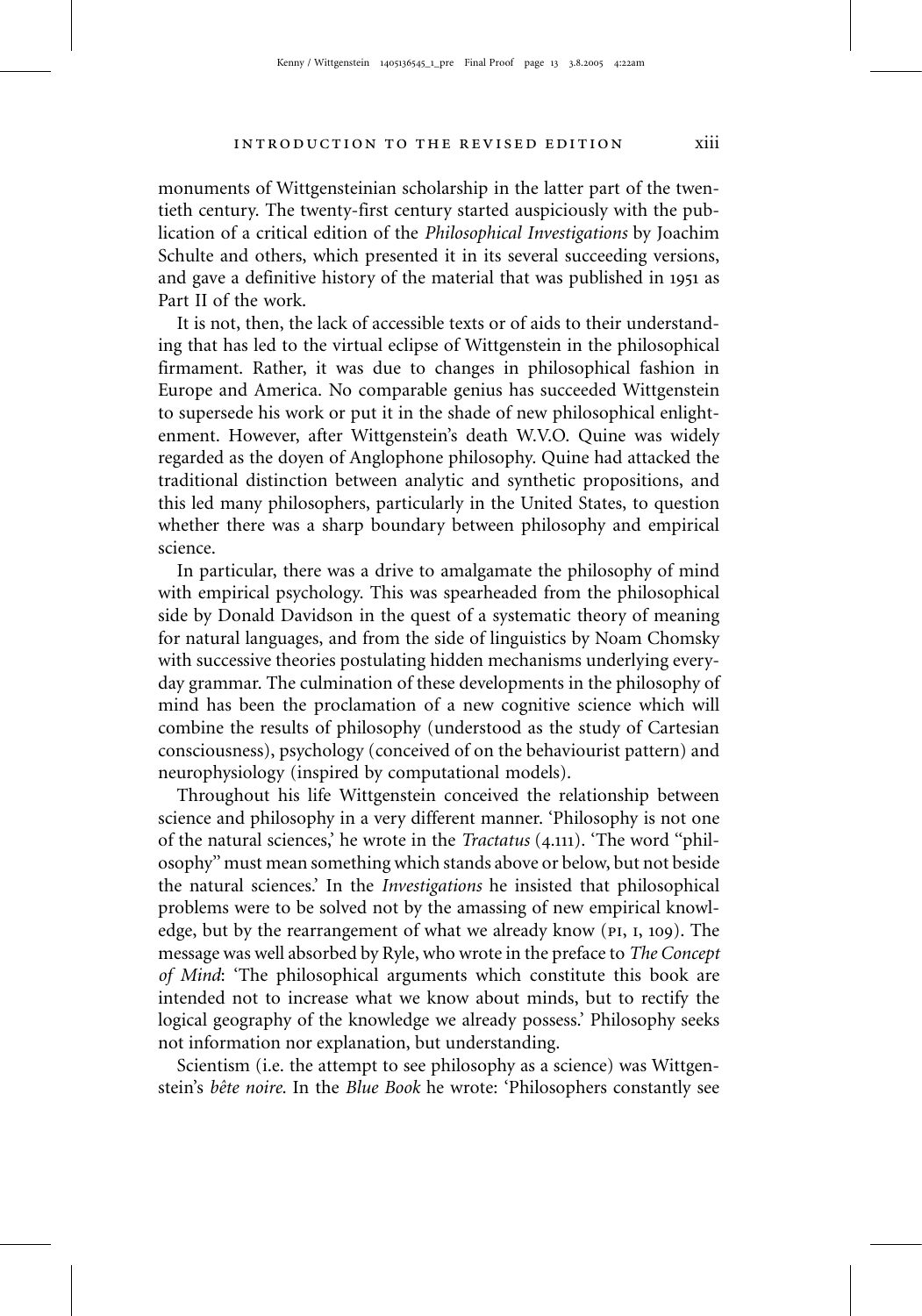monuments of Wittgensteinian scholarship in the latter part of the twentieth century. The twenty-first century started auspiciously with the publication of a critical edition of the *Philosophical Investigations* by Joachim Schulte and others, which presented it in its several succeeding versions, and gave a definitive history of the material that was published in 1951 as Part II of the work.

It is not, then, the lack of accessible texts or of aids to their understanding that has led to the virtual eclipse of Wittgenstein in the philosophical firmament. Rather, it was due to changes in philosophical fashion in Europe and America. No comparable genius has succeeded Wittgenstein to supersede his work or put it in the shade of new philosophical enlightenment. However, after Wittgenstein's death W.V.O. Quine was widely regarded as the doyen of Anglophone philosophy. Quine had attacked the traditional distinction between analytic and synthetic propositions, and this led many philosophers, particularly in the United States, to question whether there was a sharp boundary between philosophy and empirical science.

In particular, there was a drive to amalgamate the philosophy of mind with empirical psychology. This was spearheaded from the philosophical side by Donald Davidson in the quest of a systematic theory of meaning for natural languages, and from the side of linguistics by Noam Chomsky with successive theories postulating hidden mechanisms underlying everyday grammar. The culmination of these developments in the philosophy of mind has been the proclamation of a new cognitive science which will combine the results of philosophy (understood as the study of Cartesian consciousness), psychology (conceived of on the behaviourist pattern) and neurophysiology (inspired by computational models).

Throughout his life Wittgenstein conceived the relationship between science and philosophy in a very different manner. 'Philosophy is not one of the natural sciences,' he wrote in the *Tractatus* (4.111). 'The word "philosophy" must mean something which stands above or below, but not beside the natural sciences.' In the *Investigations* he insisted that philosophical problems were to be solved not by the amassing of new empirical knowledge, but by the rearrangement of what we already know (PI, I, 109). The message was well absorbed by Ryle, who wrote in the preface to *The Concept of Mind*: 'The philosophical arguments which constitute this book are intended not to increase what we know about minds, but to rectify the logical geography of the knowledge we already possess.' Philosophy seeks not information nor explanation, but understanding.

Scientism (i.e. the attempt to see philosophy as a science) was Wittgenstein's *bête noire*. In the *Blue Book* he wrote: 'Philosophers constantly see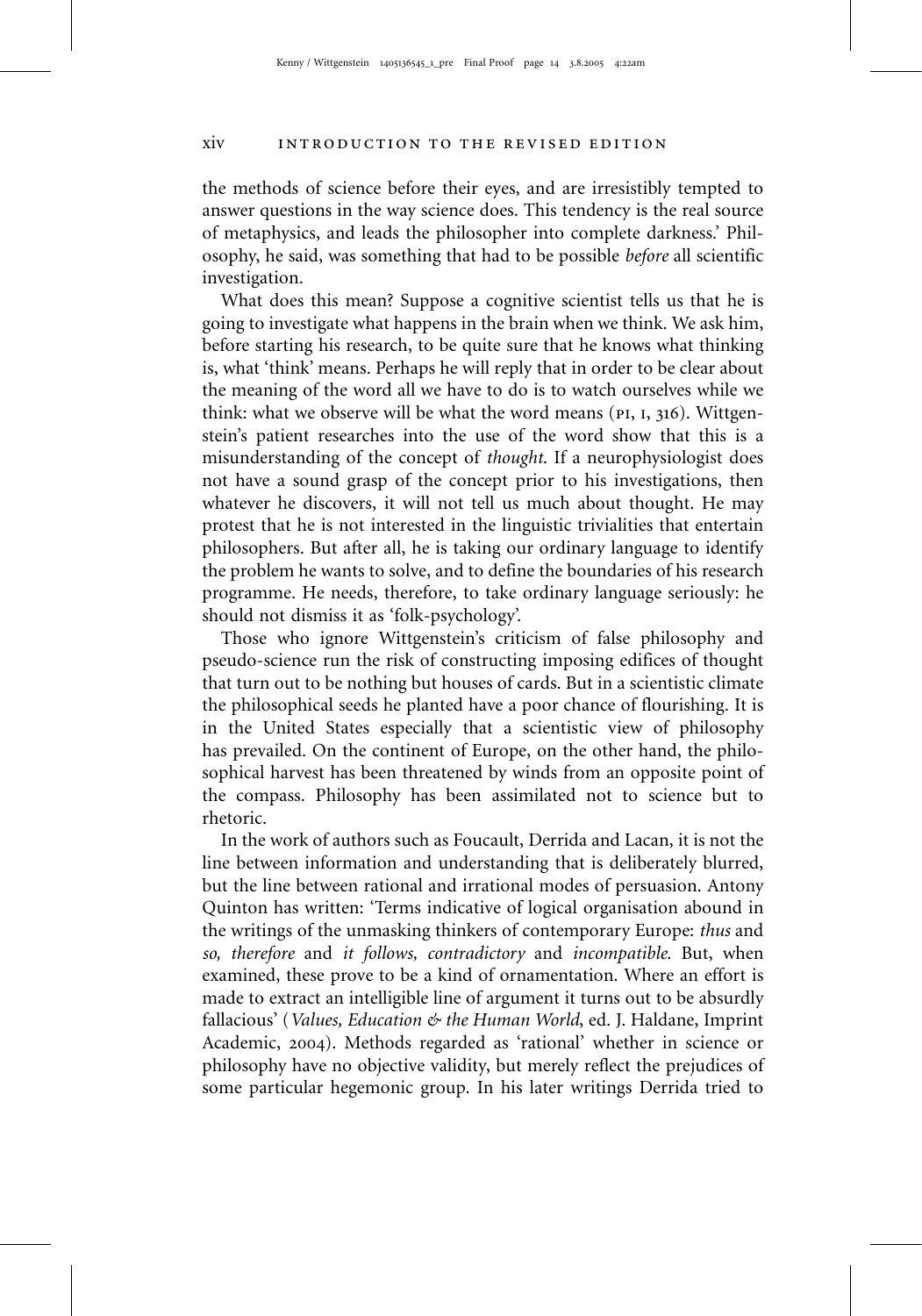the methods of science before their eyes, and are irresistibly tempted to answer questions in the way science does. This tendency is the real source of metaphysics, and leads the philosopher into complete darkness.' Philosophy, he said, was something that had to be possible *before* all scientific investigation.

What does this mean? Suppose a cognitive scientist tells us that he is going to investigate what happens in the brain when we think. We ask him, before starting his research, to be quite sure that he knows what thinking is, what 'think' means. Perhaps he will reply that in order to be clear about the meaning of the word all we have to do is to watch ourselves while we think: what we observe will be what the word means (PI, I, 316). Wittgenstein's patient researches into the use of the word show that this is a misunderstanding of the concept of *thought*. If a neurophysiologist does not have a sound grasp of the concept prior to his investigations, then whatever he discovers, it will not tell us much about thought. He may protest that he is not interested in the linguistic trivialities that entertain philosophers. But after all, he is taking our ordinary language to identify the problem he wants to solve, and to define the boundaries of his research programme. He needs, therefore, to take ordinary language seriously: he should not dismiss it as 'folk-psychology'.

Those who ignore Wittgenstein's criticism of false philosophy and pseudo-science run the risk of constructing imposing edifices of thought that turn out to be nothing but houses of cards. But in a scientistic climate the philosophical seeds he planted have a poor chance of flourishing. It is in the United States especially that a scientistic view of philosophy has prevailed. On the continent of Europe, on the other hand, the philosophical harvest has been threatened by winds from an opposite point of the compass. Philosophy has been assimilated not to science but to rhetoric.

In the work of authors such as Foucault, Derrida and Lacan, it is not the line between information and understanding that is deliberately blurred, but the line between rational and irrational modes of persuasion. Antony Quinton has written: 'Terms indicative of logical organisation abound in the writings of the unmasking thinkers of contemporary Europe: *thus* and *so*, *therefore* and *it follows*, *contradictory* and *incompatible*. But, when examined, these prove to be a kind of ornamentation. Where an effort is made to extract an intelligible line of argument it turns out to be absurdly fallacious' (*Values, Education & the Human World*, ed. J. Haldane, Imprint Academic, 2004). Methods regarded as 'rational' whether in science or philosophy have no objective validity, but merely reflect the prejudices of some particular hegemonic group. In his later writings Derrida tried to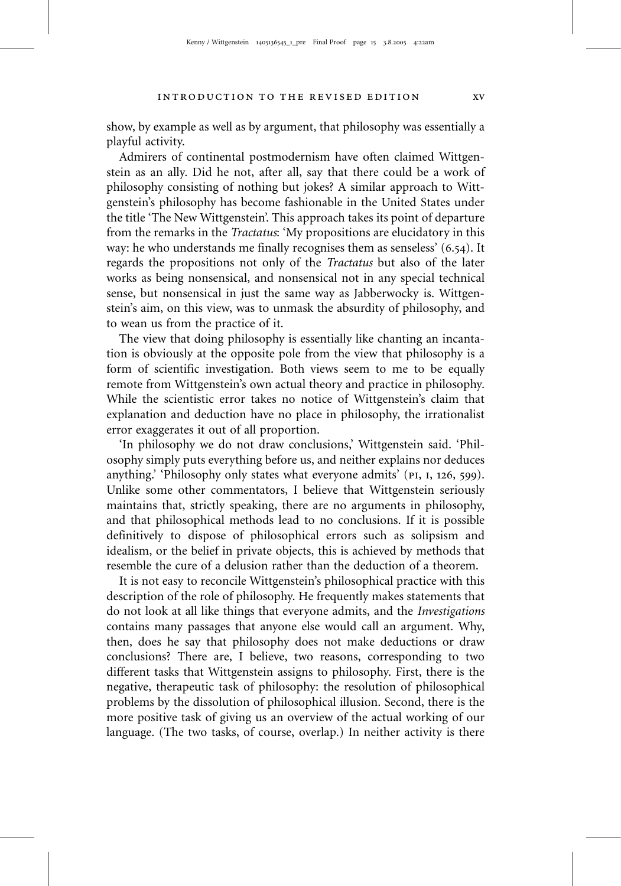show, by example as well as by argument, that philosophy was essentially a playful activity.

Admirers of continental postmodernism have often claimed Wittgenstein as an ally. Did he not, after all, say that there could be a work of philosophy consisting of nothing but jokes? A similar approach to Wittgenstein's philosophy has become fashionable in the United States under the title 'The New Wittgenstein'. This approach takes its point of departure from the remarks in the *Tractatus*: 'My propositions are elucidatory in this way: he who understands me finally recognises them as senseless' (6.54). It regards the propositions not only of the *Tractatus* but also of the later works as being nonsensical, and nonsensical not in any special technical sense, but nonsensical in just the same way as Jabberwocky is. Wittgenstein's aim, on this view, was to unmask the absurdity of philosophy, and to wean us from the practice of it.

The view that doing philosophy is essentially like chanting an incantation is obviously at the opposite pole from the view that philosophy is a form of scientific investigation. Both views seem to me to be equally remote from Wittgenstein's own actual theory and practice in philosophy. While the scientistic error takes no notice of Wittgenstein's claim that explanation and deduction have no place in philosophy, the irrationalist error exaggerates it out of all proportion.

'In philosophy we do not draw conclusions,' Wittgenstein said. 'Philosophy simply puts everything before us, and neither explains nor deduces anything.' 'Philosophy only states what everyone admits' (PI, I, 126, 599). Unlike some other commentators, I believe that Wittgenstein seriously maintains that, strictly speaking, there are no arguments in philosophy, and that philosophical methods lead to no conclusions. If it is possible definitively to dispose of philosophical errors such as solipsism and idealism, or the belief in private objects, this is achieved by methods that resemble the cure of a delusion rather than the deduction of a theorem.

It is not easy to reconcile Wittgenstein's philosophical practice with this description of the role of philosophy. He frequently makes statements that do not look at all like things that everyone admits, and the *Investigations* contains many passages that anyone else would call an argument. Why, then, does he say that philosophy does not make deductions or draw conclusions? There are, I believe, two reasons, corresponding to two different tasks that Wittgenstein assigns to philosophy. First, there is the negative, therapeutic task of philosophy: the resolution of philosophical problems by the dissolution of philosophical illusion. Second, there is the more positive task of giving us an overview of the actual working of our language. (The two tasks, of course, overlap.) In neither activity is there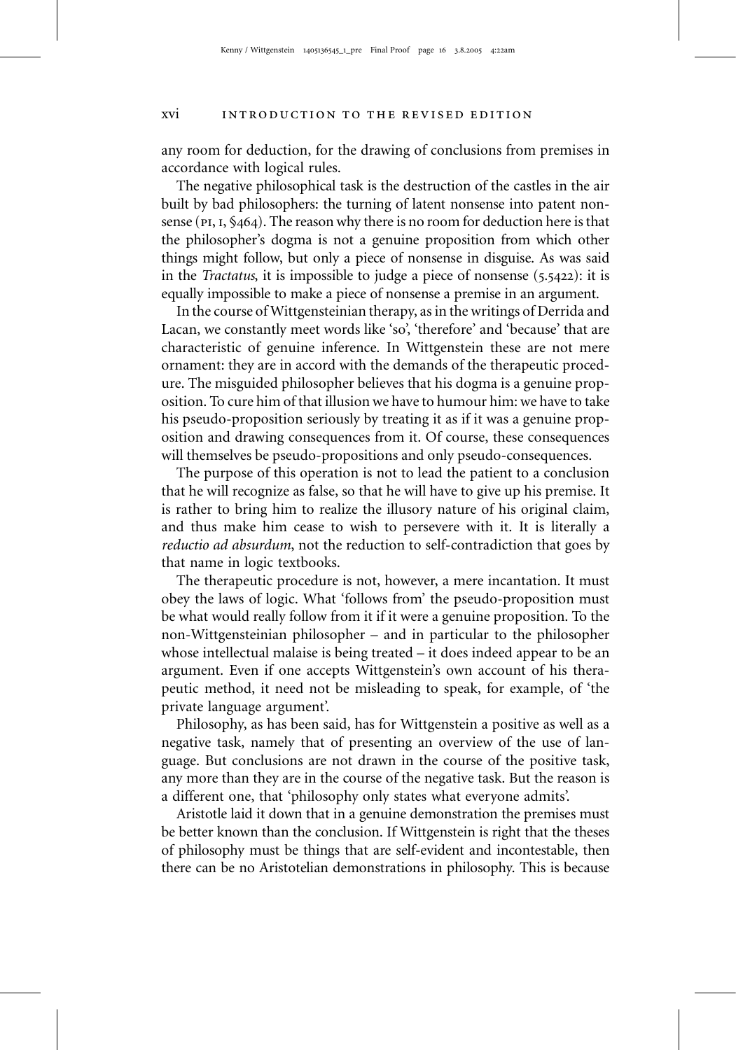any room for deduction, for the drawing of conclusions from premises in accordance with logical rules.

The negative philosophical task is the destruction of the castles in the air built by bad philosophers: the turning of latent nonsense into patent nonsense (PI, I, §464). The reason why there is no room for deduction here is that the philosopher's dogma is not a genuine proposition from which other things might follow, but only a piece of nonsense in disguise. As was said in the *Tractatus*, it is impossible to judge a piece of nonsense (5.5422): it is equally impossible to make a piece of nonsense a premise in an argument.

In the course of Wittgensteinian therapy, as in the writings of Derrida and Lacan, we constantly meet words like 'so', 'therefore' and 'because' that are characteristic of genuine inference. In Wittgenstein these are not mere ornament: they are in accord with the demands of the therapeutic procedure. The misguided philosopher believes that his dogma is a genuine proposition. To cure him of that illusion we have to humour him: we have to take his pseudo-proposition seriously by treating it as if it was a genuine proposition and drawing consequences from it. Of course, these consequences will themselves be pseudo-propositions and only pseudo-consequences.

The purpose of this operation is not to lead the patient to a conclusion that he will recognize as false, so that he will have to give up his premise. It is rather to bring him to realize the illusory nature of his original claim, and thus make him cease to wish to persevere with it. It is literally a *reductio ad absurdum*, not the reduction to self-contradiction that goes by that name in logic textbooks.

The therapeutic procedure is not, however, a mere incantation. It must obey the laws of logic. What 'follows from' the pseudo-proposition must be what would really follow from it if it were a genuine proposition. To the non-Wittgensteinian philosopher – and in particular to the philosopher whose intellectual malaise is being treated – it does indeed appear to be an argument. Even if one accepts Wittgenstein's own account of his therapeutic method, it need not be misleading to speak, for example, of 'the private language argument'.

Philosophy, as has been said, has for Wittgenstein a positive as well as a negative task, namely that of presenting an overview of the use of language. But conclusions are not drawn in the course of the positive task, any more than they are in the course of the negative task. But the reason is a different one, that 'philosophy only states what everyone admits'.

Aristotle laid it down that in a genuine demonstration the premises must be better known than the conclusion. If Wittgenstein is right that the theses of philosophy must be things that are self-evident and incontestable, then there can be no Aristotelian demonstrations in philosophy. This is because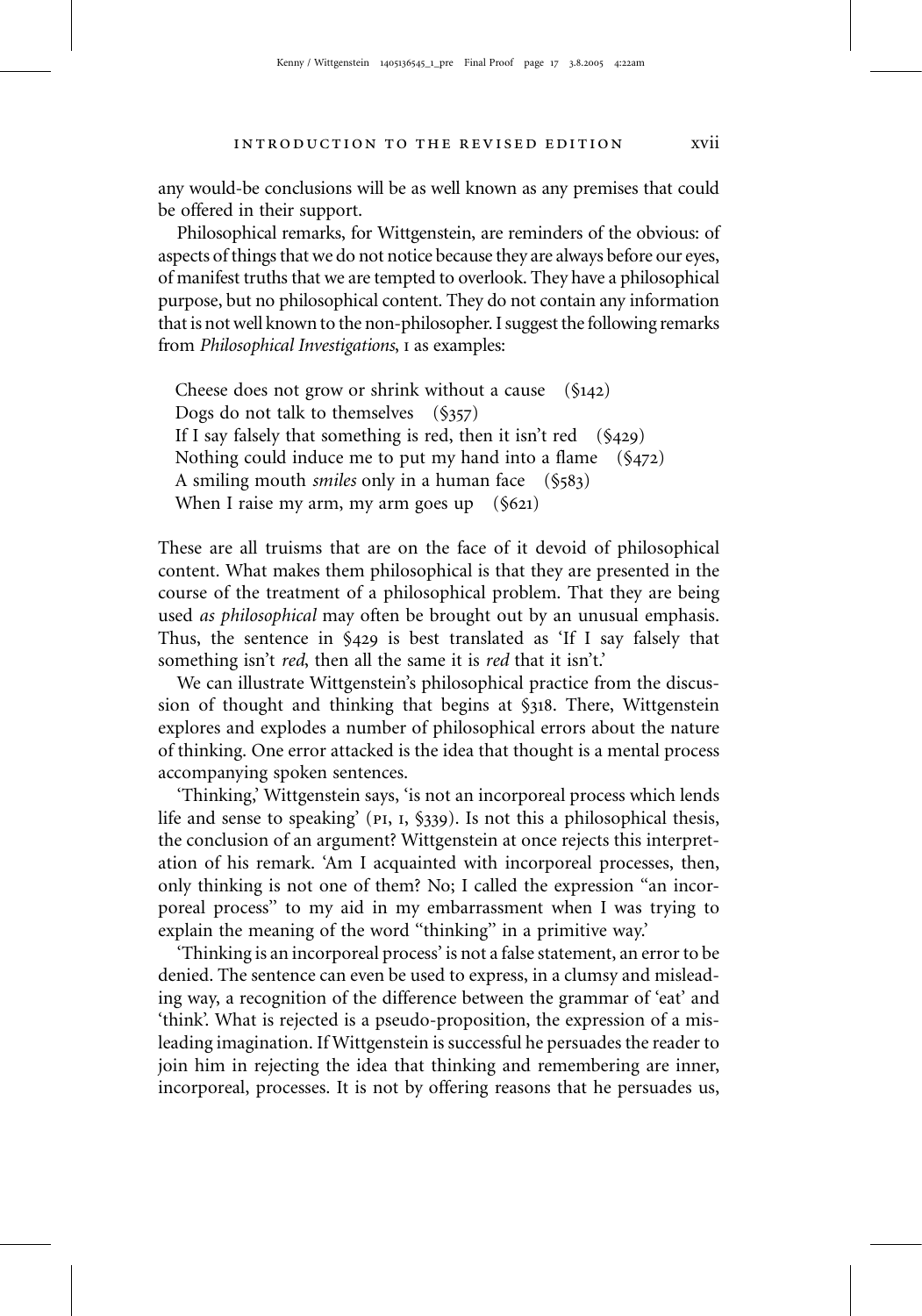any would-be conclusions will be as well known as any premises that could be offered in their support.

Philosophical remarks, for Wittgenstein, are reminders of the obvious: of aspects of things that we do not notice because they are always before our eyes, of manifest truths that we are tempted to overlook. They have a philosophical purpose, but no philosophical content. They do not contain any information that is not well known to the non-philosopher. I suggest the following remarks from *Philosophical Investigations*, I as examples:

Cheese does not grow or shrink without a cause (§142)
Dogs do not talk to themselves (§357)
If I say falsely that something is red, then it isn't red (§429)
Nothing could induce me to put my hand into a flame (§472)
A smiling mouth *smiles* only in a human face (§583)
When I raise my arm, my arm goes up (§621)

These are all truisms that are on the face of it devoid of philosophical content. What makes them philosophical is that they are presented in the course of the treatment of a philosophical problem. That they are being used *as philosophical* may often be brought out by an unusual emphasis. Thus, the sentence in §429 is best translated as 'If I say falsely that something isn't *red*, then all the same it is *red* that it isn't.'

We can illustrate Wittgenstein's philosophical practice from the discussion of thought and thinking that begins at §318. There, Wittgenstein explores and explodes a number of philosophical errors about the nature of thinking. One error attacked is the idea that thought is a mental process accompanying spoken sentences.

'Thinking,' Wittgenstein says, 'is not an incorporeal process which lends life and sense to speaking' (PI, I, §339). Is not this a philosophical thesis, the conclusion of an argument? Wittgenstein at once rejects this interpretation of his remark. 'Am I acquainted with incorporeal processes, then, only thinking is not one of them? No; I called the expression "an incorporeal process" to my aid in my embarrassment when I was trying to explain the meaning of the word "thinking" in a primitive way.'

'Thinking is an incorporeal process' is not a false statement, an error to be denied. The sentence can even be used to express, in a clumsy and misleading way, a recognition of the difference between the grammar of 'eat' and 'think'. What is rejected is a pseudo-proposition, the expression of a misleading imagination. If Wittgenstein is successful he persuades the reader to join him in rejecting the idea that thinking and remembering are inner, incorporeal, processes. It is not by offering reasons that he persuades us,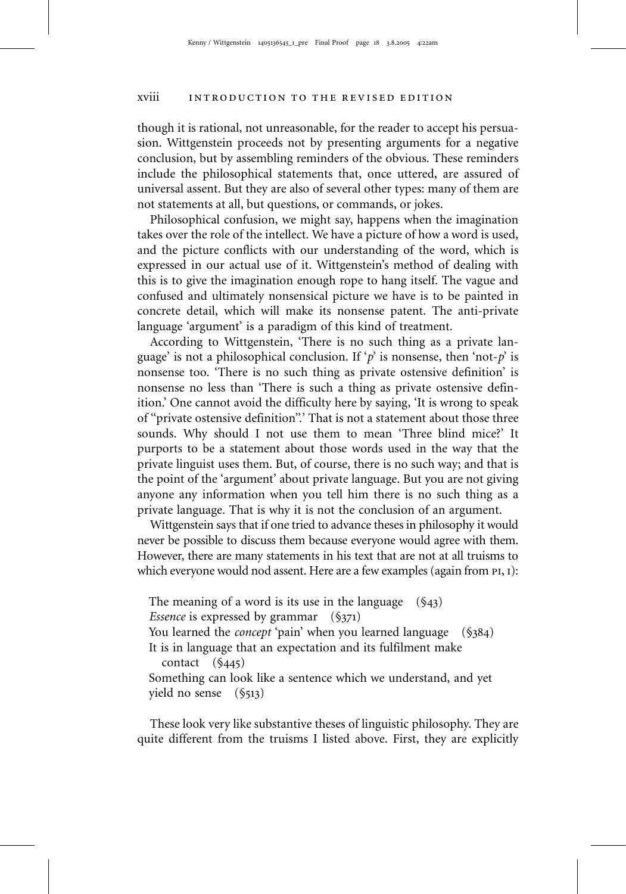though it is rational, not unreasonable, for the reader to accept his persuasion. Wittgenstein proceeds not by presenting arguments for a negative conclusion, but by assembling reminders of the obvious. These reminders include the philosophical statements that, once uttered, are assured of universal assent. But they are also of several other types: many of them are not statements at all, but questions, or commands, or jokes.

Philosophical confusion, we might say, happens when the imagination takes over the role of the intellect. We have a picture of how a word is used, and the picture conflicts with our understanding of the word, which is expressed in our actual use of it. Wittgenstein's method of dealing with this is to give the imagination enough rope to hang itself. The vague and confused and ultimately nonsensical picture we have is to be painted in concrete detail, which will make its nonsense patent. The anti-private language 'argument' is a paradigm of this kind of treatment.

According to Wittgenstein, 'There is no such thing as a private language' is not a philosophical conclusion. If '*p*' is nonsense, then 'not-*p*' is nonsense too. 'There is no such thing as private ostensive definition' is nonsense no less than 'There is such a thing as private ostensive definition.' One cannot avoid the difficulty here by saying, 'It is wrong to speak of "private ostensive definition".' That is not a statement about those three sounds. Why should I not use them to mean 'Three blind mice?' It purports to be a statement about those words used in the way that the private linguist uses them. But, of course, there is no such way; and that is the point of the 'argument' about private language. But you are not giving anyone any information when you tell him there is no such thing as a private language. That is why it is not the conclusion of an argument.

Wittgenstein says that if one tried to advance theses in philosophy it would never be possible to discuss them because everyone would agree with them. However, there are many statements in his text that are not at all truisms to which everyone would nod assent. Here are a few examples (again from PI, I):

> The meaning of a word is its use in the language (§43)
> *Essence* is expressed by grammar (§371)
> You learned the *concept* 'pain' when you learned language (§384)
> It is in language that an expectation and its fulfilment make contact (§445)
> Something can look like a sentence which we understand, and yet yield no sense (§513)

These look very like substantive theses of linguistic philosophy. They are quite different from the truisms I listed above. First, they are explicitly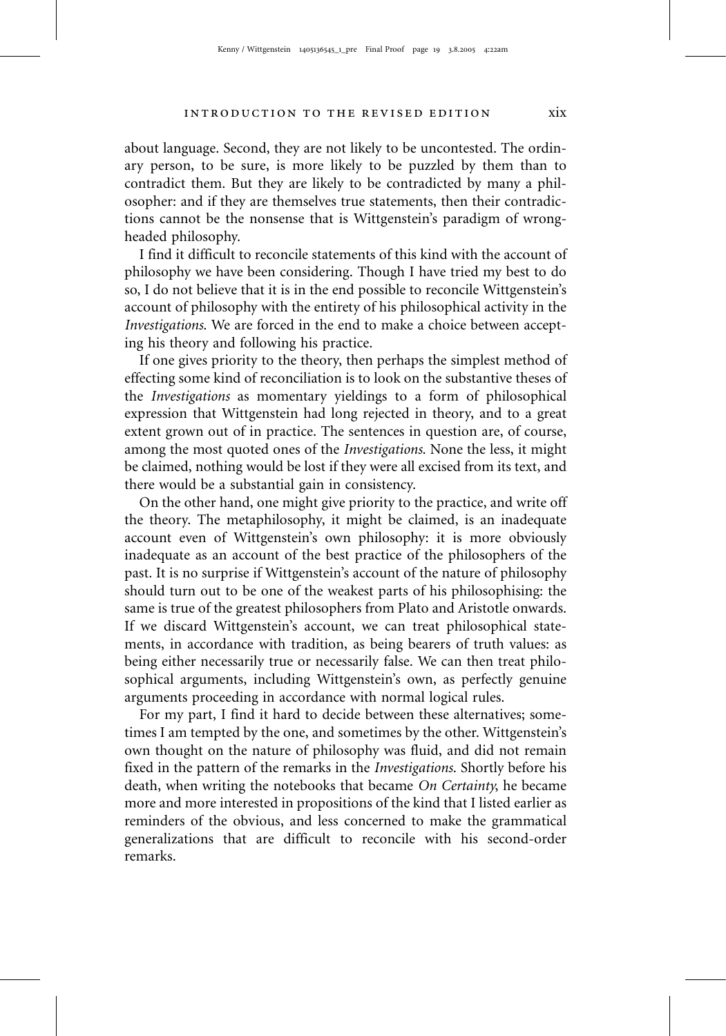about language. Second, they are not likely to be uncontested. The ordinary person, to be sure, is more likely to be puzzled by them than to contradict them. But they are likely to be contradicted by many a philosopher: and if they are themselves true statements, then their contradictions cannot be the nonsense that is Wittgenstein's paradigm of wrongheaded philosophy.

I find it difficult to reconcile statements of this kind with the account of philosophy we have been considering. Though I have tried my best to do so, I do not believe that it is in the end possible to reconcile Wittgenstein's account of philosophy with the entirety of his philosophical activity in the *Investigations*. We are forced in the end to make a choice between accepting his theory and following his practice.

If one gives priority to the theory, then perhaps the simplest method of effecting some kind of reconciliation is to look on the substantive theses of the *Investigations* as momentary yieldings to a form of philosophical expression that Wittgenstein had long rejected in theory, and to a great extent grown out of in practice. The sentences in question are, of course, among the most quoted ones of the *Investigations*. None the less, it might be claimed, nothing would be lost if they were all excised from its text, and there would be a substantial gain in consistency.

On the other hand, one might give priority to the practice, and write off the theory. The metaphilosophy, it might be claimed, is an inadequate account even of Wittgenstein's own philosophy: it is more obviously inadequate as an account of the best practice of the philosophers of the past. It is no surprise if Wittgenstein's account of the nature of philosophy should turn out to be one of the weakest parts of his philosophising: the same is true of the greatest philosophers from Plato and Aristotle onwards. If we discard Wittgenstein's account, we can treat philosophical statements, in accordance with tradition, as being bearers of truth values: as being either necessarily true or necessarily false. We can then treat philosophical arguments, including Wittgenstein's own, as perfectly genuine arguments proceeding in accordance with normal logical rules.

For my part, I find it hard to decide between these alternatives; sometimes I am tempted by the one, and sometimes by the other. Wittgenstein's own thought on the nature of philosophy was fluid, and did not remain fixed in the pattern of the remarks in the *Investigations*. Shortly before his death, when writing the notebooks that became *On Certainty*, he became more and more interested in propositions of the kind that I listed earlier as reminders of the obvious, and less concerned to make the grammatical generalizations that are difficult to reconcile with his second-order remarks.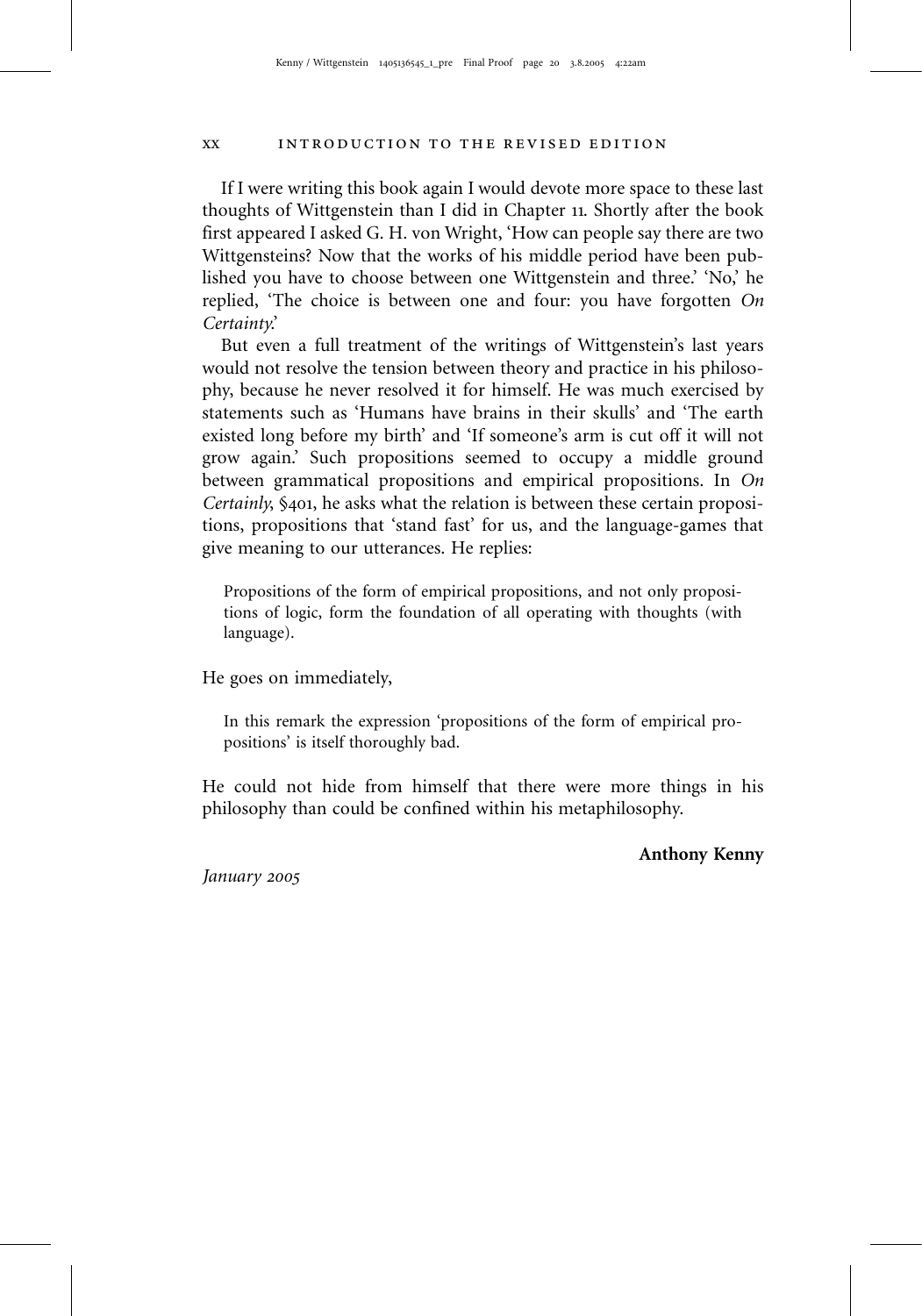If I were writing this book again I would devote more space to these last thoughts of Wittgenstein than I did in Chapter 11. Shortly after the book first appeared I asked G. H. von Wright, 'How can people say there are two Wittgensteins? Now that the works of his middle period have been published you have to choose between one Wittgenstein and three.' 'No,' he replied, 'The choice is between one and four: you have forgotten *On Certainty*.'

But even a full treatment of the writings of Wittgenstein's last years would not resolve the tension between theory and practice in his philosophy, because he never resolved it for himself. He was much exercised by statements such as 'Humans have brains in their skulls' and 'The earth existed long before my birth' and 'If someone's arm is cut off it will not grow again.' Such propositions seemed to occupy a middle ground between grammatical propositions and empirical propositions. In *On Certainly*, §401, he asks what the relation is between these certain propositions, propositions that 'stand fast' for us, and the language-games that give meaning to our utterances. He replies:

> Propositions of the form of empirical propositions, and not only propositions of logic, form the foundation of all operating with thoughts (with language).

He goes on immediately,

> In this remark the expression 'propositions of the form of empirical propositions' is itself thoroughly bad.

He could not hide from himself that there were more things in his philosophy than could be confined within his metaphilosophy.

**Anthony Kenny**

*January 2005*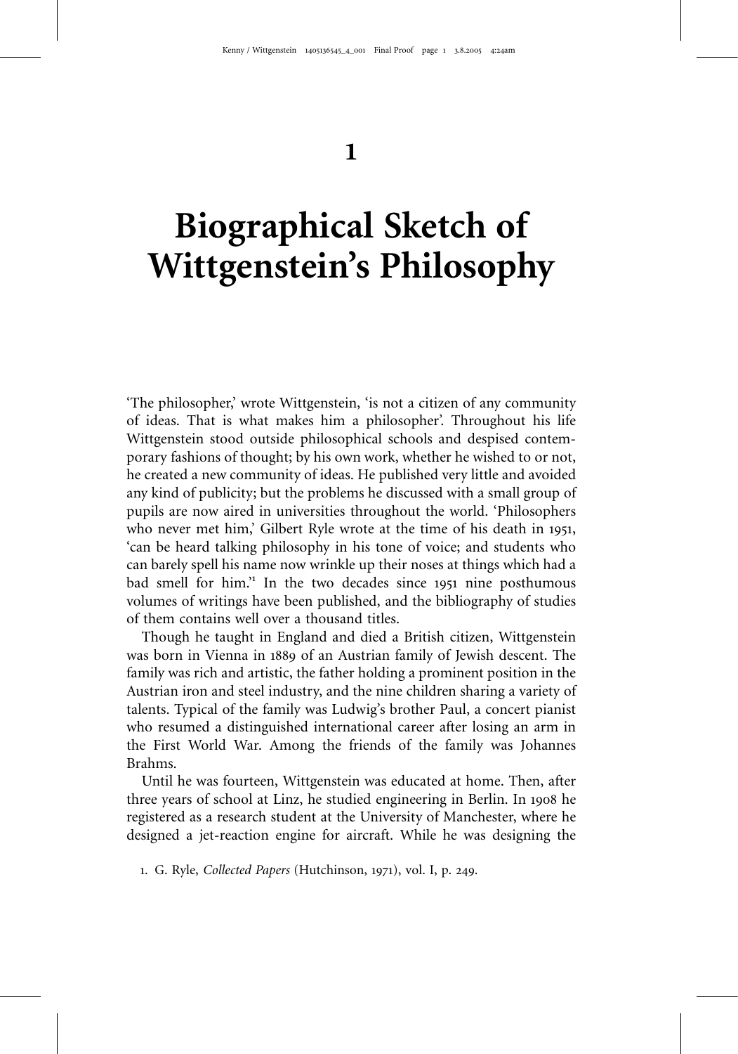# 1

# Biographical Sketch of Wittgenstein's Philosophy

'The philosopher,' wrote Wittgenstein, 'is not a citizen of any community of ideas. That is what makes him a philosopher'. Throughout his life Wittgenstein stood outside philosophical schools and despised contemporary fashions of thought; by his own work, whether he wished to or not, he created a new community of ideas. He published very little and avoided any kind of publicity; but the problems he discussed with a small group of pupils are now aired in universities throughout the world. 'Philosophers who never met him,' Gilbert Ryle wrote at the time of his death in 1951, 'can be heard talking philosophy in his tone of voice; and students who can barely spell his name now wrinkle up their noses at things which had a bad smell for him.'[1] In the two decades since 1951 nine posthumous volumes of writings have been published, and the bibliography of studies of them contains well over a thousand titles.

Though he taught in England and died a British citizen, Wittgenstein was born in Vienna in 1889 of an Austrian family of Jewish descent. The family was rich and artistic, the father holding a prominent position in the Austrian iron and steel industry, and the nine children sharing a variety of talents. Typical of the family was Ludwig's brother Paul, a concert pianist who resumed a distinguished international career after losing an arm in the First World War. Among the friends of the family was Johannes Brahms.

Until he was fourteen, Wittgenstein was educated at home. Then, after three years of school at Linz, he studied engineering in Berlin. In 1908 he registered as a research student at the University of Manchester, where he designed a jet-reaction engine for aircraft. While he was designing the

1. G. Ryle, *Collected Papers* (Hutchinson, 1971), vol. I, p. 249.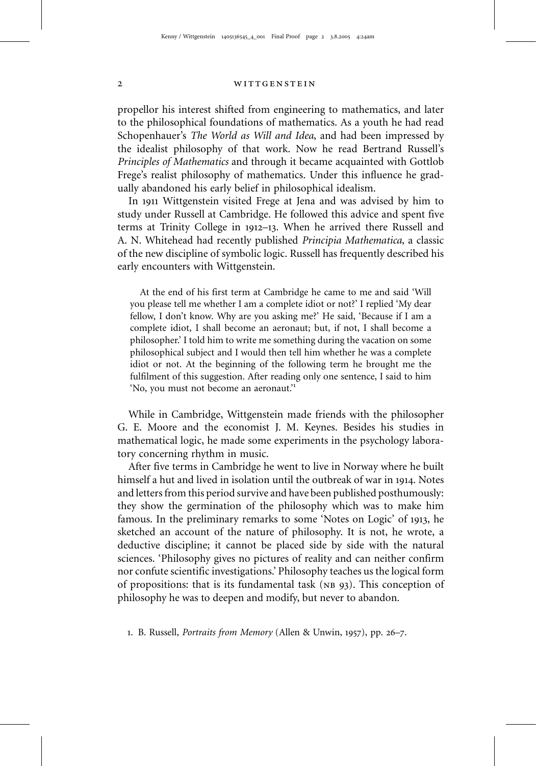propellor his interest shifted from engineering to mathematics, and later to the philosophical foundations of mathematics. As a youth he had read Schopenhauer's *The World as Will and Idea*, and had been impressed by the idealist philosophy of that work. Now he read Bertrand Russell's *Principles of Mathematics* and through it became acquainted with Gottlob Frege's realist philosophy of mathematics. Under this influence he gradually abandoned his early belief in philosophical idealism.

In 1911 Wittgenstein visited Frege at Jena and was advised by him to study under Russell at Cambridge. He followed this advice and spent five terms at Trinity College in 1912–13. When he arrived there Russell and A. N. Whitehead had recently published *Principia Mathematica*, a classic of the new discipline of symbolic logic. Russell has frequently described his early encounters with Wittgenstein.

> At the end of his first term at Cambridge he came to me and said 'Will you please tell me whether I am a complete idiot or not?' I replied 'My dear fellow, I don't know. Why are you asking me?' He said, 'Because if I am a complete idiot, I shall become an aeronaut; but, if not, I shall become a philosopher.' I told him to write me something during the vacation on some philosophical subject and I would then tell him whether he was a complete idiot or not. At the beginning of the following term he brought me the fulfilment of this suggestion. After reading only one sentence, I said to him 'No, you must not become an aeronaut.'[1]

While in Cambridge, Wittgenstein made friends with the philosopher G. E. Moore and the economist J. M. Keynes. Besides his studies in mathematical logic, he made some experiments in the psychology laboratory concerning rhythm in music.

After five terms in Cambridge he went to live in Norway where he built himself a hut and lived in isolation until the outbreak of war in 1914. Notes and letters from this period survive and have been published posthumously: they show the germination of the philosophy which was to make him famous. In the preliminary remarks to some 'Notes on Logic' of 1913, he sketched an account of the nature of philosophy. It is not, he wrote, a deductive discipline; it cannot be placed side by side with the natural sciences. 'Philosophy gives no pictures of reality and can neither confirm nor confute scientific investigations.' Philosophy teaches us the logical form of propositions: that is its fundamental task (NB 93). This conception of philosophy he was to deepen and modify, but never to abandon.

1. B. Russell, *Portraits from Memory* (Allen & Unwin, 1957), pp. 26–7.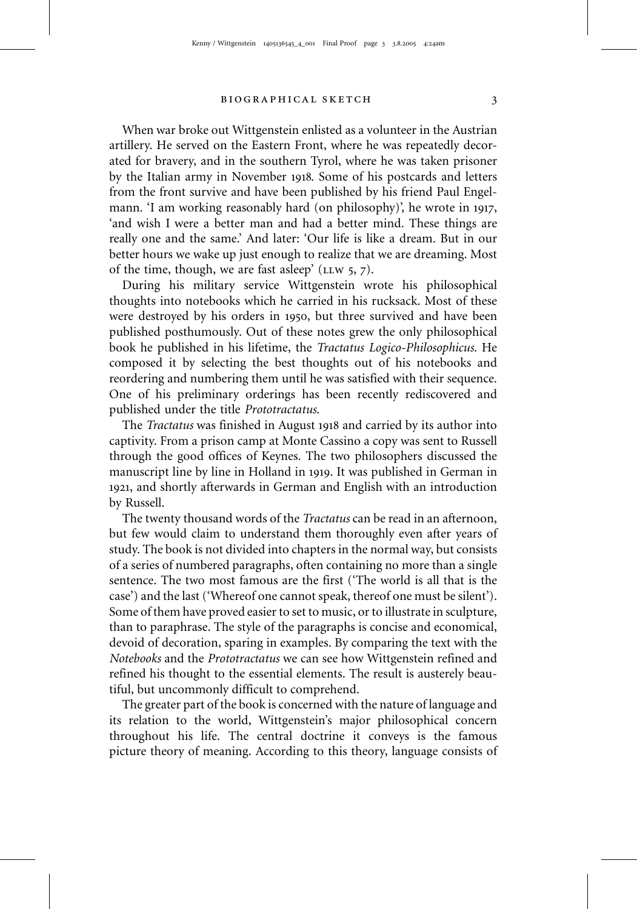When war broke out Wittgenstein enlisted as a volunteer in the Austrian artillery. He served on the Eastern Front, where he was repeatedly decorated for bravery, and in the southern Tyrol, where he was taken prisoner by the Italian army in November 1918. Some of his postcards and letters from the front survive and have been published by his friend Paul Engelmann. 'I am working reasonably hard (on philosophy)', he wrote in 1917, 'and wish I were a better man and had a better mind. These things are really one and the same.' And later: 'Our life is like a dream. But in our better hours we wake up just enough to realize that we are dreaming. Most of the time, though, we are fast asleep' (LLW 5, 7).

During his military service Wittgenstein wrote his philosophical thoughts into notebooks which he carried in his rucksack. Most of these were destroyed by his orders in 1950, but three survived and have been published posthumously. Out of these notes grew the only philosophical book he published in his lifetime, the *Tractatus Logico-Philosophicus*. He composed it by selecting the best thoughts out of his notebooks and reordering and numbering them until he was satisfied with their sequence. One of his preliminary orderings has been recently rediscovered and published under the title *Prototractatus*.

The *Tractatus* was finished in August 1918 and carried by its author into captivity. From a prison camp at Monte Cassino a copy was sent to Russell through the good offices of Keynes. The two philosophers discussed the manuscript line by line in Holland in 1919. It was published in German in 1921, and shortly afterwards in German and English with an introduction by Russell.

The twenty thousand words of the *Tractatus* can be read in an afternoon, but few would claim to understand them thoroughly even after years of study. The book is not divided into chapters in the normal way, but consists of a series of numbered paragraphs, often containing no more than a single sentence. The two most famous are the first ('The world is all that is the case') and the last ('Whereof one cannot speak, thereof one must be silent'). Some of them have proved easier to set to music, or to illustrate in sculpture, than to paraphrase. The style of the paragraphs is concise and economical, devoid of decoration, sparing in examples. By comparing the text with the *Notebooks* and the *Prototractatus* we can see how Wittgenstein refined and refined his thought to the essential elements. The result is austerely beautiful, but uncommonly difficult to comprehend.

The greater part of the book is concerned with the nature of language and its relation to the world, Wittgenstein's major philosophical concern throughout his life. The central doctrine it conveys is the famous picture theory of meaning. According to this theory, language consists of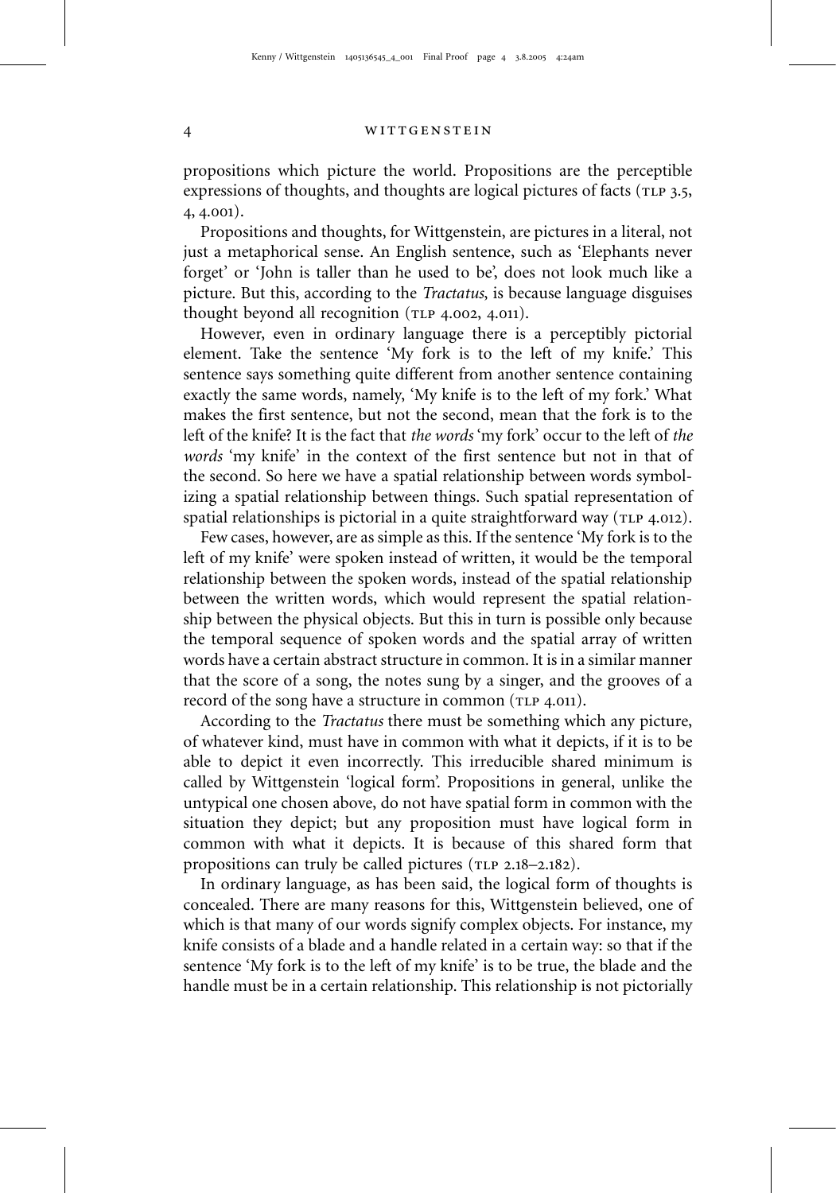propositions which picture the world. Propositions are the perceptible expressions of thoughts, and thoughts are logical pictures of facts (TLP 3.5, 4, 4.001).

Propositions and thoughts, for Wittgenstein, are pictures in a literal, not just a metaphorical sense. An English sentence, such as 'Elephants never forget' or 'John is taller than he used to be', does not look much like a picture. But this, according to the *Tractatus*, is because language disguises thought beyond all recognition (TLP 4.002, 4.011).

However, even in ordinary language there is a perceptibly pictorial element. Take the sentence 'My fork is to the left of my knife.' This sentence says something quite different from another sentence containing exactly the same words, namely, 'My knife is to the left of my fork.' What makes the first sentence, but not the second, mean that the fork is to the left of the knife? It is the fact that *the words* 'my fork' occur to the left of *the words* 'my knife' in the context of the first sentence but not in that of the second. So here we have a spatial relationship between words symbolizing a spatial relationship between things. Such spatial representation of spatial relationships is pictorial in a quite straightforward way (TLP 4.012).

Few cases, however, are as simple as this. If the sentence 'My fork is to the left of my knife' were spoken instead of written, it would be the temporal relationship between the spoken words, instead of the spatial relationship between the written words, which would represent the spatial relationship between the physical objects. But this in turn is possible only because the temporal sequence of spoken words and the spatial array of written words have a certain abstract structure in common. It is in a similar manner that the score of a song, the notes sung by a singer, and the grooves of a record of the song have a structure in common (TLP 4.011).

According to the *Tractatus* there must be something which any picture, of whatever kind, must have in common with what it depicts, if it is to be able to depict it even incorrectly. This irreducible shared minimum is called by Wittgenstein 'logical form'. Propositions in general, unlike the untypical one chosen above, do not have spatial form in common with the situation they depict; but any proposition must have logical form in common with what it depicts. It is because of this shared form that propositions can truly be called pictures (TLP 2.18–2.182).

In ordinary language, as has been said, the logical form of thoughts is concealed. There are many reasons for this, Wittgenstein believed, one of which is that many of our words signify complex objects. For instance, my knife consists of a blade and a handle related in a certain way: so that if the sentence 'My fork is to the left of my knife' is to be true, the blade and the handle must be in a certain relationship. This relationship is not pictorially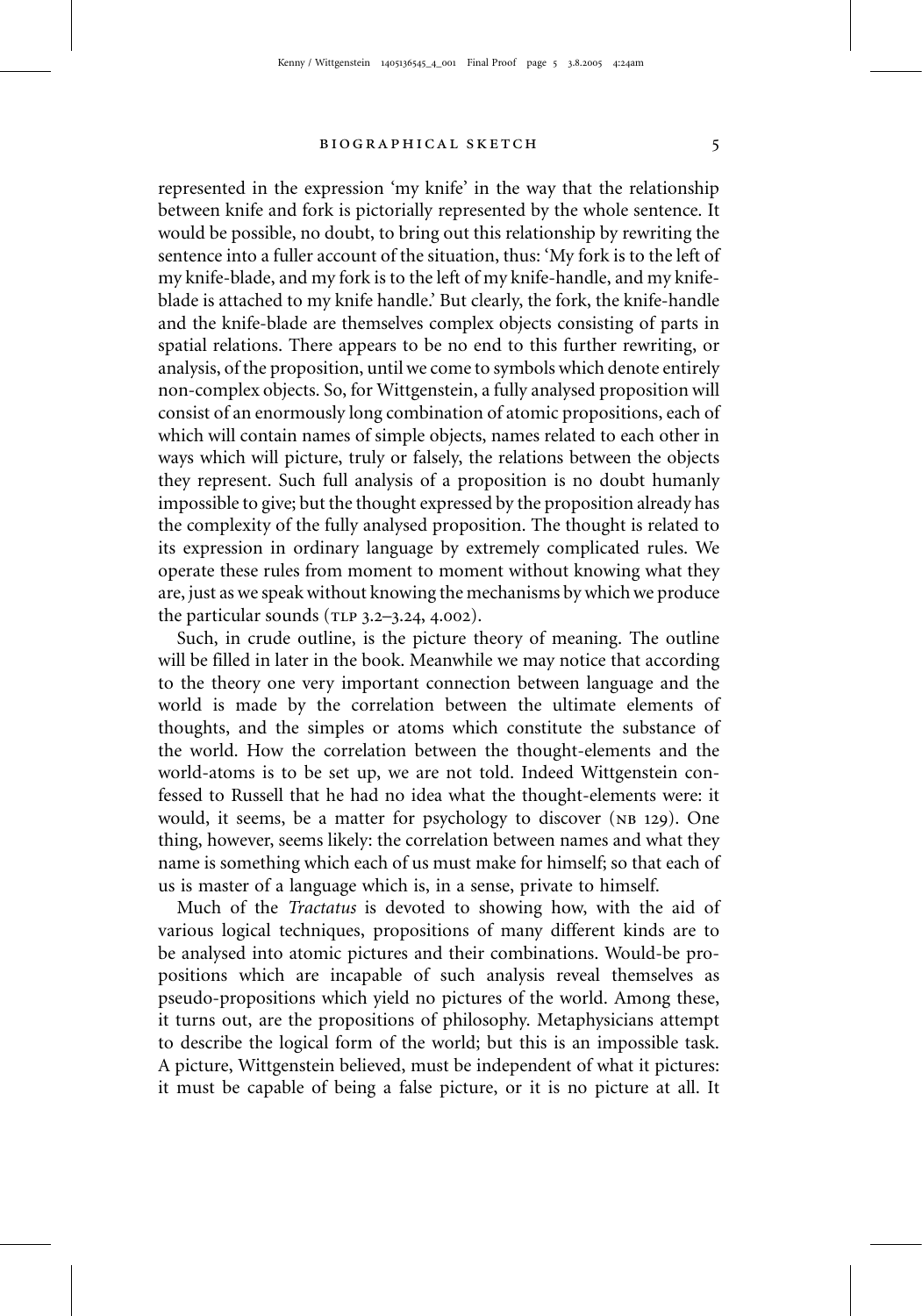represented in the expression 'my knife' in the way that the relationship between knife and fork is pictorially represented by the whole sentence. It would be possible, no doubt, to bring out this relationship by rewriting the sentence into a fuller account of the situation, thus: 'My fork is to the left of my knife-blade, and my fork is to the left of my knife-handle, and my knife-blade is attached to my knife handle.' But clearly, the fork, the knife-handle and the knife-blade are themselves complex objects consisting of parts in spatial relations. There appears to be no end to this further rewriting, or analysis, of the proposition, until we come to symbols which denote entirely non-complex objects. So, for Wittgenstein, a fully analysed proposition will consist of an enormously long combination of atomic propositions, each of which will contain names of simple objects, names related to each other in ways which will picture, truly or falsely, the relations between the objects they represent. Such full analysis of a proposition is no doubt humanly impossible to give; but the thought expressed by the proposition already has the complexity of the fully analysed proposition. The thought is related to its expression in ordinary language by extremely complicated rules. We operate these rules from moment to moment without knowing what they are, just as we speak without knowing the mechanisms by which we produce the particular sounds (TLP 3.2–3.24, 4.002).

Such, in crude outline, is the picture theory of meaning. The outline will be filled in later in the book. Meanwhile we may notice that according to the theory one very important connection between language and the world is made by the correlation between the ultimate elements of thoughts, and the simples or atoms which constitute the substance of the world. How the correlation between the thought-elements and the world-atoms is to be set up, we are not told. Indeed Wittgenstein confessed to Russell that he had no idea what the thought-elements were: it would, it seems, be a matter for psychology to discover (NB 129). One thing, however, seems likely: the correlation between names and what they name is something which each of us must make for himself; so that each of us is master of a language which is, in a sense, private to himself.

Much of the *Tractatus* is devoted to showing how, with the aid of various logical techniques, propositions of many different kinds are to be analysed into atomic pictures and their combinations. Would-be propositions which are incapable of such analysis reveal themselves as pseudo-propositions which yield no pictures of the world. Among these, it turns out, are the propositions of philosophy. Metaphysicians attempt to describe the logical form of the world; but this is an impossible task. A picture, Wittgenstein believed, must be independent of what it pictures: it must be capable of being a false picture, or it is no picture at all. It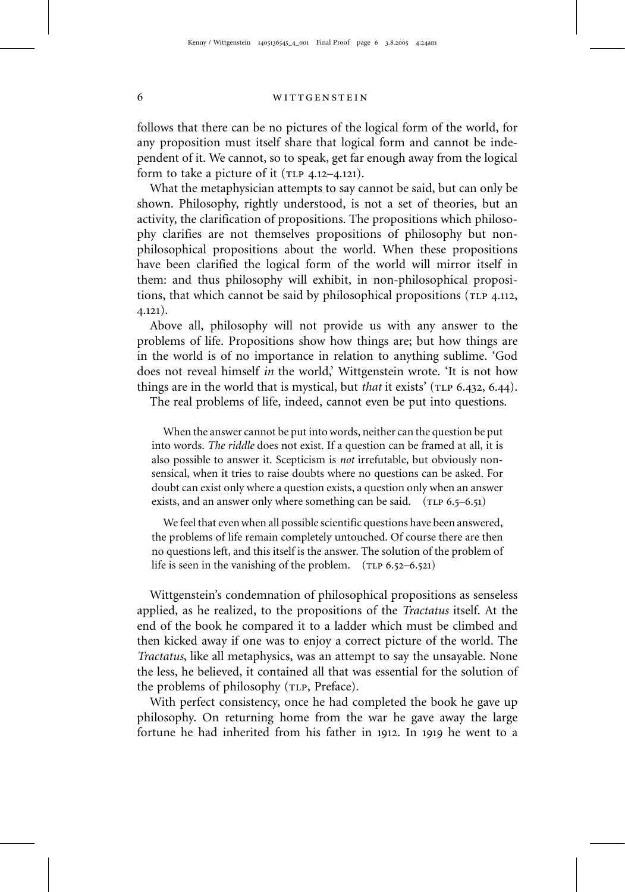follows that there can be no pictures of the logical form of the world, for any proposition must itself share that logical form and cannot be independent of it. We cannot, so to speak, get far enough away from the logical form to take a picture of it (TLP 4.12–4.121).

What the metaphysician attempts to say cannot be said, but can only be shown. Philosophy, rightly understood, is not a set of theories, but an activity, the clarification of propositions. The propositions which philosophy clarifies are not themselves propositions of philosophy but non-philosophical propositions about the world. When these propositions have been clarified the logical form of the world will mirror itself in them: and thus philosophy will exhibit, in non-philosophical propositions, that which cannot be said by philosophical propositions (TLP 4.112, 4.121).

Above all, philosophy will not provide us with any answer to the problems of life. Propositions show how things are; but how things are in the world is of no importance in relation to anything sublime. 'God does not reveal himself *in* the world,' Wittgenstein wrote. 'It is not how things are in the world that is mystical, but *that* it exists' (TLP 6.432, 6.44).

The real problems of life, indeed, cannot even be put into questions.

> When the answer cannot be put into words, neither can the question be put into words. *The riddle* does not exist. If a question can be framed at all, it is also possible to answer it. Scepticism is *not* irrefutable, but obviously nonsensical, when it tries to raise doubts where no questions can be asked. For doubt can exist only where a question exists, a question only when an answer exists, and an answer only where something can be said. (TLP 6.5–6.51)

> We feel that even when all possible scientific questions have been answered, the problems of life remain completely untouched. Of course there are then no questions left, and this itself is the answer. The solution of the problem of life is seen in the vanishing of the problem. (TLP 6.52–6.521)

Wittgenstein's condemnation of philosophical propositions as senseless applied, as he realized, to the propositions of the *Tractatus* itself. At the end of the book he compared it to a ladder which must be climbed and then kicked away if one was to enjoy a correct picture of the world. The *Tractatus*, like all metaphysics, was an attempt to say the unsayable. None the less, he believed, it contained all that was essential for the solution of the problems of philosophy (TLP, Preface).

With perfect consistency, once he had completed the book he gave up philosophy. On returning home from the war he gave away the large fortune he had inherited from his father in 1912. In 1919 he went to a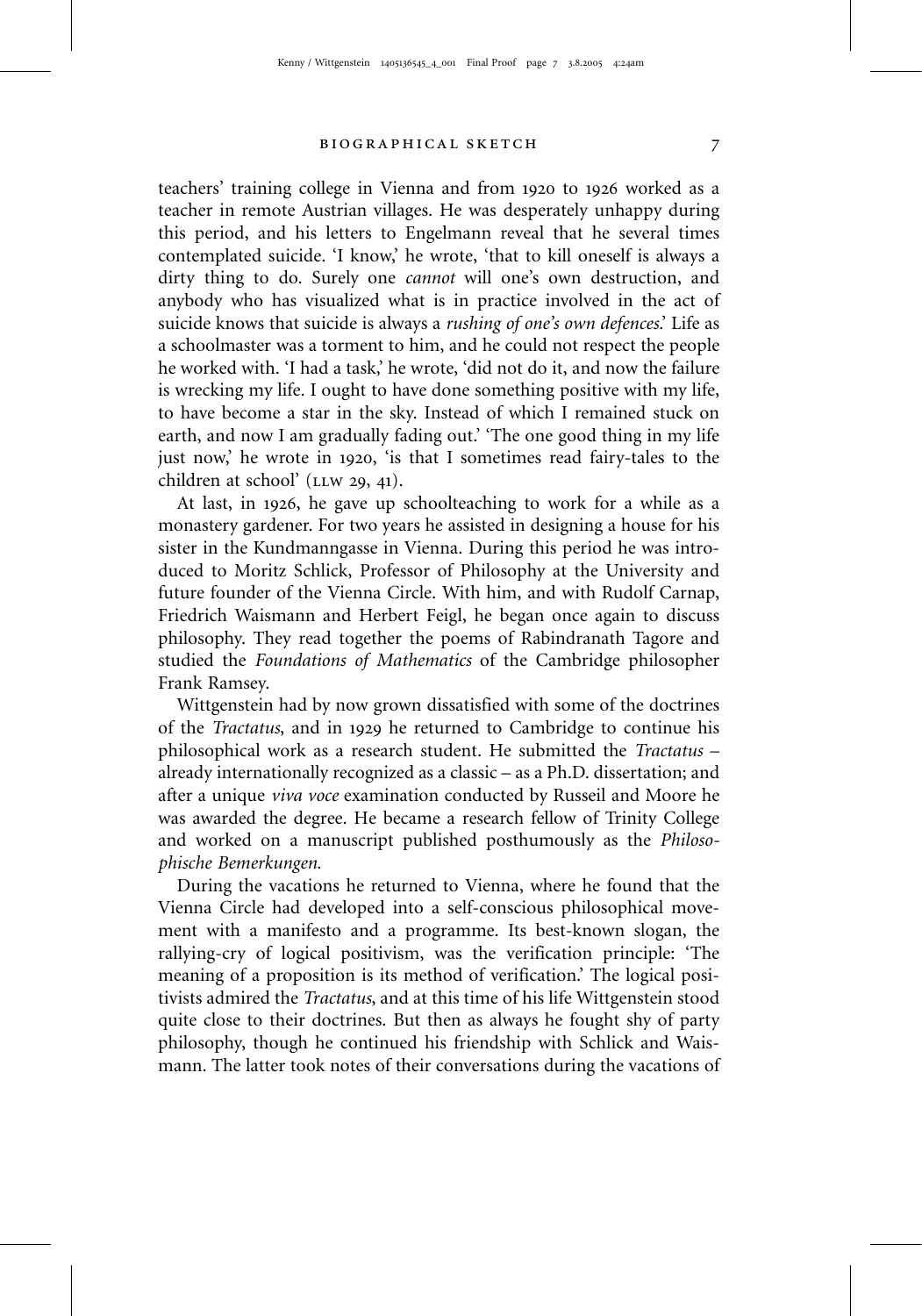teachers' training college in Vienna and from 1920 to 1926 worked as a teacher in remote Austrian villages. He was desperately unhappy during this period, and his letters to Engelmann reveal that he several times contemplated suicide. 'I know,' he wrote, 'that to kill oneself is always a dirty thing to do. Surely one *cannot* will one's own destruction, and anybody who has visualized what is in practice involved in the act of suicide knows that suicide is always a *rushing of one's own defences*.' Life as a schoolmaster was a torment to him, and he could not respect the people he worked with. 'I had a task,' he wrote, 'did not do it, and now the failure is wrecking my life. I ought to have done something positive with my life, to have become a star in the sky. Instead of which I remained stuck on earth, and now I am gradually fading out.' 'The one good thing in my life just now,' he wrote in 1920, 'is that I sometimes read fairy-tales to the children at school' (LLW 29, 41).

At last, in 1926, he gave up schoolteaching to work for a while as a monastery gardener. For two years he assisted in designing a house for his sister in the Kundmanngasse in Vienna. During this period he was introduced to Moritz Schlick, Professor of Philosophy at the University and future founder of the Vienna Circle. With him, and with Rudolf Carnap, Friedrich Waismann and Herbert Feigl, he began once again to discuss philosophy. They read together the poems of Rabindranath Tagore and studied the *Foundations of Mathematics* of the Cambridge philosopher Frank Ramsey.

Wittgenstein had by now grown dissatisfied with some of the doctrines of the *Tractatus*, and in 1929 he returned to Cambridge to continue his philosophical work as a research student. He submitted the *Tractatus* – already internationally recognized as a classic – as a Ph.D. dissertation; and after a unique *viva voce* examination conducted by Russeil and Moore he was awarded the degree. He became a research fellow of Trinity College and worked on a manuscript published posthumously as the *Philosophische Bemerkungen*.

During the vacations he returned to Vienna, where he found that the Vienna Circle had developed into a self-conscious philosophical movement with a manifesto and a programme. Its best-known slogan, the rallying-cry of logical positivism, was the verification principle: 'The meaning of a proposition is its method of verification.' The logical positivists admired the *Tractatus*, and at this time of his life Wittgenstein stood quite close to their doctrines. But then as always he fought shy of party philosophy, though he continued his friendship with Schlick and Waismann. The latter took notes of their conversations during the vacations of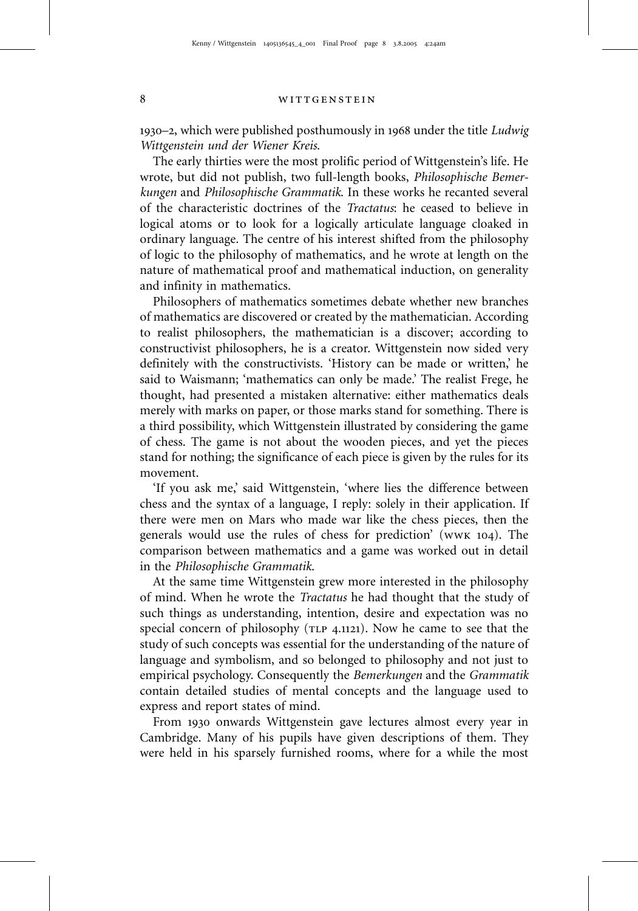1930–2, which were published posthumously in 1968 under the title *Ludwig Wittgenstein und der Wiener Kreis*.

The early thirties were the most prolific period of Wittgenstein's life. He wrote, but did not publish, two full-length books, *Philosophische Bemerkungen* and *Philosophische Grammatik*. In these works he recanted several of the characteristic doctrines of the *Tractatus*: he ceased to believe in logical atoms or to look for a logically articulate language cloaked in ordinary language. The centre of his interest shifted from the philosophy of logic to the philosophy of mathematics, and he wrote at length on the nature of mathematical proof and mathematical induction, on generality and infinity in mathematics.

Philosophers of mathematics sometimes debate whether new branches of mathematics are discovered or created by the mathematician. According to realist philosophers, the mathematician is a discover; according to constructivist philosophers, he is a creator. Wittgenstein now sided very definitely with the constructivists. 'History can be made or written,' he said to Waismann; 'mathematics can only be made.' The realist Frege, he thought, had presented a mistaken alternative: either mathematics deals merely with marks on paper, or those marks stand for something. There is a third possibility, which Wittgenstein illustrated by considering the game of chess. The game is not about the wooden pieces, and yet the pieces stand for nothing; the significance of each piece is given by the rules for its movement.

'If you ask me,' said Wittgenstein, 'where lies the difference between chess and the syntax of a language, I reply: solely in their application. If there were men on Mars who made war like the chess pieces, then the generals would use the rules of chess for prediction' (WWK 104). The comparison between mathematics and a game was worked out in detail in the *Philosophische Grammatik*.

At the same time Wittgenstein grew more interested in the philosophy of mind. When he wrote the *Tractatus* he had thought that the study of such things as understanding, intention, desire and expectation was no special concern of philosophy (TLP 4.1121). Now he came to see that the study of such concepts was essential for the understanding of the nature of language and symbolism, and so belonged to philosophy and not just to empirical psychology. Consequently the *Bemerkungen* and the *Grammatik* contain detailed studies of mental concepts and the language used to express and report states of mind.

From 1930 onwards Wittgenstein gave lectures almost every year in Cambridge. Many of his pupils have given descriptions of them. They were held in his sparsely furnished rooms, where for a while the most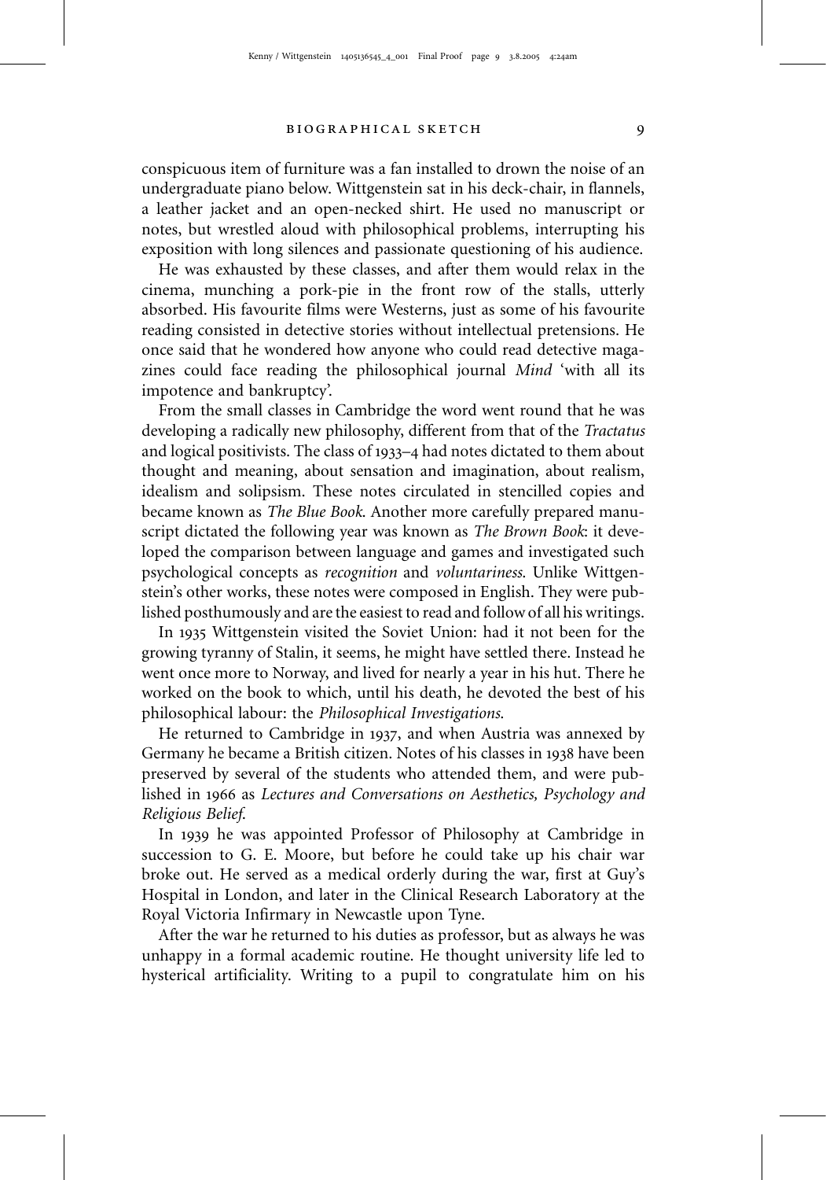conspicuous item of furniture was a fan installed to drown the noise of an undergraduate piano below. Wittgenstein sat in his deck-chair, in flannels, a leather jacket and an open-necked shirt. He used no manuscript or notes, but wrestled aloud with philosophical problems, interrupting his exposition with long silences and passionate questioning of his audience.

He was exhausted by these classes, and after them would relax in the cinema, munching a pork-pie in the front row of the stalls, utterly absorbed. His favourite films were Westerns, just as some of his favourite reading consisted in detective stories without intellectual pretensions. He once said that he wondered how anyone who could read detective magazines could face reading the philosophical journal *Mind* 'with all its impotence and bankruptcy'.

From the small classes in Cambridge the word went round that he was developing a radically new philosophy, different from that of the *Tractatus* and logical positivists. The class of 1933–4 had notes dictated to them about thought and meaning, about sensation and imagination, about realism, idealism and solipsism. These notes circulated in stencilled copies and became known as *The Blue Book*. Another more carefully prepared manuscript dictated the following year was known as *The Brown Book*: it developed the comparison between language and games and investigated such psychological concepts as *recognition* and *voluntariness*. Unlike Wittgenstein's other works, these notes were composed in English. They were published posthumously and are the easiest to read and follow of all his writings.

In 1935 Wittgenstein visited the Soviet Union: had it not been for the growing tyranny of Stalin, it seems, he might have settled there. Instead he went once more to Norway, and lived for nearly a year in his hut. There he worked on the book to which, until his death, he devoted the best of his philosophical labour: the *Philosophical Investigations*.

He returned to Cambridge in 1937, and when Austria was annexed by Germany he became a British citizen. Notes of his classes in 1938 have been preserved by several of the students who attended them, and were published in 1966 as *Lectures and Conversations on Aesthetics, Psychology and Religious Belief*.

In 1939 he was appointed Professor of Philosophy at Cambridge in succession to G. E. Moore, but before he could take up his chair war broke out. He served as a medical orderly during the war, first at Guy's Hospital in London, and later in the Clinical Research Laboratory at the Royal Victoria Infirmary in Newcastle upon Tyne.

After the war he returned to his duties as professor, but as always he was unhappy in a formal academic routine. He thought university life led to hysterical artificiality. Writing to a pupil to congratulate him on his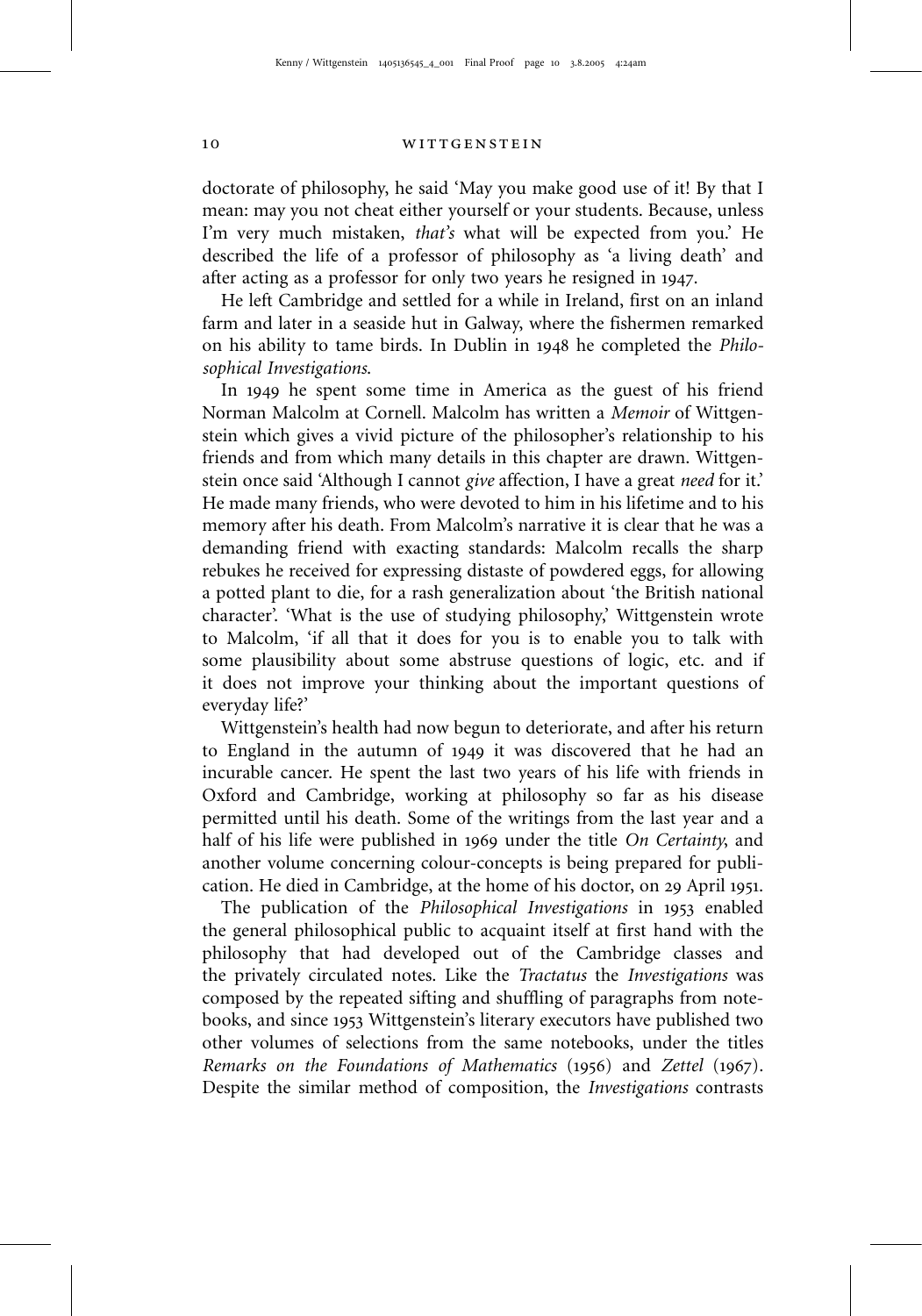doctorate of philosophy, he said 'May you make good use of it! By that I mean: may you not cheat either yourself or your students. Because, unless I'm very much mistaken, *that's* what will be expected from you.' He described the life of a professor of philosophy as 'a living death' and after acting as a professor for only two years he resigned in 1947.

He left Cambridge and settled for a while in Ireland, first on an inland farm and later in a seaside hut in Galway, where the fishermen remarked on his ability to tame birds. In Dublin in 1948 he completed the *Philosophical Investigations*.

In 1949 he spent some time in America as the guest of his friend Norman Malcolm at Cornell. Malcolm has written a *Memoir* of Wittgenstein which gives a vivid picture of the philosopher's relationship to his friends and from which many details in this chapter are drawn. Wittgenstein once said 'Although I cannot *give* affection, I have a great *need* for it.' He made many friends, who were devoted to him in his lifetime and to his memory after his death. From Malcolm's narrative it is clear that he was a demanding friend with exacting standards: Malcolm recalls the sharp rebukes he received for expressing distaste of powdered eggs, for allowing a potted plant to die, for a rash generalization about 'the British national character'. 'What is the use of studying philosophy,' Wittgenstein wrote to Malcolm, 'if all that it does for you is to enable you to talk with some plausibility about some abstruse questions of logic, etc. and if it does not improve your thinking about the important questions of everyday life?'

Wittgenstein's health had now begun to deteriorate, and after his return to England in the autumn of 1949 it was discovered that he had an incurable cancer. He spent the last two years of his life with friends in Oxford and Cambridge, working at philosophy so far as his disease permitted until his death. Some of the writings from the last year and a half of his life were published in 1969 under the title *On Certainty*, and another volume concerning colour-concepts is being prepared for publication. He died in Cambridge, at the home of his doctor, on 29 April 1951.

The publication of the *Philosophical Investigations* in 1953 enabled the general philosophical public to acquaint itself at first hand with the philosophy that had developed out of the Cambridge classes and the privately circulated notes. Like the *Tractatus* the *Investigations* was composed by the repeated sifting and shuffling of paragraphs from notebooks, and since 1953 Wittgenstein's literary executors have published two other volumes of selections from the same notebooks, under the titles *Remarks on the Foundations of Mathematics* (1956) and *Zettel* (1967). Despite the similar method of composition, the *Investigations* contrasts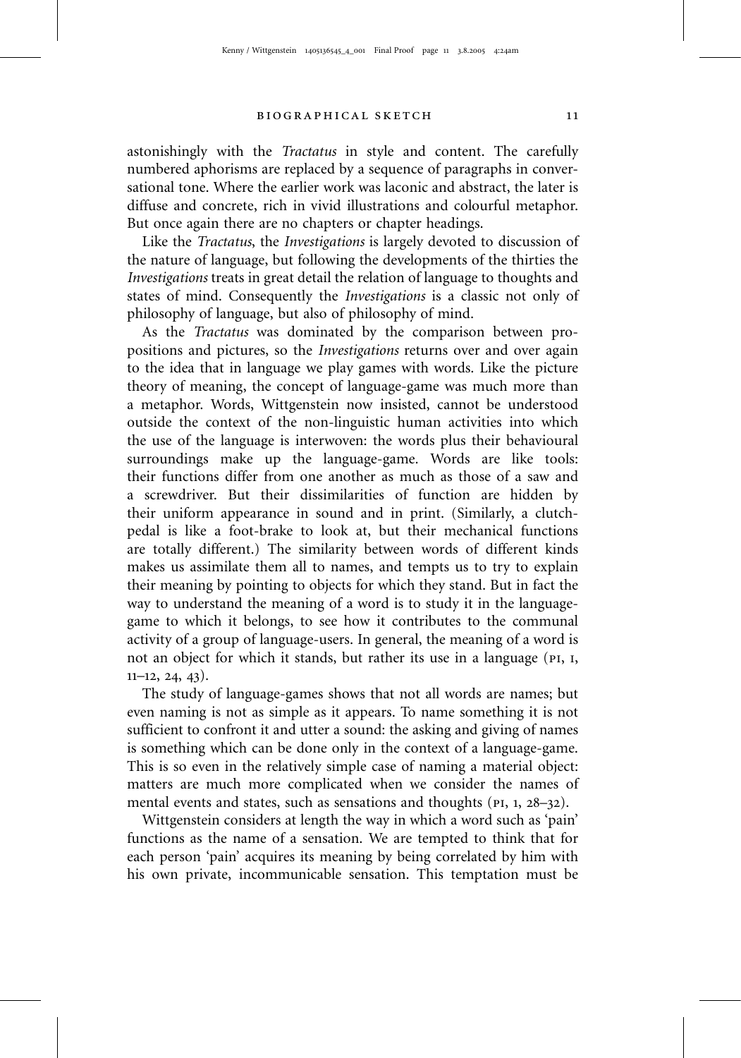astonishingly with the *Tractatus* in style and content. The carefully numbered aphorisms are replaced by a sequence of paragraphs in conversational tone. Where the earlier work was laconic and abstract, the later is diffuse and concrete, rich in vivid illustrations and colourful metaphor. But once again there are no chapters or chapter headings.

Like the *Tractatus*, the *Investigations* is largely devoted to discussion of the nature of language, but following the developments of the thirties the *Investigations* treats in great detail the relation of language to thoughts and states of mind. Consequently the *Investigations* is a classic not only of philosophy of language, but also of philosophy of mind.

As the *Tractatus* was dominated by the comparison between propositions and pictures, so the *Investigations* returns over and over again to the idea that in language we play games with words. Like the picture theory of meaning, the concept of language-game was much more than a metaphor. Words, Wittgenstein now insisted, cannot be understood outside the context of the non-linguistic human activities into which the use of the language is interwoven: the words plus their behavioural surroundings make up the language-game. Words are like tools: their functions differ from one another as much as those of a saw and a screwdriver. But their dissimilarities of function are hidden by their uniform appearance in sound and in print. (Similarly, a clutch-pedal is like a foot-brake to look at, but their mechanical functions are totally different.) The similarity between words of different kinds makes us assimilate them all to names, and tempts us to try to explain their meaning by pointing to objects for which they stand. But in fact the way to understand the meaning of a word is to study it in the language-game to which it belongs, to see how it contributes to the communal activity of a group of language-users. In general, the meaning of a word is not an object for which it stands, but rather its use in a language (PI, I, 11–12, 24, 43).

The study of language-games shows that not all words are names; but even naming is not as simple as it appears. To name something it is not sufficient to confront it and utter a sound: the asking and giving of names is something which can be done only in the context of a language-game. This is so even in the relatively simple case of naming a material object: matters are much more complicated when we consider the names of mental events and states, such as sensations and thoughts (PI, I, 28–32).

Wittgenstein considers at length the way in which a word such as 'pain' functions as the name of a sensation. We are tempted to think that for each person 'pain' acquires its meaning by being correlated by him with his own private, incommunicable sensation. This temptation must be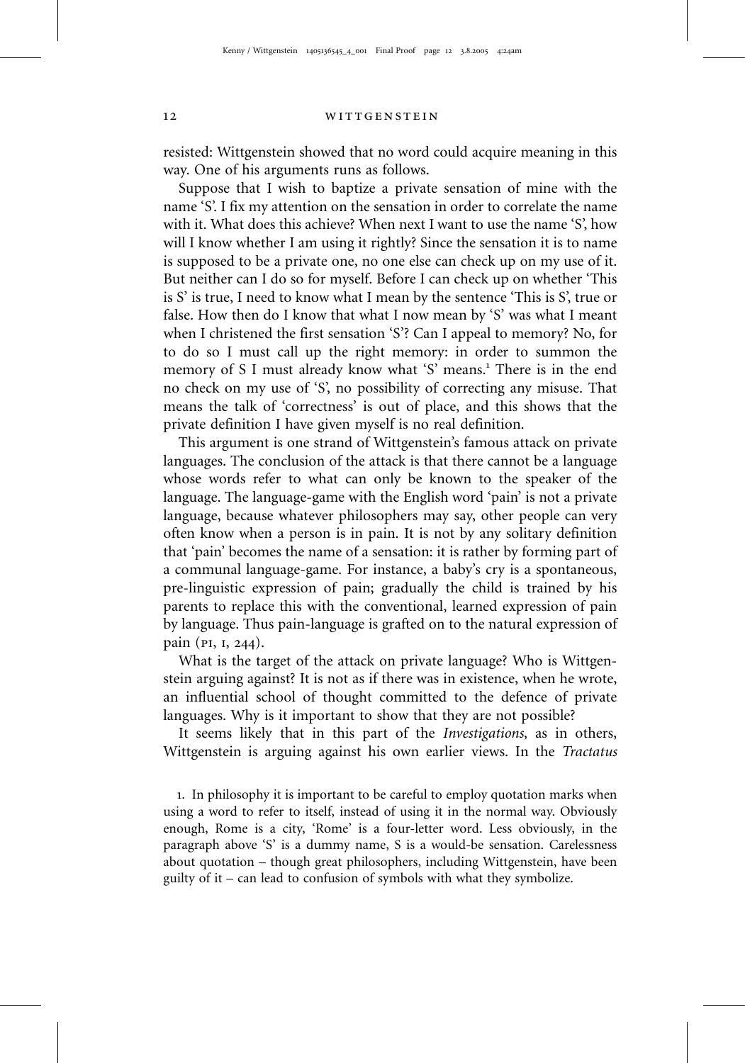resisted: Wittgenstein showed that no word could acquire meaning in this way. One of his arguments runs as follows.

Suppose that I wish to baptize a private sensation of mine with the name 'S'. I fix my attention on the sensation in order to correlate the name with it. What does this achieve? When next I want to use the name 'S', how will I know whether I am using it rightly? Since the sensation it is to name is supposed to be a private one, no one else can check up on my use of it. But neither can I do so for myself. Before I can check up on whether 'This is S' is true, I need to know what I mean by the sentence 'This is S', true or false. How then do I know that what I now mean by 'S' was what I meant when I christened the first sensation 'S'? Can I appeal to memory? No, for to do so I must call up the right memory: in order to summon the memory of S I must already know what 'S' means.[1] There is in the end no check on my use of 'S', no possibility of correcting any misuse. That means the talk of 'correctness' is out of place, and this shows that the private definition I have given myself is no real definition.

This argument is one strand of Wittgenstein's famous attack on private languages. The conclusion of the attack is that there cannot be a language whose words refer to what can only be known to the speaker of the language. The language-game with the English word 'pain' is not a private language, because whatever philosophers may say, other people can very often know when a person is in pain. It is not by any solitary definition that 'pain' becomes the name of a sensation: it is rather by forming part of a communal language-game. For instance, a baby's cry is a spontaneous, pre-linguistic expression of pain; gradually the child is trained by his parents to replace this with the conventional, learned expression of pain by language. Thus pain-language is grafted on to the natural expression of pain (PI, I, 244).

What is the target of the attack on private language? Who is Wittgenstein arguing against? It is not as if there was in existence, when he wrote, an influential school of thought committed to the defence of private languages. Why is it important to show that they are not possible?

It seems likely that in this part of the *Investigations*, as in others, Wittgenstein is arguing against his own earlier views. In the *Tractatus*

1. In philosophy it is important to be careful to employ quotation marks when using a word to refer to itself, instead of using it in the normal way. Obviously enough, Rome is a city, 'Rome' is a four-letter word. Less obviously, in the paragraph above 'S' is a dummy name, S is a would-be sensation. Carelessness about quotation – though great philosophers, including Wittgenstein, have been guilty of it – can lead to confusion of symbols with what they symbolize.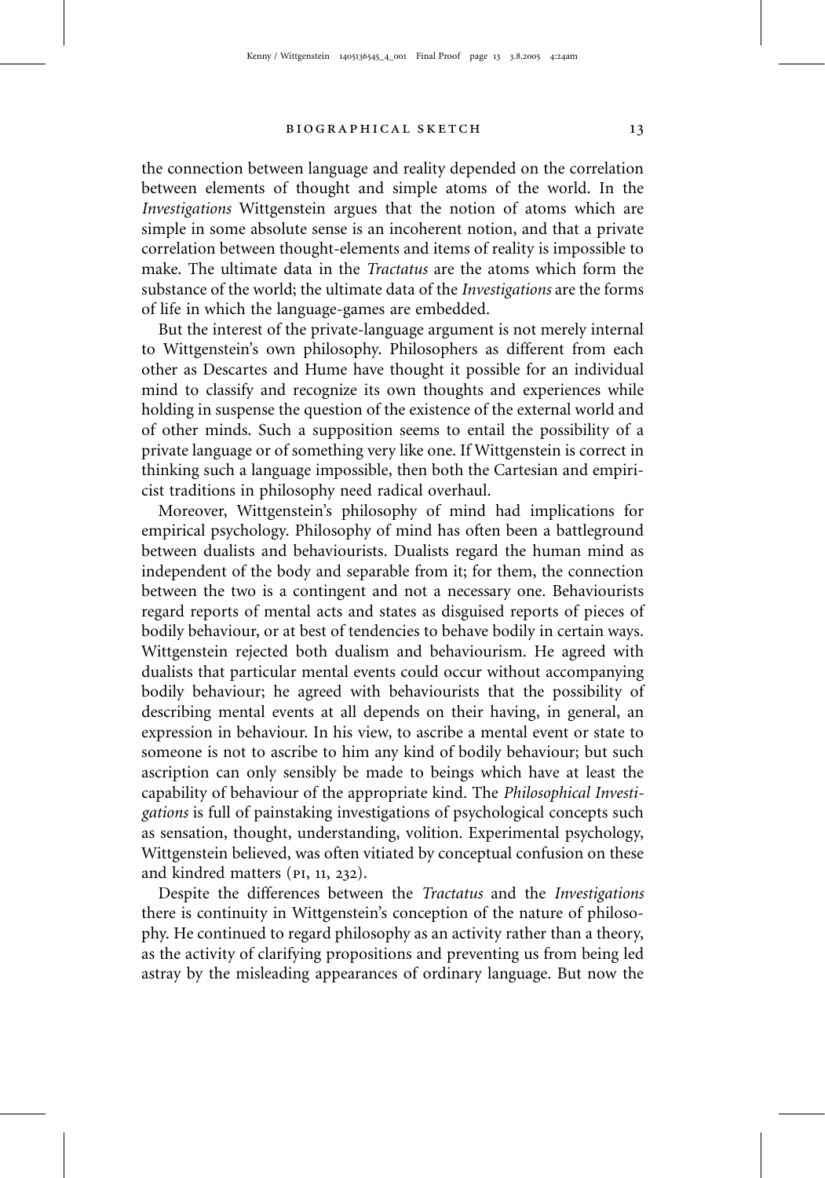the connection between language and reality depended on the correlation between elements of thought and simple atoms of the world. In the *Investigations* Wittgenstein argues that the notion of atoms which are simple in some absolute sense is an incoherent notion, and that a private correlation between thought-elements and items of reality is impossible to make. The ultimate data in the *Tractatus* are the atoms which form the substance of the world; the ultimate data of the *Investigations* are the forms of life in which the language-games are embedded.

But the interest of the private-language argument is not merely internal to Wittgenstein's own philosophy. Philosophers as different from each other as Descartes and Hume have thought it possible for an individual mind to classify and recognize its own thoughts and experiences while holding in suspense the question of the existence of the external world and of other minds. Such a supposition seems to entail the possibility of a private language or of something very like one. If Wittgenstein is correct in thinking such a language impossible, then both the Cartesian and empiricist traditions in philosophy need radical overhaul.

Moreover, Wittgenstein's philosophy of mind had implications for empirical psychology. Philosophy of mind has often been a battleground between dualists and behaviourists. Dualists regard the human mind as independent of the body and separable from it; for them, the connection between the two is a contingent and not a necessary one. Behaviourists regard reports of mental acts and states as disguised reports of pieces of bodily behaviour, or at best of tendencies to behave bodily in certain ways. Wittgenstein rejected both dualism and behaviourism. He agreed with dualists that particular mental events could occur without accompanying bodily behaviour; he agreed with behaviourists that the possibility of describing mental events at all depends on their having, in general, an expression in behaviour. In his view, to ascribe a mental event or state to someone is not to ascribe to him any kind of bodily behaviour; but such ascription can only sensibly be made to beings which have at least the capability of behaviour of the appropriate kind. The *Philosophical Investigations* is full of painstaking investigations of psychological concepts such as sensation, thought, understanding, volition. Experimental psychology, Wittgenstein believed, was often vitiated by conceptual confusion on these and kindred matters (PI, II, 232).

Despite the differences between the *Tractatus* and the *Investigations* there is continuity in Wittgenstein's conception of the nature of philosophy. He continued to regard philosophy as an activity rather than a theory, as the activity of clarifying propositions and preventing us from being led astray by the misleading appearances of ordinary language. But now the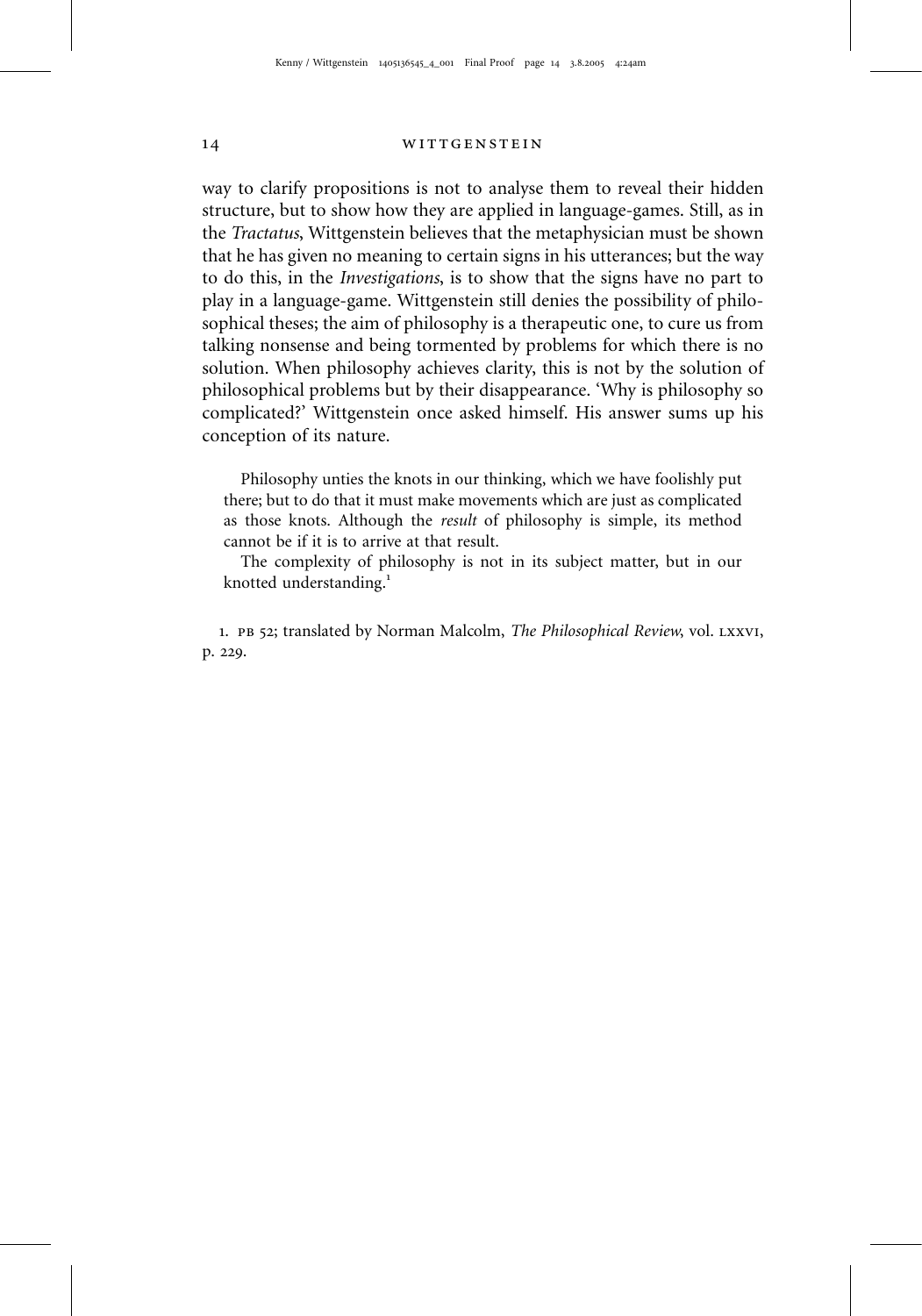way to clarify propositions is not to analyse them to reveal their hidden structure, but to show how they are applied in language-games. Still, as in the *Tractatus*, Wittgenstein believes that the metaphysician must be shown that he has given no meaning to certain signs in his utterances; but the way to do this, in the *Investigations*, is to show that the signs have no part to play in a language-game. Wittgenstein still denies the possibility of philosophical theses; the aim of philosophy is a therapeutic one, to cure us from talking nonsense and being tormented by problems for which there is no solution. When philosophy achieves clarity, this is not by the solution of philosophical problems but by their disappearance. 'Why is philosophy so complicated?' Wittgenstein once asked himself. His answer sums up his conception of its nature.

> Philosophy unties the knots in our thinking, which we have foolishly put there; but to do that it must make movements which are just as complicated as those knots. Although the *result* of philosophy is simple, its method cannot be if it is to arrive at that result.
>
> The complexity of philosophy is not in its subject matter, but in our knotted understanding.[1]

1. PB 52; translated by Norman Malcolm, *The Philosophical Review*, vol. LXXVI, p. 229.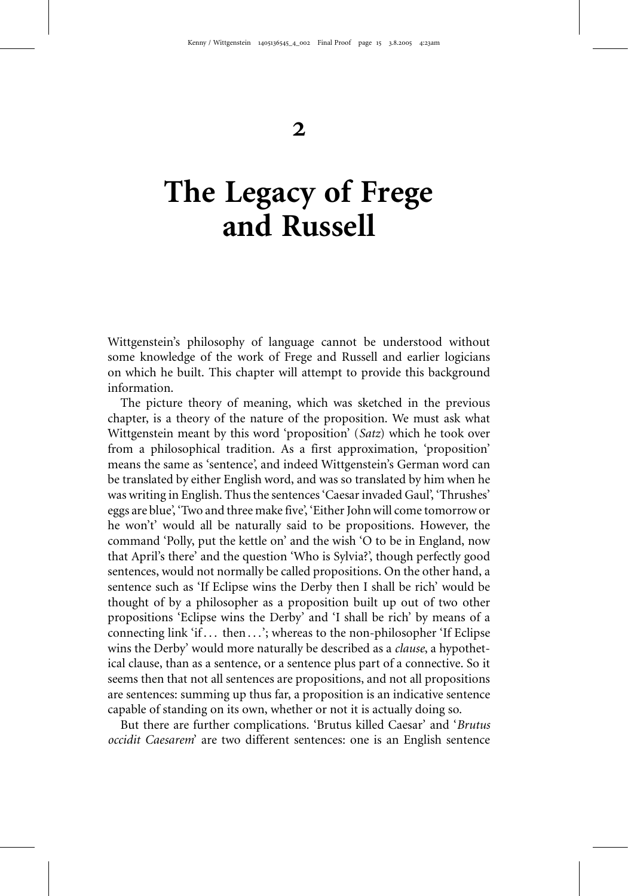# 2

# The Legacy of Frege and Russell

Wittgenstein's philosophy of language cannot be understood without some knowledge of the work of Frege and Russell and earlier logicians on which he built. This chapter will attempt to provide this background information.

The picture theory of meaning, which was sketched in the previous chapter, is a theory of the nature of the proposition. We must ask what Wittgenstein meant by this word 'proposition' (*Satz*) which he took over from a philosophical tradition. As a first approximation, 'proposition' means the same as 'sentence', and indeed Wittgenstein's German word can be translated by either English word, and was so translated by him when he was writing in English. Thus the sentences 'Caesar invaded Gaul', 'Thrushes' eggs are blue', 'Two and three make five', 'Either John will come tomorrow or he won't' would all be naturally said to be propositions. However, the command 'Polly, put the kettle on' and the wish 'O to be in England, now that April's there' and the question 'Who is Sylvia?', though perfectly good sentences, would not normally be called propositions. On the other hand, a sentence such as 'If Eclipse wins the Derby then I shall be rich' would be thought of by a philosopher as a proposition built up out of two other propositions 'Eclipse wins the Derby' and 'I shall be rich' by means of a connecting link 'if . . . then . . .'; whereas to the non-philosopher 'If Eclipse wins the Derby' would more naturally be described as a *clause*, a hypothetical clause, than as a sentence, or a sentence plus part of a connective. So it seems then that not all sentences are propositions, and not all propositions are sentences: summing up thus far, a proposition is an indicative sentence capable of standing on its own, whether or not it is actually doing so.

But there are further complications. 'Brutus killed Caesar' and '*Brutus occidit Caesarem*' are two different sentences: one is an English sentence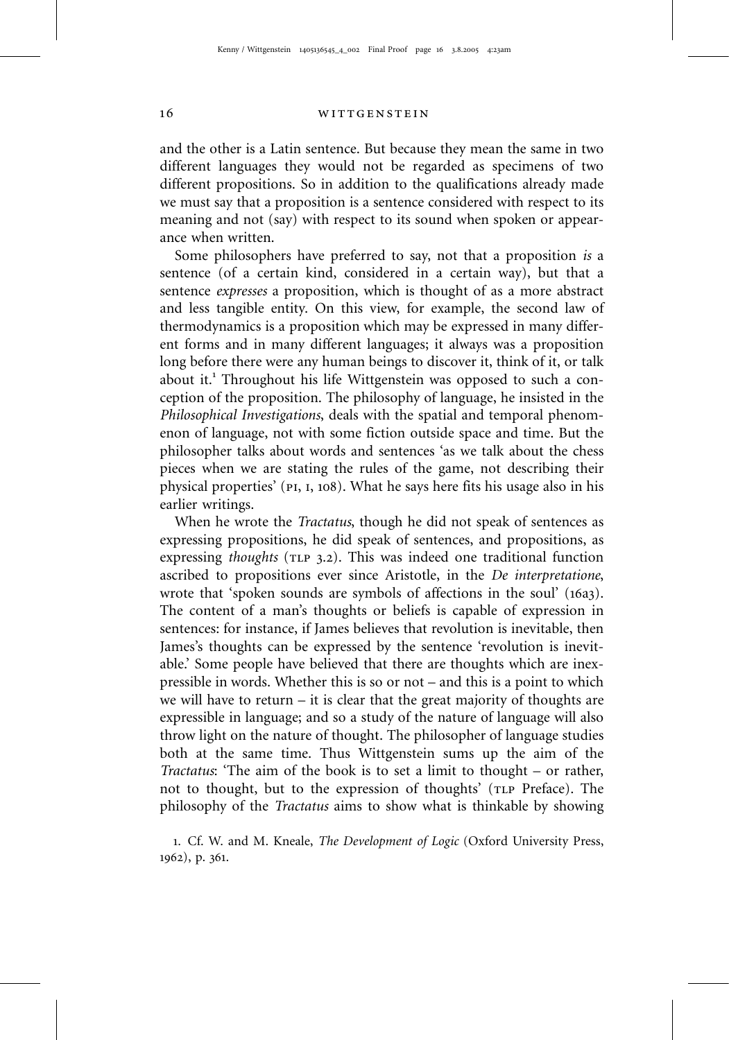and the other is a Latin sentence. But because they mean the same in two different languages they would not be regarded as specimens of two different propositions. So in addition to the qualifications already made we must say that a proposition is a sentence considered with respect to its meaning and not (say) with respect to its sound when spoken or appearance when written.

Some philosophers have preferred to say, not that a proposition *is* a sentence (of a certain kind, considered in a certain way), but that a sentence *expresses* a proposition, which is thought of as a more abstract and less tangible entity. On this view, for example, the second law of thermodynamics is a proposition which may be expressed in many different forms and in many different languages; it always was a proposition long before there were any human beings to discover it, think of it, or talk about it.[1] Throughout his life Wittgenstein was opposed to such a conception of the proposition. The philosophy of language, he insisted in the *Philosophical Investigations*, deals with the spatial and temporal phenomenon of language, not with some fiction outside space and time. But the philosopher talks about words and sentences 'as we talk about the chess pieces when we are stating the rules of the game, not describing their physical properties' (PI, I, 108). What he says here fits his usage also in his earlier writings.

When he wrote the *Tractatus*, though he did not speak of sentences as expressing propositions, he did speak of sentences, and propositions, as expressing *thoughts* (TLP 3.2). This was indeed one traditional function ascribed to propositions ever since Aristotle, in the *De interpretatione*, wrote that 'spoken sounds are symbols of affections in the soul' (16a3). The content of a man's thoughts or beliefs is capable of expression in sentences: for instance, if James believes that revolution is inevitable, then James's thoughts can be expressed by the sentence 'revolution is inevitable.' Some people have believed that there are thoughts which are inexpressible in words. Whether this is so or not – and this is a point to which we will have to return – it is clear that the great majority of thoughts are expressible in language; and so a study of the nature of language will also throw light on the nature of thought. The philosopher of language studies both at the same time. Thus Wittgenstein sums up the aim of the *Tractatus*: 'The aim of the book is to set a limit to thought – or rather, not to thought, but to the expression of thoughts' (TLP Preface). The philosophy of the *Tractatus* aims to show what is thinkable by showing

1. Cf. W. and M. Kneale, *The Development of Logic* (Oxford University Press, 1962), p. 361.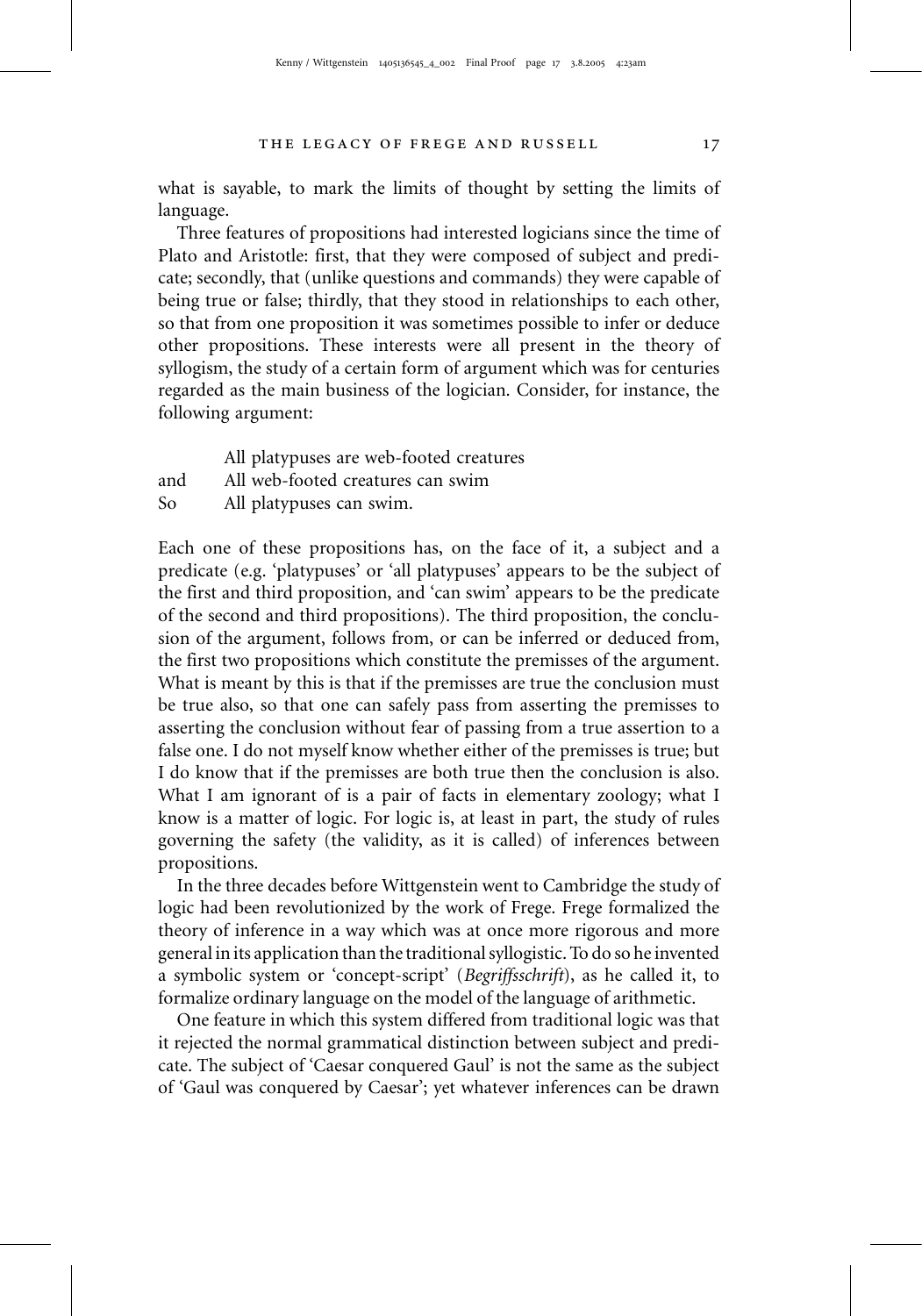what is sayable, to mark the limits of thought by setting the limits of language.

Three features of propositions had interested logicians since the time of Plato and Aristotle: first, that they were composed of subject and predicate; secondly, that (unlike questions and commands) they were capable of being true or false; thirdly, that they stood in relationships to each other, so that from one proposition it was sometimes possible to infer or deduce other propositions. These interests were all present in the theory of syllogism, the study of a certain form of argument which was for centuries regarded as the main business of the logician. Consider, for instance, the following argument:

|     |     |
| --- | --- |
|     | All platypuses are web-footed creatures |
| and | All web-footed creatures can swim |
| So  | All platypuses can swim. |

Each one of these propositions has, on the face of it, a subject and a predicate (e.g. 'platypuses' or 'all platypuses' appears to be the subject of the first and third proposition, and 'can swim' appears to be the predicate of the second and third propositions). The third proposition, the conclusion of the argument, follows from, or can be inferred or deduced from, the first two propositions which constitute the premisses of the argument. What is meant by this is that if the premisses are true the conclusion must be true also, so that one can safely pass from asserting the premisses to asserting the conclusion without fear of passing from a true assertion to a false one. I do not myself know whether either of the premisses is true; but I do know that if the premisses are both true then the conclusion is also. What I am ignorant of is a pair of facts in elementary zoology; what I know is a matter of logic. For logic is, at least in part, the study of rules governing the safety (the validity, as it is called) of inferences between propositions.

In the three decades before Wittgenstein went to Cambridge the study of logic had been revolutionized by the work of Frege. Frege formalized the theory of inference in a way which was at once more rigorous and more general in its application than the traditional syllogistic. To do so he invented a symbolic system or 'concept-script' (*Begriffsschrift*), as he called it, to formalize ordinary language on the model of the language of arithmetic.

One feature in which this system differed from traditional logic was that it rejected the normal grammatical distinction between subject and predicate. The subject of 'Caesar conquered Gaul' is not the same as the subject of 'Gaul was conquered by Caesar'; yet whatever inferences can be drawn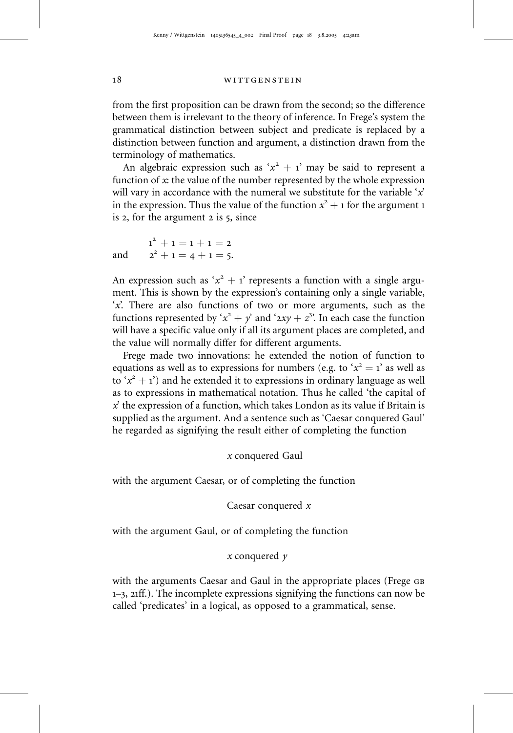from the first proposition can be drawn from the second; so the difference between them is irrelevant to the theory of inference. In Frege's system the grammatical distinction between subject and predicate is replaced by a distinction between function and argument, a distinction drawn from the terminology of mathematics.

An algebraic expression such as '$x^2 + 1$' may be said to represent a function of *x*: the value of the number represented by the whole expression will vary in accordance with the numeral we substitute for the variable '*x*' in the expression. Thus the value of the function $x^2 + 1$ for the argument 1 is 2, for the argument 2 is 5, since

$$1^2 + 1 = 1 + 1 = 2$$

and
$$2^2 + 1 = 4 + 1 = 5.$$

An expression such as '$x^2 + 1$' represents a function with a single argument. This is shown by the expression's containing only a single variable, '*x*'. There are also functions of two or more arguments, such as the functions represented by '$x^2 + y$' and '$2xy + z^3$'. In each case the function will have a specific value only if all its argument places are completed, and the value will normally differ for different arguments.

Frege made two innovations: he extended the notion of function to equations as well as to expressions for numbers (e.g. to '$x^2 = 1$' as well as to '$x^2 + 1$') and he extended it to expressions in ordinary language as well as to expressions in mathematical notation. Thus he called 'the capital of *x*' the expression of a function, which takes London as its value if Britain is supplied as the argument. And a sentence such as 'Caesar conquered Gaul' he regarded as signifying the result either of completing the function

*x* conquered Gaul

with the argument Caesar, or of completing the function

Caesar conquered *x*

with the argument Gaul, or of completing the function

*x* conquered *y*

with the arguments Caesar and Gaul in the appropriate places (Frege GB 1–3, 21ff.). The incomplete expressions signifying the functions can now be called 'predicates' in a logical, as opposed to a grammatical, sense.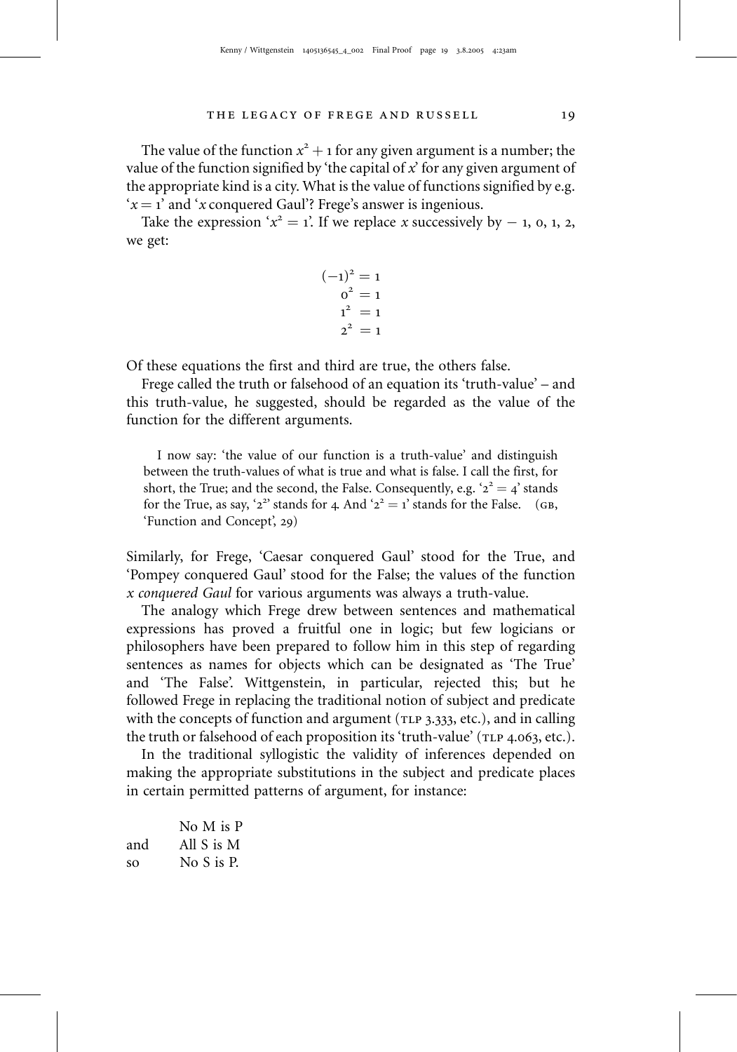The value of the function $x^2 + 1$ for any given argument is a number; the value of the function signified by 'the capital of $x$' for any given argument of the appropriate kind is a city. What is the value of functions signified by e.g. '$x = 1$' and '$x$ conquered Gaul'? Frege's answer is ingenious.

Take the expression '$x^2 = 1$'. If we replace $x$ successively by $-1$, $0$, $1$, $2$, we get:

$$(-1)^2 = 1$$
$$0^2 = 1$$
$$1^2 = 1$$
$$2^2 = 1$$

Of these equations the first and third are true, the others false.

Frege called the truth or falsehood of an equation its 'truth-value' – and this truth-value, he suggested, should be regarded as the value of the function for the different arguments.

> I now say: 'the value of our function is a truth-value' and distinguish between the truth-values of what is true and what is false. I call the first, for short, the True; and the second, the False. Consequently, e.g. '$2^2 = 4$' stands for the True, as say, '$2^2$' stands for 4. And '$2^2 = 1$' stands for the False. (GB, 'Function and Concept', 29)

Similarly, for Frege, 'Caesar conquered Gaul' stood for the True, and 'Pompey conquered Gaul' stood for the False; the values of the function *x conquered Gaul* for various arguments was always a truth-value.

The analogy which Frege drew between sentences and mathematical expressions has proved a fruitful one in logic; but few logicians or philosophers have been prepared to follow him in this step of regarding sentences as names for objects which can be designated as 'The True' and 'The False'. Wittgenstein, in particular, rejected this; but he followed Frege in replacing the traditional notion of subject and predicate with the concepts of function and argument (TLP 3.333, etc.), and in calling the truth or falsehood of each proposition its 'truth-value' (TLP 4.063, etc.).

In the traditional syllogistic the validity of inferences depended on making the appropriate substitutions in the subject and predicate places in certain permitted patterns of argument, for instance:

|  |  |
|---|---|
|  | No M is P |
| and | All S is M |
| so | No S is P. |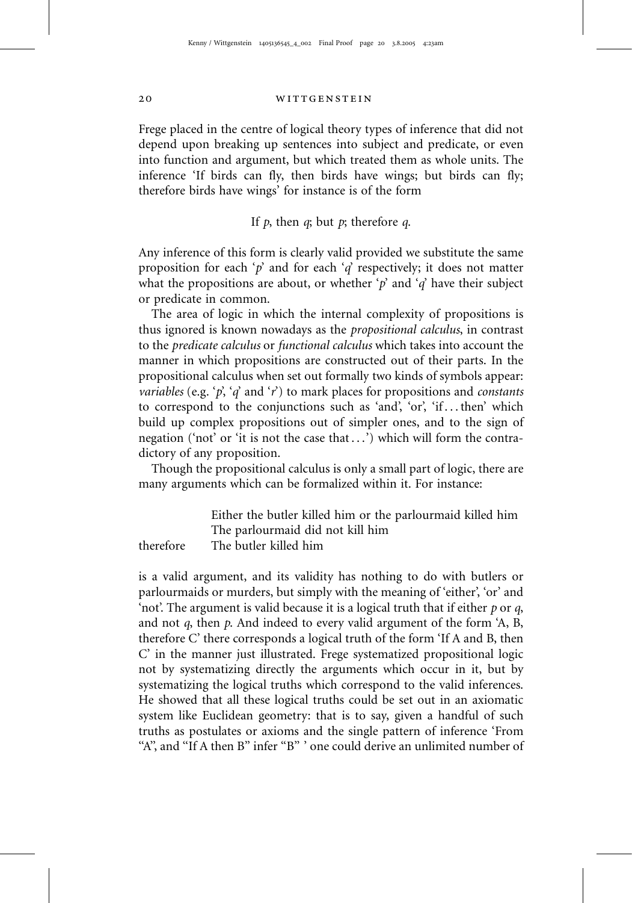Frege placed in the centre of logical theory types of inference that did not depend upon breaking up sentences into subject and predicate, or even into function and argument, but which treated them as whole units. The inference 'If birds can fly, then birds have wings; but birds can fly; therefore birds have wings' for instance is of the form

If *p*, then *q*; but *p*; therefore *q*.

Any inference of this form is clearly valid provided we substitute the same proposition for each '*p*' and for each '*q*' respectively; it does not matter what the propositions are about, or whether '*p*' and '*q*' have their subject or predicate in common.

The area of logic in which the internal complexity of propositions is thus ignored is known nowadays as the *propositional calculus*, in contrast to the *predicate calculus* or *functional calculus* which takes into account the manner in which propositions are constructed out of their parts. In the propositional calculus when set out formally two kinds of symbols appear: *variables* (e.g. '*p*', '*q*' and '*r*') to mark places for propositions and *constants* to correspond to the conjunctions such as 'and', 'or', 'if . . . then' which build up complex propositions out of simpler ones, and to the sign of negation ('not' or 'it is not the case that . . .') which will form the contradictory of any proposition.

Though the propositional calculus is only a small part of logic, there are many arguments which can be formalized within it. For instance:

Either the butler killed him or the parlourmaid killed him
The parlourmaid did not kill him
therefore The butler killed him

is a valid argument, and its validity has nothing to do with butlers or parlourmaids or murders, but simply with the meaning of 'either', 'or' and 'not'. The argument is valid because it is a logical truth that if either *p* or *q*, and not *q*, then *p*. And indeed to every valid argument of the form 'A, B, therefore C' there corresponds a logical truth of the form 'If A and B, then C' in the manner just illustrated. Frege systematized propositional logic not by systematizing directly the arguments which occur in it, but by systematizing the logical truths which correspond to the valid inferences. He showed that all these logical truths could be set out in an axiomatic system like Euclidean geometry: that is to say, given a handful of such truths as postulates or axioms and the single pattern of inference 'From "A", and "If A then B" infer "B" ' one could derive an unlimited number of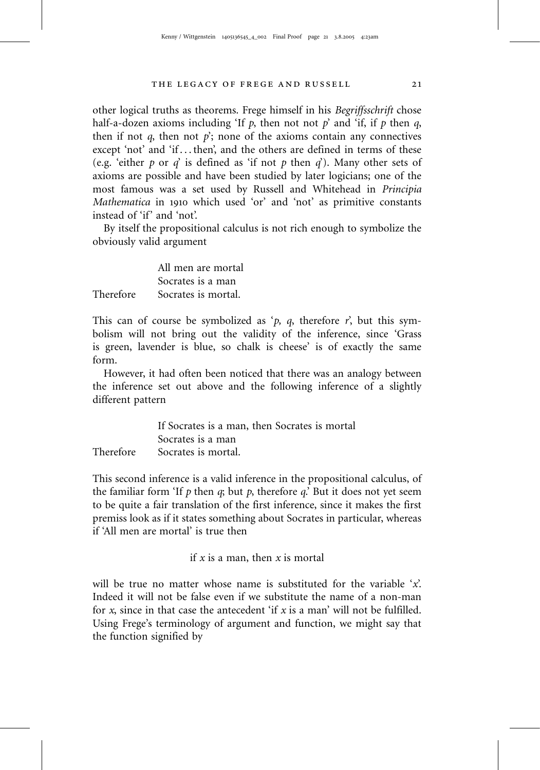other logical truths as theorems. Frege himself in his *Begriffsschrift* chose half-a-dozen axioms including 'If *p*, then not not *p*' and 'if, if *p* then *q*, then if not *q*, then not *p*'; none of the axioms contain any connectives except 'not' and 'if . . . then', and the others are defined in terms of these (e.g. 'either *p* or *q*' is defined as 'if not *p* then *q*'). Many other sets of axioms are possible and have been studied by later logicians; one of the most famous was a set used by Russell and Whitehead in *Principia Mathematica* in 1910 which used 'or' and 'not' as primitive constants instead of 'if' and 'not'.

By itself the propositional calculus is not rich enough to symbolize the obviously valid argument

All men are mortal
Socrates is a man
Therefore    Socrates is mortal.

This can of course be symbolized as '*p*, *q*, therefore *r*', but this symbolism will not bring out the validity of the inference, since 'Grass is green, lavender is blue, so chalk is cheese' is of exactly the same form.

However, it had often been noticed that there was an analogy between the inference set out above and the following inference of a slightly different pattern

If Socrates is a man, then Socrates is mortal
Socrates is a man
Therefore    Socrates is mortal.

This second inference is a valid inference in the propositional calculus, of the familiar form 'If *p* then *q*; but *p*, therefore *q*.' But it does not yet seem to be quite a fair translation of the first inference, since it makes the first premiss look as if it states something about Socrates in particular, whereas if 'All men are mortal' is true then

if *x* is a man, then *x* is mortal

will be true no matter whose name is substituted for the variable '*x*'. Indeed it will not be false even if we substitute the name of a non-man for *x*, since in that case the antecedent 'if *x* is a man' will not be fulfilled. Using Frege's terminology of argument and function, we might say that the function signified by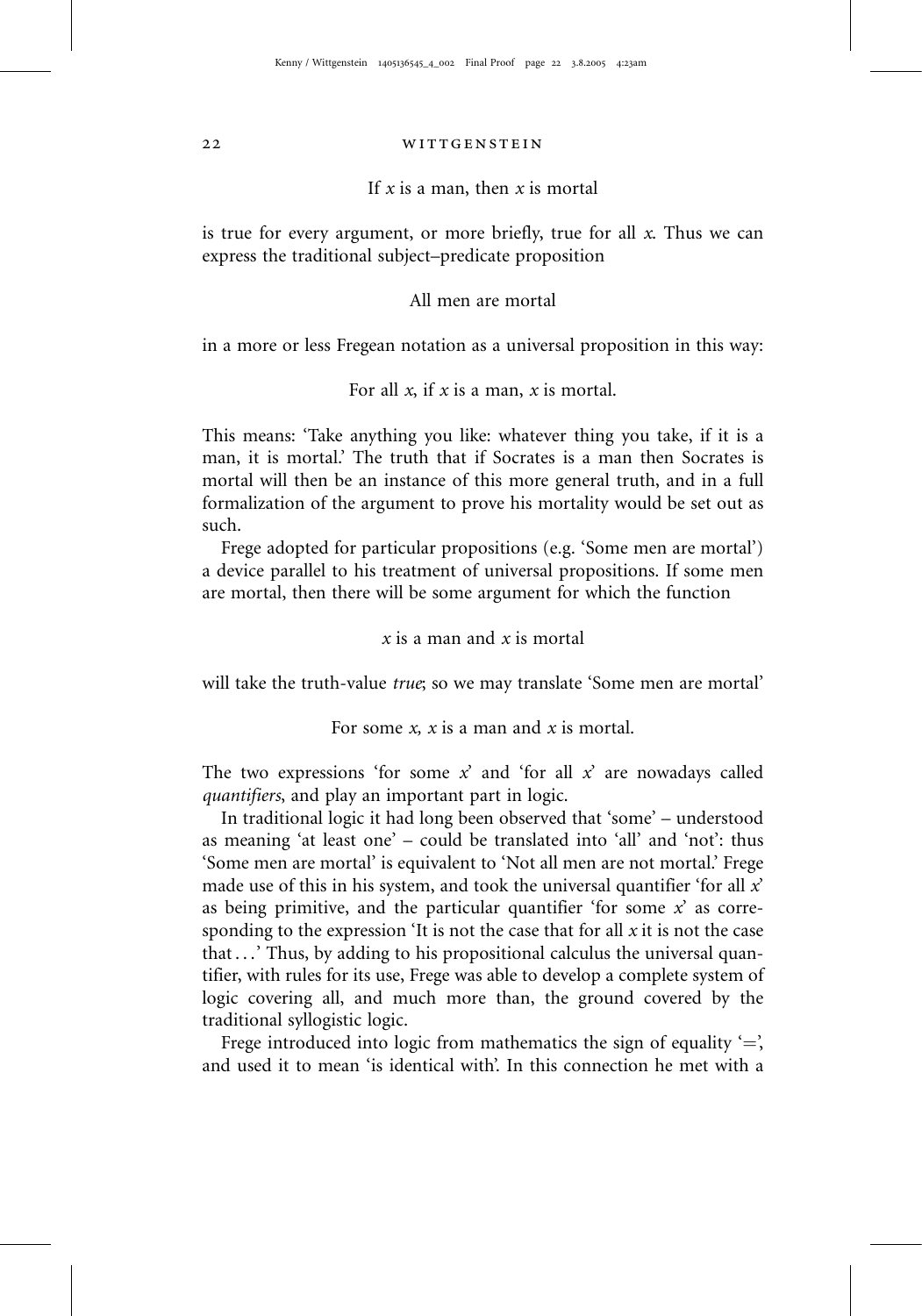If $x$ is a man, then $x$ is mortal

is true for every argument, or more briefly, true for all $x$. Thus we can express the traditional subject–predicate proposition

All men are mortal

in a more or less Fregean notation as a universal proposition in this way:

For all $x$, if $x$ is a man, $x$ is mortal.

This means: 'Take anything you like: whatever thing you take, if it is a man, it is mortal.' The truth that if Socrates is a man then Socrates is mortal will then be an instance of this more general truth, and in a full formalization of the argument to prove his mortality would be set out as such.

Frege adopted for particular propositions (e.g. 'Some men are mortal') a device parallel to his treatment of universal propositions. If some men are mortal, then there will be some argument for which the function

$x$ is a man and $x$ is mortal

will take the truth-value *true*; so we may translate 'Some men are mortal'

For some $x$, $x$ is a man and $x$ is mortal.

The two expressions 'for some $x$' and 'for all $x$' are nowadays called *quantifiers*, and play an important part in logic.

In traditional logic it had long been observed that 'some' – understood as meaning 'at least one' – could be translated into 'all' and 'not': thus 'Some men are mortal' is equivalent to 'Not all men are not mortal.' Frege made use of this in his system, and took the universal quantifier 'for all $x$' as being primitive, and the particular quantifier 'for some $x$' as corresponding to the expression 'It is not the case that for all $x$ it is not the case that . . .' Thus, by adding to his propositional calculus the universal quantifier, with rules for its use, Frege was able to develop a complete system of logic covering all, and much more than, the ground covered by the traditional syllogistic logic.

Frege introduced into logic from mathematics the sign of equality '=', and used it to mean 'is identical with'. In this connection he met with a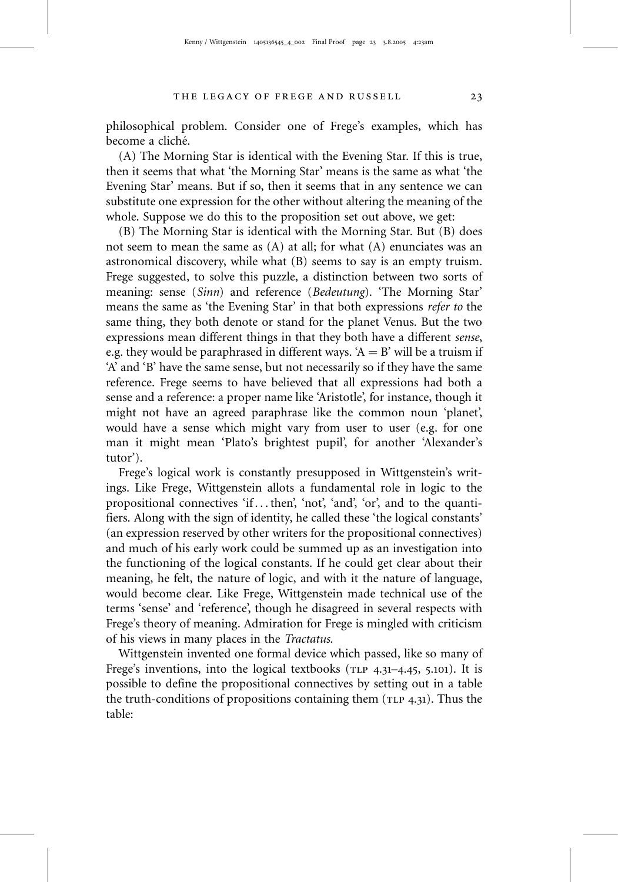philosophical problem. Consider one of Frege's examples, which has become a cliché.

(A) The Morning Star is identical with the Evening Star. If this is true, then it seems that what 'the Morning Star' means is the same as what 'the Evening Star' means. But if so, then it seems that in any sentence we can substitute one expression for the other without altering the meaning of the whole. Suppose we do this to the proposition set out above, we get:

(B) The Morning Star is identical with the Morning Star. But (B) does not seem to mean the same as (A) at all; for what (A) enunciates was an astronomical discovery, while what (B) seems to say is an empty truism. Frege suggested, to solve this puzzle, a distinction between two sorts of meaning: sense (*Sinn*) and reference (*Bedeutung*). 'The Morning Star' means the same as 'the Evening Star' in that both expressions *refer to* the same thing, they both denote or stand for the planet Venus. But the two expressions mean different things in that they both have a different *sense*, e.g. they would be paraphrased in different ways. 'A = B' will be a truism if 'A' and 'B' have the same sense, but not necessarily so if they have the same reference. Frege seems to have believed that all expressions had both a sense and a reference: a proper name like 'Aristotle', for instance, though it might not have an agreed paraphrase like the common noun 'planet', would have a sense which might vary from user to user (e.g. for one man it might mean 'Plato's brightest pupil', for another 'Alexander's tutor').

Frege's logical work is constantly presupposed in Wittgenstein's writings. Like Frege, Wittgenstein allots a fundamental role in logic to the propositional connectives 'if . . . then', 'not', 'and', 'or', and to the quantifiers. Along with the sign of identity, he called these 'the logical constants' (an expression reserved by other writers for the propositional connectives) and much of his early work could be summed up as an investigation into the functioning of the logical constants. If he could get clear about their meaning, he felt, the nature of logic, and with it the nature of language, would become clear. Like Frege, Wittgenstein made technical use of the terms 'sense' and 'reference', though he disagreed in several respects with Frege's theory of meaning. Admiration for Frege is mingled with criticism of his views in many places in the *Tractatus*.

Wittgenstein invented one formal device which passed, like so many of Frege's inventions, into the logical textbooks (TLP 4.31–4.45, 5.101). It is possible to define the propositional connectives by setting out in a table the truth-conditions of propositions containing them (TLP 4.31). Thus the table: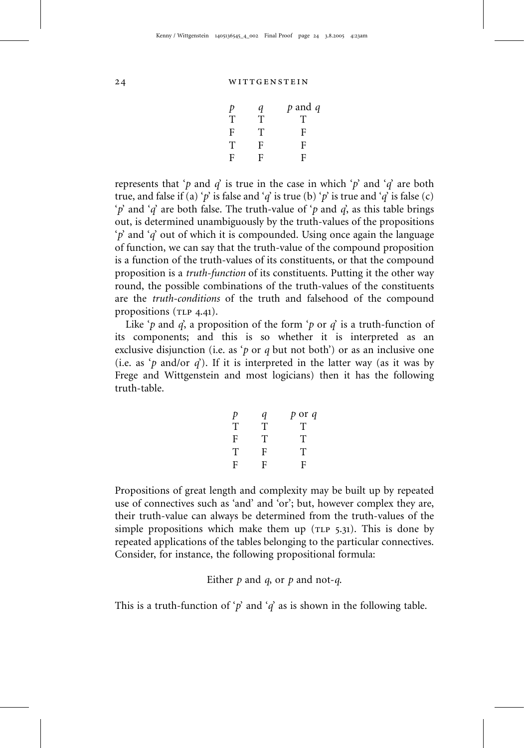| *p* | *q* | *p* and *q* |
|---|---|---|
| T | T | T |
| F | T | F |
| T | F | F |
| F | F | F |

represents that '*p* and *q*' is true in the case in which '*p*' and '*q*' are both true, and false if (a) '*p*' is false and '*q*' is true (b) '*p*' is true and '*q*' is false (c) '*p*' and '*q*' are both false. The truth-value of '*p* and *q*', as this table brings out, is determined unambiguously by the truth-values of the propositions '*p*' and '*q*' out of which it is compounded. Using once again the language of function, we can say that the truth-value of the compound proposition is a function of the truth-values of its constituents, or that the compound proposition is a *truth-function* of its constituents. Putting it the other way round, the possible combinations of the truth-values of the constituents are the *truth-conditions* of the truth and falsehood of the compound propositions (TLP 4.41).

Like '*p* and *q*', a proposition of the form '*p* or *q*' is a truth-function of its components; and this is so whether it is interpreted as an exclusive disjunction (i.e. as '*p* or *q* but not both') or as an inclusive one (i.e. as '*p* and/or *q*'). If it is interpreted in the latter way (as it was by Frege and Wittgenstein and most logicians) then it has the following truth-table.

| *p* | *q* | *p* or *q* |
|---|---|---|
| T | T | T |
| F | T | T |
| T | F | T |
| F | F | F |

Propositions of great length and complexity may be built up by repeated use of connectives such as 'and' and 'or'; but, however complex they are, their truth-value can always be determined from the truth-values of the simple propositions which make them up (TLP 5.31). This is done by repeated applications of the tables belonging to the particular connectives. Consider, for instance, the following propositional formula:

Either *p* and *q*, or *p* and not-*q*.

This is a truth-function of '*p*' and '*q*' as is shown in the following table.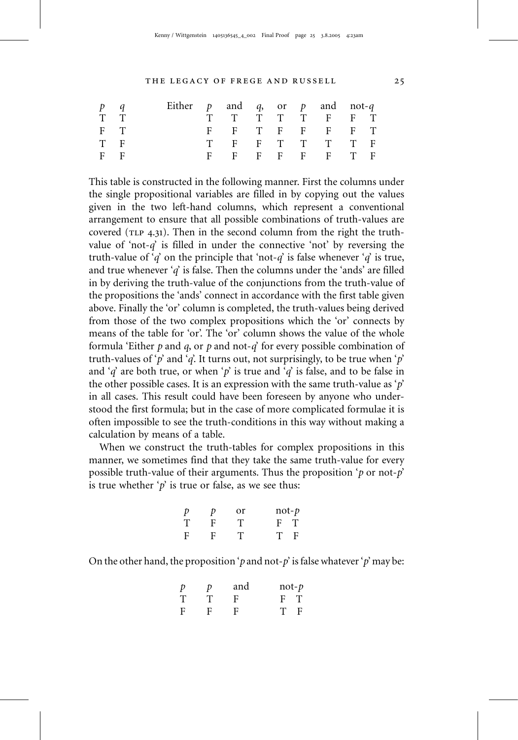| $p$ | $q$ | Either | $p$ | and | $q$, | or | $p$ | and | not-$q$ | |
|---|---|---|---|---|---|---|---|---|---|---|
| T | T | | T | T | T | T | T | F | F | T |
| F | T | | F | F | T | F | F | F | F | T |
| T | F | | T | F | F | T | T | T | T | F |
| F | F | | F | F | F | F | F | F | T | F |

This table is constructed in the following manner. First the columns under the single propositional variables are filled in by copying out the values given in the two left-hand columns, which represent a conventional arrangement to ensure that all possible combinations of truth-values are covered (TLP 4.31). Then in the second column from the right the truth-value of 'not-$q$' is filled in under the connective 'not' by reversing the truth-value of '$q$' on the principle that 'not-$q$' is false whenever '$q$' is true, and true whenever '$q$' is false. Then the columns under the 'ands' are filled in by deriving the truth-value of the conjunctions from the truth-value of the propositions the 'ands' connect in accordance with the first table given above. Finally the 'or' column is completed, the truth-values being derived from those of the two complex propositions which the 'or' connects by means of the table for 'or'. The 'or' column shows the value of the whole formula 'Either $p$ and $q$, or $p$ and not-$q$' for every possible combination of truth-values of '$p$' and '$q$'. It turns out, not surprisingly, to be true when '$p$' and '$q$' are both true, or when '$p$' is true and '$q$' is false, and to be false in the other possible cases. It is an expression with the same truth-value as '$p$' in all cases. This result could have been foreseen by anyone who understood the first formula; but in the case of more complicated formulae it is often impossible to see the truth-conditions in this way without making a calculation by means of a table.

When we construct the truth-tables for complex propositions in this manner, we sometimes find that they take the same truth-value for every possible truth-value of their arguments. Thus the proposition '$p$ or not-$p$' is true whether '$p$' is true or false, as we see thus:

| $p$ | $p$ | or | not-$p$ | |
|---|---|---|---|---|
| T | F | T | F | T |
| F | F | T | T | F |

On the other hand, the proposition '$p$ and not-$p$' is false whatever '$p$' may be:

| $p$ | $p$ | and | not-$p$ | |
|---|---|---|---|---|
| T | T | F | F | T |
| F | F | F | T | F |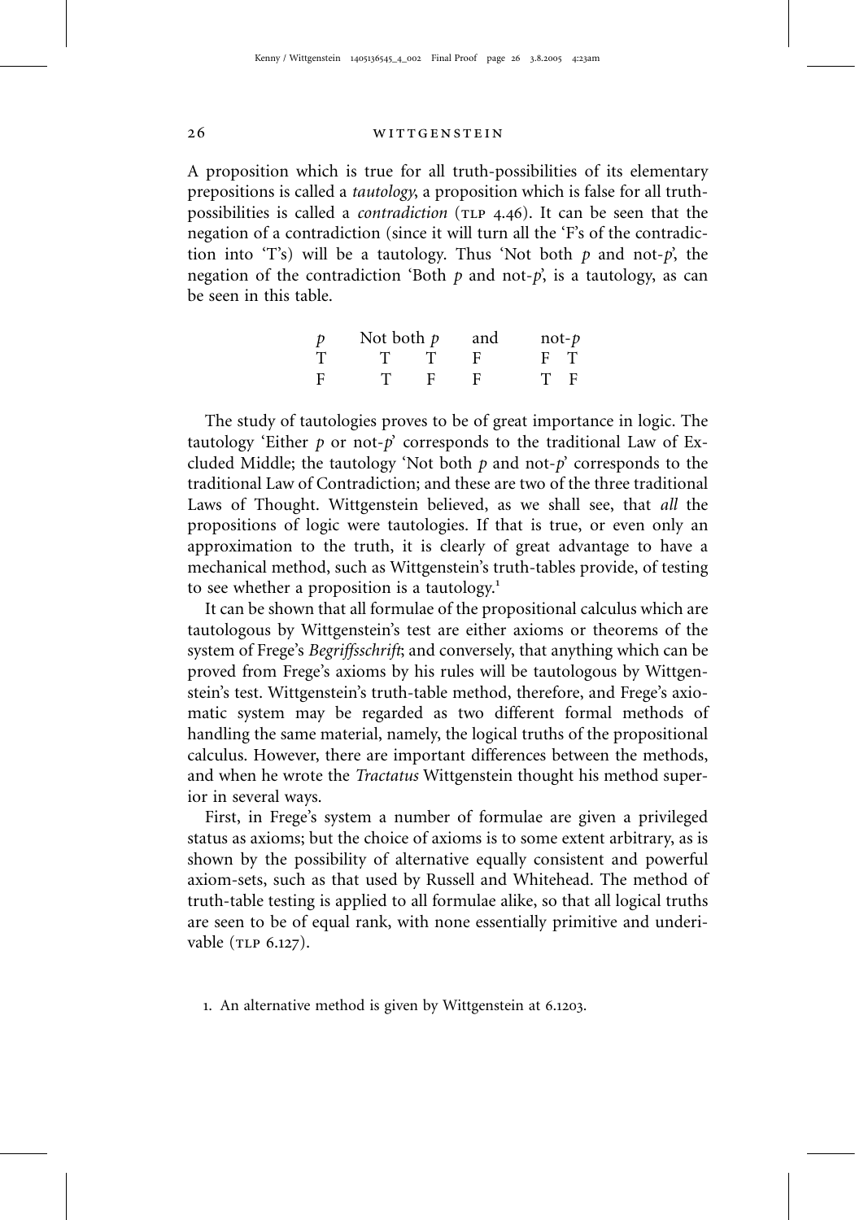A proposition which is true for all truth-possibilities of its elementary prepositions is called a *tautology*, a proposition which is false for all truth-possibilities is called a *contradiction* (TLP 4.46). It can be seen that the negation of a contradiction (since it will turn all the 'F's of the contradiction into 'T's) will be a tautology. Thus 'Not both *p* and not-*p*', the negation of the contradiction 'Both *p* and not-*p*', is a tautology, as can be seen in this table.

| *p* | Not | both *p* | and | not- | *p* |
|---|---|---|---|---|---|
| T | T | T | F | F | T |
| F | T | F | F | T | F |

The study of tautologies proves to be of great importance in logic. The tautology 'Either *p* or not-*p*' corresponds to the traditional Law of Excluded Middle; the tautology 'Not both *p* and not-*p*' corresponds to the traditional Law of Contradiction; and these are two of the three traditional Laws of Thought. Wittgenstein believed, as we shall see, that *all* the propositions of logic were tautologies. If that is true, or even only an approximation to the truth, it is clearly of great advantage to have a mechanical method, such as Wittgenstein's truth-tables provide, of testing to see whether a proposition is a tautology.[1]

It can be shown that all formulae of the propositional calculus which are tautologous by Wittgenstein's test are either axioms or theorems of the system of Frege's *Begriffsschrift*; and conversely, that anything which can be proved from Frege's axioms by his rules will be tautologous by Wittgenstein's test. Wittgenstein's truth-table method, therefore, and Frege's axiomatic system may be regarded as two different formal methods of handling the same material, namely, the logical truths of the propositional calculus. However, there are important differences between the methods, and when he wrote the *Tractatus* Wittgenstein thought his method superior in several ways.

First, in Frege's system a number of formulae are given a privileged status as axioms; but the choice of axioms is to some extent arbitrary, as is shown by the possibility of alternative equally consistent and powerful axiom-sets, such as that used by Russell and Whitehead. The method of truth-table testing is applied to all formulae alike, so that all logical truths are seen to be of equal rank, with none essentially primitive and underivable (TLP 6.127).

1. An alternative method is given by Wittgenstein at 6.1203.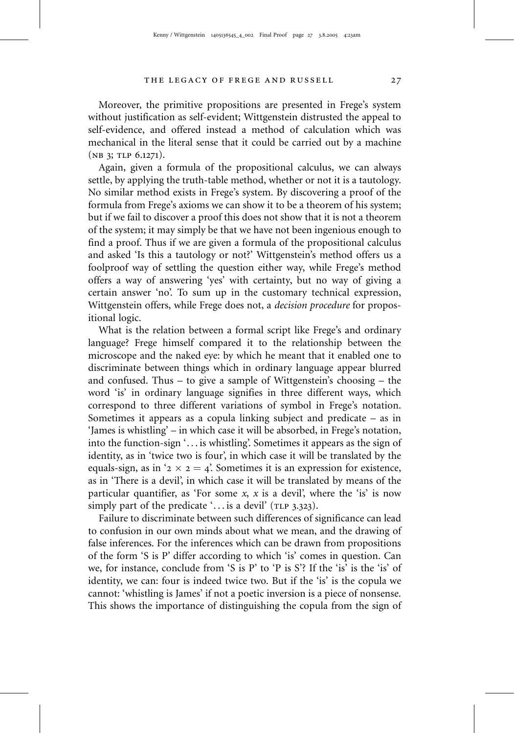Moreover, the primitive propositions are presented in Frege's system without justification as self-evident; Wittgenstein distrusted the appeal to self-evidence, and offered instead a method of calculation which was mechanical in the literal sense that it could be carried out by a machine (NB 3; TLP 6.1271).

Again, given a formula of the propositional calculus, we can always settle, by applying the truth-table method, whether or not it is a tautology. No similar method exists in Frege's system. By discovering a proof of the formula from Frege's axioms we can show it to be a theorem of his system; but if we fail to discover a proof this does not show that it is not a theorem of the system; it may simply be that we have not been ingenious enough to find a proof. Thus if we are given a formula of the propositional calculus and asked 'Is this a tautology or not?' Wittgenstein's method offers us a foolproof way of settling the question either way, while Frege's method offers a way of answering 'yes' with certainty, but no way of giving a certain answer 'no'. To sum up in the customary technical expression, Wittgenstein offers, while Frege does not, a *decision procedure* for propositional logic.

What is the relation between a formal script like Frege's and ordinary language? Frege himself compared it to the relationship between the microscope and the naked eye: by which he meant that it enabled one to discriminate between things which in ordinary language appear blurred and confused. Thus – to give a sample of Wittgenstein's choosing – the word 'is' in ordinary language signifies in three different ways, which correspond to three different variations of symbol in Frege's notation. Sometimes it appears as a copula linking subject and predicate – as in 'James is whistling' – in which case it will be absorbed, in Frege's notation, into the function-sign '. . . is whistling'. Sometimes it appears as the sign of identity, as in 'twice two is four', in which case it will be translated by the equals-sign, as in '$2 \times 2 = 4$'. Sometimes it is an expression for existence, as in 'There is a devil', in which case it will be translated by means of the particular quantifier, as 'For some $x$, $x$ is a devil', where the 'is' is now simply part of the predicate '. . . is a devil' (TLP 3.323).

Failure to discriminate between such differences of significance can lead to confusion in our own minds about what we mean, and the drawing of false inferences. For the inferences which can be drawn from propositions of the form 'S is P' differ according to which 'is' comes in question. Can we, for instance, conclude from 'S is P' to 'P is S'? If the 'is' is the 'is' of identity, we can: four is indeed twice two. But if the 'is' is the copula we cannot: 'whistling is James' if not a poetic inversion is a piece of nonsense. This shows the importance of distinguishing the copula from the sign of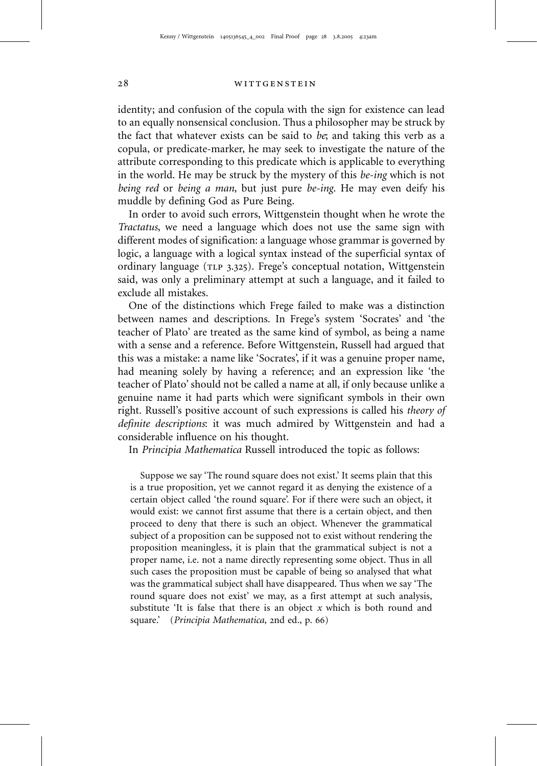identity; and confusion of the copula with the sign for existence can lead to an equally nonsensical conclusion. Thus a philosopher may be struck by the fact that whatever exists can be said to *be*; and taking this verb as a copula, or predicate-marker, he may seek to investigate the nature of the attribute corresponding to this predicate which is applicable to everything in the world. He may be struck by the mystery of this *be-ing* which is not *being red* or *being a man*, but just pure *be-ing*. He may even deify his muddle by defining God as Pure Being.

In order to avoid such errors, Wittgenstein thought when he wrote the *Tractatus*, we need a language which does not use the same sign with different modes of signification: a language whose grammar is governed by logic, a language with a logical syntax instead of the superficial syntax of ordinary language (TLP 3.325). Frege's conceptual notation, Wittgenstein said, was only a preliminary attempt at such a language, and it failed to exclude all mistakes.

One of the distinctions which Frege failed to make was a distinction between names and descriptions. In Frege's system 'Socrates' and 'the teacher of Plato' are treated as the same kind of symbol, as being a name with a sense and a reference. Before Wittgenstein, Russell had argued that this was a mistake: a name like 'Socrates', if it was a genuine proper name, had meaning solely by having a reference; and an expression like 'the teacher of Plato' should not be called a name at all, if only because unlike a genuine name it had parts which were significant symbols in their own right. Russell's positive account of such expressions is called his *theory of definite descriptions*: it was much admired by Wittgenstein and had a considerable influence on his thought.

In *Principia Mathematica* Russell introduced the topic as follows:

> Suppose we say 'The round square does not exist.' It seems plain that this is a true proposition, yet we cannot regard it as denying the existence of a certain object called 'the round square'. For if there were such an object, it would exist: we cannot first assume that there is a certain object, and then proceed to deny that there is such an object. Whenever the grammatical subject of a proposition can be supposed not to exist without rendering the proposition meaningless, it is plain that the grammatical subject is not a proper name, i.e. not a name directly representing some object. Thus in all such cases the proposition must be capable of being so analysed that what was the grammatical subject shall have disappeared. Thus when we say 'The round square does not exist' we may, as a first attempt at such analysis, substitute 'It is false that there is an object $x$ which is both round and square.' (*Principia Mathematica*, 2nd ed., p. 66)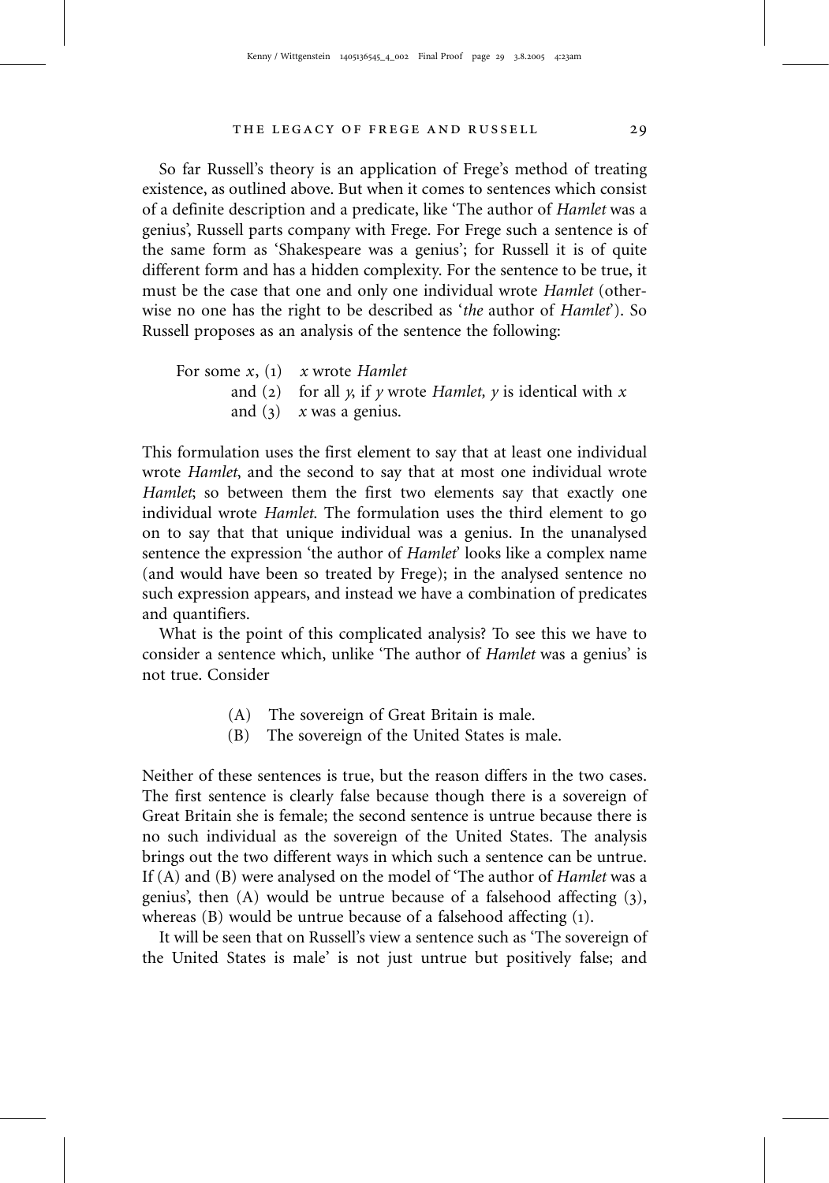So far Russell's theory is an application of Frege's method of treating existence, as outlined above. But when it comes to sentences which consist of a definite description and a predicate, like 'The author of *Hamlet* was a genius', Russell parts company with Frege. For Frege such a sentence is of the same form as 'Shakespeare was a genius'; for Russell it is of quite different form and has a hidden complexity. For the sentence to be true, it must be the case that one and only one individual wrote *Hamlet* (otherwise no one has the right to be described as '*the* author of *Hamlet*'). So Russell proposes as an analysis of the sentence the following:

> For some $x$, (1) $x$ wrote *Hamlet*
> and (2) for all $y$, if $y$ wrote *Hamlet*, $y$ is identical with $x$
> and (3) $x$ was a genius.

This formulation uses the first element to say that at least one individual wrote *Hamlet*, and the second to say that at most one individual wrote *Hamlet*; so between them the first two elements say that exactly one individual wrote *Hamlet*. The formulation uses the third element to go on to say that that unique individual was a genius. In the unanalysed sentence the expression 'the author of *Hamlet*' looks like a complex name (and would have been so treated by Frege); in the analysed sentence no such expression appears, and instead we have a combination of predicates and quantifiers.

What is the point of this complicated analysis? To see this we have to consider a sentence which, unlike 'The author of *Hamlet* was a genius' is not true. Consider

> (A) The sovereign of Great Britain is male.
> (B) The sovereign of the United States is male.

Neither of these sentences is true, but the reason differs in the two cases. The first sentence is clearly false because though there is a sovereign of Great Britain she is female; the second sentence is untrue because there is no such individual as the sovereign of the United States. The analysis brings out the two different ways in which such a sentence can be untrue. If (A) and (B) were analysed on the model of 'The author of *Hamlet* was a genius', then (A) would be untrue because of a falsehood affecting (3), whereas (B) would be untrue because of a falsehood affecting (1).

It will be seen that on Russell's view a sentence such as 'The sovereign of the United States is male' is not just untrue but positively false; and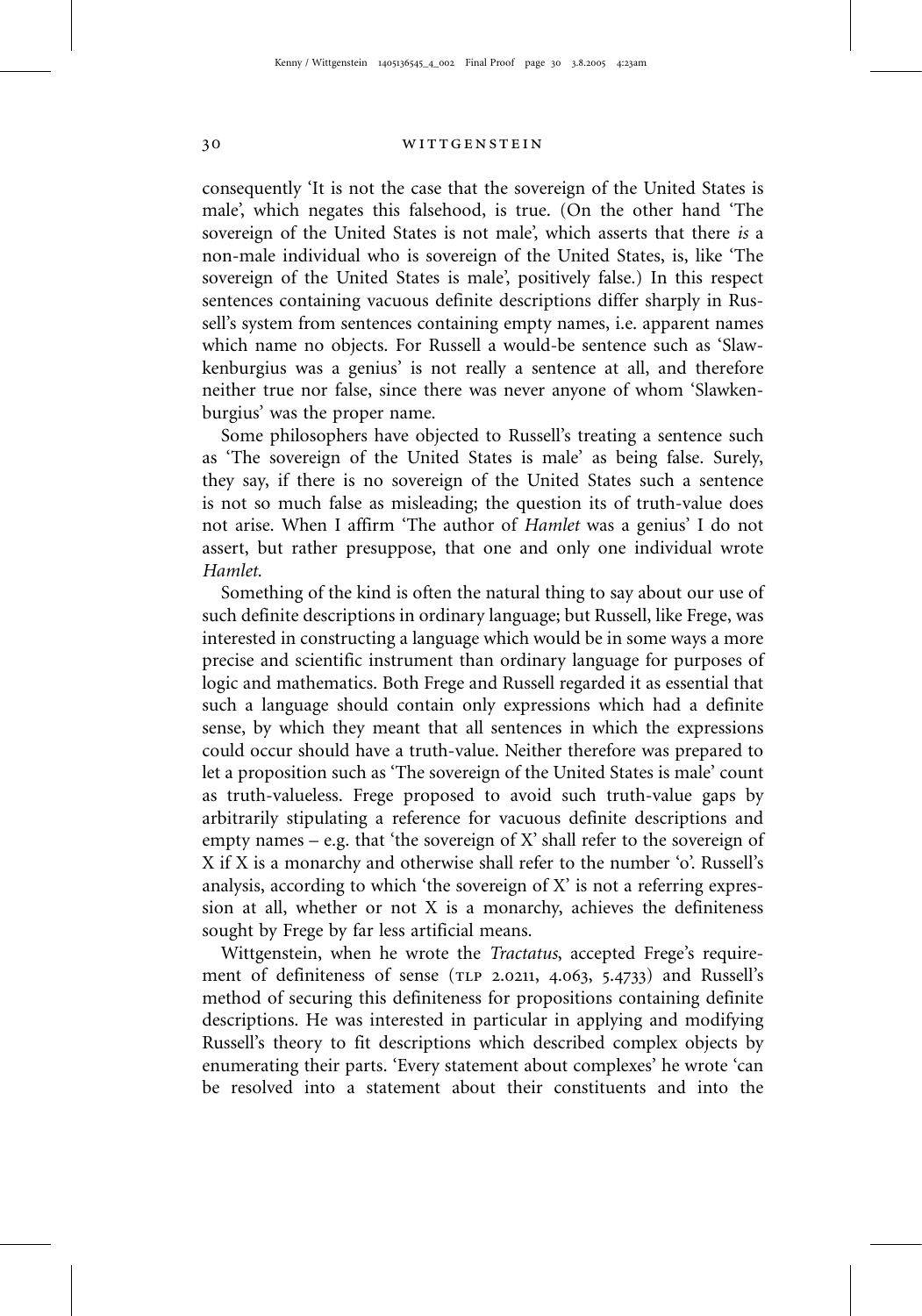consequently 'It is not the case that the sovereign of the United States is male', which negates this falsehood, is true. (On the other hand 'The sovereign of the United States is not male', which asserts that there *is* a non-male individual who is sovereign of the United States, is, like 'The sovereign of the United States is male', positively false.) In this respect sentences containing vacuous definite descriptions differ sharply in Russell's system from sentences containing empty names, i.e. apparent names which name no objects. For Russell a would-be sentence such as 'Slawkenburgius was a genius' is not really a sentence at all, and therefore neither true nor false, since there was never anyone of whom 'Slawkenburgius' was the proper name.

Some philosophers have objected to Russell's treating a sentence such as 'The sovereign of the United States is male' as being false. Surely, they say, if there is no sovereign of the United States such a sentence is not so much false as misleading; the question its of truth-value does not arise. When I affirm 'The author of *Hamlet* was a genius' I do not assert, but rather presuppose, that one and only one individual wrote *Hamlet*.

Something of the kind is often the natural thing to say about our use of such definite descriptions in ordinary language; but Russell, like Frege, was interested in constructing a language which would be in some ways a more precise and scientific instrument than ordinary language for purposes of logic and mathematics. Both Frege and Russell regarded it as essential that such a language should contain only expressions which had a definite sense, by which they meant that all sentences in which the expressions could occur should have a truth-value. Neither therefore was prepared to let a proposition such as 'The sovereign of the United States is male' count as truth-valueless. Frege proposed to avoid such truth-value gaps by arbitrarily stipulating a reference for vacuous definite descriptions and empty names – e.g. that 'the sovereign of X' shall refer to the sovereign of X if X is a monarchy and otherwise shall refer to the number '0'. Russell's analysis, according to which 'the sovereign of X' is not a referring expression at all, whether or not X is a monarchy, achieves the definiteness sought by Frege by far less artificial means.

Wittgenstein, when he wrote the *Tractatus*, accepted Frege's requirement of definiteness of sense (TLP 2.0211, 4.063, 5.4733) and Russell's method of securing this definiteness for propositions containing definite descriptions. He was interested in particular in applying and modifying Russell's theory to fit descriptions which described complex objects by enumerating their parts. 'Every statement about complexes' he wrote 'can be resolved into a statement about their constituents and into the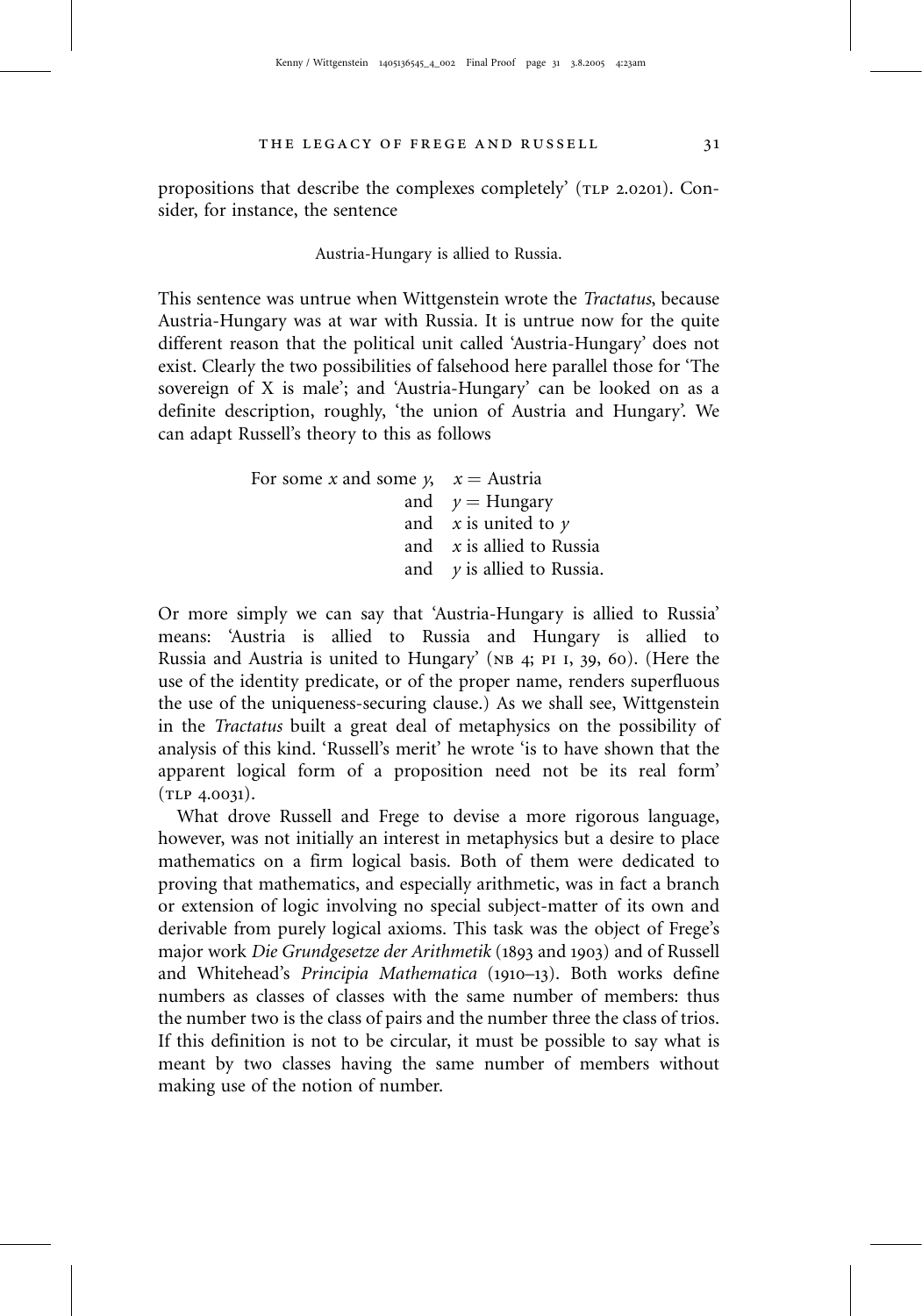propositions that describe the complexes completely' (TLP 2.0201). Consider, for instance, the sentence

Austria-Hungary is allied to Russia.

This sentence was untrue when Wittgenstein wrote the *Tractatus*, because Austria-Hungary was at war with Russia. It is untrue now for the quite different reason that the political unit called 'Austria-Hungary' does not exist. Clearly the two possibilities of falsehood here parallel those for 'The sovereign of X is male'; and 'Austria-Hungary' can be looked on as a definite description, roughly, 'the union of Austria and Hungary'. We can adapt Russell's theory to this as follows

For some $x$ and some $y$, $x$ = Austria
and $y$ = Hungary
and $x$ is united to $y$
and $x$ is allied to Russia
and $y$ is allied to Russia.

Or more simply we can say that 'Austria-Hungary is allied to Russia' means: 'Austria is allied to Russia and Hungary is allied to Russia and Austria is united to Hungary' (NB 4; PI I, 39, 60). (Here the use of the identity predicate, or of the proper name, renders superfluous the use of the uniqueness-securing clause.) As we shall see, Wittgenstein in the *Tractatus* built a great deal of metaphysics on the possibility of analysis of this kind. 'Russell's merit' he wrote 'is to have shown that the apparent logical form of a proposition need not be its real form' (TLP 4.0031).

What drove Russell and Frege to devise a more rigorous language, however, was not initially an interest in metaphysics but a desire to place mathematics on a firm logical basis. Both of them were dedicated to proving that mathematics, and especially arithmetic, was in fact a branch or extension of logic involving no special subject-matter of its own and derivable from purely logical axioms. This task was the object of Frege's major work *Die Grundgesetze der Arithmetik* (1893 and 1903) and of Russell and Whitehead's *Principia Mathematica* (1910–13). Both works define numbers as classes of classes with the same number of members: thus the number two is the class of pairs and the number three the class of trios. If this definition is not to be circular, it must be possible to say what is meant by two classes having the same number of members without making use of the notion of number.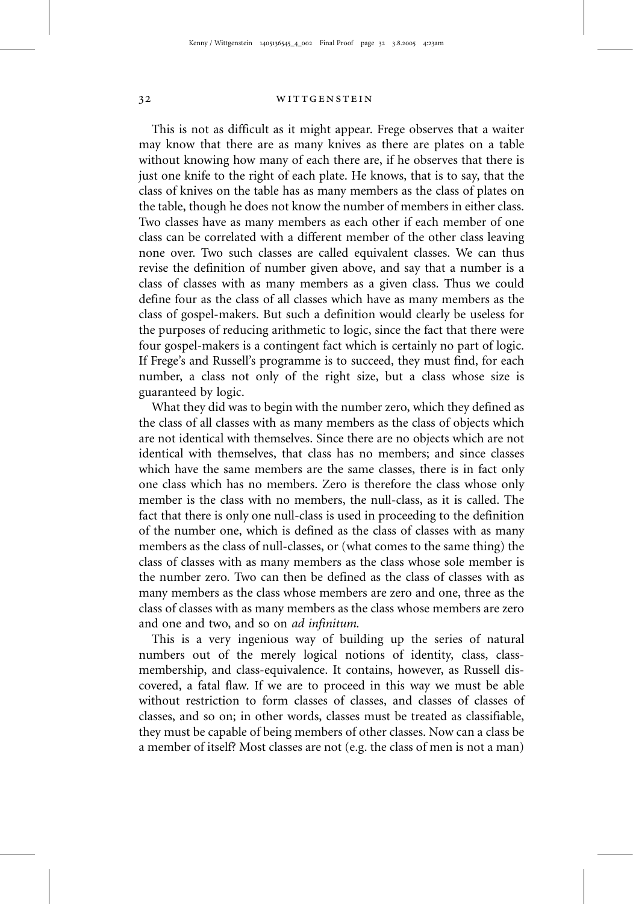This is not as difficult as it might appear. Frege observes that a waiter may know that there are as many knives as there are plates on a table without knowing how many of each there are, if he observes that there is just one knife to the right of each plate. He knows, that is to say, that the class of knives on the table has as many members as the class of plates on the table, though he does not know the number of members in either class. Two classes have as many members as each other if each member of one class can be correlated with a different member of the other class leaving none over. Two such classes are called equivalent classes. We can thus revise the definition of number given above, and say that a number is a class of classes with as many members as a given class. Thus we could define four as the class of all classes which have as many members as the class of gospel-makers. But such a definition would clearly be useless for the purposes of reducing arithmetic to logic, since the fact that there were four gospel-makers is a contingent fact which is certainly no part of logic. If Frege's and Russell's programme is to succeed, they must find, for each number, a class not only of the right size, but a class whose size is guaranteed by logic.

What they did was to begin with the number zero, which they defined as the class of all classes with as many members as the class of objects which are not identical with themselves. Since there are no objects which are not identical with themselves, that class has no members; and since classes which have the same members are the same classes, there is in fact only one class which has no members. Zero is therefore the class whose only member is the class with no members, the null-class, as it is called. The fact that there is only one null-class is used in proceeding to the definition of the number one, which is defined as the class of classes with as many members as the class of null-classes, or (what comes to the same thing) the class of classes with as many members as the class whose sole member is the number zero. Two can then be defined as the class of classes with as many members as the class whose members are zero and one, three as the class of classes with as many members as the class whose members are zero and one and two, and so on *ad infinitum*.

This is a very ingenious way of building up the series of natural numbers out of the merely logical notions of identity, class, class-membership, and class-equivalence. It contains, however, as Russell discovered, a fatal flaw. If we are to proceed in this way we must be able without restriction to form classes of classes, and classes of classes of classes, and so on; in other words, classes must be treated as classifiable, they must be capable of being members of other classes. Now can a class be a member of itself? Most classes are not (e.g. the class of men is not a man)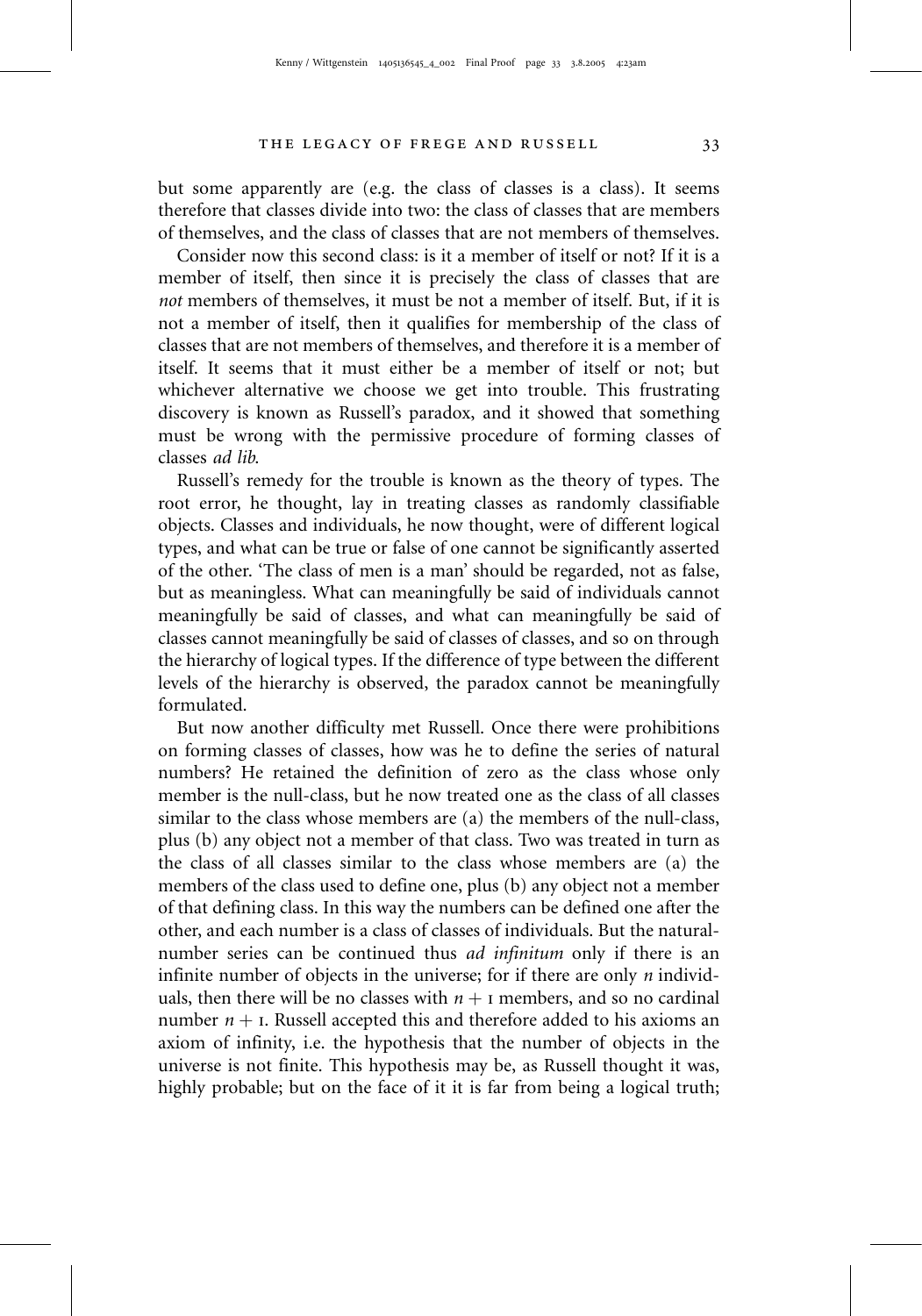but some apparently are (e.g. the class of classes is a class). It seems therefore that classes divide into two: the class of classes that are members of themselves, and the class of classes that are not members of themselves.

Consider now this second class: is it a member of itself or not? If it is a member of itself, then since it is precisely the class of classes that are *not* members of themselves, it must be not a member of itself. But, if it is not a member of itself, then it qualifies for membership of the class of classes that are not members of themselves, and therefore it is a member of itself. It seems that it must either be a member of itself or not; but whichever alternative we choose we get into trouble. This frustrating discovery is known as Russell's paradox, and it showed that something must be wrong with the permissive procedure of forming classes of classes *ad lib*.

Russell's remedy for the trouble is known as the theory of types. The root error, he thought, lay in treating classes as randomly classifiable objects. Classes and individuals, he now thought, were of different logical types, and what can be true or false of one cannot be significantly asserted of the other. 'The class of men is a man' should be regarded, not as false, but as meaningless. What can meaningfully be said of individuals cannot meaningfully be said of classes, and what can meaningfully be said of classes cannot meaningfully be said of classes of classes, and so on through the hierarchy of logical types. If the difference of type between the different levels of the hierarchy is observed, the paradox cannot be meaningfully formulated.

But now another difficulty met Russell. Once there were prohibitions on forming classes of classes, how was he to define the series of natural numbers? He retained the definition of zero as the class whose only member is the null-class, but he now treated one as the class of all classes similar to the class whose members are (a) the members of the null-class, plus (b) any object not a member of that class. Two was treated in turn as the class of all classes similar to the class whose members are (a) the members of the class used to define one, plus (b) any object not a member of that defining class. In this way the numbers can be defined one after the other, and each number is a class of classes of individuals. But the natural-number series can be continued thus *ad infinitum* only if there is an infinite number of objects in the universe; for if there are only $n$ individuals, then there will be no classes with $n + 1$ members, and so no cardinal number $n + 1$. Russell accepted this and therefore added to his axioms an axiom of infinity, i.e. the hypothesis that the number of objects in the universe is not finite. This hypothesis may be, as Russell thought it was, highly probable; but on the face of it it is far from being a logical truth;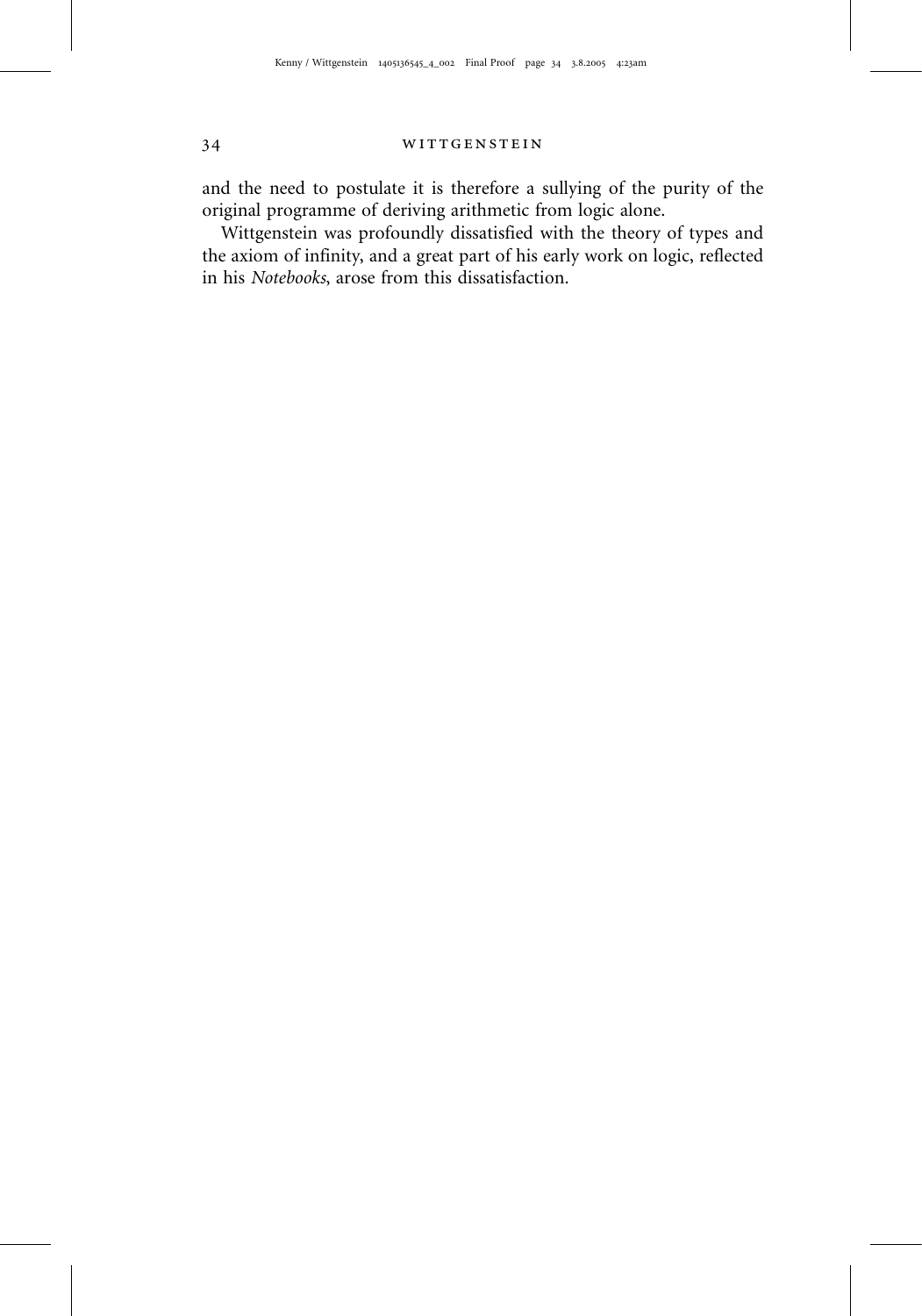and the need to postulate it is therefore a sullying of the purity of the original programme of deriving arithmetic from logic alone.

Wittgenstein was profoundly dissatisfied with the theory of types and the axiom of infinity, and a great part of his early work on logic, reflected in his *Notebooks*, arose from this dissatisfaction.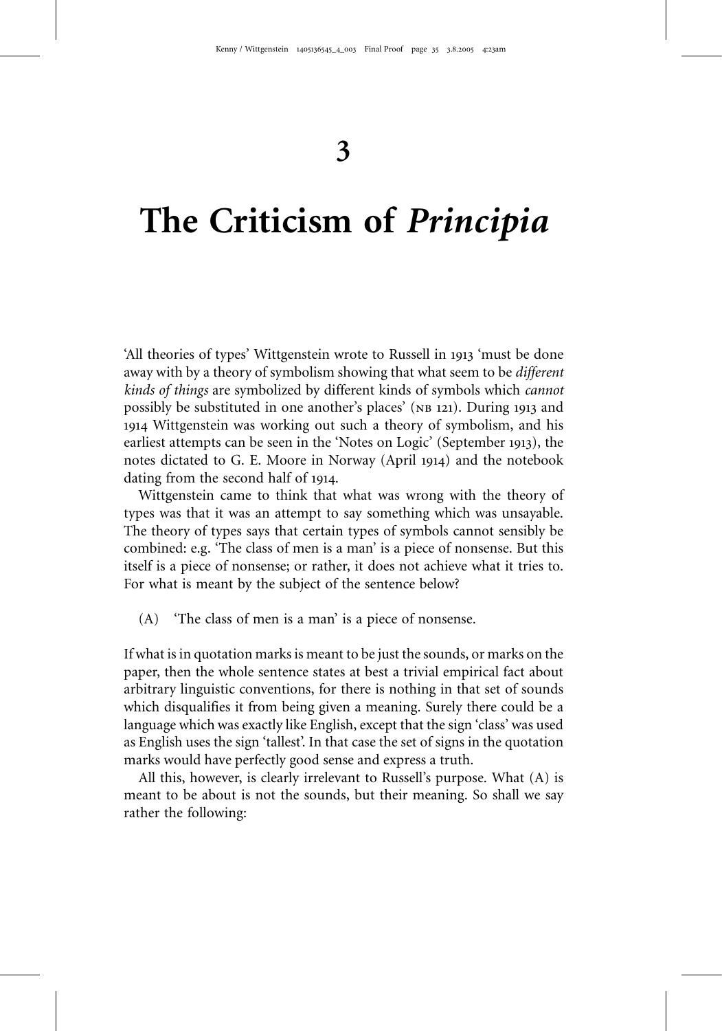# 3

# The Criticism of *Principia*

'All theories of types' Wittgenstein wrote to Russell in 1913 'must be done away with by a theory of symbolism showing that what seem to be *different kinds of things* are symbolized by different kinds of symbols which *cannot* possibly be substituted in one another's places' (NB 121). During 1913 and 1914 Wittgenstein was working out such a theory of symbolism, and his earliest attempts can be seen in the 'Notes on Logic' (September 1913), the notes dictated to G. E. Moore in Norway (April 1914) and the notebook dating from the second half of 1914.

Wittgenstein came to think that what was wrong with the theory of types was that it was an attempt to say something which was unsayable. The theory of types says that certain types of symbols cannot sensibly be combined: e.g. 'The class of men is a man' is a piece of nonsense. But this itself is a piece of nonsense; or rather, it does not achieve what it tries to. For what is meant by the subject of the sentence below?

(A) 'The class of men is a man' is a piece of nonsense.

If what is in quotation marks is meant to be just the sounds, or marks on the paper, then the whole sentence states at best a trivial empirical fact about arbitrary linguistic conventions, for there is nothing in that set of sounds which disqualifies it from being given a meaning. Surely there could be a language which was exactly like English, except that the sign 'class' was used as English uses the sign 'tallest'. In that case the set of signs in the quotation marks would have perfectly good sense and express a truth.

All this, however, is clearly irrelevant to Russell's purpose. What (A) is meant to be about is not the sounds, but their meaning. So shall we say rather the following: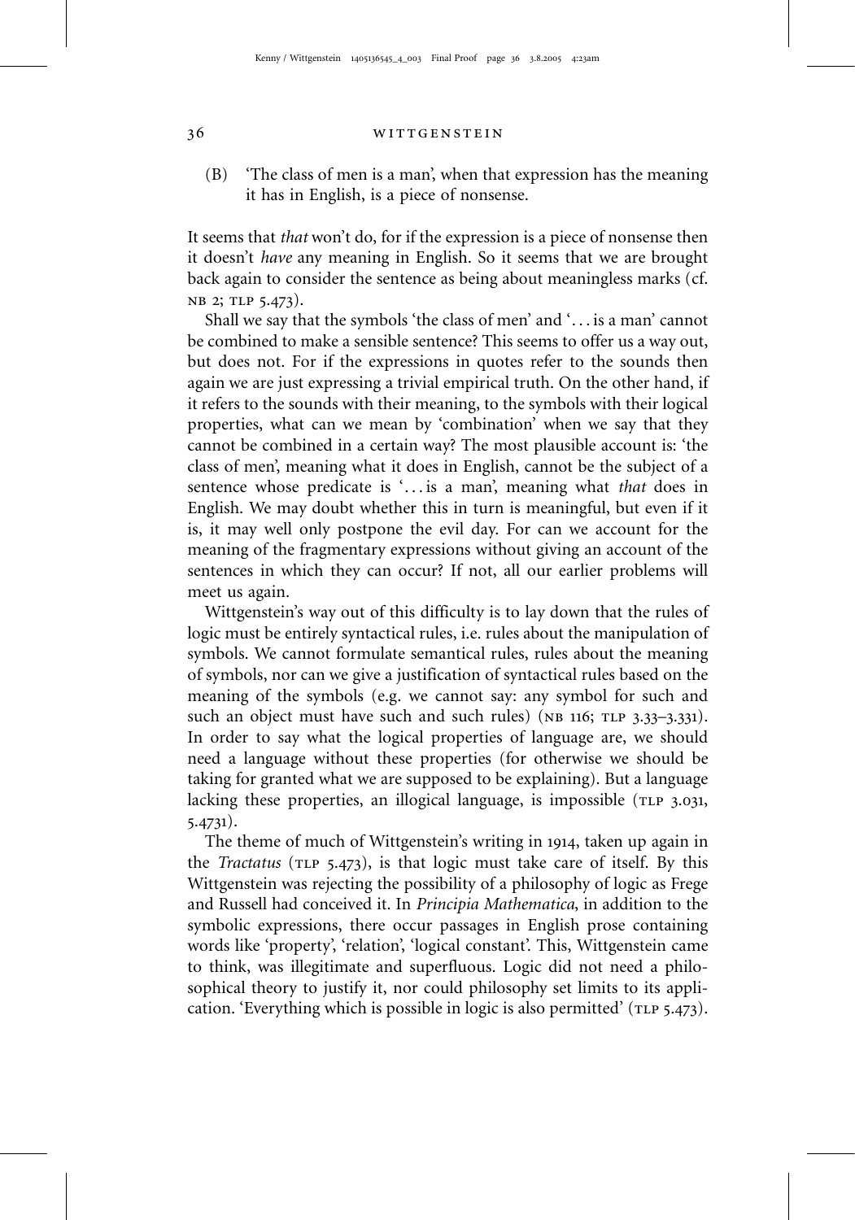(B) 'The class of men is a man', when that expression has the meaning it has in English, is a piece of nonsense.

It seems that *that* won't do, for if the expression is a piece of nonsense then it doesn't *have* any meaning in English. So it seems that we are brought back again to consider the sentence as being about meaningless marks (cf. NB 2; TLP 5.473).

Shall we say that the symbols 'the class of men' and '... is a man' cannot be combined to make a sensible sentence? This seems to offer us a way out, but does not. For if the expressions in quotes refer to the sounds then again we are just expressing a trivial empirical truth. On the other hand, if it refers to the sounds with their meaning, to the symbols with their logical properties, what can we mean by 'combination' when we say that they cannot be combined in a certain way? The most plausible account is: 'the class of men', meaning what it does in English, cannot be the subject of a sentence whose predicate is '... is a man', meaning what *that* does in English. We may doubt whether this in turn is meaningful, but even if it is, it may well only postpone the evil day. For can we account for the meaning of the fragmentary expressions without giving an account of the sentences in which they can occur? If not, all our earlier problems will meet us again.

Wittgenstein's way out of this difficulty is to lay down that the rules of logic must be entirely syntactical rules, i.e. rules about the manipulation of symbols. We cannot formulate semantical rules, rules about the meaning of symbols, nor can we give a justification of syntactical rules based on the meaning of the symbols (e.g. we cannot say: any symbol for such and such an object must have such and such rules) (NB 116; TLP 3.33–3.331). In order to say what the logical properties of language are, we should need a language without these properties (for otherwise we should be taking for granted what we are supposed to be explaining). But a language lacking these properties, an illogical language, is impossible (TLP 3.031, 5.4731).

The theme of much of Wittgenstein's writing in 1914, taken up again in the *Tractatus* (TLP 5.473), is that logic must take care of itself. By this Wittgenstein was rejecting the possibility of a philosophy of logic as Frege and Russell had conceived it. In *Principia Mathematica*, in addition to the symbolic expressions, there occur passages in English prose containing words like 'property', 'relation', 'logical constant'. This, Wittgenstein came to think, was illegitimate and superfluous. Logic did not need a philosophical theory to justify it, nor could philosophy set limits to its application. 'Everything which is possible in logic is also permitted' (TLP 5.473).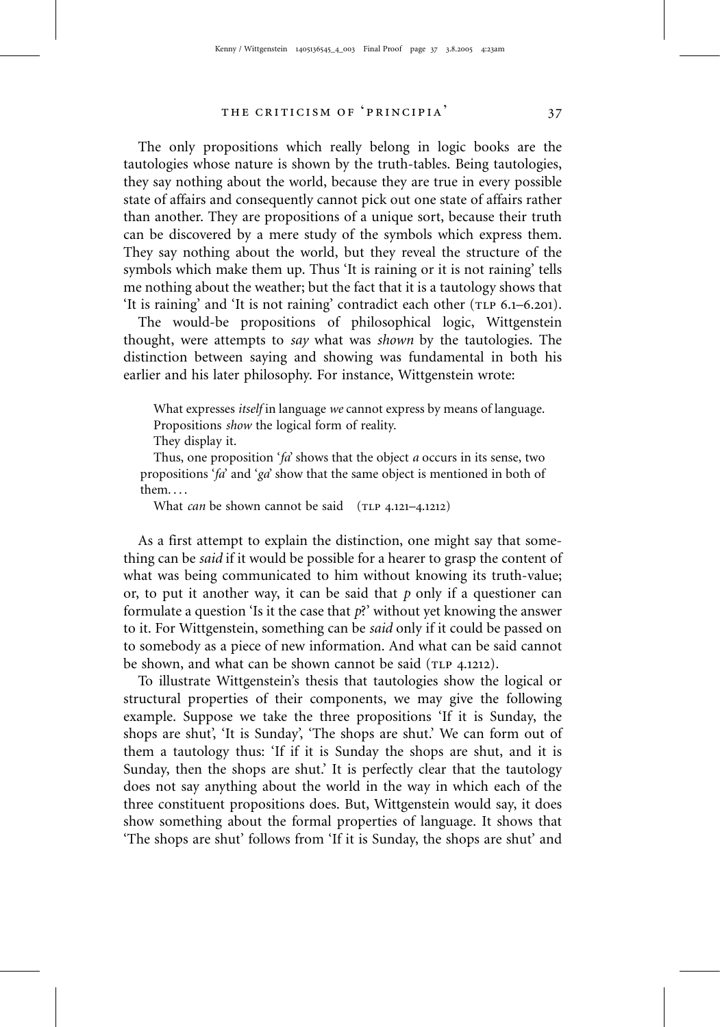The only propositions which really belong in logic books are the tautologies whose nature is shown by the truth-tables. Being tautologies, they say nothing about the world, because they are true in every possible state of affairs and consequently cannot pick out one state of affairs rather than another. They are propositions of a unique sort, because their truth can be discovered by a mere study of the symbols which express them. They say nothing about the world, but they reveal the structure of the symbols which make them up. Thus 'It is raining or it is not raining' tells me nothing about the weather; but the fact that it is a tautology shows that 'It is raining' and 'It is not raining' contradict each other (TLP 6.1–6.201).

The would-be propositions of philosophical logic, Wittgenstein thought, were attempts to *say* what was *shown* by the tautologies. The distinction between saying and showing was fundamental in both his earlier and his later philosophy. For instance, Wittgenstein wrote:

> What expresses *itself* in language *we* cannot express by means of language.
> Propositions *show* the logical form of reality.
> They display it.
> Thus, one proposition '*fa*' shows that the object *a* occurs in its sense, two propositions '*fa*' and '*ga*' show that the same object is mentioned in both of them. . . .
> What *can* be shown cannot be said (TLP 4.121–4.1212)

As a first attempt to explain the distinction, one might say that something can be *said* if it would be possible for a hearer to grasp the content of what was being communicated to him without knowing its truth-value; or, to put it another way, it can be said that *p* only if a questioner can formulate a question 'Is it the case that *p*?' without yet knowing the answer to it. For Wittgenstein, something can be *said* only if it could be passed on to somebody as a piece of new information. And what can be said cannot be shown, and what can be shown cannot be said (TLP 4.1212).

To illustrate Wittgenstein's thesis that tautologies show the logical or structural properties of their components, we may give the following example. Suppose we take the three propositions 'If it is Sunday, the shops are shut', 'It is Sunday', 'The shops are shut.' We can form out of them a tautology thus: 'If if it is Sunday the shops are shut, and it is Sunday, then the shops are shut.' It is perfectly clear that the tautology does not say anything about the world in the way in which each of the three constituent propositions does. But, Wittgenstein would say, it does show something about the formal properties of language. It shows that 'The shops are shut' follows from 'If it is Sunday, the shops are shut' and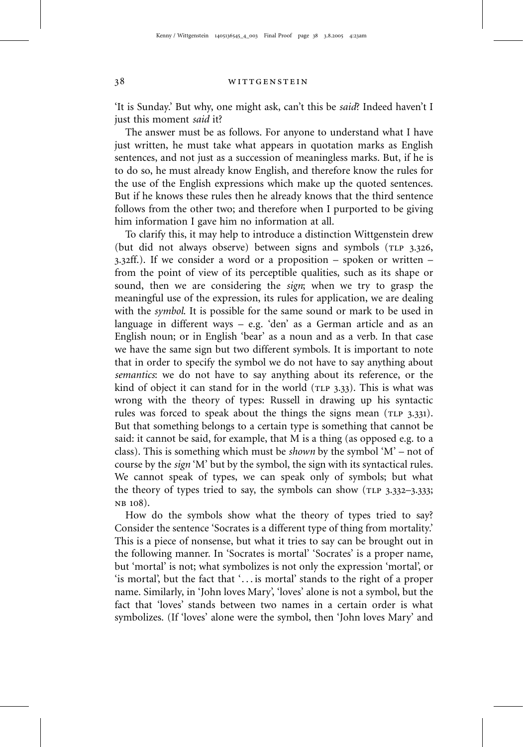'It is Sunday.' But why, one might ask, can't this be *said*? Indeed haven't I just this moment *said* it?

The answer must be as follows. For anyone to understand what I have just written, he must take what appears in quotation marks as English sentences, and not just as a succession of meaningless marks. But, if he is to do so, he must already know English, and therefore know the rules for the use of the English expressions which make up the quoted sentences. But if he knows these rules then he already knows that the third sentence follows from the other two; and therefore when I purported to be giving him information I gave him no information at all.

To clarify this, it may help to introduce a distinction Wittgenstein drew (but did not always observe) between signs and symbols (TLP 3.326, 3.32ff.). If we consider a word or a proposition – spoken or written – from the point of view of its perceptible qualities, such as its shape or sound, then we are considering the *sign*; when we try to grasp the meaningful use of the expression, its rules for application, we are dealing with the *symbol*. It is possible for the same sound or mark to be used in language in different ways – e.g. 'den' as a German article and as an English noun; or in English 'bear' as a noun and as a verb. In that case we have the same sign but two different symbols. It is important to note that in order to specify the symbol we do not have to say anything about *semantics*: we do not have to say anything about its reference, or the kind of object it can stand for in the world (TLP 3.33). This is what was wrong with the theory of types: Russell in drawing up his syntactic rules was forced to speak about the things the signs mean (TLP 3.331). But that something belongs to a certain type is something that cannot be said: it cannot be said, for example, that M is a thing (as opposed e.g. to a class). This is something which must be *shown* by the symbol 'M' – not of course by the *sign* 'M' but by the symbol, the sign with its syntactical rules. We cannot speak of types, we can speak only of symbols; but what the theory of types tried to say, the symbols can show (TLP 3.332–3.333; NB 108).

How do the symbols show what the theory of types tried to say? Consider the sentence 'Socrates is a different type of thing from mortality.' This is a piece of nonsense, but what it tries to say can be brought out in the following manner. In 'Socrates is mortal' 'Socrates' is a proper name, but 'mortal' is not; what symbolizes is not only the expression 'mortal', or 'is mortal', but the fact that '. . . is mortal' stands to the right of a proper name. Similarly, in 'John loves Mary', 'loves' alone is not a symbol, but the fact that 'loves' stands between two names in a certain order is what symbolizes. (If 'loves' alone were the symbol, then 'John loves Mary' and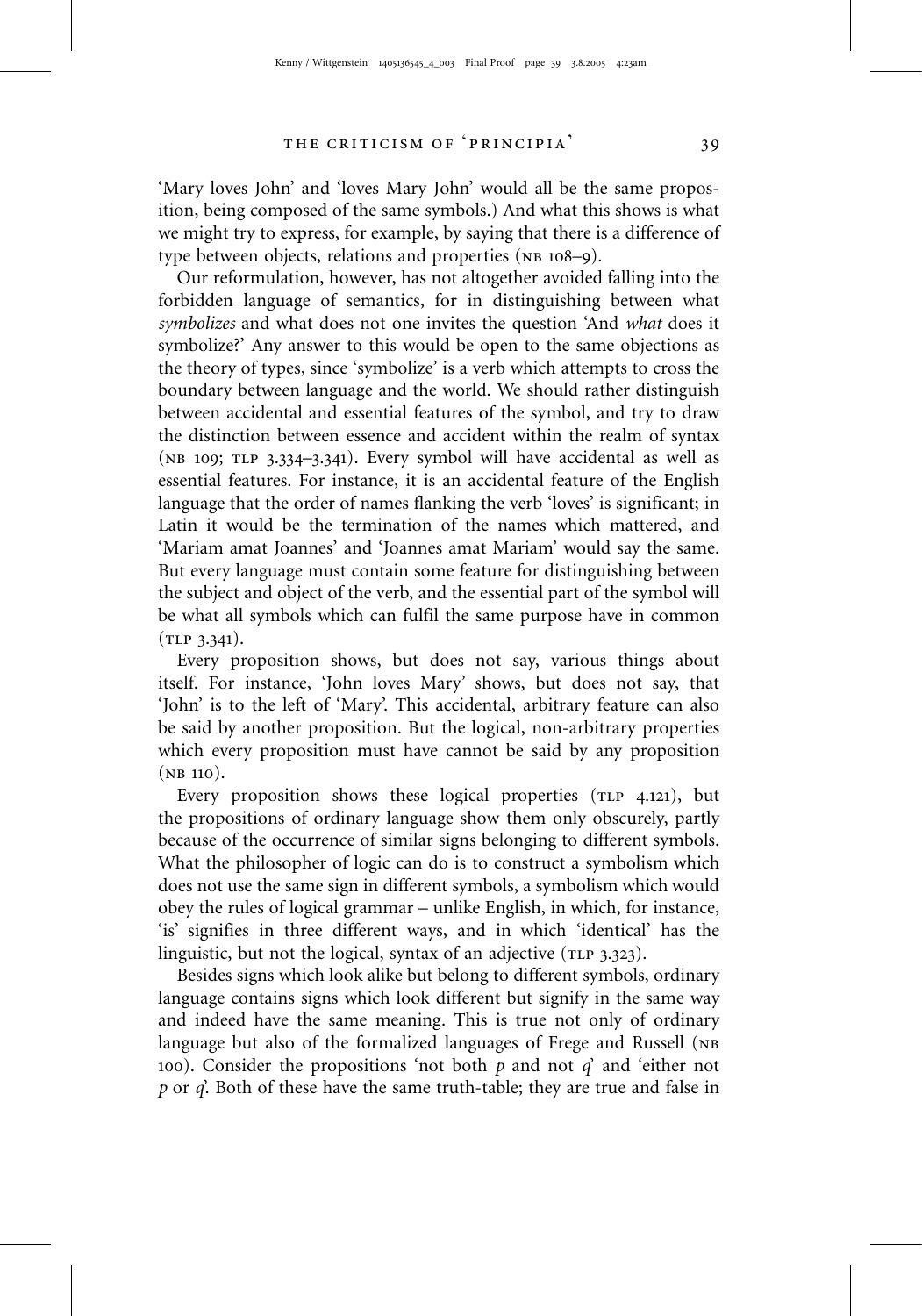'Mary loves John' and 'loves Mary John' would all be the same proposition, being composed of the same symbols.) And what this shows is what we might try to express, for example, by saying that there is a difference of type between objects, relations and properties (NB 108–9).

Our reformulation, however, has not altogether avoided falling into the forbidden language of semantics, for in distinguishing between what *symbolizes* and what does not one invites the question 'And *what* does it symbolize?' Any answer to this would be open to the same objections as the theory of types, since 'symbolize' is a verb which attempts to cross the boundary between language and the world. We should rather distinguish between accidental and essential features of the symbol, and try to draw the distinction between essence and accident within the realm of syntax (NB 109; TLP 3.334–3.341). Every symbol will have accidental as well as essential features. For instance, it is an accidental feature of the English language that the order of names flanking the verb 'loves' is significant; in Latin it would be the termination of the names which mattered, and 'Mariam amat Joannes' and 'Joannes amat Mariam' would say the same. But every language must contain some feature for distinguishing between the subject and object of the verb, and the essential part of the symbol will be what all symbols which can fulfil the same purpose have in common (TLP 3.341).

Every proposition shows, but does not say, various things about itself. For instance, 'John loves Mary' shows, but does not say, that 'John' is to the left of 'Mary'. This accidental, arbitrary feature can also be said by another proposition. But the logical, non-arbitrary properties which every proposition must have cannot be said by any proposition (NB 110).

Every proposition shows these logical properties (TLP 4.121), but the propositions of ordinary language show them only obscurely, partly because of the occurrence of similar signs belonging to different symbols. What the philosopher of logic can do is to construct a symbolism which does not use the same sign in different symbols, a symbolism which would obey the rules of logical grammar – unlike English, in which, for instance, 'is' signifies in three different ways, and in which 'identical' has the linguistic, but not the logical, syntax of an adjective (TLP 3.323).

Besides signs which look alike but belong to different symbols, ordinary language contains signs which look different but signify in the same way and indeed have the same meaning. This is true not only of ordinary language but also of the formalized languages of Frege and Russell (NB 100). Consider the propositions 'not both *p* and not *q*' and 'either not *p* or *q*'. Both of these have the same truth-table; they are true and false in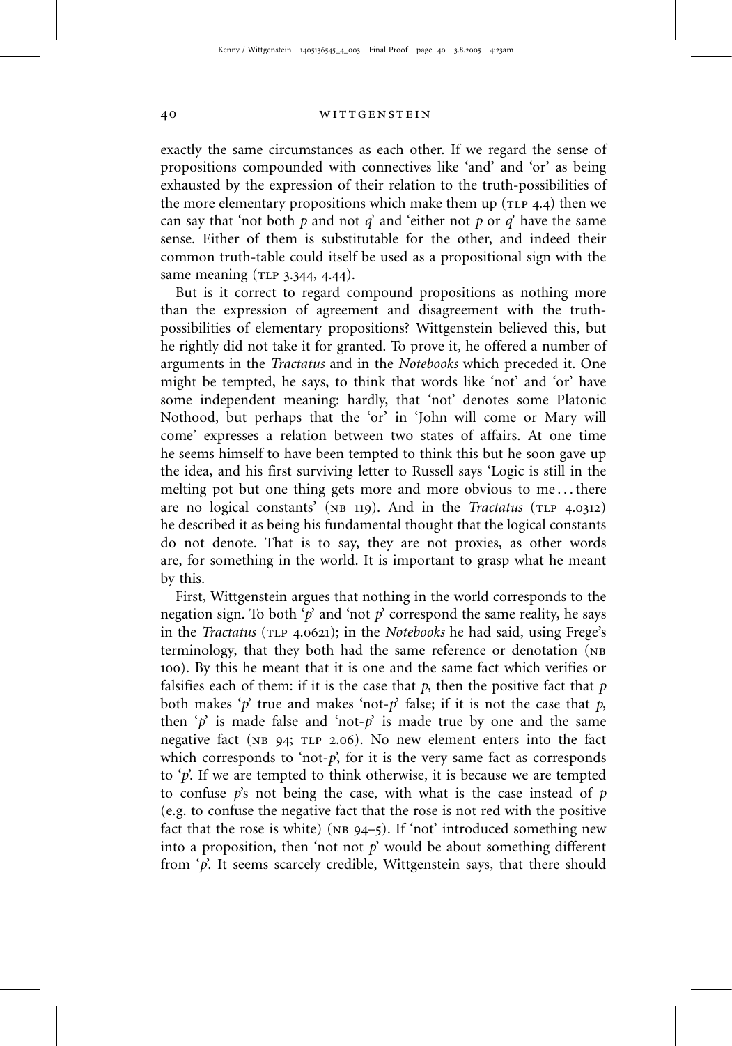exactly the same circumstances as each other. If we regard the sense of propositions compounded with connectives like 'and' and 'or' as being exhausted by the expression of their relation to the truth-possibilities of the more elementary propositions which make them up (TLP 4.4) then we can say that 'not both *p* and not *q*' and 'either not *p* or *q*' have the same sense. Either of them is substitutable for the other, and indeed their common truth-table could itself be used as a propositional sign with the same meaning (TLP 3.344, 4.44).

But is it correct to regard compound propositions as nothing more than the expression of agreement and disagreement with the truth-possibilities of elementary propositions? Wittgenstein believed this, but he rightly did not take it for granted. To prove it, he offered a number of arguments in the *Tractatus* and in the *Notebooks* which preceded it. One might be tempted, he says, to think that words like 'not' and 'or' have some independent meaning: hardly, that 'not' denotes some Platonic Nothood, but perhaps that the 'or' in 'John will come or Mary will come' expresses a relation between two states of affairs. At one time he seems himself to have been tempted to think this but he soon gave up the idea, and his first surviving letter to Russell says 'Logic is still in the melting pot but one thing gets more and more obvious to me . . . there are no logical constants' (NB 119). And in the *Tractatus* (TLP 4.0312) he described it as being his fundamental thought that the logical constants do not denote. That is to say, they are not proxies, as other words are, for something in the world. It is important to grasp what he meant by this.

First, Wittgenstein argues that nothing in the world corresponds to the negation sign. To both '*p*' and 'not *p*' correspond the same reality, he says in the *Tractatus* (TLP 4.0621); in the *Notebooks* he had said, using Frege's terminology, that they both had the same reference or denotation (NB 100). By this he meant that it is one and the same fact which verifies or falsifies each of them: if it is the case that *p*, then the positive fact that *p* both makes '*p*' true and makes 'not-*p*' false; if it is not the case that *p*, then '*p*' is made false and 'not-*p*' is made true by one and the same negative fact (NB 94; TLP 2.06). No new element enters into the fact which corresponds to 'not-*p*', for it is the very same fact as corresponds to '*p*'. If we are tempted to think otherwise, it is because we are tempted to confuse *p*'s not being the case, with what is the case instead of *p* (e.g. to confuse the negative fact that the rose is not red with the positive fact that the rose is white) (NB 94–5). If 'not' introduced something new into a proposition, then 'not not *p*' would be about something different from '*p*'. It seems scarcely credible, Wittgenstein says, that there should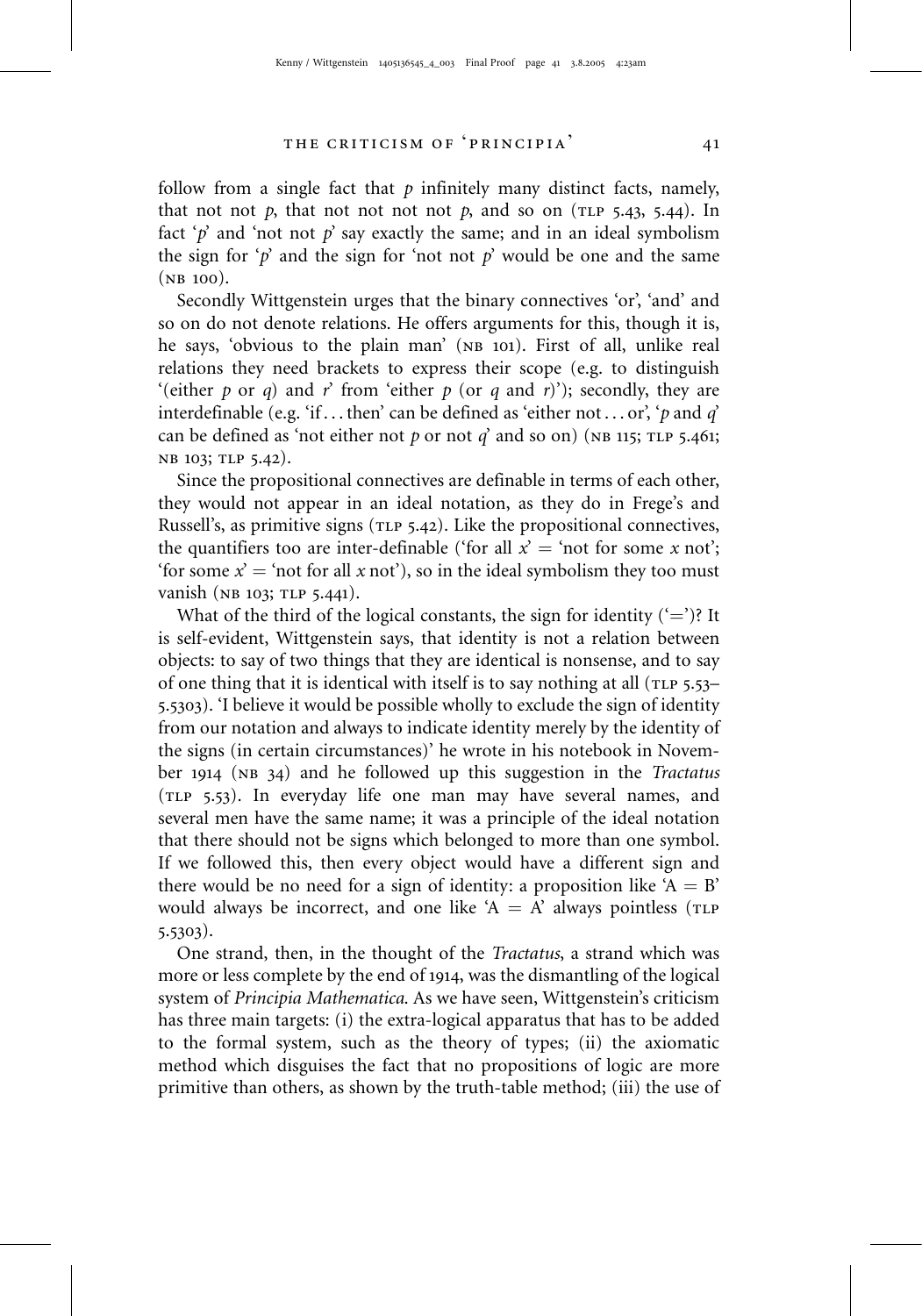follow from a single fact that *p* infinitely many distinct facts, namely, that not not *p*, that not not not not *p*, and so on (TLP 5.43, 5.44). In fact '*p*' and 'not not *p*' say exactly the same; and in an ideal symbolism the sign for '*p*' and the sign for 'not not *p*' would be one and the same (NB 100).

Secondly Wittgenstein urges that the binary connectives 'or', 'and' and so on do not denote relations. He offers arguments for this, though it is, he says, 'obvious to the plain man' (NB 101). First of all, unlike real relations they need brackets to express their scope (e.g. to distinguish '(either *p* or *q*) and *r*' from 'either *p* (or *q* and *r*)'); secondly, they are interdefinable (e.g. 'if . . . then' can be defined as 'either not . . . or', '*p* and *q*' can be defined as 'not either not *p* or not *q*' and so on) (NB 115; TLP 5.461; NB 103; TLP 5.42).

Since the propositional connectives are definable in terms of each other, they would not appear in an ideal notation, as they do in Frege's and Russell's, as primitive signs (TLP 5.42). Like the propositional connectives, the quantifiers too are inter-definable ('for all *x*' = 'not for some *x* not'; 'for some *x*' = 'not for all *x* not'), so in the ideal symbolism they too must vanish (NB 103; TLP 5.441).

What of the third of the logical constants, the sign for identity ('=')? It is self-evident, Wittgenstein says, that identity is not a relation between objects: to say of two things that they are identical is nonsense, and to say of one thing that it is identical with itself is to say nothing at all (TLP 5.53–5.5303). 'I believe it would be possible wholly to exclude the sign of identity from our notation and always to indicate identity merely by the identity of the signs (in certain circumstances)' he wrote in his notebook in November 1914 (NB 34) and he followed up this suggestion in the *Tractatus* (TLP 5.53). In everyday life one man may have several names, and several men have the same name; it was a principle of the ideal notation that there should not be signs which belonged to more than one symbol. If we followed this, then every object would have a different sign and there would be no need for a sign of identity: a proposition like 'A = B' would always be incorrect, and one like 'A = A' always pointless (TLP 5.5303).

One strand, then, in the thought of the *Tractatus*, a strand which was more or less complete by the end of 1914, was the dismantling of the logical system of *Principia Mathematica*. As we have seen, Wittgenstein's criticism has three main targets: (i) the extra-logical apparatus that has to be added to the formal system, such as the theory of types; (ii) the axiomatic method which disguises the fact that no propositions of logic are more primitive than others, as shown by the truth-table method; (iii) the use of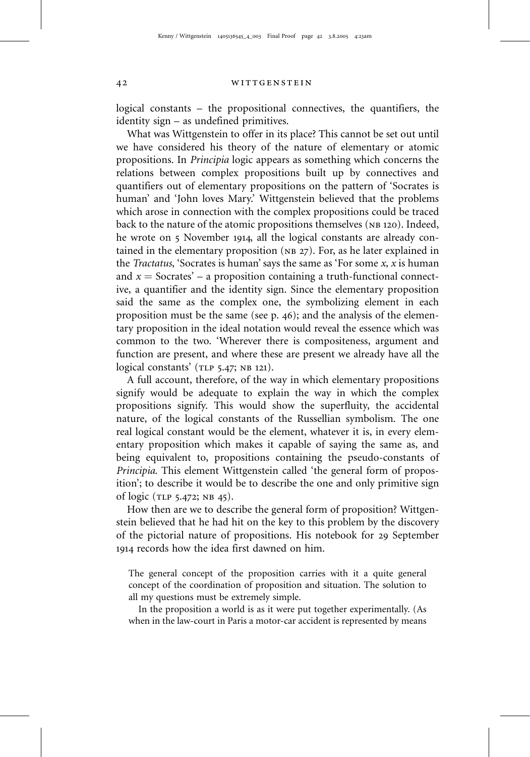logical constants – the propositional connectives, the quantifiers, the identity sign – as undefined primitives.

What was Wittgenstein to offer in its place? This cannot be set out until we have considered his theory of the nature of elementary or atomic propositions. In *Principia* logic appears as something which concerns the relations between complex propositions built up by connectives and quantifiers out of elementary propositions on the pattern of 'Socrates is human' and 'John loves Mary.' Wittgenstein believed that the problems which arose in connection with the complex propositions could be traced back to the nature of the atomic propositions themselves (NB 120). Indeed, he wrote on 5 November 1914, all the logical constants are already contained in the elementary proposition (NB 27). For, as he later explained in the *Tractatus*, 'Socrates is human' says the same as 'For some $x$, $x$ is human and $x =$ Socrates' – a proposition containing a truth-functional connective, a quantifier and the identity sign. Since the elementary proposition said the same as the complex one, the symbolizing element in each proposition must be the same (see p. 46); and the analysis of the elementary proposition in the ideal notation would reveal the essence which was common to the two. 'Wherever there is compositeness, argument and function are present, and where these are present we already have all the logical constants' (TLP 5.47; NB 121).

A full account, therefore, of the way in which elementary propositions signify would be adequate to explain the way in which the complex propositions signify. This would show the superfluity, the accidental nature, of the logical constants of the Russellian symbolism. The one real logical constant would be the element, whatever it is, in every elementary proposition which makes it capable of saying the same as, and being equivalent to, propositions containing the pseudo-constants of *Principia*. This element Wittgenstein called 'the general form of proposition'; to describe it would be to describe the one and only primitive sign of logic (TLP 5.472; NB 45).

How then are we to describe the general form of proposition? Wittgenstein believed that he had hit on the key to this problem by the discovery of the pictorial nature of propositions. His notebook for 29 September 1914 records how the idea first dawned on him.

> The general concept of the proposition carries with it a quite general concept of the coordination of proposition and situation. The solution to all my questions must be extremely simple.
>
> In the proposition a world is as it were put together experimentally. (As when in the law-court in Paris a motor-car accident is represented by means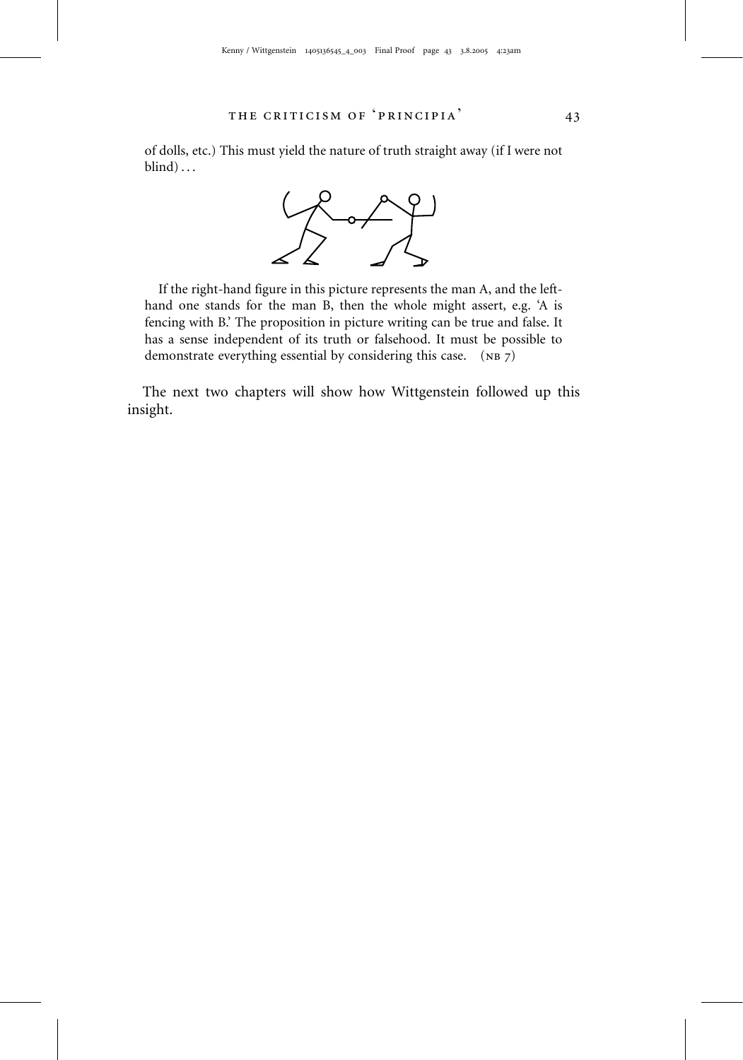> of dolls, etc.) This must yield the nature of truth straight away (if I were not blind) . . .
>
> If the right-hand figure in this picture represents the man A, and the left-hand one stands for the man B, then the whole might assert, e.g. 'A is fencing with B.' The proposition in picture writing can be true and false. It has a sense independent of its truth or falsehood. It must be possible to demonstrate everything essential by considering this case. (NB 7)

The next two chapters will show how Wittgenstein followed up this insight.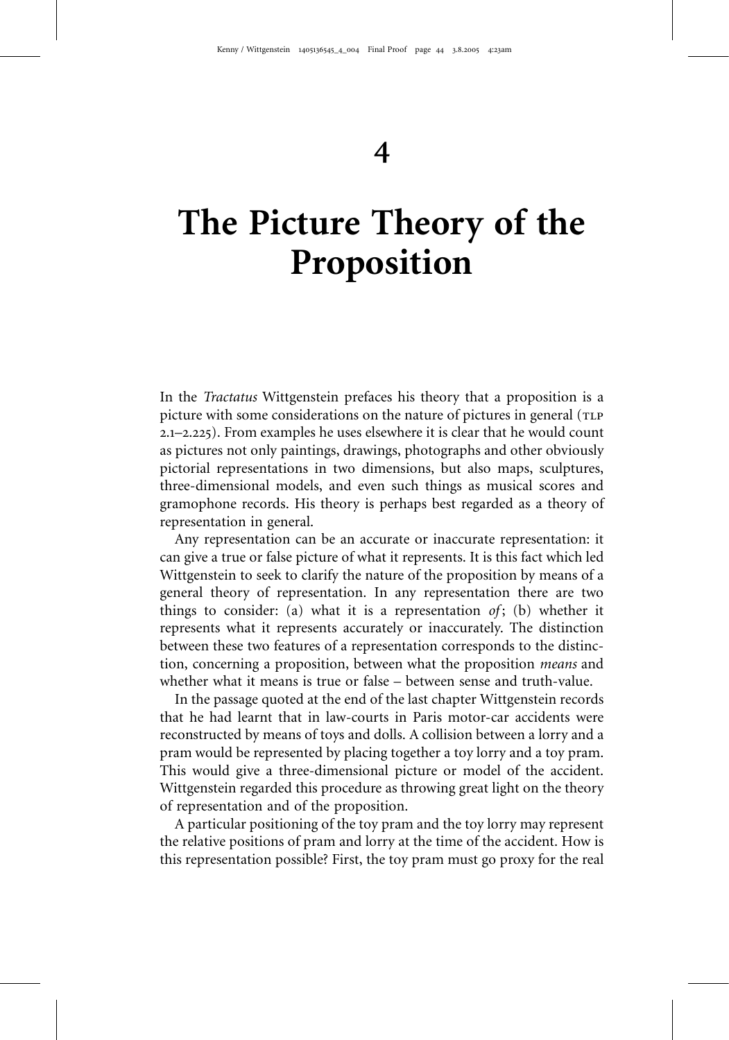# 4

# The Picture Theory of the Proposition

In the *Tractatus* Wittgenstein prefaces his theory that a proposition is a picture with some considerations on the nature of pictures in general (TLP 2.1–2.225). From examples he uses elsewhere it is clear that he would count as pictures not only paintings, drawings, photographs and other obviously pictorial representations in two dimensions, but also maps, sculptures, three-dimensional models, and even such things as musical scores and gramophone records. His theory is perhaps best regarded as a theory of representation in general.

Any representation can be an accurate or inaccurate representation: it can give a true or false picture of what it represents. It is this fact which led Wittgenstein to seek to clarify the nature of the proposition by means of a general theory of representation. In any representation there are two things to consider: (a) what it is a representation *of*; (b) whether it represents what it represents accurately or inaccurately. The distinction between these two features of a representation corresponds to the distinction, concerning a proposition, between what the proposition *means* and whether what it means is true or false – between sense and truth-value.

In the passage quoted at the end of the last chapter Wittgenstein records that he had learnt that in law-courts in Paris motor-car accidents were reconstructed by means of toys and dolls. A collision between a lorry and a pram would be represented by placing together a toy lorry and a toy pram. This would give a three-dimensional picture or model of the accident. Wittgenstein regarded this procedure as throwing great light on the theory of representation and of the proposition.

A particular positioning of the toy pram and the toy lorry may represent the relative positions of pram and lorry at the time of the accident. How is this representation possible? First, the toy pram must go proxy for the real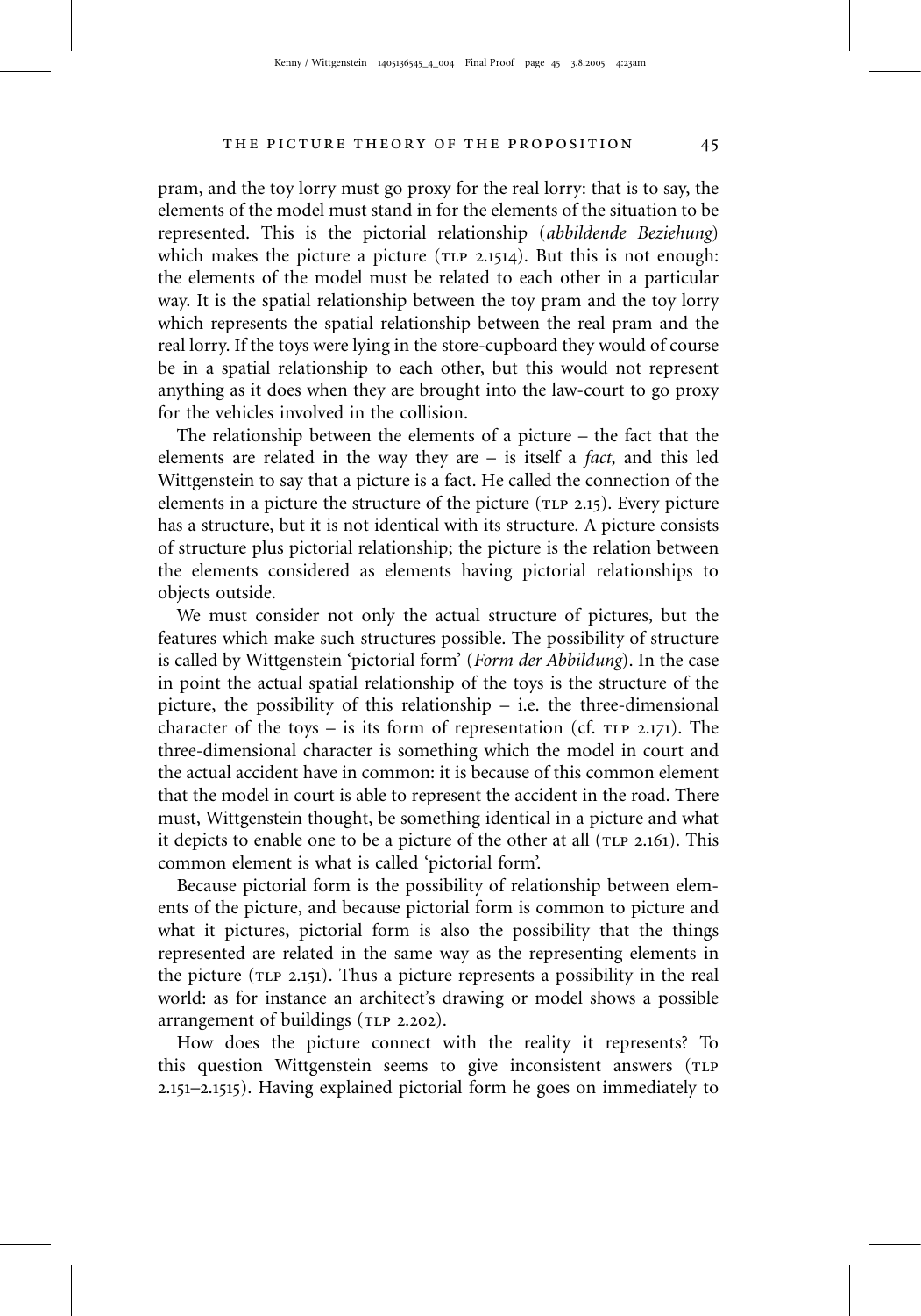pram, and the toy lorry must go proxy for the real lorry: that is to say, the elements of the model must stand in for the elements of the situation to be represented. This is the pictorial relationship (*abbildende Beziehung*) which makes the picture a picture (TLP 2.1514). But this is not enough: the elements of the model must be related to each other in a particular way. It is the spatial relationship between the toy pram and the toy lorry which represents the spatial relationship between the real pram and the real lorry. If the toys were lying in the store-cupboard they would of course be in a spatial relationship to each other, but this would not represent anything as it does when they are brought into the law-court to go proxy for the vehicles involved in the collision.

The relationship between the elements of a picture – the fact that the elements are related in the way they are – is itself a *fact*, and this led Wittgenstein to say that a picture is a fact. He called the connection of the elements in a picture the structure of the picture (TLP 2.15). Every picture has a structure, but it is not identical with its structure. A picture consists of structure plus pictorial relationship; the picture is the relation between the elements considered as elements having pictorial relationships to objects outside.

We must consider not only the actual structure of pictures, but the features which make such structures possible. The possibility of structure is called by Wittgenstein 'pictorial form' (*Form der Abbildung*). In the case in point the actual spatial relationship of the toys is the structure of the picture, the possibility of this relationship – i.e. the three-dimensional character of the toys – is its form of representation (cf. TLP 2.171). The three-dimensional character is something which the model in court and the actual accident have in common: it is because of this common element that the model in court is able to represent the accident in the road. There must, Wittgenstein thought, be something identical in a picture and what it depicts to enable one to be a picture of the other at all (TLP 2.161). This common element is what is called 'pictorial form'.

Because pictorial form is the possibility of relationship between elements of the picture, and because pictorial form is common to picture and what it pictures, pictorial form is also the possibility that the things represented are related in the same way as the representing elements in the picture (TLP 2.151). Thus a picture represents a possibility in the real world: as for instance an architect's drawing or model shows a possible arrangement of buildings (TLP 2.202).

How does the picture connect with the reality it represents? To this question Wittgenstein seems to give inconsistent answers (TLP 2.151–2.1515). Having explained pictorial form he goes on immediately to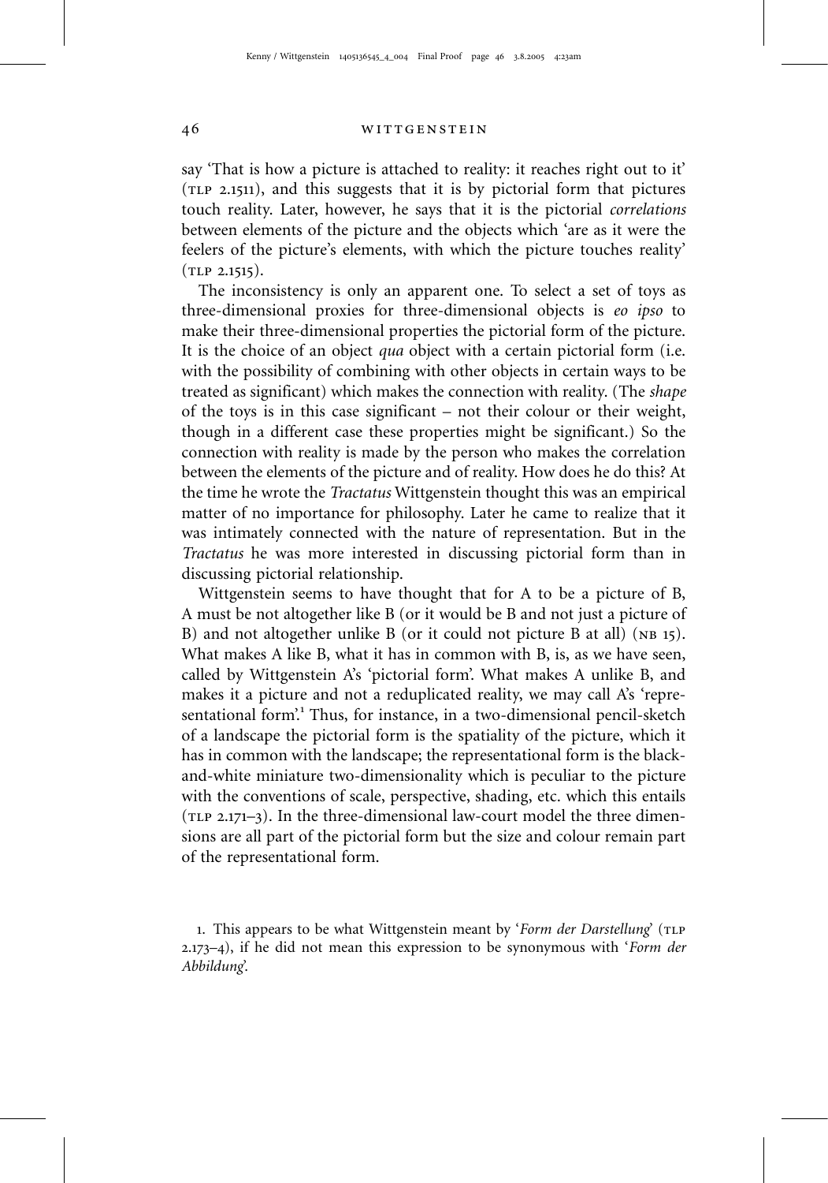say 'That is how a picture is attached to reality: it reaches right out to it' (TLP 2.1511), and this suggests that it is by pictorial form that pictures touch reality. Later, however, he says that it is the pictorial *correlations* between elements of the picture and the objects which 'are as it were the feelers of the picture's elements, with which the picture touches reality' (TLP 2.1515).

The inconsistency is only an apparent one. To select a set of toys as three-dimensional proxies for three-dimensional objects is *eo ipso* to make their three-dimensional properties the pictorial form of the picture. It is the choice of an object *qua* object with a certain pictorial form (i.e. with the possibility of combining with other objects in certain ways to be treated as significant) which makes the connection with reality. (The *shape* of the toys is in this case significant – not their colour or their weight, though in a different case these properties might be significant.) So the connection with reality is made by the person who makes the correlation between the elements of the picture and of reality. How does he do this? At the time he wrote the *Tractatus* Wittgenstein thought this was an empirical matter of no importance for philosophy. Later he came to realize that it was intimately connected with the nature of representation. But in the *Tractatus* he was more interested in discussing pictorial form than in discussing pictorial relationship.

Wittgenstein seems to have thought that for A to be a picture of B, A must be not altogether like B (or it would be B and not just a picture of B) and not altogether unlike B (or it could not picture B at all) (NB 15). What makes A like B, what it has in common with B, is, as we have seen, called by Wittgenstein A's 'pictorial form'. What makes A unlike B, and makes it a picture and not a reduplicated reality, we may call A's 'representational form'.[1] Thus, for instance, in a two-dimensional pencil-sketch of a landscape the pictorial form is the spatiality of the picture, which it has in common with the landscape; the representational form is the black-and-white miniature two-dimensionality which is peculiar to the picture with the conventions of scale, perspective, shading, etc. which this entails (TLP 2.171–3). In the three-dimensional law-court model the three dimensions are all part of the pictorial form but the size and colour remain part of the representational form.

1. This appears to be what Wittgenstein meant by '*Form der Darstellung*' (TLP 2.173–4), if he did not mean this expression to be synonymous with '*Form der Abbildung*'.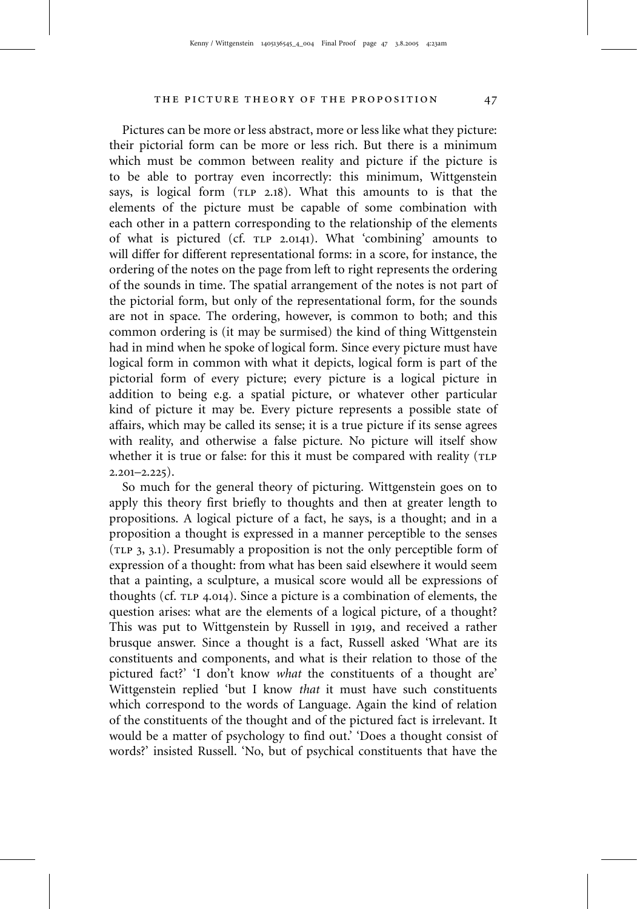Pictures can be more or less abstract, more or less like what they picture: their pictorial form can be more or less rich. But there is a minimum which must be common between reality and picture if the picture is to be able to portray even incorrectly: this minimum, Wittgenstein says, is logical form (TLP 2.18). What this amounts to is that the elements of the picture must be capable of some combination with each other in a pattern corresponding to the relationship of the elements of what is pictured (cf. TLP 2.0141). What 'combining' amounts to will differ for different representational forms: in a score, for instance, the ordering of the notes on the page from left to right represents the ordering of the sounds in time. The spatial arrangement of the notes is not part of the pictorial form, but only of the representational form, for the sounds are not in space. The ordering, however, is common to both; and this common ordering is (it may be surmised) the kind of thing Wittgenstein had in mind when he spoke of logical form. Since every picture must have logical form in common with what it depicts, logical form is part of the pictorial form of every picture; every picture is a logical picture in addition to being e.g. a spatial picture, or whatever other particular kind of picture it may be. Every picture represents a possible state of affairs, which may be called its sense; it is a true picture if its sense agrees with reality, and otherwise a false picture. No picture will itself show whether it is true or false: for this it must be compared with reality (TLP 2.201–2.225).

So much for the general theory of picturing. Wittgenstein goes on to apply this theory first briefly to thoughts and then at greater length to propositions. A logical picture of a fact, he says, is a thought; and in a proposition a thought is expressed in a manner perceptible to the senses (TLP 3, 3.1). Presumably a proposition is not the only perceptible form of expression of a thought: from what has been said elsewhere it would seem that a painting, a sculpture, a musical score would all be expressions of thoughts (cf. TLP 4.014). Since a picture is a combination of elements, the question arises: what are the elements of a logical picture, of a thought? This was put to Wittgenstein by Russell in 1919, and received a rather brusque answer. Since a thought is a fact, Russell asked 'What are its constituents and components, and what is their relation to those of the pictured fact?' 'I don't know *what* the constituents of a thought are' Wittgenstein replied 'but I know *that* it must have such constituents which correspond to the words of Language. Again the kind of relation of the constituents of the thought and of the pictured fact is irrelevant. It would be a matter of psychology to find out.' 'Does a thought consist of words?' insisted Russell. 'No, but of psychical constituents that have the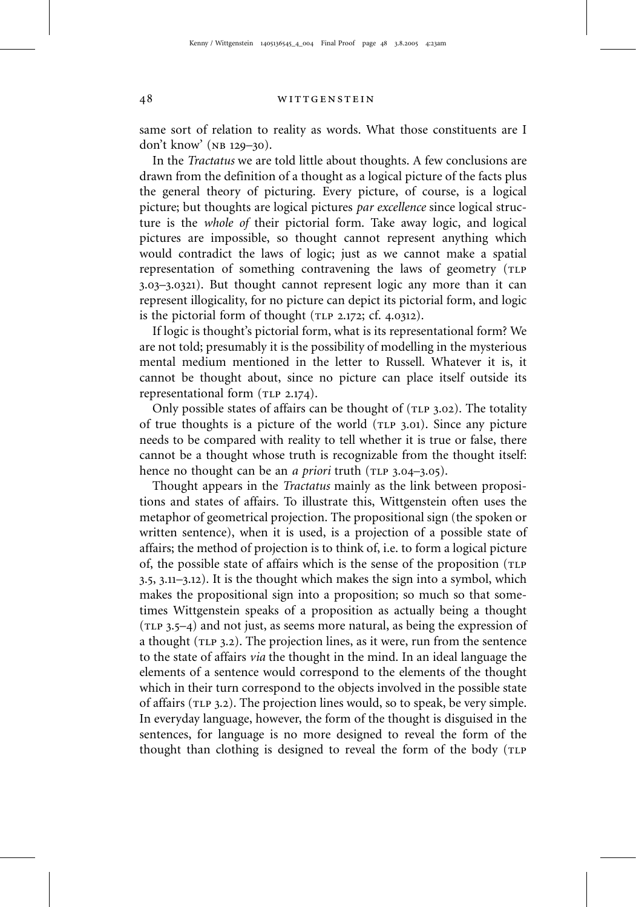same sort of relation to reality as words. What those constituents are I don't know' (NB 129–30).

In the *Tractatus* we are told little about thoughts. A few conclusions are drawn from the definition of a thought as a logical picture of the facts plus the general theory of picturing. Every picture, of course, is a logical picture; but thoughts are logical pictures *par excellence* since logical structure is the *whole of* their pictorial form. Take away logic, and logical pictures are impossible, so thought cannot represent anything which would contradict the laws of logic; just as we cannot make a spatial representation of something contravening the laws of geometry (TLP 3.03–3.0321). But thought cannot represent logic any more than it can represent illogicality, for no picture can depict its pictorial form, and logic is the pictorial form of thought (TLP 2.172; cf. 4.0312).

If logic is thought's pictorial form, what is its representational form? We are not told; presumably it is the possibility of modelling in the mysterious mental medium mentioned in the letter to Russell. Whatever it is, it cannot be thought about, since no picture can place itself outside its representational form (TLP 2.174).

Only possible states of affairs can be thought of (TLP 3.02). The totality of true thoughts is a picture of the world (TLP 3.01). Since any picture needs to be compared with reality to tell whether it is true or false, there cannot be a thought whose truth is recognizable from the thought itself: hence no thought can be an *a priori* truth (TLP 3.04–3.05).

Thought appears in the *Tractatus* mainly as the link between propositions and states of affairs. To illustrate this, Wittgenstein often uses the metaphor of geometrical projection. The propositional sign (the spoken or written sentence), when it is used, is a projection of a possible state of affairs; the method of projection is to think of, i.e. to form a logical picture of, the possible state of affairs which is the sense of the proposition (TLP 3.5, 3.11–3.12). It is the thought which makes the sign into a symbol, which makes the propositional sign into a proposition; so much so that sometimes Wittgenstein speaks of a proposition as actually being a thought (TLP 3.5–4) and not just, as seems more natural, as being the expression of a thought (TLP 3.2). The projection lines, as it were, run from the sentence to the state of affairs *via* the thought in the mind. In an ideal language the elements of a sentence would correspond to the elements of the thought which in their turn correspond to the objects involved in the possible state of affairs (TLP 3.2). The projection lines would, so to speak, be very simple. In everyday language, however, the form of the thought is disguised in the sentences, for language is no more designed to reveal the form of the thought than clothing is designed to reveal the form of the body (TLP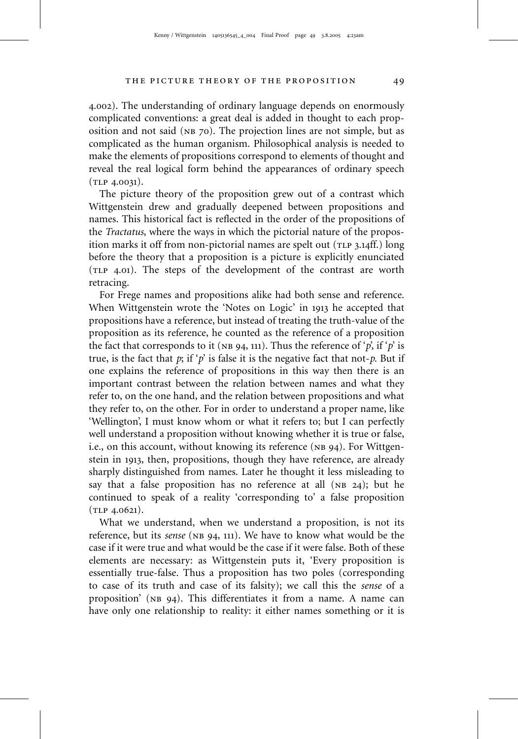4.002). The understanding of ordinary language depends on enormously complicated conventions: a great deal is added in thought to each proposition and not said (NB 70). The projection lines are not simple, but as complicated as the human organism. Philosophical analysis is needed to make the elements of propositions correspond to elements of thought and reveal the real logical form behind the appearances of ordinary speech (TLP 4.0031).

The picture theory of the proposition grew out of a contrast which Wittgenstein drew and gradually deepened between propositions and names. This historical fact is reflected in the order of the propositions of the *Tractatus*, where the ways in which the pictorial nature of the proposition marks it off from non-pictorial names are spelt out (TLP 3.14ff.) long before the theory that a proposition is a picture is explicitly enunciated (TLP 4.01). The steps of the development of the contrast are worth retracing.

For Frege names and propositions alike had both sense and reference. When Wittgenstein wrote the 'Notes on Logic' in 1913 he accepted that propositions have a reference, but instead of treating the truth-value of the proposition as its reference, he counted as the reference of a proposition the fact that corresponds to it (NB 94, 111). Thus the reference of '*p*', if '*p*' is true, is the fact that *p*; if '*p*' is false it is the negative fact that not-*p*. But if one explains the reference of propositions in this way then there is an important contrast between the relation between names and what they refer to, on the one hand, and the relation between propositions and what they refer to, on the other. For in order to understand a proper name, like 'Wellington', I must know whom or what it refers to; but I can perfectly well understand a proposition without knowing whether it is true or false, i.e., on this account, without knowing its reference (NB 94). For Wittgenstein in 1913, then, propositions, though they have reference, are already sharply distinguished from names. Later he thought it less misleading to say that a false proposition has no reference at all (NB 24); but he continued to speak of a reality 'corresponding to' a false proposition (TLP 4.0621).

What we understand, when we understand a proposition, is not its reference, but its *sense* (NB 94, 111). We have to know what would be the case if it were true and what would be the case if it were false. Both of these elements are necessary: as Wittgenstein puts it, 'Every proposition is essentially true-false. Thus a proposition has two poles (corresponding to case of its truth and case of its falsity); we call this the *sense* of a proposition' (NB 94). This differentiates it from a name. A name can have only one relationship to reality: it either names something or it is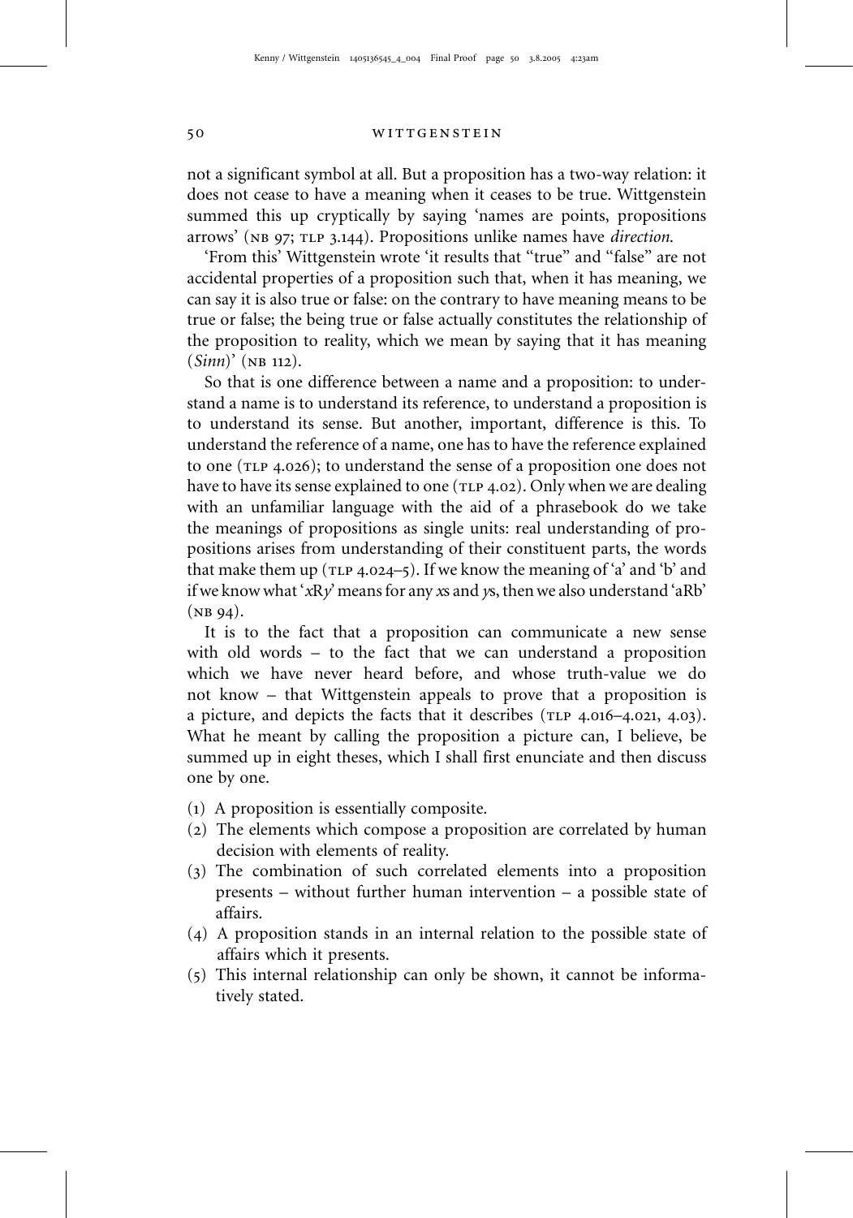not a significant symbol at all. But a proposition has a two-way relation: it does not cease to have a meaning when it ceases to be true. Wittgenstein summed this up cryptically by saying 'names are points, propositions arrows' (NB 97; TLP 3.144). Propositions unlike names have *direction*.

'From this' Wittgenstein wrote 'it results that "true" and "false" are not accidental properties of a proposition such that, when it has meaning, we can say it is also true or false: on the contrary to have meaning means to be true or false; the being true or false actually constitutes the relationship of the proposition to reality, which we mean by saying that it has meaning (*Sinn*)' (NB 112).

So that is one difference between a name and a proposition: to understand a name is to understand its reference, to understand a proposition is to understand its sense. But another, important, difference is this. To understand the reference of a name, one has to have the reference explained to one (TLP 4.026); to understand the sense of a proposition one does not have to have its sense explained to one (TLP 4.02). Only when we are dealing with an unfamiliar language with the aid of a phrasebook do we take the meanings of propositions as single units: real understanding of propositions arises from understanding of their constituent parts, the words that make them up (TLP 4.024–5). If we know the meaning of 'a' and 'b' and if we know what '*x*R*y*' means for any *x*s and *y*s, then we also understand 'aRb' (NB 94).

It is to the fact that a proposition can communicate a new sense with old words – to the fact that we can understand a proposition which we have never heard before, and whose truth-value we do not know – that Wittgenstein appeals to prove that a proposition is a picture, and depicts the facts that it describes (TLP 4.016–4.021, 4.03). What he meant by calling the proposition a picture can, I believe, be summed up in eight theses, which I shall first enunciate and then discuss one by one.

(1) A proposition is essentially composite.
(2) The elements which compose a proposition are correlated by human decision with elements of reality.
(3) The combination of such correlated elements into a proposition presents – without further human intervention – a possible state of affairs.
(4) A proposition stands in an internal relation to the possible state of affairs which it presents.
(5) This internal relationship can only be shown, it cannot be informatively stated.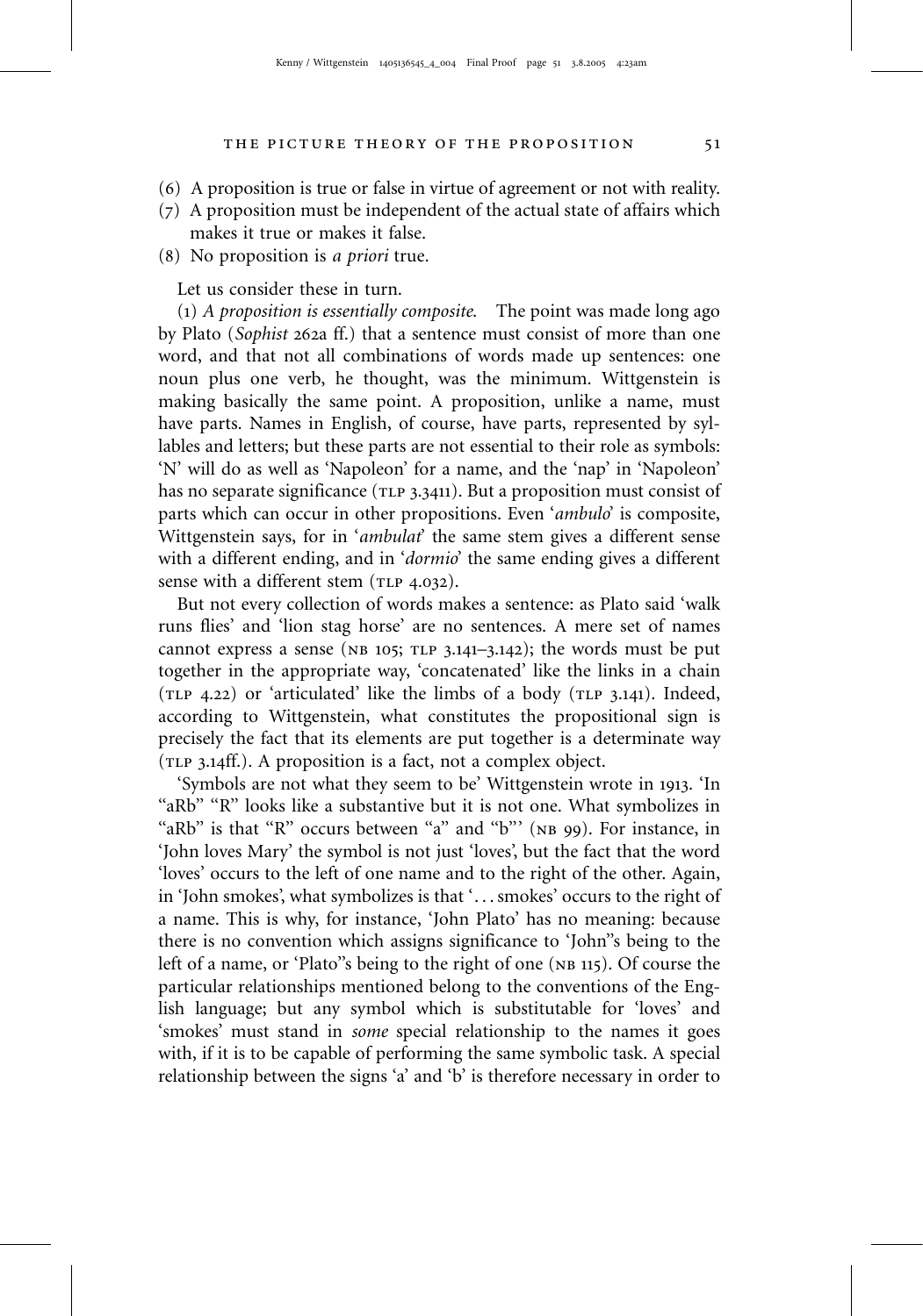(6) A proposition is true or false in virtue of agreement or not with reality.
(7) A proposition must be independent of the actual state of affairs which makes it true or makes it false.
(8) No proposition is *a priori* true.

Let us consider these in turn.

(1) *A proposition is essentially composite.* The point was made long ago by Plato (*Sophist* 262a ff.) that a sentence must consist of more than one word, and that not all combinations of words made up sentences: one noun plus one verb, he thought, was the minimum. Wittgenstein is making basically the same point. A proposition, unlike a name, must have parts. Names in English, of course, have parts, represented by syllables and letters; but these parts are not essential to their role as symbols: 'N' will do as well as 'Napoleon' for a name, and the 'nap' in 'Napoleon' has no separate significance (TLP 3.3411). But a proposition must consist of parts which can occur in other propositions. Even '*ambulo*' is composite, Wittgenstein says, for in '*ambulat*' the same stem gives a different sense with a different ending, and in '*dormio*' the same ending gives a different sense with a different stem (TLP 4.032).

But not every collection of words makes a sentence: as Plato said 'walk runs flies' and 'lion stag horse' are no sentences. A mere set of names cannot express a sense (NB 105; TLP 3.141–3.142); the words must be put together in the appropriate way, 'concatenated' like the links in a chain (TLP 4.22) or 'articulated' like the limbs of a body (TLP 3.141). Indeed, according to Wittgenstein, what constitutes the propositional sign is precisely the fact that its elements are put together is a determinate way (TLP 3.14ff.). A proposition is a fact, not a complex object.

'Symbols are not what they seem to be' Wittgenstein wrote in 1913. 'In "aRb" "R" looks like a substantive but it is not one. What symbolizes in "aRb" is that "R" occurs between "a" and "b"' (NB 99). For instance, in 'John loves Mary' the symbol is not just 'loves', but the fact that the word 'loves' occurs to the left of one name and to the right of the other. Again, in 'John smokes', what symbolizes is that '. . . smokes' occurs to the right of a name. This is why, for instance, 'John Plato' has no meaning: because there is no convention which assigns significance to 'John''s being to the left of a name, or 'Plato''s being to the right of one (NB 115). Of course the particular relationships mentioned belong to the conventions of the English language; but any symbol which is substitutable for 'loves' and 'smokes' must stand in *some* special relationship to the names it goes with, if it is to be capable of performing the same symbolic task. A special relationship between the signs 'a' and 'b' is therefore necessary in order to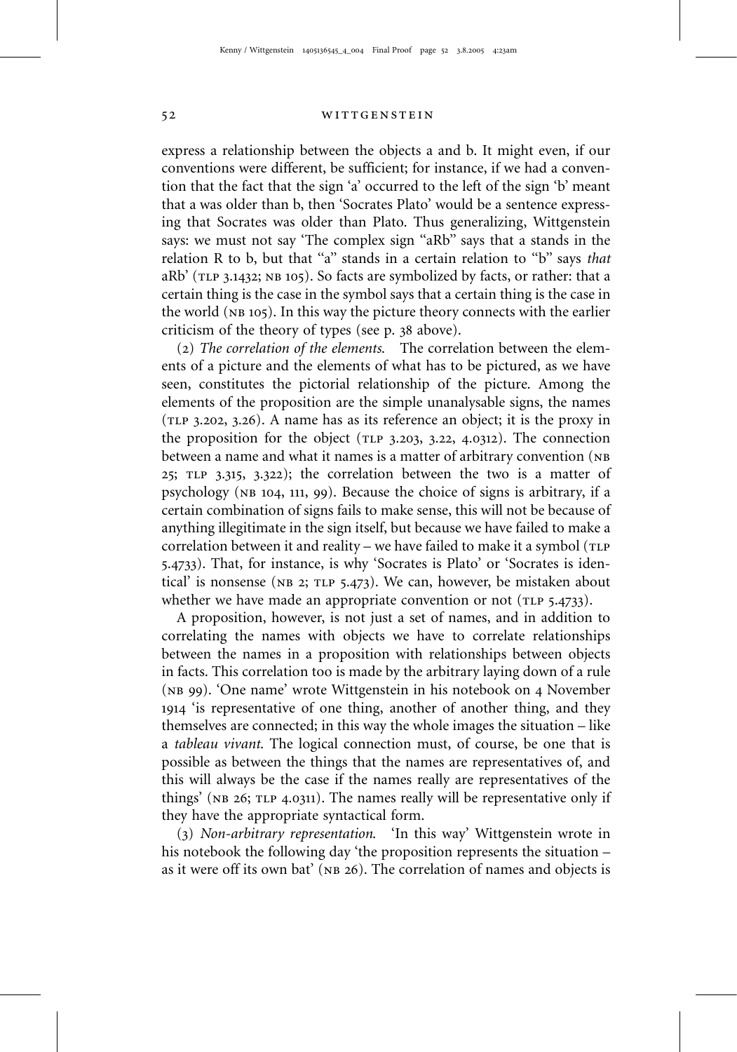express a relationship between the objects a and b. It might even, if our conventions were different, be sufficient; for instance, if we had a convention that the fact that the sign 'a' occurred to the left of the sign 'b' meant that a was older than b, then 'Socrates Plato' would be a sentence expressing that Socrates was older than Plato. Thus generalizing, Wittgenstein says: we must not say 'The complex sign "aRb" says that a stands in the relation R to b, but that "a" stands in a certain relation to "b" says *that* aRb' (TLP 3.1432; NB 105). So facts are symbolized by facts, or rather: that a certain thing is the case in the symbol says that a certain thing is the case in the world (NB 105). In this way the picture theory connects with the earlier criticism of the theory of types (see p. 38 above).

(2) *The correlation of the elements.* The correlation between the elements of a picture and the elements of what has to be pictured, as we have seen, constitutes the pictorial relationship of the picture. Among the elements of the proposition are the simple unanalysable signs, the names (TLP 3.202, 3.26). A name has as its reference an object; it is the proxy in the proposition for the object (TLP 3.203, 3.22, 4.0312). The connection between a name and what it names is a matter of arbitrary convention (NB 25; TLP 3.315, 3.322); the correlation between the two is a matter of psychology (NB 104, 111, 99). Because the choice of signs is arbitrary, if a certain combination of signs fails to make sense, this will not be because of anything illegitimate in the sign itself, but because we have failed to make a correlation between it and reality – we have failed to make it a symbol (TLP 5.4733). That, for instance, is why 'Socrates is Plato' or 'Socrates is identical' is nonsense (NB 2; TLP 5.473). We can, however, be mistaken about whether we have made an appropriate convention or not (TLP 5.4733).

A proposition, however, is not just a set of names, and in addition to correlating the names with objects we have to correlate relationships between the names in a proposition with relationships between objects in facts. This correlation too is made by the arbitrary laying down of a rule (NB 99). 'One name' wrote Wittgenstein in his notebook on 4 November 1914 'is representative of one thing, another of another thing, and they themselves are connected; in this way the whole images the situation – like a *tableau vivant*. The logical connection must, of course, be one that is possible as between the things that the names are representatives of, and this will always be the case if the names really are representatives of the things' (NB 26; TLP 4.0311). The names really will be representative only if they have the appropriate syntactical form.

(3) *Non-arbitrary representation.* 'In this way' Wittgenstein wrote in his notebook the following day 'the proposition represents the situation – as it were off its own bat' (NB 26). The correlation of names and objects is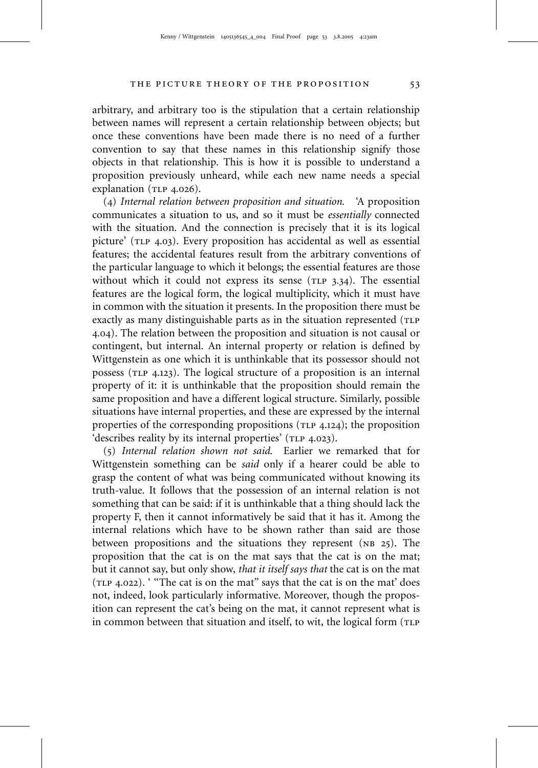arbitrary, and arbitrary too is the stipulation that a certain relationship between names will represent a certain relationship between objects; but once these conventions have been made there is no need of a further convention to say that these names in this relationship signify those objects in that relationship. This is how it is possible to understand a proposition previously unheard, while each new name needs a special explanation (TLP 4.026).

(4) *Internal relation between proposition and situation.* 'A proposition communicates a situation to us, and so it must be *essentially* connected with the situation. And the connection is precisely that it is its logical picture' (TLP 4.03). Every proposition has accidental as well as essential features; the accidental features result from the arbitrary conventions of the particular language to which it belongs; the essential features are those without which it could not express its sense (TLP 3.34). The essential features are the logical form, the logical multiplicity, which it must have in common with the situation it presents. In the proposition there must be exactly as many distinguishable parts as in the situation represented (TLP 4.04). The relation between the proposition and situation is not causal or contingent, but internal. An internal property or relation is defined by Wittgenstein as one which it is unthinkable that its possessor should not possess (TLP 4.123). The logical structure of a proposition is an internal property of it: it is unthinkable that the proposition should remain the same proposition and have a different logical structure. Similarly, possible situations have internal properties, and these are expressed by the internal properties of the corresponding propositions (TLP 4.124); the proposition 'describes reality by its internal properties' (TLP 4.023).

(5) *Internal relation shown not said.* Earlier we remarked that for Wittgenstein something can be *said* only if a hearer could be able to grasp the content of what was being communicated without knowing its truth-value. It follows that the possession of an internal relation is not something that can be said: if it is unthinkable that a thing should lack the property F, then it cannot informatively be said that it has it. Among the internal relations which have to be shown rather than said are those between propositions and the situations they represent (NB 25). The proposition that the cat is on the mat says that the cat is on the mat; but it cannot say, but only show, *that it itself says that* the cat is on the mat (TLP 4.022). ' "The cat is on the mat" says that the cat is on the mat' does not, indeed, look particularly informative. Moreover, though the proposition can represent the cat's being on the mat, it cannot represent what is in common between that situation and itself, to wit, the logical form (TLP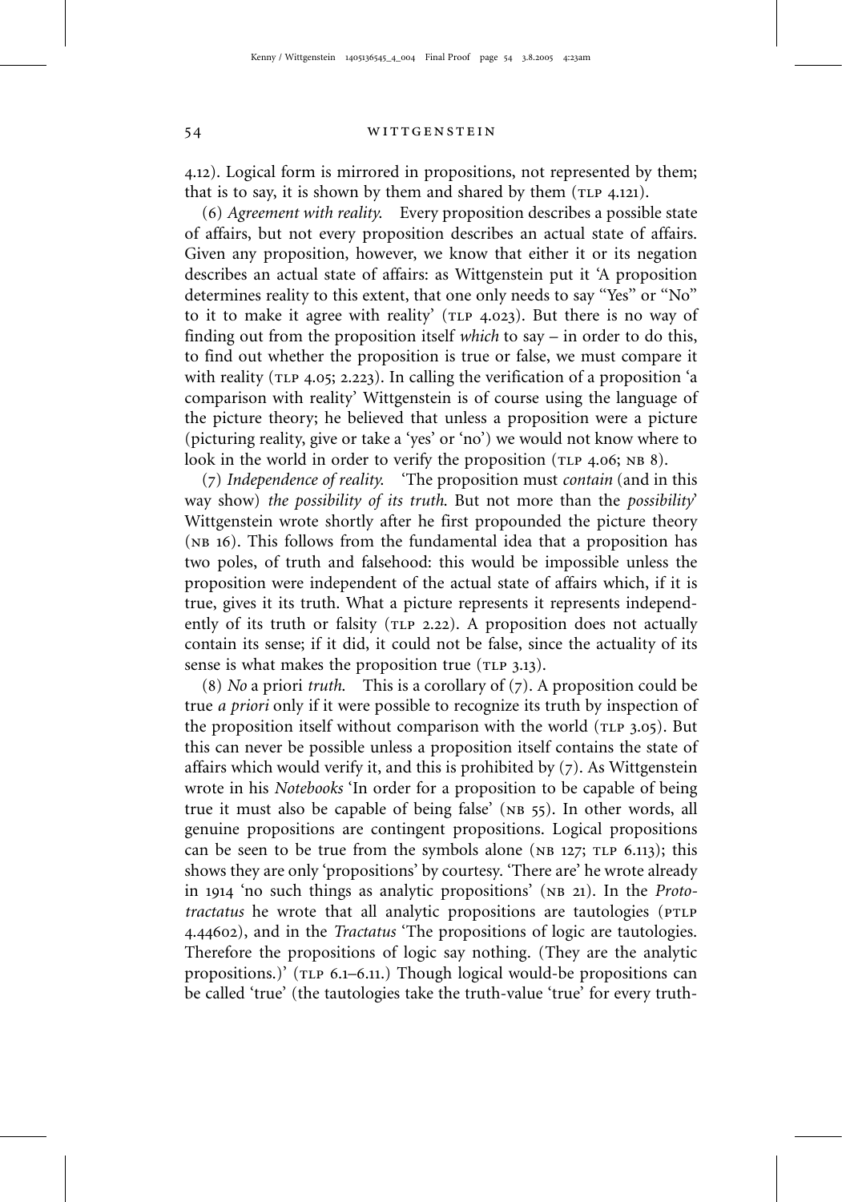4.12). Logical form is mirrored in propositions, not represented by them; that is to say, it is shown by them and shared by them (TLP 4.121).

(6) *Agreement with reality.* Every proposition describes a possible state of affairs, but not every proposition describes an actual state of affairs. Given any proposition, however, we know that either it or its negation describes an actual state of affairs: as Wittgenstein put it 'A proposition determines reality to this extent, that one only needs to say "Yes" or "No" to it to make it agree with reality' (TLP 4.023). But there is no way of finding out from the proposition itself *which* to say – in order to do this, to find out whether the proposition is true or false, we must compare it with reality (TLP 4.05; 2.223). In calling the verification of a proposition 'a comparison with reality' Wittgenstein is of course using the language of the picture theory; he believed that unless a proposition were a picture (picturing reality, give or take a 'yes' or 'no') we would not know where to look in the world in order to verify the proposition (TLP 4.06; NB 8).

(7) *Independence of reality.* 'The proposition must *contain* (and in this way show) *the possibility of its truth*. But not more than the *possibility*' Wittgenstein wrote shortly after he first propounded the picture theory (NB 16). This follows from the fundamental idea that a proposition has two poles, of truth and falsehood: this would be impossible unless the proposition were independent of the actual state of affairs which, if it is true, gives it its truth. What a picture represents it represents independently of its truth or falsity (TLP 2.22). A proposition does not actually contain its sense; if it did, it could not be false, since the actuality of its sense is what makes the proposition true (TLP 3.13).

(8) *No* a priori *truth.* This is a corollary of (7). A proposition could be true *a priori* only if it were possible to recognize its truth by inspection of the proposition itself without comparison with the world (TLP 3.05). But this can never be possible unless a proposition itself contains the state of affairs which would verify it, and this is prohibited by (7). As Wittgenstein wrote in his *Notebooks* 'In order for a proposition to be capable of being true it must also be capable of being false' (NB 55). In other words, all genuine propositions are contingent propositions. Logical propositions can be seen to be true from the symbols alone (NB 127; TLP 6.113); this shows they are only 'propositions' by courtesy. 'There are' he wrote already in 1914 'no such things as analytic propositions' (NB 21). In the *Prototractatus* he wrote that all analytic propositions are tautologies (PTLP 4.44602), and in the *Tractatus* 'The propositions of logic are tautologies. Therefore the propositions of logic say nothing. (They are the analytic propositions.)' (TLP 6.1–6.11.) Though logical would-be propositions can be called 'true' (the tautologies take the truth-value 'true' for every truth-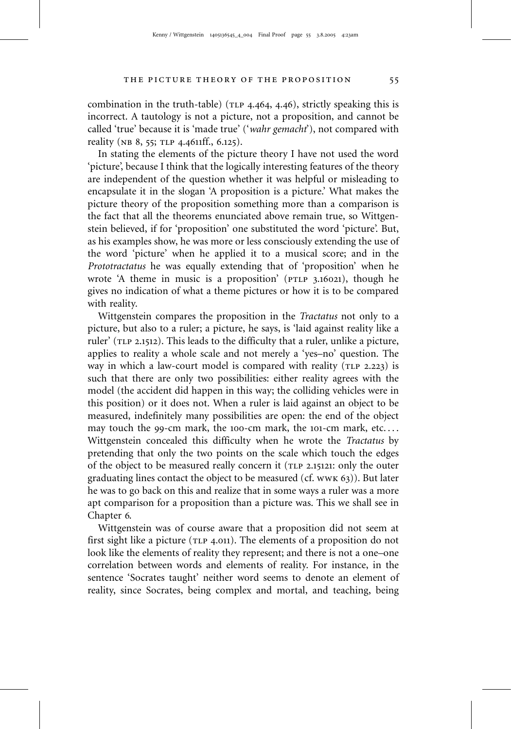combination in the truth-table) (TLP 4.464, 4.46), strictly speaking this is incorrect. A tautology is not a picture, not a proposition, and cannot be called 'true' because it is 'made true' ('*wahr gemacht*'), not compared with reality (NB 8, 55; TLP 4.4611ff., 6.125).

In stating the elements of the picture theory I have not used the word 'picture', because I think that the logically interesting features of the theory are independent of the question whether it was helpful or misleading to encapsulate it in the slogan 'A proposition is a picture.' What makes the picture theory of the proposition something more than a comparison is the fact that all the theorems enunciated above remain true, so Wittgenstein believed, if for 'proposition' one substituted the word 'picture'. But, as his examples show, he was more or less consciously extending the use of the word 'picture' when he applied it to a musical score; and in the *Prototractatus* he was equally extending that of 'proposition' when he wrote 'A theme in music is a proposition' (PTLP 3.16021), though he gives no indication of what a theme pictures or how it is to be compared with reality.

Wittgenstein compares the proposition in the *Tractatus* not only to a picture, but also to a ruler; a picture, he says, is 'laid against reality like a ruler' (TLP 2.1512). This leads to the difficulty that a ruler, unlike a picture, applies to reality a whole scale and not merely a 'yes–no' question. The way in which a law-court model is compared with reality (TLP 2.223) is such that there are only two possibilities: either reality agrees with the model (the accident did happen in this way; the colliding vehicles were in this position) or it does not. When a ruler is laid against an object to be measured, indefinitely many possibilities are open: the end of the object may touch the 99-cm mark, the 100-cm mark, the 101-cm mark, etc.... Wittgenstein concealed this difficulty when he wrote the *Tractatus* by pretending that only the two points on the scale which touch the edges of the object to be measured really concern it (TLP 2.15121: only the outer graduating lines contact the object to be measured (cf. WWK 63)). But later he was to go back on this and realize that in some ways a ruler was a more apt comparison for a proposition than a picture was. This we shall see in Chapter 6.

Wittgenstein was of course aware that a proposition did not seem at first sight like a picture (TLP 4.011). The elements of a proposition do not look like the elements of reality they represent; and there is not a one–one correlation between words and elements of reality. For instance, in the sentence 'Socrates taught' neither word seems to denote an element of reality, since Socrates, being complex and mortal, and teaching, being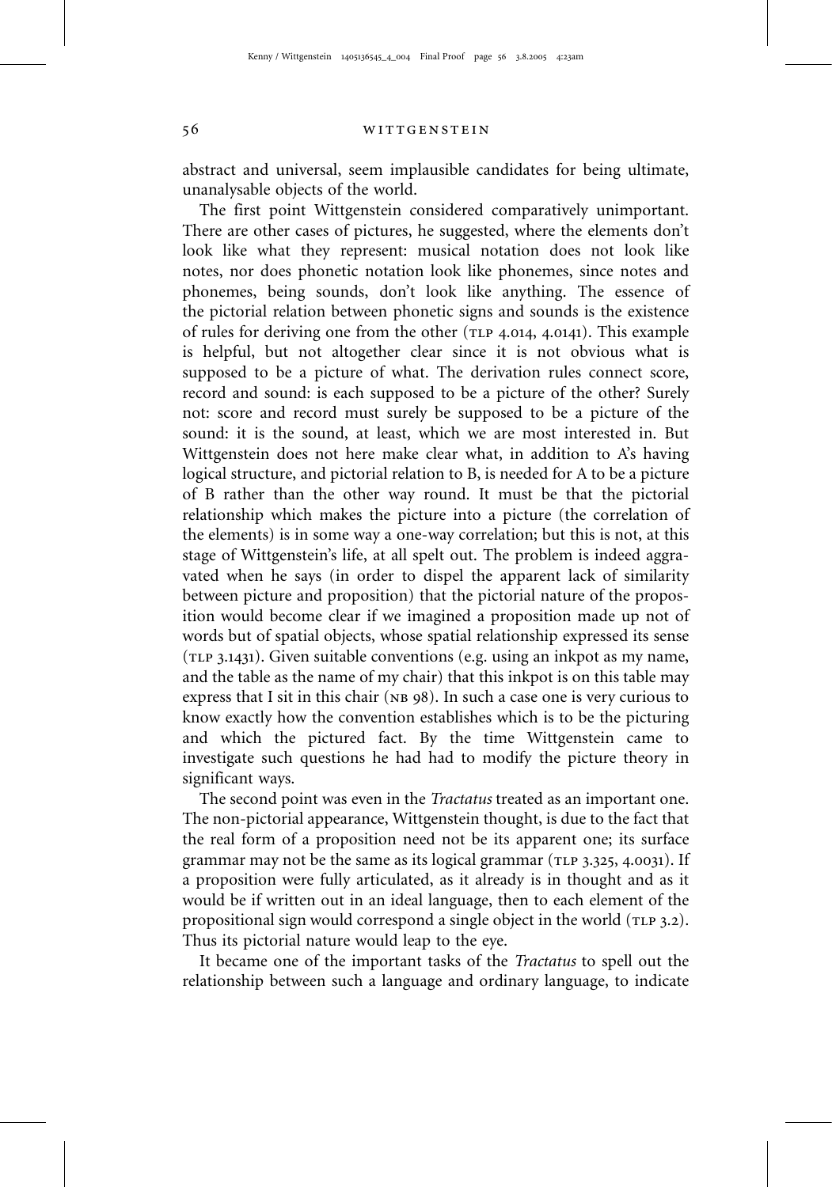abstract and universal, seem implausible candidates for being ultimate, unanalysable objects of the world.

The first point Wittgenstein considered comparatively unimportant. There are other cases of pictures, he suggested, where the elements don't look like what they represent: musical notation does not look like notes, nor does phonetic notation look like phonemes, since notes and phonemes, being sounds, don't look like anything. The essence of the pictorial relation between phonetic signs and sounds is the existence of rules for deriving one from the other (TLP 4.014, 4.0141). This example is helpful, but not altogether clear since it is not obvious what is supposed to be a picture of what. The derivation rules connect score, record and sound: is each supposed to be a picture of the other? Surely not: score and record must surely be supposed to be a picture of the sound: it is the sound, at least, which we are most interested in. But Wittgenstein does not here make clear what, in addition to A's having logical structure, and pictorial relation to B, is needed for A to be a picture of B rather than the other way round. It must be that the pictorial relationship which makes the picture into a picture (the correlation of the elements) is in some way a one-way correlation; but this is not, at this stage of Wittgenstein's life, at all spelt out. The problem is indeed aggravated when he says (in order to dispel the apparent lack of similarity between picture and proposition) that the pictorial nature of the proposition would become clear if we imagined a proposition made up not of words but of spatial objects, whose spatial relationship expressed its sense (TLP 3.1431). Given suitable conventions (e.g. using an inkpot as my name, and the table as the name of my chair) that this inkpot is on this table may express that I sit in this chair (NB 98). In such a case one is very curious to know exactly how the convention establishes which is to be the picturing and which the pictured fact. By the time Wittgenstein came to investigate such questions he had had to modify the picture theory in significant ways.

The second point was even in the *Tractatus* treated as an important one. The non-pictorial appearance, Wittgenstein thought, is due to the fact that the real form of a proposition need not be its apparent one; its surface grammar may not be the same as its logical grammar (TLP 3.325, 4.0031). If a proposition were fully articulated, as it already is in thought and as it would be if written out in an ideal language, then to each element of the propositional sign would correspond a single object in the world (TLP 3.2). Thus its pictorial nature would leap to the eye.

It became one of the important tasks of the *Tractatus* to spell out the relationship between such a language and ordinary language, to indicate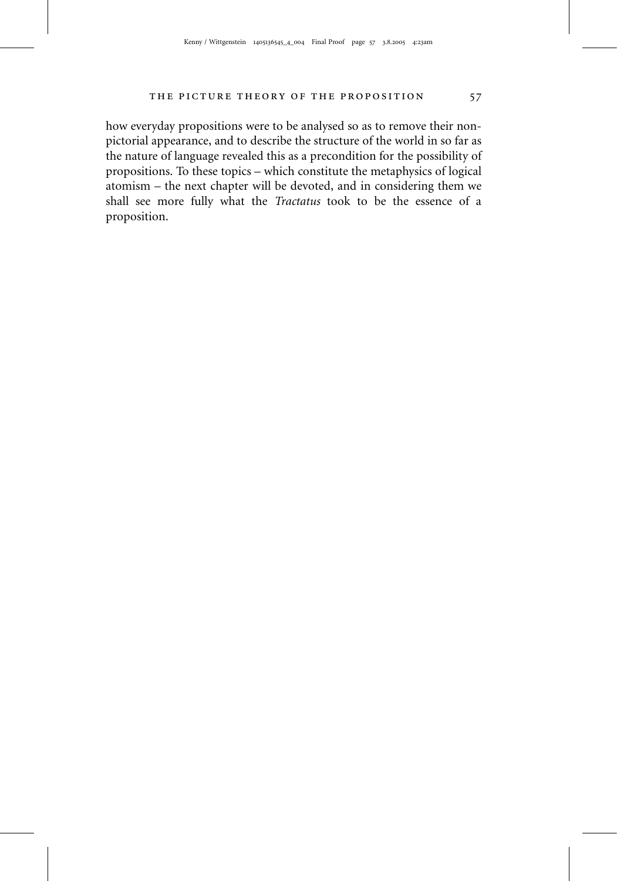how everyday propositions were to be analysed so as to remove their non-pictorial appearance, and to describe the structure of the world in so far as the nature of language revealed this as a precondition for the possibility of propositions. To these topics – which constitute the metaphysics of logical atomism – the next chapter will be devoted, and in considering them we shall see more fully what the *Tractatus* took to be the essence of a proposition.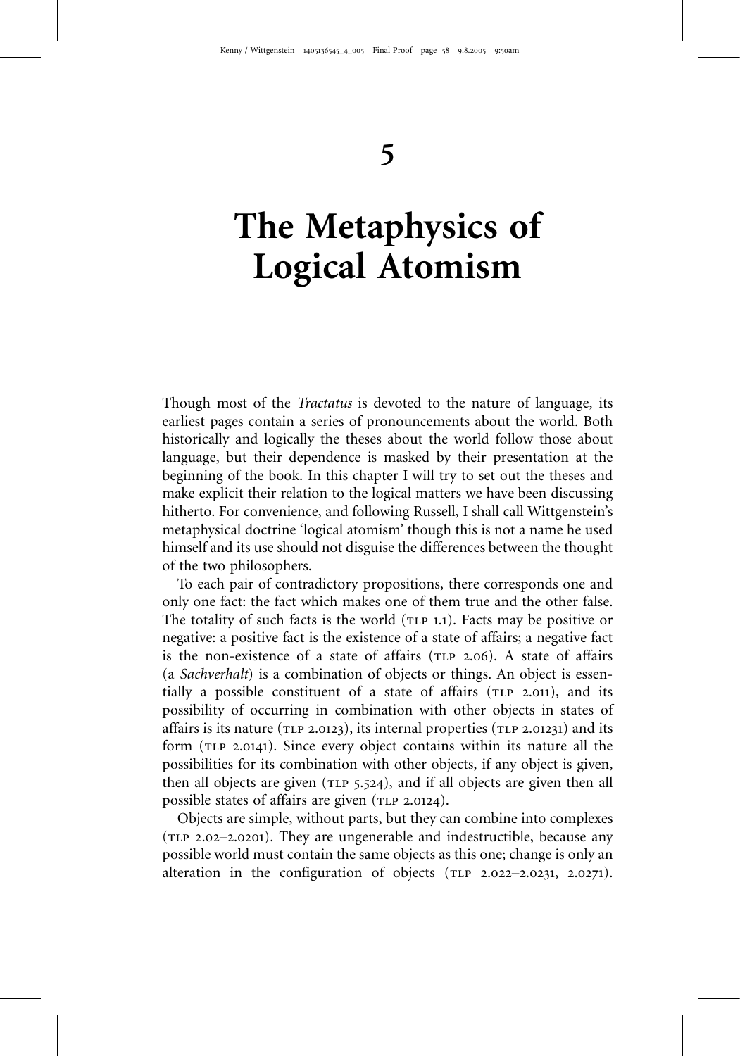# 5

# The Metaphysics of Logical Atomism

Though most of the *Tractatus* is devoted to the nature of language, its earliest pages contain a series of pronouncements about the world. Both historically and logically the theses about the world follow those about language, but their dependence is masked by their presentation at the beginning of the book. In this chapter I will try to set out the theses and make explicit their relation to the logical matters we have been discussing hitherto. For convenience, and following Russell, I shall call Wittgenstein's metaphysical doctrine 'logical atomism' though this is not a name he used himself and its use should not disguise the differences between the thought of the two philosophers.

To each pair of contradictory propositions, there corresponds one and only one fact: the fact which makes one of them true and the other false. The totality of such facts is the world (TLP 1.1). Facts may be positive or negative: a positive fact is the existence of a state of affairs; a negative fact is the non-existence of a state of affairs (TLP 2.06). A state of affairs (a *Sachverhalt*) is a combination of objects or things. An object is essentially a possible constituent of a state of affairs (TLP 2.011), and its possibility of occurring in combination with other objects in states of affairs is its nature (TLP 2.0123), its internal properties (TLP 2.01231) and its form (TLP 2.0141). Since every object contains within its nature all the possibilities for its combination with other objects, if any object is given, then all objects are given (TLP 5.524), and if all objects are given then all possible states of affairs are given (TLP 2.0124).

Objects are simple, without parts, but they can combine into complexes (TLP 2.02–2.0201). They are ungenerable and indestructible, because any possible world must contain the same objects as this one; change is only an alteration in the configuration of objects (TLP 2.022–2.0231, 2.0271).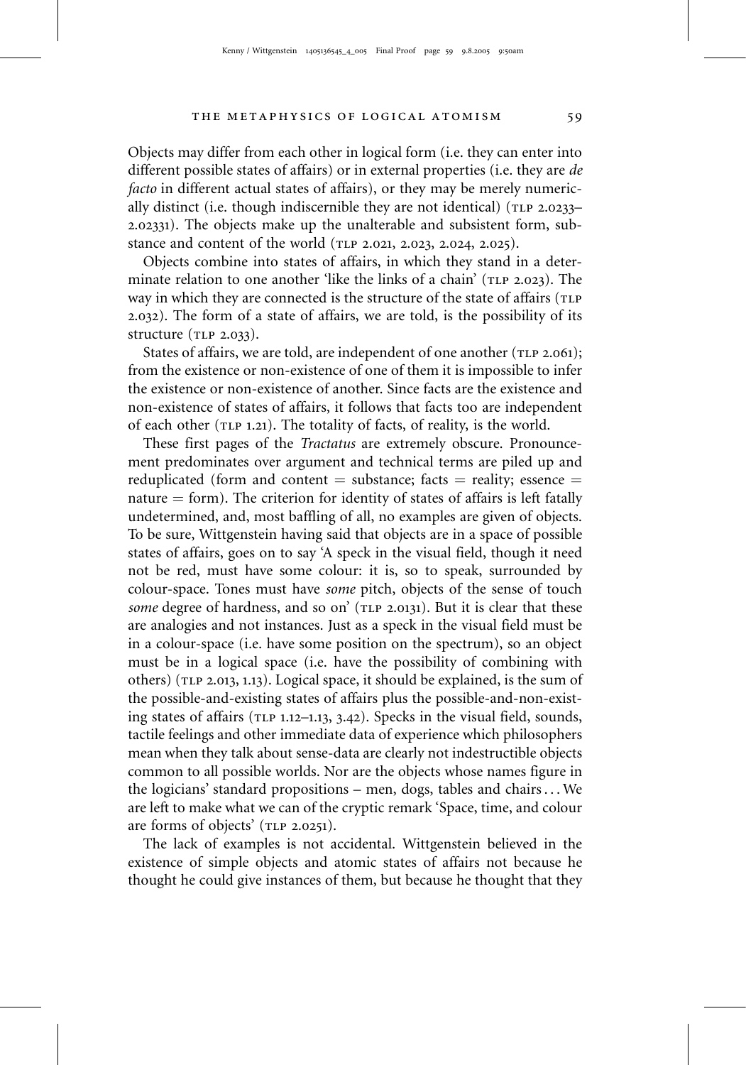Objects may differ from each other in logical form (i.e. they can enter into different possible states of affairs) or in external properties (i.e. they are *de facto* in different actual states of affairs), or they may be merely numerically distinct (i.e. though indiscernible they are not identical) (TLP 2.0233–2.02331). The objects make up the unalterable and subsistent form, substance and content of the world (TLP 2.021, 2.023, 2.024, 2.025).

Objects combine into states of affairs, in which they stand in a determinate relation to one another 'like the links of a chain' (TLP 2.023). The way in which they are connected is the structure of the state of affairs (TLP 2.032). The form of a state of affairs, we are told, is the possibility of its structure (TLP 2.033).

States of affairs, we are told, are independent of one another (TLP 2.061); from the existence or non-existence of one of them it is impossible to infer the existence or non-existence of another. Since facts are the existence and non-existence of states of affairs, it follows that facts too are independent of each other (TLP 1.21). The totality of facts, of reality, is the world.

These first pages of the *Tractatus* are extremely obscure. Pronouncement predominates over argument and technical terms are piled up and reduplicated (form and content = substance; facts = reality; essence = nature = form). The criterion for identity of states of affairs is left fatally undetermined, and, most baffling of all, no examples are given of objects. To be sure, Wittgenstein having said that objects are in a space of possible states of affairs, goes on to say 'A speck in the visual field, though it need not be red, must have some colour: it is, so to speak, surrounded by colour-space. Tones must have *some* pitch, objects of the sense of touch *some* degree of hardness, and so on' (TLP 2.0131). But it is clear that these are analogies and not instances. Just as a speck in the visual field must be in a colour-space (i.e. have some position on the spectrum), so an object must be in a logical space (i.e. have the possibility of combining with others) (TLP 2.013, 1.13). Logical space, it should be explained, is the sum of the possible-and-existing states of affairs plus the possible-and-non-existing states of affairs (TLP 1.12–1.13, 3.42). Specks in the visual field, sounds, tactile feelings and other immediate data of experience which philosophers mean when they talk about sense-data are clearly not indestructible objects common to all possible worlds. Nor are the objects whose names figure in the logicians' standard propositions – men, dogs, tables and chairs . . . We are left to make what we can of the cryptic remark 'Space, time, and colour are forms of objects' (TLP 2.0251).

The lack of examples is not accidental. Wittgenstein believed in the existence of simple objects and atomic states of affairs not because he thought he could give instances of them, but because he thought that they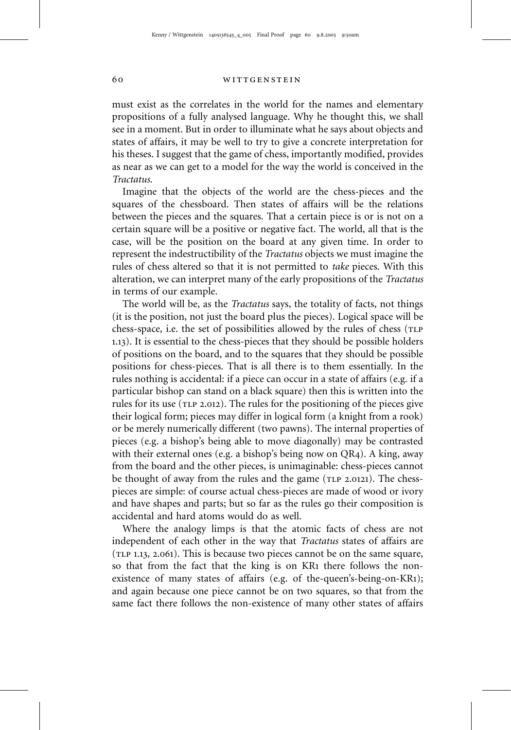must exist as the correlates in the world for the names and elementary propositions of a fully analysed language. Why he thought this, we shall see in a moment. But in order to illuminate what he says about objects and states of affairs, it may be well to try to give a concrete interpretation for his theses. I suggest that the game of chess, importantly modified, provides as near as we can get to a model for the way the world is conceived in the *Tractatus*.

Imagine that the objects of the world are the chess-pieces and the squares of the chessboard. Then states of affairs will be the relations between the pieces and the squares. That a certain piece is or is not on a certain square will be a positive or negative fact. The world, all that is the case, will be the position on the board at any given time. In order to represent the indestructibility of the *Tractatus* objects we must imagine the rules of chess altered so that it is not permitted to *take* pieces. With this alteration, we can interpret many of the early propositions of the *Tractatus* in terms of our example.

The world will be, as the *Tractatus* says, the totality of facts, not things (it is the position, not just the board plus the pieces). Logical space will be chess-space, i.e. the set of possibilities allowed by the rules of chess (TLP 1.13). It is essential to the chess-pieces that they should be possible holders of positions on the board, and to the squares that they should be possible positions for chess-pieces. That is all there is to them essentially. In the rules nothing is accidental: if a piece can occur in a state of affairs (e.g. if a particular bishop can stand on a black square) then this is written into the rules for its use (TLP 2.012). The rules for the positioning of the pieces give their logical form; pieces may differ in logical form (a knight from a rook) or be merely numerically different (two pawns). The internal properties of pieces (e.g. a bishop's being able to move diagonally) may be contrasted with their external ones (e.g. a bishop's being now on QR4). A king, away from the board and the other pieces, is unimaginable: chess-pieces cannot be thought of away from the rules and the game (TLP 2.0121). The chess-pieces are simple: of course actual chess-pieces are made of wood or ivory and have shapes and parts; but so far as the rules go their composition is accidental and hard atoms would do as well.

Where the analogy limps is that the atomic facts of chess are not independent of each other in the way that *Tractatus* states of affairs are (TLP 1.13, 2.061). This is because two pieces cannot be on the same square, so that from the fact that the king is on KR1 there follows the non-existence of many states of affairs (e.g. of the-queen's-being-on-KR1); and again because one piece cannot be on two squares, so that from the same fact there follows the non-existence of many other states of affairs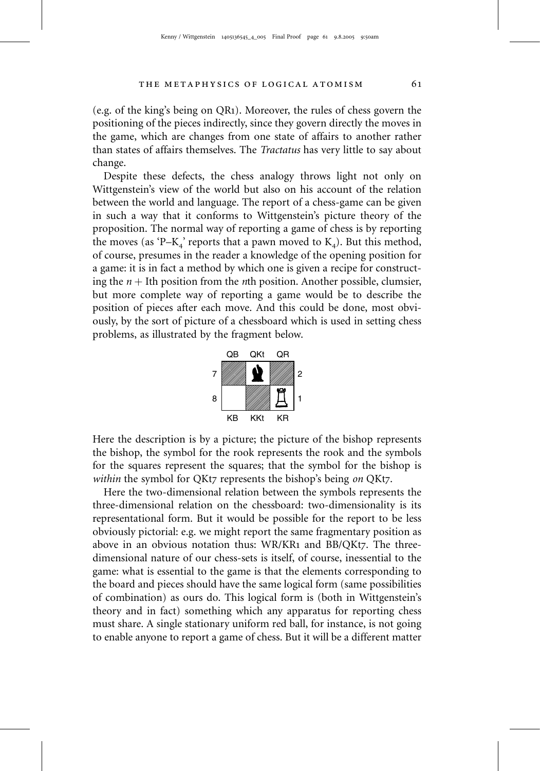(e.g. of the king's being on QR1). Moreover, the rules of chess govern the positioning of the pieces indirectly, since they govern directly the moves in the game, which are changes from one state of affairs to another rather than states of affairs themselves. The *Tractatus* has very little to say about change.

Despite these defects, the chess analogy throws light not only on Wittgenstein's view of the world but also on his account of the relation between the world and language. The report of a chess-game can be given in such a way that it conforms to Wittgenstein's picture theory of the proposition. The normal way of reporting a game of chess is by reporting the moves (as 'P–$K_4$' reports that a pawn moved to $K_4$). But this method, of course, presumes in the reader a knowledge of the opening position for a game: it is in fact a method by which one is given a recipe for constructing the $n + 1$th position from the $n$th position. Another possible, clumsier, but more complete way of reporting a game would be to describe the position of pieces after each move. And this could be done, most obviously, by the sort of picture of a chessboard which is used in setting chess problems, as illustrated by the fragment below.

Here the description is by a picture; the picture of the bishop represents the bishop, the symbol for the rook represents the rook and the symbols for the squares represent the squares; that the symbol for the bishop is *within* the symbol for QKt7 represents the bishop's being *on* QKt7.

Here the two-dimensional relation between the symbols represents the three-dimensional relation on the chessboard: two-dimensionality is its representational form. But it would be possible for the report to be less obviously pictorial: e.g. we might report the same fragmentary position as above in an obvious notation thus: WR/KR1 and BB/QKt7. The three-dimensional nature of our chess-sets is itself, of course, inessential to the game: what is essential to the game is that the elements corresponding to the board and pieces should have the same logical form (same possibilities of combination) as ours do. This logical form is (both in Wittgenstein's theory and in fact) something which any apparatus for reporting chess must share. A single stationary uniform red ball, for instance, is not going to enable anyone to report a game of chess. But it will be a different matter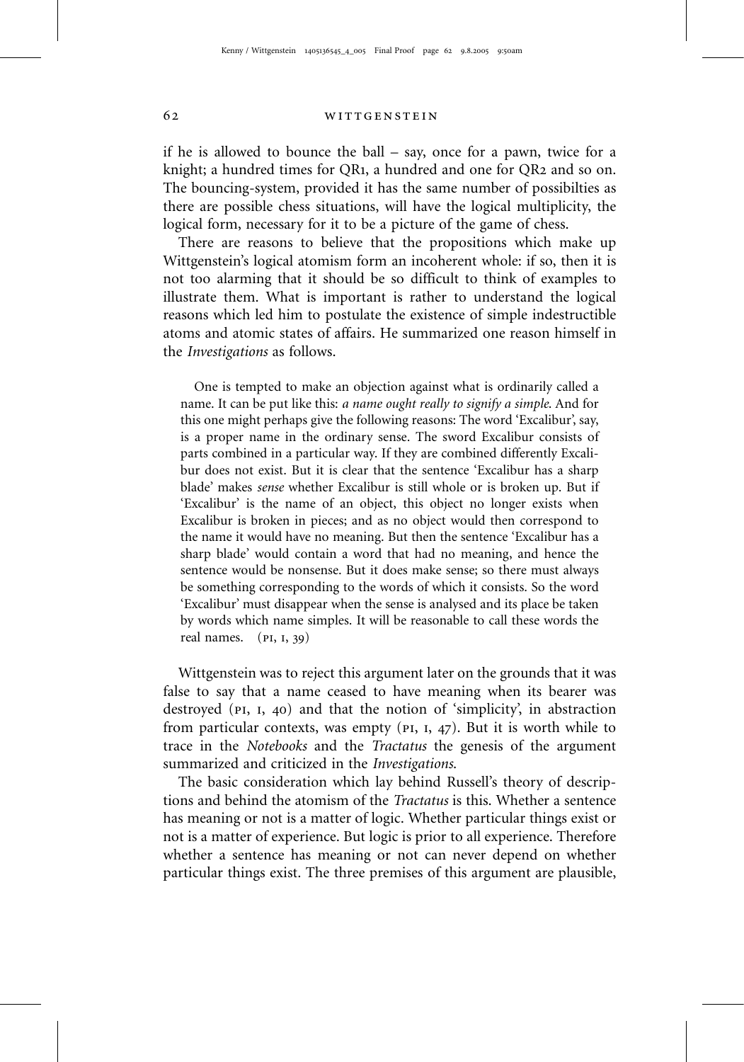if he is allowed to bounce the ball – say, once for a pawn, twice for a knight; a hundred times for QR1, a hundred and one for QR2 and so on. The bouncing-system, provided it has the same number of possibilties as there are possible chess situations, will have the logical multiplicity, the logical form, necessary for it to be a picture of the game of chess.

There are reasons to believe that the propositions which make up Wittgenstein's logical atomism form an incoherent whole: if so, then it is not too alarming that it should be so difficult to think of examples to illustrate them. What is important is rather to understand the logical reasons which led him to postulate the existence of simple indestructible atoms and atomic states of affairs. He summarized one reason himself in the *Investigations* as follows.

> One is tempted to make an objection against what is ordinarily called a name. It can be put like this: *a name ought really to signify a simple*. And for this one might perhaps give the following reasons: The word 'Excalibur', say, is a proper name in the ordinary sense. The sword Excalibur consists of parts combined in a particular way. If they are combined differently Excalibur does not exist. But it is clear that the sentence 'Excalibur has a sharp blade' makes *sense* whether Excalibur is still whole or is broken up. But if 'Excalibur' is the name of an object, this object no longer exists when Excalibur is broken in pieces; and as no object would then correspond to the name it would have no meaning. But then the sentence 'Excalibur has a sharp blade' would contain a word that had no meaning, and hence the sentence would be nonsense. But it does make sense; so there must always be something corresponding to the words of which it consists. So the word 'Excalibur' must disappear when the sense is analysed and its place be taken by words which name simples. It will be reasonable to call these words the real names. (PI, I, 39)

Wittgenstein was to reject this argument later on the grounds that it was false to say that a name ceased to have meaning when its bearer was destroyed (PI, I, 40) and that the notion of 'simplicity', in abstraction from particular contexts, was empty (PI, I, 47). But it is worth while to trace in the *Notebooks* and the *Tractatus* the genesis of the argument summarized and criticized in the *Investigations*.

The basic consideration which lay behind Russell's theory of descriptions and behind the atomism of the *Tractatus* is this. Whether a sentence has meaning or not is a matter of logic. Whether particular things exist or not is a matter of experience. But logic is prior to all experience. Therefore whether a sentence has meaning or not can never depend on whether particular things exist. The three premises of this argument are plausible,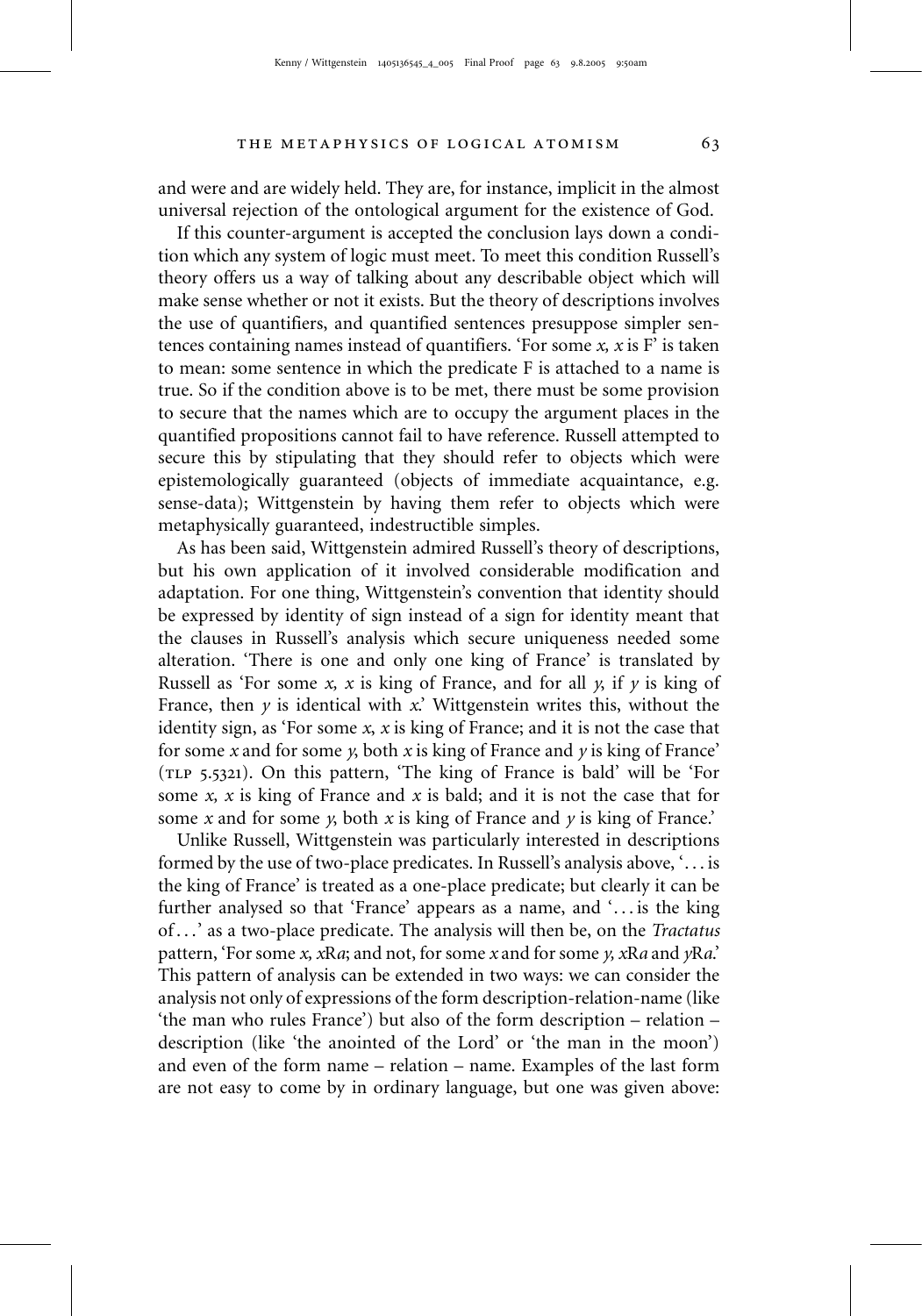and were and are widely held. They are, for instance, implicit in the almost universal rejection of the ontological argument for the existence of God.

If this counter-argument is accepted the conclusion lays down a condition which any system of logic must meet. To meet this condition Russell's theory offers us a way of talking about any describable object which will make sense whether or not it exists. But the theory of descriptions involves the use of quantifiers, and quantified sentences presuppose simpler sentences containing names instead of quantifiers. 'For some *x, x* is F' is taken to mean: some sentence in which the predicate F is attached to a name is true. So if the condition above is to be met, there must be some provision to secure that the names which are to occupy the argument places in the quantified propositions cannot fail to have reference. Russell attempted to secure this by stipulating that they should refer to objects which were epistemologically guaranteed (objects of immediate acquaintance, e.g. sense-data); Wittgenstein by having them refer to objects which were metaphysically guaranteed, indestructible simples.

As has been said, Wittgenstein admired Russell's theory of descriptions, but his own application of it involved considerable modification and adaptation. For one thing, Wittgenstein's convention that identity should be expressed by identity of sign instead of a sign for identity meant that the clauses in Russell's analysis which secure uniqueness needed some alteration. 'There is one and only one king of France' is translated by Russell as 'For some *x, x* is king of France, and for all *y*, if *y* is king of France, then *y* is identical with *x*.' Wittgenstein writes this, without the identity sign, as 'For some *x*, *x* is king of France; and it is not the case that for some *x* and for some *y*, both *x* is king of France and *y* is king of France' (TLP 5.5321). On this pattern, 'The king of France is bald' will be 'For some *x, x* is king of France and *x* is bald; and it is not the case that for some *x* and for some *y*, both *x* is king of France and *y* is king of France.'

Unlike Russell, Wittgenstein was particularly interested in descriptions formed by the use of two-place predicates. In Russell's analysis above, '. . . is the king of France' is treated as a one-place predicate; but clearly it can be further analysed so that 'France' appears as a name, and '. . . is the king of . . .' as a two-place predicate. The analysis will then be, on the *Tractatus* pattern, 'For some *x, x*R*a*; and not, for some *x* and for some *y, x*R*a* and *y*R*a*.' This pattern of analysis can be extended in two ways: we can consider the analysis not only of expressions of the form description-relation-name (like 'the man who rules France') but also of the form description – relation – description (like 'the anointed of the Lord' or 'the man in the moon') and even of the form name – relation – name. Examples of the last form are not easy to come by in ordinary language, but one was given above: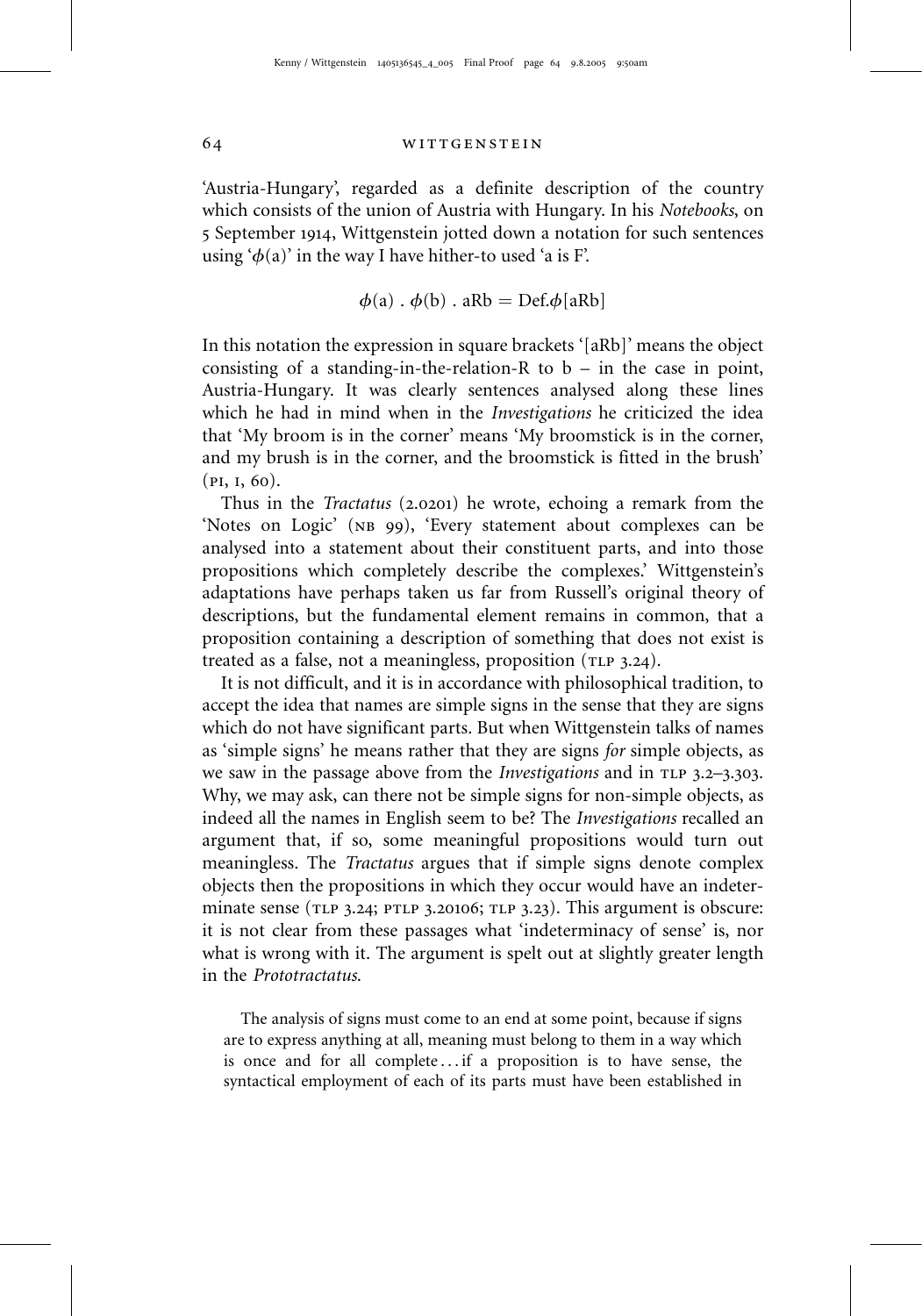'Austria-Hungary', regarded as a definite description of the country which consists of the union of Austria with Hungary. In his *Notebooks*, on 5 September 1914, Wittgenstein jotted down a notation for such sentences using '$\phi(a)$' in the way I have hither-to used 'a is F'.

$$\phi(a) \,.\, \phi(b) \,.\, aRb = \text{Def.}\phi[aRb]$$

In this notation the expression in square brackets '[aRb]' means the object consisting of a standing-in-the-relation-R to b – in the case in point, Austria-Hungary. It was clearly sentences analysed along these lines which he had in mind when in the *Investigations* he criticized the idea that 'My broom is in the corner' means 'My broomstick is in the corner, and my brush is in the corner, and the broomstick is fitted in the brush' (PI, I, 60).

Thus in the *Tractatus* (2.0201) he wrote, echoing a remark from the 'Notes on Logic' (NB 99), 'Every statement about complexes can be analysed into a statement about their constituent parts, and into those propositions which completely describe the complexes.' Wittgenstein's adaptations have perhaps taken us far from Russell's original theory of descriptions, but the fundamental element remains in common, that a proposition containing a description of something that does not exist is treated as a false, not a meaningless, proposition (TLP 3.24).

It is not difficult, and it is in accordance with philosophical tradition, to accept the idea that names are simple signs in the sense that they are signs which do not have significant parts. But when Wittgenstein talks of names as 'simple signs' he means rather that they are signs *for* simple objects, as we saw in the passage above from the *Investigations* and in TLP 3.2–3.303. Why, we may ask, can there not be simple signs for non-simple objects, as indeed all the names in English seem to be? The *Investigations* recalled an argument that, if so, some meaningful propositions would turn out meaningless. The *Tractatus* argues that if simple signs denote complex objects then the propositions in which they occur would have an indeterminate sense (TLP 3.24; PTLP 3.20106; TLP 3.23). This argument is obscure: it is not clear from these passages what 'indeterminacy of sense' is, nor what is wrong with it. The argument is spelt out at slightly greater length in the *Prototractatus*.

> The analysis of signs must come to an end at some point, because if signs are to express anything at all, meaning must belong to them in a way which is once and for all complete . . . if a proposition is to have sense, the syntactical employment of each of its parts must have been established in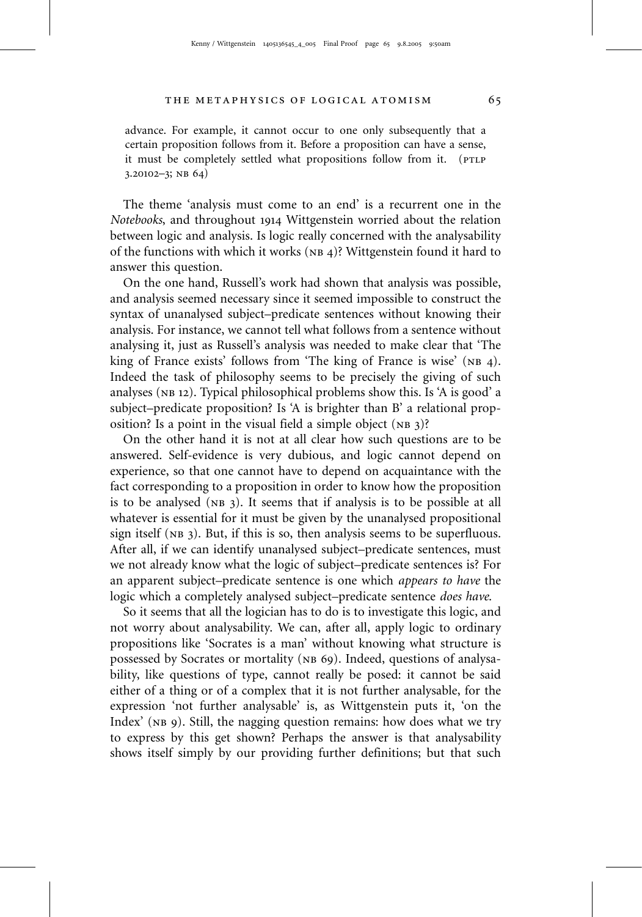advance. For example, it cannot occur to one only subsequently that a certain proposition follows from it. Before a proposition can have a sense, it must be completely settled what propositions follow from it. (PTLP 3.20102–3; NB 64)

The theme 'analysis must come to an end' is a recurrent one in the *Notebooks*, and throughout 1914 Wittgenstein worried about the relation between logic and analysis. Is logic really concerned with the analysability of the functions with which it works (NB 4)? Wittgenstein found it hard to answer this question.

On the one hand, Russell's work had shown that analysis was possible, and analysis seemed necessary since it seemed impossible to construct the syntax of unanalysed subject–predicate sentences without knowing their analysis. For instance, we cannot tell what follows from a sentence without analysing it, just as Russell's analysis was needed to make clear that 'The king of France exists' follows from 'The king of France is wise' (NB 4). Indeed the task of philosophy seems to be precisely the giving of such analyses (NB 12). Typical philosophical problems show this. Is 'A is good' a subject–predicate proposition? Is 'A is brighter than B' a relational proposition? Is a point in the visual field a simple object (NB 3)?

On the other hand it is not at all clear how such questions are to be answered. Self-evidence is very dubious, and logic cannot depend on experience, so that one cannot have to depend on acquaintance with the fact corresponding to a proposition in order to know how the proposition is to be analysed (NB 3). It seems that if analysis is to be possible at all whatever is essential for it must be given by the unanalysed propositional sign itself (NB 3). But, if this is so, then analysis seems to be superfluous. After all, if we can identify unanalysed subject–predicate sentences, must we not already know what the logic of subject–predicate sentences is? For an apparent subject–predicate sentence is one which *appears to have* the logic which a completely analysed subject–predicate sentence *does have*.

So it seems that all the logician has to do is to investigate this logic, and not worry about analysability. We can, after all, apply logic to ordinary propositions like 'Socrates is a man' without knowing what structure is possessed by Socrates or mortality (NB 69). Indeed, questions of analysability, like questions of type, cannot really be posed: it cannot be said either of a thing or of a complex that it is not further analysable, for the expression 'not further analysable' is, as Wittgenstein puts it, 'on the Index' (NB 9). Still, the nagging question remains: how does what we try to express by this get shown? Perhaps the answer is that analysability shows itself simply by our providing further definitions; but that such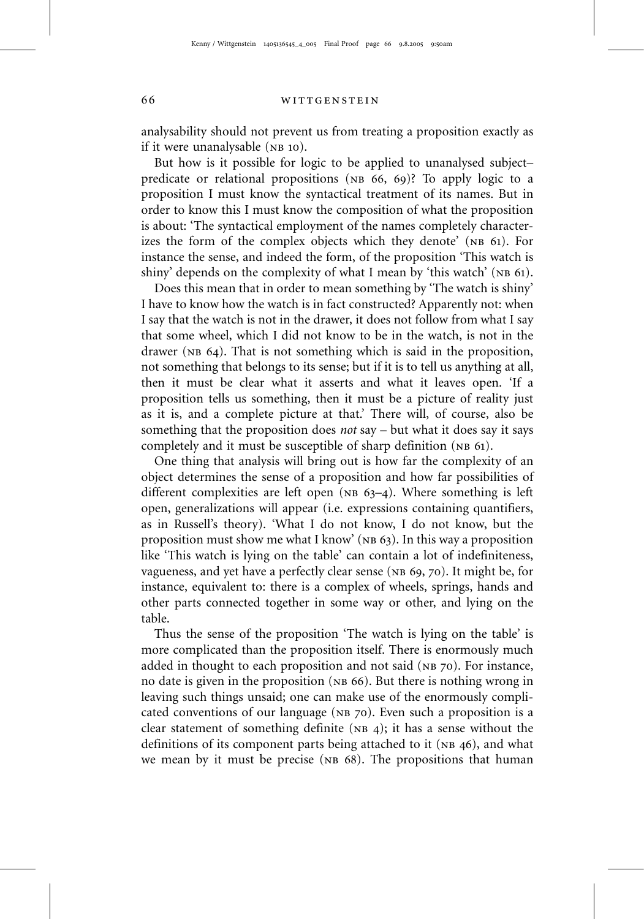analysability should not prevent us from treating a proposition exactly as if it were unanalysable (NB 10).

But how is it possible for logic to be applied to unanalysed subject–predicate or relational propositions (NB 66, 69)? To apply logic to a proposition I must know the syntactical treatment of its names. But in order to know this I must know the composition of what the proposition is about: 'The syntactical employment of the names completely characterizes the form of the complex objects which they denote' (NB 61). For instance the sense, and indeed the form, of the proposition 'This watch is shiny' depends on the complexity of what I mean by 'this watch' (NB 61).

Does this mean that in order to mean something by 'The watch is shiny' I have to know how the watch is in fact constructed? Apparently not: when I say that the watch is not in the drawer, it does not follow from what I say that some wheel, which I did not know to be in the watch, is not in the drawer (NB 64). That is not something which is said in the proposition, not something that belongs to its sense; but if it is to tell us anything at all, then it must be clear what it asserts and what it leaves open. 'If a proposition tells us something, then it must be a picture of reality just as it is, and a complete picture at that.' There will, of course, also be something that the proposition does *not* say – but what it does say it says completely and it must be susceptible of sharp definition (NB 61).

One thing that analysis will bring out is how far the complexity of an object determines the sense of a proposition and how far possibilities of different complexities are left open (NB 63–4). Where something is left open, generalizations will appear (i.e. expressions containing quantifiers, as in Russell's theory). 'What I do not know, I do not know, but the proposition must show me what I know' (NB 63). In this way a proposition like 'This watch is lying on the table' can contain a lot of indefiniteness, vagueness, and yet have a perfectly clear sense (NB 69, 70). It might be, for instance, equivalent to: there is a complex of wheels, springs, hands and other parts connected together in some way or other, and lying on the table.

Thus the sense of the proposition 'The watch is lying on the table' is more complicated than the proposition itself. There is enormously much added in thought to each proposition and not said (NB 70). For instance, no date is given in the proposition (NB 66). But there is nothing wrong in leaving such things unsaid; one can make use of the enormously complicated conventions of our language (NB 70). Even such a proposition is a clear statement of something definite (NB 4); it has a sense without the definitions of its component parts being attached to it (NB 46), and what we mean by it must be precise (NB 68). The propositions that human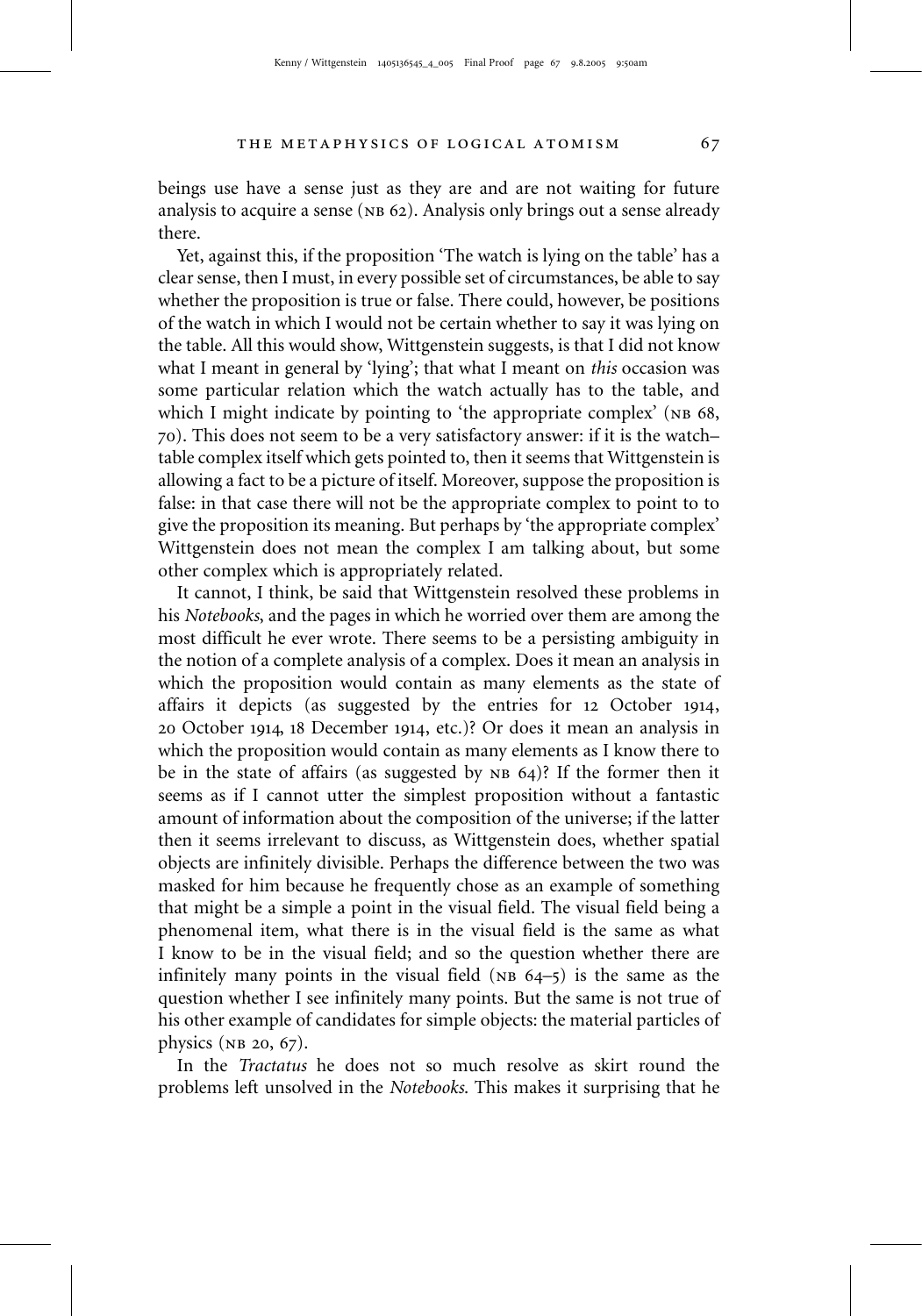beings use have a sense just as they are and are not waiting for future analysis to acquire a sense (NB 62). Analysis only brings out a sense already there.

Yet, against this, if the proposition 'The watch is lying on the table' has a clear sense, then I must, in every possible set of circumstances, be able to say whether the proposition is true or false. There could, however, be positions of the watch in which I would not be certain whether to say it was lying on the table. All this would show, Wittgenstein suggests, is that I did not know what I meant in general by 'lying'; that what I meant on *this* occasion was some particular relation which the watch actually has to the table, and which I might indicate by pointing to 'the appropriate complex' (NB 68, 70). This does not seem to be a very satisfactory answer: if it is the watch–table complex itself which gets pointed to, then it seems that Wittgenstein is allowing a fact to be a picture of itself. Moreover, suppose the proposition is false: in that case there will not be the appropriate complex to point to to give the proposition its meaning. But perhaps by 'the appropriate complex' Wittgenstein does not mean the complex I am talking about, but some other complex which is appropriately related.

It cannot, I think, be said that Wittgenstein resolved these problems in his *Notebooks*, and the pages in which he worried over them are among the most difficult he ever wrote. There seems to be a persisting ambiguity in the notion of a complete analysis of a complex. Does it mean an analysis in which the proposition would contain as many elements as the state of affairs it depicts (as suggested by the entries for 12 October 1914, 20 October 1914, 18 December 1914, etc.)? Or does it mean an analysis in which the proposition would contain as many elements as I know there to be in the state of affairs (as suggested by NB 64)? If the former then it seems as if I cannot utter the simplest proposition without a fantastic amount of information about the composition of the universe; if the latter then it seems irrelevant to discuss, as Wittgenstein does, whether spatial objects are infinitely divisible. Perhaps the difference between the two was masked for him because he frequently chose as an example of something that might be a simple a point in the visual field. The visual field being a phenomenal item, what there is in the visual field is the same as what I know to be in the visual field; and so the question whether there are infinitely many points in the visual field (NB 64–5) is the same as the question whether I see infinitely many points. But the same is not true of his other example of candidates for simple objects: the material particles of physics (NB 20, 67).

In the *Tractatus* he does not so much resolve as skirt round the problems left unsolved in the *Notebooks*. This makes it surprising that he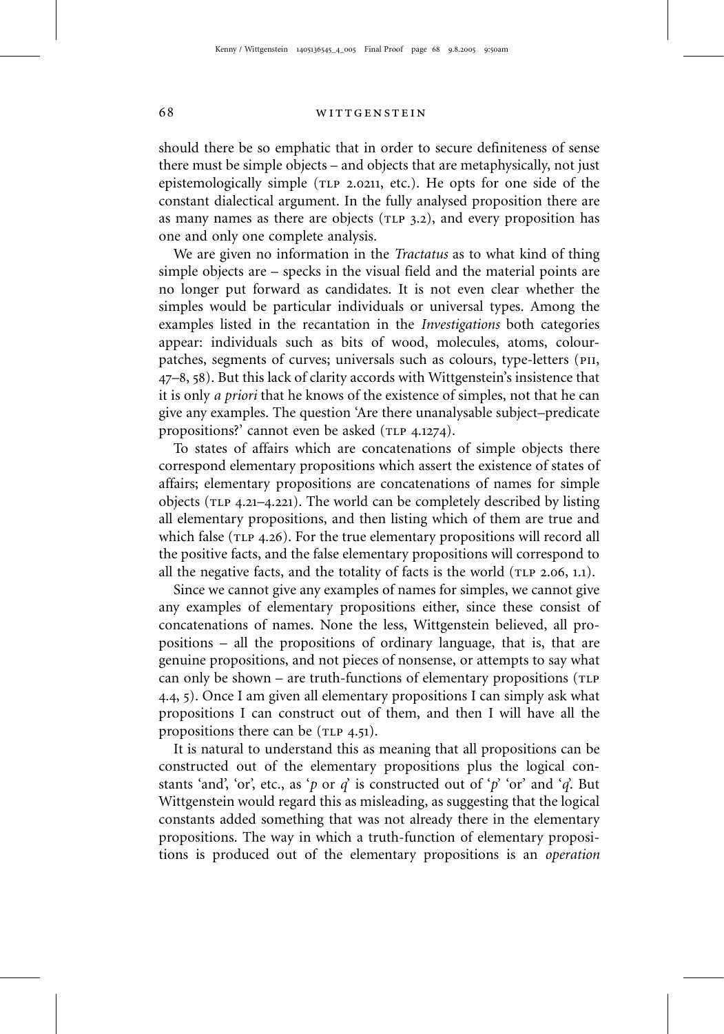should there be so emphatic that in order to secure definiteness of sense there must be simple objects – and objects that are metaphysically, not just epistemologically simple (TLP 2.0211, etc.). He opts for one side of the constant dialectical argument. In the fully analysed proposition there are as many names as there are objects (TLP 3.2), and every proposition has one and only one complete analysis.

We are given no information in the *Tractatus* as to what kind of thing simple objects are – specks in the visual field and the material points are no longer put forward as candidates. It is not even clear whether the simples would be particular individuals or universal types. Among the examples listed in the recantation in the *Investigations* both categories appear: individuals such as bits of wood, molecules, atoms, colour-patches, segments of curves; universals such as colours, type-letters (PII, 47–8, 58). But this lack of clarity accords with Wittgenstein's insistence that it is only *a priori* that he knows of the existence of simples, not that he can give any examples. The question 'Are there unanalysable subject–predicate propositions?' cannot even be asked (TLP 4.1274).

To states of affairs which are concatenations of simple objects there correspond elementary propositions which assert the existence of states of affairs; elementary propositions are concatenations of names for simple objects (TLP 4.21–4.221). The world can be completely described by listing all elementary propositions, and then listing which of them are true and which false (TLP 4.26). For the true elementary propositions will record all the positive facts, and the false elementary propositions will correspond to all the negative facts, and the totality of facts is the world (TLP 2.06, 1.1).

Since we cannot give any examples of names for simples, we cannot give any examples of elementary propositions either, since these consist of concatenations of names. None the less, Wittgenstein believed, all propositions – all the propositions of ordinary language, that is, that are genuine propositions, and not pieces of nonsense, or attempts to say what can only be shown – are truth-functions of elementary propositions (TLP 4.4, 5). Once I am given all elementary propositions I can simply ask what propositions I can construct out of them, and then I will have all the propositions there can be (TLP 4.51).

It is natural to understand this as meaning that all propositions can be constructed out of the elementary propositions plus the logical constants 'and', 'or', etc., as '*p* or *q*' is constructed out of '*p*' 'or' and '*q*'. But Wittgenstein would regard this as misleading, as suggesting that the logical constants added something that was not already there in the elementary propositions. The way in which a truth-function of elementary propositions is produced out of the elementary propositions is an *operation*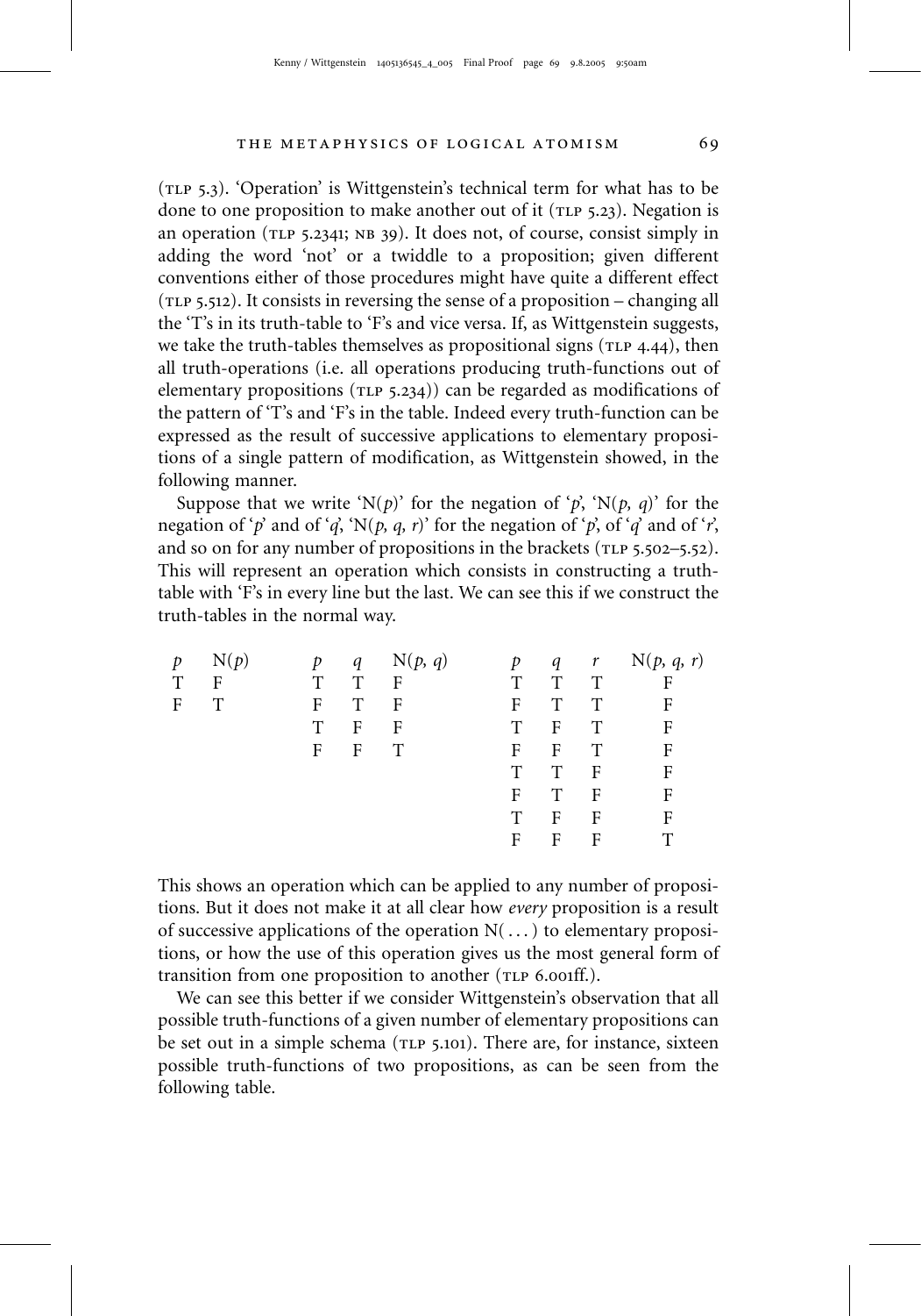(TLP 5.3). 'Operation' is Wittgenstein's technical term for what has to be done to one proposition to make another out of it (TLP 5.23). Negation is an operation (TLP 5.2341; NB 39). It does not, of course, consist simply in adding the word 'not' or a twiddle to a proposition; given different conventions either of those procedures might have quite a different effect (TLP 5.512). It consists in reversing the sense of a proposition – changing all the 'T's in its truth-table to 'F's and vice versa. If, as Wittgenstein suggests, we take the truth-tables themselves as propositional signs (TLP 4.44), then all truth-operations (i.e. all operations producing truth-functions out of elementary propositions (TLP 5.234)) can be regarded as modifications of the pattern of 'T's and 'F's in the table. Indeed every truth-function can be expressed as the result of successive applications to elementary propositions of a single pattern of modification, as Wittgenstein showed, in the following manner.

Suppose that we write 'N(*p*)' for the negation of '*p*', 'N(*p, q*)' for the negation of '*p*' and of '*q*', 'N(*p, q, r*)' for the negation of '*p*', of '*q*' and of '*r*', and so on for any number of propositions in the brackets (TLP 5.502–5.52). This will represent an operation which consists in constructing a truth-table with 'F's in every line but the last. We can see this if we construct the truth-tables in the normal way.

| *p* | N(*p*) |
|---|---|
| T | F |
| F | T |

| *p* | *q* | N(*p, q*) |
|---|---|---|
| T | T | F |
| F | T | F |
| T | F | F |
| F | F | T |

| *p* | *q* | *r* | N(*p, q, r*) |
|---|---|---|---|
| T | T | T | F |
| F | T | T | F |
| T | F | T | F |
| F | F | T | F |
| T | T | F | F |
| F | T | F | F |
| T | F | F | F |
| F | F | F | T |

This shows an operation which can be applied to any number of propositions. But it does not make it at all clear how *every* proposition is a result of successive applications of the operation N( . . . ) to elementary propositions, or how the use of this operation gives us the most general form of transition from one proposition to another (TLP 6.001ff.).

We can see this better if we consider Wittgenstein's observation that all possible truth-functions of a given number of elementary propositions can be set out in a simple schema (TLP 5.101). There are, for instance, sixteen possible truth-functions of two propositions, as can be seen from the following table.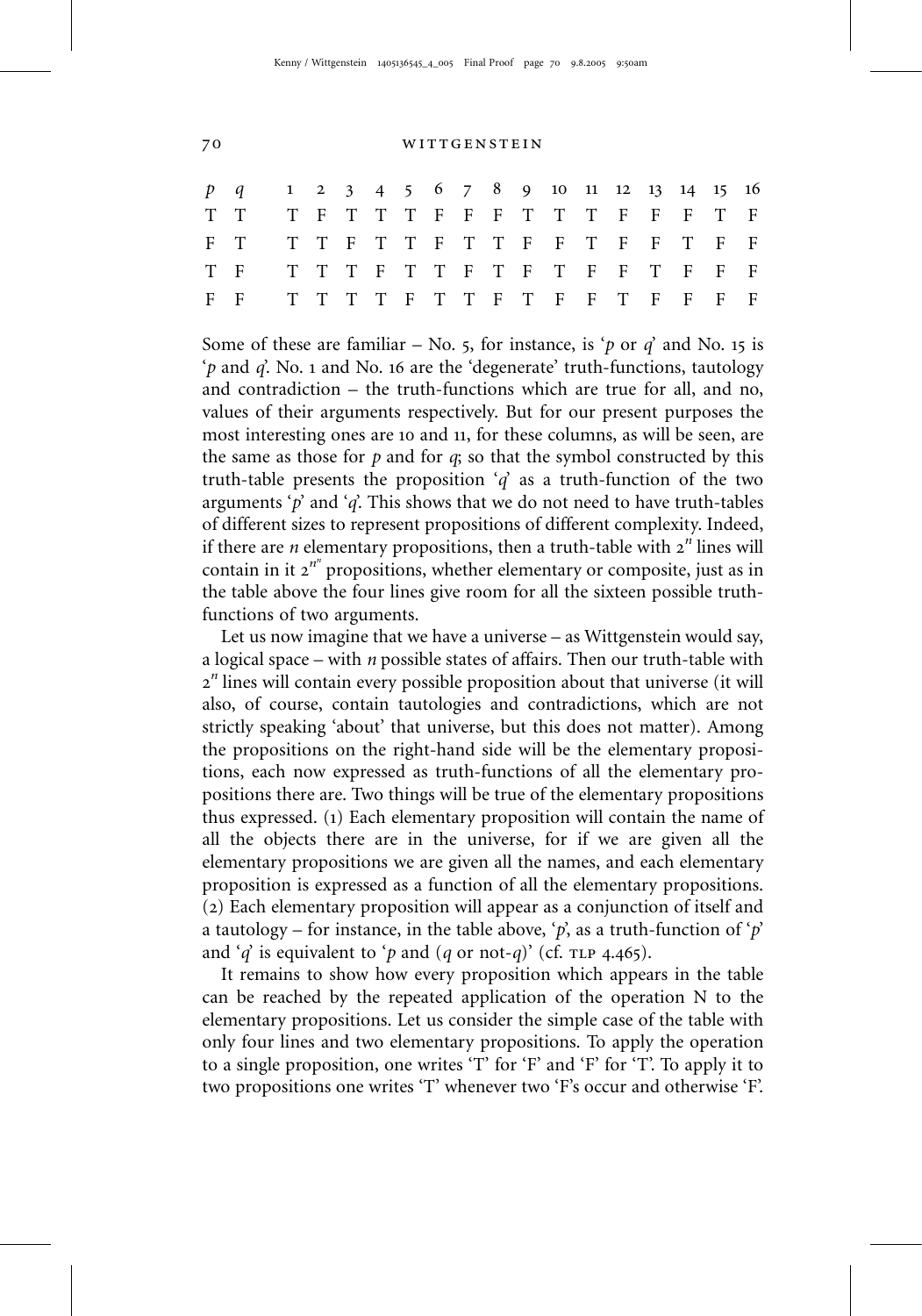| $p$ | $q$ | 1 | 2 | 3 | 4 | 5 | 6 | 7 | 8 | 9 | 10 | 11 | 12 | 13 | 14 | 15 | 16 |
|---|---|---|---|---|---|---|---|---|---|---|---|---|---|---|---|---|---|
| T | T | T | F | T | T | T | F | F | F | T | T | T | F | F | F | T | F |
| F | T | T | T | F | T | T | F | T | T | F | F | T | F | F | T | F | F |
| T | F | T | T | T | F | T | T | F | T | F | T | F | F | T | F | F | F |
| F | F | T | T | T | T | F | T | T | F | T | F | F | T | F | F | F | F |

Some of these are familiar – No. 5, for instance, is '*p* or *q*' and No. 15 is '*p* and *q*'. No. 1 and No. 16 are the 'degenerate' truth-functions, tautology and contradiction – the truth-functions which are true for all, and no, values of their arguments respectively. But for our present purposes the most interesting ones are 10 and 11, for these columns, as will be seen, are the same as those for *p* and for *q*; so that the symbol constructed by this truth-table presents the proposition '*q*' as a truth-function of the two arguments '*p*' and '*q*'. This shows that we do not need to have truth-tables of different sizes to represent propositions of different complexity. Indeed, if there are *n* elementary propositions, then a truth-table with $2^n$ lines will contain in it $2^{n^n}$ propositions, whether elementary or composite, just as in the table above the four lines give room for all the sixteen possible truth-functions of two arguments.

Let us now imagine that we have a universe – as Wittgenstein would say, a logical space – with *n* possible states of affairs. Then our truth-table with $2^n$ lines will contain every possible proposition about that universe (it will also, of course, contain tautologies and contradictions, which are not strictly speaking 'about' that universe, but this does not matter). Among the propositions on the right-hand side will be the elementary propositions, each now expressed as truth-functions of all the elementary propositions there are. Two things will be true of the elementary propositions thus expressed. (1) Each elementary proposition will contain the name of all the objects there are in the universe, for if we are given all the elementary propositions we are given all the names, and each elementary proposition is expressed as a function of all the elementary propositions. (2) Each elementary proposition will appear as a conjunction of itself and a tautology – for instance, in the table above, '*p*', as a truth-function of '*p*' and '*q*' is equivalent to '*p* and (*q* or not-*q*)' (cf. TLP 4.465).

It remains to show how every proposition which appears in the table can be reached by the repeated application of the operation N to the elementary propositions. Let us consider the simple case of the table with only four lines and two elementary propositions. To apply the operation to a single proposition, one writes 'T' for 'F' and 'F' for 'T'. To apply it to two propositions one writes 'T' whenever two 'F's occur and otherwise 'F'.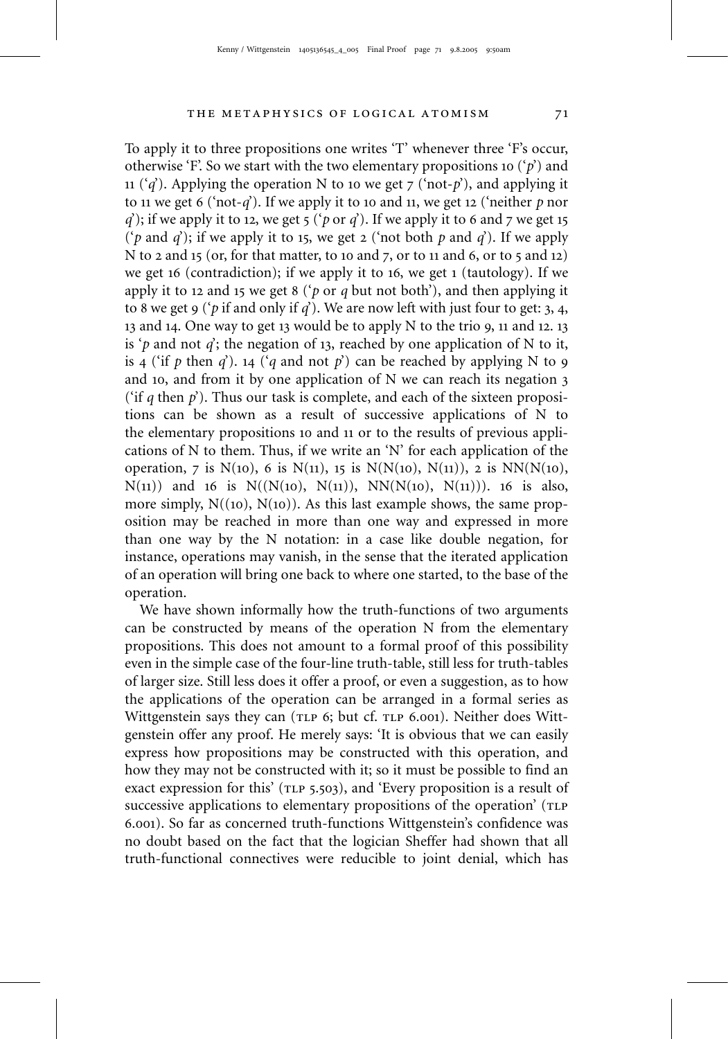To apply it to three propositions one writes 'T' whenever three 'F's occur, otherwise 'F'. So we start with the two elementary propositions 10 ('*p*') and 11 ('*q*'). Applying the operation N to 10 we get 7 ('not-*p*'), and applying it to 11 we get 6 ('not-*q*'). If we apply it to 10 and 11, we get 12 ('neither *p* nor *q*'); if we apply it to 12, we get 5 ('*p* or *q*'). If we apply it to 6 and 7 we get 15 ('*p* and *q*'); if we apply it to 15, we get 2 ('not both *p* and *q*'). If we apply N to 2 and 15 (or, for that matter, to 10 and 7, or to 11 and 6, or to 5 and 12) we get 16 (contradiction); if we apply it to 16, we get 1 (tautology). If we apply it to 12 and 15 we get 8 ('*p* or *q* but not both'), and then applying it to 8 we get 9 ('*p* if and only if *q*'). We are now left with just four to get: 3, 4, 13 and 14. One way to get 13 would be to apply N to the trio 9, 11 and 12. 13 is '*p* and not *q*'; the negation of 13, reached by one application of N to it, is 4 ('if *p* then *q*'). 14 ('*q* and not *p*') can be reached by applying N to 9 and 10, and from it by one application of N we can reach its negation 3 ('if *q* then *p*'). Thus our task is complete, and each of the sixteen propositions can be shown as a result of successive applications of N to the elementary propositions 10 and 11 or to the results of previous applications of N to them. Thus, if we write an 'N' for each application of the operation, 7 is N(10), 6 is N(11), 15 is N(N(10), N(11)), 2 is NN(N(10), N(11)) and 16 is N((N(10), N(11)), NN(N(10), N(11))). 16 is also, more simply, N((10), N(10)). As this last example shows, the same proposition may be reached in more than one way and expressed in more than one way by the N notation: in a case like double negation, for instance, operations may vanish, in the sense that the iterated application of an operation will bring one back to where one started, to the base of the operation.

We have shown informally how the truth-functions of two arguments can be constructed by means of the operation N from the elementary propositions. This does not amount to a formal proof of this possibility even in the simple case of the four-line truth-table, still less for truth-tables of larger size. Still less does it offer a proof, or even a suggestion, as to how the applications of the operation can be arranged in a formal series as Wittgenstein says they can (TLP 6; but cf. TLP 6.001). Neither does Wittgenstein offer any proof. He merely says: 'It is obvious that we can easily express how propositions may be constructed with this operation, and how they may not be constructed with it; so it must be possible to find an exact expression for this' (TLP 5.503), and 'Every proposition is a result of successive applications to elementary propositions of the operation' (TLP 6.001). So far as concerned truth-functions Wittgenstein's confidence was no doubt based on the fact that the logician Sheffer had shown that all truth-functional connectives were reducible to joint denial, which has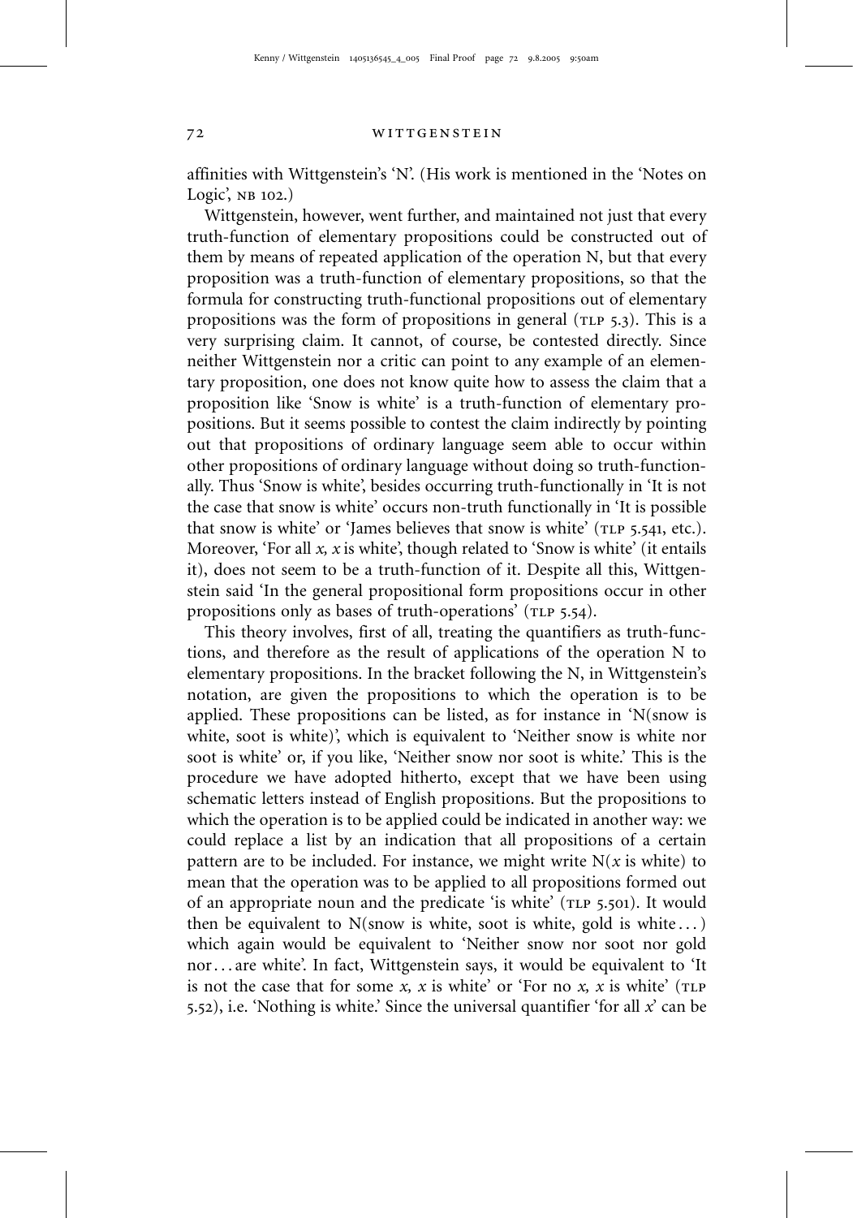affinities with Wittgenstein's 'N'. (His work is mentioned in the 'Notes on Logic', NB 102.)

Wittgenstein, however, went further, and maintained not just that every truth-function of elementary propositions could be constructed out of them by means of repeated application of the operation N, but that every proposition was a truth-function of elementary propositions, so that the formula for constructing truth-functional propositions out of elementary propositions was the form of propositions in general (TLP 5.3). This is a very surprising claim. It cannot, of course, be contested directly. Since neither Wittgenstein nor a critic can point to any example of an elementary proposition, one does not know quite how to assess the claim that a proposition like 'Snow is white' is a truth-function of elementary propositions. But it seems possible to contest the claim indirectly by pointing out that propositions of ordinary language seem able to occur within other propositions of ordinary language without doing so truth-functionally. Thus 'Snow is white', besides occurring truth-functionally in 'It is not the case that snow is white' occurs non-truth functionally in 'It is possible that snow is white' or 'James believes that snow is white' (TLP 5.541, etc.). Moreover, 'For all *x*, *x* is white', though related to 'Snow is white' (it entails it), does not seem to be a truth-function of it. Despite all this, Wittgenstein said 'In the general propositional form propositions occur in other propositions only as bases of truth-operations' (TLP 5.54).

This theory involves, first of all, treating the quantifiers as truth-functions, and therefore as the result of applications of the operation N to elementary propositions. In the bracket following the N, in Wittgenstein's notation, are given the propositions to which the operation is to be applied. These propositions can be listed, as for instance in 'N(snow is white, soot is white)', which is equivalent to 'Neither snow is white nor soot is white' or, if you like, 'Neither snow nor soot is white.' This is the procedure we have adopted hitherto, except that we have been using schematic letters instead of English propositions. But the propositions to which the operation is to be applied could be indicated in another way: we could replace a list by an indication that all propositions of a certain pattern are to be included. For instance, we might write N(*x* is white) to mean that the operation was to be applied to all propositions formed out of an appropriate noun and the predicate 'is white' (TLP 5.501). It would then be equivalent to N(snow is white, soot is white, gold is white . . . ) which again would be equivalent to 'Neither snow nor soot nor gold nor . . . are white'. In fact, Wittgenstein says, it would be equivalent to 'It is not the case that for some *x*, *x* is white' or 'For no *x*, *x* is white' (TLP 5.52), i.e. 'Nothing is white.' Since the universal quantifier 'for all *x*' can be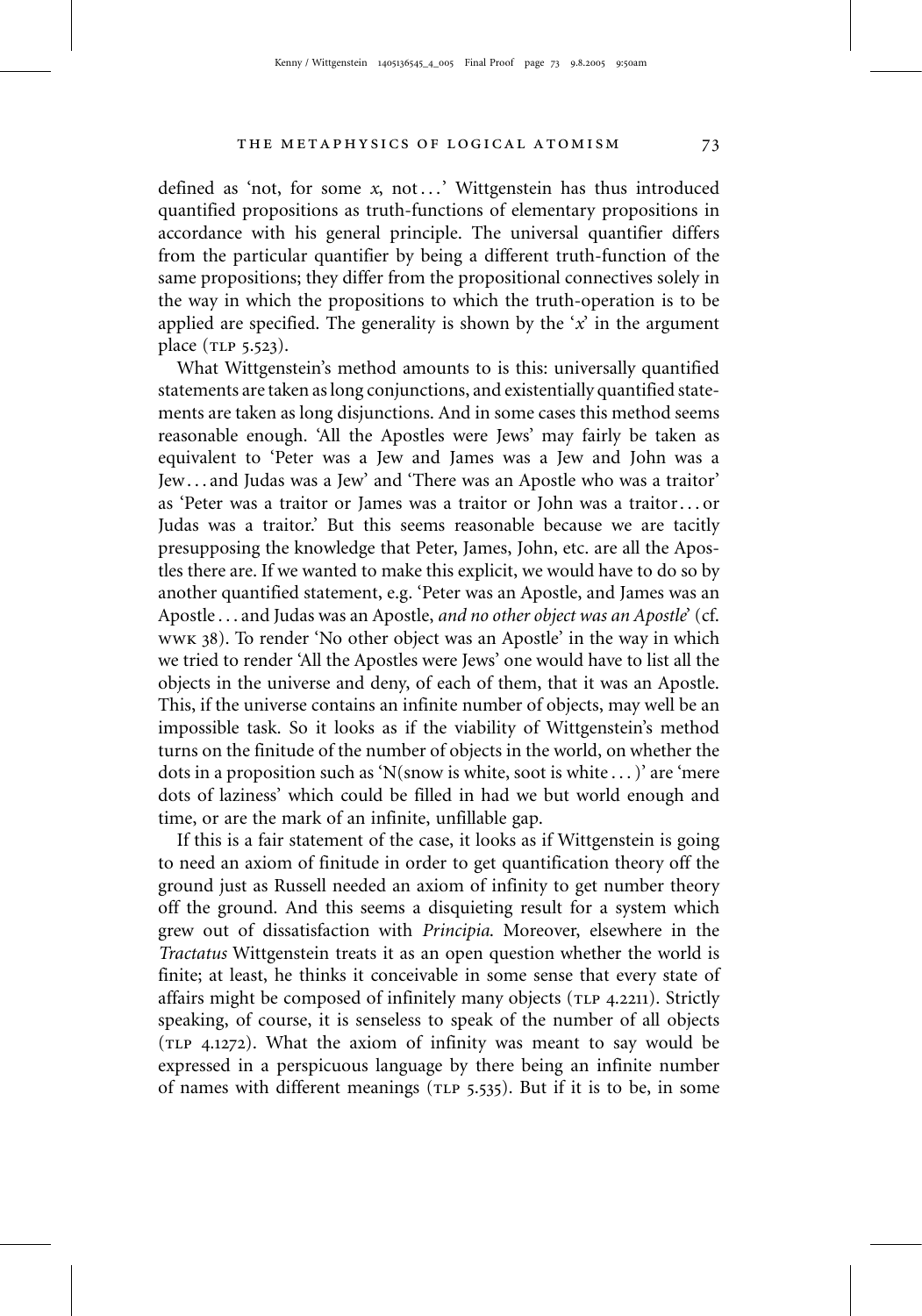defined as 'not, for some *x*, not . . .' Wittgenstein has thus introduced quantified propositions as truth-functions of elementary propositions in accordance with his general principle. The universal quantifier differs from the particular quantifier by being a different truth-function of the same propositions; they differ from the propositional connectives solely in the way in which the propositions to which the truth-operation is to be applied are specified. The generality is shown by the '*x*' in the argument place (TLP 5.523).

What Wittgenstein's method amounts to is this: universally quantified statements are taken as long conjunctions, and existentially quantified statements are taken as long disjunctions. And in some cases this method seems reasonable enough. 'All the Apostles were Jews' may fairly be taken as equivalent to 'Peter was a Jew and James was a Jew and John was a Jew . . . and Judas was a Jew' and 'There was an Apostle who was a traitor' as 'Peter was a traitor or James was a traitor or John was a traitor . . . or Judas was a traitor.' But this seems reasonable because we are tacitly presupposing the knowledge that Peter, James, John, etc. are all the Apostles there are. If we wanted to make this explicit, we would have to do so by another quantified statement, e.g. 'Peter was an Apostle, and James was an Apostle . . . and Judas was an Apostle, *and no other object was an Apostle*' (cf. WWK 38). To render 'No other object was an Apostle' in the way in which we tried to render 'All the Apostles were Jews' one would have to list all the objects in the universe and deny, of each of them, that it was an Apostle. This, if the universe contains an infinite number of objects, may well be an impossible task. So it looks as if the viability of Wittgenstein's method turns on the finitude of the number of objects in the world, on whether the dots in a proposition such as 'N(snow is white, soot is white . . . )' are 'mere dots of laziness' which could be filled in had we but world enough and time, or are the mark of an infinite, unfillable gap.

If this is a fair statement of the case, it looks as if Wittgenstein is going to need an axiom of finitude in order to get quantification theory off the ground just as Russell needed an axiom of infinity to get number theory off the ground. And this seems a disquieting result for a system which grew out of dissatisfaction with *Principia*. Moreover, elsewhere in the *Tractatus* Wittgenstein treats it as an open question whether the world is finite; at least, he thinks it conceivable in some sense that every state of affairs might be composed of infinitely many objects (TLP 4.2211). Strictly speaking, of course, it is senseless to speak of the number of all objects (TLP 4.1272). What the axiom of infinity was meant to say would be expressed in a perspicuous language by there being an infinite number of names with different meanings (TLP 5.535). But if it is to be, in some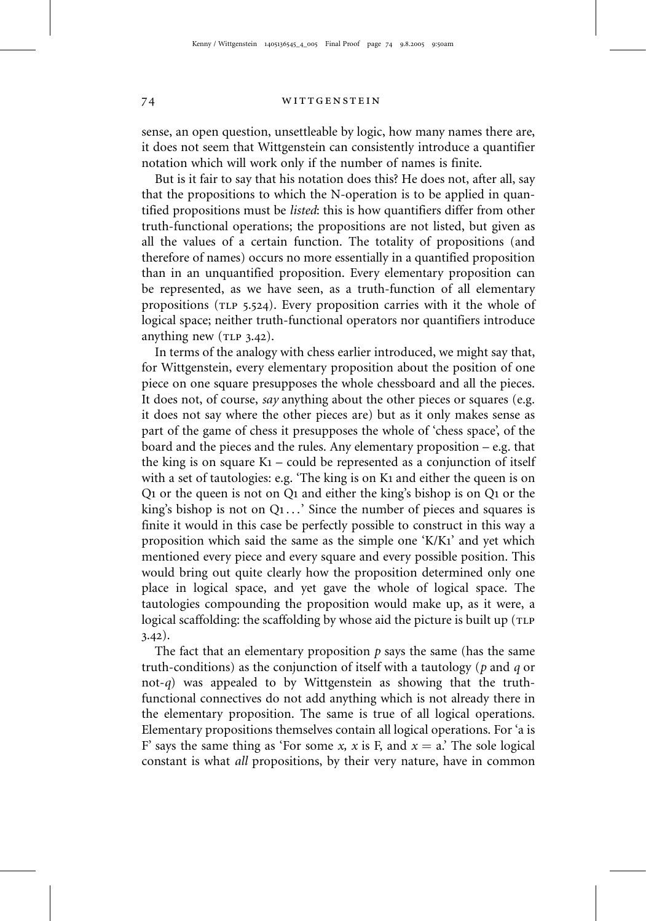sense, an open question, unsettleable by logic, how many names there are, it does not seem that Wittgenstein can consistently introduce a quantifier notation which will work only if the number of names is finite.

But is it fair to say that his notation does this? He does not, after all, say that the propositions to which the N-operation is to be applied in quantified propositions must be *listed*: this is how quantifiers differ from other truth-functional operations; the propositions are not listed, but given as all the values of a certain function. The totality of propositions (and therefore of names) occurs no more essentially in a quantified proposition than in an unquantified proposition. Every elementary proposition can be represented, as we have seen, as a truth-function of all elementary propositions (TLP 5.524). Every proposition carries with it the whole of logical space; neither truth-functional operators nor quantifiers introduce anything new (TLP 3.42).

In terms of the analogy with chess earlier introduced, we might say that, for Wittgenstein, every elementary proposition about the position of one piece on one square presupposes the whole chessboard and all the pieces. It does not, of course, *say* anything about the other pieces or squares (e.g. it does not say where the other pieces are) but as it only makes sense as part of the game of chess it presupposes the whole of 'chess space', of the board and the pieces and the rules. Any elementary proposition – e.g. that the king is on square K1 – could be represented as a conjunction of itself with a set of tautologies: e.g. 'The king is on K1 and either the queen is on Q1 or the queen is not on Q1 and either the king's bishop is on Q1 or the king's bishop is not on Q1 . . .' Since the number of pieces and squares is finite it would in this case be perfectly possible to construct in this way a proposition which said the same as the simple one 'K/K1' and yet which mentioned every piece and every square and every possible position. This would bring out quite clearly how the proposition determined only one place in logical space, and yet gave the whole of logical space. The tautologies compounding the proposition would make up, as it were, a logical scaffolding: the scaffolding by whose aid the picture is built up (TLP 3.42).

The fact that an elementary proposition $p$ says the same (has the same truth-conditions) as the conjunction of itself with a tautology ($p$ and $q$ or not-$q$) was appealed to by Wittgenstein as showing that the truth-functional connectives do not add anything which is not already there in the elementary proposition. The same is true of all logical operations. Elementary propositions themselves contain all logical operations. For 'a is F' says the same thing as 'For some $x$, $x$ is F, and $x = \text{a}$.' The sole logical constant is what *all* propositions, by their very nature, have in common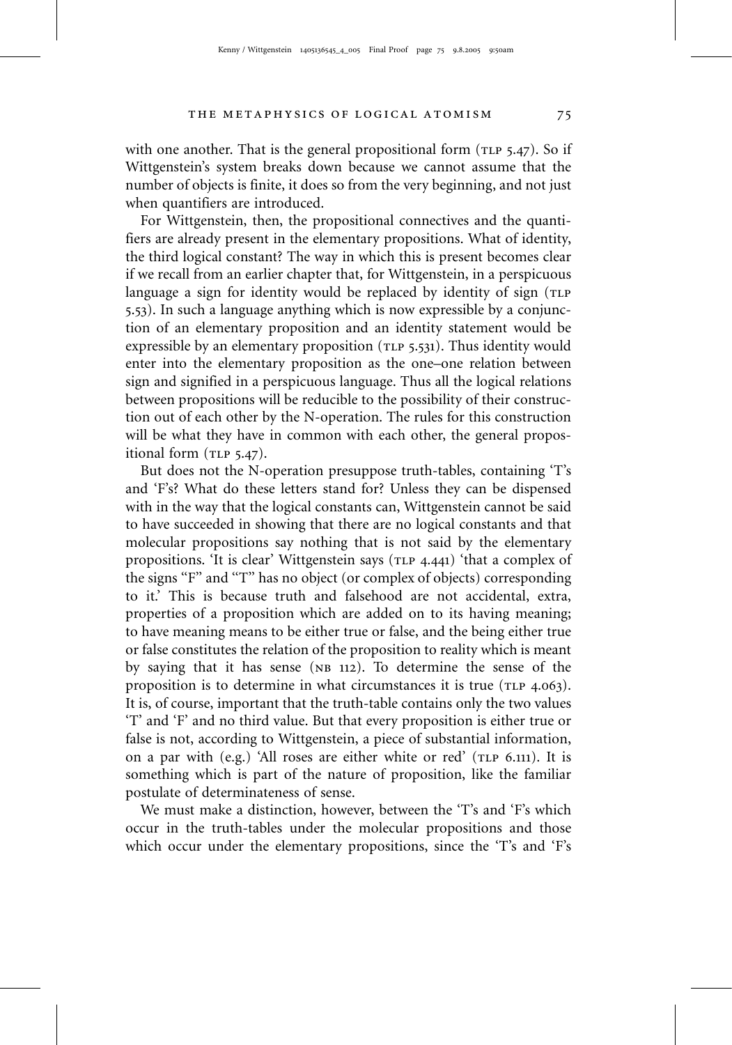with one another. That is the general propositional form (TLP 5.47). So if Wittgenstein's system breaks down because we cannot assume that the number of objects is finite, it does so from the very beginning, and not just when quantifiers are introduced.

For Wittgenstein, then, the propositional connectives and the quantifiers are already present in the elementary propositions. What of identity, the third logical constant? The way in which this is present becomes clear if we recall from an earlier chapter that, for Wittgenstein, in a perspicuous language a sign for identity would be replaced by identity of sign (TLP 5.53). In such a language anything which is now expressible by a conjunction of an elementary proposition and an identity statement would be expressible by an elementary proposition (TLP 5.531). Thus identity would enter into the elementary proposition as the one–one relation between sign and signified in a perspicuous language. Thus all the logical relations between propositions will be reducible to the possibility of their construction out of each other by the N-operation. The rules for this construction will be what they have in common with each other, the general propositional form (TLP 5.47).

But does not the N-operation presuppose truth-tables, containing 'T's and 'F's? What do these letters stand for? Unless they can be dispensed with in the way that the logical constants can, Wittgenstein cannot be said to have succeeded in showing that there are no logical constants and that molecular propositions say nothing that is not said by the elementary propositions. 'It is clear' Wittgenstein says (TLP 4.441) 'that a complex of the signs "F" and "T" has no object (or complex of objects) corresponding to it.' This is because truth and falsehood are not accidental, extra, properties of a proposition which are added on to its having meaning; to have meaning means to be either true or false, and the being either true or false constitutes the relation of the proposition to reality which is meant by saying that it has sense (NB 112). To determine the sense of the proposition is to determine in what circumstances it is true (TLP 4.063). It is, of course, important that the truth-table contains only the two values 'T' and 'F' and no third value. But that every proposition is either true or false is not, according to Wittgenstein, a piece of substantial information, on a par with (e.g.) 'All roses are either white or red' (TLP 6.111). It is something which is part of the nature of proposition, like the familiar postulate of determinateness of sense.

We must make a distinction, however, between the 'T's and 'F's which occur in the truth-tables under the molecular propositions and those which occur under the elementary propositions, since the 'T's and 'F's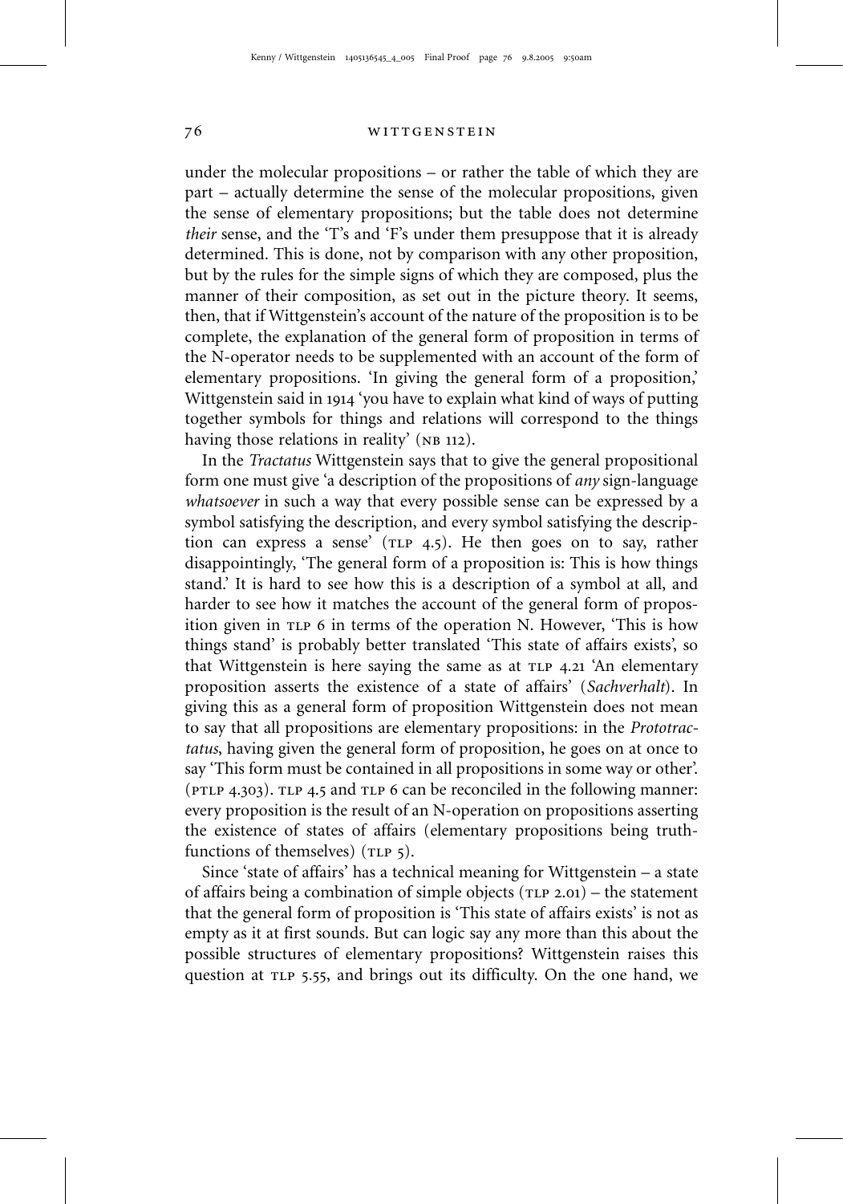under the molecular propositions – or rather the table of which they are part – actually determine the sense of the molecular propositions, given the sense of elementary propositions; but the table does not determine *their* sense, and the 'T's and 'F's under them presuppose that it is already determined. This is done, not by comparison with any other proposition, but by the rules for the simple signs of which they are composed, plus the manner of their composition, as set out in the picture theory. It seems, then, that if Wittgenstein's account of the nature of the proposition is to be complete, the explanation of the general form of proposition in terms of the N-operator needs to be supplemented with an account of the form of elementary propositions. 'In giving the general form of a proposition,' Wittgenstein said in 1914 'you have to explain what kind of ways of putting together symbols for things and relations will correspond to the things having those relations in reality' (NB 112).

In the *Tractatus* Wittgenstein says that to give the general propositional form one must give 'a description of the propositions of *any* sign-language *whatsoever* in such a way that every possible sense can be expressed by a symbol satisfying the description, and every symbol satisfying the description can express a sense' (TLP 4.5). He then goes on to say, rather disappointingly, 'The general form of a proposition is: This is how things stand.' It is hard to see how this is a description of a symbol at all, and harder to see how it matches the account of the general form of proposition given in TLP 6 in terms of the operation N. However, 'This is how things stand' is probably better translated 'This state of affairs exists', so that Wittgenstein is here saying the same as at TLP 4.21 'An elementary proposition asserts the existence of a state of affairs' (*Sachverhalt*). In giving this as a general form of proposition Wittgenstein does not mean to say that all propositions are elementary propositions: in the *Prototractatus*, having given the general form of proposition, he goes on at once to say 'This form must be contained in all propositions in some way or other'. (PTLP 4.303). TLP 4.5 and TLP 6 can be reconciled in the following manner: every proposition is the result of an N-operation on propositions asserting the existence of states of affairs (elementary propositions being truth-functions of themselves) (TLP 5).

Since 'state of affairs' has a technical meaning for Wittgenstein – a state of affairs being a combination of simple objects (TLP 2.01) – the statement that the general form of proposition is 'This state of affairs exists' is not as empty as it at first sounds. But can logic say any more than this about the possible structures of elementary propositions? Wittgenstein raises this question at TLP 5.55, and brings out its difficulty. On the one hand, we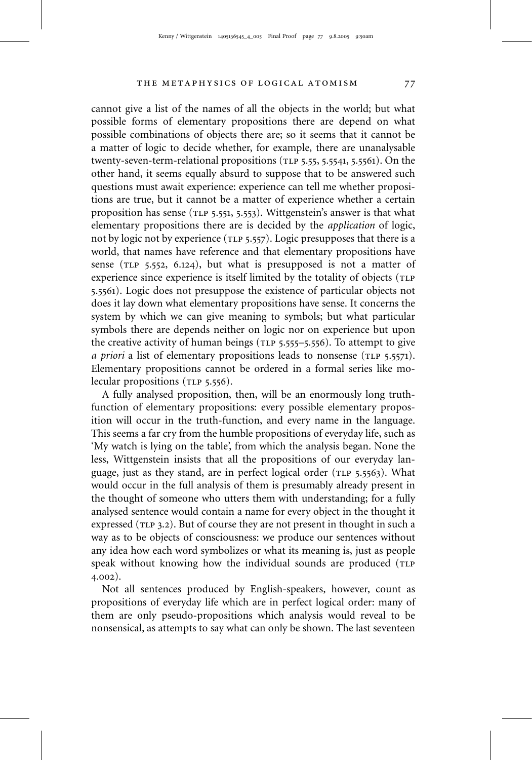cannot give a list of the names of all the objects in the world; but what possible forms of elementary propositions there are depend on what possible combinations of objects there are; so it seems that it cannot be a matter of logic to decide whether, for example, there are unanalysable twenty-seven-term-relational propositions (TLP 5.55, 5.5541, 5.5561). On the other hand, it seems equally absurd to suppose that to be answered such questions must await experience: experience can tell me whether propositions are true, but it cannot be a matter of experience whether a certain proposition has sense (TLP 5.551, 5.553). Wittgenstein's answer is that what elementary propositions there are is decided by the *application* of logic, not by logic not by experience (TLP 5.557). Logic presupposes that there is a world, that names have reference and that elementary propositions have sense (TLP 5.552, 6.124), but what is presupposed is not a matter of experience since experience is itself limited by the totality of objects (TLP 5.5561). Logic does not presuppose the existence of particular objects not does it lay down what elementary propositions have sense. It concerns the system by which we can give meaning to symbols; but what particular symbols there are depends neither on logic nor on experience but upon the creative activity of human beings (TLP 5.555–5.556). To attempt to give *a priori* a list of elementary propositions leads to nonsense (TLP 5.5571). Elementary propositions cannot be ordered in a formal series like molecular propositions (TLP 5.556).

A fully analysed proposition, then, will be an enormously long truth-function of elementary propositions: every possible elementary proposition will occur in the truth-function, and every name in the language. This seems a far cry from the humble propositions of everyday life, such as 'My watch is lying on the table', from which the analysis began. None the less, Wittgenstein insists that all the propositions of our everyday language, just as they stand, are in perfect logical order (TLP 5.5563). What would occur in the full analysis of them is presumably already present in the thought of someone who utters them with understanding; for a fully analysed sentence would contain a name for every object in the thought it expressed (TLP 3.2). But of course they are not present in thought in such a way as to be objects of consciousness: we produce our sentences without any idea how each word symbolizes or what its meaning is, just as people speak without knowing how the individual sounds are produced (TLP 4.002).

Not all sentences produced by English-speakers, however, count as propositions of everyday life which are in perfect logical order: many of them are only pseudo-propositions which analysis would reveal to be nonsensical, as attempts to say what can only be shown. The last seventeen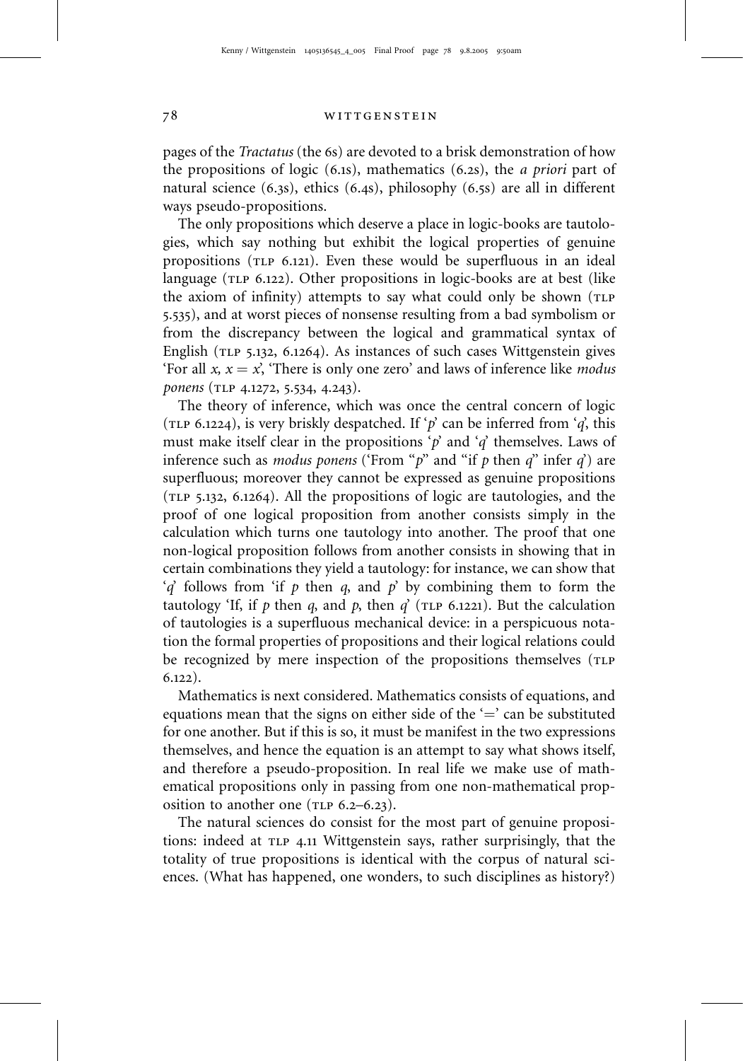pages of the *Tractatus* (the 6s) are devoted to a brisk demonstration of how the propositions of logic (6.1s), mathematics (6.2s), the *a priori* part of natural science (6.3s), ethics (6.4s), philosophy (6.5s) are all in different ways pseudo-propositions.

The only propositions which deserve a place in logic-books are tautologies, which say nothing but exhibit the logical properties of genuine propositions (TLP 6.121). Even these would be superfluous in an ideal language (TLP 6.122). Other propositions in logic-books are at best (like the axiom of infinity) attempts to say what could only be shown (TLP 5.535), and at worst pieces of nonsense resulting from a bad symbolism or from the discrepancy between the logical and grammatical syntax of English (TLP 5.132, 6.1264). As instances of such cases Wittgenstein gives 'For all $x$, $x = x$', 'There is only one zero' and laws of inference like *modus ponens* (TLP 4.1272, 5.534, 4.243).

The theory of inference, which was once the central concern of logic (TLP 6.1224), is very briskly despatched. If '$p$' can be inferred from '$q$', this must make itself clear in the propositions '$p$' and '$q$' themselves. Laws of inference such as *modus ponens* ('From "$p$" and "if $p$ then $q$" infer $q$') are superfluous; moreover they cannot be expressed as genuine propositions (TLP 5.132, 6.1264). All the propositions of logic are tautologies, and the proof of one logical proposition from another consists simply in the calculation which turns one tautology into another. The proof that one non-logical proposition follows from another consists in showing that in certain combinations they yield a tautology: for instance, we can show that '$q$' follows from 'if $p$ then $q$, and $p$' by combining them to form the tautology 'If, if $p$ then $q$, and $p$, then $q$' (TLP 6.1221). But the calculation of tautologies is a superfluous mechanical device: in a perspicuous notation the formal properties of propositions and their logical relations could be recognized by mere inspection of the propositions themselves (TLP 6.122).

Mathematics is next considered. Mathematics consists of equations, and equations mean that the signs on either side of the '=' can be substituted for one another. But if this is so, it must be manifest in the two expressions themselves, and hence the equation is an attempt to say what shows itself, and therefore a pseudo-proposition. In real life we make use of mathematical propositions only in passing from one non-mathematical proposition to another one (TLP 6.2–6.23).

The natural sciences do consist for the most part of genuine propositions: indeed at TLP 4.11 Wittgenstein says, rather surprisingly, that the totality of true propositions is identical with the corpus of natural sciences. (What has happened, one wonders, to such disciplines as history?)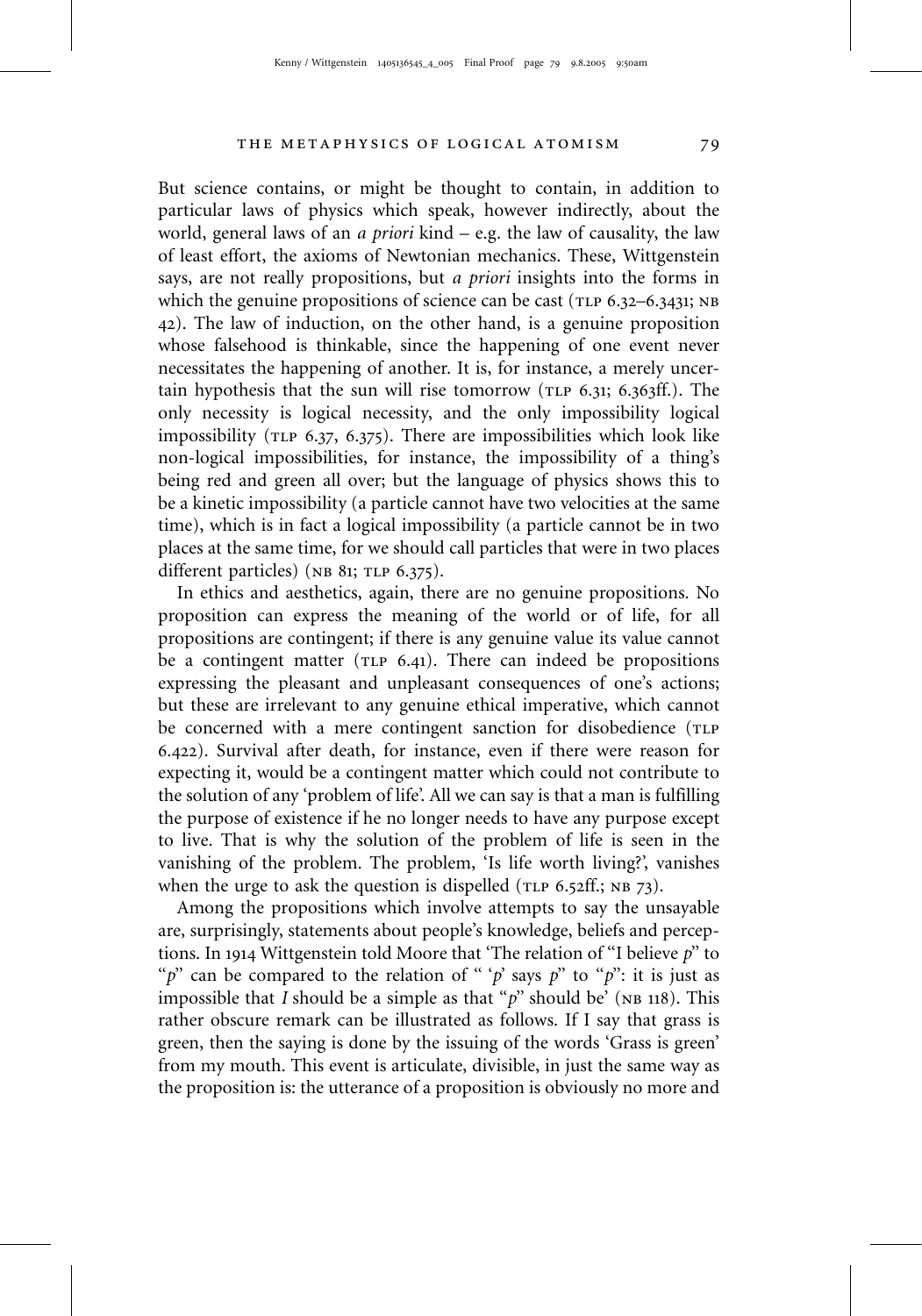But science contains, or might be thought to contain, in addition to particular laws of physics which speak, however indirectly, about the world, general laws of an *a priori* kind – e.g. the law of causality, the law of least effort, the axioms of Newtonian mechanics. These, Wittgenstein says, are not really propositions, but *a priori* insights into the forms in which the genuine propositions of science can be cast (TLP 6.32–6.3431; NB 42). The law of induction, on the other hand, is a genuine proposition whose falsehood is thinkable, since the happening of one event never necessitates the happening of another. It is, for instance, a merely uncertain hypothesis that the sun will rise tomorrow (TLP 6.31; 6.363ff.). The only necessity is logical necessity, and the only impossibility logical impossibility (TLP 6.37, 6.375). There are impossibilities which look like non-logical impossibilities, for instance, the impossibility of a thing's being red and green all over; but the language of physics shows this to be a kinetic impossibility (a particle cannot have two velocities at the same time), which is in fact a logical impossibility (a particle cannot be in two places at the same time, for we should call particles that were in two places different particles) (NB 81; TLP 6.375).

In ethics and aesthetics, again, there are no genuine propositions. No proposition can express the meaning of the world or of life, for all propositions are contingent; if there is any genuine value its value cannot be a contingent matter (TLP 6.41). There can indeed be propositions expressing the pleasant and unpleasant consequences of one's actions; but these are irrelevant to any genuine ethical imperative, which cannot be concerned with a mere contingent sanction for disobedience (TLP 6.422). Survival after death, for instance, even if there were reason for expecting it, would be a contingent matter which could not contribute to the solution of any 'problem of life'. All we can say is that a man is fulfilling the purpose of existence if he no longer needs to have any purpose except to live. That is why the solution of the problem of life is seen in the vanishing of the problem. The problem, 'Is life worth living?', vanishes when the urge to ask the question is dispelled (TLP 6.52ff.; NB 73).

Among the propositions which involve attempts to say the unsayable are, surprisingly, statements about people's knowledge, beliefs and perceptions. In 1914 Wittgenstein told Moore that 'The relation of "I believe *p*" to "*p*" can be compared to the relation of " '*p*' says *p*" to "*p*": it is just as impossible that *I* should be a simple as that "*p*" should be' (NB 118). This rather obscure remark can be illustrated as follows. If I say that grass is green, then the saying is done by the issuing of the words 'Grass is green' from my mouth. This event is articulate, divisible, in just the same way as the proposition is: the utterance of a proposition is obviously no more and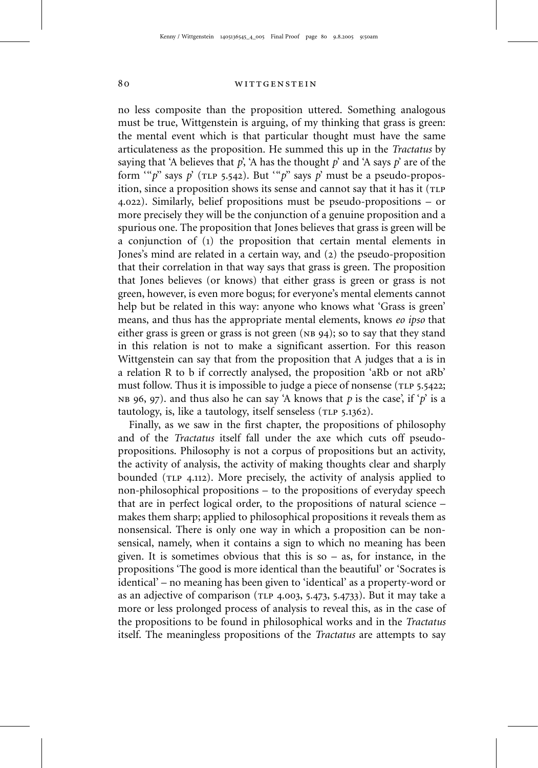no less composite than the proposition uttered. Something analogous must be true, Wittgenstein is arguing, of my thinking that grass is green: the mental event which is that particular thought must have the same articulateness as the proposition. He summed this up in the *Tractatus* by saying that 'A believes that *p*', 'A has the thought *p*' and 'A says *p*' are of the form '"*p*" says *p*' (TLP 5.542). But '"*p*" says *p*' must be a pseudo-proposition, since a proposition shows its sense and cannot say that it has it (TLP 4.022). Similarly, belief propositions must be pseudo-propositions – or more precisely they will be the conjunction of a genuine proposition and a spurious one. The proposition that Jones believes that grass is green will be a conjunction of (1) the proposition that certain mental elements in Jones's mind are related in a certain way, and (2) the pseudo-proposition that their correlation in that way says that grass is green. The proposition that Jones believes (or knows) that either grass is green or grass is not green, however, is even more bogus; for everyone's mental elements cannot help but be related in this way: anyone who knows what 'Grass is green' means, and thus has the appropriate mental elements, knows *eo ipso* that either grass is green or grass is not green (NB 94); so to say that they stand in this relation is not to make a significant assertion. For this reason Wittgenstein can say that from the proposition that A judges that a is in a relation R to b if correctly analysed, the proposition 'aRb or not aRb' must follow. Thus it is impossible to judge a piece of nonsense (TLP 5.5422; NB 96, 97). and thus also he can say 'A knows that *p* is the case', if '*p*' is a tautology, is, like a tautology, itself senseless (TLP 5.1362).

Finally, as we saw in the first chapter, the propositions of philosophy and of the *Tractatus* itself fall under the axe which cuts off pseudo-propositions. Philosophy is not a corpus of propositions but an activity, the activity of analysis, the activity of making thoughts clear and sharply bounded (TLP 4.112). More precisely, the activity of analysis applied to non-philosophical propositions – to the propositions of everyday speech that are in perfect logical order, to the propositions of natural science – makes them sharp; applied to philosophical propositions it reveals them as nonsensical. There is only one way in which a proposition can be nonsensical, namely, when it contains a sign to which no meaning has been given. It is sometimes obvious that this is so – as, for instance, in the propositions 'The good is more identical than the beautiful' or 'Socrates is identical' – no meaning has been given to 'identical' as a property-word or as an adjective of comparison (TLP 4.003, 5.473, 5.4733). But it may take a more or less prolonged process of analysis to reveal this, as in the case of the propositions to be found in philosophical works and in the *Tractatus* itself. The meaningless propositions of the *Tractatus* are attempts to say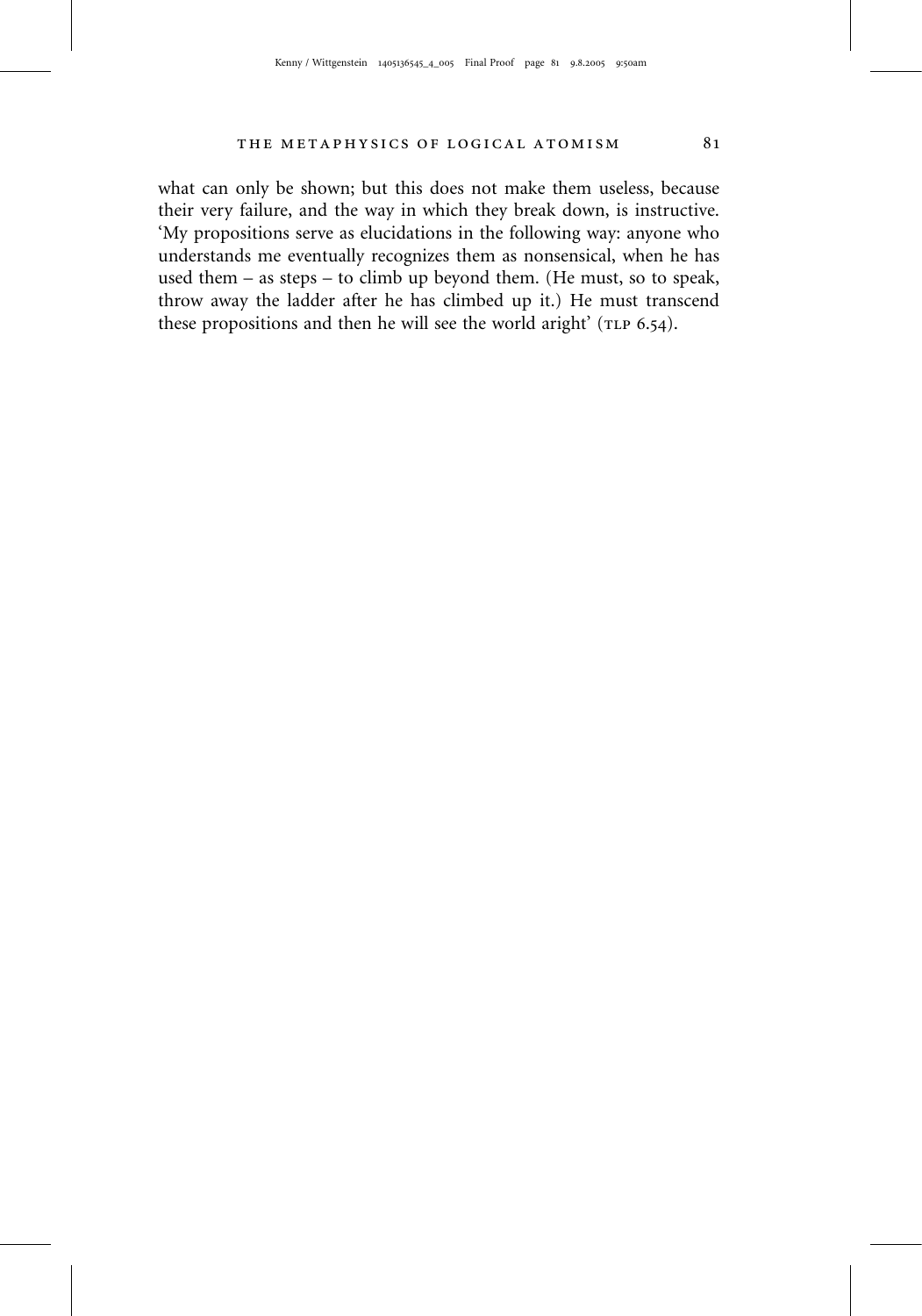what can only be shown; but this does not make them useless, because their very failure, and the way in which they break down, is instructive. 'My propositions serve as elucidations in the following way: anyone who understands me eventually recognizes them as nonsensical, when he has used them – as steps – to climb up beyond them. (He must, so to speak, throw away the ladder after he has climbed up it.) He must transcend these propositions and then he will see the world aright' (TLP 6.54).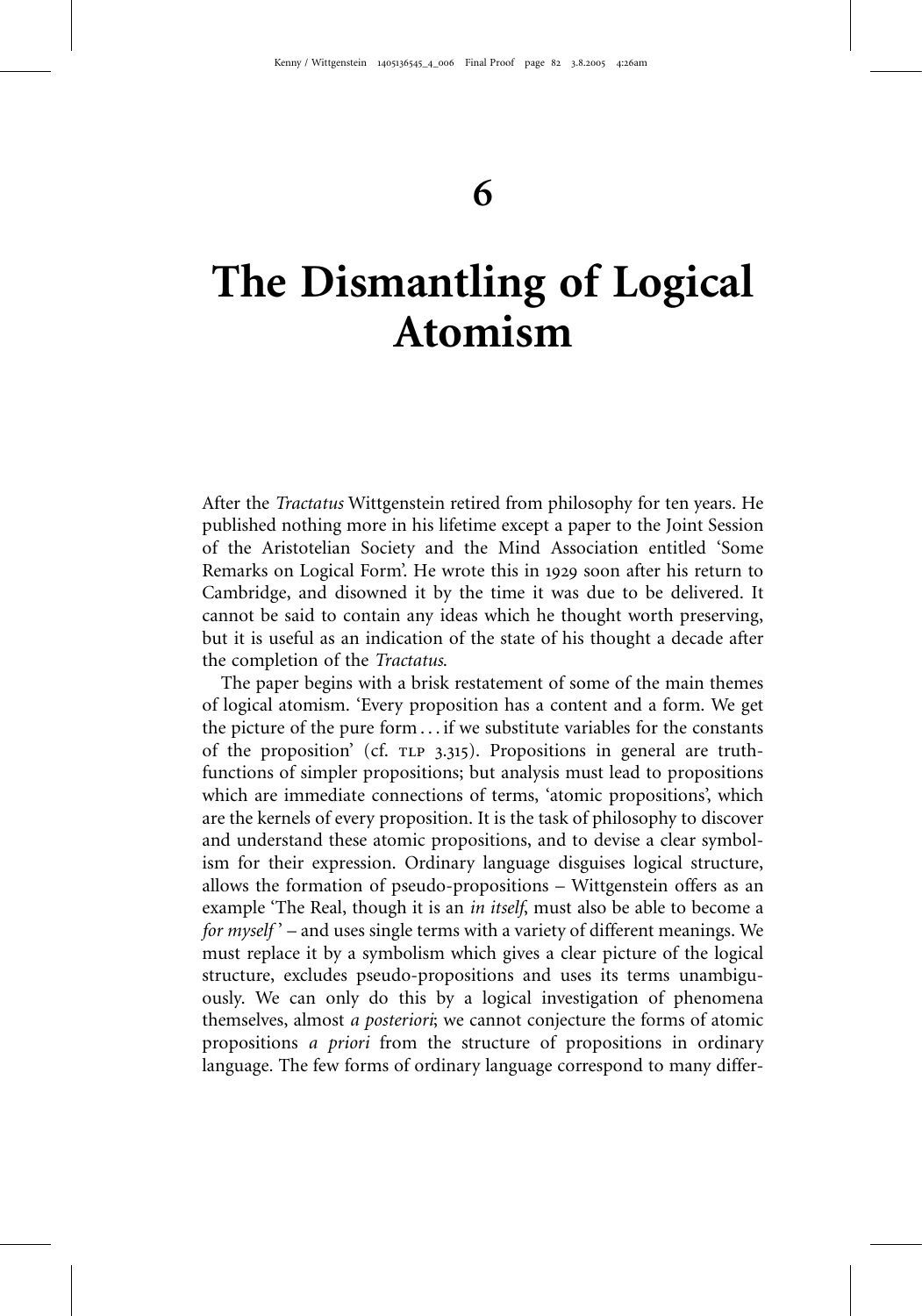# 6

# The Dismantling of Logical Atomism

After the *Tractatus* Wittgenstein retired from philosophy for ten years. He published nothing more in his lifetime except a paper to the Joint Session of the Aristotelian Society and the Mind Association entitled 'Some Remarks on Logical Form'. He wrote this in 1929 soon after his return to Cambridge, and disowned it by the time it was due to be delivered. It cannot be said to contain any ideas which he thought worth preserving, but it is useful as an indication of the state of his thought a decade after the completion of the *Tractatus*.

The paper begins with a brisk restatement of some of the main themes of logical atomism. 'Every proposition has a content and a form. We get the picture of the pure form . . . if we substitute variables for the constants of the proposition' (cf. TLP 3.315). Propositions in general are truth-functions of simpler propositions; but analysis must lead to propositions which are immediate connections of terms, 'atomic propositions', which are the kernels of every proposition. It is the task of philosophy to discover and understand these atomic propositions, and to devise a clear symbolism for their expression. Ordinary language disguises logical structure, allows the formation of pseudo-propositions – Wittgenstein offers as an example 'The Real, though it is an *in itself*, must also be able to become a *for myself*' – and uses single terms with a variety of different meanings. We must replace it by a symbolism which gives a clear picture of the logical structure, excludes pseudo-propositions and uses its terms unambiguously. We can only do this by a logical investigation of phenomena themselves, almost *a posteriori*; we cannot conjecture the forms of atomic propositions *a priori* from the structure of propositions in ordinary language. The few forms of ordinary language correspond to many differ-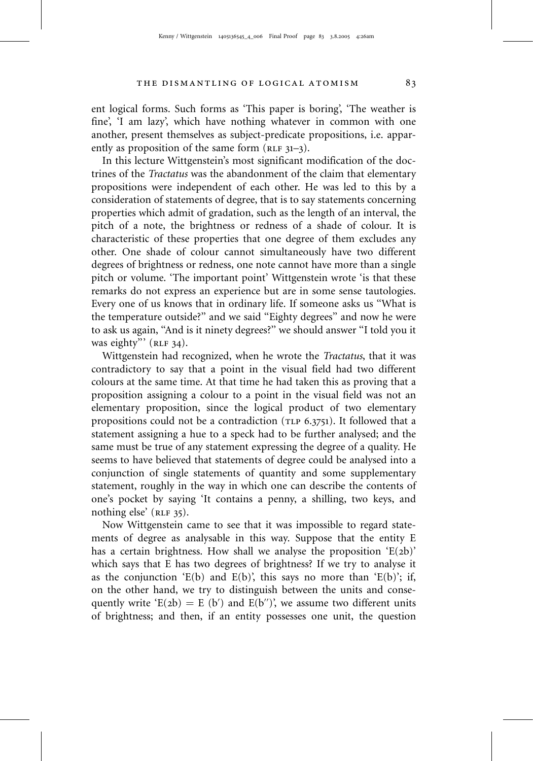ent logical forms. Such forms as 'This paper is boring', 'The weather is fine', 'I am lazy', which have nothing whatever in common with one another, present themselves as subject-predicate propositions, i.e. apparently as proposition of the same form (RLF 31–3).

In this lecture Wittgenstein's most significant modification of the doctrines of the *Tractatus* was the abandonment of the claim that elementary propositions were independent of each other. He was led to this by a consideration of statements of degree, that is to say statements concerning properties which admit of gradation, such as the length of an interval, the pitch of a note, the brightness or redness of a shade of colour. It is characteristic of these properties that one degree of them excludes any other. One shade of colour cannot simultaneously have two different degrees of brightness or redness, one note cannot have more than a single pitch or volume. 'The important point' Wittgenstein wrote 'is that these remarks do not express an experience but are in some sense tautologies. Every one of us knows that in ordinary life. If someone asks us "What is the temperature outside?" and we said "Eighty degrees" and now he were to ask us again, "And is it ninety degrees?" we should answer "I told you it was eighty"' (RLF 34).

Wittgenstein had recognized, when he wrote the *Tractatus*, that it was contradictory to say that a point in the visual field had two different colours at the same time. At that time he had taken this as proving that a proposition assigning a colour to a point in the visual field was not an elementary proposition, since the logical product of two elementary propositions could not be a contradiction (TLP 6.3751). It followed that a statement assigning a hue to a speck had to be further analysed; and the same must be true of any statement expressing the degree of a quality. He seems to have believed that statements of degree could be analysed into a conjunction of single statements of quantity and some supplementary statement, roughly in the way in which one can describe the contents of one's pocket by saying 'It contains a penny, a shilling, two keys, and nothing else' (RLF 35).

Now Wittgenstein came to see that it was impossible to regard statements of degree as analysable in this way. Suppose that the entity E has a certain brightness. How shall we analyse the proposition '$E(2b)$' which says that E has two degrees of brightness? If we try to analyse it as the conjunction '$E(b)$ and $E(b)$', this says no more than '$E(b)$'; if, on the other hand, we try to distinguish between the units and consequently write '$E(2b) = E\ (b')$ and $E(b'')$', we assume two different units of brightness; and then, if an entity possesses one unit, the question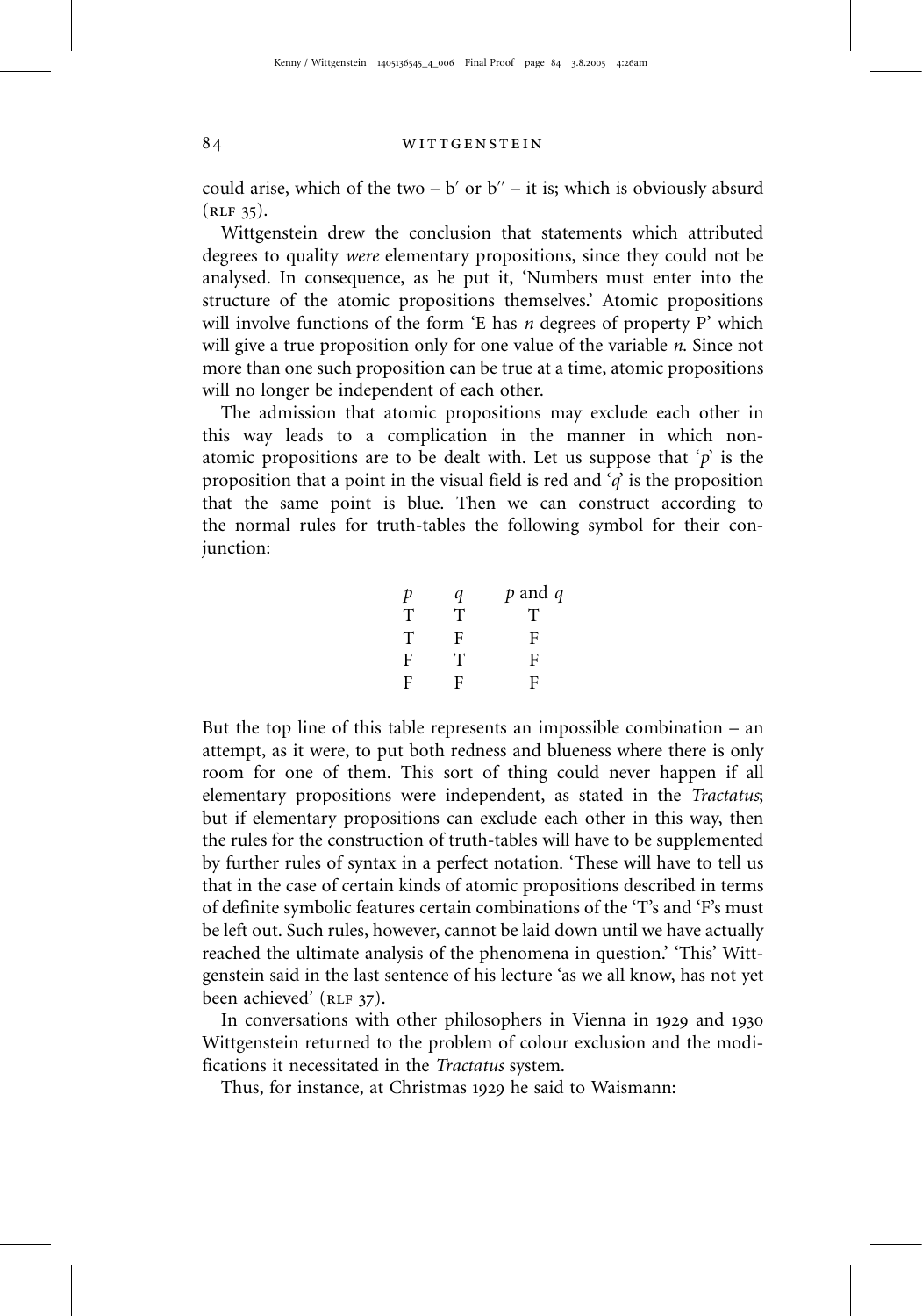could arise, which of the two – b′ or b″ – it is; which is obviously absurd (RLF 35).

Wittgenstein drew the conclusion that statements which attributed degrees to quality *were* elementary propositions, since they could not be analysed. In consequence, as he put it, 'Numbers must enter into the structure of the atomic propositions themselves.' Atomic propositions will involve functions of the form 'E has *n* degrees of property P' which will give a true proposition only for one value of the variable *n*. Since not more than one such proposition can be true at a time, atomic propositions will no longer be independent of each other.

The admission that atomic propositions may exclude each other in this way leads to a complication in the manner in which non-atomic propositions are to be dealt with. Let us suppose that '*p*' is the proposition that a point in the visual field is red and '*q*' is the proposition that the same point is blue. Then we can construct according to the normal rules for truth-tables the following symbol for their conjunction:

| *p* | *q* | *p* and *q* |
|---|---|---|
| T | T | T |
| T | F | F |
| F | T | F |
| F | F | F |

But the top line of this table represents an impossible combination – an attempt, as it were, to put both redness and blueness where there is only room for one of them. This sort of thing could never happen if all elementary propositions were independent, as stated in the *Tractatus*; but if elementary propositions can exclude each other in this way, then the rules for the construction of truth-tables will have to be supplemented by further rules of syntax in a perfect notation. 'These will have to tell us that in the case of certain kinds of atomic propositions described in terms of definite symbolic features certain combinations of the 'T's and 'F's must be left out. Such rules, however, cannot be laid down until we have actually reached the ultimate analysis of the phenomena in question.' 'This' Wittgenstein said in the last sentence of his lecture 'as we all know, has not yet been achieved' (RLF 37).

In conversations with other philosophers in Vienna in 1929 and 1930 Wittgenstein returned to the problem of colour exclusion and the modifications it necessitated in the *Tractatus* system.

Thus, for instance, at Christmas 1929 he said to Waismann: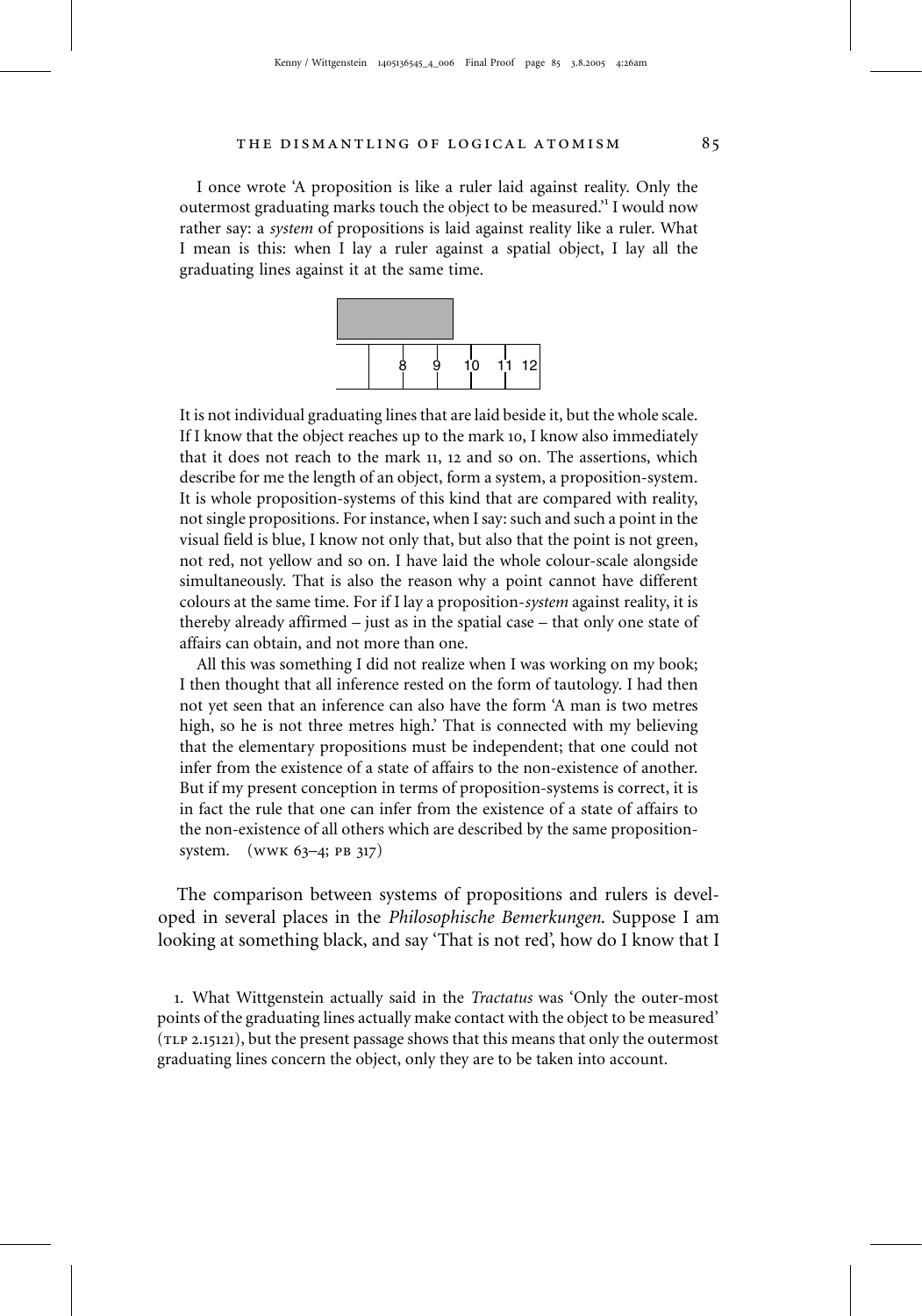I once wrote 'A proposition is like a ruler laid against reality. Only the outermost graduating marks touch the object to be measured.'[1] I would now rather say: a *system* of propositions is laid against reality like a ruler. What I mean is this: when I lay a ruler against a spatial object, I lay all the graduating lines against it at the same time.

It is not individual graduating lines that are laid beside it, but the whole scale. If I know that the object reaches up to the mark 10, I know also immediately that it does not reach to the mark 11, 12 and so on. The assertions, which describe for me the length of an object, form a system, a proposition-system. It is whole proposition-systems of this kind that are compared with reality, not single propositions. For instance, when I say: such and such a point in the visual field is blue, I know not only that, but also that the point is not green, not red, not yellow and so on. I have laid the whole colour-scale alongside simultaneously. That is also the reason why a point cannot have different colours at the same time. For if I lay a proposition-*system* against reality, it is thereby already affirmed – just as in the spatial case – that only one state of affairs can obtain, and not more than one.

All this was something I did not realize when I was working on my book; I then thought that all inference rested on the form of tautology. I had then not yet seen that an inference can also have the form 'A man is two metres high, so he is not three metres high.' That is connected with my believing that the elementary propositions must be independent; that one could not infer from the existence of a state of affairs to the non-existence of another. But if my present conception in terms of proposition-systems is correct, it is in fact the rule that one can infer from the existence of a state of affairs to the non-existence of all others which are described by the same proposition-system. (WWK 63–4; PB 317)

The comparison between systems of propositions and rulers is developed in several places in the *Philosophische Bemerkungen*. Suppose I am looking at something black, and say 'That is not red', how do I know that I

1. What Wittgenstein actually said in the *Tractatus* was 'Only the outer-most points of the graduating lines actually make contact with the object to be measured' (TLP 2.15121), but the present passage shows that this means that only the outermost graduating lines concern the object, only they are to be taken into account.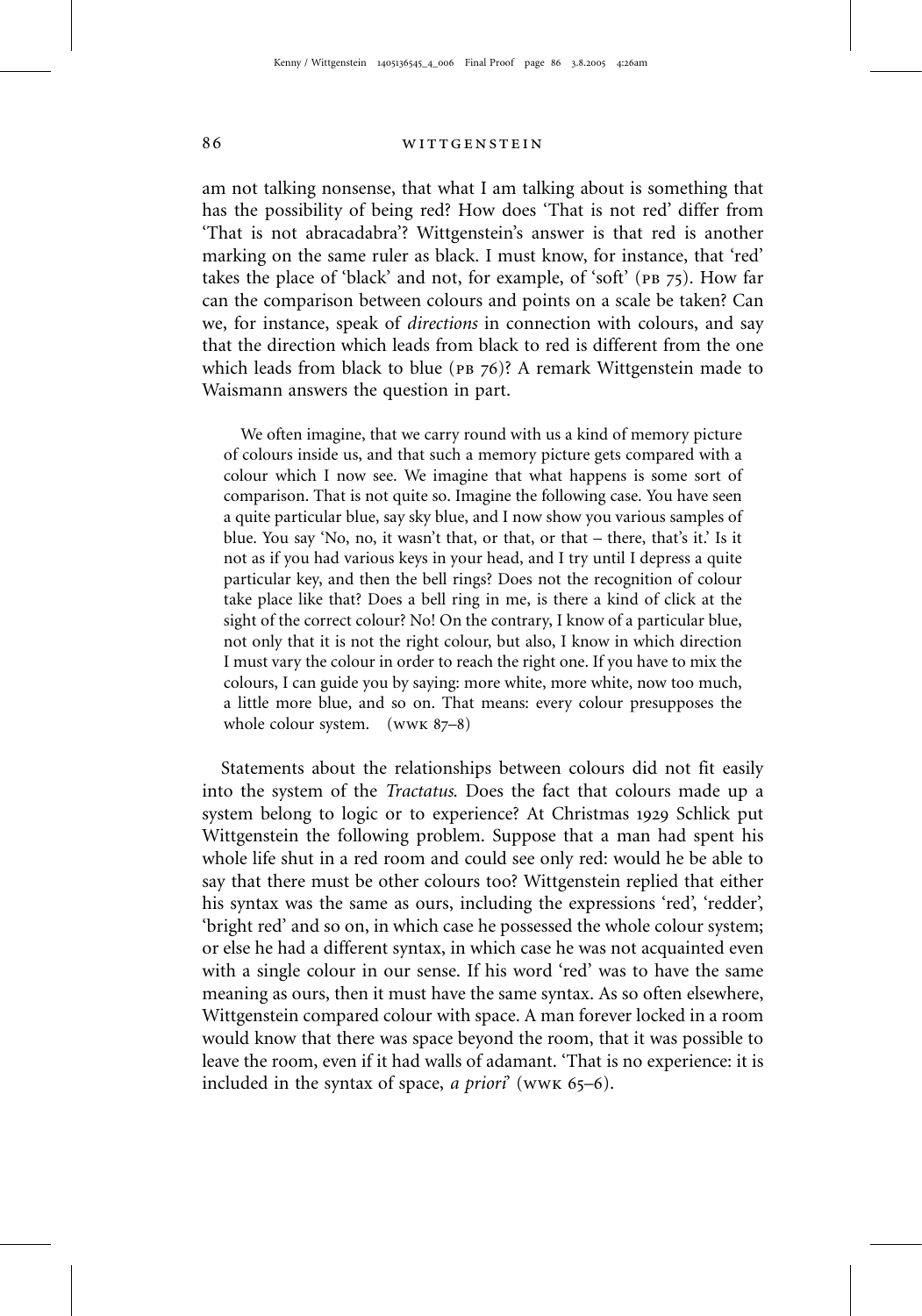am not talking nonsense, that what I am talking about is something that has the possibility of being red? How does 'That is not red' differ from 'That is not abracadabra'? Wittgenstein's answer is that red is another marking on the same ruler as black. I must know, for instance, that 'red' takes the place of 'black' and not, for example, of 'soft' (PB 75). How far can the comparison between colours and points on a scale be taken? Can we, for instance, speak of *directions* in connection with colours, and say that the direction which leads from black to red is different from the one which leads from black to blue (PB 76)? A remark Wittgenstein made to Waismann answers the question in part.

> We often imagine, that we carry round with us a kind of memory picture of colours inside us, and that such a memory picture gets compared with a colour which I now see. We imagine that what happens is some sort of comparison. That is not quite so. Imagine the following case. You have seen a quite particular blue, say sky blue, and I now show you various samples of blue. You say 'No, no, it wasn't that, or that, or that – there, that's it.' Is it not as if you had various keys in your head, and I try until I depress a quite particular key, and then the bell rings? Does not the recognition of colour take place like that? Does a bell ring in me, is there a kind of click at the sight of the correct colour? No! On the contrary, I know of a particular blue, not only that it is not the right colour, but also, I know in which direction I must vary the colour in order to reach the right one. If you have to mix the colours, I can guide you by saying: more white, more white, now too much, a little more blue, and so on. That means: every colour presupposes the whole colour system. (WWK 87–8)

Statements about the relationships between colours did not fit easily into the system of the *Tractatus*. Does the fact that colours made up a system belong to logic or to experience? At Christmas 1929 Schlick put Wittgenstein the following problem. Suppose that a man had spent his whole life shut in a red room and could see only red: would he be able to say that there must be other colours too? Wittgenstein replied that either his syntax was the same as ours, including the expressions 'red', 'redder', 'bright red' and so on, in which case he possessed the whole colour system; or else he had a different syntax, in which case he was not acquainted even with a single colour in our sense. If his word 'red' was to have the same meaning as ours, then it must have the same syntax. As so often elsewhere, Wittgenstein compared colour with space. A man forever locked in a room would know that there was space beyond the room, that it was possible to leave the room, even if it had walls of adamant. 'That is no experience: it is included in the syntax of space, *a priori*' (WWK 65–6).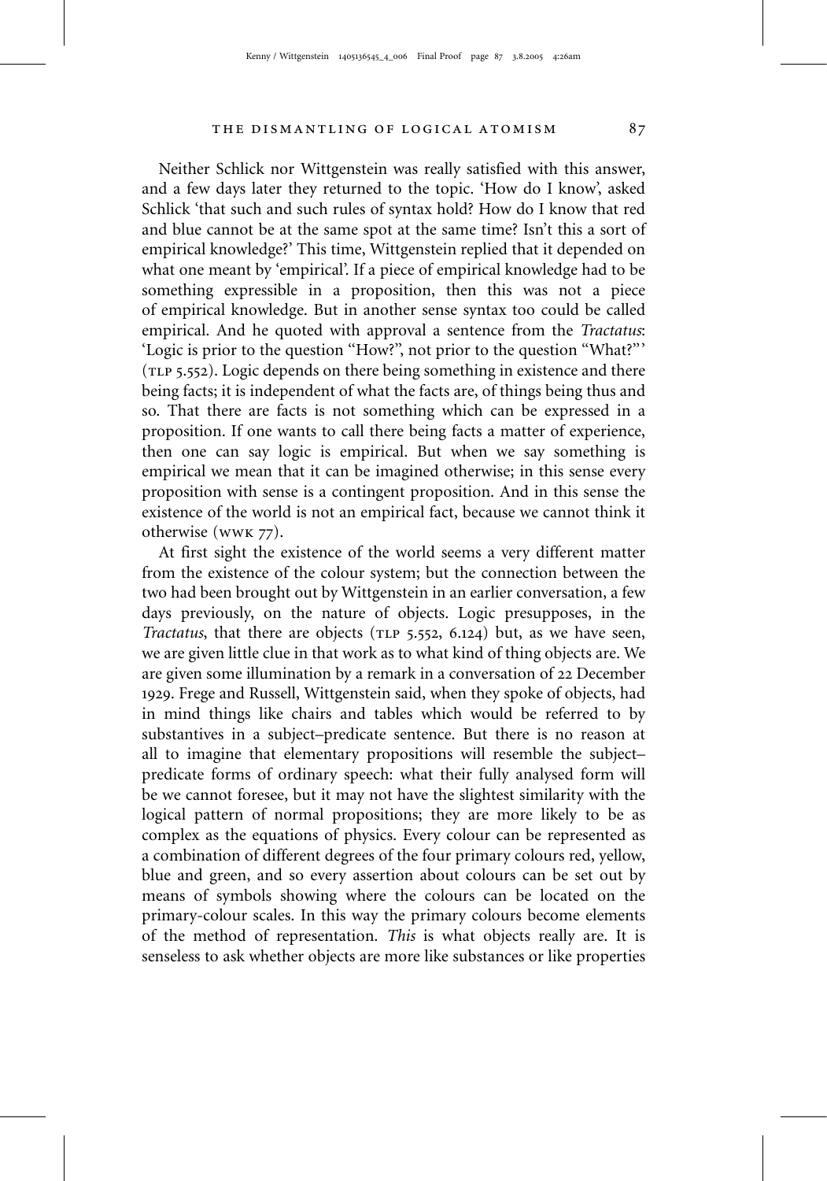Neither Schlick nor Wittgenstein was really satisfied with this answer, and a few days later they returned to the topic. 'How do I know', asked Schlick 'that such and such rules of syntax hold? How do I know that red and blue cannot be at the same spot at the same time? Isn't this a sort of empirical knowledge?' This time, Wittgenstein replied that it depended on what one meant by 'empirical'. If a piece of empirical knowledge had to be something expressible in a proposition, then this was not a piece of empirical knowledge. But in another sense syntax too could be called empirical. And he quoted with approval a sentence from the *Tractatus*: 'Logic is prior to the question "How?", not prior to the question "What?"' (TLP 5.552). Logic depends on there being something in existence and there being facts; it is independent of what the facts are, of things being thus and so. That there are facts is not something which can be expressed in a proposition. If one wants to call there being facts a matter of experience, then one can say logic is empirical. But when we say something is empirical we mean that it can be imagined otherwise; in this sense every proposition with sense is a contingent proposition. And in this sense the existence of the world is not an empirical fact, because we cannot think it otherwise (WWK 77).

At first sight the existence of the world seems a very different matter from the existence of the colour system; but the connection between the two had been brought out by Wittgenstein in an earlier conversation, a few days previously, on the nature of objects. Logic presupposes, in the *Tractatus*, that there are objects (TLP 5.552, 6.124) but, as we have seen, we are given little clue in that work as to what kind of thing objects are. We are given some illumination by a remark in a conversation of 22 December 1929. Frege and Russell, Wittgenstein said, when they spoke of objects, had in mind things like chairs and tables which would be referred to by substantives in a subject–predicate sentence. But there is no reason at all to imagine that elementary propositions will resemble the subject–predicate forms of ordinary speech: what their fully analysed form will be we cannot foresee, but it may not have the slightest similarity with the logical pattern of normal propositions; they are more likely to be as complex as the equations of physics. Every colour can be represented as a combination of different degrees of the four primary colours red, yellow, blue and green, and so every assertion about colours can be set out by means of symbols showing where the colours can be located on the primary-colour scales. In this way the primary colours become elements of the method of representation. *This* is what objects really are. It is senseless to ask whether objects are more like substances or like properties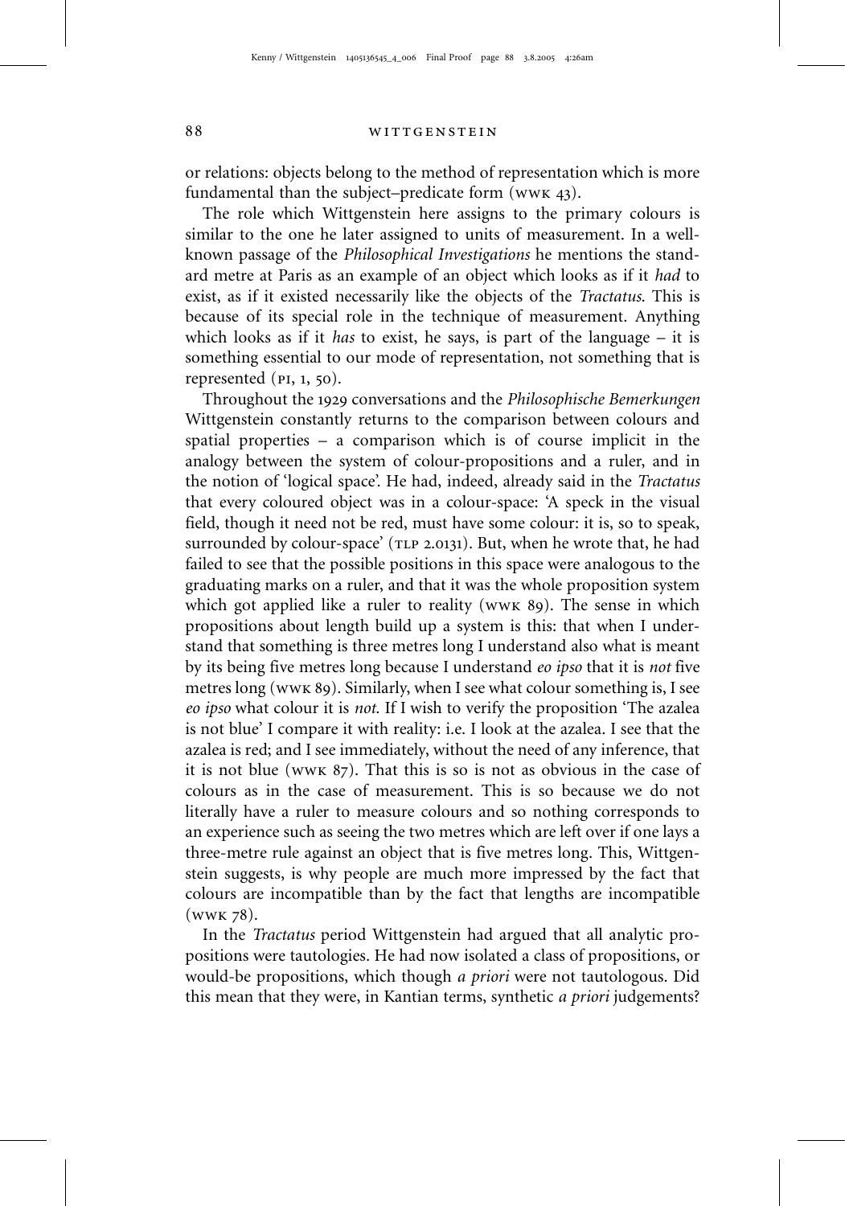or relations: objects belong to the method of representation which is more fundamental than the subject–predicate form (WWK 43).

The role which Wittgenstein here assigns to the primary colours is similar to the one he later assigned to units of measurement. In a well-known passage of the *Philosophical Investigations* he mentions the standard metre at Paris as an example of an object which looks as if it *had* to exist, as if it existed necessarily like the objects of the *Tractatus*. This is because of its special role in the technique of measurement. Anything which looks as if it *has* to exist, he says, is part of the language – it is something essential to our mode of representation, not something that is represented (PI, 1, 50).

Throughout the 1929 conversations and the *Philosophische Bemerkungen* Wittgenstein constantly returns to the comparison between colours and spatial properties – a comparison which is of course implicit in the analogy between the system of colour-propositions and a ruler, and in the notion of 'logical space'. He had, indeed, already said in the *Tractatus* that every coloured object was in a colour-space: 'A speck in the visual field, though it need not be red, must have some colour: it is, so to speak, surrounded by colour-space' (TLP 2.0131). But, when he wrote that, he had failed to see that the possible positions in this space were analogous to the graduating marks on a ruler, and that it was the whole proposition system which got applied like a ruler to reality (WWK 89). The sense in which propositions about length build up a system is this: that when I understand that something is three metres long I understand also what is meant by its being five metres long because I understand *eo ipso* that it is *not* five metres long (WWK 89). Similarly, when I see what colour something is, I see *eo ipso* what colour it is *not*. If I wish to verify the proposition 'The azalea is not blue' I compare it with reality: i.e. I look at the azalea. I see that the azalea is red; and I see immediately, without the need of any inference, that it is not blue (WWK 87). That this is so is not as obvious in the case of colours as in the case of measurement. This is so because we do not literally have a ruler to measure colours and so nothing corresponds to an experience such as seeing the two metres which are left over if one lays a three-metre rule against an object that is five metres long. This, Wittgenstein suggests, is why people are much more impressed by the fact that colours are incompatible than by the fact that lengths are incompatible (WWK 78).

In the *Tractatus* period Wittgenstein had argued that all analytic propositions were tautologies. He had now isolated a class of propositions, or would-be propositions, which though *a priori* were not tautologous. Did this mean that they were, in Kantian terms, synthetic *a priori* judgements?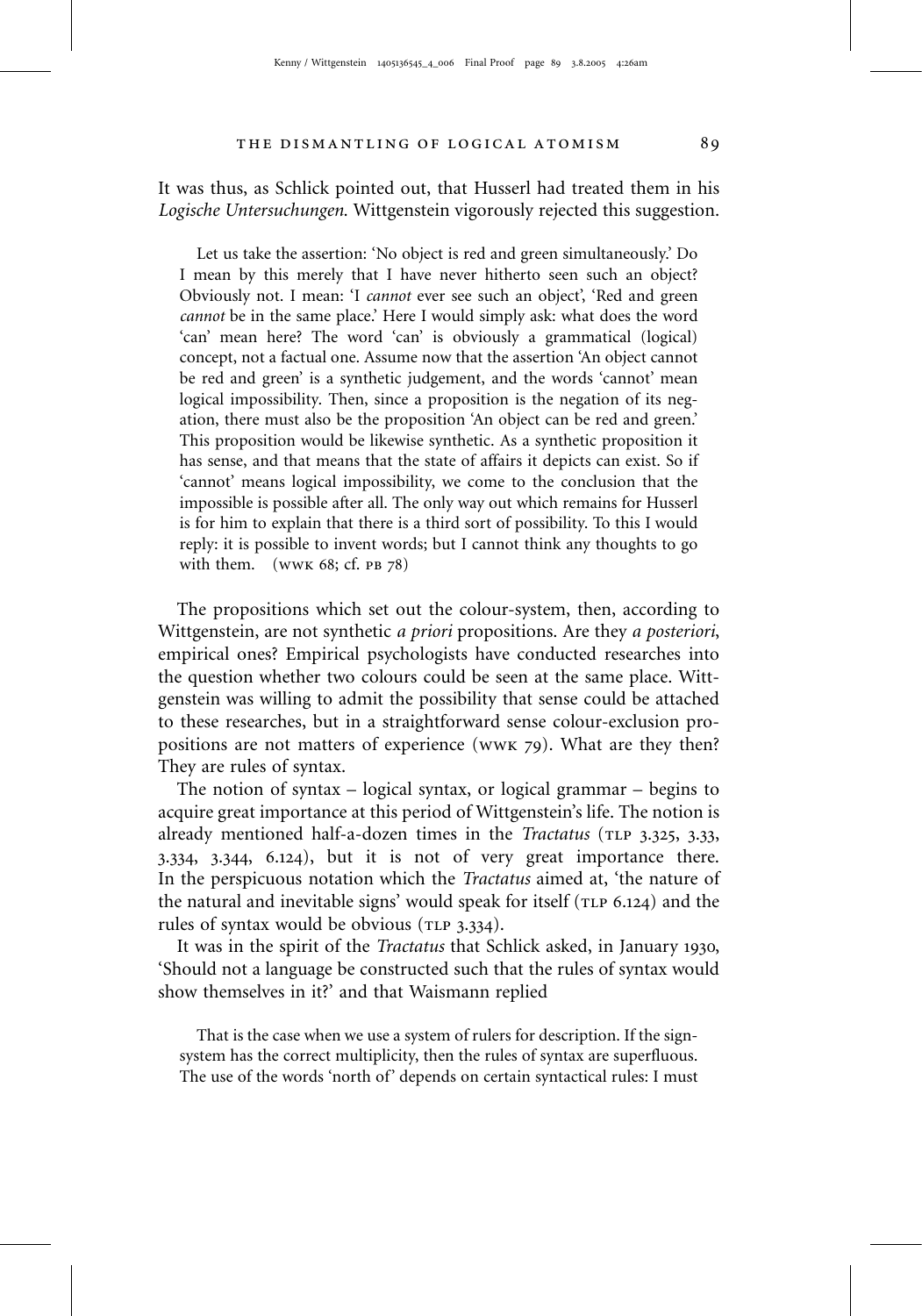It was thus, as Schlick pointed out, that Husserl had treated them in his *Logische Untersuchungen*. Wittgenstein vigorously rejected this suggestion.

> Let us take the assertion: 'No object is red and green simultaneously.' Do I mean by this merely that I have never hitherto seen such an object? Obviously not. I mean: 'I *cannot* ever see such an object', 'Red and green *cannot* be in the same place.' Here I would simply ask: what does the word 'can' mean here? The word 'can' is obviously a grammatical (logical) concept, not a factual one. Assume now that the assertion 'An object cannot be red and green' is a synthetic judgement, and the words 'cannot' mean logical impossibility. Then, since a proposition is the negation of its negation, there must also be the proposition 'An object can be red and green.' This proposition would be likewise synthetic. As a synthetic proposition it has sense, and that means that the state of affairs it depicts can exist. So if 'cannot' means logical impossibility, we come to the conclusion that the impossible is possible after all. The only way out which remains for Husserl is for him to explain that there is a third sort of possibility. To this I would reply: it is possible to invent words; but I cannot think any thoughts to go with them. (WWK 68; cf. PB 78)

The propositions which set out the colour-system, then, according to Wittgenstein, are not synthetic *a priori* propositions. Are they *a posteriori*, empirical ones? Empirical psychologists have conducted researches into the question whether two colours could be seen at the same place. Wittgenstein was willing to admit the possibility that sense could be attached to these researches, but in a straightforward sense colour-exclusion propositions are not matters of experience (WWK 79). What are they then? They are rules of syntax.

The notion of syntax – logical syntax, or logical grammar – begins to acquire great importance at this period of Wittgenstein's life. The notion is already mentioned half-a-dozen times in the *Tractatus* (TLP 3.325, 3.33, 3.334, 3.344, 6.124), but it is not of very great importance there. In the perspicuous notation which the *Tractatus* aimed at, 'the nature of the natural and inevitable signs' would speak for itself (TLP 6.124) and the rules of syntax would be obvious (TLP 3.334).

It was in the spirit of the *Tractatus* that Schlick asked, in January 1930, 'Should not a language be constructed such that the rules of syntax would show themselves in it?' and that Waismann replied

> That is the case when we use a system of rulers for description. If the sign-system has the correct multiplicity, then the rules of syntax are superfluous. The use of the words 'north of' depends on certain syntactical rules: I must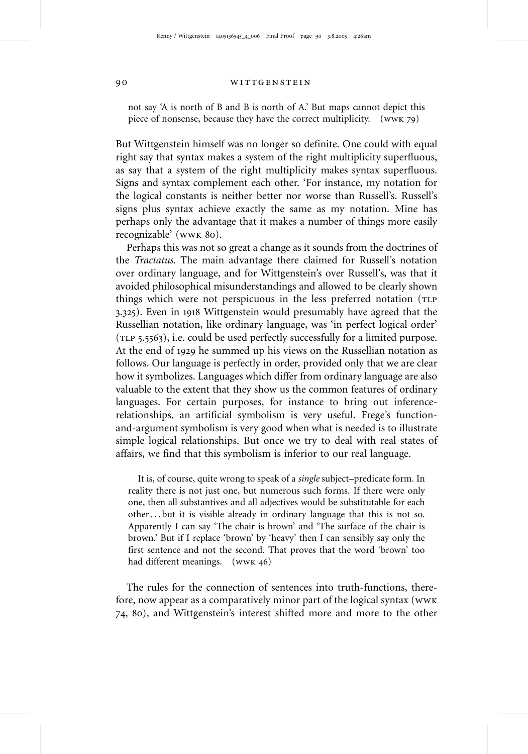> not say 'A is north of B and B is north of A.' But maps cannot depict this piece of nonsense, because they have the correct multiplicity. (WWK 79)

But Wittgenstein himself was no longer so definite. One could with equal right say that syntax makes a system of the right multiplicity superfluous, as say that a system of the right multiplicity makes syntax superfluous. Signs and syntax complement each other. 'For instance, my notation for the logical constants is neither better nor worse than Russell's. Russell's signs plus syntax achieve exactly the same as my notation. Mine has perhaps only the advantage that it makes a number of things more easily recognizable' (WWK 80).

Perhaps this was not so great a change as it sounds from the doctrines of the *Tractatus*. The main advantage there claimed for Russell's notation over ordinary language, and for Wittgenstein's over Russell's, was that it avoided philosophical misunderstandings and allowed to be clearly shown things which were not perspicuous in the less preferred notation (TLP 3.325). Even in 1918 Wittgenstein would presumably have agreed that the Russellian notation, like ordinary language, was 'in perfect logical order' (TLP 5.5563), i.e. could be used perfectly successfully for a limited purpose. At the end of 1929 he summed up his views on the Russellian notation as follows. Our language is perfectly in order, provided only that we are clear how it symbolizes. Languages which differ from ordinary language are also valuable to the extent that they show us the common features of ordinary languages. For certain purposes, for instance to bring out inference-relationships, an artificial symbolism is very useful. Frege's function-and-argument symbolism is very good when what is needed is to illustrate simple logical relationships. But once we try to deal with real states of affairs, we find that this symbolism is inferior to our real language.

> It is, of course, quite wrong to speak of a *single* subject–predicate form. In reality there is not just one, but numerous such forms. If there were only one, then all substantives and all adjectives would be substitutable for each other . . . but it is visible already in ordinary language that this is not so. Apparently I can say 'The chair is brown' and 'The surface of the chair is brown.' But if I replace 'brown' by 'heavy' then I can sensibly say only the first sentence and not the second. That proves that the word 'brown' too had different meanings. (WWK 46)

The rules for the connection of sentences into truth-functions, therefore, now appear as a comparatively minor part of the logical syntax (WWK 74, 80), and Wittgenstein's interest shifted more and more to the other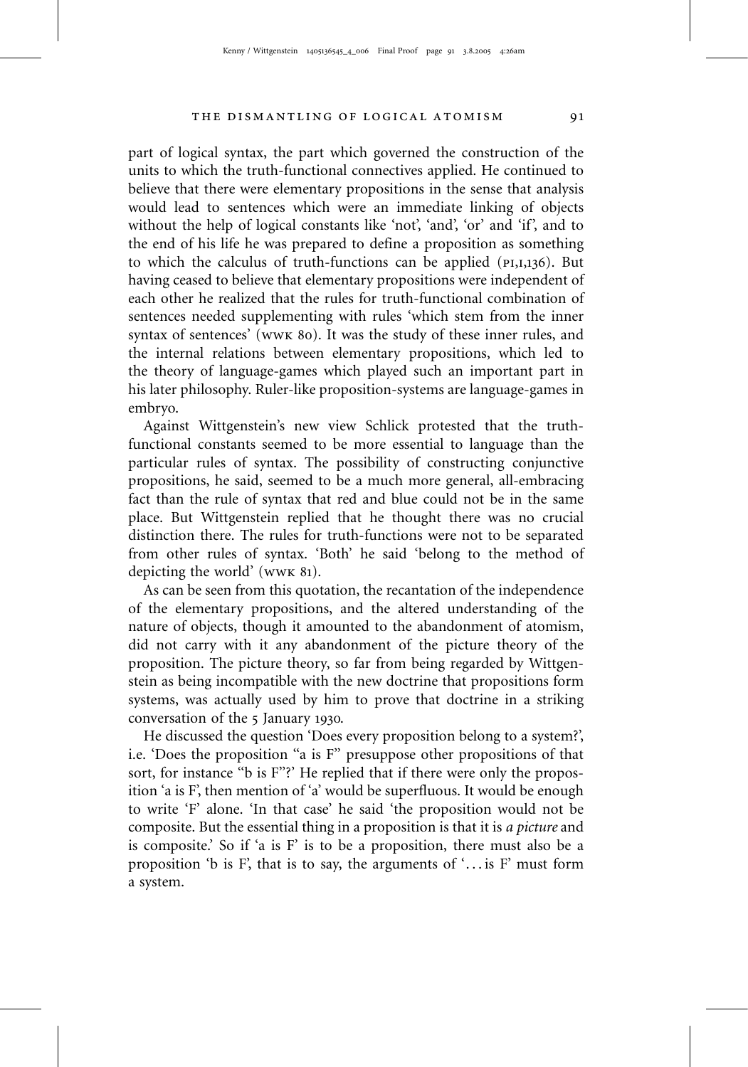part of logical syntax, the part which governed the construction of the units to which the truth-functional connectives applied. He continued to believe that there were elementary propositions in the sense that analysis would lead to sentences which were an immediate linking of objects without the help of logical constants like 'not', 'and', 'or' and 'if', and to the end of his life he was prepared to define a proposition as something to which the calculus of truth-functions can be applied (PI,I,136). But having ceased to believe that elementary propositions were independent of each other he realized that the rules for truth-functional combination of sentences needed supplementing with rules 'which stem from the inner syntax of sentences' (WWK 80). It was the study of these inner rules, and the internal relations between elementary propositions, which led to the theory of language-games which played such an important part in his later philosophy. Ruler-like proposition-systems are language-games in embryo.

Against Wittgenstein's new view Schlick protested that the truth-functional constants seemed to be more essential to language than the particular rules of syntax. The possibility of constructing conjunctive propositions, he said, seemed to be a much more general, all-embracing fact than the rule of syntax that red and blue could not be in the same place. But Wittgenstein replied that he thought there was no crucial distinction there. The rules for truth-functions were not to be separated from other rules of syntax. 'Both' he said 'belong to the method of depicting the world' (WWK 81).

As can be seen from this quotation, the recantation of the independence of the elementary propositions, and the altered understanding of the nature of objects, though it amounted to the abandonment of atomism, did not carry with it any abandonment of the picture theory of the proposition. The picture theory, so far from being regarded by Wittgenstein as being incompatible with the new doctrine that propositions form systems, was actually used by him to prove that doctrine in a striking conversation of the 5 January 1930.

He discussed the question 'Does every proposition belong to a system?', i.e. 'Does the proposition "a is F" presuppose other propositions of that sort, for instance "b is F"?' He replied that if there were only the proposition 'a is F', then mention of 'a' would be superfluous. It would be enough to write 'F' alone. 'In that case' he said 'the proposition would not be composite. But the essential thing in a proposition is that it is *a picture* and is composite.' So if 'a is F' is to be a proposition, there must also be a proposition 'b is F', that is to say, the arguments of '... is F' must form a system.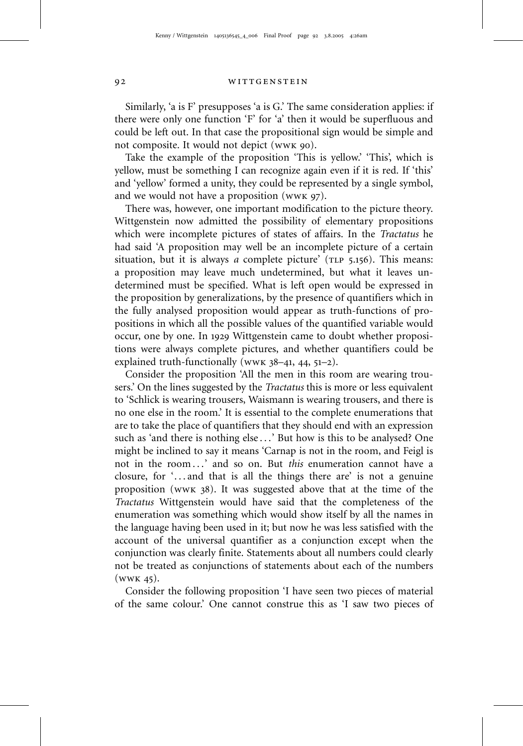Similarly, 'a is F' presupposes 'a is G.' The same consideration applies: if there were only one function 'F' for 'a' then it would be superfluous and could be left out. In that case the propositional sign would be simple and not composite. It would not depict (WWK 90).

Take the example of the proposition 'This is yellow.' 'This', which is yellow, must be something I can recognize again even if it is red. If 'this' and 'yellow' formed a unity, they could be represented by a single symbol, and we would not have a proposition (WWK 97).

There was, however, one important modification to the picture theory. Wittgenstein now admitted the possibility of elementary propositions which were incomplete pictures of states of affairs. In the *Tractatus* he had said 'A proposition may well be an incomplete picture of a certain situation, but it is always *a* complete picture' (TLP 5.156). This means: a proposition may leave much undetermined, but what it leaves undetermined must be specified. What is left open would be expressed in the proposition by generalizations, by the presence of quantifiers which in the fully analysed proposition would appear as truth-functions of propositions in which all the possible values of the quantified variable would occur, one by one. In 1929 Wittgenstein came to doubt whether propositions were always complete pictures, and whether quantifiers could be explained truth-functionally (WWK 38–41, 44, 51–2).

Consider the proposition 'All the men in this room are wearing trousers.' On the lines suggested by the *Tractatus* this is more or less equivalent to 'Schlick is wearing trousers, Waismann is wearing trousers, and there is no one else in the room.' It is essential to the complete enumerations that are to take the place of quantifiers that they should end with an expression such as 'and there is nothing else . . .' But how is this to be analysed? One might be inclined to say it means 'Carnap is not in the room, and Feigl is not in the room . . .' and so on. But *this* enumeration cannot have a closure, for '. . . and that is all the things there are' is not a genuine proposition (WWK 38). It was suggested above that at the time of the *Tractatus* Wittgenstein would have said that the completeness of the enumeration was something which would show itself by all the names in the language having been used in it; but now he was less satisfied with the account of the universal quantifier as a conjunction except when the conjunction was clearly finite. Statements about all numbers could clearly not be treated as conjunctions of statements about each of the numbers (WWK 45).

Consider the following proposition 'I have seen two pieces of material of the same colour.' One cannot construe this as 'I saw two pieces of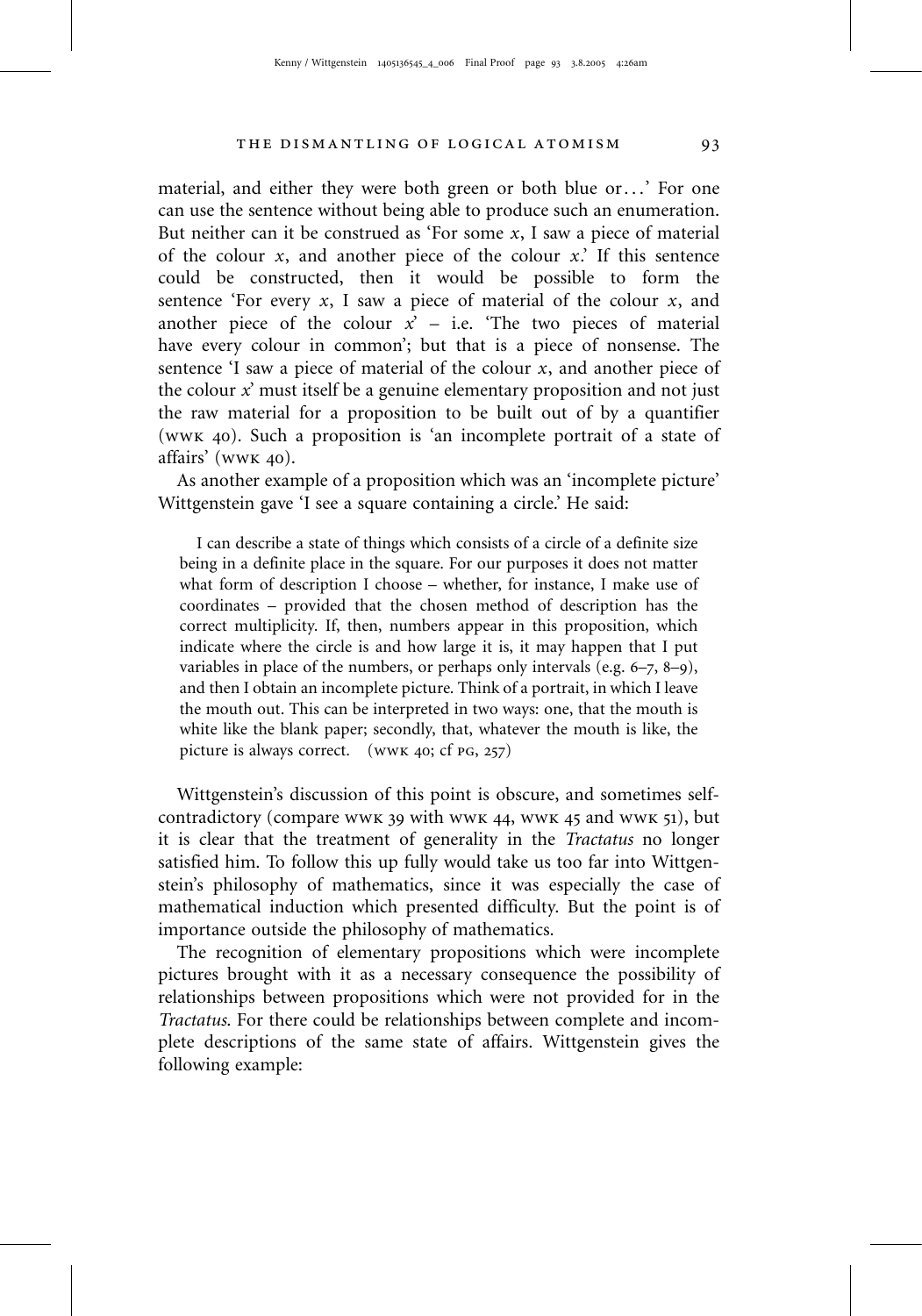material, and either they were both green or both blue or...' For one can use the sentence without being able to produce such an enumeration. But neither can it be construed as 'For some $x$, I saw a piece of material of the colour $x$, and another piece of the colour $x$.' If this sentence could be constructed, then it would be possible to form the sentence 'For every $x$, I saw a piece of material of the colour $x$, and another piece of the colour $x$' – i.e. 'The two pieces of material have every colour in common'; but that is a piece of nonsense. The sentence 'I saw a piece of material of the colour $x$, and another piece of the colour $x$' must itself be a genuine elementary proposition and not just the raw material for a proposition to be built out of by a quantifier (WWK 40). Such a proposition is 'an incomplete portrait of a state of affairs' (WWK 40).

As another example of a proposition which was an 'incomplete picture' Wittgenstein gave 'I see a square containing a circle.' He said:

> I can describe a state of things which consists of a circle of a definite size being in a definite place in the square. For our purposes it does not matter what form of description I choose – whether, for instance, I make use of coordinates – provided that the chosen method of description has the correct multiplicity. If, then, numbers appear in this proposition, which indicate where the circle is and how large it is, it may happen that I put variables in place of the numbers, or perhaps only intervals (e.g. 6–7, 8–9), and then I obtain an incomplete picture. Think of a portrait, in which I leave the mouth out. This can be interpreted in two ways: one, that the mouth is white like the blank paper; secondly, that, whatever the mouth is like, the picture is always correct. (WWK 40; cf PG, 257)

Wittgenstein's discussion of this point is obscure, and sometimes self-contradictory (compare WWK 39 with WWK 44, WWK 45 and WWK 51), but it is clear that the treatment of generality in the *Tractatus* no longer satisfied him. To follow this up fully would take us too far into Wittgenstein's philosophy of mathematics, since it was especially the case of mathematical induction which presented difficulty. But the point is of importance outside the philosophy of mathematics.

The recognition of elementary propositions which were incomplete pictures brought with it as a necessary consequence the possibility of relationships between propositions which were not provided for in the *Tractatus*. For there could be relationships between complete and incomplete descriptions of the same state of affairs. Wittgenstein gives the following example: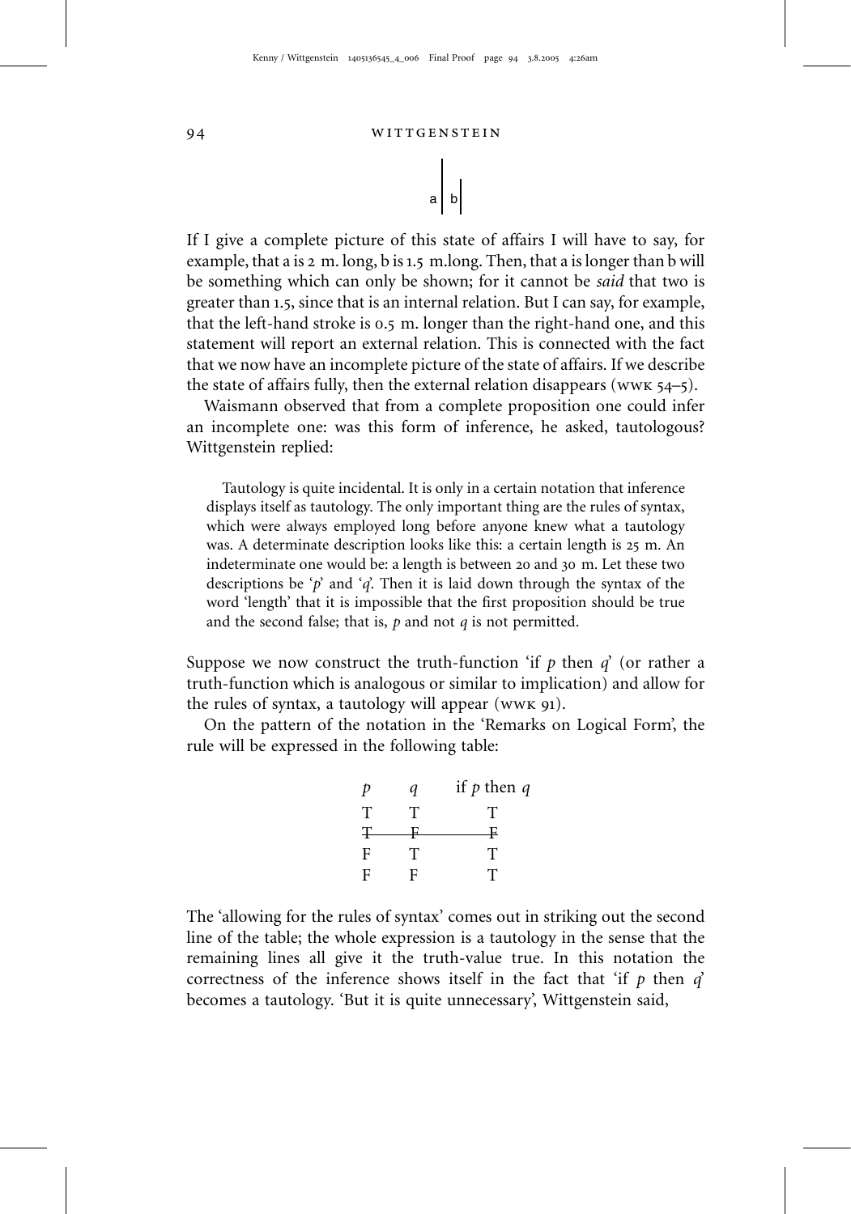a | b

If I give a complete picture of this state of affairs I will have to say, for example, that a is 2 m. long, b is 1.5 m.long. Then, that a is longer than b will be something which can only be shown; for it cannot be *said* that two is greater than 1.5, since that is an internal relation. But I can say, for example, that the left-hand stroke is 0.5 m. longer than the right-hand one, and this statement will report an external relation. This is connected with the fact that we now have an incomplete picture of the state of affairs. If we describe the state of affairs fully, then the external relation disappears (WWK 54–5).

Waismann observed that from a complete proposition one could infer an incomplete one: was this form of inference, he asked, tautologous? Wittgenstein replied:

> Tautology is quite incidental. It is only in a certain notation that inference displays itself as tautology. The only important thing are the rules of syntax, which were always employed long before anyone knew what a tautology was. A determinate description looks like this: a certain length is 25 m. An indeterminate one would be: a length is between 20 and 30 m. Let these two descriptions be '$p$' and '$q$'. Then it is laid down through the syntax of the word 'length' that it is impossible that the first proposition should be true and the second false; that is, $p$ and not $q$ is not permitted.

Suppose we now construct the truth-function 'if $p$ then $q$' (or rather a truth-function which is analogous or similar to implication) and allow for the rules of syntax, a tautology will appear (WWK 91).

On the pattern of the notation in the 'Remarks on Logical Form', the rule will be expressed in the following table:

| $p$ | $q$ | if $p$ then $q$ |
|---|---|---|
| T | T | T |
| ~~T~~ | ~~F~~ | ~~F~~ |
| F | T | T |
| F | F | T |

The 'allowing for the rules of syntax' comes out in striking out the second line of the table; the whole expression is a tautology in the sense that the remaining lines all give it the truth-value true. In this notation the correctness of the inference shows itself in the fact that 'if $p$ then $q$' becomes a tautology. 'But it is quite unnecessary', Wittgenstein said,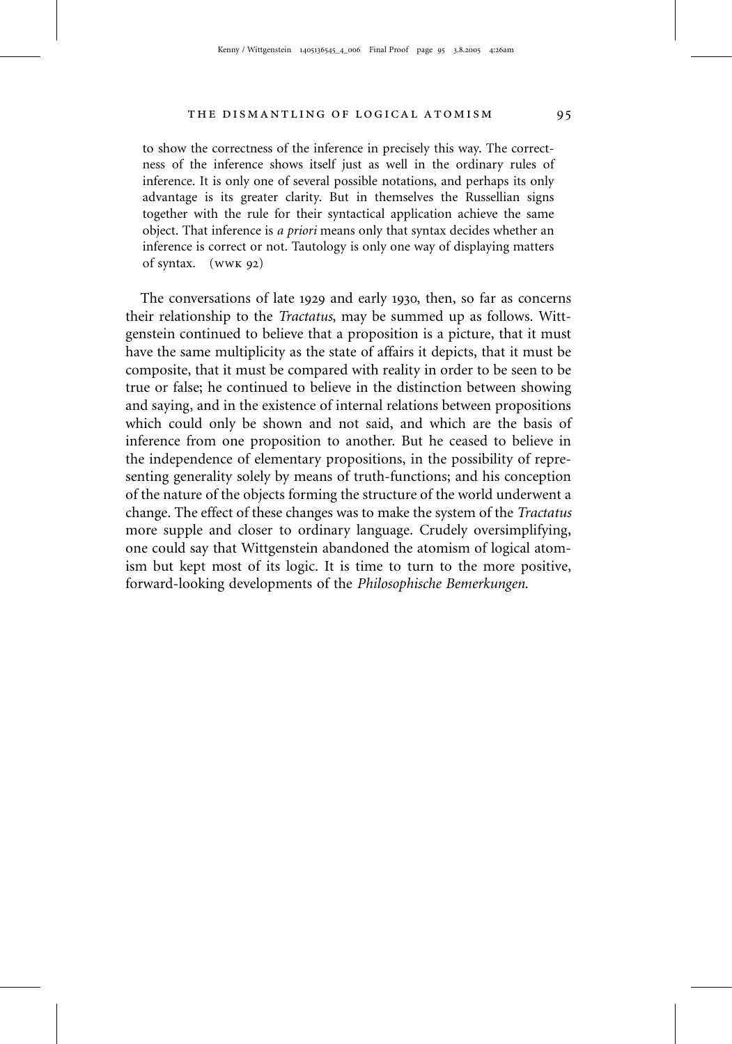to show the correctness of the inference in precisely this way. The correctness of the inference shows itself just as well in the ordinary rules of inference. It is only one of several possible notations, and perhaps its only advantage is its greater clarity. But in themselves the Russellian signs together with the rule for their syntactical application achieve the same object. That inference is *a priori* means only that syntax decides whether an inference is correct or not. Tautology is only one way of displaying matters of syntax. (WWK 92)

The conversations of late 1929 and early 1930, then, so far as concerns their relationship to the *Tractatus*, may be summed up as follows. Wittgenstein continued to believe that a proposition is a picture, that it must have the same multiplicity as the state of affairs it depicts, that it must be composite, that it must be compared with reality in order to be seen to be true or false; he continued to believe in the distinction between showing and saying, and in the existence of internal relations between propositions which could only be shown and not said, and which are the basis of inference from one proposition to another. But he ceased to believe in the independence of elementary propositions, in the possibility of representing generality solely by means of truth-functions; and his conception of the nature of the objects forming the structure of the world underwent a change. The effect of these changes was to make the system of the *Tractatus* more supple and closer to ordinary language. Crudely oversimplifying, one could say that Wittgenstein abandoned the atomism of logical atomism but kept most of its logic. It is time to turn to the more positive, forward-looking developments of the *Philosophische Bemerkungen*.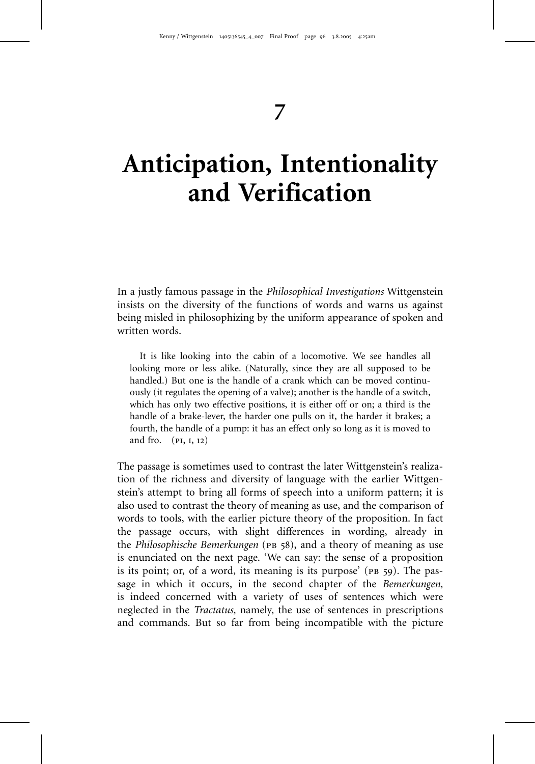# 7

# Anticipation, Intentionality and Verification

In a justly famous passage in the *Philosophical Investigations* Wittgenstein insists on the diversity of the functions of words and warns us against being misled in philosophizing by the uniform appearance of spoken and written words.

> It is like looking into the cabin of a locomotive. We see handles all looking more or less alike. (Naturally, since they are all supposed to be handled.) But one is the handle of a crank which can be moved continuously (it regulates the opening of a valve); another is the handle of a switch, which has only two effective positions, it is either off or on; a third is the handle of a brake-lever, the harder one pulls on it, the harder it brakes; a fourth, the handle of a pump: it has an effect only so long as it is moved to and fro. (PI, I, 12)

The passage is sometimes used to contrast the later Wittgenstein's realization of the richness and diversity of language with the earlier Wittgenstein's attempt to bring all forms of speech into a uniform pattern; it is also used to contrast the theory of meaning as use, and the comparison of words to tools, with the earlier picture theory of the proposition. In fact the passage occurs, with slight differences in wording, already in the *Philosophische Bemerkungen* (PB 58), and a theory of meaning as use is enunciated on the next page. 'We can say: the sense of a proposition is its point; or, of a word, its meaning is its purpose' (PB 59). The passage in which it occurs, in the second chapter of the *Bemerkungen*, is indeed concerned with a variety of uses of sentences which were neglected in the *Tractatus*, namely, the use of sentences in prescriptions and commands. But so far from being incompatible with the picture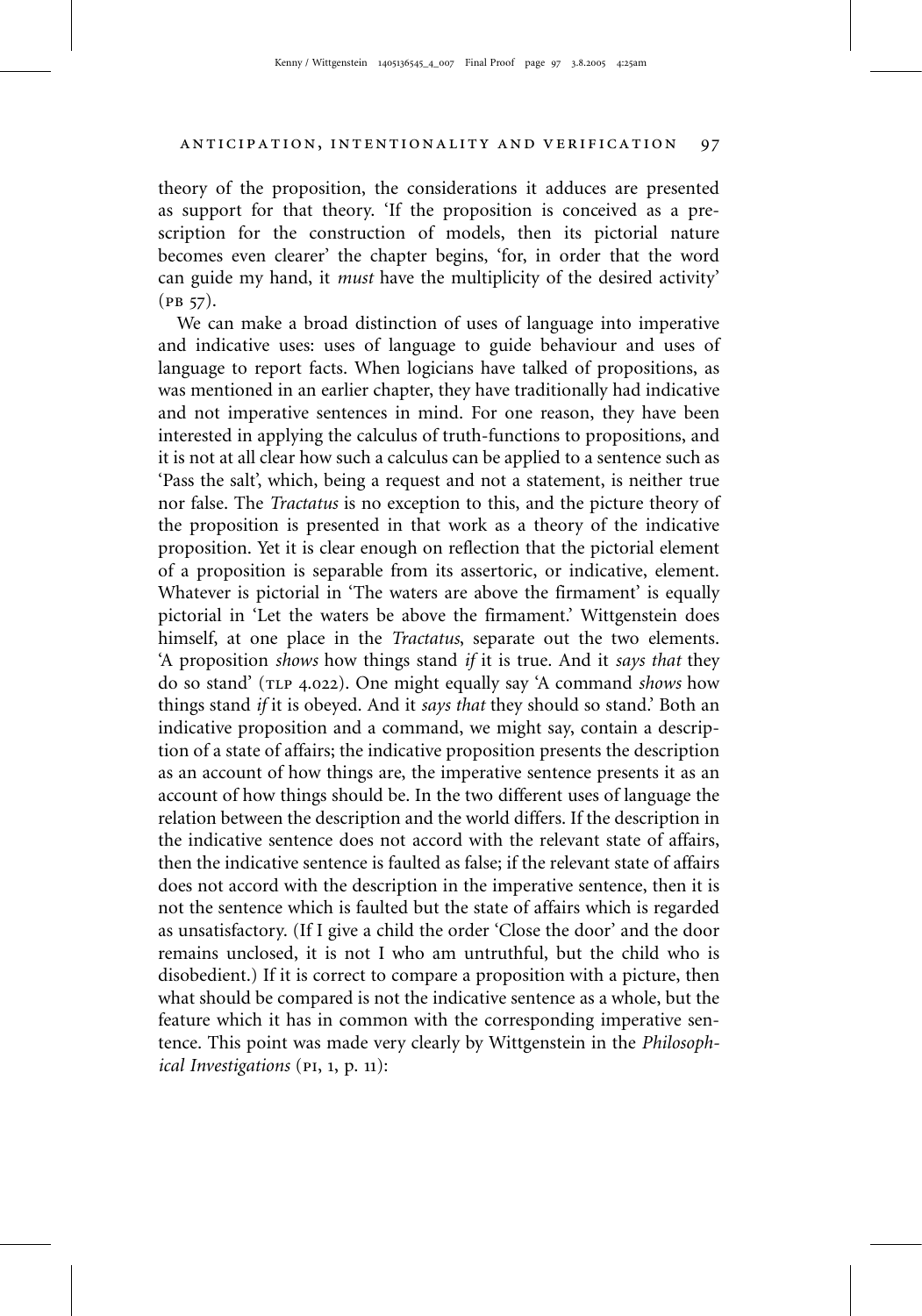theory of the proposition, the considerations it adduces are presented as support for that theory. 'If the proposition is conceived as a prescription for the construction of models, then its pictorial nature becomes even clearer' the chapter begins, 'for, in order that the word can guide my hand, it *must* have the multiplicity of the desired activity' (PB 57).

We can make a broad distinction of uses of language into imperative and indicative uses: uses of language to guide behaviour and uses of language to report facts. When logicians have talked of propositions, as was mentioned in an earlier chapter, they have traditionally had indicative and not imperative sentences in mind. For one reason, they have been interested in applying the calculus of truth-functions to propositions, and it is not at all clear how such a calculus can be applied to a sentence such as 'Pass the salt', which, being a request and not a statement, is neither true nor false. The *Tractatus* is no exception to this, and the picture theory of the proposition is presented in that work as a theory of the indicative proposition. Yet it is clear enough on reflection that the pictorial element of a proposition is separable from its assertoric, or indicative, element. Whatever is pictorial in 'The waters are above the firmament' is equally pictorial in 'Let the waters be above the firmament.' Wittgenstein does himself, at one place in the *Tractatus*, separate out the two elements. 'A proposition *shows* how things stand *if* it is true. And it *says that* they do so stand' (TLP 4.022). One might equally say 'A command *shows* how things stand *if* it is obeyed. And it *says that* they should so stand.' Both an indicative proposition and a command, we might say, contain a description of a state of affairs; the indicative proposition presents the description as an account of how things are, the imperative sentence presents it as an account of how things should be. In the two different uses of language the relation between the description and the world differs. If the description in the indicative sentence does not accord with the relevant state of affairs, then the indicative sentence is faulted as false; if the relevant state of affairs does not accord with the description in the imperative sentence, then it is not the sentence which is faulted but the state of affairs which is regarded as unsatisfactory. (If I give a child the order 'Close the door' and the door remains unclosed, it is not I who am untruthful, but the child who is disobedient.) If it is correct to compare a proposition with a picture, then what should be compared is not the indicative sentence as a whole, but the feature which it has in common with the corresponding imperative sentence. This point was made very clearly by Wittgenstein in the *Philosophical Investigations* (PI, 1, p. 11):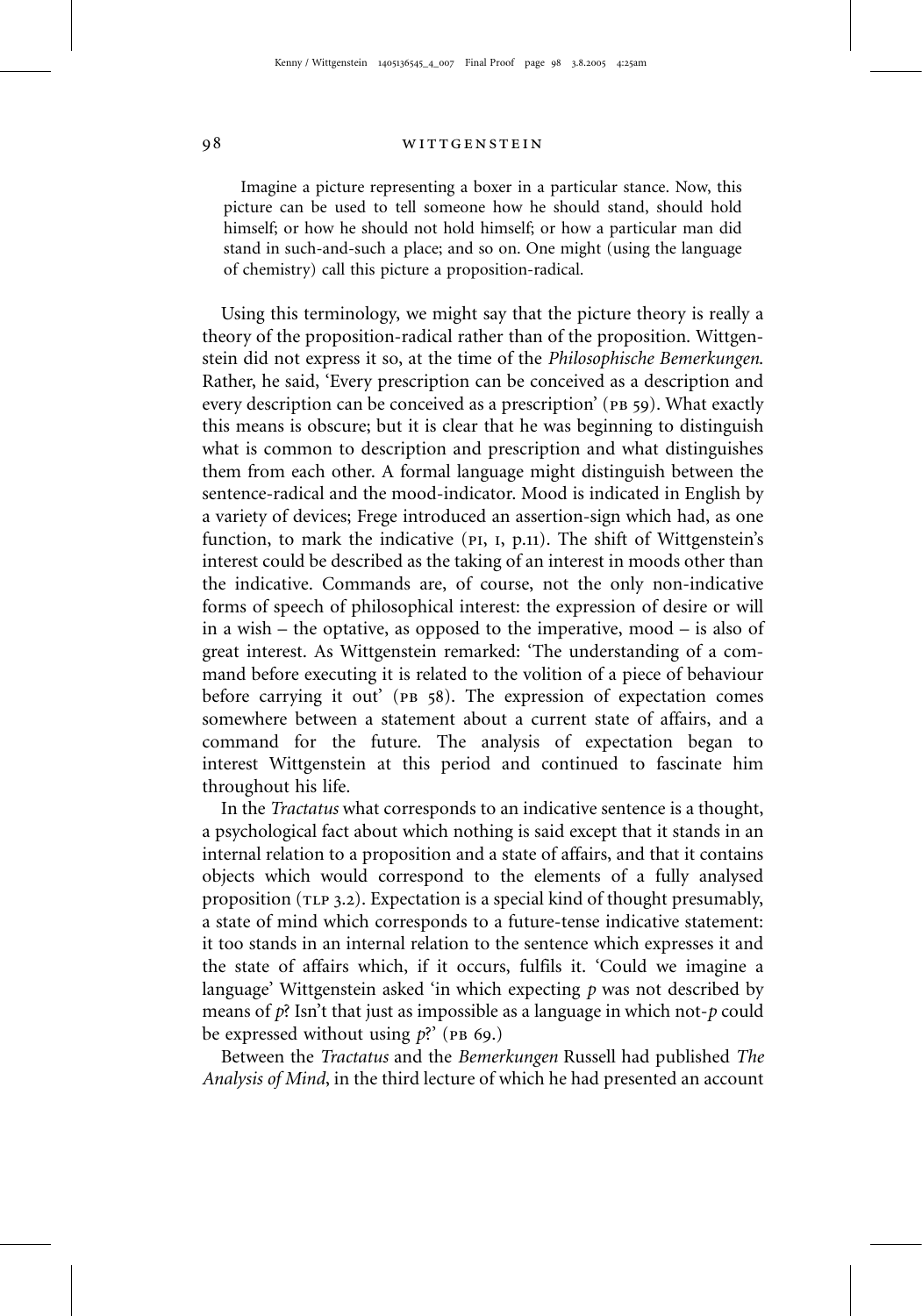Imagine a picture representing a boxer in a particular stance. Now, this picture can be used to tell someone how he should stand, should hold himself; or how he should not hold himself; or how a particular man did stand in such-and-such a place; and so on. One might (using the language of chemistry) call this picture a proposition-radical.

Using this terminology, we might say that the picture theory is really a theory of the proposition-radical rather than of the proposition. Wittgenstein did not express it so, at the time of the *Philosophische Bemerkungen*. Rather, he said, 'Every prescription can be conceived as a description and every description can be conceived as a prescription' (PB 59). What exactly this means is obscure; but it is clear that he was beginning to distinguish what is common to description and prescription and what distinguishes them from each other. A formal language might distinguish between the sentence-radical and the mood-indicator. Mood is indicated in English by a variety of devices; Frege introduced an assertion-sign which had, as one function, to mark the indicative (PI, I, p.11). The shift of Wittgenstein's interest could be described as the taking of an interest in moods other than the indicative. Commands are, of course, not the only non-indicative forms of speech of philosophical interest: the expression of desire or will in a wish – the optative, as opposed to the imperative, mood – is also of great interest. As Wittgenstein remarked: 'The understanding of a command before executing it is related to the volition of a piece of behaviour before carrying it out' (PB 58). The expression of expectation comes somewhere between a statement about a current state of affairs, and a command for the future. The analysis of expectation began to interest Wittgenstein at this period and continued to fascinate him throughout his life.

In the *Tractatus* what corresponds to an indicative sentence is a thought, a psychological fact about which nothing is said except that it stands in an internal relation to a proposition and a state of affairs, and that it contains objects which would correspond to the elements of a fully analysed proposition (TLP 3.2). Expectation is a special kind of thought presumably, a state of mind which corresponds to a future-tense indicative statement: it too stands in an internal relation to the sentence which expresses it and the state of affairs which, if it occurs, fulfils it. 'Could we imagine a language' Wittgenstein asked 'in which expecting *p* was not described by means of *p*? Isn't that just as impossible as a language in which not-*p* could be expressed without using *p*?' (PB 69.)

Between the *Tractatus* and the *Bemerkungen* Russell had published *The Analysis of Mind*, in the third lecture of which he had presented an account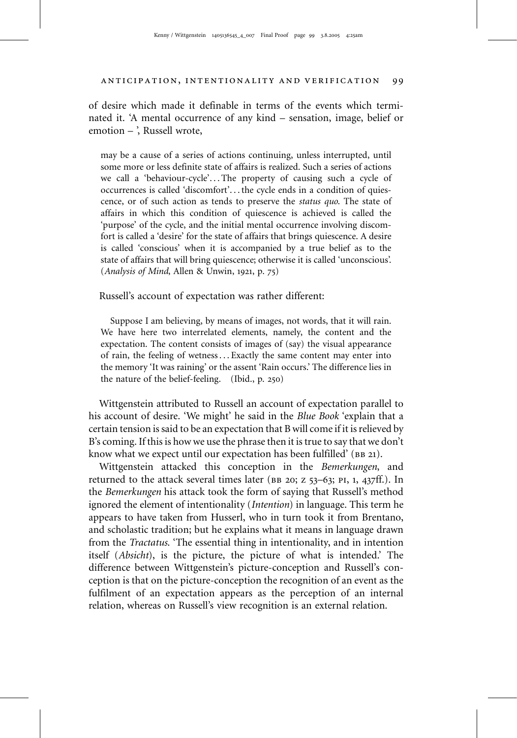of desire which made it definable in terms of the events which terminated it. 'A mental occurrence of any kind – sensation, image, belief or emotion – ', Russell wrote,

> may be a cause of a series of actions continuing, unless interrupted, until some more or less definite state of affairs is realized. Such a series of actions we call a 'behaviour-cycle'. . . The property of causing such a cycle of occurrences is called 'discomfort'. . . the cycle ends in a condition of quiescence, or of such action as tends to preserve the *status quo*. The state of affairs in which this condition of quiescence is achieved is called the 'purpose' of the cycle, and the initial mental occurrence involving discomfort is called a 'desire' for the state of affairs that brings quiescence. A desire is called 'conscious' when it is accompanied by a true belief as to the state of affairs that will bring quiescence; otherwise it is called 'unconscious'. (*Analysis of Mind*, Allen & Unwin, 1921, p. 75)

Russell's account of expectation was rather different:

> Suppose I am believing, by means of images, not words, that it will rain. We have here two interrelated elements, namely, the content and the expectation. The content consists of images of (say) the visual appearance of rain, the feeling of wetness . . . Exactly the same content may enter into the memory 'It was raining' or the assent 'Rain occurs.' The difference lies in the nature of the belief-feeling. (Ibid., p. 250)

Wittgenstein attributed to Russell an account of expectation parallel to his account of desire. 'We might' he said in the *Blue Book* 'explain that a certain tension is said to be an expectation that B will come if it is relieved by B's coming. If this is how we use the phrase then it is true to say that we don't know what we expect until our expectation has been fulfilled' (BB 21).

Wittgenstein attacked this conception in the *Bemerkungen*, and returned to the attack several times later (BB 20; Z 53–63; PI, 1, 437ff.). In the *Bemerkungen* his attack took the form of saying that Russell's method ignored the element of intentionality (*Intention*) in language. This term he appears to have taken from Husserl, who in turn took it from Brentano, and scholastic tradition; but he explains what it means in language drawn from the *Tractatus*. 'The essential thing in intentionality, and in intention itself (*Absicht*), is the picture, the picture of what is intended.' The difference between Wittgenstein's picture-conception and Russell's conception is that on the picture-conception the recognition of an event as the fulfilment of an expectation appears as the perception of an internal relation, whereas on Russell's view recognition is an external relation.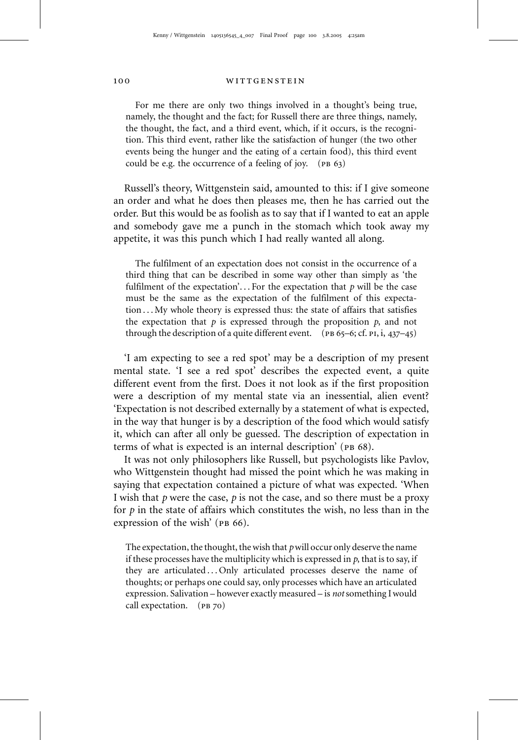> For me there are only two things involved in a thought's being true, namely, the thought and the fact; for Russell there are three things, namely, the thought, the fact, and a third event, which, if it occurs, is the recognition. This third event, rather like the satisfaction of hunger (the two other events being the hunger and the eating of a certain food), this third event could be e.g. the occurrence of a feeling of joy. (PB 63)

Russell's theory, Wittgenstein said, amounted to this: if I give someone an order and what he does then pleases me, then he has carried out the order. But this would be as foolish as to say that if I wanted to eat an apple and somebody gave me a punch in the stomach which took away my appetite, it was this punch which I had really wanted all along.

> The fulfilment of an expectation does not consist in the occurrence of a third thing that can be described in some way other than simply as 'the fulfilment of the expectation'... For the expectation that *p* will be the case must be the same as the expectation of the fulfilment of this expectation ... My whole theory is expressed thus: the state of affairs that satisfies the expectation that *p* is expressed through the proposition *p*, and not through the description of a quite different event. (PB 65–6; cf. PI, i, 437–45)

'I am expecting to see a red spot' may be a description of my present mental state. 'I see a red spot' describes the expected event, a quite different event from the first. Does it not look as if the first proposition were a description of my mental state via an inessential, alien event? 'Expectation is not described externally by a statement of what is expected, in the way that hunger is by a description of the food which would satisfy it, which can after all only be guessed. The description of expectation in terms of what is expected is an internal description' (PB 68).

It was not only philosophers like Russell, but psychologists like Pavlov, who Wittgenstein thought had missed the point which he was making in saying that expectation contained a picture of what was expected. 'When I wish that *p* were the case, *p* is not the case, and so there must be a proxy for *p* in the state of affairs which constitutes the wish, no less than in the expression of the wish' (PB 66).

> The expectation, the thought, the wish that *p* will occur only deserve the name if these processes have the multiplicity which is expressed in *p*, that is to say, if they are articulated ... Only articulated processes deserve the name of thoughts; or perhaps one could say, only processes which have an articulated expression. Salivation – however exactly measured – is *not* something I would call expectation. (PB 70)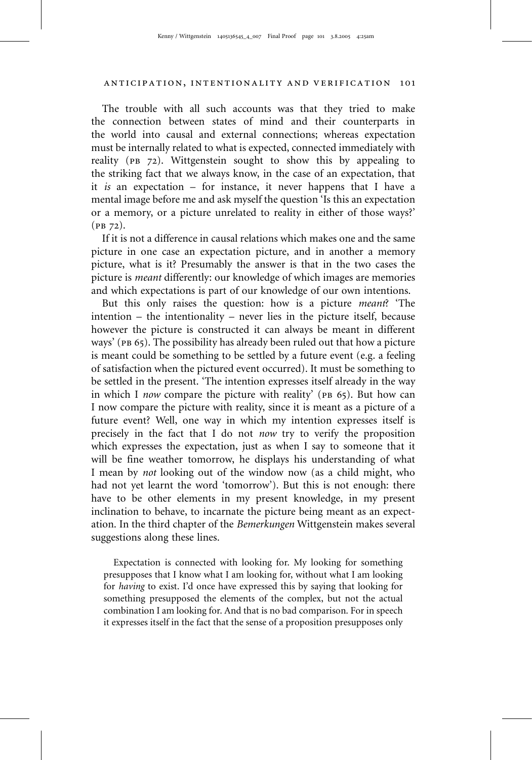The trouble with all such accounts was that they tried to make the connection between states of mind and their counterparts in the world into causal and external connections; whereas expectation must be internally related to what is expected, connected immediately with reality (PB 72). Wittgenstein sought to show this by appealing to the striking fact that we always know, in the case of an expectation, that it *is* an expectation – for instance, it never happens that I have a mental image before me and ask myself the question 'Is this an expectation or a memory, or a picture unrelated to reality in either of those ways?' (PB 72).

If it is not a difference in causal relations which makes one and the same picture in one case an expectation picture, and in another a memory picture, what is it? Presumably the answer is that in the two cases the picture is *meant* differently: our knowledge of which images are memories and which expectations is part of our knowledge of our own intentions.

But this only raises the question: how is a picture *meant*? 'The intention – the intentionality – never lies in the picture itself, because however the picture is constructed it can always be meant in different ways' (PB 65). The possibility has already been ruled out that how a picture is meant could be something to be settled by a future event (e.g. a feeling of satisfaction when the pictured event occurred). It must be something to be settled in the present. 'The intention expresses itself already in the way in which I *now* compare the picture with reality' (PB 65). But how can I now compare the picture with reality, since it is meant as a picture of a future event? Well, one way in which my intention expresses itself is precisely in the fact that I do not *now* try to verify the proposition which expresses the expectation, just as when I say to someone that it will be fine weather tomorrow, he displays his understanding of what I mean by *not* looking out of the window now (as a child might, who had not yet learnt the word 'tomorrow'). But this is not enough: there have to be other elements in my present knowledge, in my present inclination to behave, to incarnate the picture being meant as an expectation. In the third chapter of the *Bemerkungen* Wittgenstein makes several suggestions along these lines.

> Expectation is connected with looking for. My looking for something presupposes that I know what I am looking for, without what I am looking for *having* to exist. I'd once have expressed this by saying that looking for something presupposed the elements of the complex, but not the actual combination I am looking for. And that is no bad comparison. For in speech it expresses itself in the fact that the sense of a proposition presupposes only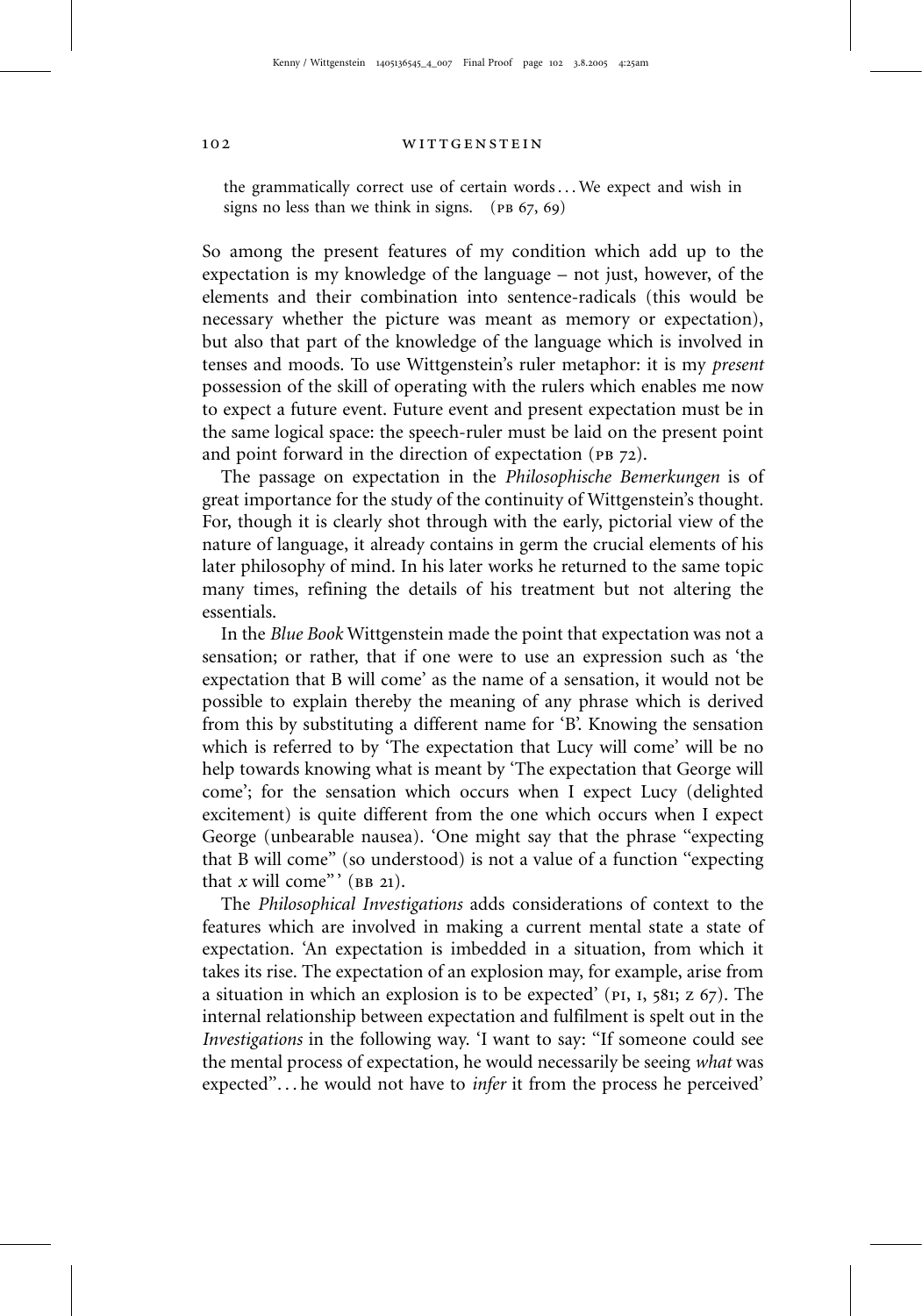the grammatically correct use of certain words . . . We expect and wish in signs no less than we think in signs. (PB 67, 69)

So among the present features of my condition which add up to the expectation is my knowledge of the language – not just, however, of the elements and their combination into sentence-radicals (this would be necessary whether the picture was meant as memory or expectation), but also that part of the knowledge of the language which is involved in tenses and moods. To use Wittgenstein's ruler metaphor: it is my *present* possession of the skill of operating with the rulers which enables me now to expect a future event. Future event and present expectation must be in the same logical space: the speech-ruler must be laid on the present point and point forward in the direction of expectation (PB 72).

The passage on expectation in the *Philosophische Bemerkungen* is of great importance for the study of the continuity of Wittgenstein's thought. For, though it is clearly shot through with the early, pictorial view of the nature of language, it already contains in germ the crucial elements of his later philosophy of mind. In his later works he returned to the same topic many times, refining the details of his treatment but not altering the essentials.

In the *Blue Book* Wittgenstein made the point that expectation was not a sensation; or rather, that if one were to use an expression such as 'the expectation that B will come' as the name of a sensation, it would not be possible to explain thereby the meaning of any phrase which is derived from this by substituting a different name for 'B'. Knowing the sensation which is referred to by 'The expectation that Lucy will come' will be no help towards knowing what is meant by 'The expectation that George will come'; for the sensation which occurs when I expect Lucy (delighted excitement) is quite different from the one which occurs when I expect George (unbearable nausea). 'One might say that the phrase "expecting that B will come" (so understood) is not a value of a function "expecting that *x* will come"' (BB 21).

The *Philosophical Investigations* adds considerations of context to the features which are involved in making a current mental state a state of expectation. 'An expectation is imbedded in a situation, from which it takes its rise. The expectation of an explosion may, for example, arise from a situation in which an explosion is to be expected' (PI, I, 581; Z 67). The internal relationship between expectation and fulfilment is spelt out in the *Investigations* in the following way. 'I want to say: "If someone could see the mental process of expectation, he would necessarily be seeing *what* was expected" . . . he would not have to *infer* it from the process he perceived'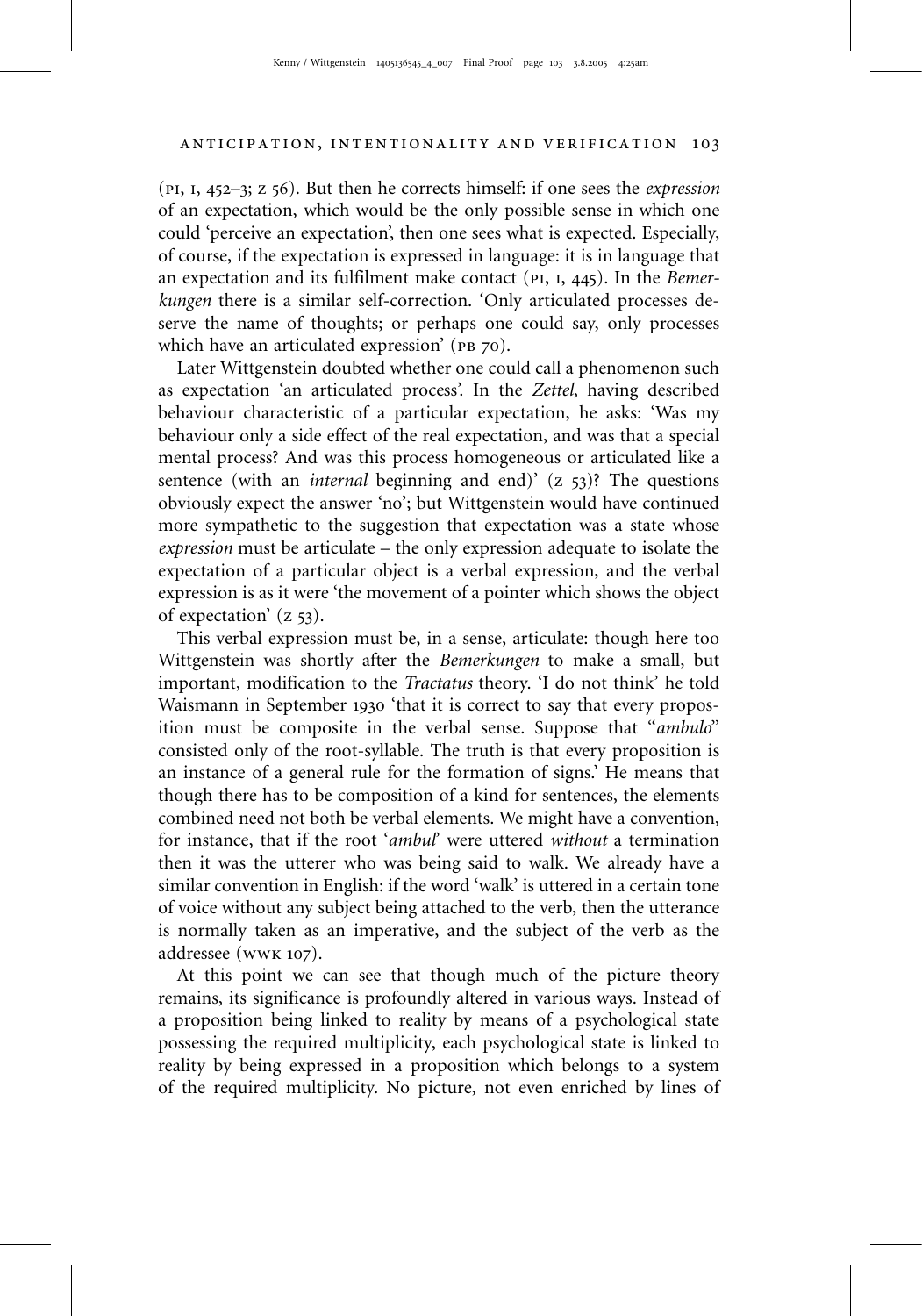(PI, I, 452–3; Z 56). But then he corrects himself: if one sees the *expression* of an expectation, which would be the only possible sense in which one could 'perceive an expectation', then one sees what is expected. Especially, of course, if the expectation is expressed in language: it is in language that an expectation and its fulfilment make contact (PI, I, 445). In the *Bemerkungen* there is a similar self-correction. 'Only articulated processes deserve the name of thoughts; or perhaps one could say, only processes which have an articulated expression' (PB 70).

Later Wittgenstein doubted whether one could call a phenomenon such as expectation 'an articulated process'. In the *Zettel*, having described behaviour characteristic of a particular expectation, he asks: 'Was my behaviour only a side effect of the real expectation, and was that a special mental process? And was this process homogeneous or articulated like a sentence (with an *internal* beginning and end)' (Z 53)? The questions obviously expect the answer 'no'; but Wittgenstein would have continued more sympathetic to the suggestion that expectation was a state whose *expression* must be articulate – the only expression adequate to isolate the expectation of a particular object is a verbal expression, and the verbal expression is as it were 'the movement of a pointer which shows the object of expectation' (Z 53).

This verbal expression must be, in a sense, articulate: though here too Wittgenstein was shortly after the *Bemerkungen* to make a small, but important, modification to the *Tractatus* theory. 'I do not think' he told Waismann in September 1930 'that it is correct to say that every proposition must be composite in the verbal sense. Suppose that "*ambulo*" consisted only of the root-syllable. The truth is that every proposition is an instance of a general rule for the formation of signs.' He means that though there has to be composition of a kind for sentences, the elements combined need not both be verbal elements. We might have a convention, for instance, that if the root '*ambul*' were uttered *without* a termination then it was the utterer who was being said to walk. We already have a similar convention in English: if the word 'walk' is uttered in a certain tone of voice without any subject being attached to the verb, then the utterance is normally taken as an imperative, and the subject of the verb as the addressee (WWK 107).

At this point we can see that though much of the picture theory remains, its significance is profoundly altered in various ways. Instead of a proposition being linked to reality by means of a psychological state possessing the required multiplicity, each psychological state is linked to reality by being expressed in a proposition which belongs to a system of the required multiplicity. No picture, not even enriched by lines of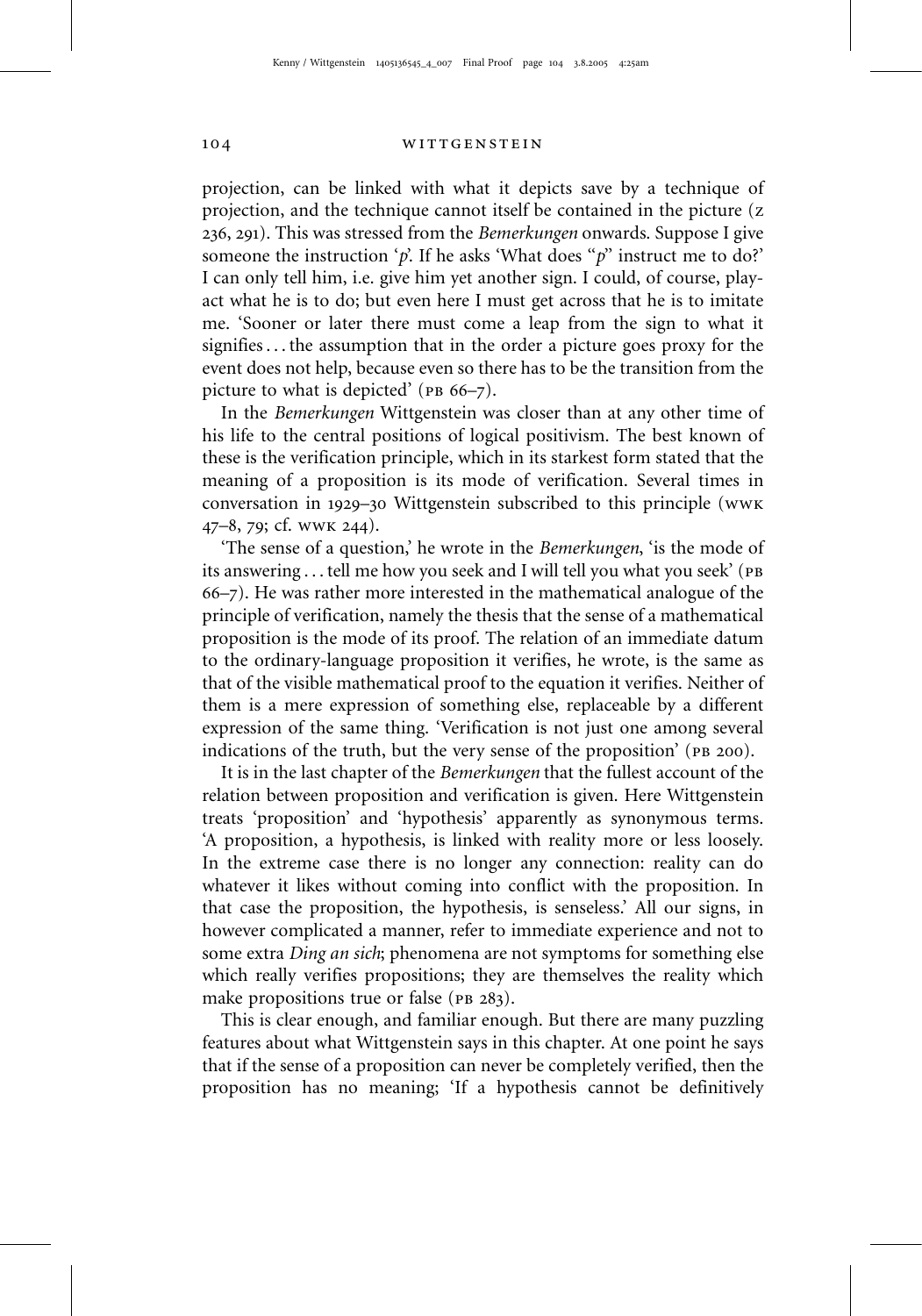projection, can be linked with what it depicts save by a technique of projection, and the technique cannot itself be contained in the picture (Z 236, 291). This was stressed from the *Bemerkungen* onwards. Suppose I give someone the instruction '*p*'. If he asks 'What does "*p*" instruct me to do?' I can only tell him, i.e. give him yet another sign. I could, of course, play-act what he is to do; but even here I must get across that he is to imitate me. 'Sooner or later there must come a leap from the sign to what it signifies . . . the assumption that in the order a picture goes proxy for the event does not help, because even so there has to be the transition from the picture to what is depicted' (PB 66–7).

In the *Bemerkungen* Wittgenstein was closer than at any other time of his life to the central positions of logical positivism. The best known of these is the verification principle, which in its starkest form stated that the meaning of a proposition is its mode of verification. Several times in conversation in 1929–30 Wittgenstein subscribed to this principle (WWK 47–8, 79; cf. WWK 244).

'The sense of a question,' he wrote in the *Bemerkungen*, 'is the mode of its answering . . . tell me how you seek and I will tell you what you seek' (PB 66–7). He was rather more interested in the mathematical analogue of the principle of verification, namely the thesis that the sense of a mathematical proposition is the mode of its proof. The relation of an immediate datum to the ordinary-language proposition it verifies, he wrote, is the same as that of the visible mathematical proof to the equation it verifies. Neither of them is a mere expression of something else, replaceable by a different expression of the same thing. 'Verification is not just one among several indications of the truth, but the very sense of the proposition' (PB 200).

It is in the last chapter of the *Bemerkungen* that the fullest account of the relation between proposition and verification is given. Here Wittgenstein treats 'proposition' and 'hypothesis' apparently as synonymous terms. 'A proposition, a hypothesis, is linked with reality more or less loosely. In the extreme case there is no longer any connection: reality can do whatever it likes without coming into conflict with the proposition. In that case the proposition, the hypothesis, is senseless.' All our signs, in however complicated a manner, refer to immediate experience and not to some extra *Ding an sich*; phenomena are not symptoms for something else which really verifies propositions; they are themselves the reality which make propositions true or false (PB 283).

This is clear enough, and familiar enough. But there are many puzzling features about what Wittgenstein says in this chapter. At one point he says that if the sense of a proposition can never be completely verified, then the proposition has no meaning; 'If a hypothesis cannot be definitively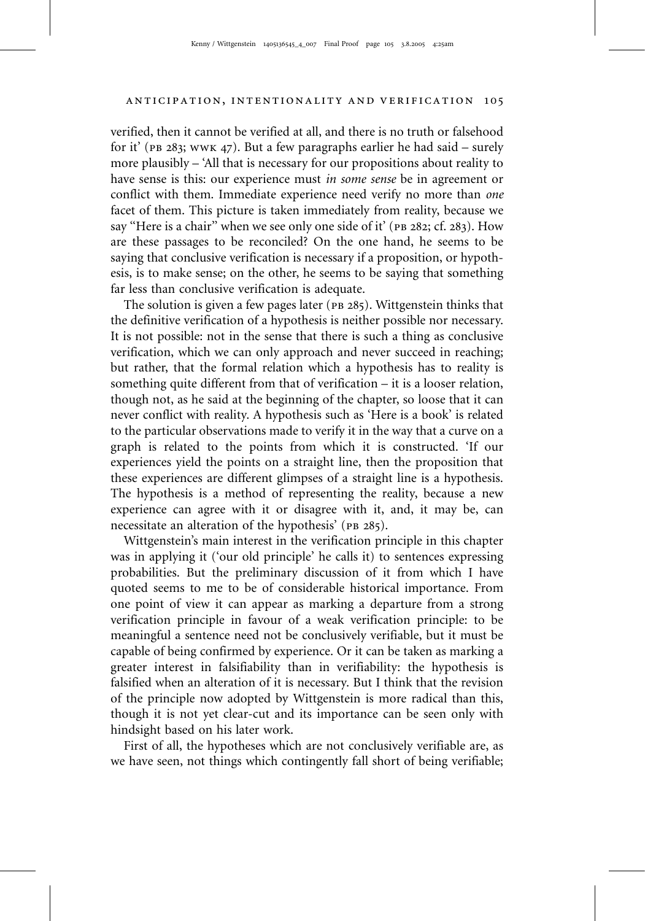verified, then it cannot be verified at all, and there is no truth or falsehood for it' (PB 283; WWK 47). But a few paragraphs earlier he had said – surely more plausibly – 'All that is necessary for our propositions about reality to have sense is this: our experience must *in some sense* be in agreement or conflict with them. Immediate experience need verify no more than *one* facet of them. This picture is taken immediately from reality, because we say "Here is a chair" when we see only one side of it' (PB 282; cf. 283). How are these passages to be reconciled? On the one hand, he seems to be saying that conclusive verification is necessary if a proposition, or hypothesis, is to make sense; on the other, he seems to be saying that something far less than conclusive verification is adequate.

The solution is given a few pages later (PB 285). Wittgenstein thinks that the definitive verification of a hypothesis is neither possible nor necessary. It is not possible: not in the sense that there is such a thing as conclusive verification, which we can only approach and never succeed in reaching; but rather, that the formal relation which a hypothesis has to reality is something quite different from that of verification – it is a looser relation, though not, as he said at the beginning of the chapter, so loose that it can never conflict with reality. A hypothesis such as 'Here is a book' is related to the particular observations made to verify it in the way that a curve on a graph is related to the points from which it is constructed. 'If our experiences yield the points on a straight line, then the proposition that these experiences are different glimpses of a straight line is a hypothesis. The hypothesis is a method of representing the reality, because a new experience can agree with it or disagree with it, and, it may be, can necessitate an alteration of the hypothesis' (PB 285).

Wittgenstein's main interest in the verification principle in this chapter was in applying it ('our old principle' he calls it) to sentences expressing probabilities. But the preliminary discussion of it from which I have quoted seems to me to be of considerable historical importance. From one point of view it can appear as marking a departure from a strong verification principle in favour of a weak verification principle: to be meaningful a sentence need not be conclusively verifiable, but it must be capable of being confirmed by experience. Or it can be taken as marking a greater interest in falsifiability than in verifiability: the hypothesis is falsified when an alteration of it is necessary. But I think that the revision of the principle now adopted by Wittgenstein is more radical than this, though it is not yet clear-cut and its importance can be seen only with hindsight based on his later work.

First of all, the hypotheses which are not conclusively verifiable are, as we have seen, not things which contingently fall short of being verifiable;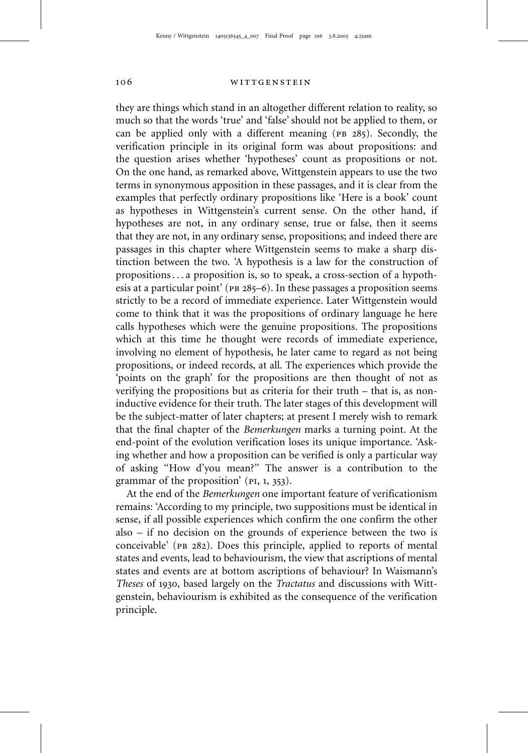they are things which stand in an altogether different relation to reality, so much so that the words 'true' and 'false' should not be applied to them, or can be applied only with a different meaning (PB 285). Secondly, the verification principle in its original form was about propositions: and the question arises whether 'hypotheses' count as propositions or not. On the one hand, as remarked above, Wittgenstein appears to use the two terms in synonymous apposition in these passages, and it is clear from the examples that perfectly ordinary propositions like 'Here is a book' count as hypotheses in Wittgenstein's current sense. On the other hand, if hypotheses are not, in any ordinary sense, true or false, then it seems that they are not, in any ordinary sense, propositions; and indeed there are passages in this chapter where Wittgenstein seems to make a sharp distinction between the two. 'A hypothesis is a law for the construction of propositions . . . a proposition is, so to speak, a cross-section of a hypothesis at a particular point' (PB 285–6). In these passages a proposition seems strictly to be a record of immediate experience. Later Wittgenstein would come to think that it was the propositions of ordinary language he here calls hypotheses which were the genuine propositions. The propositions which at this time he thought were records of immediate experience, involving no element of hypothesis, he later came to regard as not being propositions, or indeed records, at all. The experiences which provide the 'points on the graph' for the propositions are then thought of not as verifying the propositions but as criteria for their truth – that is, as non-inductive evidence for their truth. The later stages of this development will be the subject-matter of later chapters; at present I merely wish to remark that the final chapter of the *Bemerkungen* marks a turning point. At the end-point of the evolution verification loses its unique importance. 'Asking whether and how a proposition can be verified is only a particular way of asking "How d'you mean?" The answer is a contribution to the grammar of the proposition' (PI, 1, 353).

At the end of the *Bemerkungen* one important feature of verificationism remains: 'According to my principle, two suppositions must be identical in sense, if all possible experiences which confirm the one confirm the other also – if no decision on the grounds of experience between the two is conceivable' (PB 282). Does this principle, applied to reports of mental states and events, lead to behaviourism, the view that ascriptions of mental states and events are at bottom ascriptions of behaviour? In Waismann's *Theses* of 1930, based largely on the *Tractatus* and discussions with Wittgenstein, behaviourism is exhibited as the consequence of the verification principle.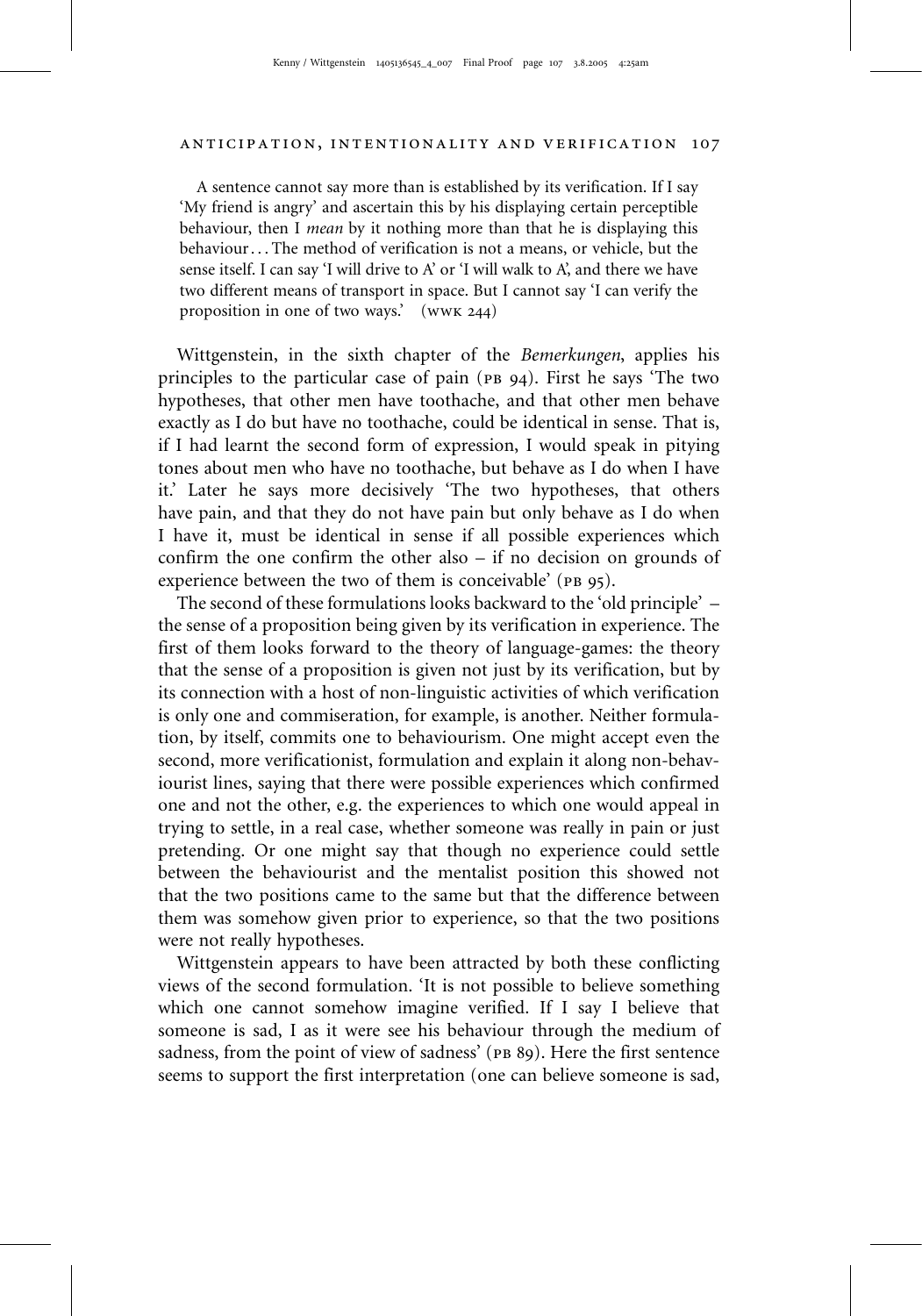A sentence cannot say more than is established by its verification. If I say 'My friend is angry' and ascertain this by his displaying certain perceptible behaviour, then I *mean* by it nothing more than that he is displaying this behaviour . . . The method of verification is not a means, or vehicle, but the sense itself. I can say 'I will drive to A' or 'I will walk to A', and there we have two different means of transport in space. But I cannot say 'I can verify the proposition in one of two ways.' (WWK 244)

Wittgenstein, in the sixth chapter of the *Bemerkungen*, applies his principles to the particular case of pain (PB 94). First he says 'The two hypotheses, that other men have toothache, and that other men behave exactly as I do but have no toothache, could be identical in sense. That is, if I had learnt the second form of expression, I would speak in pitying tones about men who have no toothache, but behave as I do when I have it.' Later he says more decisively 'The two hypotheses, that others have pain, and that they do not have pain but only behave as I do when I have it, must be identical in sense if all possible experiences which confirm the one confirm the other also – if no decision on grounds of experience between the two of them is conceivable' (PB 95).

The second of these formulations looks backward to the 'old principle' – the sense of a proposition being given by its verification in experience. The first of them looks forward to the theory of language-games: the theory that the sense of a proposition is given not just by its verification, but by its connection with a host of non-linguistic activities of which verification is only one and commiseration, for example, is another. Neither formulation, by itself, commits one to behaviourism. One might accept even the second, more verificationist, formulation and explain it along non-behaviourist lines, saying that there were possible experiences which confirmed one and not the other, e.g. the experiences to which one would appeal in trying to settle, in a real case, whether someone was really in pain or just pretending. Or one might say that though no experience could settle between the behaviourist and the mentalist position this showed not that the two positions came to the same but that the difference between them was somehow given prior to experience, so that the two positions were not really hypotheses.

Wittgenstein appears to have been attracted by both these conflicting views of the second formulation. 'It is not possible to believe something which one cannot somehow imagine verified. If I say I believe that someone is sad, I as it were see his behaviour through the medium of sadness, from the point of view of sadness' (PB 89). Here the first sentence seems to support the first interpretation (one can believe someone is sad,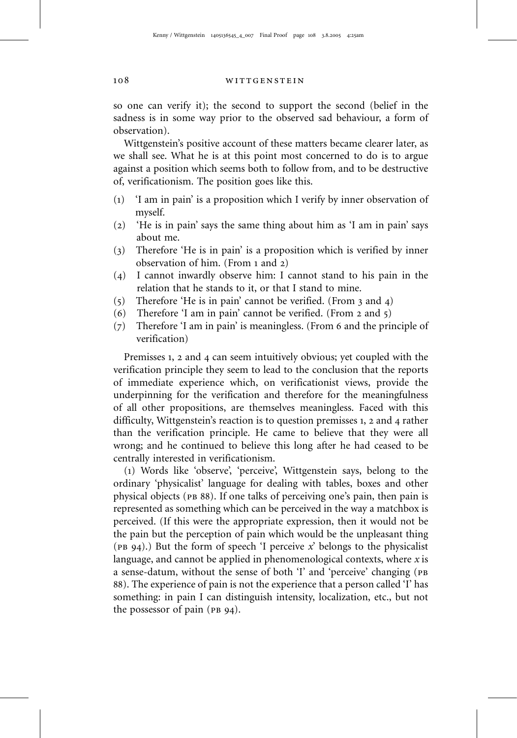so one can verify it); the second to support the second (belief in the sadness is in some way prior to the observed sad behaviour, a form of observation).

Wittgenstein's positive account of these matters became clearer later, as we shall see. What he is at this point most concerned to do is to argue against a position which seems both to follow from, and to be destructive of, verificationism. The position goes like this.

(1) 'I am in pain' is a proposition which I verify by inner observation of myself.
(2) 'He is in pain' says the same thing about him as 'I am in pain' says about me.
(3) Therefore 'He is in pain' is a proposition which is verified by inner observation of him. (From 1 and 2)
(4) I cannot inwardly observe him: I cannot stand to his pain in the relation that he stands to it, or that I stand to mine.
(5) Therefore 'He is in pain' cannot be verified. (From 3 and 4)
(6) Therefore 'I am in pain' cannot be verified. (From 2 and 5)
(7) Therefore 'I am in pain' is meaningless. (From 6 and the principle of verification)

Premisses 1, 2 and 4 can seem intuitively obvious; yet coupled with the verification principle they seem to lead to the conclusion that the reports of immediate experience which, on verificationist views, provide the underpinning for the verification and therefore for the meaningfulness of all other propositions, are themselves meaningless. Faced with this difficulty, Wittgenstein's reaction is to question premisses 1, 2 and 4 rather than the verification principle. He came to believe that they were all wrong; and he continued to believe this long after he had ceased to be centrally interested in verificationism.

(1) Words like 'observe', 'perceive', Wittgenstein says, belong to the ordinary 'physicalist' language for dealing with tables, boxes and other physical objects (PB 88). If one talks of perceiving one's pain, then pain is represented as something which can be perceived in the way a matchbox is perceived. (If this were the appropriate expression, then it would not be the pain but the perception of pain which would be the unpleasant thing (PB 94).) But the form of speech 'I perceive *x*' belongs to the physicalist language, and cannot be applied in phenomenological contexts, where *x* is a sense-datum, without the sense of both 'I' and 'perceive' changing (PB 88). The experience of pain is not the experience that a person called 'I' has something: in pain I can distinguish intensity, localization, etc., but not the possessor of pain (PB 94).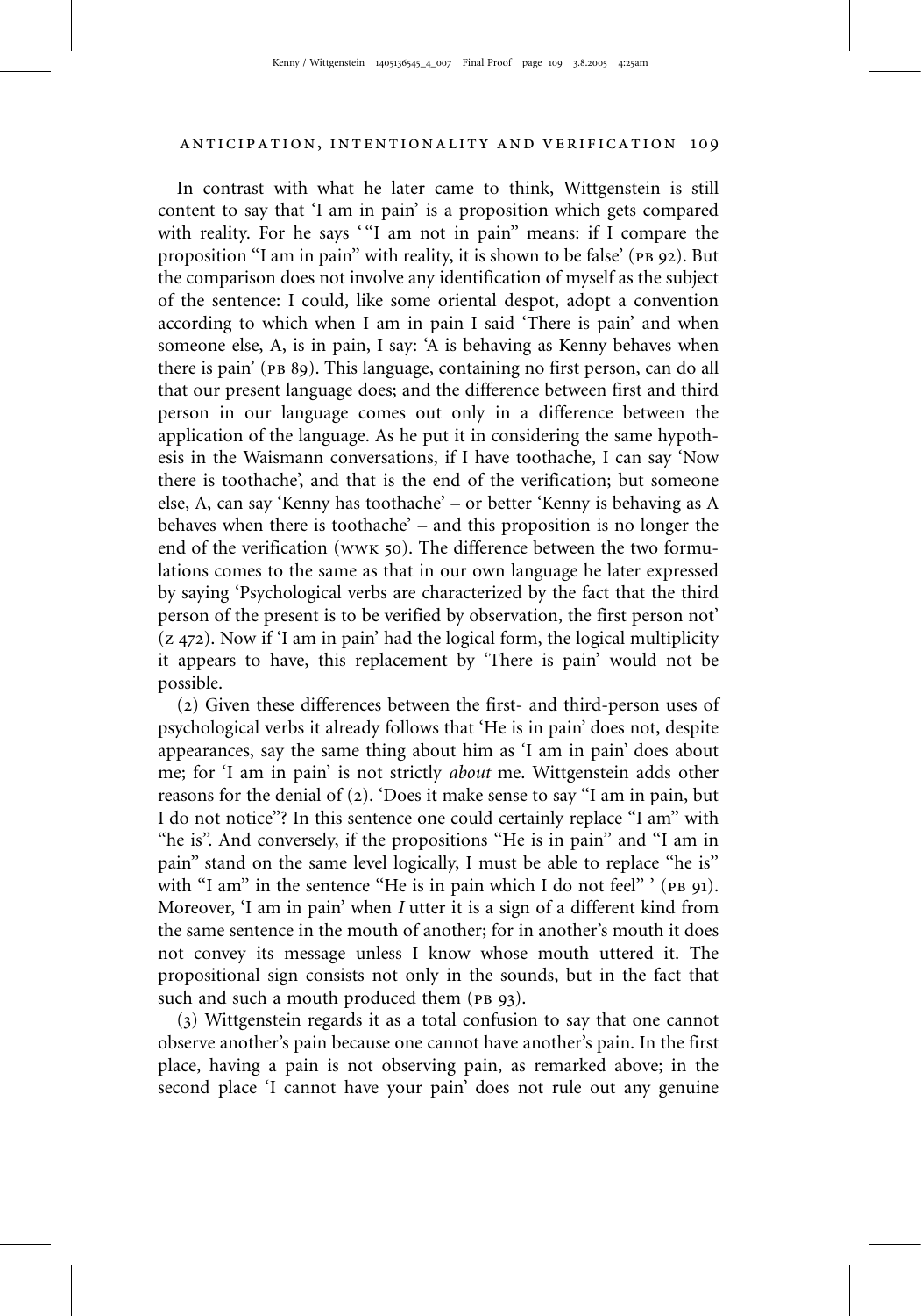In contrast with what he later came to think, Wittgenstein is still content to say that 'I am in pain' is a proposition which gets compared with reality. For he says '"I am not in pain" means: if I compare the proposition "I am in pain" with reality, it is shown to be false' (PB 92). But the comparison does not involve any identification of myself as the subject of the sentence: I could, like some oriental despot, adopt a convention according to which when I am in pain I said 'There is pain' and when someone else, A, is in pain, I say: 'A is behaving as Kenny behaves when there is pain' (PB 89). This language, containing no first person, can do all that our present language does; and the difference between first and third person in our language comes out only in a difference between the application of the language. As he put it in considering the same hypothesis in the Waismann conversations, if I have toothache, I can say 'Now there is toothache', and that is the end of the verification; but someone else, A, can say 'Kenny has toothache' – or better 'Kenny is behaving as A behaves when there is toothache' – and this proposition is no longer the end of the verification (WWK 50). The difference between the two formulations comes to the same as that in our own language he later expressed by saying 'Psychological verbs are characterized by the fact that the third person of the present is to be verified by observation, the first person not' (Z 472). Now if 'I am in pain' had the logical form, the logical multiplicity it appears to have, this replacement by 'There is pain' would not be possible.

(2) Given these differences between the first- and third-person uses of psychological verbs it already follows that 'He is in pain' does not, despite appearances, say the same thing about him as 'I am in pain' does about me; for 'I am in pain' is not strictly *about* me. Wittgenstein adds other reasons for the denial of (2). 'Does it make sense to say "I am in pain, but I do not notice"? In this sentence one could certainly replace "I am" with "he is". And conversely, if the propositions "He is in pain" and "I am in pain" stand on the same level logically, I must be able to replace "he is" with "I am" in the sentence "He is in pain which I do not feel" ' (PB 91). Moreover, 'I am in pain' when *I* utter it is a sign of a different kind from the same sentence in the mouth of another; for in another's mouth it does not convey its message unless I know whose mouth uttered it. The propositional sign consists not only in the sounds, but in the fact that such and such a mouth produced them (PB 93).

(3) Wittgenstein regards it as a total confusion to say that one cannot observe another's pain because one cannot have another's pain. In the first place, having a pain is not observing pain, as remarked above; in the second place 'I cannot have your pain' does not rule out any genuine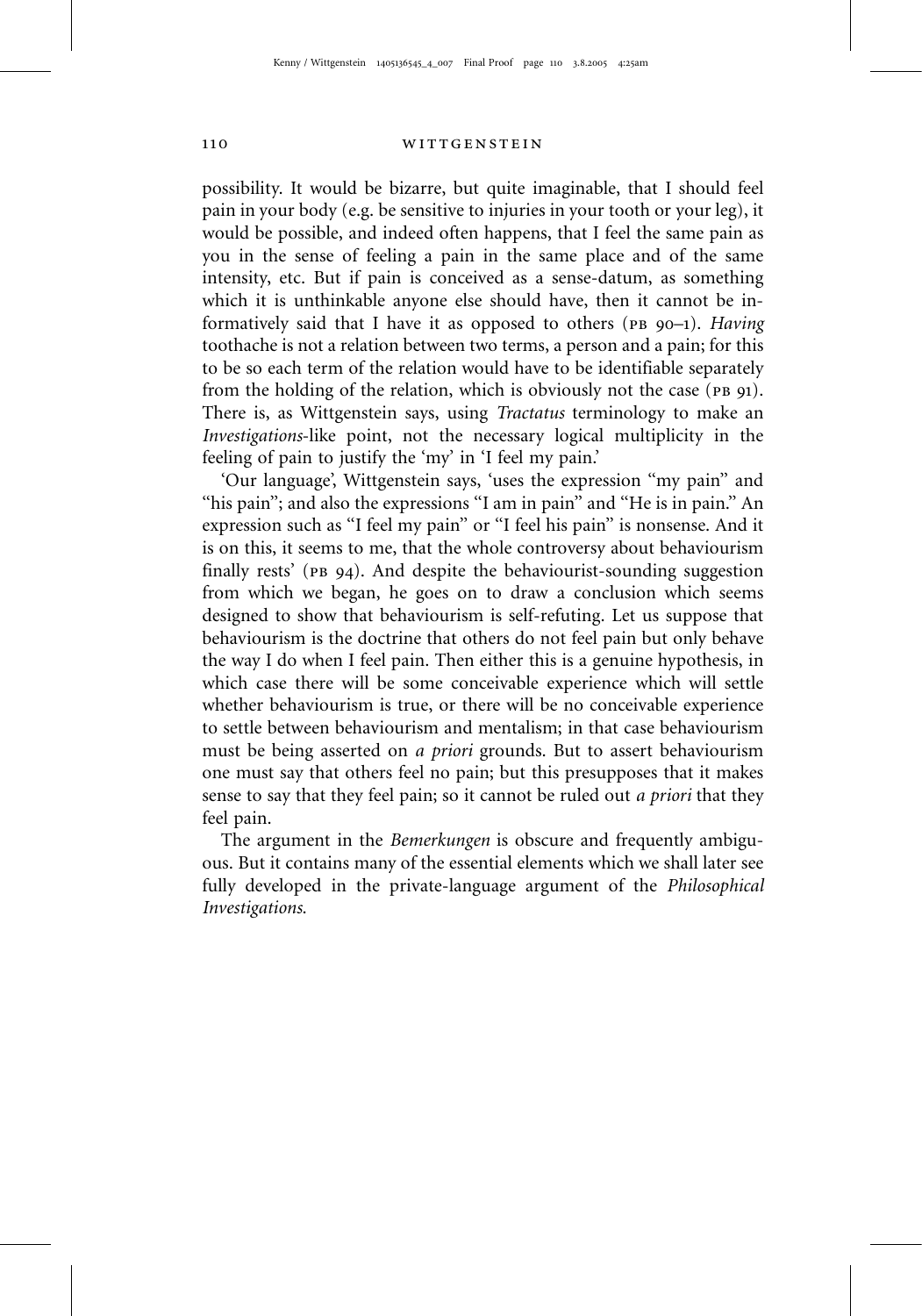possibility. It would be bizarre, but quite imaginable, that I should feel pain in your body (e.g. be sensitive to injuries in your tooth or your leg), it would be possible, and indeed often happens, that I feel the same pain as you in the sense of feeling a pain in the same place and of the same intensity, etc. But if pain is conceived as a sense-datum, as something which it is unthinkable anyone else should have, then it cannot be informatively said that I have it as opposed to others (PB 90–1). *Having* toothache is not a relation between two terms, a person and a pain; for this to be so each term of the relation would have to be identifiable separately from the holding of the relation, which is obviously not the case (PB 91). There is, as Wittgenstein says, using *Tractatus* terminology to make an *Investigations*-like point, not the necessary logical multiplicity in the feeling of pain to justify the 'my' in 'I feel my pain.'

'Our language', Wittgenstein says, 'uses the expression "my pain" and "his pain"; and also the expressions "I am in pain" and "He is in pain." An expression such as "I feel my pain" or "I feel his pain" is nonsense. And it is on this, it seems to me, that the whole controversy about behaviourism finally rests' (PB 94). And despite the behaviourist-sounding suggestion from which we began, he goes on to draw a conclusion which seems designed to show that behaviourism is self-refuting. Let us suppose that behaviourism is the doctrine that others do not feel pain but only behave the way I do when I feel pain. Then either this is a genuine hypothesis, in which case there will be some conceivable experience which will settle whether behaviourism is true, or there will be no conceivable experience to settle between behaviourism and mentalism; in that case behaviourism must be being asserted on *a priori* grounds. But to assert behaviourism one must say that others feel no pain; but this presupposes that it makes sense to say that they feel pain; so it cannot be ruled out *a priori* that they feel pain.

The argument in the *Bemerkungen* is obscure and frequently ambiguous. But it contains many of the essential elements which we shall later see fully developed in the private-language argument of the *Philosophical Investigations*.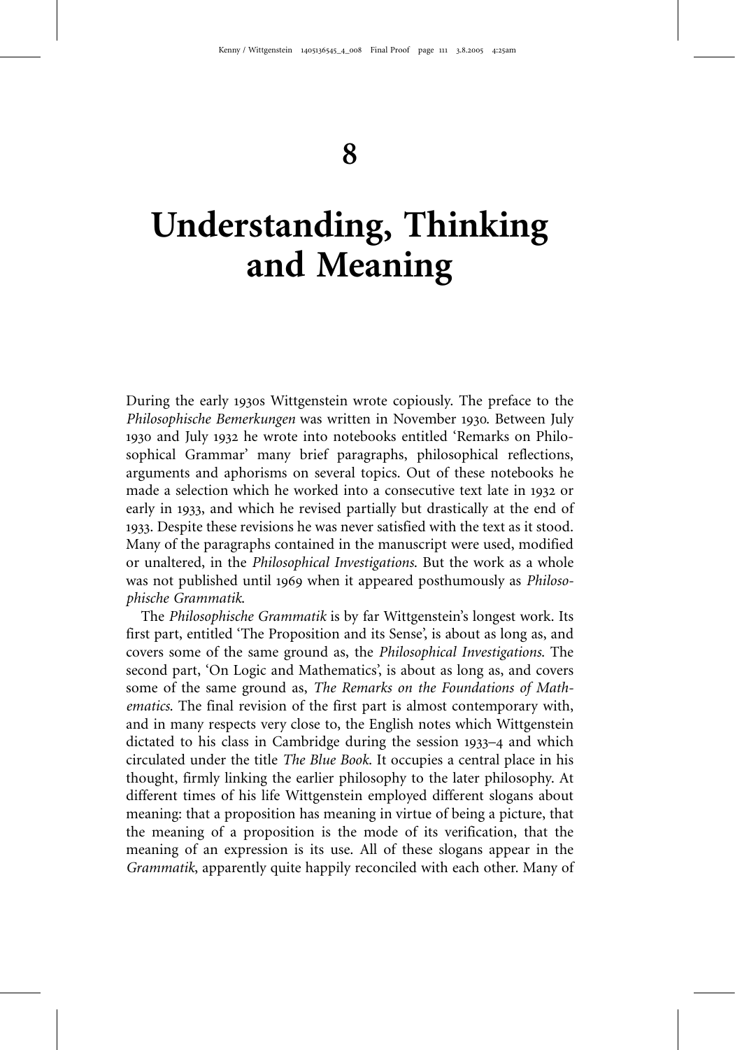# 8

# Understanding, Thinking and Meaning

During the early 1930s Wittgenstein wrote copiously. The preface to the *Philosophische Bemerkungen* was written in November 1930. Between July 1930 and July 1932 he wrote into notebooks entitled 'Remarks on Philosophical Grammar' many brief paragraphs, philosophical reflections, arguments and aphorisms on several topics. Out of these notebooks he made a selection which he worked into a consecutive text late in 1932 or early in 1933, and which he revised partially but drastically at the end of 1933. Despite these revisions he was never satisfied with the text as it stood. Many of the paragraphs contained in the manuscript were used, modified or unaltered, in the *Philosophical Investigations*. But the work as a whole was not published until 1969 when it appeared posthumously as *Philosophische Grammatik*.

The *Philosophische Grammatik* is by far Wittgenstein's longest work. Its first part, entitled 'The Proposition and its Sense', is about as long as, and covers some of the same ground as, the *Philosophical Investigations*. The second part, 'On Logic and Mathematics', is about as long as, and covers some of the same ground as, *The Remarks on the Foundations of Mathematics*. The final revision of the first part is almost contemporary with, and in many respects very close to, the English notes which Wittgenstein dictated to his class in Cambridge during the session 1933–4 and which circulated under the title *The Blue Book*. It occupies a central place in his thought, firmly linking the earlier philosophy to the later philosophy. At different times of his life Wittgenstein employed different slogans about meaning: that a proposition has meaning in virtue of being a picture, that the meaning of a proposition is the mode of its verification, that the meaning of an expression is its use. All of these slogans appear in the *Grammatik*, apparently quite happily reconciled with each other. Many of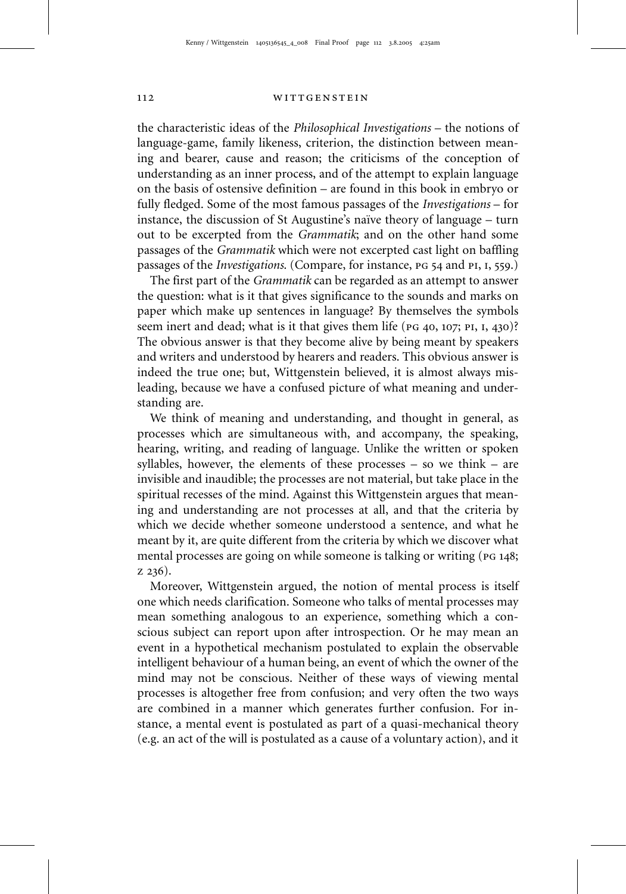the characteristic ideas of the *Philosophical Investigations* – the notions of language-game, family likeness, criterion, the distinction between meaning and bearer, cause and reason; the criticisms of the conception of understanding as an inner process, and of the attempt to explain language on the basis of ostensive definition – are found in this book in embryo or fully fledged. Some of the most famous passages of the *Investigations* – for instance, the discussion of St Augustine's naïve theory of language – turn out to be excerpted from the *Grammatik*; and on the other hand some passages of the *Grammatik* which were not excerpted cast light on baffling passages of the *Investigations*. (Compare, for instance, PG 54 and PI, I, 559.)

The first part of the *Grammatik* can be regarded as an attempt to answer the question: what is it that gives significance to the sounds and marks on paper which make up sentences in language? By themselves the symbols seem inert and dead; what is it that gives them life (PG 40, 107; PI, I, 430)? The obvious answer is that they become alive by being meant by speakers and writers and understood by hearers and readers. This obvious answer is indeed the true one; but, Wittgenstein believed, it is almost always misleading, because we have a confused picture of what meaning and understanding are.

We think of meaning and understanding, and thought in general, as processes which are simultaneous with, and accompany, the speaking, hearing, writing, and reading of language. Unlike the written or spoken syllables, however, the elements of these processes – so we think – are invisible and inaudible; the processes are not material, but take place in the spiritual recesses of the mind. Against this Wittgenstein argues that meaning and understanding are not processes at all, and that the criteria by which we decide whether someone understood a sentence, and what he meant by it, are quite different from the criteria by which we discover what mental processes are going on while someone is talking or writing (PG 148; Z 236).

Moreover, Wittgenstein argued, the notion of mental process is itself one which needs clarification. Someone who talks of mental processes may mean something analogous to an experience, something which a conscious subject can report upon after introspection. Or he may mean an event in a hypothetical mechanism postulated to explain the observable intelligent behaviour of a human being, an event of which the owner of the mind may not be conscious. Neither of these ways of viewing mental processes is altogether free from confusion; and very often the two ways are combined in a manner which generates further confusion. For instance, a mental event is postulated as part of a quasi-mechanical theory (e.g. an act of the will is postulated as a cause of a voluntary action), and it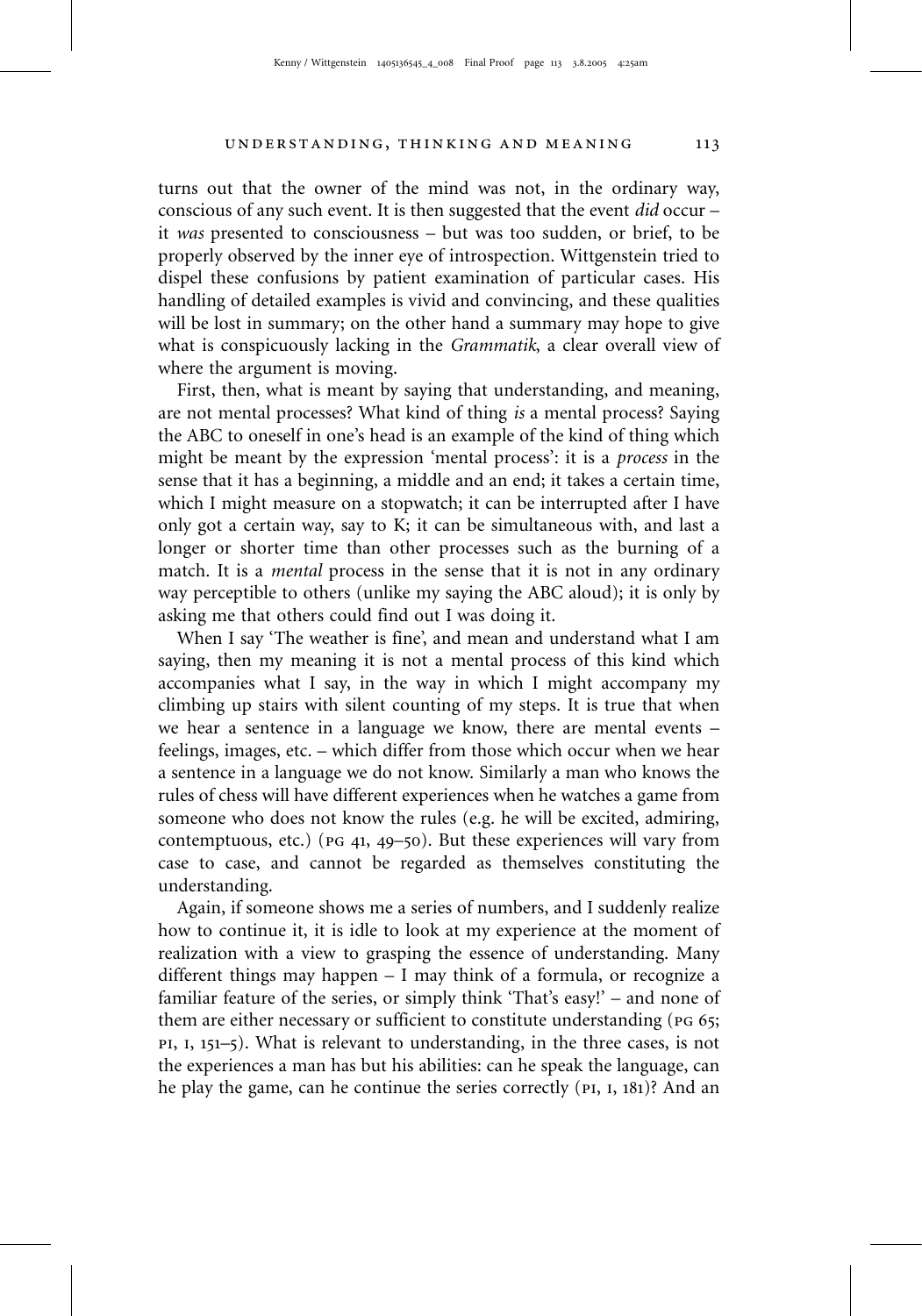turns out that the owner of the mind was not, in the ordinary way, conscious of any such event. It is then suggested that the event *did* occur – it *was* presented to consciousness – but was too sudden, or brief, to be properly observed by the inner eye of introspection. Wittgenstein tried to dispel these confusions by patient examination of particular cases. His handling of detailed examples is vivid and convincing, and these qualities will be lost in summary; on the other hand a summary may hope to give what is conspicuously lacking in the *Grammatik*, a clear overall view of where the argument is moving.

First, then, what is meant by saying that understanding, and meaning, are not mental processes? What kind of thing *is* a mental process? Saying the ABC to oneself in one's head is an example of the kind of thing which might be meant by the expression 'mental process': it is a *process* in the sense that it has a beginning, a middle and an end; it takes a certain time, which I might measure on a stopwatch; it can be interrupted after I have only got a certain way, say to K; it can be simultaneous with, and last a longer or shorter time than other processes such as the burning of a match. It is a *mental* process in the sense that it is not in any ordinary way perceptible to others (unlike my saying the ABC aloud); it is only by asking me that others could find out I was doing it.

When I say 'The weather is fine', and mean and understand what I am saying, then my meaning it is not a mental process of this kind which accompanies what I say, in the way in which I might accompany my climbing up stairs with silent counting of my steps. It is true that when we hear a sentence in a language we know, there are mental events – feelings, images, etc. – which differ from those which occur when we hear a sentence in a language we do not know. Similarly a man who knows the rules of chess will have different experiences when he watches a game from someone who does not know the rules (e.g. he will be excited, admiring, contemptuous, etc.) (PG 41, 49–50). But these experiences will vary from case to case, and cannot be regarded as themselves constituting the understanding.

Again, if someone shows me a series of numbers, and I suddenly realize how to continue it, it is idle to look at my experience at the moment of realization with a view to grasping the essence of understanding. Many different things may happen – I may think of a formula, or recognize a familiar feature of the series, or simply think 'That's easy!' – and none of them are either necessary or sufficient to constitute understanding (PG 65; PI, I, 151–5). What is relevant to understanding, in the three cases, is not the experiences a man has but his abilities: can he speak the language, can he play the game, can he continue the series correctly (PI, I, 181)? And an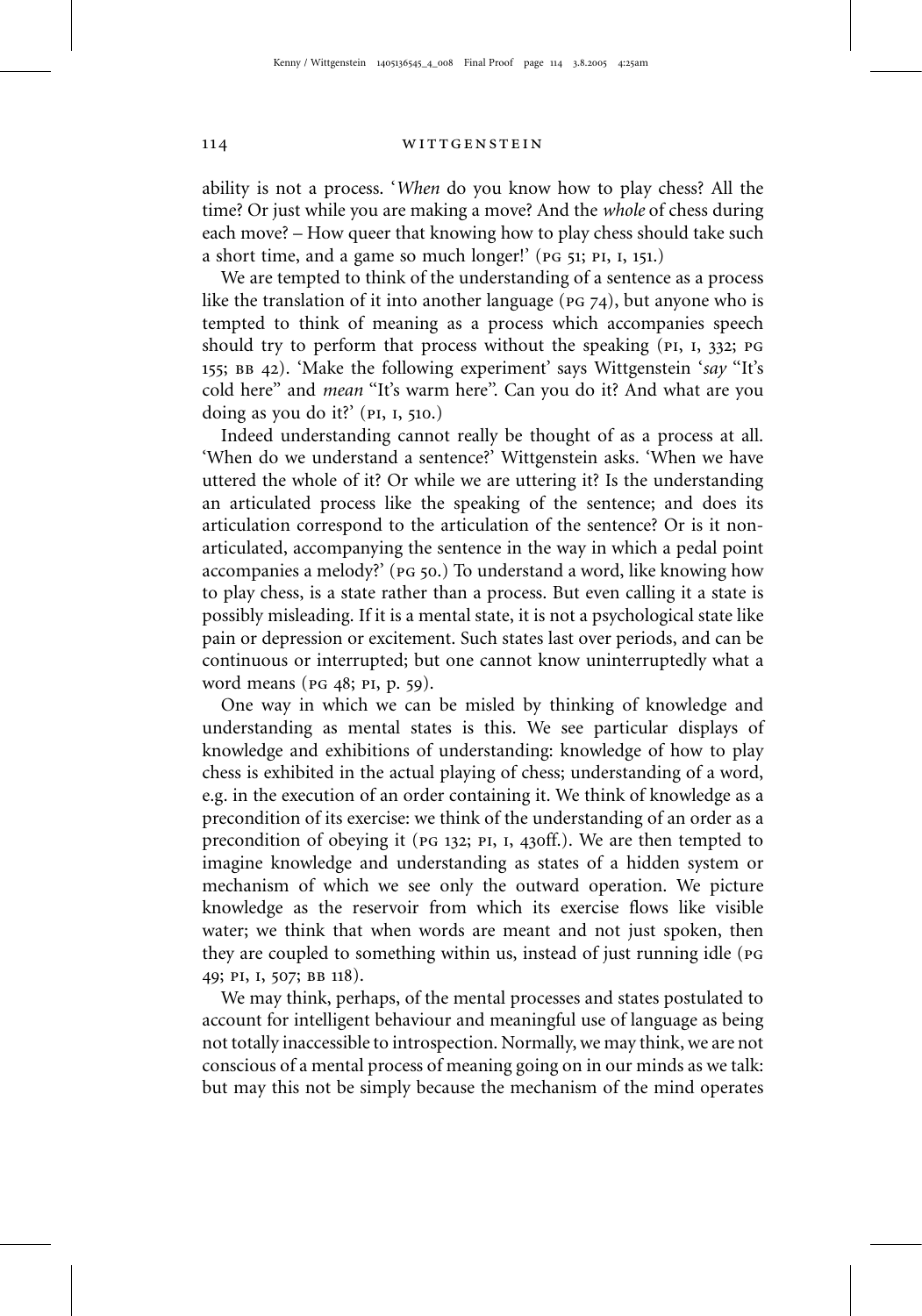ability is not a process. '*When* do you know how to play chess? All the time? Or just while you are making a move? And the *whole* of chess during each move? – How queer that knowing how to play chess should take such a short time, and a game so much longer!' (PG 51; PI, I, 151.)

We are tempted to think of the understanding of a sentence as a process like the translation of it into another language (PG 74), but anyone who is tempted to think of meaning as a process which accompanies speech should try to perform that process without the speaking (PI, I, 332; PG 155; BB 42). 'Make the following experiment' says Wittgenstein '*say* "It's cold here" and *mean* "It's warm here". Can you do it? And what are you doing as you do it?' (PI, I, 510.)

Indeed understanding cannot really be thought of as a process at all. 'When do we understand a sentence?' Wittgenstein asks. 'When we have uttered the whole of it? Or while we are uttering it? Is the understanding an articulated process like the speaking of the sentence; and does its articulation correspond to the articulation of the sentence? Or is it non-articulated, accompanying the sentence in the way in which a pedal point accompanies a melody?' (PG 50.) To understand a word, like knowing how to play chess, is a state rather than a process. But even calling it a state is possibly misleading. If it is a mental state, it is not a psychological state like pain or depression or excitement. Such states last over periods, and can be continuous or interrupted; but one cannot know uninterruptedly what a word means (PG 48; PI, p. 59).

One way in which we can be misled by thinking of knowledge and understanding as mental states is this. We see particular displays of knowledge and exhibitions of understanding: knowledge of how to play chess is exhibited in the actual playing of chess; understanding of a word, e.g. in the execution of an order containing it. We think of knowledge as a precondition of its exercise: we think of the understanding of an order as a precondition of obeying it (PG 132; PI, I, 430ff.). We are then tempted to imagine knowledge and understanding as states of a hidden system or mechanism of which we see only the outward operation. We picture knowledge as the reservoir from which its exercise flows like visible water; we think that when words are meant and not just spoken, then they are coupled to something within us, instead of just running idle (PG 49; PI, I, 507; BB 118).

We may think, perhaps, of the mental processes and states postulated to account for intelligent behaviour and meaningful use of language as being not totally inaccessible to introspection. Normally, we may think, we are not conscious of a mental process of meaning going on in our minds as we talk: but may this not be simply because the mechanism of the mind operates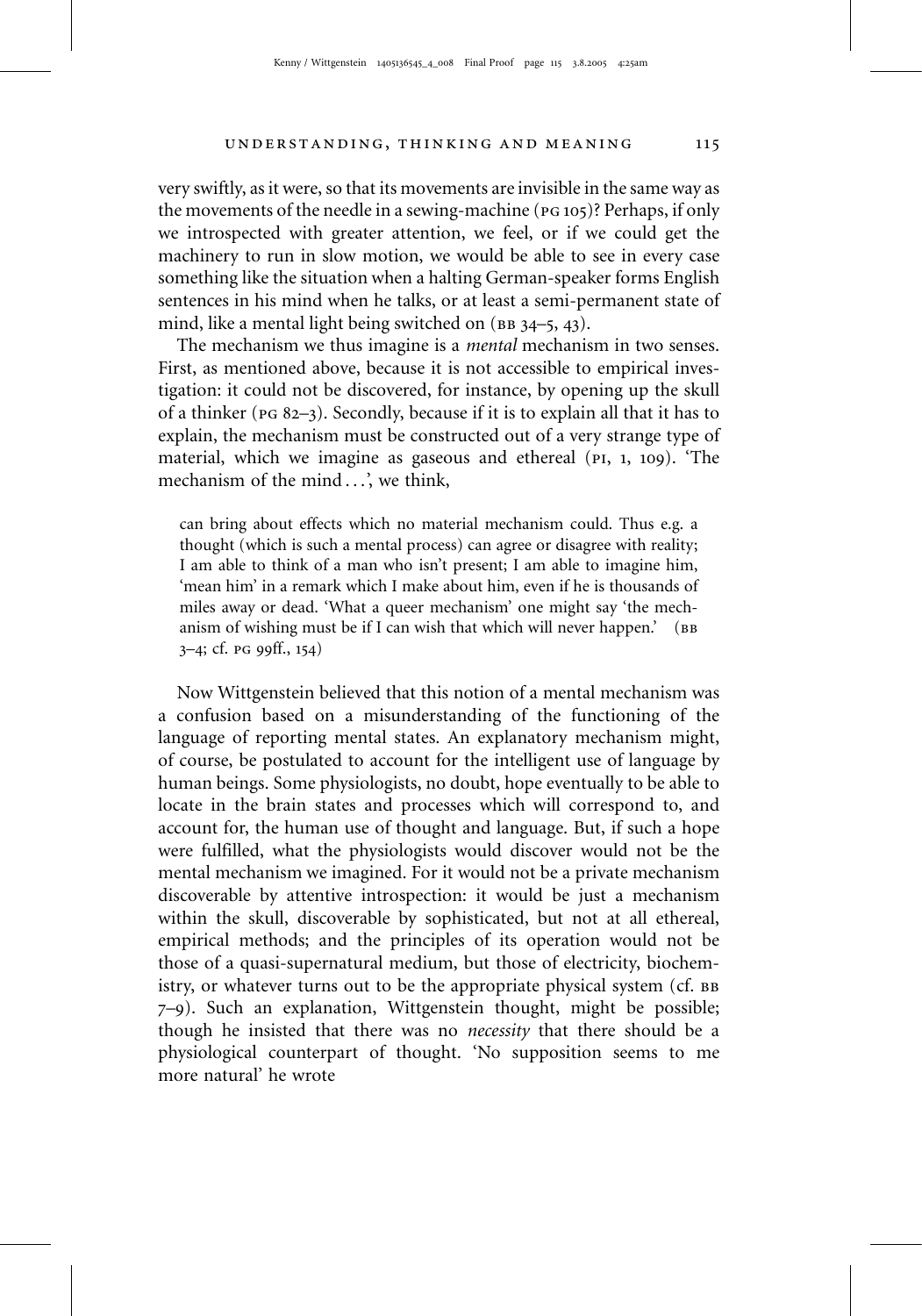very swiftly, as it were, so that its movements are invisible in the same way as the movements of the needle in a sewing-machine (PG 105)? Perhaps, if only we introspected with greater attention, we feel, or if we could get the machinery to run in slow motion, we would be able to see in every case something like the situation when a halting German-speaker forms English sentences in his mind when he talks, or at least a semi-permanent state of mind, like a mental light being switched on (BB 34–5, 43).

The mechanism we thus imagine is a *mental* mechanism in two senses. First, as mentioned above, because it is not accessible to empirical investigation: it could not be discovered, for instance, by opening up the skull of a thinker (PG 82–3). Secondly, because if it is to explain all that it has to explain, the mechanism must be constructed out of a very strange type of material, which we imagine as gaseous and ethereal (PI, 1, 109). 'The mechanism of the mind . . .', we think,

> can bring about effects which no material mechanism could. Thus e.g. a thought (which is such a mental process) can agree or disagree with reality; I am able to think of a man who isn't present; I am able to imagine him, 'mean him' in a remark which I make about him, even if he is thousands of miles away or dead. 'What a queer mechanism' one might say 'the mechanism of wishing must be if I can wish that which will never happen.' (BB 3–4; cf. PG 99ff., 154)

Now Wittgenstein believed that this notion of a mental mechanism was a confusion based on a misunderstanding of the functioning of the language of reporting mental states. An explanatory mechanism might, of course, be postulated to account for the intelligent use of language by human beings. Some physiologists, no doubt, hope eventually to be able to locate in the brain states and processes which will correspond to, and account for, the human use of thought and language. But, if such a hope were fulfilled, what the physiologists would discover would not be the mental mechanism we imagined. For it would not be a private mechanism discoverable by attentive introspection: it would be just a mechanism within the skull, discoverable by sophisticated, but not at all ethereal, empirical methods; and the principles of its operation would not be those of a quasi-supernatural medium, but those of electricity, biochemistry, or whatever turns out to be the appropriate physical system (cf. BB 7–9). Such an explanation, Wittgenstein thought, might be possible; though he insisted that there was no *necessity* that there should be a physiological counterpart of thought. 'No supposition seems to me more natural' he wrote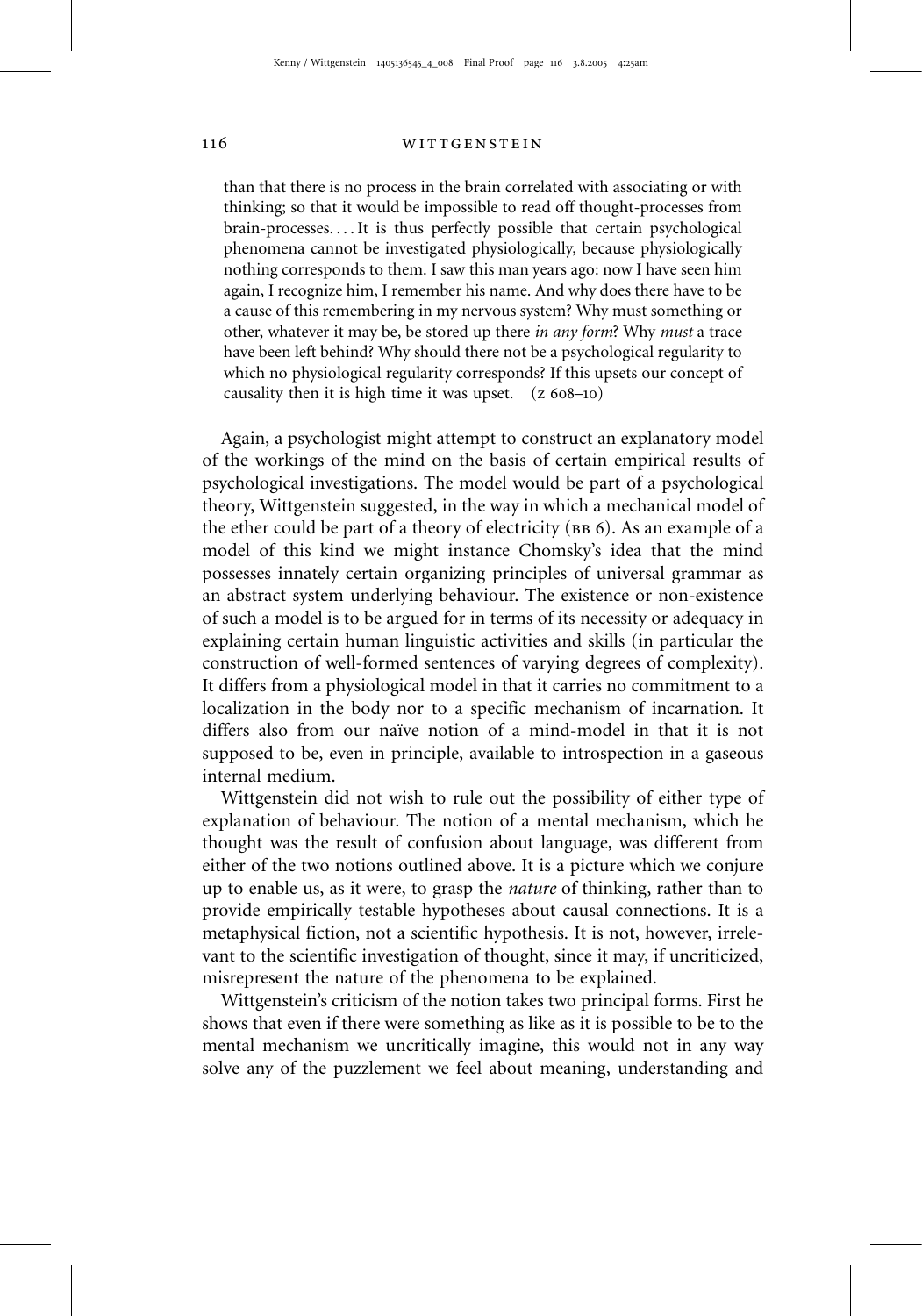> than that there is no process in the brain correlated with associating or with thinking; so that it would be impossible to read off thought-processes from brain-processes. . . . It is thus perfectly possible that certain psychological phenomena cannot be investigated physiologically, because physiologically nothing corresponds to them. I saw this man years ago: now I have seen him again, I recognize him, I remember his name. And why does there have to be a cause of this remembering in my nervous system? Why must something or other, whatever it may be, be stored up there *in any form*? Why *must* a trace have been left behind? Why should there not be a psychological regularity to which no physiological regularity corresponds? If this upsets our concept of causality then it is high time it was upset. (Z 608–10)

Again, a psychologist might attempt to construct an explanatory model of the workings of the mind on the basis of certain empirical results of psychological investigations. The model would be part of a psychological theory, Wittgenstein suggested, in the way in which a mechanical model of the ether could be part of a theory of electricity (BB 6). As an example of a model of this kind we might instance Chomsky's idea that the mind possesses innately certain organizing principles of universal grammar as an abstract system underlying behaviour. The existence or non-existence of such a model is to be argued for in terms of its necessity or adequacy in explaining certain human linguistic activities and skills (in particular the construction of well-formed sentences of varying degrees of complexity). It differs from a physiological model in that it carries no commitment to a localization in the body nor to a specific mechanism of incarnation. It differs also from our naïve notion of a mind-model in that it is not supposed to be, even in principle, available to introspection in a gaseous internal medium.

Wittgenstein did not wish to rule out the possibility of either type of explanation of behaviour. The notion of a mental mechanism, which he thought was the result of confusion about language, was different from either of the two notions outlined above. It is a picture which we conjure up to enable us, as it were, to grasp the *nature* of thinking, rather than to provide empirically testable hypotheses about causal connections. It is a metaphysical fiction, not a scientific hypothesis. It is not, however, irrelevant to the scientific investigation of thought, since it may, if uncriticized, misrepresent the nature of the phenomena to be explained.

Wittgenstein's criticism of the notion takes two principal forms. First he shows that even if there were something as like as it is possible to be to the mental mechanism we uncritically imagine, this would not in any way solve any of the puzzlement we feel about meaning, understanding and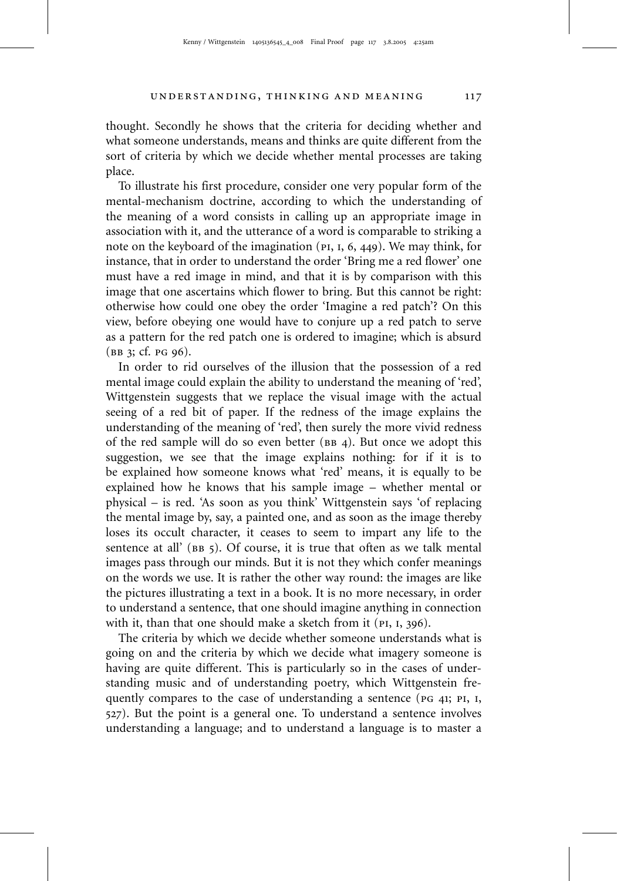thought. Secondly he shows that the criteria for deciding whether and what someone understands, means and thinks are quite different from the sort of criteria by which we decide whether mental processes are taking place.

To illustrate his first procedure, consider one very popular form of the mental-mechanism doctrine, according to which the understanding of the meaning of a word consists in calling up an appropriate image in association with it, and the utterance of a word is comparable to striking a note on the keyboard of the imagination (PI, I, 6, 449). We may think, for instance, that in order to understand the order 'Bring me a red flower' one must have a red image in mind, and that it is by comparison with this image that one ascertains which flower to bring. But this cannot be right: otherwise how could one obey the order 'Imagine a red patch'? On this view, before obeying one would have to conjure up a red patch to serve as a pattern for the red patch one is ordered to imagine; which is absurd (BB 3; cf. PG 96).

In order to rid ourselves of the illusion that the possession of a red mental image could explain the ability to understand the meaning of 'red', Wittgenstein suggests that we replace the visual image with the actual seeing of a red bit of paper. If the redness of the image explains the understanding of the meaning of 'red', then surely the more vivid redness of the red sample will do so even better (BB 4). But once we adopt this suggestion, we see that the image explains nothing: for if it is to be explained how someone knows what 'red' means, it is equally to be explained how he knows that his sample image – whether mental or physical – is red. 'As soon as you think' Wittgenstein says 'of replacing the mental image by, say, a painted one, and as soon as the image thereby loses its occult character, it ceases to seem to impart any life to the sentence at all' (BB 5). Of course, it is true that often as we talk mental images pass through our minds. But it is not they which confer meanings on the words we use. It is rather the other way round: the images are like the pictures illustrating a text in a book. It is no more necessary, in order to understand a sentence, that one should imagine anything in connection with it, than that one should make a sketch from it (PI, I, 396).

The criteria by which we decide whether someone understands what is going on and the criteria by which we decide what imagery someone is having are quite different. This is particularly so in the cases of understanding music and of understanding poetry, which Wittgenstein frequently compares to the case of understanding a sentence (PG 41; PI, I, 527). But the point is a general one. To understand a sentence involves understanding a language; and to understand a language is to master a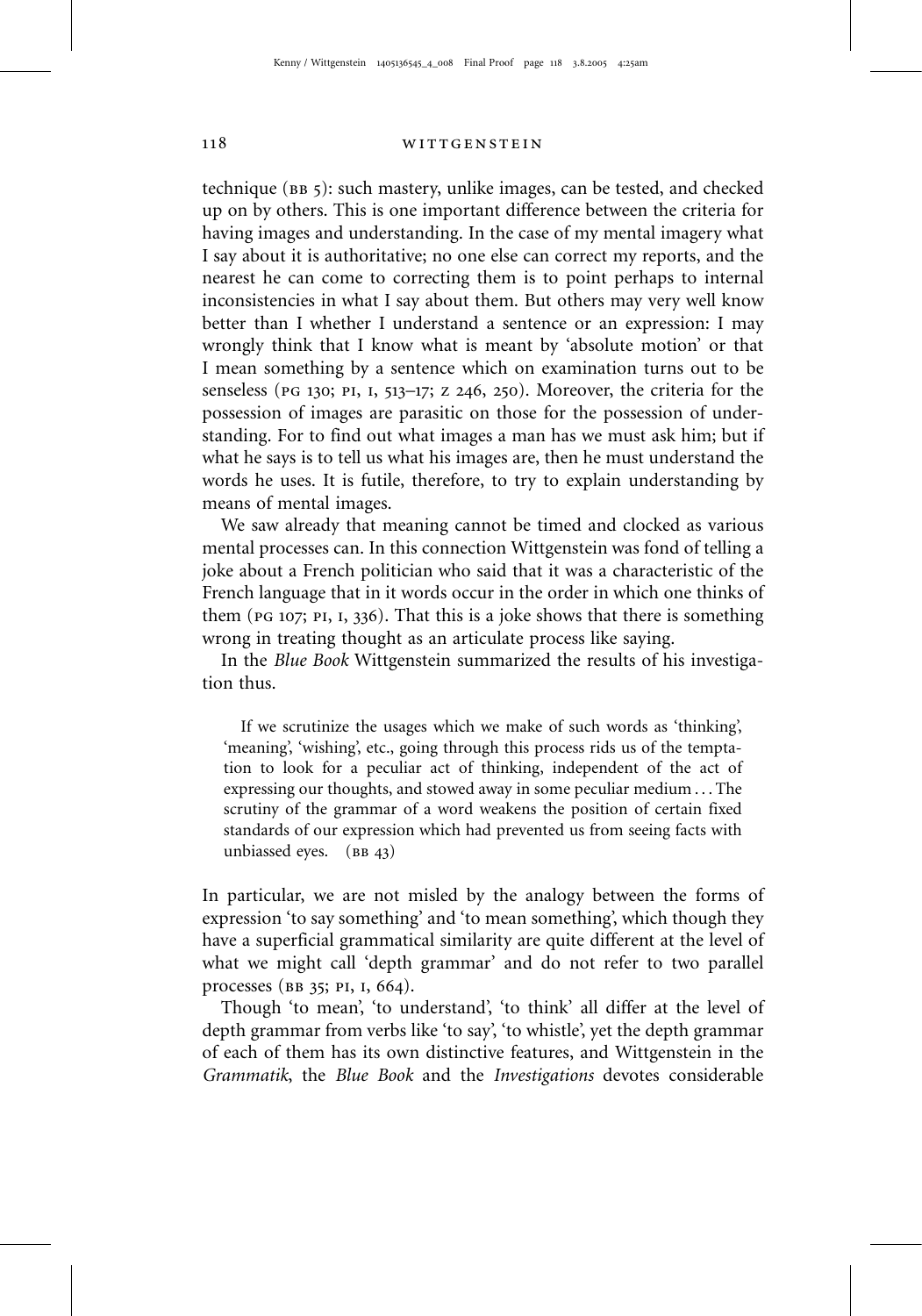technique (BB 5): such mastery, unlike images, can be tested, and checked up on by others. This is one important difference between the criteria for having images and understanding. In the case of my mental imagery what I say about it is authoritative; no one else can correct my reports, and the nearest he can come to correcting them is to point perhaps to internal inconsistencies in what I say about them. But others may very well know better than I whether I understand a sentence or an expression: I may wrongly think that I know what is meant by 'absolute motion' or that I mean something by a sentence which on examination turns out to be senseless (PG 130; PI, I, 513–17; Z 246, 250). Moreover, the criteria for the possession of images are parasitic on those for the possession of understanding. For to find out what images a man has we must ask him; but if what he says is to tell us what his images are, then he must understand the words he uses. It is futile, therefore, to try to explain understanding by means of mental images.

We saw already that meaning cannot be timed and clocked as various mental processes can. In this connection Wittgenstein was fond of telling a joke about a French politician who said that it was a characteristic of the French language that in it words occur in the order in which one thinks of them (PG 107; PI, I, 336). That this is a joke shows that there is something wrong in treating thought as an articulate process like saying.

In the *Blue Book* Wittgenstein summarized the results of his investigation thus.

> If we scrutinize the usages which we make of such words as 'thinking', 'meaning', 'wishing', etc., going through this process rids us of the temptation to look for a peculiar act of thinking, independent of the act of expressing our thoughts, and stowed away in some peculiar medium . . . The scrutiny of the grammar of a word weakens the position of certain fixed standards of our expression which had prevented us from seeing facts with unbiassed eyes. (BB 43)

In particular, we are not misled by the analogy between the forms of expression 'to say something' and 'to mean something', which though they have a superficial grammatical similarity are quite different at the level of what we might call 'depth grammar' and do not refer to two parallel processes (BB 35; PI, I, 664).

Though 'to mean', 'to understand', 'to think' all differ at the level of depth grammar from verbs like 'to say', 'to whistle', yet the depth grammar of each of them has its own distinctive features, and Wittgenstein in the *Grammatik*, the *Blue Book* and the *Investigations* devotes considerable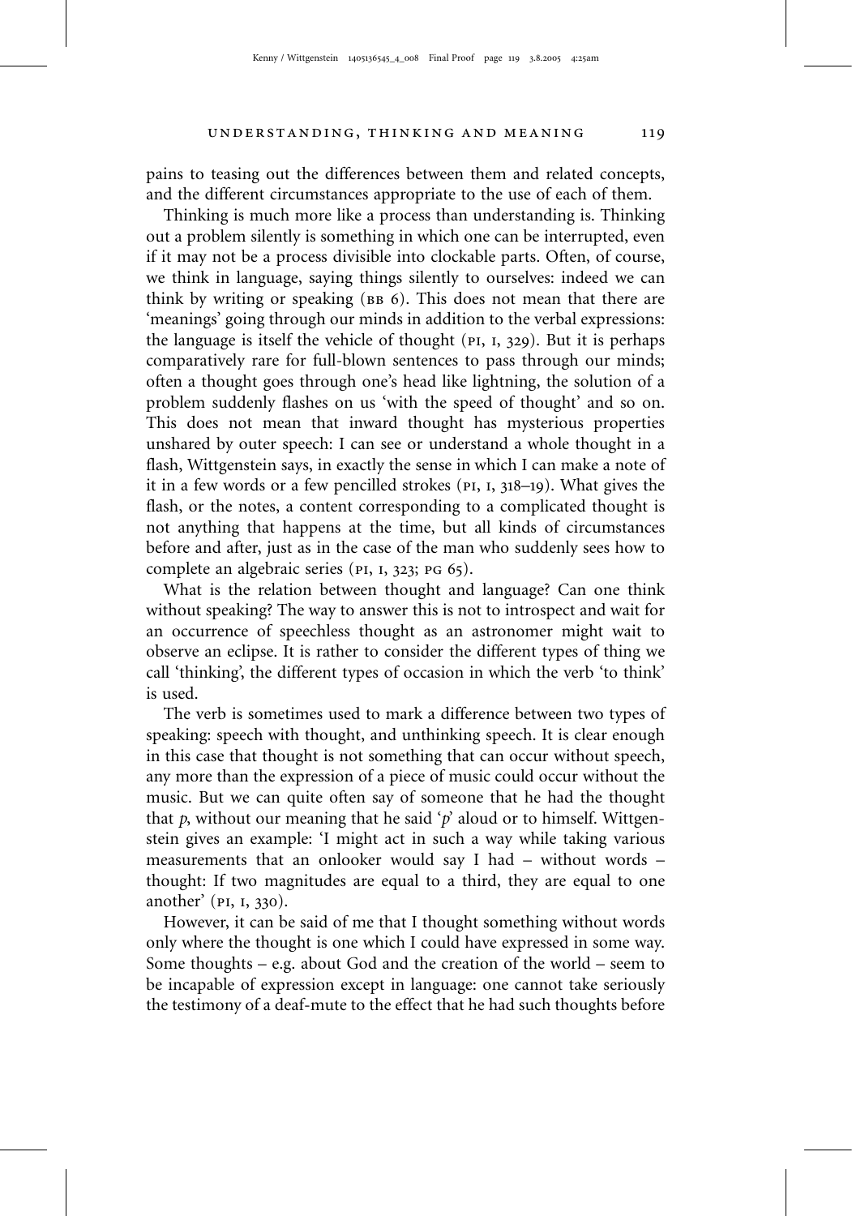pains to teasing out the differences between them and related concepts, and the different circumstances appropriate to the use of each of them.

Thinking is much more like a process than understanding is. Thinking out a problem silently is something in which one can be interrupted, even if it may not be a process divisible into clockable parts. Often, of course, we think in language, saying things silently to ourselves: indeed we can think by writing or speaking (BB 6). This does not mean that there are 'meanings' going through our minds in addition to the verbal expressions: the language is itself the vehicle of thought (PI, I, 329). But it is perhaps comparatively rare for full-blown sentences to pass through our minds; often a thought goes through one's head like lightning, the solution of a problem suddenly flashes on us 'with the speed of thought' and so on. This does not mean that inward thought has mysterious properties unshared by outer speech: I can see or understand a whole thought in a flash, Wittgenstein says, in exactly the sense in which I can make a note of it in a few words or a few pencilled strokes (PI, I, 318–19). What gives the flash, or the notes, a content corresponding to a complicated thought is not anything that happens at the time, but all kinds of circumstances before and after, just as in the case of the man who suddenly sees how to complete an algebraic series (PI, I, 323; PG 65).

What is the relation between thought and language? Can one think without speaking? The way to answer this is not to introspect and wait for an occurrence of speechless thought as an astronomer might wait to observe an eclipse. It is rather to consider the different types of thing we call 'thinking', the different types of occasion in which the verb 'to think' is used.

The verb is sometimes used to mark a difference between two types of speaking: speech with thought, and unthinking speech. It is clear enough in this case that thought is not something that can occur without speech, any more than the expression of a piece of music could occur without the music. But we can quite often say of someone that he had the thought that *p*, without our meaning that he said '*p*' aloud or to himself. Wittgenstein gives an example: 'I might act in such a way while taking various measurements that an onlooker would say I had – without words – thought: If two magnitudes are equal to a third, they are equal to one another' (PI, I, 330).

However, it can be said of me that I thought something without words only where the thought is one which I could have expressed in some way. Some thoughts – e.g. about God and the creation of the world – seem to be incapable of expression except in language: one cannot take seriously the testimony of a deaf-mute to the effect that he had such thoughts before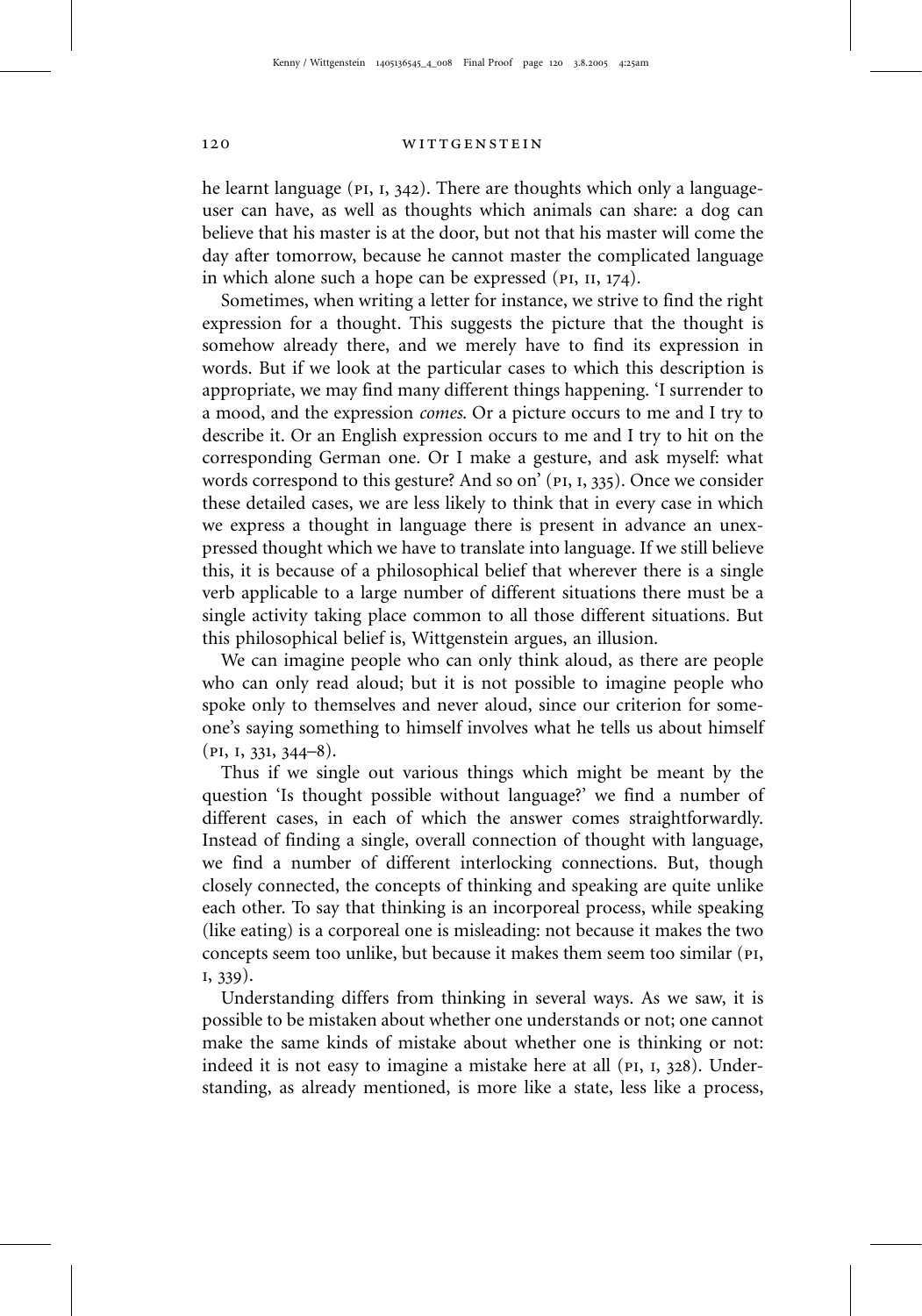he learnt language (pi, i, 342). There are thoughts which only a language-user can have, as well as thoughts which animals can share: a dog can believe that his master is at the door, but not that his master will come the day after tomorrow, because he cannot master the complicated language in which alone such a hope can be expressed (pi, ii, 174).

Sometimes, when writing a letter for instance, we strive to find the right expression for a thought. This suggests the picture that the thought is somehow already there, and we merely have to find its expression in words. But if we look at the particular cases to which this description is appropriate, we may find many different things happening. 'I surrender to a mood, and the expression *comes*. Or a picture occurs to me and I try to describe it. Or an English expression occurs to me and I try to hit on the corresponding German one. Or I make a gesture, and ask myself: what words correspond to this gesture? And so on' (pi, i, 335). Once we consider these detailed cases, we are less likely to think that in every case in which we express a thought in language there is present in advance an unexpressed thought which we have to translate into language. If we still believe this, it is because of a philosophical belief that wherever there is a single verb applicable to a large number of different situations there must be a single activity taking place common to all those different situations. But this philosophical belief is, Wittgenstein argues, an illusion.

We can imagine people who can only think aloud, as there are people who can only read aloud; but it is not possible to imagine people who spoke only to themselves and never aloud, since our criterion for someone's saying something to himself involves what he tells us about himself (pi, i, 331, 344–8).

Thus if we single out various things which might be meant by the question 'Is thought possible without language?' we find a number of different cases, in each of which the answer comes straightforwardly. Instead of finding a single, overall connection of thought with language, we find a number of different interlocking connections. But, though closely connected, the concepts of thinking and speaking are quite unlike each other. To say that thinking is an incorporeal process, while speaking (like eating) is a corporeal one is misleading: not because it makes the two concepts seem too unlike, but because it makes them seem too similar (pi, i, 339).

Understanding differs from thinking in several ways. As we saw, it is possible to be mistaken about whether one understands or not; one cannot make the same kinds of mistake about whether one is thinking or not: indeed it is not easy to imagine a mistake here at all (pi, i, 328). Understanding, as already mentioned, is more like a state, less like a process,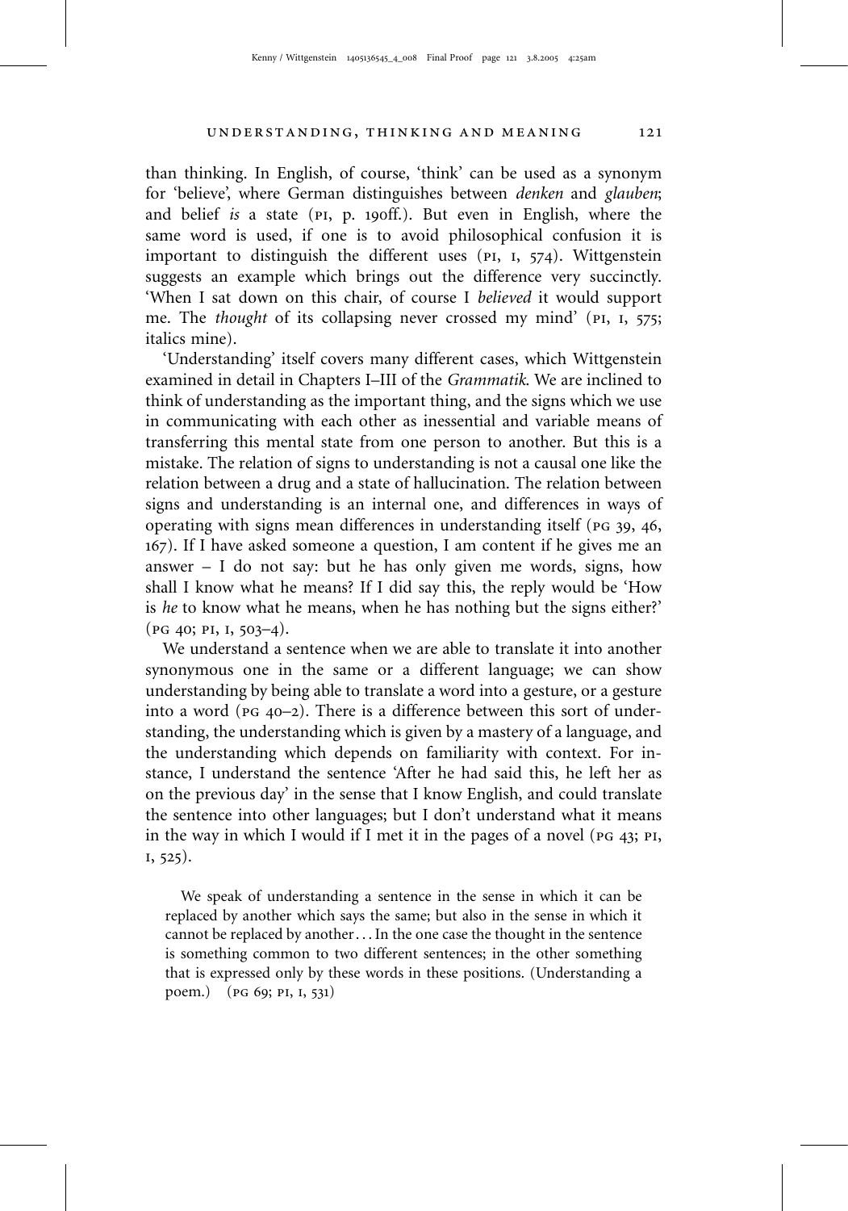than thinking. In English, of course, 'think' can be used as a synonym for 'believe', where German distinguishes between *denken* and *glauben*; and belief *is* a state (PI, p. 190ff.). But even in English, where the same word is used, if one is to avoid philosophical confusion it is important to distinguish the different uses (PI, I, 574). Wittgenstein suggests an example which brings out the difference very succinctly. 'When I sat down on this chair, of course I *believed* it would support me. The *thought* of its collapsing never crossed my mind' (PI, I, 575; italics mine).

'Understanding' itself covers many different cases, which Wittgenstein examined in detail in Chapters I–III of the *Grammatik*. We are inclined to think of understanding as the important thing, and the signs which we use in communicating with each other as inessential and variable means of transferring this mental state from one person to another. But this is a mistake. The relation of signs to understanding is not a causal one like the relation between a drug and a state of hallucination. The relation between signs and understanding is an internal one, and differences in ways of operating with signs mean differences in understanding itself (PG 39, 46, 167). If I have asked someone a question, I am content if he gives me an answer – I do not say: but he has only given me words, signs, how shall I know what he means? If I did say this, the reply would be 'How is *he* to know what he means, when he has nothing but the signs either?' (PG 40; PI, I, 503–4).

We understand a sentence when we are able to translate it into another synonymous one in the same or a different language; we can show understanding by being able to translate a word into a gesture, or a gesture into a word (PG 40–2). There is a difference between this sort of understanding, the understanding which is given by a mastery of a language, and the understanding which depends on familiarity with context. For instance, I understand the sentence 'After he had said this, he left her as on the previous day' in the sense that I know English, and could translate the sentence into other languages; but I don't understand what it means in the way in which I would if I met it in the pages of a novel (PG 43; PI, I, 525).

> We speak of understanding a sentence in the sense in which it can be replaced by another which says the same; but also in the sense in which it cannot be replaced by another . . . In the one case the thought in the sentence is something common to two different sentences; in the other something that is expressed only by these words in these positions. (Understanding a poem.) (PG 69; PI, I, 531)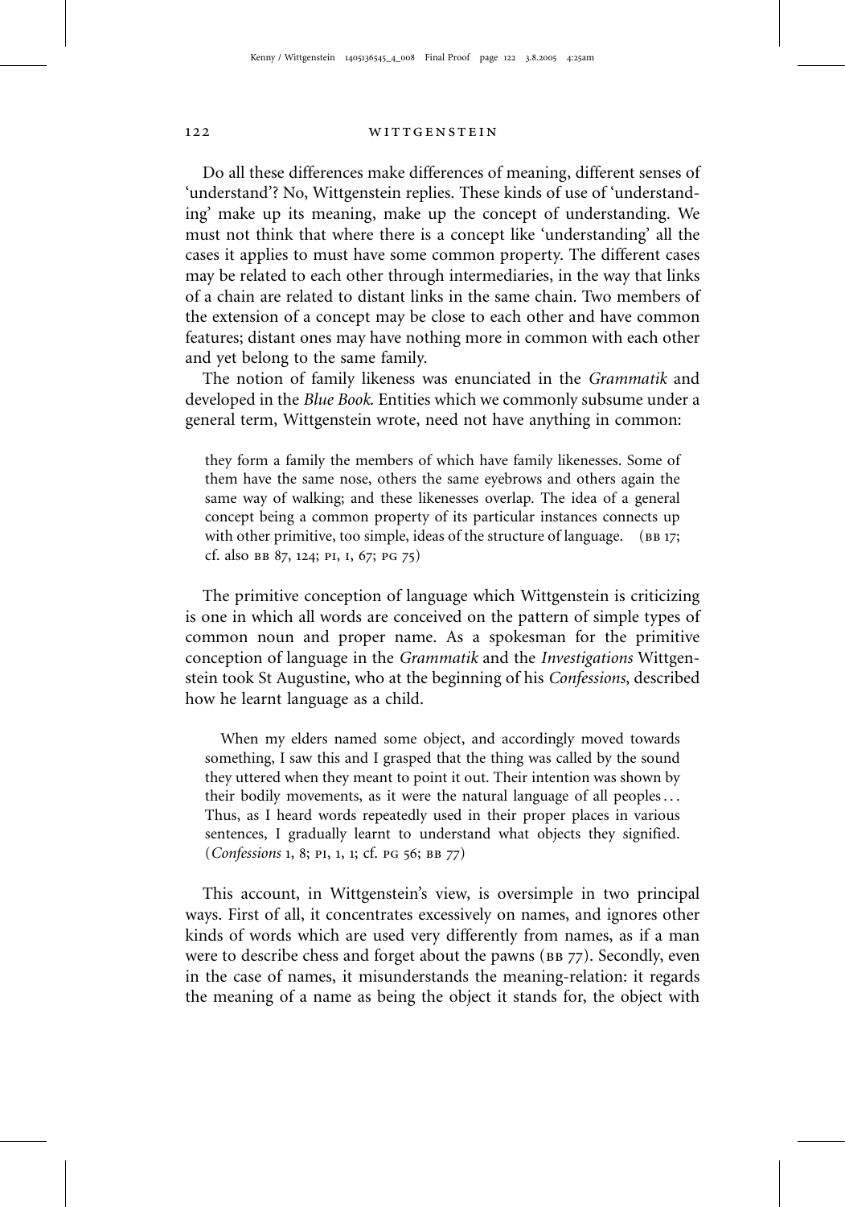Do all these differences make differences of meaning, different senses of 'understand'? No, Wittgenstein replies. These kinds of use of 'understanding' make up its meaning, make up the concept of understanding. We must not think that where there is a concept like 'understanding' all the cases it applies to must have some common property. The different cases may be related to each other through intermediaries, in the way that links of a chain are related to distant links in the same chain. Two members of the extension of a concept may be close to each other and have common features; distant ones may have nothing more in common with each other and yet belong to the same family.

The notion of family likeness was enunciated in the *Grammatik* and developed in the *Blue Book*. Entities which we commonly subsume under a general term, Wittgenstein wrote, need not have anything in common:

> they form a family the members of which have family likenesses. Some of them have the same nose, others the same eyebrows and others again the same way of walking; and these likenesses overlap. The idea of a general concept being a common property of its particular instances connects up with other primitive, too simple, ideas of the structure of language. (BB 17; cf. also BB 87, 124; PI, I, 67; PG 75)

The primitive conception of language which Wittgenstein is criticizing is one in which all words are conceived on the pattern of simple types of common noun and proper name. As a spokesman for the primitive conception of language in the *Grammatik* and the *Investigations* Wittgenstein took St Augustine, who at the beginning of his *Confessions*, described how he learnt language as a child.

> When my elders named some object, and accordingly moved towards something, I saw this and I grasped that the thing was called by the sound they uttered when they meant to point it out. Their intention was shown by their bodily movements, as it were the natural language of all peoples... Thus, as I heard words repeatedly used in their proper places in various sentences, I gradually learnt to understand what objects they signified. (*Confessions* 1, 8; PI, 1, 1; cf. PG 56; BB 77)

This account, in Wittgenstein's view, is oversimple in two principal ways. First of all, it concentrates excessively on names, and ignores other kinds of words which are used very differently from names, as if a man were to describe chess and forget about the pawns (BB 77). Secondly, even in the case of names, it misunderstands the meaning-relation: it regards the meaning of a name as being the object it stands for, the object with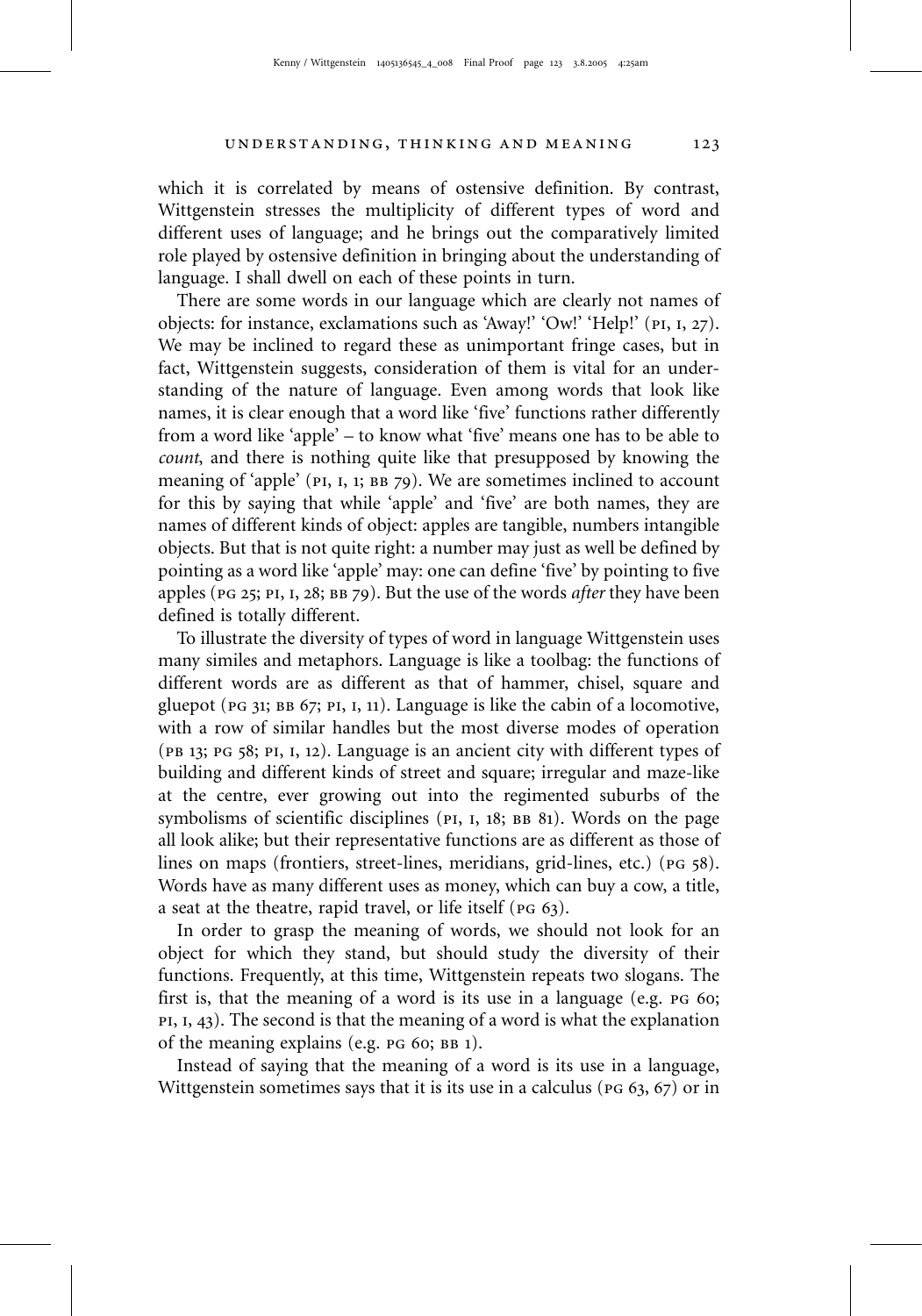which it is correlated by means of ostensive definition. By contrast, Wittgenstein stresses the multiplicity of different types of word and different uses of language; and he brings out the comparatively limited role played by ostensive definition in bringing about the understanding of language. I shall dwell on each of these points in turn.

There are some words in our language which are clearly not names of objects: for instance, exclamations such as 'Away!' 'Ow!' 'Help!' (PI, I, 27). We may be inclined to regard these as unimportant fringe cases, but in fact, Wittgenstein suggests, consideration of them is vital for an understanding of the nature of language. Even among words that look like names, it is clear enough that a word like 'five' functions rather differently from a word like 'apple' – to know what 'five' means one has to be able to *count*, and there is nothing quite like that presupposed by knowing the meaning of 'apple' (PI, I, 1; BB 79). We are sometimes inclined to account for this by saying that while 'apple' and 'five' are both names, they are names of different kinds of object: apples are tangible, numbers intangible objects. But that is not quite right: a number may just as well be defined by pointing as a word like 'apple' may: one can define 'five' by pointing to five apples (PG 25; PI, I, 28; BB 79). But the use of the words *after* they have been defined is totally different.

To illustrate the diversity of types of word in language Wittgenstein uses many similes and metaphors. Language is like a toolbag: the functions of different words are as different as that of hammer, chisel, square and gluepot (PG 31; BB 67; PI, I, 11). Language is like the cabin of a locomotive, with a row of similar handles but the most diverse modes of operation (PB 13; PG 58; PI, I, 12). Language is an ancient city with different types of building and different kinds of street and square; irregular and maze-like at the centre, ever growing out into the regimented suburbs of the symbolisms of scientific disciplines (PI, I, 18; BB 81). Words on the page all look alike; but their representative functions are as different as those of lines on maps (frontiers, street-lines, meridians, grid-lines, etc.) (PG 58). Words have as many different uses as money, which can buy a cow, a title, a seat at the theatre, rapid travel, or life itself (PG 63).

In order to grasp the meaning of words, we should not look for an object for which they stand, but should study the diversity of their functions. Frequently, at this time, Wittgenstein repeats two slogans. The first is, that the meaning of a word is its use in a language (e.g. PG 60; PI, I, 43). The second is that the meaning of a word is what the explanation of the meaning explains (e.g. PG 60; BB 1).

Instead of saying that the meaning of a word is its use in a language, Wittgenstein sometimes says that it is its use in a calculus (PG 63, 67) or in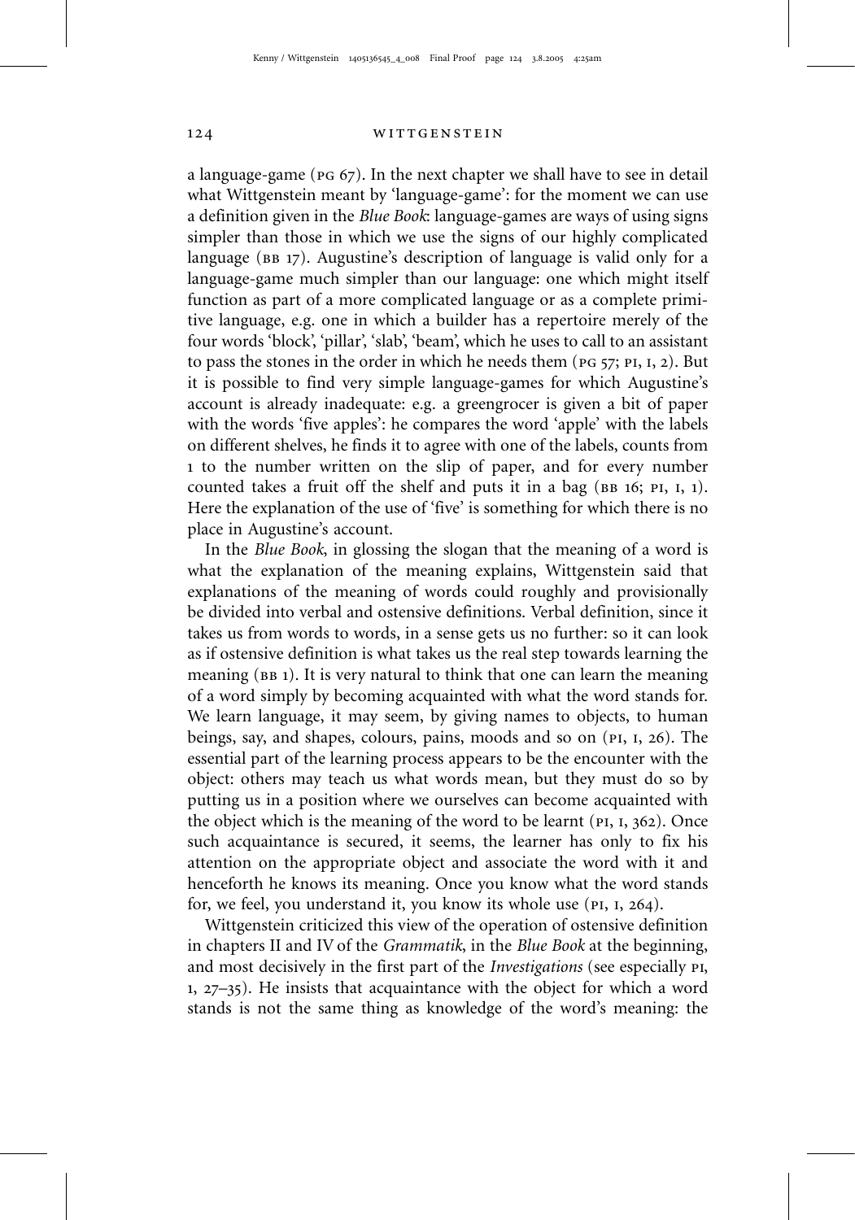a language-game (PG 67). In the next chapter we shall have to see in detail what Wittgenstein meant by 'language-game': for the moment we can use a definition given in the *Blue Book*: language-games are ways of using signs simpler than those in which we use the signs of our highly complicated language (BB 17). Augustine's description of language is valid only for a language-game much simpler than our language: one which might itself function as part of a more complicated language or as a complete primitive language, e.g. one in which a builder has a repertoire merely of the four words 'block', 'pillar', 'slab', 'beam', which he uses to call to an assistant to pass the stones in the order in which he needs them (PG 57; PI, I, 2). But it is possible to find very simple language-games for which Augustine's account is already inadequate: e.g. a greengrocer is given a bit of paper with the words 'five apples': he compares the word 'apple' with the labels on different shelves, he finds it to agree with one of the labels, counts from 1 to the number written on the slip of paper, and for every number counted takes a fruit off the shelf and puts it in a bag (BB 16; PI, I, 1). Here the explanation of the use of 'five' is something for which there is no place in Augustine's account.

In the *Blue Book*, in glossing the slogan that the meaning of a word is what the explanation of the meaning explains, Wittgenstein said that explanations of the meaning of words could roughly and provisionally be divided into verbal and ostensive definitions. Verbal definition, since it takes us from words to words, in a sense gets us no further: so it can look as if ostensive definition is what takes us the real step towards learning the meaning (BB 1). It is very natural to think that one can learn the meaning of a word simply by becoming acquainted with what the word stands for. We learn language, it may seem, by giving names to objects, to human beings, say, and shapes, colours, pains, moods and so on (PI, I, 26). The essential part of the learning process appears to be the encounter with the object: others may teach us what words mean, but they must do so by putting us in a position where we ourselves can become acquainted with the object which is the meaning of the word to be learnt (PI, I, 362). Once such acquaintance is secured, it seems, the learner has only to fix his attention on the appropriate object and associate the word with it and henceforth he knows its meaning. Once you know what the word stands for, we feel, you understand it, you know its whole use (PI, I, 264).

Wittgenstein criticized this view of the operation of ostensive definition in chapters II and IV of the *Grammatik*, in the *Blue Book* at the beginning, and most decisively in the first part of the *Investigations* (see especially PI, I, 27–35). He insists that acquaintance with the object for which a word stands is not the same thing as knowledge of the word's meaning: the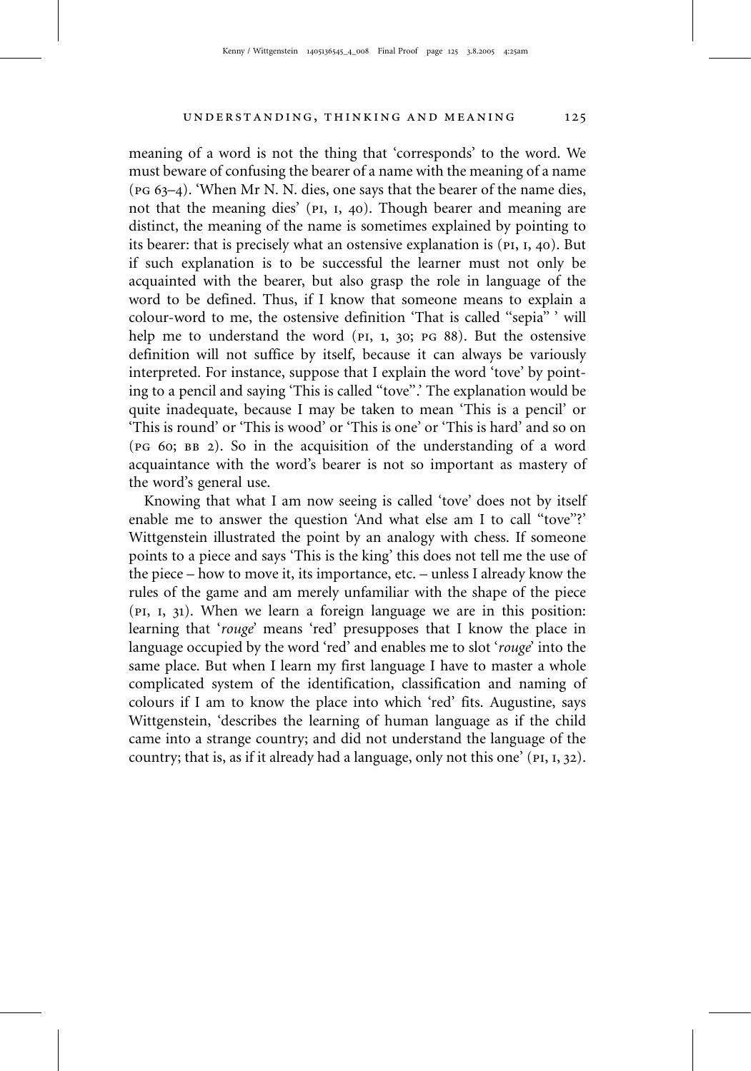meaning of a word is not the thing that 'corresponds' to the word. We must beware of confusing the bearer of a name with the meaning of a name (PG 63–4). 'When Mr N. N. dies, one says that the bearer of the name dies, not that the meaning dies' (PI, I, 40). Though bearer and meaning are distinct, the meaning of the name is sometimes explained by pointing to its bearer: that is precisely what an ostensive explanation is (PI, I, 40). But if such explanation is to be successful the learner must not only be acquainted with the bearer, but also grasp the role in language of the word to be defined. Thus, if I know that someone means to explain a colour-word to me, the ostensive definition 'That is called "sepia" ' will help me to understand the word (PI, 1, 30; PG 88). But the ostensive definition will not suffice by itself, because it can always be variously interpreted. For instance, suppose that I explain the word 'tove' by pointing to a pencil and saying 'This is called "tove".' The explanation would be quite inadequate, because I may be taken to mean 'This is a pencil' or 'This is round' or 'This is wood' or 'This is one' or 'This is hard' and so on (PG 60; BB 2). So in the acquisition of the understanding of a word acquaintance with the word's bearer is not so important as mastery of the word's general use.

Knowing that what I am now seeing is called 'tove' does not by itself enable me to answer the question 'And what else am I to call "tove"?' Wittgenstein illustrated the point by an analogy with chess. If someone points to a piece and says 'This is the king' this does not tell me the use of the piece – how to move it, its importance, etc. – unless I already know the rules of the game and am merely unfamiliar with the shape of the piece (PI, I, 31). When we learn a foreign language we are in this position: learning that '*rouge*' means 'red' presupposes that I know the place in language occupied by the word 'red' and enables me to slot '*rouge*' into the same place. But when I learn my first language I have to master a whole complicated system of the identification, classification and naming of colours if I am to know the place into which 'red' fits. Augustine, says Wittgenstein, 'describes the learning of human language as if the child came into a strange country; and did not understand the language of the country; that is, as if it already had a language, only not this one' (PI, I, 32).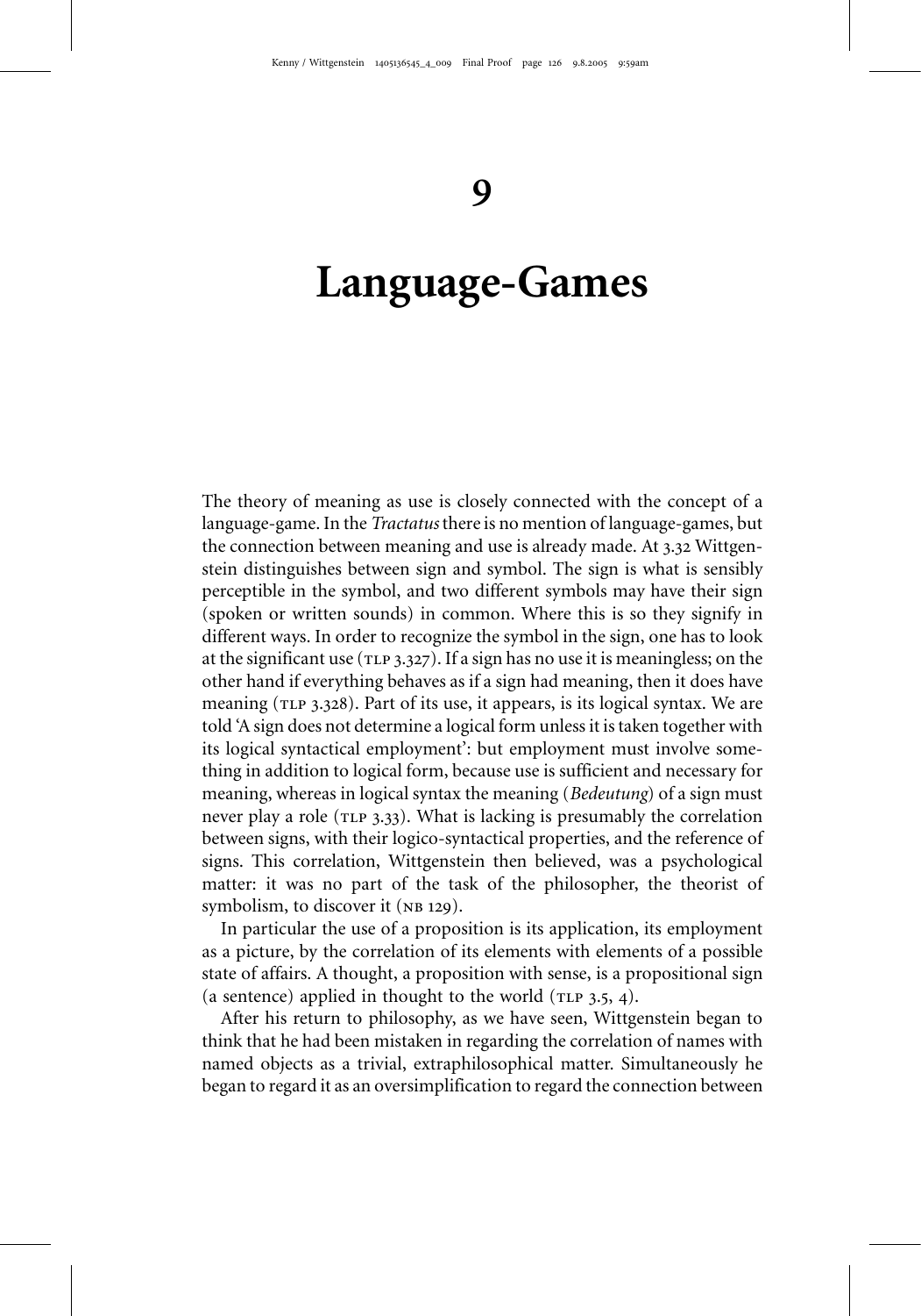# 9

# Language-Games

The theory of meaning as use is closely connected with the concept of a language-game. In the *Tractatus* there is no mention of language-games, but the connection between meaning and use is already made. At 3.32 Wittgenstein distinguishes between sign and symbol. The sign is what is sensibly perceptible in the symbol, and two different symbols may have their sign (spoken or written sounds) in common. Where this is so they signify in different ways. In order to recognize the symbol in the sign, one has to look at the significant use (TLP 3.327). If a sign has no use it is meaningless; on the other hand if everything behaves as if a sign had meaning, then it does have meaning (TLP 3.328). Part of its use, it appears, is its logical syntax. We are told 'A sign does not determine a logical form unless it is taken together with its logical syntactical employment': but employment must involve something in addition to logical form, because use is sufficient and necessary for meaning, whereas in logical syntax the meaning (*Bedeutung*) of a sign must never play a role (TLP 3.33). What is lacking is presumably the correlation between signs, with their logico-syntactical properties, and the reference of signs. This correlation, Wittgenstein then believed, was a psychological matter: it was no part of the task of the philosopher, the theorist of symbolism, to discover it (NB 129).

In particular the use of a proposition is its application, its employment as a picture, by the correlation of its elements with elements of a possible state of affairs. A thought, a proposition with sense, is a propositional sign (a sentence) applied in thought to the world (TLP 3.5, 4).

After his return to philosophy, as we have seen, Wittgenstein began to think that he had been mistaken in regarding the correlation of names with named objects as a trivial, extraphilosophical matter. Simultaneously he began to regard it as an oversimplification to regard the connection between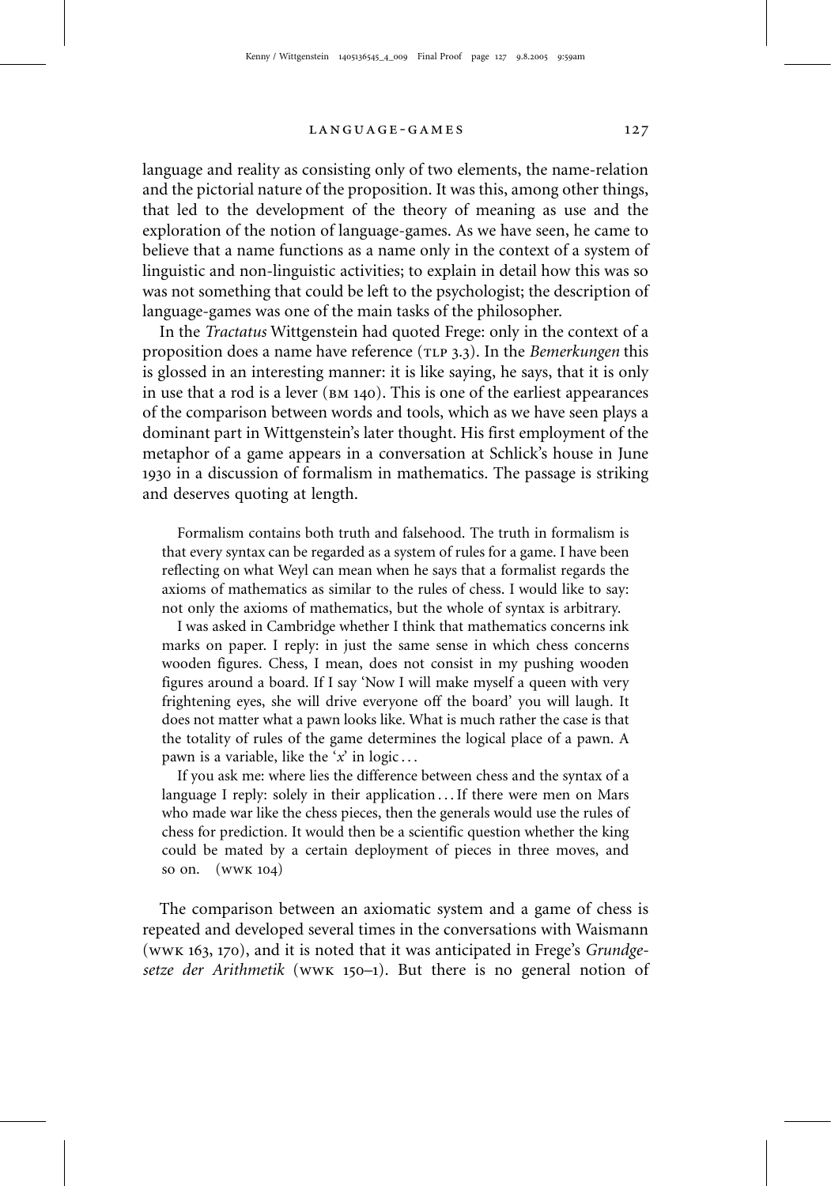language and reality as consisting only of two elements, the name-relation and the pictorial nature of the proposition. It was this, among other things, that led to the development of the theory of meaning as use and the exploration of the notion of language-games. As we have seen, he came to believe that a name functions as a name only in the context of a system of linguistic and non-linguistic activities; to explain in detail how this was so was not something that could be left to the psychologist; the description of language-games was one of the main tasks of the philosopher.

In the *Tractatus* Wittgenstein had quoted Frege: only in the context of a proposition does a name have reference (TLP 3.3). In the *Bemerkungen* this is glossed in an interesting manner: it is like saying, he says, that it is only in use that a rod is a lever (BM 140). This is one of the earliest appearances of the comparison between words and tools, which as we have seen plays a dominant part in Wittgenstein's later thought. His first employment of the metaphor of a game appears in a conversation at Schlick's house in June 1930 in a discussion of formalism in mathematics. The passage is striking and deserves quoting at length.

> Formalism contains both truth and falsehood. The truth in formalism is that every syntax can be regarded as a system of rules for a game. I have been reflecting on what Weyl can mean when he says that a formalist regards the axioms of mathematics as similar to the rules of chess. I would like to say: not only the axioms of mathematics, but the whole of syntax is arbitrary.
>
> I was asked in Cambridge whether I think that mathematics concerns ink marks on paper. I reply: in just the same sense in which chess concerns wooden figures. Chess, I mean, does not consist in my pushing wooden figures around a board. If I say 'Now I will make myself a queen with very frightening eyes, she will drive everyone off the board' you will laugh. It does not matter what a pawn looks like. What is much rather the case is that the totality of rules of the game determines the logical place of a pawn. A pawn is a variable, like the '*x*' in logic . . .
>
> If you ask me: where lies the difference between chess and the syntax of a language I reply: solely in their application . . . If there were men on Mars who made war like the chess pieces, then the generals would use the rules of chess for prediction. It would then be a scientific question whether the king could be mated by a certain deployment of pieces in three moves, and so on. (WWK 104)

The comparison between an axiomatic system and a game of chess is repeated and developed several times in the conversations with Waismann (WWK 163, 170), and it is noted that it was anticipated in Frege's *Grundgesetze der Arithmetik* (WWK 150–1). But there is no general notion of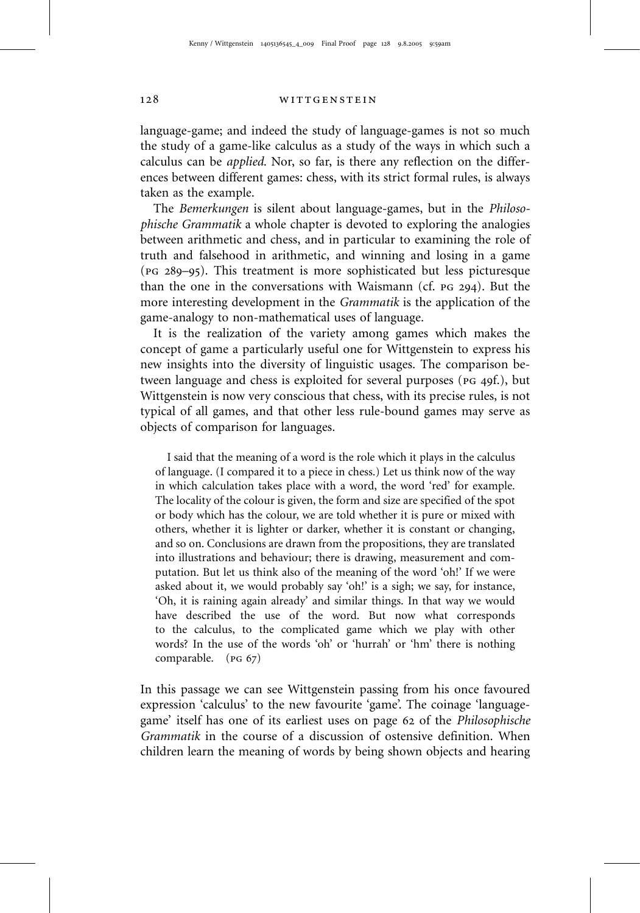language-game; and indeed the study of language-games is not so much the study of a game-like calculus as a study of the ways in which such a calculus can be *applied*. Nor, so far, is there any reflection on the differences between different games: chess, with its strict formal rules, is always taken as the example.

The *Bemerkungen* is silent about language-games, but in the *Philosophische Grammatik* a whole chapter is devoted to exploring the analogies between arithmetic and chess, and in particular to examining the role of truth and falsehood in arithmetic, and winning and losing in a game (PG 289–95). This treatment is more sophisticated but less picturesque than the one in the conversations with Waismann (cf. PG 294). But the more interesting development in the *Grammatik* is the application of the game-analogy to non-mathematical uses of language.

It is the realization of the variety among games which makes the concept of game a particularly useful one for Wittgenstein to express his new insights into the diversity of linguistic usages. The comparison between language and chess is exploited for several purposes (PG 49f.), but Wittgenstein is now very conscious that chess, with its precise rules, is not typical of all games, and that other less rule-bound games may serve as objects of comparison for languages.

> I said that the meaning of a word is the role which it plays in the calculus of language. (I compared it to a piece in chess.) Let us think now of the way in which calculation takes place with a word, the word 'red' for example. The locality of the colour is given, the form and size are specified of the spot or body which has the colour, we are told whether it is pure or mixed with others, whether it is lighter or darker, whether it is constant or changing, and so on. Conclusions are drawn from the propositions, they are translated into illustrations and behaviour; there is drawing, measurement and computation. But let us think also of the meaning of the word 'oh!' If we were asked about it, we would probably say 'oh!' is a sigh; we say, for instance, 'Oh, it is raining again already' and similar things. In that way we would have described the use of the word. But now what corresponds to the calculus, to the complicated game which we play with other words? In the use of the words 'oh' or 'hurrah' or 'hm' there is nothing comparable. (PG 67)

In this passage we can see Wittgenstein passing from his once favoured expression 'calculus' to the new favourite 'game'. The coinage 'language-game' itself has one of its earliest uses on page 62 of the *Philosophische Grammatik* in the course of a discussion of ostensive definition. When children learn the meaning of words by being shown objects and hearing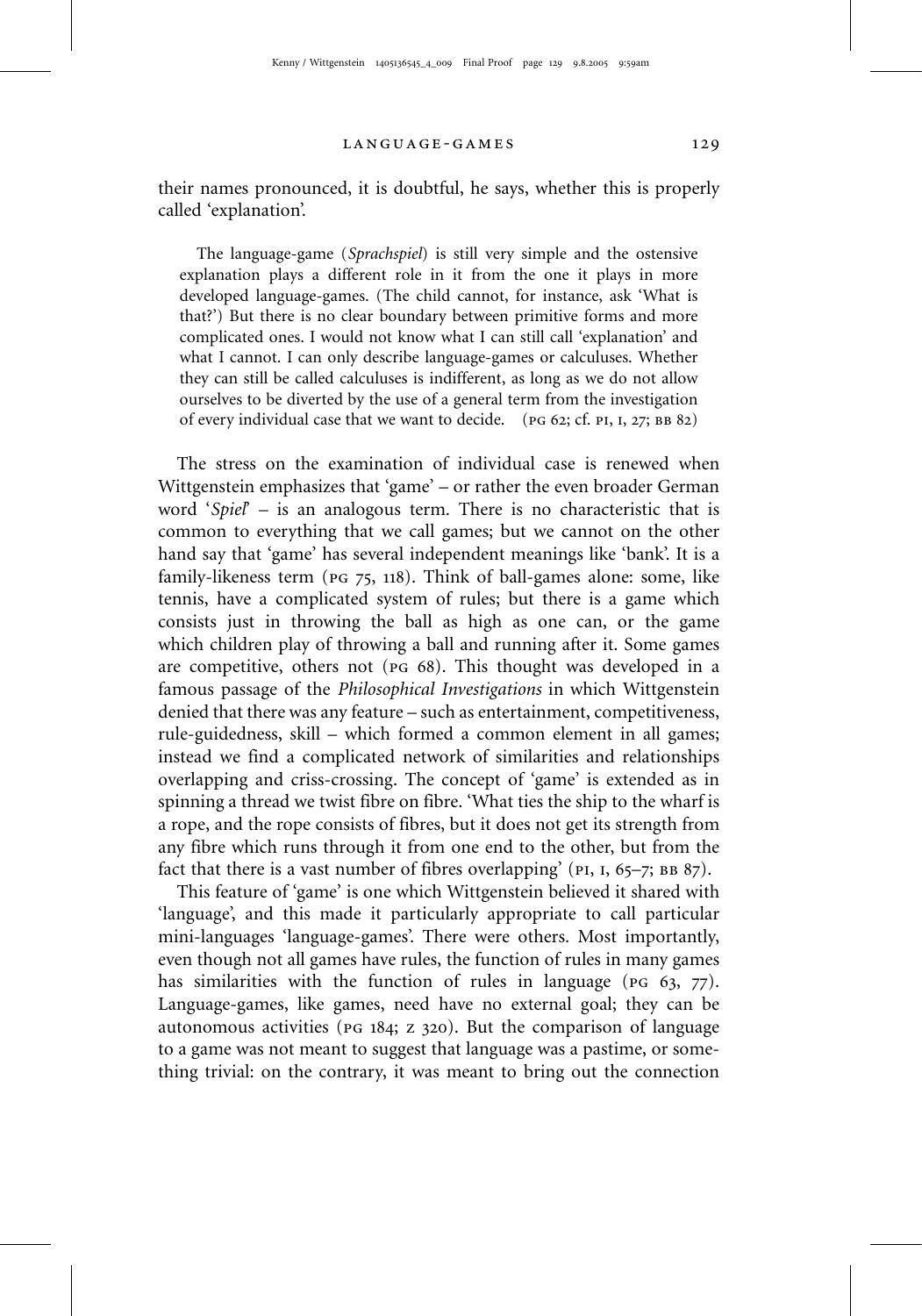their names pronounced, it is doubtful, he says, whether this is properly called 'explanation'.

> The language-game (*Sprachspiel*) is still very simple and the ostensive explanation plays a different role in it from the one it plays in more developed language-games. (The child cannot, for instance, ask 'What is that?') But there is no clear boundary between primitive forms and more complicated ones. I would not know what I can still call 'explanation' and what I cannot. I can only describe language-games or calculuses. Whether they can still be called calculuses is indifferent, as long as we do not allow ourselves to be diverted by the use of a general term from the investigation of every individual case that we want to decide. (PG 62; cf. PI, I, 27; BB 82)

The stress on the examination of individual case is renewed when Wittgenstein emphasizes that 'game' – or rather the even broader German word '*Spiel*' – is an analogous term. There is no characteristic that is common to everything that we call games; but we cannot on the other hand say that 'game' has several independent meanings like 'bank'. It is a family-likeness term (PG 75, 118). Think of ball-games alone: some, like tennis, have a complicated system of rules; but there is a game which consists just in throwing the ball as high as one can, or the game which children play of throwing a ball and running after it. Some games are competitive, others not (PG 68). This thought was developed in a famous passage of the *Philosophical Investigations* in which Wittgenstein denied that there was any feature – such as entertainment, competitiveness, rule-guidedness, skill – which formed a common element in all games; instead we find a complicated network of similarities and relationships overlapping and criss-crossing. The concept of 'game' is extended as in spinning a thread we twist fibre on fibre. 'What ties the ship to the wharf is a rope, and the rope consists of fibres, but it does not get its strength from any fibre which runs through it from one end to the other, but from the fact that there is a vast number of fibres overlapping' (PI, I, 65–7; BB 87).

This feature of 'game' is one which Wittgenstein believed it shared with 'language', and this made it particularly appropriate to call particular mini-languages 'language-games'. There were others. Most importantly, even though not all games have rules, the function of rules in many games has similarities with the function of rules in language (PG 63, 77). Language-games, like games, need have no external goal; they can be autonomous activities (PG 184; Z 320). But the comparison of language to a game was not meant to suggest that language was a pastime, or something trivial: on the contrary, it was meant to bring out the connection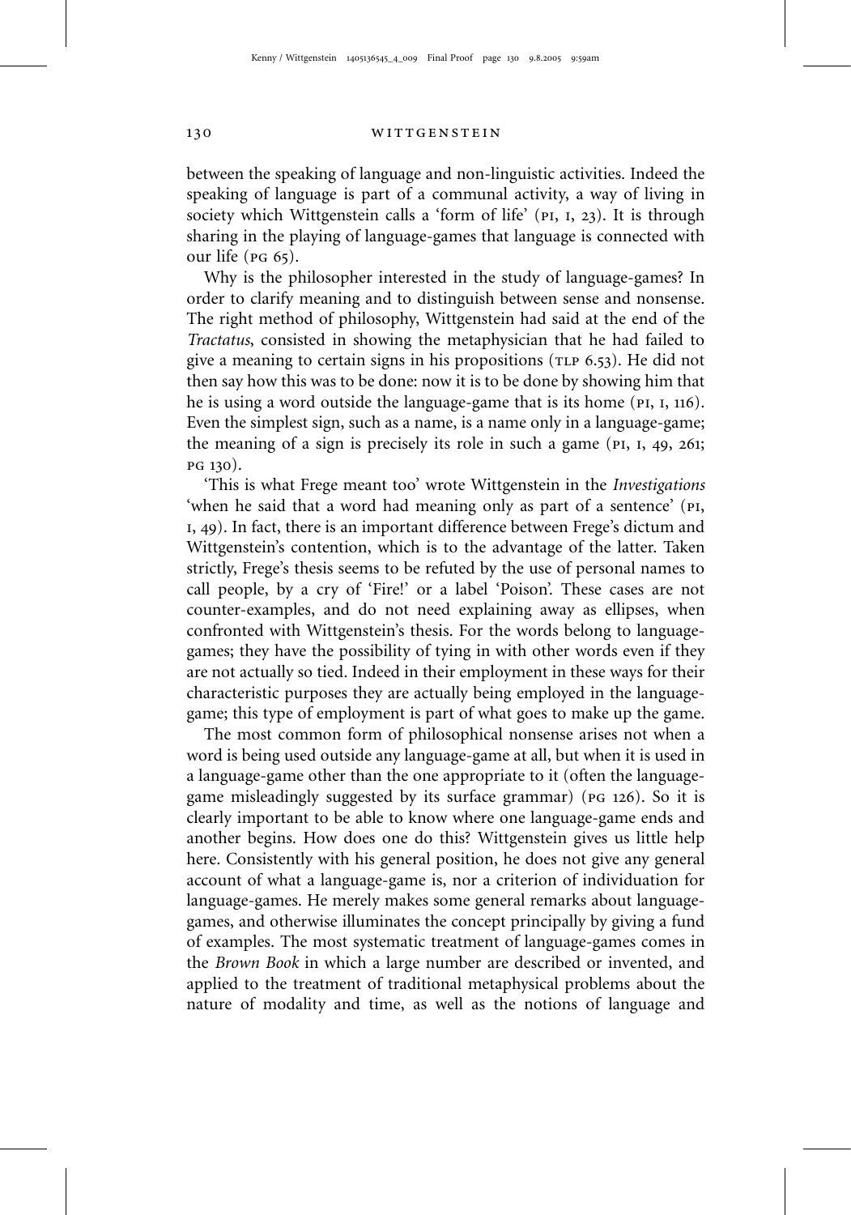between the speaking of language and non-linguistic activities. Indeed the speaking of language is part of a communal activity, a way of living in society which Wittgenstein calls a 'form of life' (PI, I, 23). It is through sharing in the playing of language-games that language is connected with our life (PG 65).

Why is the philosopher interested in the study of language-games? In order to clarify meaning and to distinguish between sense and nonsense. The right method of philosophy, Wittgenstein had said at the end of the *Tractatus*, consisted in showing the metaphysician that he had failed to give a meaning to certain signs in his propositions (TLP 6.53). He did not then say how this was to be done: now it is to be done by showing him that he is using a word outside the language-game that is its home (PI, I, 116). Even the simplest sign, such as a name, is a name only in a language-game; the meaning of a sign is precisely its role in such a game (PI, I, 49, 261; PG 130).

'This is what Frege meant too' wrote Wittgenstein in the *Investigations* 'when he said that a word had meaning only as part of a sentence' (PI, I, 49). In fact, there is an important difference between Frege's dictum and Wittgenstein's contention, which is to the advantage of the latter. Taken strictly, Frege's thesis seems to be refuted by the use of personal names to call people, by a cry of 'Fire!' or a label 'Poison'. These cases are not counter-examples, and do not need explaining away as ellipses, when confronted with Wittgenstein's thesis. For the words belong to language-games; they have the possibility of tying in with other words even if they are not actually so tied. Indeed in their employment in these ways for their characteristic purposes they are actually being employed in the language-game; this type of employment is part of what goes to make up the game.

The most common form of philosophical nonsense arises not when a word is being used outside any language-game at all, but when it is used in a language-game other than the one appropriate to it (often the language-game misleadingly suggested by its surface grammar) (PG 126). So it is clearly important to be able to know where one language-game ends and another begins. How does one do this? Wittgenstein gives us little help here. Consistently with his general position, he does not give any general account of what a language-game is, nor a criterion of individuation for language-games. He merely makes some general remarks about language-games, and otherwise illuminates the concept principally by giving a fund of examples. The most systematic treatment of language-games comes in the *Brown Book* in which a large number are described or invented, and applied to the treatment of traditional metaphysical problems about the nature of modality and time, as well as the notions of language and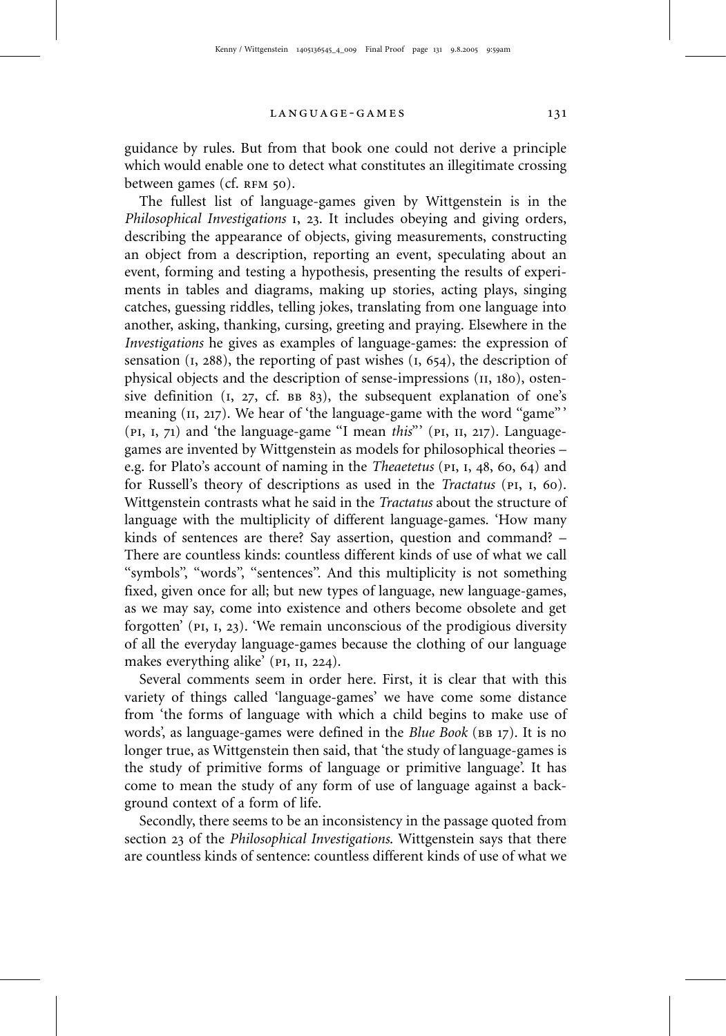guidance by rules. But from that book one could not derive a principle which would enable one to detect what constitutes an illegitimate crossing between games (cf. RFM 50).

The fullest list of language-games given by Wittgenstein is in the *Philosophical Investigations* I, 23. It includes obeying and giving orders, describing the appearance of objects, giving measurements, constructing an object from a description, reporting an event, speculating about an event, forming and testing a hypothesis, presenting the results of experiments in tables and diagrams, making up stories, acting plays, singing catches, guessing riddles, telling jokes, translating from one language into another, asking, thanking, cursing, greeting and praying. Elsewhere in the *Investigations* he gives as examples of language-games: the expression of sensation (I, 288), the reporting of past wishes (I, 654), the description of physical objects and the description of sense-impressions (II, 180), ostensive definition (I, 27, cf. BB 83), the subsequent explanation of one's meaning (II, 217). We hear of 'the language-game with the word "game"' (PI, I, 71) and 'the language-game "I mean *this*"' (PI, II, 217). Language-games are invented by Wittgenstein as models for philosophical theories – e.g. for Plato's account of naming in the *Theaetetus* (PI, I, 48, 60, 64) and for Russell's theory of descriptions as used in the *Tractatus* (PI, I, 60). Wittgenstein contrasts what he said in the *Tractatus* about the structure of language with the multiplicity of different language-games. 'How many kinds of sentences are there? Say assertion, question and command? – There are countless kinds: countless different kinds of use of what we call "symbols", "words", "sentences". And this multiplicity is not something fixed, given once for all; but new types of language, new language-games, as we may say, come into existence and others become obsolete and get forgotten' (PI, I, 23). 'We remain unconscious of the prodigious diversity of all the everyday language-games because the clothing of our language makes everything alike' (PI, II, 224).

Several comments seem in order here. First, it is clear that with this variety of things called 'language-games' we have come some distance from 'the forms of language with which a child begins to make use of words', as language-games were defined in the *Blue Book* (BB 17). It is no longer true, as Wittgenstein then said, that 'the study of language-games is the study of primitive forms of language or primitive language'. It has come to mean the study of any form of use of language against a background context of a form of life.

Secondly, there seems to be an inconsistency in the passage quoted from section 23 of the *Philosophical Investigations*. Wittgenstein says that there are countless kinds of sentence: countless different kinds of use of what we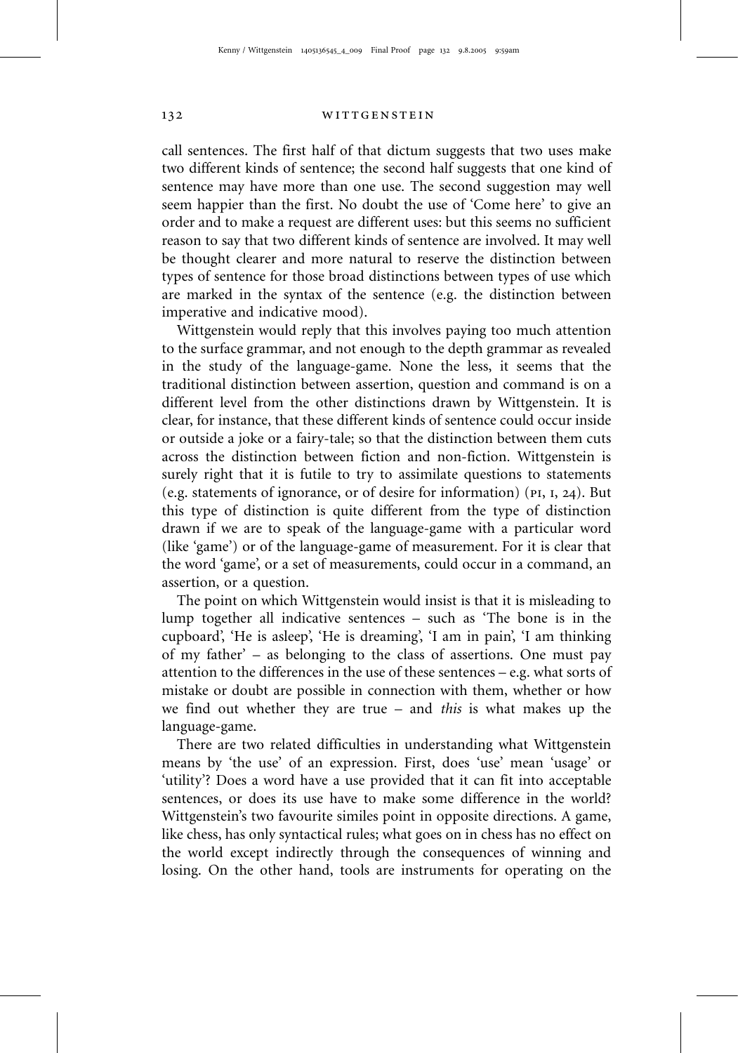call sentences. The first half of that dictum suggests that two uses make two different kinds of sentence; the second half suggests that one kind of sentence may have more than one use. The second suggestion may well seem happier than the first. No doubt the use of 'Come here' to give an order and to make a request are different uses: but this seems no sufficient reason to say that two different kinds of sentence are involved. It may well be thought clearer and more natural to reserve the distinction between types of sentence for those broad distinctions between types of use which are marked in the syntax of the sentence (e.g. the distinction between imperative and indicative mood).

Wittgenstein would reply that this involves paying too much attention to the surface grammar, and not enough to the depth grammar as revealed in the study of the language-game. None the less, it seems that the traditional distinction between assertion, question and command is on a different level from the other distinctions drawn by Wittgenstein. It is clear, for instance, that these different kinds of sentence could occur inside or outside a joke or a fairy-tale; so that the distinction between them cuts across the distinction between fiction and non-fiction. Wittgenstein is surely right that it is futile to try to assimilate questions to statements (e.g. statements of ignorance, or of desire for information) (PI, I, 24). But this type of distinction is quite different from the type of distinction drawn if we are to speak of the language-game with a particular word (like 'game') or of the language-game of measurement. For it is clear that the word 'game', or a set of measurements, could occur in a command, an assertion, or a question.

The point on which Wittgenstein would insist is that it is misleading to lump together all indicative sentences – such as 'The bone is in the cupboard', 'He is asleep', 'He is dreaming', 'I am in pain', 'I am thinking of my father' – as belonging to the class of assertions. One must pay attention to the differences in the use of these sentences – e.g. what sorts of mistake or doubt are possible in connection with them, whether or how we find out whether they are true – and *this* is what makes up the language-game.

There are two related difficulties in understanding what Wittgenstein means by 'the use' of an expression. First, does 'use' mean 'usage' or 'utility'? Does a word have a use provided that it can fit into acceptable sentences, or does its use have to make some difference in the world? Wittgenstein's two favourite similes point in opposite directions. A game, like chess, has only syntactical rules; what goes on in chess has no effect on the world except indirectly through the consequences of winning and losing. On the other hand, tools are instruments for operating on the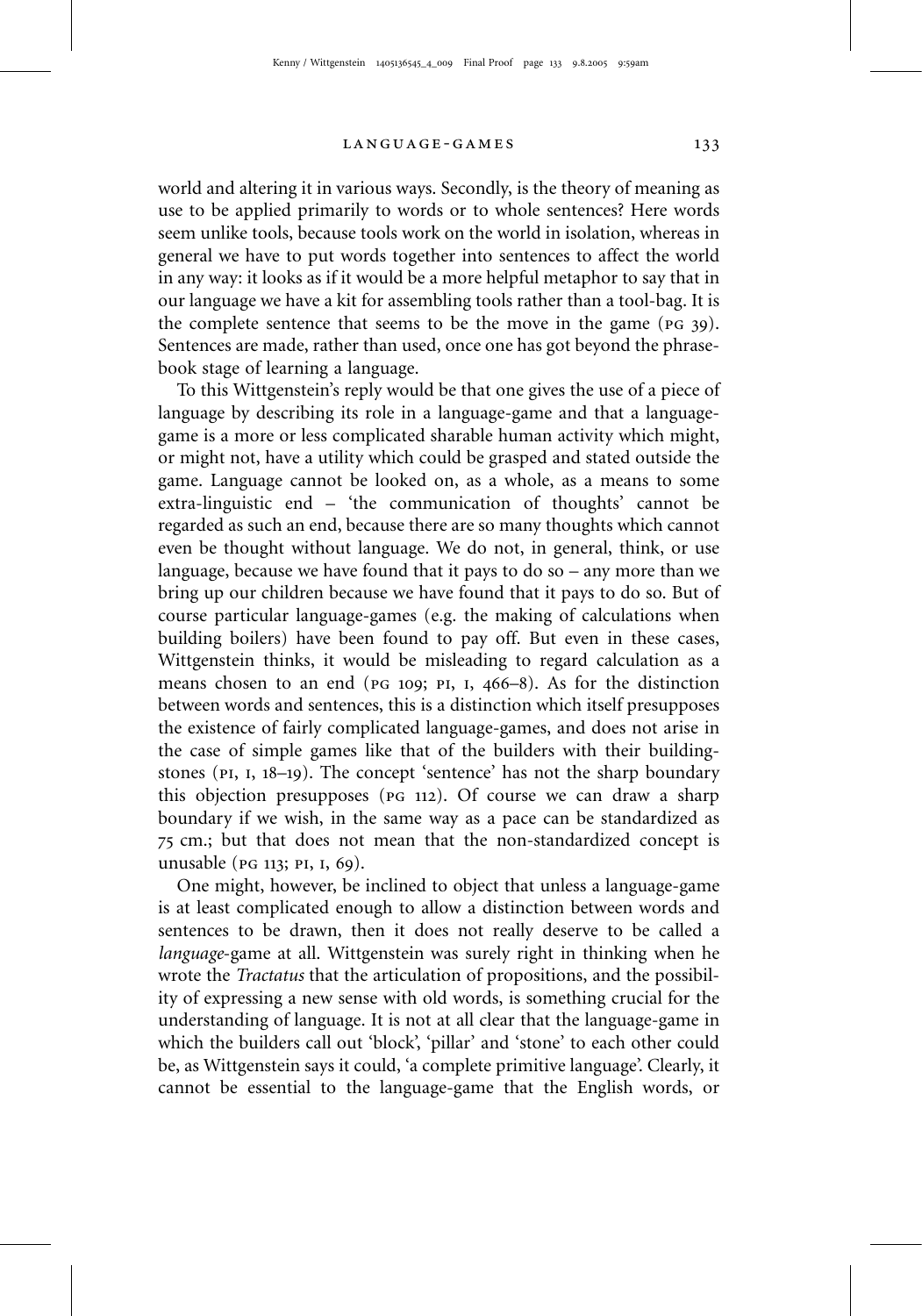world and altering it in various ways. Secondly, is the theory of meaning as use to be applied primarily to words or to whole sentences? Here words seem unlike tools, because tools work on the world in isolation, whereas in general we have to put words together into sentences to affect the world in any way: it looks as if it would be a more helpful metaphor to say that in our language we have a kit for assembling tools rather than a tool-bag. It is the complete sentence that seems to be the move in the game (PG 39). Sentences are made, rather than used, once one has got beyond the phrase-book stage of learning a language.

To this Wittgenstein's reply would be that one gives the use of a piece of language by describing its role in a language-game and that a language-game is a more or less complicated sharable human activity which might, or might not, have a utility which could be grasped and stated outside the game. Language cannot be looked on, as a whole, as a means to some extra-linguistic end – 'the communication of thoughts' cannot be regarded as such an end, because there are so many thoughts which cannot even be thought without language. We do not, in general, think, or use language, because we have found that it pays to do so – any more than we bring up our children because we have found that it pays to do so. But of course particular language-games (e.g. the making of calculations when building boilers) have been found to pay off. But even in these cases, Wittgenstein thinks, it would be misleading to regard calculation as a means chosen to an end (PG 109; PI, I, 466–8). As for the distinction between words and sentences, this is a distinction which itself presupposes the existence of fairly complicated language-games, and does not arise in the case of simple games like that of the builders with their building-stones (PI, I, 18–19). The concept 'sentence' has not the sharp boundary this objection presupposes (PG 112). Of course we can draw a sharp boundary if we wish, in the same way as a pace can be standardized as 75 cm.; but that does not mean that the non-standardized concept is unusable (PG 113; PI, I, 69).

One might, however, be inclined to object that unless a language-game is at least complicated enough to allow a distinction between words and sentences to be drawn, then it does not really deserve to be called a *language*-game at all. Wittgenstein was surely right in thinking when he wrote the *Tractatus* that the articulation of propositions, and the possibility of expressing a new sense with old words, is something crucial for the understanding of language. It is not at all clear that the language-game in which the builders call out 'block', 'pillar' and 'stone' to each other could be, as Wittgenstein says it could, 'a complete primitive language'. Clearly, it cannot be essential to the language-game that the English words, or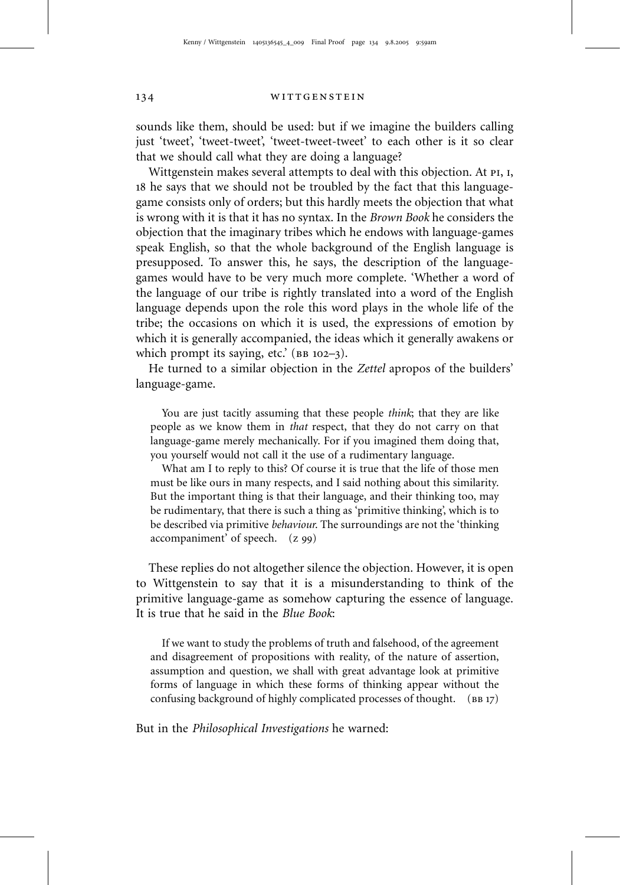sounds like them, should be used: but if we imagine the builders calling just 'tweet', 'tweet-tweet', 'tweet-tweet-tweet' to each other is it so clear that we should call what they are doing a language?

Wittgenstein makes several attempts to deal with this objection. At PI, I, 18 he says that we should not be troubled by the fact that this language-game consists only of orders; but this hardly meets the objection that what is wrong with it is that it has no syntax. In the *Brown Book* he considers the objection that the imaginary tribes which he endows with language-games speak English, so that the whole background of the English language is presupposed. To answer this, he says, the description of the language-games would have to be very much more complete. 'Whether a word of the language of our tribe is rightly translated into a word of the English language depends upon the role this word plays in the whole life of the tribe; the occasions on which it is used, the expressions of emotion by which it is generally accompanied, the ideas which it generally awakens or which prompt its saying, etc.' (BB 102–3).

He turned to a similar objection in the *Zettel* apropos of the builders' language-game.

> You are just tacitly assuming that these people *think*; that they are like people as we know them in *that* respect, that they do not carry on that language-game merely mechanically. For if you imagined them doing that, you yourself would not call it the use of a rudimentary language.
>
> What am I to reply to this? Of course it is true that the life of those men must be like ours in many respects, and I said nothing about this similarity. But the important thing is that their language, and their thinking too, may be rudimentary, that there is such a thing as 'primitive thinking', which is to be described via primitive *behaviour*. The surroundings are not the 'thinking accompaniment' of speech. (Z 99)

These replies do not altogether silence the objection. However, it is open to Wittgenstein to say that it is a misunderstanding to think of the primitive language-game as somehow capturing the essence of language. It is true that he said in the *Blue Book*:

> If we want to study the problems of truth and falsehood, of the agreement and disagreement of propositions with reality, of the nature of assertion, assumption and question, we shall with great advantage look at primitive forms of language in which these forms of thinking appear without the confusing background of highly complicated processes of thought. (BB 17)

But in the *Philosophical Investigations* he warned: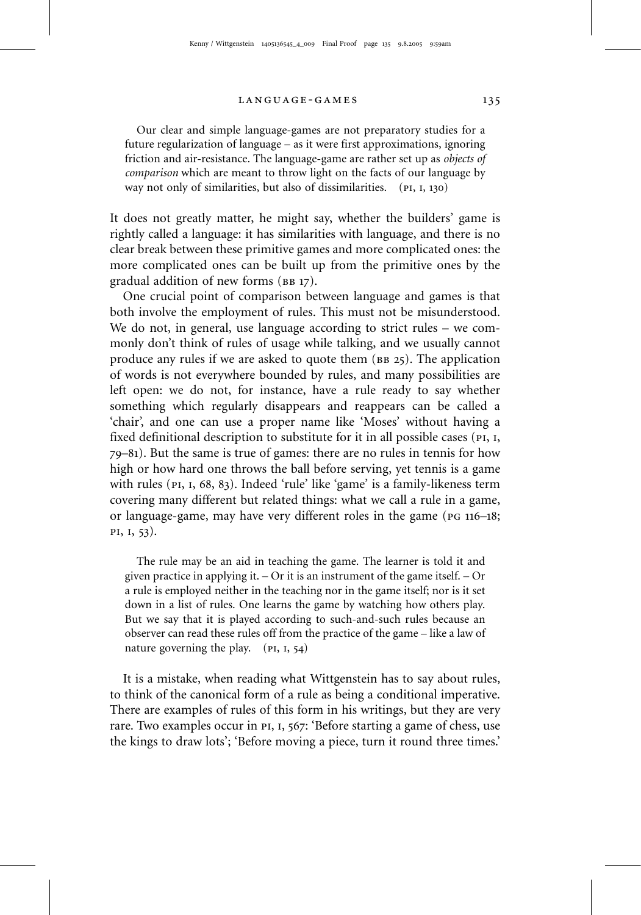> Our clear and simple language-games are not preparatory studies for a future regularization of language – as it were first approximations, ignoring friction and air-resistance. The language-game are rather set up as *objects of comparison* which are meant to throw light on the facts of our language by way not only of similarities, but also of dissimilarities. (PI, I, 130)

It does not greatly matter, he might say, whether the builders' game is rightly called a language: it has similarities with language, and there is no clear break between these primitive games and more complicated ones: the more complicated ones can be built up from the primitive ones by the gradual addition of new forms (BB 17).

One crucial point of comparison between language and games is that both involve the employment of rules. This must not be misunderstood. We do not, in general, use language according to strict rules – we commonly don't think of rules of usage while talking, and we usually cannot produce any rules if we are asked to quote them (BB 25). The application of words is not everywhere bounded by rules, and many possibilities are left open: we do not, for instance, have a rule ready to say whether something which regularly disappears and reappears can be called a 'chair', and one can use a proper name like 'Moses' without having a fixed definitional description to substitute for it in all possible cases (PI, I, 79–81). But the same is true of games: there are no rules in tennis for how high or how hard one throws the ball before serving, yet tennis is a game with rules (PI, I, 68, 83). Indeed 'rule' like 'game' is a family-likeness term covering many different but related things: what we call a rule in a game, or language-game, may have very different roles in the game (PG 116–18; PI, I, 53).

> The rule may be an aid in teaching the game. The learner is told it and given practice in applying it. – Or it is an instrument of the game itself. – Or a rule is employed neither in the teaching nor in the game itself; nor is it set down in a list of rules. One learns the game by watching how others play. But we say that it is played according to such-and-such rules because an observer can read these rules off from the practice of the game – like a law of nature governing the play. (PI, I, 54)

It is a mistake, when reading what Wittgenstein has to say about rules, to think of the canonical form of a rule as being a conditional imperative. There are examples of rules of this form in his writings, but they are very rare. Two examples occur in PI, I, 567: 'Before starting a game of chess, use the kings to draw lots'; 'Before moving a piece, turn it round three times.'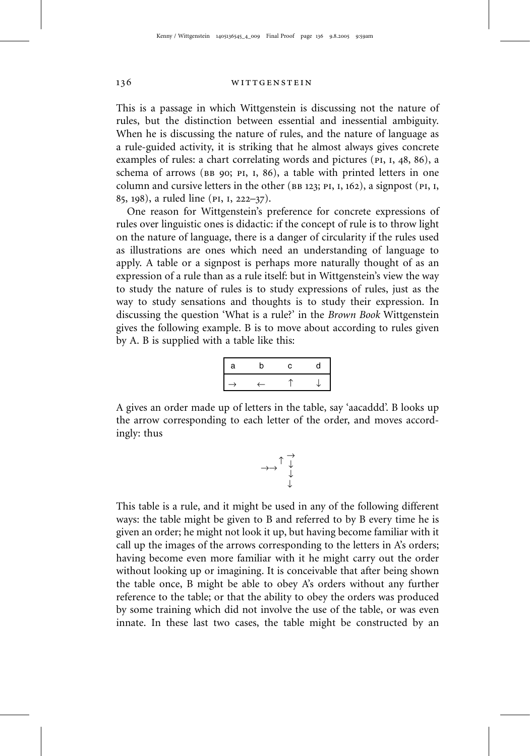This is a passage in which Wittgenstein is discussing not the nature of rules, but the distinction between essential and inessential ambiguity. When he is discussing the nature of rules, and the nature of language as a rule-guided activity, it is striking that he almost always gives concrete examples of rules: a chart correlating words and pictures (PI, I, 48, 86), a schema of arrows (BB 90; PI, I, 86), a table with printed letters in one column and cursive letters in the other (BB 123; PI, I, 162), a signpost (PI, I, 85, 198), a ruled line (PI, I, 222–37).

One reason for Wittgenstein's preference for concrete expressions of rules over linguistic ones is didactic: if the concept of rule is to throw light on the nature of language, there is a danger of circularity if the rules used as illustrations are ones which need an understanding of language to apply. A table or a signpost is perhaps more naturally thought of as an expression of a rule than as a rule itself: but in Wittgenstein's view the way to study the nature of rules is to study expressions of rules, just as the way to study sensations and thoughts is to study their expression. In discussing the question 'What is a rule?' in the *Brown Book* Wittgenstein gives the following example. B is to move about according to rules given by A. B is supplied with a table like this:

| | | | |
|---|---|---|---|
| a | b | c | d |
| → | ← | ↑ | ↓ |

A gives an order made up of letters in the table, say 'aacaddd'. B looks up the arrow corresponding to each letter of the order, and moves accordingly: thus

→→↑→↓↓↓

This table is a rule, and it might be used in any of the following different ways: the table might be given to B and referred to by B every time he is given an order; he might not look it up, but having become familiar with it call up the images of the arrows corresponding to the letters in A's orders; having become even more familiar with it he might carry out the order without looking up or imagining. It is conceivable that after being shown the table once, B might be able to obey A's orders without any further reference to the table; or that the ability to obey the orders was produced by some training which did not involve the use of the table, or was even innate. In these last two cases, the table might be constructed by an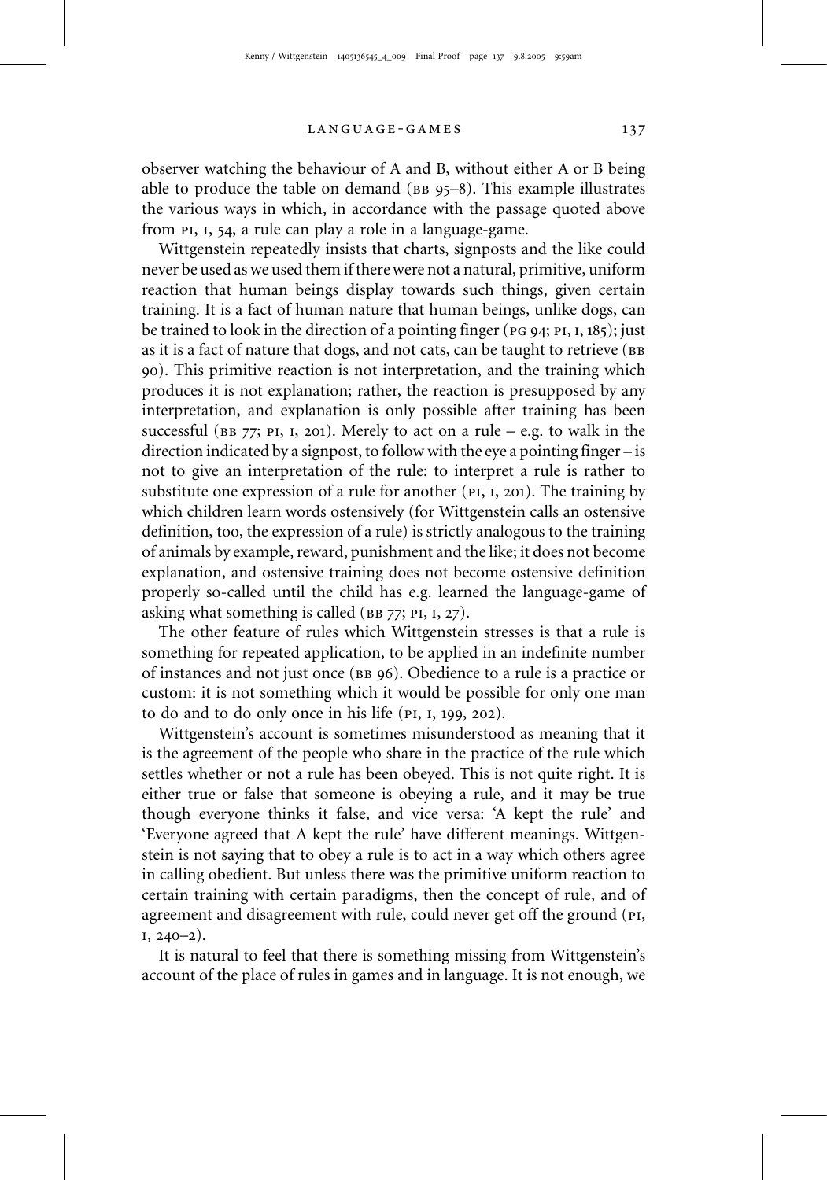observer watching the behaviour of A and B, without either A or B being able to produce the table on demand (BB 95–8). This example illustrates the various ways in which, in accordance with the passage quoted above from PI, I, 54, a rule can play a role in a language-game.

Wittgenstein repeatedly insists that charts, signposts and the like could never be used as we used them if there were not a natural, primitive, uniform reaction that human beings display towards such things, given certain training. It is a fact of human nature that human beings, unlike dogs, can be trained to look in the direction of a pointing finger (PG 94; PI, I, 185); just as it is a fact of nature that dogs, and not cats, can be taught to retrieve (BB 90). This primitive reaction is not interpretation, and the training which produces it is not explanation; rather, the reaction is presupposed by any interpretation, and explanation is only possible after training has been successful (BB 77; PI, I, 201). Merely to act on a rule – e.g. to walk in the direction indicated by a signpost, to follow with the eye a pointing finger – is not to give an interpretation of the rule: to interpret a rule is rather to substitute one expression of a rule for another (PI, I, 201). The training by which children learn words ostensively (for Wittgenstein calls an ostensive definition, too, the expression of a rule) is strictly analogous to the training of animals by example, reward, punishment and the like; it does not become explanation, and ostensive training does not become ostensive definition properly so-called until the child has e.g. learned the language-game of asking what something is called (BB 77; PI, I, 27).

The other feature of rules which Wittgenstein stresses is that a rule is something for repeated application, to be applied in an indefinite number of instances and not just once (BB 96). Obedience to a rule is a practice or custom: it is not something which it would be possible for only one man to do and to do only once in his life (PI, I, 199, 202).

Wittgenstein's account is sometimes misunderstood as meaning that it is the agreement of the people who share in the practice of the rule which settles whether or not a rule has been obeyed. This is not quite right. It is either true or false that someone is obeying a rule, and it may be true though everyone thinks it false, and vice versa: 'A kept the rule' and 'Everyone agreed that A kept the rule' have different meanings. Wittgenstein is not saying that to obey a rule is to act in a way which others agree in calling obedient. But unless there was the primitive uniform reaction to certain training with certain paradigms, then the concept of rule, and of agreement and disagreement with rule, could never get off the ground (PI, I, 240–2).

It is natural to feel that there is something missing from Wittgenstein's account of the place of rules in games and in language. It is not enough, we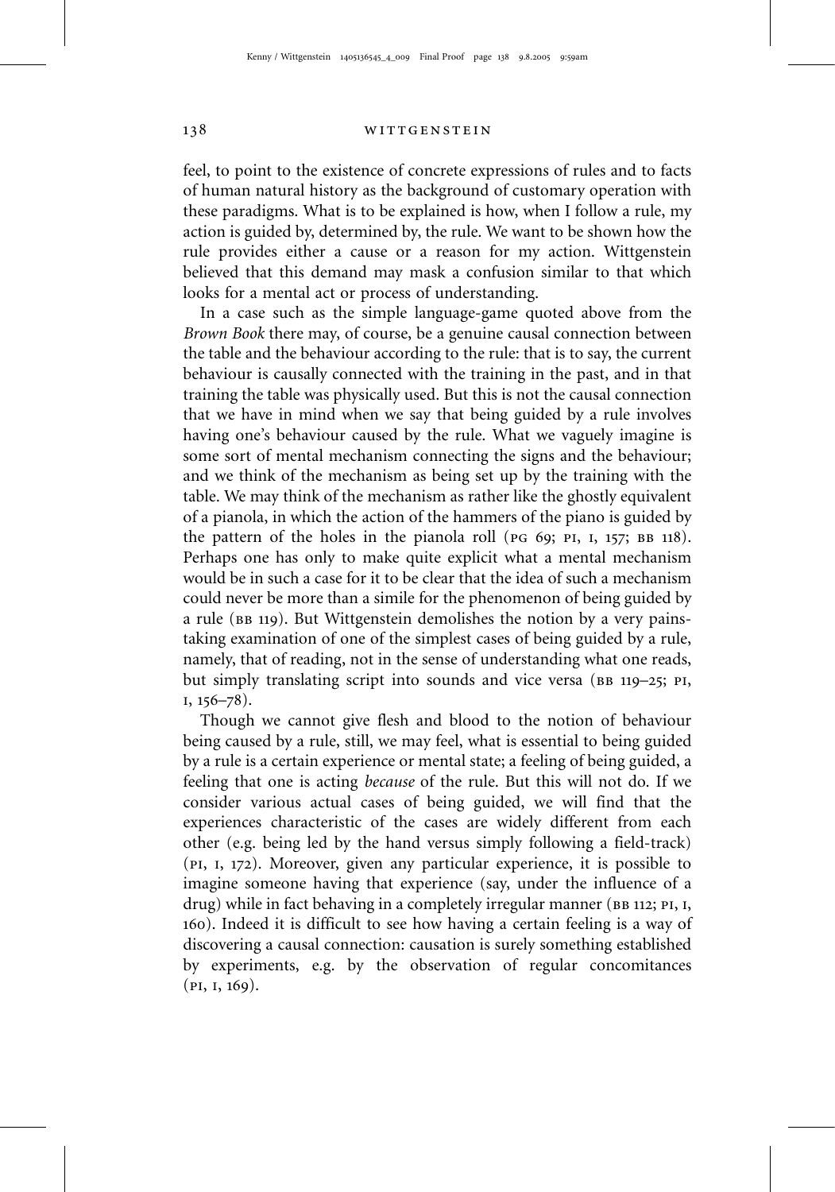feel, to point to the existence of concrete expressions of rules and to facts of human natural history as the background of customary operation with these paradigms. What is to be explained is how, when I follow a rule, my action is guided by, determined by, the rule. We want to be shown how the rule provides either a cause or a reason for my action. Wittgenstein believed that this demand may mask a confusion similar to that which looks for a mental act or process of understanding.

In a case such as the simple language-game quoted above from the *Brown Book* there may, of course, be a genuine causal connection between the table and the behaviour according to the rule: that is to say, the current behaviour is causally connected with the training in the past, and in that training the table was physically used. But this is not the causal connection that we have in mind when we say that being guided by a rule involves having one's behaviour caused by the rule. What we vaguely imagine is some sort of mental mechanism connecting the signs and the behaviour; and we think of the mechanism as being set up by the training with the table. We may think of the mechanism as rather like the ghostly equivalent of a pianola, in which the action of the hammers of the piano is guided by the pattern of the holes in the pianola roll (PG 69; PI, I, 157; BB 118). Perhaps one has only to make quite explicit what a mental mechanism would be in such a case for it to be clear that the idea of such a mechanism could never be more than a simile for the phenomenon of being guided by a rule (BB 119). But Wittgenstein demolishes the notion by a very painstaking examination of one of the simplest cases of being guided by a rule, namely, that of reading, not in the sense of understanding what one reads, but simply translating script into sounds and vice versa (BB 119–25; PI, I, 156–78).

Though we cannot give flesh and blood to the notion of behaviour being caused by a rule, still, we may feel, what is essential to being guided by a rule is a certain experience or mental state; a feeling of being guided, a feeling that one is acting *because* of the rule. But this will not do. If we consider various actual cases of being guided, we will find that the experiences characteristic of the cases are widely different from each other (e.g. being led by the hand versus simply following a field-track) (PI, I, 172). Moreover, given any particular experience, it is possible to imagine someone having that experience (say, under the influence of a drug) while in fact behaving in a completely irregular manner (BB 112; PI, I, 160). Indeed it is difficult to see how having a certain feeling is a way of discovering a causal connection: causation is surely something established by experiments, e.g. by the observation of regular concomitances (PI, I, 169).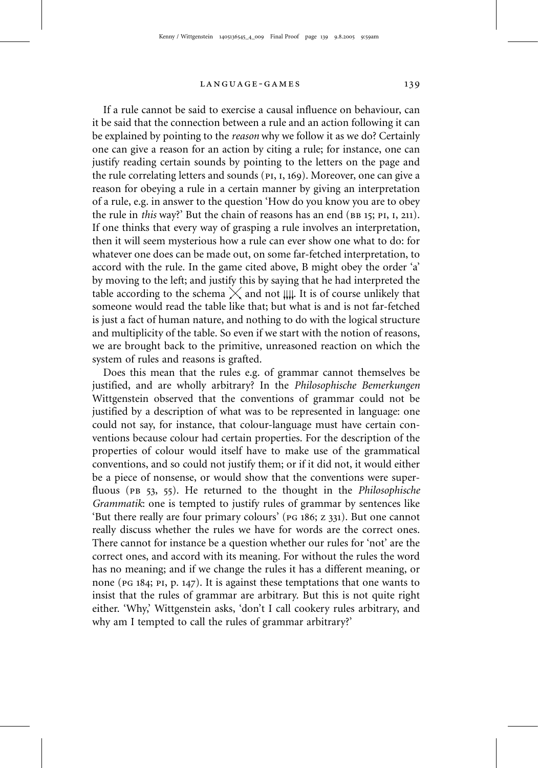If a rule cannot be said to exercise a causal influence on behaviour, can it be said that the connection between a rule and an action following it can be explained by pointing to the *reason* why we follow it as we do? Certainly one can give a reason for an action by citing a rule; for instance, one can justify reading certain sounds by pointing to the letters on the page and the rule correlating letters and sounds (PI, I, 169). Moreover, one can give a reason for obeying a rule in a certain manner by giving an interpretation of a rule, e.g. in answer to the question 'How do you know you are to obey the rule in *this* way?' But the chain of reasons has an end (BB 15; PI, I, 211). If one thinks that every way of grasping a rule involves an interpretation, then it will seem mysterious how a rule can ever show one what to do: for whatever one does can be made out, on some far-fetched interpretation, to accord with the rule. In the game cited above, B might obey the order 'a' by moving to the left; and justify this by saying that he had interpreted the table according to the schema ╳ and not ↓↓↓↓. It is of course unlikely that someone would read the table like that; but what is and is not far-fetched is just a fact of human nature, and nothing to do with the logical structure and multiplicity of the table. So even if we start with the notion of reasons, we are brought back to the primitive, unreasoned reaction on which the system of rules and reasons is grafted.

Does this mean that the rules e.g. of grammar cannot themselves be justified, and are wholly arbitrary? In the *Philosophische Bemerkungen* Wittgenstein observed that the conventions of grammar could not be justified by a description of what was to be represented in language: one could not say, for instance, that colour-language must have certain conventions because colour had certain properties. For the description of the properties of colour would itself have to make use of the grammatical conventions, and so could not justify them; or if it did not, it would either be a piece of nonsense, or would show that the conventions were superfluous (PB 53, 55). He returned to the thought in the *Philosophische Grammatik*: one is tempted to justify rules of grammar by sentences like 'But there really are four primary colours' (PG 186; Z 331). But one cannot really discuss whether the rules we have for words are the correct ones. There cannot for instance be a question whether our rules for 'not' are the correct ones, and accord with its meaning. For without the rules the word has no meaning; and if we change the rules it has a different meaning, or none (PG 184; PI, p. 147). It is against these temptations that one wants to insist that the rules of grammar are arbitrary. But this is not quite right either. 'Why,' Wittgenstein asks, 'don't I call cookery rules arbitrary, and why am I tempted to call the rules of grammar arbitrary?'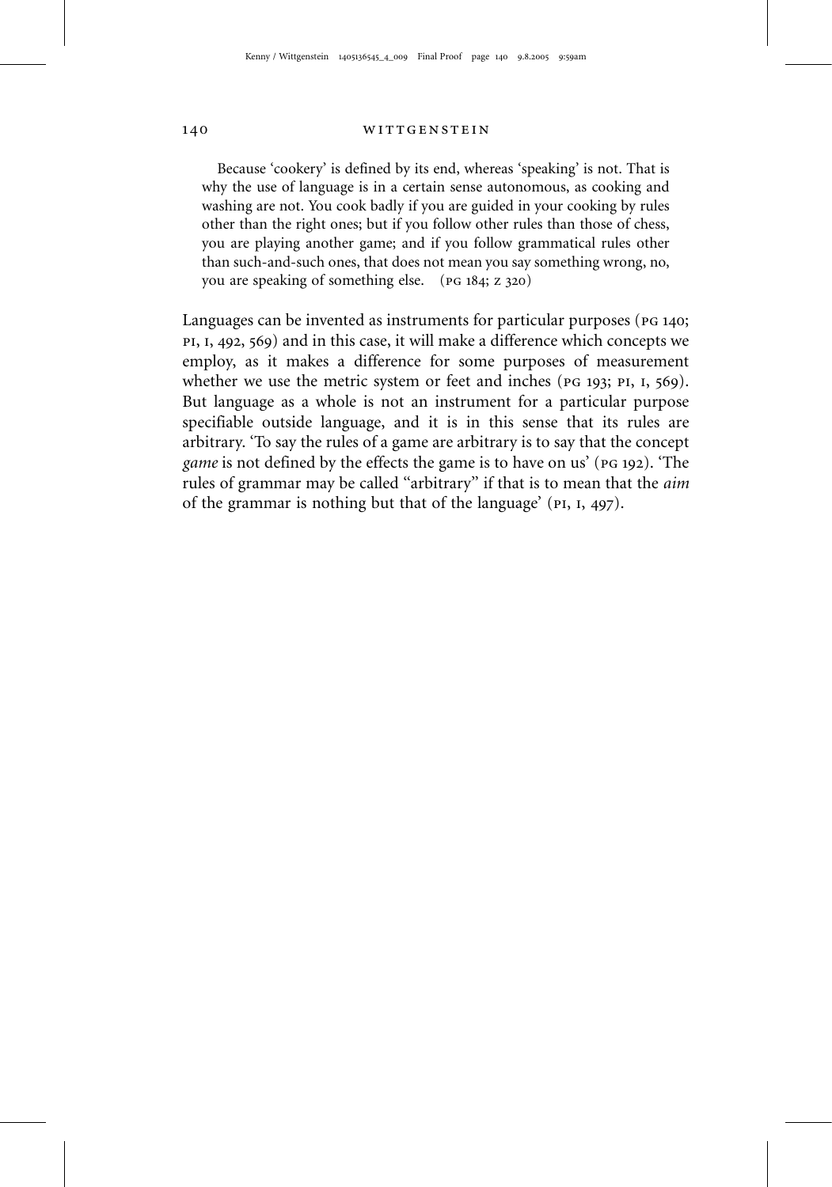> Because 'cookery' is defined by its end, whereas 'speaking' is not. That is why the use of language is in a certain sense autonomous, as cooking and washing are not. You cook badly if you are guided in your cooking by rules other than the right ones; but if you follow other rules than those of chess, you are playing another game; and if you follow grammatical rules other than such-and-such ones, that does not mean you say something wrong, no, you are speaking of something else. (PG 184; Z 320)

Languages can be invented as instruments for particular purposes (PG 140; PI, I, 492, 569) and in this case, it will make a difference which concepts we employ, as it makes a difference for some purposes of measurement whether we use the metric system or feet and inches (PG 193; PI, I, 569). But language as a whole is not an instrument for a particular purpose specifiable outside language, and it is in this sense that its rules are arbitrary. 'To say the rules of a game are arbitrary is to say that the concept *game* is not defined by the effects the game is to have on us' (PG 192). 'The rules of grammar may be called "arbitrary" if that is to mean that the *aim* of the grammar is nothing but that of the language' (PI, I, 497).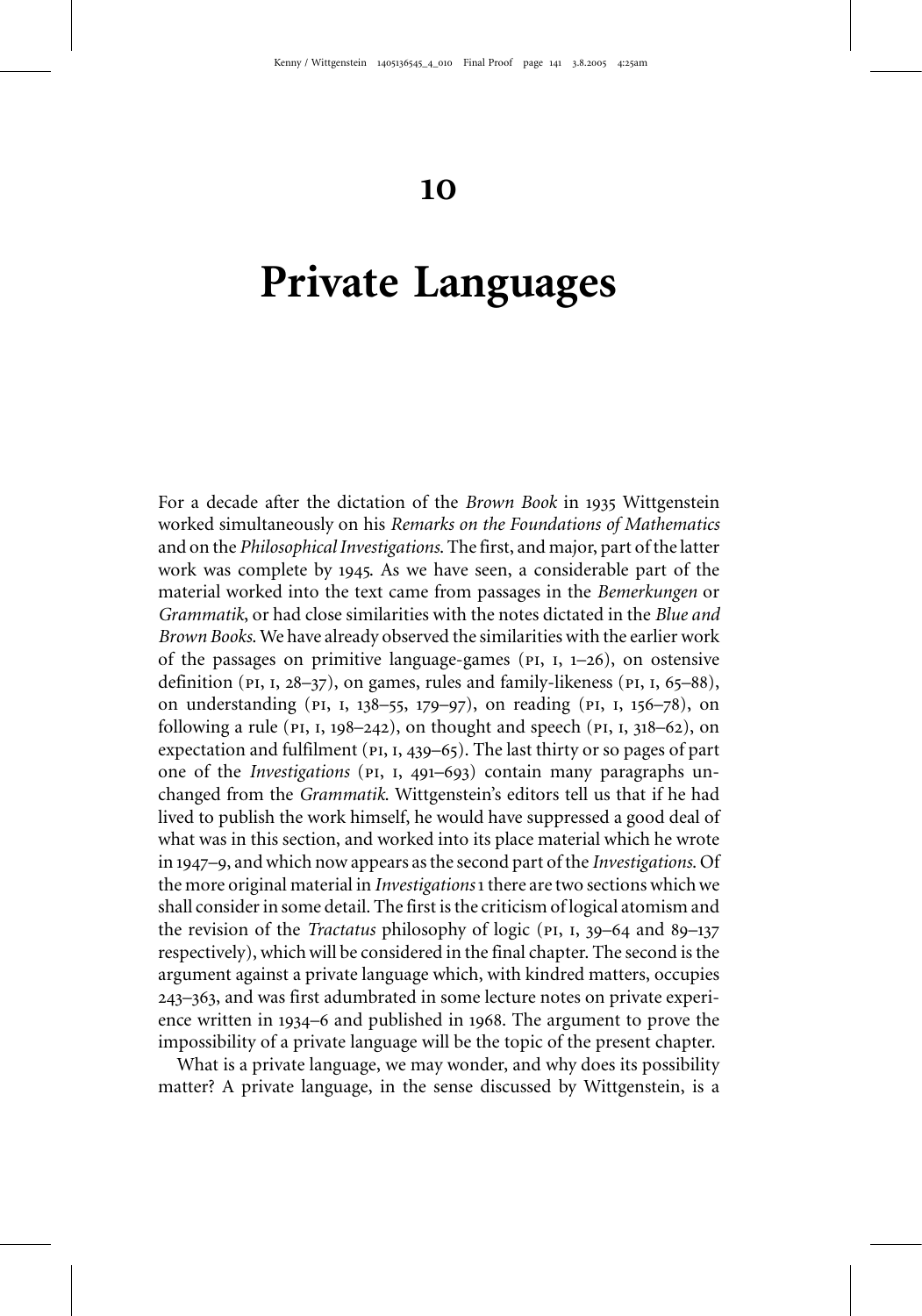# 10

# Private Languages

For a decade after the dictation of the *Brown Book* in 1935 Wittgenstein worked simultaneously on his *Remarks on the Foundations of Mathematics* and on the *Philosophical Investigations*. The first, and major, part of the latter work was complete by 1945. As we have seen, a considerable part of the material worked into the text came from passages in the *Bemerkungen* or *Grammatik*, or had close similarities with the notes dictated in the *Blue and Brown Books*. We have already observed the similarities with the earlier work of the passages on primitive language-games (PI, I, 1–26), on ostensive definition (PI, I, 28–37), on games, rules and family-likeness (PI, I, 65–88), on understanding (PI, I, 138–55, 179–97), on reading (PI, I, 156–78), on following a rule (PI, I, 198–242), on thought and speech (PI, I, 318–62), on expectation and fulfilment (PI, I, 439–65). The last thirty or so pages of part one of the *Investigations* (PI, I, 491–693) contain many paragraphs unchanged from the *Grammatik*. Wittgenstein's editors tell us that if he had lived to publish the work himself, he would have suppressed a good deal of what was in this section, and worked into its place material which he wrote in 1947–9, and which now appears as the second part of the *Investigations*. Of the more original material in *Investigations* I there are two sections which we shall consider in some detail. The first is the criticism of logical atomism and the revision of the *Tractatus* philosophy of logic (PI, I, 39–64 and 89–137 respectively), which will be considered in the final chapter. The second is the argument against a private language which, with kindred matters, occupies 243–363, and was first adumbrated in some lecture notes on private experience written in 1934–6 and published in 1968. The argument to prove the impossibility of a private language will be the topic of the present chapter.

What is a private language, we may wonder, and why does its possibility matter? A private language, in the sense discussed by Wittgenstein, is a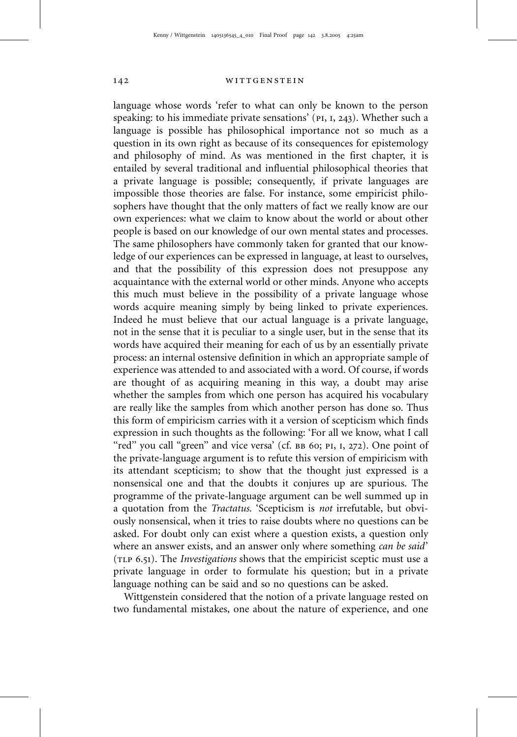language whose words 'refer to what can only be known to the person speaking: to his immediate private sensations' (PI, I, 243). Whether such a language is possible has philosophical importance not so much as a question in its own right as because of its consequences for epistemology and philosophy of mind. As was mentioned in the first chapter, it is entailed by several traditional and influential philosophical theories that a private language is possible; consequently, if private languages are impossible those theories are false. For instance, some empiricist philosophers have thought that the only matters of fact we really know are our own experiences: what we claim to know about the world or about other people is based on our knowledge of our own mental states and processes. The same philosophers have commonly taken for granted that our knowledge of our experiences can be expressed in language, at least to ourselves, and that the possibility of this expression does not presuppose any acquaintance with the external world or other minds. Anyone who accepts this much must believe in the possibility of a private language whose words acquire meaning simply by being linked to private experiences. Indeed he must believe that our actual language is a private language, not in the sense that it is peculiar to a single user, but in the sense that its words have acquired their meaning for each of us by an essentially private process: an internal ostensive definition in which an appropriate sample of experience was attended to and associated with a word. Of course, if words are thought of as acquiring meaning in this way, a doubt may arise whether the samples from which one person has acquired his vocabulary are really like the samples from which another person has done so. Thus this form of empiricism carries with it a version of scepticism which finds expression in such thoughts as the following: 'For all we know, what I call "red" you call "green" and vice versa' (cf. BB 60; PI, I, 272). One point of the private-language argument is to refute this version of empiricism with its attendant scepticism; to show that the thought just expressed is a nonsensical one and that the doubts it conjures up are spurious. The programme of the private-language argument can be well summed up in a quotation from the *Tractatus*. 'Scepticism is *not* irrefutable, but obviously nonsensical, when it tries to raise doubts where no questions can be asked. For doubt only can exist where a question exists, a question only where an answer exists, and an answer only where something *can be said*' (TLP 6.51). The *Investigations* shows that the empiricist sceptic must use a private language in order to formulate his question; but in a private language nothing can be said and so no questions can be asked.

Wittgenstein considered that the notion of a private language rested on two fundamental mistakes, one about the nature of experience, and one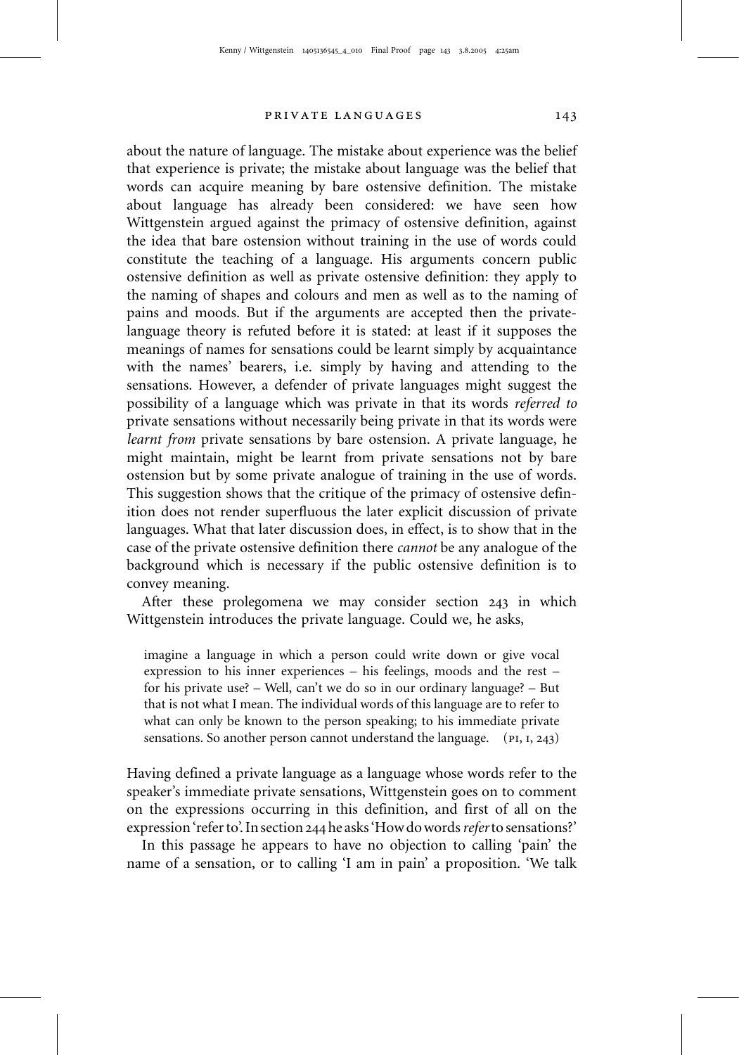about the nature of language. The mistake about experience was the belief that experience is private; the mistake about language was the belief that words can acquire meaning by bare ostensive definition. The mistake about language has already been considered: we have seen how Wittgenstein argued against the primacy of ostensive definition, against the idea that bare ostension without training in the use of words could constitute the teaching of a language. His arguments concern public ostensive definition as well as private ostensive definition: they apply to the naming of shapes and colours and men as well as to the naming of pains and moods. But if the arguments are accepted then the private-language theory is refuted before it is stated: at least if it supposes the meanings of names for sensations could be learnt simply by acquaintance with the names' bearers, i.e. simply by having and attending to the sensations. However, a defender of private languages might suggest the possibility of a language which was private in that its words *referred to* private sensations without necessarily being private in that its words were *learnt from* private sensations by bare ostension. A private language, he might maintain, might be learnt from private sensations not by bare ostension but by some private analogue of training in the use of words. This suggestion shows that the critique of the primacy of ostensive definition does not render superfluous the later explicit discussion of private languages. What that later discussion does, in effect, is to show that in the case of the private ostensive definition there *cannot* be any analogue of the background which is necessary if the public ostensive definition is to convey meaning.

After these prolegomena we may consider section 243 in which Wittgenstein introduces the private language. Could we, he asks,

> imagine a language in which a person could write down or give vocal expression to his inner experiences – his feelings, moods and the rest – for his private use? – Well, can't we do so in our ordinary language? – But that is not what I mean. The individual words of this language are to refer to what can only be known to the person speaking; to his immediate private sensations. So another person cannot understand the language. (PI, I, 243)

Having defined a private language as a language whose words refer to the speaker's immediate private sensations, Wittgenstein goes on to comment on the expressions occurring in this definition, and first of all on the expression 'refer to'. In section 244 he asks 'How do words *refer* to sensations?'

In this passage he appears to have no objection to calling 'pain' the name of a sensation, or to calling 'I am in pain' a proposition. 'We talk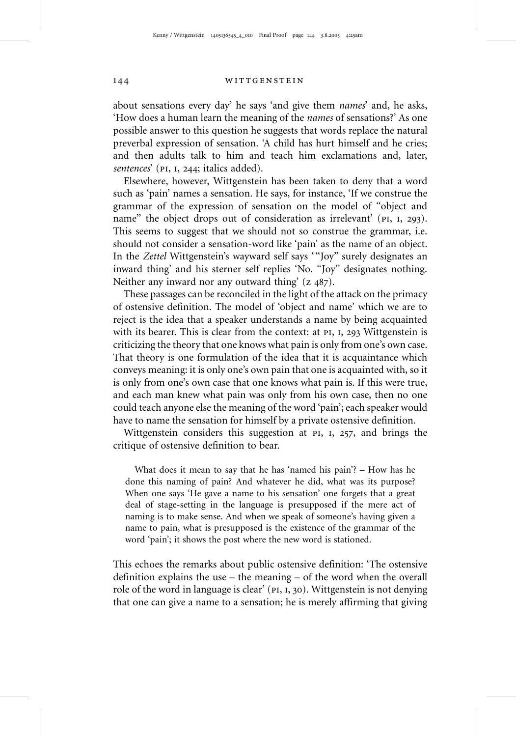about sensations every day' he says 'and give them *names*' and, he asks, 'How does a human learn the meaning of the *names* of sensations?' As one possible answer to this question he suggests that words replace the natural preverbal expression of sensation. 'A child has hurt himself and he cries; and then adults talk to him and teach him exclamations and, later, *sentences*' (PI, I, 244; italics added).

Elsewhere, however, Wittgenstein has been taken to deny that a word such as 'pain' names a sensation. He says, for instance, 'If we construe the grammar of the expression of sensation on the model of "object and name" the object drops out of consideration as irrelevant' (PI, I, 293). This seems to suggest that we should not so construe the grammar, i.e. should not consider a sensation-word like 'pain' as the name of an object. In the *Zettel* Wittgenstein's wayward self says '"Joy" surely designates an inward thing' and his sterner self replies 'No. "Joy" designates nothing. Neither any inward nor any outward thing' (Z 487).

These passages can be reconciled in the light of the attack on the primacy of ostensive definition. The model of 'object and name' which we are to reject is the idea that a speaker understands a name by being acquainted with its bearer. This is clear from the context: at PI, I, 293 Wittgenstein is criticizing the theory that one knows what pain is only from one's own case. That theory is one formulation of the idea that it is acquaintance which conveys meaning: it is only one's own pain that one is acquainted with, so it is only from one's own case that one knows what pain is. If this were true, and each man knew what pain was only from his own case, then no one could teach anyone else the meaning of the word 'pain'; each speaker would have to name the sensation for himself by a private ostensive definition.

Wittgenstein considers this suggestion at PI, I, 257, and brings the critique of ostensive definition to bear.

> What does it mean to say that he has 'named his pain'? – How has he done this naming of pain? And whatever he did, what was its purpose? When one says 'He gave a name to his sensation' one forgets that a great deal of stage-setting in the language is presupposed if the mere act of naming is to make sense. And when we speak of someone's having given a name to pain, what is presupposed is the existence of the grammar of the word 'pain'; it shows the post where the new word is stationed.

This echoes the remarks about public ostensive definition: 'The ostensive definition explains the use – the meaning – of the word when the overall role of the word in language is clear' (PI, I, 30). Wittgenstein is not denying that one can give a name to a sensation; he is merely affirming that giving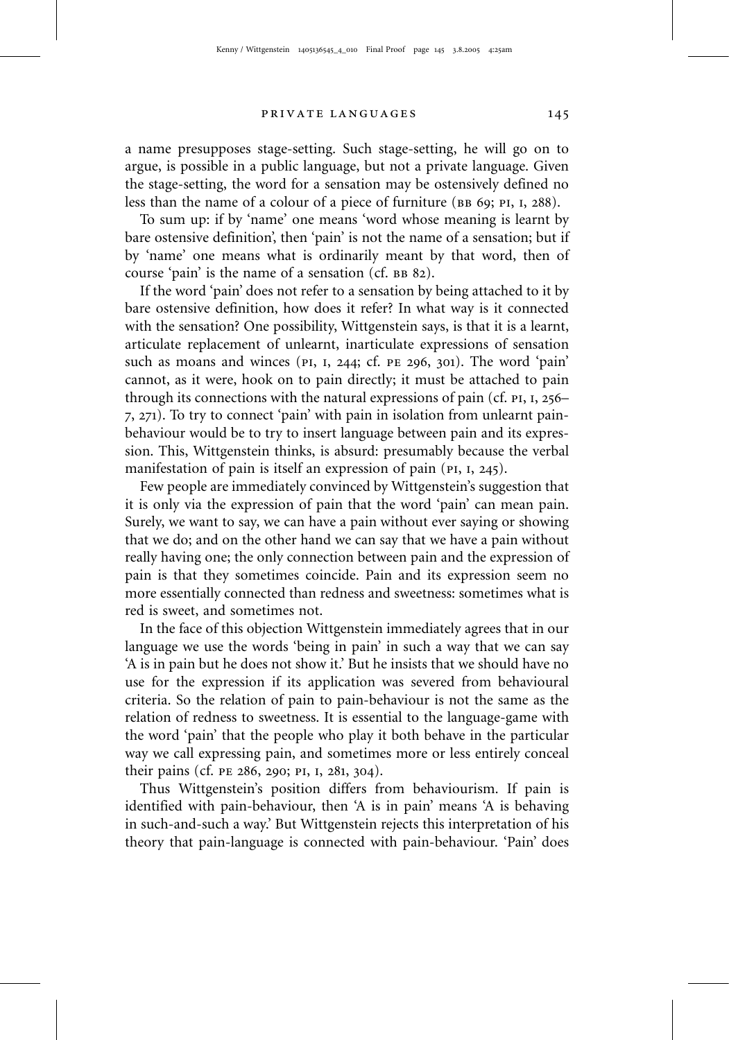a name presupposes stage-setting. Such stage-setting, he will go on to argue, is possible in a public language, but not a private language. Given the stage-setting, the word for a sensation may be ostensively defined no less than the name of a colour of a piece of furniture (BB 69; PI, I, 288).

To sum up: if by 'name' one means 'word whose meaning is learnt by bare ostensive definition', then 'pain' is not the name of a sensation; but if by 'name' one means what is ordinarily meant by that word, then of course 'pain' is the name of a sensation (cf. BB 82).

If the word 'pain' does not refer to a sensation by being attached to it by bare ostensive definition, how does it refer? In what way is it connected with the sensation? One possibility, Wittgenstein says, is that it is a learnt, articulate replacement of unlearnt, inarticulate expressions of sensation such as moans and winces (PI, I, 244; cf. PE 296, 301). The word 'pain' cannot, as it were, hook on to pain directly; it must be attached to pain through its connections with the natural expressions of pain (cf. PI, I, 256–7, 271). To try to connect 'pain' with pain in isolation from unlearnt pain-behaviour would be to try to insert language between pain and its expression. This, Wittgenstein thinks, is absurd: presumably because the verbal manifestation of pain is itself an expression of pain (PI, I, 245).

Few people are immediately convinced by Wittgenstein's suggestion that it is only via the expression of pain that the word 'pain' can mean pain. Surely, we want to say, we can have a pain without ever saying or showing that we do; and on the other hand we can say that we have a pain without really having one; the only connection between pain and the expression of pain is that they sometimes coincide. Pain and its expression seem no more essentially connected than redness and sweetness: sometimes what is red is sweet, and sometimes not.

In the face of this objection Wittgenstein immediately agrees that in our language we use the words 'being in pain' in such a way that we can say 'A is in pain but he does not show it.' But he insists that we should have no use for the expression if its application was severed from behavioural criteria. So the relation of pain to pain-behaviour is not the same as the relation of redness to sweetness. It is essential to the language-game with the word 'pain' that the people who play it both behave in the particular way we call expressing pain, and sometimes more or less entirely conceal their pains (cf. PE 286, 290; PI, I, 281, 304).

Thus Wittgenstein's position differs from behaviourism. If pain is identified with pain-behaviour, then 'A is in pain' means 'A is behaving in such-and-such a way.' But Wittgenstein rejects this interpretation of his theory that pain-language is connected with pain-behaviour. 'Pain' does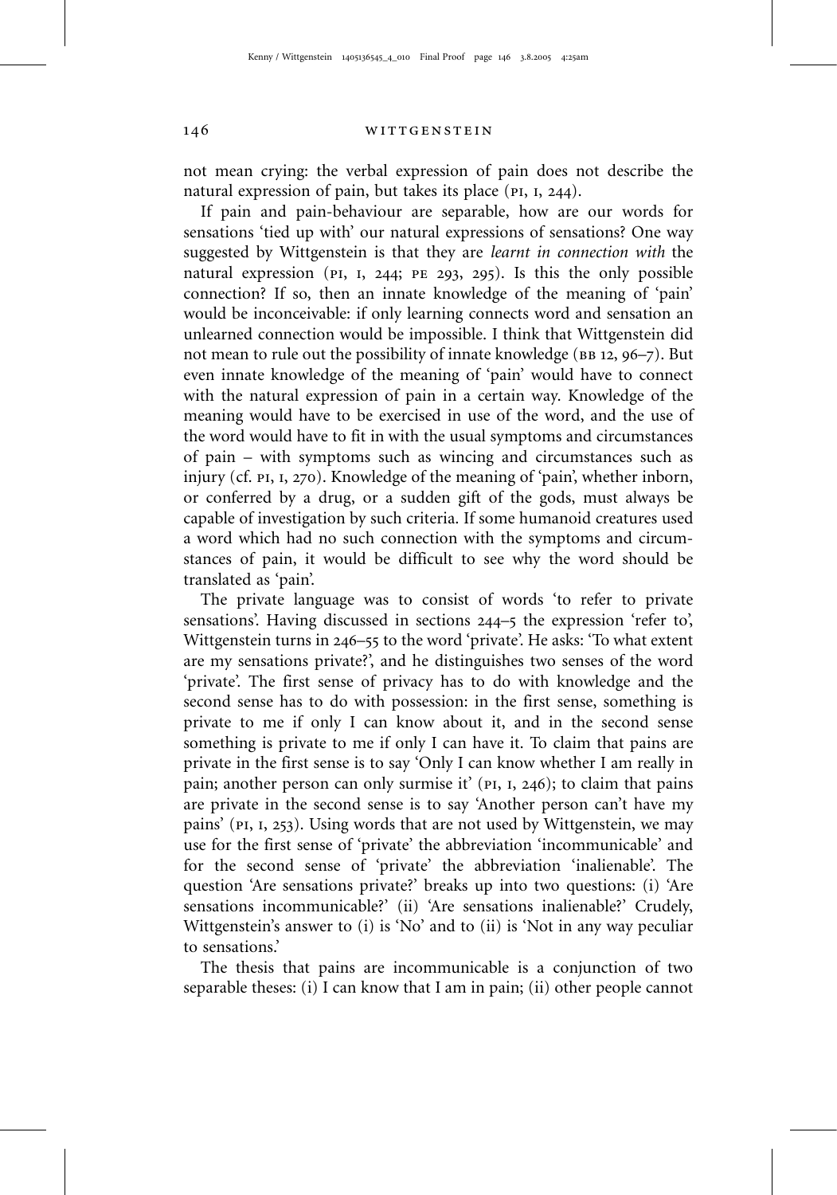not mean crying: the verbal expression of pain does not describe the natural expression of pain, but takes its place (PI, I, 244).

If pain and pain-behaviour are separable, how are our words for sensations 'tied up with' our natural expressions of sensations? One way suggested by Wittgenstein is that they are *learnt in connection with* the natural expression (PI, I, 244; PE 293, 295). Is this the only possible connection? If so, then an innate knowledge of the meaning of 'pain' would be inconceivable: if only learning connects word and sensation an unlearned connection would be impossible. I think that Wittgenstein did not mean to rule out the possibility of innate knowledge (BB 12, 96–7). But even innate knowledge of the meaning of 'pain' would have to connect with the natural expression of pain in a certain way. Knowledge of the meaning would have to be exercised in use of the word, and the use of the word would have to fit in with the usual symptoms and circumstances of pain – with symptoms such as wincing and circumstances such as injury (cf. PI, I, 270). Knowledge of the meaning of 'pain', whether inborn, or conferred by a drug, or a sudden gift of the gods, must always be capable of investigation by such criteria. If some humanoid creatures used a word which had no such connection with the symptoms and circumstances of pain, it would be difficult to see why the word should be translated as 'pain'.

The private language was to consist of words 'to refer to private sensations'. Having discussed in sections 244–5 the expression 'refer to', Wittgenstein turns in 246–55 to the word 'private'. He asks: 'To what extent are my sensations private?', and he distinguishes two senses of the word 'private'. The first sense of privacy has to do with knowledge and the second sense has to do with possession: in the first sense, something is private to me if only I can know about it, and in the second sense something is private to me if only I can have it. To claim that pains are private in the first sense is to say 'Only I can know whether I am really in pain; another person can only surmise it' (PI, I, 246); to claim that pains are private in the second sense is to say 'Another person can't have my pains' (PI, I, 253). Using words that are not used by Wittgenstein, we may use for the first sense of 'private' the abbreviation 'incommunicable' and for the second sense of 'private' the abbreviation 'inalienable'. The question 'Are sensations private?' breaks up into two questions: (i) 'Are sensations incommunicable?' (ii) 'Are sensations inalienable?' Crudely, Wittgenstein's answer to (i) is 'No' and to (ii) is 'Not in any way peculiar to sensations.'

The thesis that pains are incommunicable is a conjunction of two separable theses: (i) I can know that I am in pain; (ii) other people cannot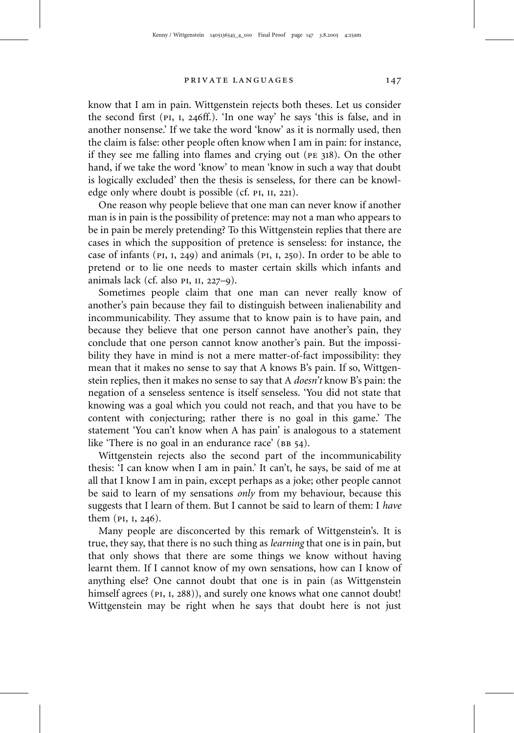know that I am in pain. Wittgenstein rejects both theses. Let us consider the second first (PI, I, 246ff.). 'In one way' he says 'this is false, and in another nonsense.' If we take the word 'know' as it is normally used, then the claim is false: other people often know when I am in pain: for instance, if they see me falling into flames and crying out (PE 318). On the other hand, if we take the word 'know' to mean 'know in such a way that doubt is logically excluded' then the thesis is senseless, for there can be knowledge only where doubt is possible (cf. PI, II, 221).

One reason why people believe that one man can never know if another man is in pain is the possibility of pretence: may not a man who appears to be in pain be merely pretending? To this Wittgenstein replies that there are cases in which the supposition of pretence is senseless: for instance, the case of infants (PI, I, 249) and animals (PI, I, 250). In order to be able to pretend or to lie one needs to master certain skills which infants and animals lack (cf. also PI, II, 227–9).

Sometimes people claim that one man can never really know of another's pain because they fail to distinguish between inalienability and incommunicability. They assume that to know pain is to have pain, and because they believe that one person cannot have another's pain, they conclude that one person cannot know another's pain. But the impossibility they have in mind is not a mere matter-of-fact impossibility: they mean that it makes no sense to say that A knows B's pain. If so, Wittgenstein replies, then it makes no sense to say that A *doesn't* know B's pain: the negation of a senseless sentence is itself senseless. 'You did not state that knowing was a goal which you could not reach, and that you have to be content with conjecturing; rather there is no goal in this game.' The statement 'You can't know when A has pain' is analogous to a statement like 'There is no goal in an endurance race' (BB 54).

Wittgenstein rejects also the second part of the incommunicability thesis: 'I can know when I am in pain.' It can't, he says, be said of me at all that I know I am in pain, except perhaps as a joke; other people cannot be said to learn of my sensations *only* from my behaviour, because this suggests that I learn of them. But I cannot be said to learn of them: I *have* them (PI, I, 246).

Many people are disconcerted by this remark of Wittgenstein's. It is true, they say, that there is no such thing as *learning* that one is in pain, but that only shows that there are some things we know without having learnt them. If I cannot know of my own sensations, how can I know of anything else? One cannot doubt that one is in pain (as Wittgenstein himself agrees (PI, I, 288)), and surely one knows what one cannot doubt! Wittgenstein may be right when he says that doubt here is not just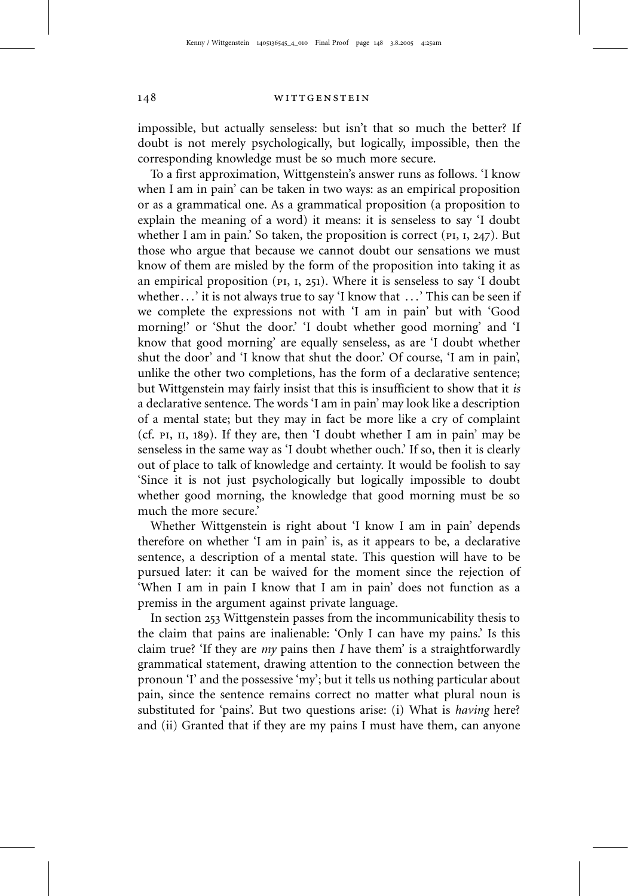impossible, but actually senseless: but isn't that so much the better? If doubt is not merely psychologically, but logically, impossible, then the corresponding knowledge must be so much more secure.

To a first approximation, Wittgenstein's answer runs as follows. 'I know when I am in pain' can be taken in two ways: as an empirical proposition or as a grammatical one. As a grammatical proposition (a proposition to explain the meaning of a word) it means: it is senseless to say 'I doubt whether I am in pain.' So taken, the proposition is correct (PI, I, 247). But those who argue that because we cannot doubt our sensations we must know of them are misled by the form of the proposition into taking it as an empirical proposition (PI, I, 251). Where it is senseless to say 'I doubt whether . . .' it is not always true to say 'I know that . . .' This can be seen if we complete the expressions not with 'I am in pain' but with 'Good morning!' or 'Shut the door.' 'I doubt whether good morning' and 'I know that good morning' are equally senseless, as are 'I doubt whether shut the door' and 'I know that shut the door.' Of course, 'I am in pain', unlike the other two completions, has the form of a declarative sentence; but Wittgenstein may fairly insist that this is insufficient to show that it *is* a declarative sentence. The words 'I am in pain' may look like a description of a mental state; but they may in fact be more like a cry of complaint (cf. PI, II, 189). If they are, then 'I doubt whether I am in pain' may be senseless in the same way as 'I doubt whether ouch.' If so, then it is clearly out of place to talk of knowledge and certainty. It would be foolish to say 'Since it is not just psychologically but logically impossible to doubt whether good morning, the knowledge that good morning must be so much the more secure.'

Whether Wittgenstein is right about 'I know I am in pain' depends therefore on whether 'I am in pain' is, as it appears to be, a declarative sentence, a description of a mental state. This question will have to be pursued later: it can be waived for the moment since the rejection of 'When I am in pain I know that I am in pain' does not function as a premiss in the argument against private language.

In section 253 Wittgenstein passes from the incommunicability thesis to the claim that pains are inalienable: 'Only I can have my pains.' Is this claim true? 'If they are *my* pains then *I* have them' is a straightforwardly grammatical statement, drawing attention to the connection between the pronoun 'I' and the possessive 'my'; but it tells us nothing particular about pain, since the sentence remains correct no matter what plural noun is substituted for 'pains'. But two questions arise: (i) What is *having* here? and (ii) Granted that if they are my pains I must have them, can anyone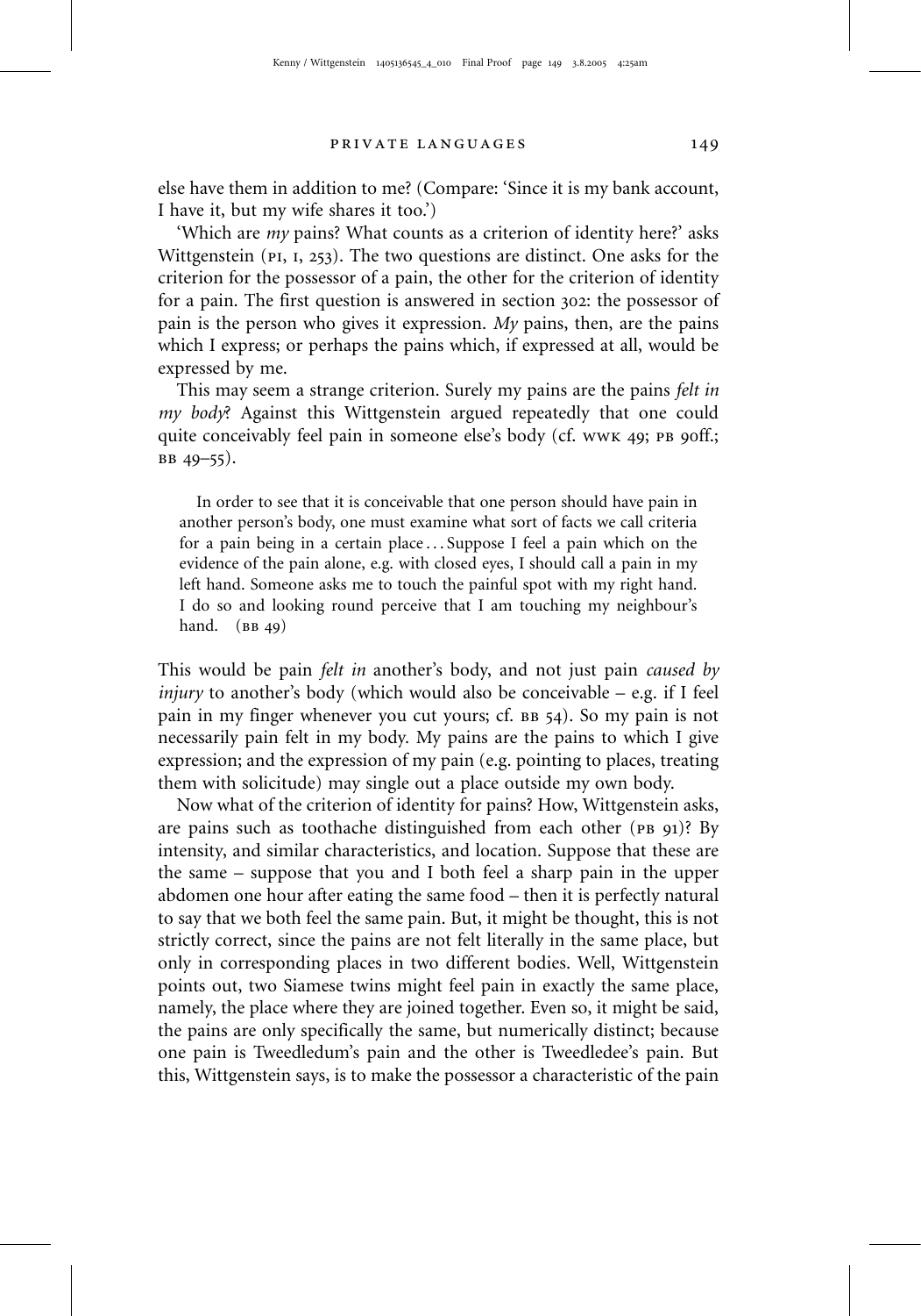else have them in addition to me? (Compare: 'Since it is my bank account, I have it, but my wife shares it too.')

'Which are *my* pains? What counts as a criterion of identity here?' asks Wittgenstein (PI, I, 253). The two questions are distinct. One asks for the criterion for the possessor of a pain, the other for the criterion of identity for a pain. The first question is answered in section 302: the possessor of pain is the person who gives it expression. *My* pains, then, are the pains which I express; or perhaps the pains which, if expressed at all, would be expressed by me.

This may seem a strange criterion. Surely my pains are the pains *felt in my body*? Against this Wittgenstein argued repeatedly that one could quite conceivably feel pain in someone else's body (cf. WWK 49; PB 90ff.; BB 49–55).

> In order to see that it is conceivable that one person should have pain in another person's body, one must examine what sort of facts we call criteria for a pain being in a certain place . . . Suppose I feel a pain which on the evidence of the pain alone, e.g. with closed eyes, I should call a pain in my left hand. Someone asks me to touch the painful spot with my right hand. I do so and looking round perceive that I am touching my neighbour's hand. (BB 49)

This would be pain *felt in* another's body, and not just pain *caused by injury* to another's body (which would also be conceivable – e.g. if I feel pain in my finger whenever you cut yours; cf. BB 54). So my pain is not necessarily pain felt in my body. My pains are the pains to which I give expression; and the expression of my pain (e.g. pointing to places, treating them with solicitude) may single out a place outside my own body.

Now what of the criterion of identity for pains? How, Wittgenstein asks, are pains such as toothache distinguished from each other (PB 91)? By intensity, and similar characteristics, and location. Suppose that these are the same – suppose that you and I both feel a sharp pain in the upper abdomen one hour after eating the same food – then it is perfectly natural to say that we both feel the same pain. But, it might be thought, this is not strictly correct, since the pains are not felt literally in the same place, but only in corresponding places in two different bodies. Well, Wittgenstein points out, two Siamese twins might feel pain in exactly the same place, namely, the place where they are joined together. Even so, it might be said, the pains are only specifically the same, but numerically distinct; because one pain is Tweedledum's pain and the other is Tweedledee's pain. But this, Wittgenstein says, is to make the possessor a characteristic of the pain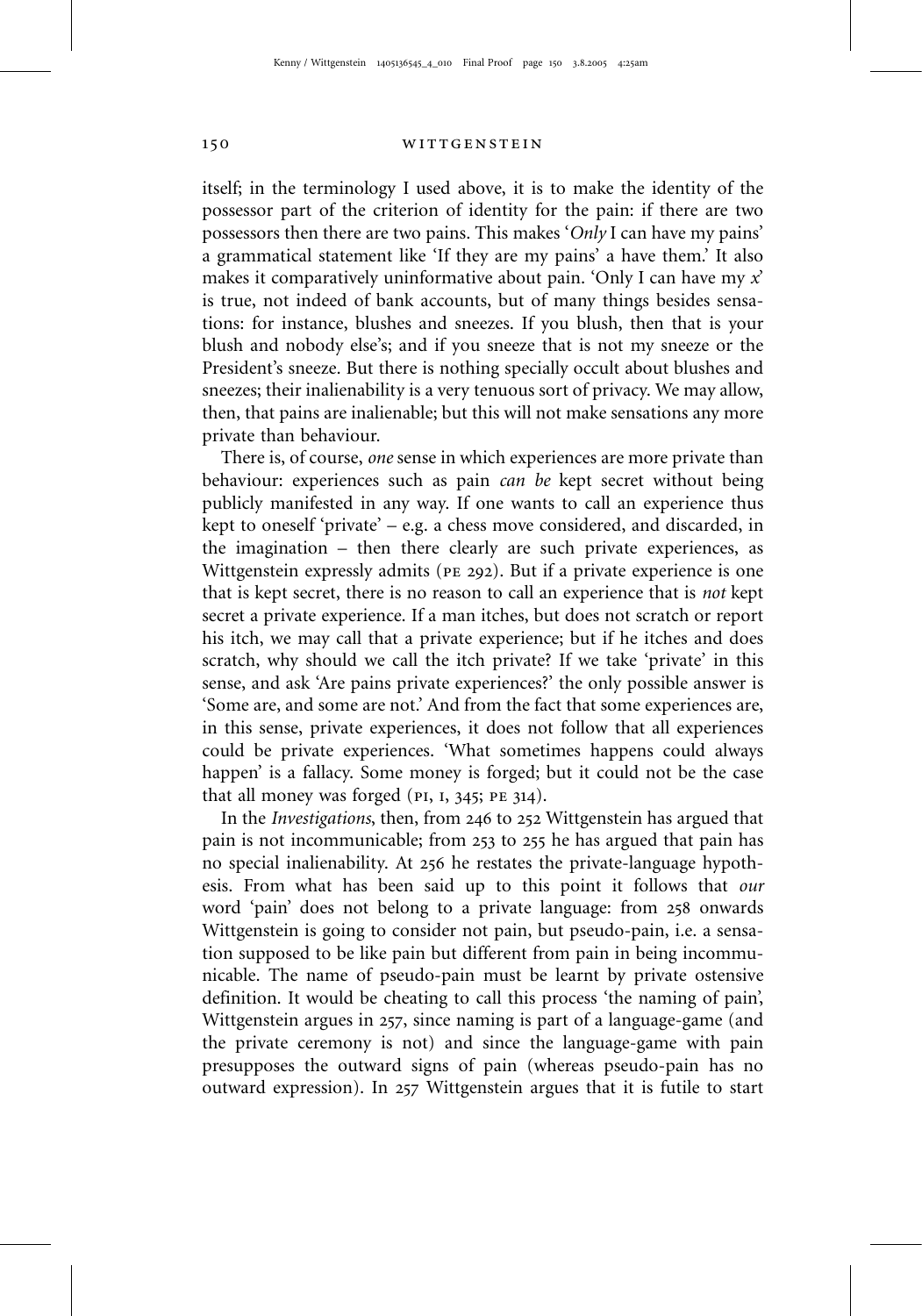itself; in the terminology I used above, it is to make the identity of the possessor part of the criterion of identity for the pain: if there are two possessors then there are two pains. This makes '*Only* I can have my pains' a grammatical statement like 'If they are my pains' a have them.' It also makes it comparatively uninformative about pain. 'Only I can have my *x*' is true, not indeed of bank accounts, but of many things besides sensations: for instance, blushes and sneezes. If you blush, then that is your blush and nobody else's; and if you sneeze that is not my sneeze or the President's sneeze. But there is nothing specially occult about blushes and sneezes; their inalienability is a very tenuous sort of privacy. We may allow, then, that pains are inalienable; but this will not make sensations any more private than behaviour.

There is, of course, *one* sense in which experiences are more private than behaviour: experiences such as pain *can be* kept secret without being publicly manifested in any way. If one wants to call an experience thus kept to oneself 'private' – e.g. a chess move considered, and discarded, in the imagination – then there clearly are such private experiences, as Wittgenstein expressly admits (PE 292). But if a private experience is one that is kept secret, there is no reason to call an experience that is *not* kept secret a private experience. If a man itches, but does not scratch or report his itch, we may call that a private experience; but if he itches and does scratch, why should we call the itch private? If we take 'private' in this sense, and ask 'Are pains private experiences?' the only possible answer is 'Some are, and some are not.' And from the fact that some experiences are, in this sense, private experiences, it does not follow that all experiences could be private experiences. 'What sometimes happens could always happen' is a fallacy. Some money is forged; but it could not be the case that all money was forged (PI, I, 345; PE 314).

In the *Investigations*, then, from 246 to 252 Wittgenstein has argued that pain is not incommunicable; from 253 to 255 he has argued that pain has no special inalienability. At 256 he restates the private-language hypothesis. From what has been said up to this point it follows that *our* word 'pain' does not belong to a private language: from 258 onwards Wittgenstein is going to consider not pain, but pseudo-pain, i.e. a sensation supposed to be like pain but different from pain in being incommunicable. The name of pseudo-pain must be learnt by private ostensive definition. It would be cheating to call this process 'the naming of pain', Wittgenstein argues in 257, since naming is part of a language-game (and the private ceremony is not) and since the language-game with pain presupposes the outward signs of pain (whereas pseudo-pain has no outward expression). In 257 Wittgenstein argues that it is futile to start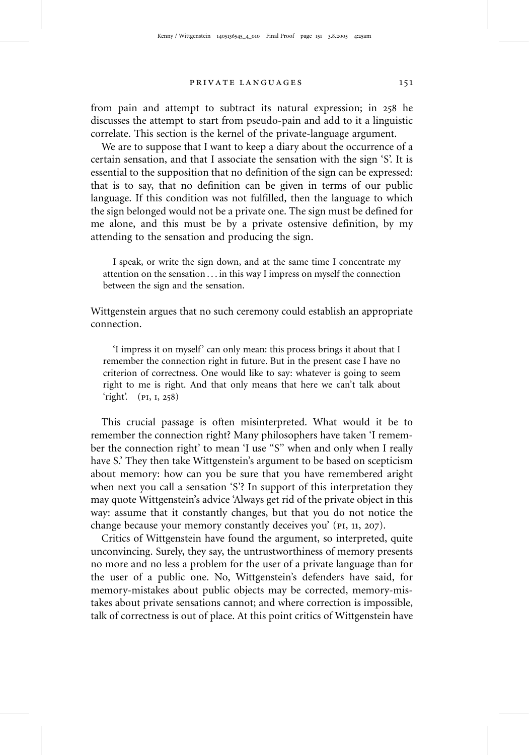from pain and attempt to subtract its natural expression; in 258 he discusses the attempt to start from pseudo-pain and add to it a linguistic correlate. This section is the kernel of the private-language argument.

We are to suppose that I want to keep a diary about the occurrence of a certain sensation, and that I associate the sensation with the sign 'S'. It is essential to the supposition that no definition of the sign can be expressed: that is to say, that no definition can be given in terms of our public language. If this condition was not fulfilled, then the language to which the sign belonged would not be a private one. The sign must be defined for me alone, and this must be by a private ostensive definition, by my attending to the sensation and producing the sign.

> I speak, or write the sign down, and at the same time I concentrate my attention on the sensation . . . in this way I impress on myself the connection between the sign and the sensation.

Wittgenstein argues that no such ceremony could establish an appropriate connection.

> 'I impress it on myself' can only mean: this process brings it about that I remember the connection right in future. But in the present case I have no criterion of correctness. One would like to say: whatever is going to seem right to me is right. And that only means that here we can't talk about 'right'. (PI, I, 258)

This crucial passage is often misinterpreted. What would it be to remember the connection right? Many philosophers have taken 'I remember the connection right' to mean 'I use "S" when and only when I really have S.' They then take Wittgenstein's argument to be based on scepticism about memory: how can you be sure that you have remembered aright when next you call a sensation 'S'? In support of this interpretation they may quote Wittgenstein's advice 'Always get rid of the private object in this way: assume that it constantly changes, but that you do not notice the change because your memory constantly deceives you' (PI, II, 207).

Critics of Wittgenstein have found the argument, so interpreted, quite unconvincing. Surely, they say, the untrustworthiness of memory presents no more and no less a problem for the user of a private language than for the user of a public one. No, Wittgenstein's defenders have said, for memory-mistakes about public objects may be corrected, memory-mistakes about private sensations cannot; and where correction is impossible, talk of correctness is out of place. At this point critics of Wittgenstein have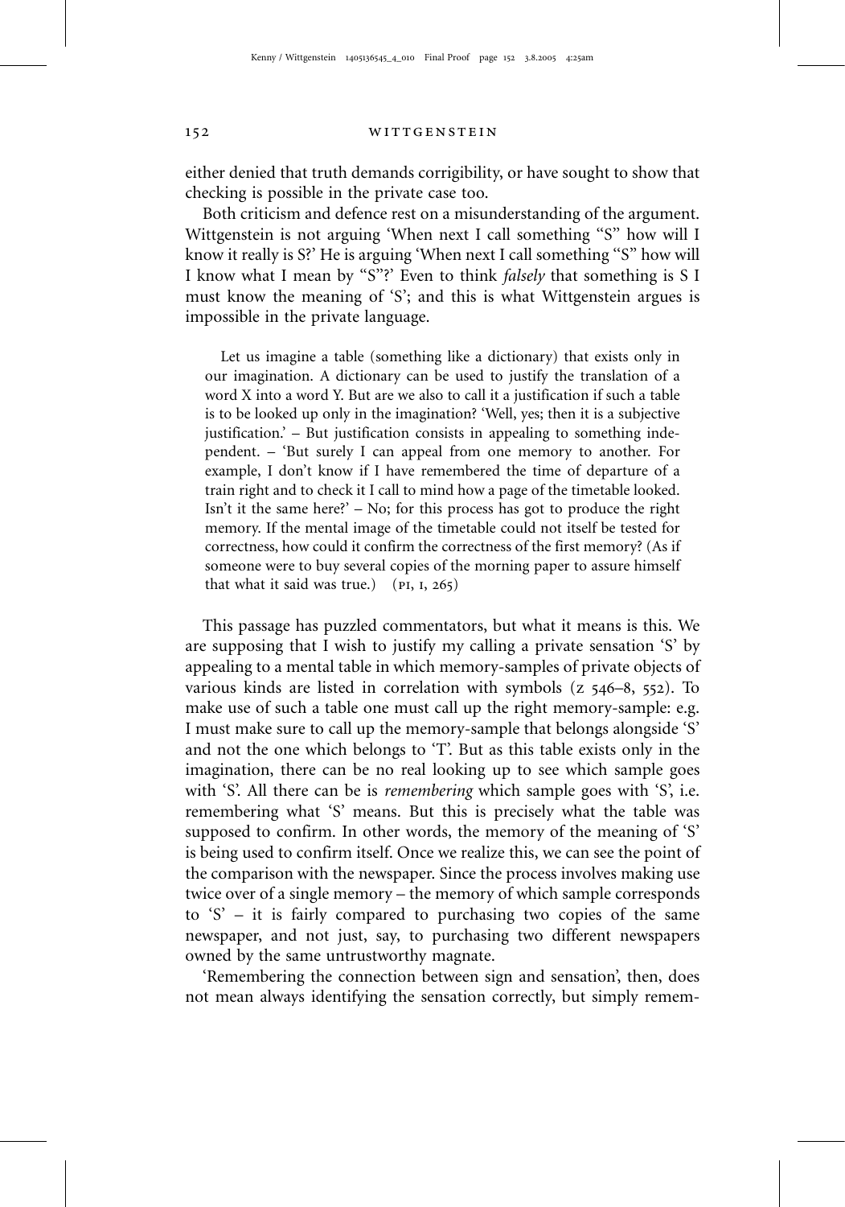either denied that truth demands corrigibility, or have sought to show that checking is possible in the private case too.

Both criticism and defence rest on a misunderstanding of the argument. Wittgenstein is not arguing 'When next I call something "S" how will I know it really is S?' He is arguing 'When next I call something "S" how will I know what I mean by "S"?' Even to think *falsely* that something is S I must know the meaning of 'S'; and this is what Wittgenstein argues is impossible in the private language.

> Let us imagine a table (something like a dictionary) that exists only in our imagination. A dictionary can be used to justify the translation of a word X into a word Y. But are we also to call it a justification if such a table is to be looked up only in the imagination? 'Well, yes; then it is a subjective justification.' – But justification consists in appealing to something independent. – 'But surely I can appeal from one memory to another. For example, I don't know if I have remembered the time of departure of a train right and to check it I call to mind how a page of the timetable looked. Isn't it the same here?' – No; for this process has got to produce the right memory. If the mental image of the timetable could not itself be tested for correctness, how could it confirm the correctness of the first memory? (As if someone were to buy several copies of the morning paper to assure himself that what it said was true.) (PI, I, 265)

This passage has puzzled commentators, but what it means is this. We are supposing that I wish to justify my calling a private sensation 'S' by appealing to a mental table in which memory-samples of private objects of various kinds are listed in correlation with symbols (Z 546–8, 552). To make use of such a table one must call up the right memory-sample: e.g. I must make sure to call up the memory-sample that belongs alongside 'S' and not the one which belongs to 'T'. But as this table exists only in the imagination, there can be no real looking up to see which sample goes with 'S'. All there can be is *remembering* which sample goes with 'S', i.e. remembering what 'S' means. But this is precisely what the table was supposed to confirm. In other words, the memory of the meaning of 'S' is being used to confirm itself. Once we realize this, we can see the point of the comparison with the newspaper. Since the process involves making use twice over of a single memory – the memory of which sample corresponds to 'S' – it is fairly compared to purchasing two copies of the same newspaper, and not just, say, to purchasing two different newspapers owned by the same untrustworthy magnate.

'Remembering the connection between sign and sensation', then, does not mean always identifying the sensation correctly, but simply remem-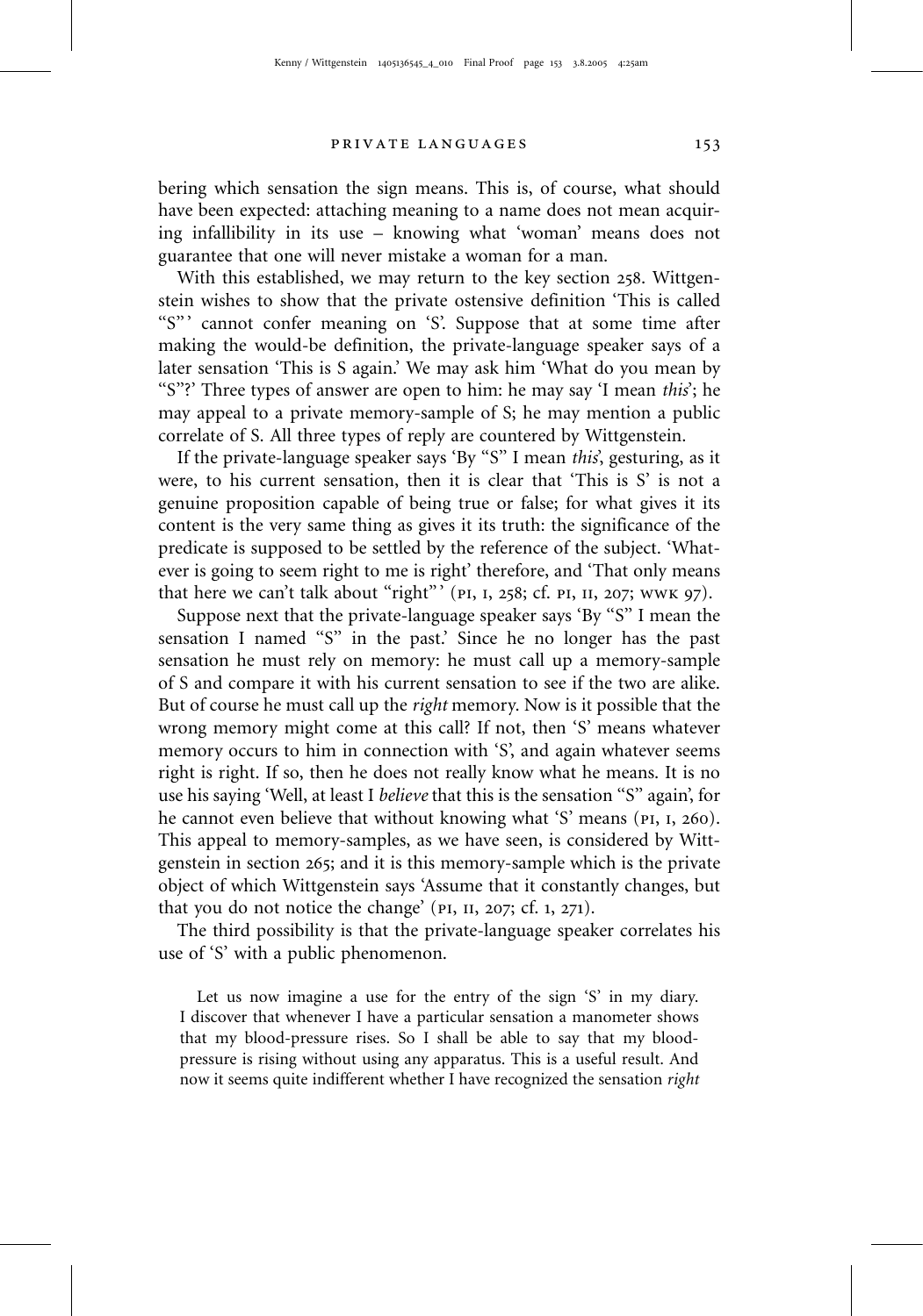bering which sensation the sign means. This is, of course, what should have been expected: attaching meaning to a name does not mean acquiring infallibility in its use – knowing what 'woman' means does not guarantee that one will never mistake a woman for a man.

With this established, we may return to the key section 258. Wittgenstein wishes to show that the private ostensive definition 'This is called "S"' cannot confer meaning on 'S'. Suppose that at some time after making the would-be definition, the private-language speaker says of a later sensation 'This is S again.' We may ask him 'What do you mean by "S"?' Three types of answer are open to him: he may say 'I mean *this*'; he may appeal to a private memory-sample of S; he may mention a public correlate of S. All three types of reply are countered by Wittgenstein.

If the private-language speaker says 'By "S" I mean *this*', gesturing, as it were, to his current sensation, then it is clear that 'This is S' is not a genuine proposition capable of being true or false; for what gives it its content is the very same thing as gives it its truth: the significance of the predicate is supposed to be settled by the reference of the subject. 'Whatever is going to seem right to me is right' therefore, and 'That only means that here we can't talk about "right"' (PI, I, 258; cf. PI, II, 207; WWK 97).

Suppose next that the private-language speaker says 'By "S" I mean the sensation I named "S" in the past.' Since he no longer has the past sensation he must rely on memory: he must call up a memory-sample of S and compare it with his current sensation to see if the two are alike. But of course he must call up the *right* memory. Now is it possible that the wrong memory might come at this call? If not, then 'S' means whatever memory occurs to him in connection with 'S', and again whatever seems right is right. If so, then he does not really know what he means. It is no use his saying 'Well, at least I *believe* that this is the sensation "S" again', for he cannot even believe that without knowing what 'S' means (PI, I, 260). This appeal to memory-samples, as we have seen, is considered by Wittgenstein in section 265; and it is this memory-sample which is the private object of which Wittgenstein says 'Assume that it constantly changes, but that you do not notice the change' (PI, II, 207; cf. I, 271).

The third possibility is that the private-language speaker correlates his use of 'S' with a public phenomenon.

> Let us now imagine a use for the entry of the sign 'S' in my diary. I discover that whenever I have a particular sensation a manometer shows that my blood-pressure rises. So I shall be able to say that my blood-pressure is rising without using any apparatus. This is a useful result. And now it seems quite indifferent whether I have recognized the sensation *right*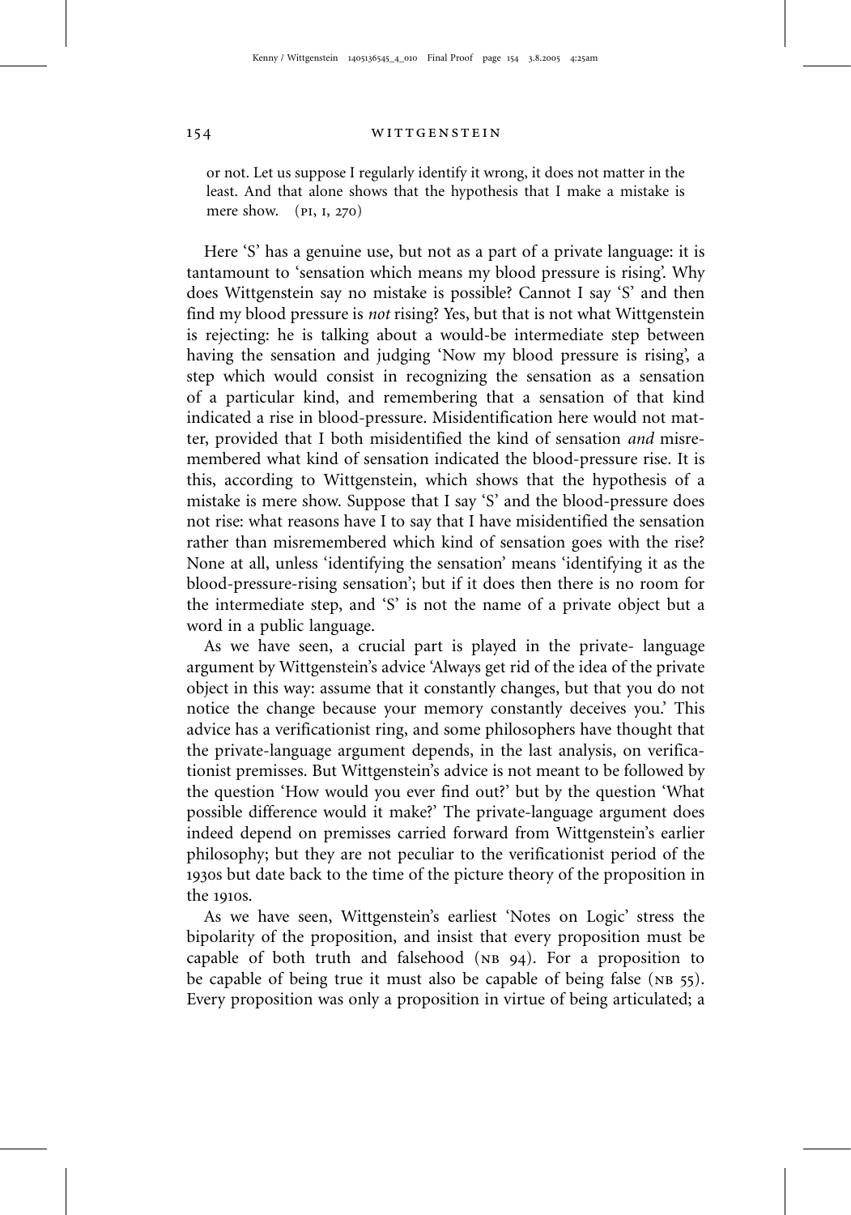> or not. Let us suppose I regularly identify it wrong, it does not matter in the least. And that alone shows that the hypothesis that I make a mistake is mere show. (PI, I, 270)

Here 'S' has a genuine use, but not as a part of a private language: it is tantamount to 'sensation which means my blood pressure is rising'. Why does Wittgenstein say no mistake is possible? Cannot I say 'S' and then find my blood pressure is *not* rising? Yes, but that is not what Wittgenstein is rejecting: he is talking about a would-be intermediate step between having the sensation and judging 'Now my blood pressure is rising', a step which would consist in recognizing the sensation as a sensation of a particular kind, and remembering that a sensation of that kind indicated a rise in blood-pressure. Misidentification here would not matter, provided that I both misidentified the kind of sensation *and* misremembered what kind of sensation indicated the blood-pressure rise. It is this, according to Wittgenstein, which shows that the hypothesis of a mistake is mere show. Suppose that I say 'S' and the blood-pressure does not rise: what reasons have I to say that I have misidentified the sensation rather than misremembered which kind of sensation goes with the rise? None at all, unless 'identifying the sensation' means 'identifying it as the blood-pressure-rising sensation'; but if it does then there is no room for the intermediate step, and 'S' is not the name of a private object but a word in a public language.

As we have seen, a crucial part is played in the private- language argument by Wittgenstein's advice 'Always get rid of the idea of the private object in this way: assume that it constantly changes, but that you do not notice the change because your memory constantly deceives you.' This advice has a verificationist ring, and some philosophers have thought that the private-language argument depends, in the last analysis, on verificationist premisses. But Wittgenstein's advice is not meant to be followed by the question 'How would you ever find out?' but by the question 'What possible difference would it make?' The private-language argument does indeed depend on premisses carried forward from Wittgenstein's earlier philosophy; but they are not peculiar to the verificationist period of the 1930s but date back to the time of the picture theory of the proposition in the 1910s.

As we have seen, Wittgenstein's earliest 'Notes on Logic' stress the bipolarity of the proposition, and insist that every proposition must be capable of both truth and falsehood (NB 94). For a proposition to be capable of being true it must also be capable of being false (NB 55). Every proposition was only a proposition in virtue of being articulated; a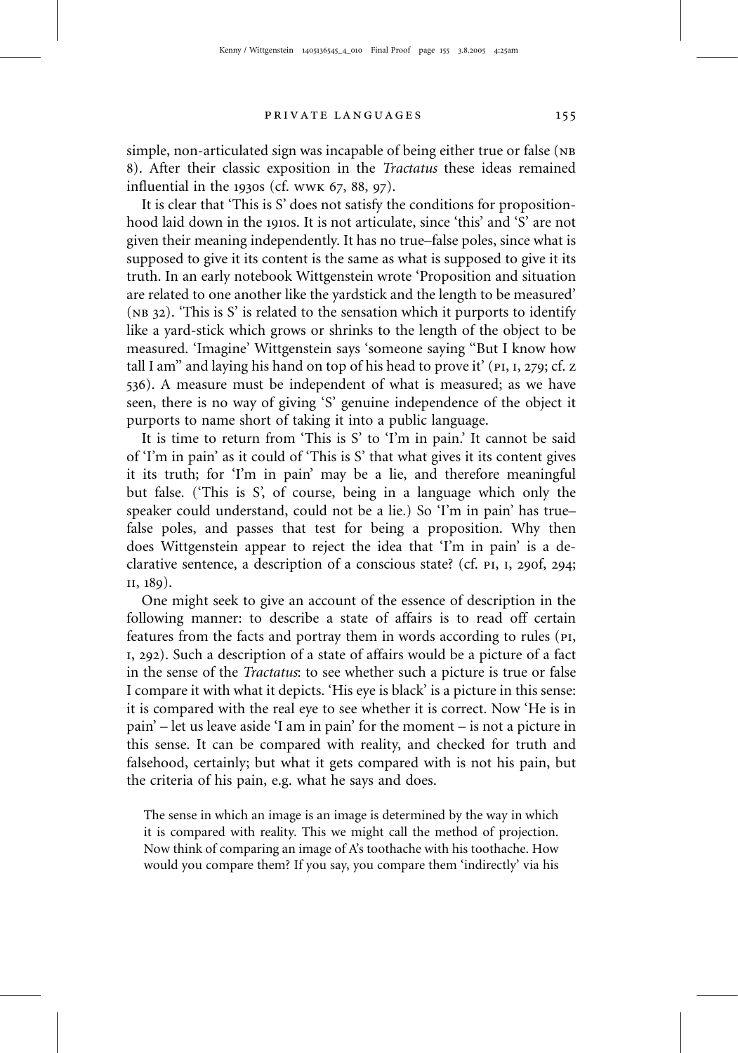simple, non-articulated sign was incapable of being either true or false (NB 8). After their classic exposition in the *Tractatus* these ideas remained influential in the 1930s (cf. WWK 67, 88, 97).

It is clear that 'This is S' does not satisfy the conditions for propositionhood laid down in the 1910s. It is not articulate, since 'this' and 'S' are not given their meaning independently. It has no true–false poles, since what is supposed to give it its content is the same as what is supposed to give it its truth. In an early notebook Wittgenstein wrote 'Proposition and situation are related to one another like the yardstick and the length to be measured' (NB 32). 'This is S' is related to the sensation which it purports to identify like a yard-stick which grows or shrinks to the length of the object to be measured. 'Imagine' Wittgenstein says 'someone saying "But I know how tall I am" and laying his hand on top of his head to prove it' (PI, I, 279; cf. Z 536). A measure must be independent of what is measured; as we have seen, there is no way of giving 'S' genuine independence of the object it purports to name short of taking it into a public language.

It is time to return from 'This is S' to 'I'm in pain.' It cannot be said of 'I'm in pain' as it could of 'This is S' that what gives it its content gives it its truth; for 'I'm in pain' may be a lie, and therefore meaningful but false. ('This is S', of course, being in a language which only the speaker could understand, could not be a lie.) So 'I'm in pain' has true–false poles, and passes that test for being a proposition. Why then does Wittgenstein appear to reject the idea that 'I'm in pain' is a declarative sentence, a description of a conscious state? (cf. PI, I, 290f, 294; II, 189).

One might seek to give an account of the essence of description in the following manner: to describe a state of affairs is to read off certain features from the facts and portray them in words according to rules (PI, I, 292). Such a description of a state of affairs would be a picture of a fact in the sense of the *Tractatus*: to see whether such a picture is true or false I compare it with what it depicts. 'His eye is black' is a picture in this sense: it is compared with the real eye to see whether it is correct. Now 'He is in pain' – let us leave aside 'I am in pain' for the moment – is not a picture in this sense. It can be compared with reality, and checked for truth and falsehood, certainly; but what it gets compared with is not his pain, but the criteria of his pain, e.g. what he says and does.

> The sense in which an image is an image is determined by the way in which it is compared with reality. This we might call the method of projection. Now think of comparing an image of A's toothache with his toothache. How would you compare them? If you say, you compare them 'indirectly' via his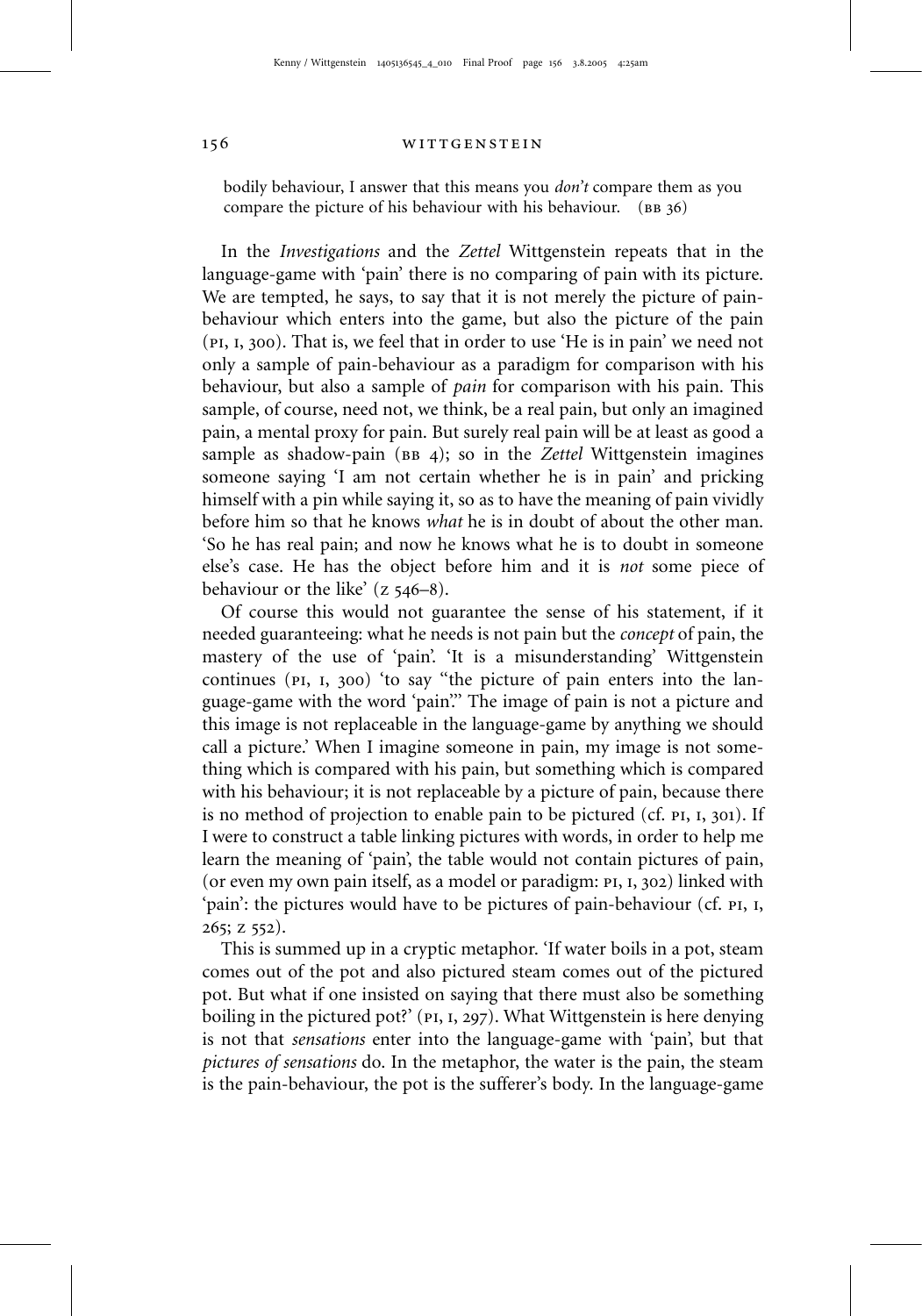bodily behaviour, I answer that this means you *don't* compare them as you compare the picture of his behaviour with his behaviour. (BB 36)

In the *Investigations* and the *Zettel* Wittgenstein repeats that in the language-game with 'pain' there is no comparing of pain with its picture. We are tempted, he says, to say that it is not merely the picture of pain-behaviour which enters into the game, but also the picture of the pain (PI, I, 300). That is, we feel that in order to use 'He is in pain' we need not only a sample of pain-behaviour as a paradigm for comparison with his behaviour, but also a sample of *pain* for comparison with his pain. This sample, of course, need not, we think, be a real pain, but only an imagined pain, a mental proxy for pain. But surely real pain will be at least as good a sample as shadow-pain (BB 4); so in the *Zettel* Wittgenstein imagines someone saying 'I am not certain whether he is in pain' and pricking himself with a pin while saying it, so as to have the meaning of pain vividly before him so that he knows *what* he is in doubt of about the other man. 'So he has real pain; and now he knows what he is to doubt in someone else's case. He has the object before him and it is *not* some piece of behaviour or the like' (Z 546–8).

Of course this would not guarantee the sense of his statement, if it needed guaranteeing: what he needs is not pain but the *concept* of pain, the mastery of the use of 'pain'. 'It is a misunderstanding' Wittgenstein continues (PI, I, 300) 'to say "the picture of pain enters into the language-game with the word 'pain'." The image of pain is not a picture and this image is not replaceable in the language-game by anything we should call a picture.' When I imagine someone in pain, my image is not something which is compared with his pain, but something which is compared with his behaviour; it is not replaceable by a picture of pain, because there is no method of projection to enable pain to be pictured (cf. PI, I, 301). If I were to construct a table linking pictures with words, in order to help me learn the meaning of 'pain', the table would not contain pictures of pain, (or even my own pain itself, as a model or paradigm: PI, I, 302) linked with 'pain': the pictures would have to be pictures of pain-behaviour (cf. PI, I, 265; Z 552).

This is summed up in a cryptic metaphor. 'If water boils in a pot, steam comes out of the pot and also pictured steam comes out of the pictured pot. But what if one insisted on saying that there must also be something boiling in the pictured pot?' (PI, I, 297). What Wittgenstein is here denying is not that *sensations* enter into the language-game with 'pain', but that *pictures of sensations* do. In the metaphor, the water is the pain, the steam is the pain-behaviour, the pot is the sufferer's body. In the language-game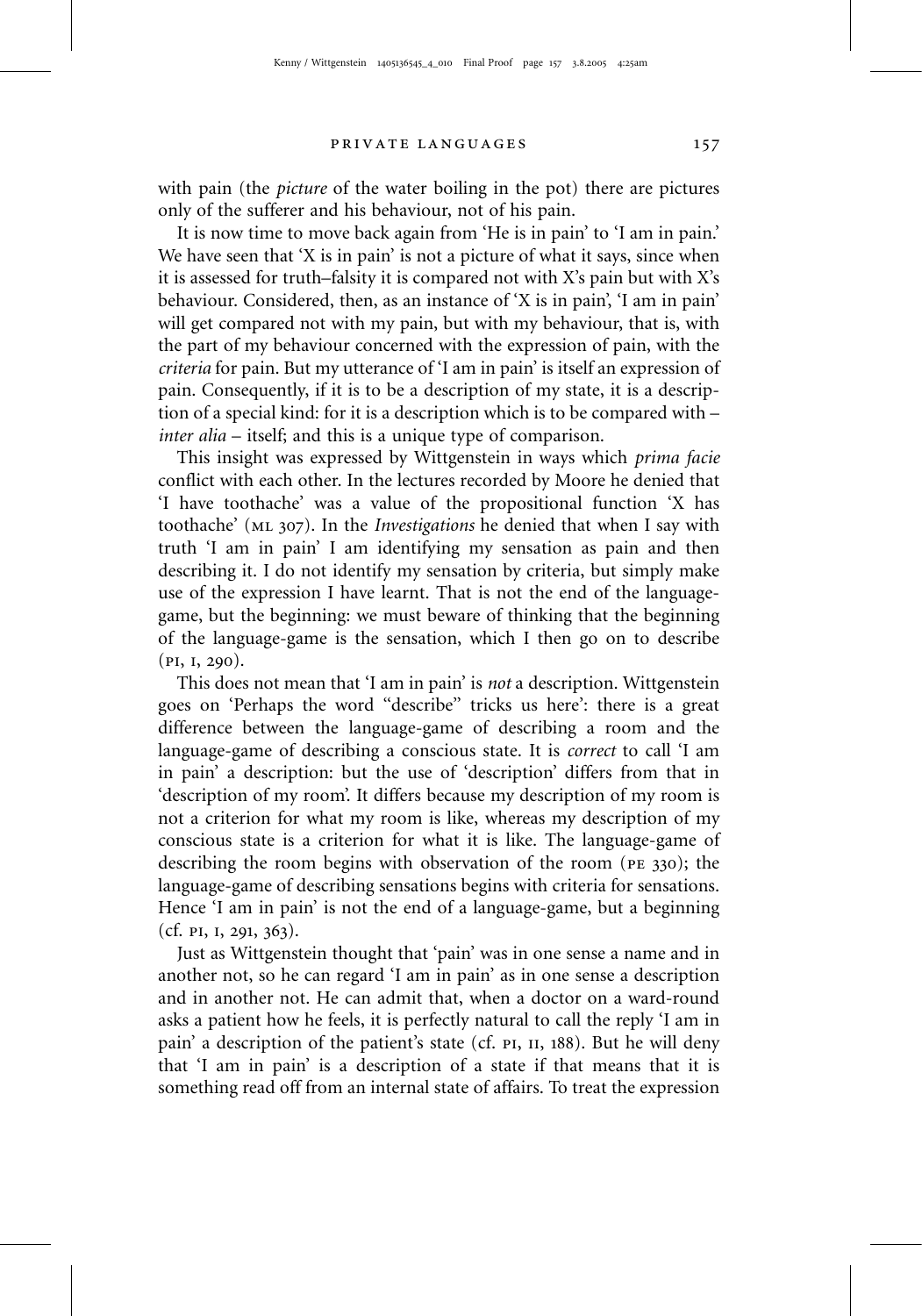with pain (the *picture* of the water boiling in the pot) there are pictures only of the sufferer and his behaviour, not of his pain.

It is now time to move back again from 'He is in pain' to 'I am in pain.' We have seen that 'X is in pain' is not a picture of what it says, since when it is assessed for truth–falsity it is compared not with X's pain but with X's behaviour. Considered, then, as an instance of 'X is in pain', 'I am in pain' will get compared not with my pain, but with my behaviour, that is, with the part of my behaviour concerned with the expression of pain, with the *criteria* for pain. But my utterance of 'I am in pain' is itself an expression of pain. Consequently, if it is to be a description of my state, it is a description of a special kind: for it is a description which is to be compared with – *inter alia* – itself; and this is a unique type of comparison.

This insight was expressed by Wittgenstein in ways which *prima facie* conflict with each other. In the lectures recorded by Moore he denied that 'I have toothache' was a value of the propositional function 'X has toothache' (ML 307). In the *Investigations* he denied that when I say with truth 'I am in pain' I am identifying my sensation as pain and then describing it. I do not identify my sensation by criteria, but simply make use of the expression I have learnt. That is not the end of the language-game, but the beginning: we must beware of thinking that the beginning of the language-game is the sensation, which I then go on to describe (PI, I, 290).

This does not mean that 'I am in pain' is *not* a description. Wittgenstein goes on 'Perhaps the word "describe" tricks us here': there is a great difference between the language-game of describing a room and the language-game of describing a conscious state. It is *correct* to call 'I am in pain' a description: but the use of 'description' differs from that in 'description of my room'. It differs because my description of my room is not a criterion for what my room is like, whereas my description of my conscious state is a criterion for what it is like. The language-game of describing the room begins with observation of the room (PE 330); the language-game of describing sensations begins with criteria for sensations. Hence 'I am in pain' is not the end of a language-game, but a beginning (cf. PI, I, 291, 363).

Just as Wittgenstein thought that 'pain' was in one sense a name and in another not, so he can regard 'I am in pain' as in one sense a description and in another not. He can admit that, when a doctor on a ward-round asks a patient how he feels, it is perfectly natural to call the reply 'I am in pain' a description of the patient's state (cf. PI, II, 188). But he will deny that 'I am in pain' is a description of a state if that means that it is something read off from an internal state of affairs. To treat the expression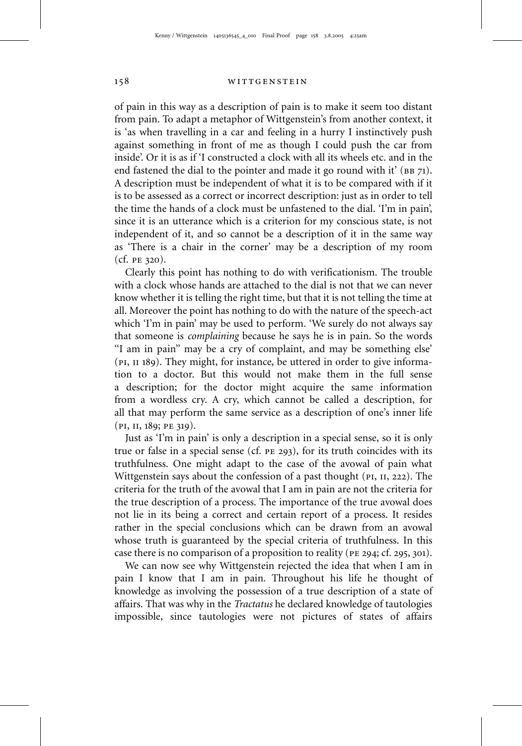of pain in this way as a description of pain is to make it seem too distant from pain. To adapt a metaphor of Wittgenstein's from another context, it is 'as when travelling in a car and feeling in a hurry I instinctively push against something in front of me as though I could push the car from inside'. Or it is as if 'I constructed a clock with all its wheels etc. and in the end fastened the dial to the pointer and made it go round with it' (BB 71). A description must be independent of what it is to be compared with if it is to be assessed as a correct or incorrect description: just as in order to tell the time the hands of a clock must be unfastened to the dial. 'I'm in pain', since it is an utterance which is a criterion for my conscious state, is not independent of it, and so cannot be a description of it in the same way as 'There is a chair in the corner' may be a description of my room (cf. PE 320).

Clearly this point has nothing to do with verificationism. The trouble with a clock whose hands are attached to the dial is not that we can never know whether it is telling the right time, but that it is not telling the time at all. Moreover the point has nothing to do with the nature of the speech-act which 'I'm in pain' may be used to perform. 'We surely do not always say that someone is *complaining* because he says he is in pain. So the words "I am in pain" may be a cry of complaint, and may be something else' (PI, II 189). They might, for instance, be uttered in order to give information to a doctor. But this would not make them in the full sense a description; for the doctor might acquire the same information from a wordless cry. A cry, which cannot be called a description, for all that may perform the same service as a description of one's inner life (PI, II, 189; PE 319).

Just as 'I'm in pain' is only a description in a special sense, so it is only true or false in a special sense (cf. PE 293), for its truth coincides with its truthfulness. One might adapt to the case of the avowal of pain what Wittgenstein says about the confession of a past thought (PI, II, 222). The criteria for the truth of the avowal that I am in pain are not the criteria for the true description of a process. The importance of the true avowal does not lie in its being a correct and certain report of a process. It resides rather in the special conclusions which can be drawn from an avowal whose truth is guaranteed by the special criteria of truthfulness. In this case there is no comparison of a proposition to reality (PE 294; cf. 295, 301).

We can now see why Wittgenstein rejected the idea that when I am in pain I know that I am in pain. Throughout his life he thought of knowledge as involving the possession of a true description of a state of affairs. That was why in the *Tractatus* he declared knowledge of tautologies impossible, since tautologies were not pictures of states of affairs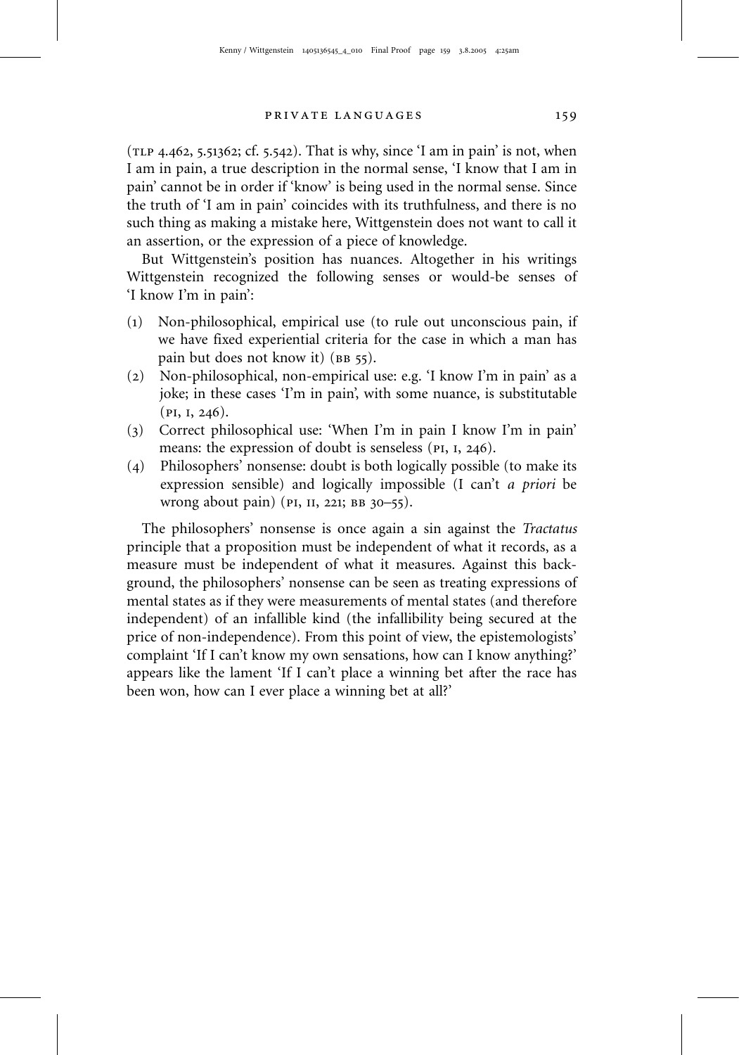(TLP 4.462, 5.51362; cf. 5.542). That is why, since 'I am in pain' is not, when I am in pain, a true description in the normal sense, 'I know that I am in pain' cannot be in order if 'know' is being used in the normal sense. Since the truth of 'I am in pain' coincides with its truthfulness, and there is no such thing as making a mistake here, Wittgenstein does not want to call it an assertion, or the expression of a piece of knowledge.

But Wittgenstein's position has nuances. Altogether in his writings Wittgenstein recognized the following senses or would-be senses of 'I know I'm in pain':

1. Non-philosophical, empirical use (to rule out unconscious pain, if we have fixed experiential criteria for the case in which a man has pain but does not know it) (BB 55).
2. Non-philosophical, non-empirical use: e.g. 'I know I'm in pain' as a joke; in these cases 'I'm in pain', with some nuance, is substitutable (PI, I, 246).
3. Correct philosophical use: 'When I'm in pain I know I'm in pain' means: the expression of doubt is senseless (PI, I, 246).
4. Philosophers' nonsense: doubt is both logically possible (to make its expression sensible) and logically impossible (I can't *a priori* be wrong about pain) (PI, II, 221; BB 30–55).

The philosophers' nonsense is once again a sin against the *Tractatus* principle that a proposition must be independent of what it records, as a measure must be independent of what it measures. Against this background, the philosophers' nonsense can be seen as treating expressions of mental states as if they were measurements of mental states (and therefore independent) of an infallible kind (the infallibility being secured at the price of non-independence). From this point of view, the epistemologists' complaint 'If I can't know my own sensations, how can I know anything?' appears like the lament 'If I can't place a winning bet after the race has been won, how can I ever place a winning bet at all?'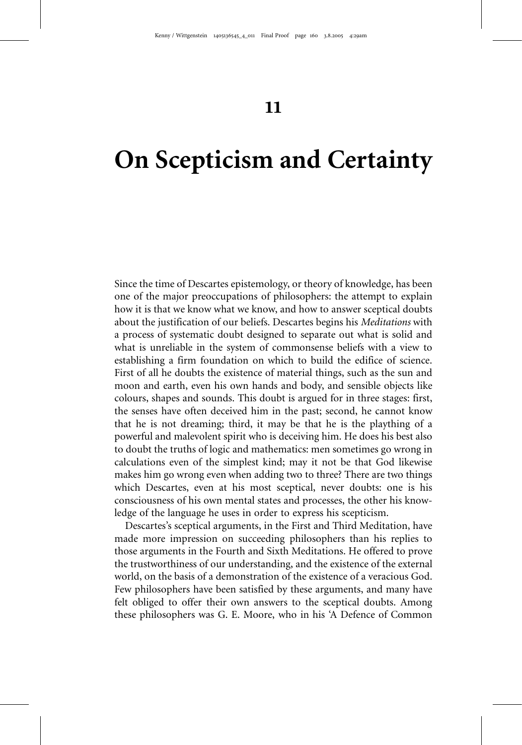# 11

# On Scepticism and Certainty

Since the time of Descartes epistemology, or theory of knowledge, has been one of the major preoccupations of philosophers: the attempt to explain how it is that we know what we know, and how to answer sceptical doubts about the justification of our beliefs. Descartes begins his *Meditations* with a process of systematic doubt designed to separate out what is solid and what is unreliable in the system of commonsense beliefs with a view to establishing a firm foundation on which to build the edifice of science. First of all he doubts the existence of material things, such as the sun and moon and earth, even his own hands and body, and sensible objects like colours, shapes and sounds. This doubt is argued for in three stages: first, the senses have often deceived him in the past; second, he cannot know that he is not dreaming; third, it may be that he is the plaything of a powerful and malevolent spirit who is deceiving him. He does his best also to doubt the truths of logic and mathematics: men sometimes go wrong in calculations even of the simplest kind; may it not be that God likewise makes him go wrong even when adding two to three? There are two things which Descartes, even at his most sceptical, never doubts: one is his consciousness of his own mental states and processes, the other his knowledge of the language he uses in order to express his scepticism.

Descartes's sceptical arguments, in the First and Third Meditation, have made more impression on succeeding philosophers than his replies to those arguments in the Fourth and Sixth Meditations. He offered to prove the trustworthiness of our understanding, and the existence of the external world, on the basis of a demonstration of the existence of a veracious God. Few philosophers have been satisfied by these arguments, and many have felt obliged to offer their own answers to the sceptical doubts. Among these philosophers was G. E. Moore, who in his 'A Defence of Common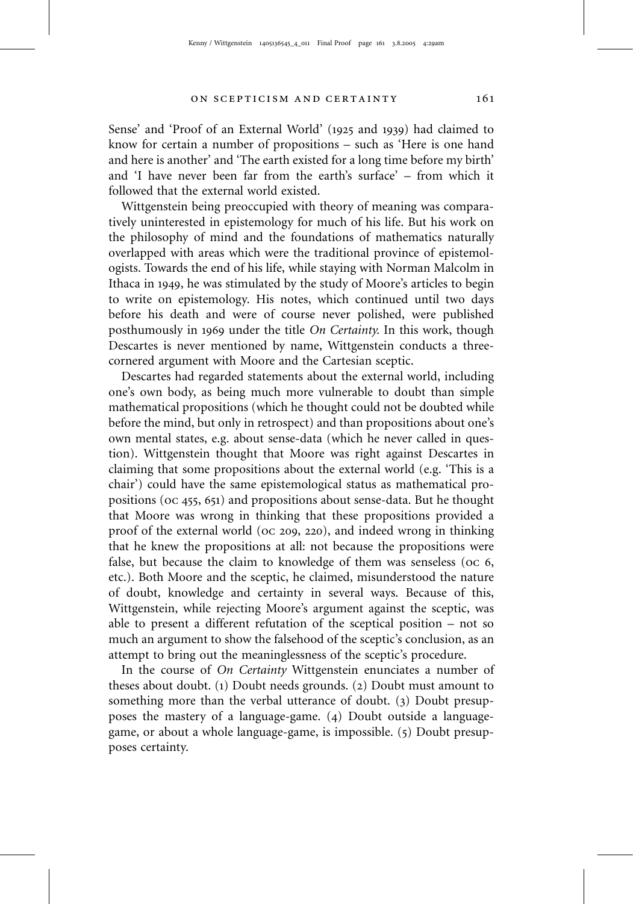Sense' and 'Proof of an External World' (1925 and 1939) had claimed to know for certain a number of propositions – such as 'Here is one hand and here is another' and 'The earth existed for a long time before my birth' and 'I have never been far from the earth's surface' – from which it followed that the external world existed.

Wittgenstein being preoccupied with theory of meaning was comparatively uninterested in epistemology for much of his life. But his work on the philosophy of mind and the foundations of mathematics naturally overlapped with areas which were the traditional province of epistemologists. Towards the end of his life, while staying with Norman Malcolm in Ithaca in 1949, he was stimulated by the study of Moore's articles to begin to write on epistemology. His notes, which continued until two days before his death and were of course never polished, were published posthumously in 1969 under the title *On Certainty*. In this work, though Descartes is never mentioned by name, Wittgenstein conducts a three-cornered argument with Moore and the Cartesian sceptic.

Descartes had regarded statements about the external world, including one's own body, as being much more vulnerable to doubt than simple mathematical propositions (which he thought could not be doubted while before the mind, but only in retrospect) and than propositions about one's own mental states, e.g. about sense-data (which he never called in question). Wittgenstein thought that Moore was right against Descartes in claiming that some propositions about the external world (e.g. 'This is a chair') could have the same epistemological status as mathematical propositions (OC 455, 651) and propositions about sense-data. But he thought that Moore was wrong in thinking that these propositions provided a proof of the external world (OC 209, 220), and indeed wrong in thinking that he knew the propositions at all: not because the propositions were false, but because the claim to knowledge of them was senseless (OC 6, etc.). Both Moore and the sceptic, he claimed, misunderstood the nature of doubt, knowledge and certainty in several ways. Because of this, Wittgenstein, while rejecting Moore's argument against the sceptic, was able to present a different refutation of the sceptical position – not so much an argument to show the falsehood of the sceptic's conclusion, as an attempt to bring out the meaninglessness of the sceptic's procedure.

In the course of *On Certainty* Wittgenstein enunciates a number of theses about doubt. (1) Doubt needs grounds. (2) Doubt must amount to something more than the verbal utterance of doubt. (3) Doubt presupposes the mastery of a language-game. (4) Doubt outside a language-game, or about a whole language-game, is impossible. (5) Doubt presupposes certainty.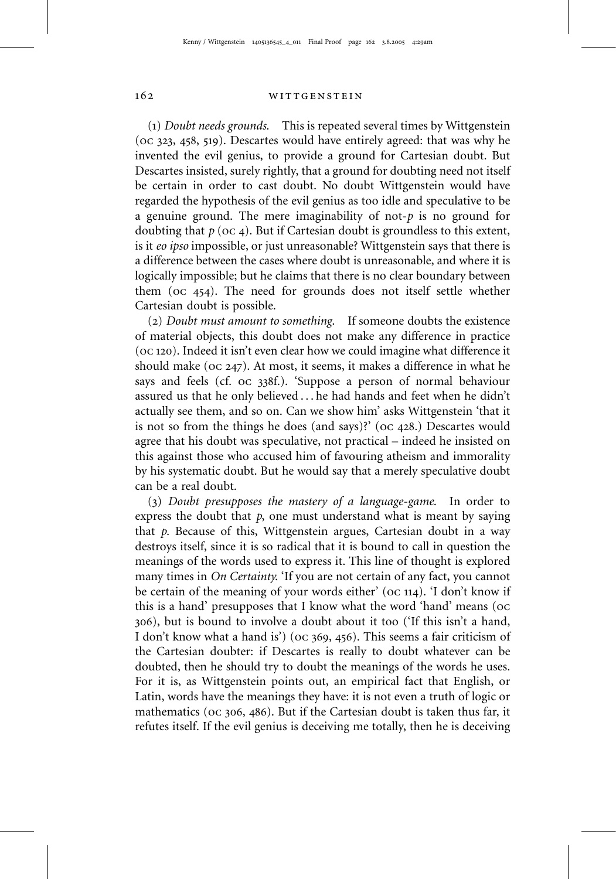(1) *Doubt needs grounds.* This is repeated several times by Wittgenstein (oc 323, 458, 519). Descartes would have entirely agreed: that was why he invented the evil genius, to provide a ground for Cartesian doubt. But Descartes insisted, surely rightly, that a ground for doubting need not itself be certain in order to cast doubt. No doubt Wittgenstein would have regarded the hypothesis of the evil genius as too idle and speculative to be a genuine ground. The mere imaginability of not-*p* is no ground for doubting that *p* (oc 4). But if Cartesian doubt is groundless to this extent, is it *eo ipso* impossible, or just unreasonable? Wittgenstein says that there is a difference between the cases where doubt is unreasonable, and where it is logically impossible; but he claims that there is no clear boundary between them (oc 454). The need for grounds does not itself settle whether Cartesian doubt is possible.

(2) *Doubt must amount to something.* If someone doubts the existence of material objects, this doubt does not make any difference in practice (oc 120). Indeed it isn't even clear how we could imagine what difference it should make (oc 247). At most, it seems, it makes a difference in what he says and feels (cf. oc 338f.). 'Suppose a person of normal behaviour assured us that he only believed . . . he had hands and feet when he didn't actually see them, and so on. Can we show him' asks Wittgenstein 'that it is not so from the things he does (and says)?' (oc 428.) Descartes would agree that his doubt was speculative, not practical – indeed he insisted on this against those who accused him of favouring atheism and immorality by his systematic doubt. But he would say that a merely speculative doubt can be a real doubt.

(3) *Doubt presupposes the mastery of a language-game.* In order to express the doubt that *p*, one must understand what is meant by saying that *p*. Because of this, Wittgenstein argues, Cartesian doubt in a way destroys itself, since it is so radical that it is bound to call in question the meanings of the words used to express it. This line of thought is explored many times in *On Certainty*. 'If you are not certain of any fact, you cannot be certain of the meaning of your words either' (oc 114). 'I don't know if this is a hand' presupposes that I know what the word 'hand' means (oc 306), but is bound to involve a doubt about it too ('If this isn't a hand, I don't know what a hand is') (oc 369, 456). This seems a fair criticism of the Cartesian doubter: if Descartes is really to doubt whatever can be doubted, then he should try to doubt the meanings of the words he uses. For it is, as Wittgenstein points out, an empirical fact that English, or Latin, words have the meanings they have: it is not even a truth of logic or mathematics (oc 306, 486). But if the Cartesian doubt is taken thus far, it refutes itself. If the evil genius is deceiving me totally, then he is deceiving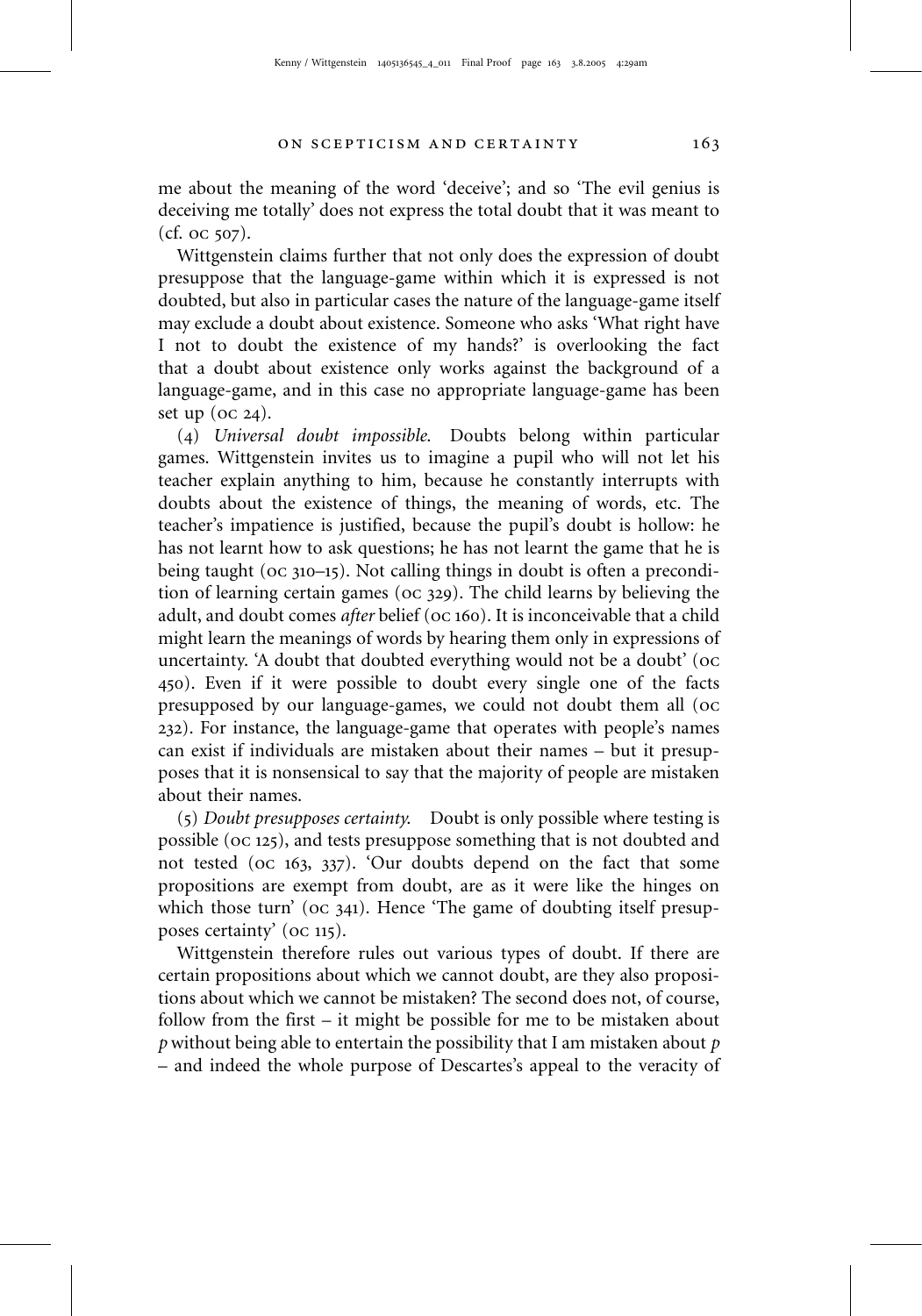me about the meaning of the word 'deceive'; and so 'The evil genius is deceiving me totally' does not express the total doubt that it was meant to (cf. OC 507).

Wittgenstein claims further that not only does the expression of doubt presuppose that the language-game within which it is expressed is not doubted, but also in particular cases the nature of the language-game itself may exclude a doubt about existence. Someone who asks 'What right have I not to doubt the existence of my hands?' is overlooking the fact that a doubt about existence only works against the background of a language-game, and in this case no appropriate language-game has been set up (OC 24).

(4) *Universal doubt impossible.* Doubts belong within particular games. Wittgenstein invites us to imagine a pupil who will not let his teacher explain anything to him, because he constantly interrupts with doubts about the existence of things, the meaning of words, etc. The teacher's impatience is justified, because the pupil's doubt is hollow: he has not learnt how to ask questions; he has not learnt the game that he is being taught (OC 310–15). Not calling things in doubt is often a precondition of learning certain games (OC 329). The child learns by believing the adult, and doubt comes *after* belief (OC 160). It is inconceivable that a child might learn the meanings of words by hearing them only in expressions of uncertainty. 'A doubt that doubted everything would not be a doubt' (OC 450). Even if it were possible to doubt every single one of the facts presupposed by our language-games, we could not doubt them all (OC 232). For instance, the language-game that operates with people's names can exist if individuals are mistaken about their names – but it presupposes that it is nonsensical to say that the majority of people are mistaken about their names.

(5) *Doubt presupposes certainty.* Doubt is only possible where testing is possible (OC 125), and tests presuppose something that is not doubted and not tested (OC 163, 337). 'Our doubts depend on the fact that some propositions are exempt from doubt, are as it were like the hinges on which those turn' (OC 341). Hence 'The game of doubting itself presupposes certainty' (OC 115).

Wittgenstein therefore rules out various types of doubt. If there are certain propositions about which we cannot doubt, are they also propositions about which we cannot be mistaken? The second does not, of course, follow from the first – it might be possible for me to be mistaken about $p$ without being able to entertain the possibility that I am mistaken about $p$ – and indeed the whole purpose of Descartes's appeal to the veracity of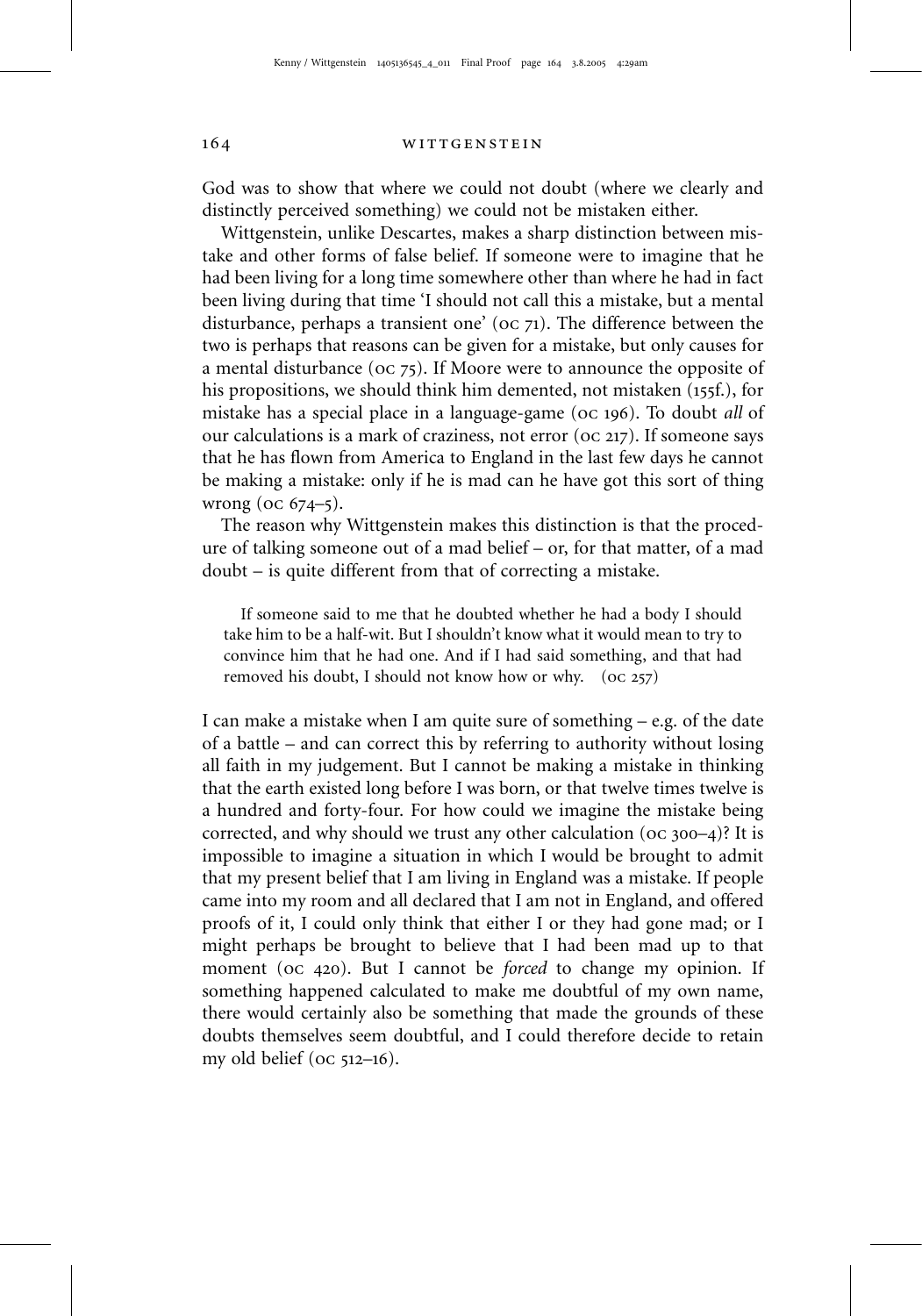God was to show that where we could not doubt (where we clearly and distinctly perceived something) we could not be mistaken either.

Wittgenstein, unlike Descartes, makes a sharp distinction between mistake and other forms of false belief. If someone were to imagine that he had been living for a long time somewhere other than where he had in fact been living during that time 'I should not call this a mistake, but a mental disturbance, perhaps a transient one' (OC 71). The difference between the two is perhaps that reasons can be given for a mistake, but only causes for a mental disturbance (OC 75). If Moore were to announce the opposite of his propositions, we should think him demented, not mistaken (155f.), for mistake has a special place in a language-game (OC 196). To doubt *all* of our calculations is a mark of craziness, not error (OC 217). If someone says that he has flown from America to England in the last few days he cannot be making a mistake: only if he is mad can he have got this sort of thing wrong (OC 674–5).

The reason why Wittgenstein makes this distinction is that the procedure of talking someone out of a mad belief – or, for that matter, of a mad doubt – is quite different from that of correcting a mistake.

> If someone said to me that he doubted whether he had a body I should take him to be a half-wit. But I shouldn't know what it would mean to try to convince him that he had one. And if I had said something, and that had removed his doubt, I should not know how or why. (OC 257)

I can make a mistake when I am quite sure of something – e.g. of the date of a battle – and can correct this by referring to authority without losing all faith in my judgement. But I cannot be making a mistake in thinking that the earth existed long before I was born, or that twelve times twelve is a hundred and forty-four. For how could we imagine the mistake being corrected, and why should we trust any other calculation (OC 300–4)? It is impossible to imagine a situation in which I would be brought to admit that my present belief that I am living in England was a mistake. If people came into my room and all declared that I am not in England, and offered proofs of it, I could only think that either I or they had gone mad; or I might perhaps be brought to believe that I had been mad up to that moment (OC 420). But I cannot be *forced* to change my opinion. If something happened calculated to make me doubtful of my own name, there would certainly also be something that made the grounds of these doubts themselves seem doubtful, and I could therefore decide to retain my old belief (OC 512–16).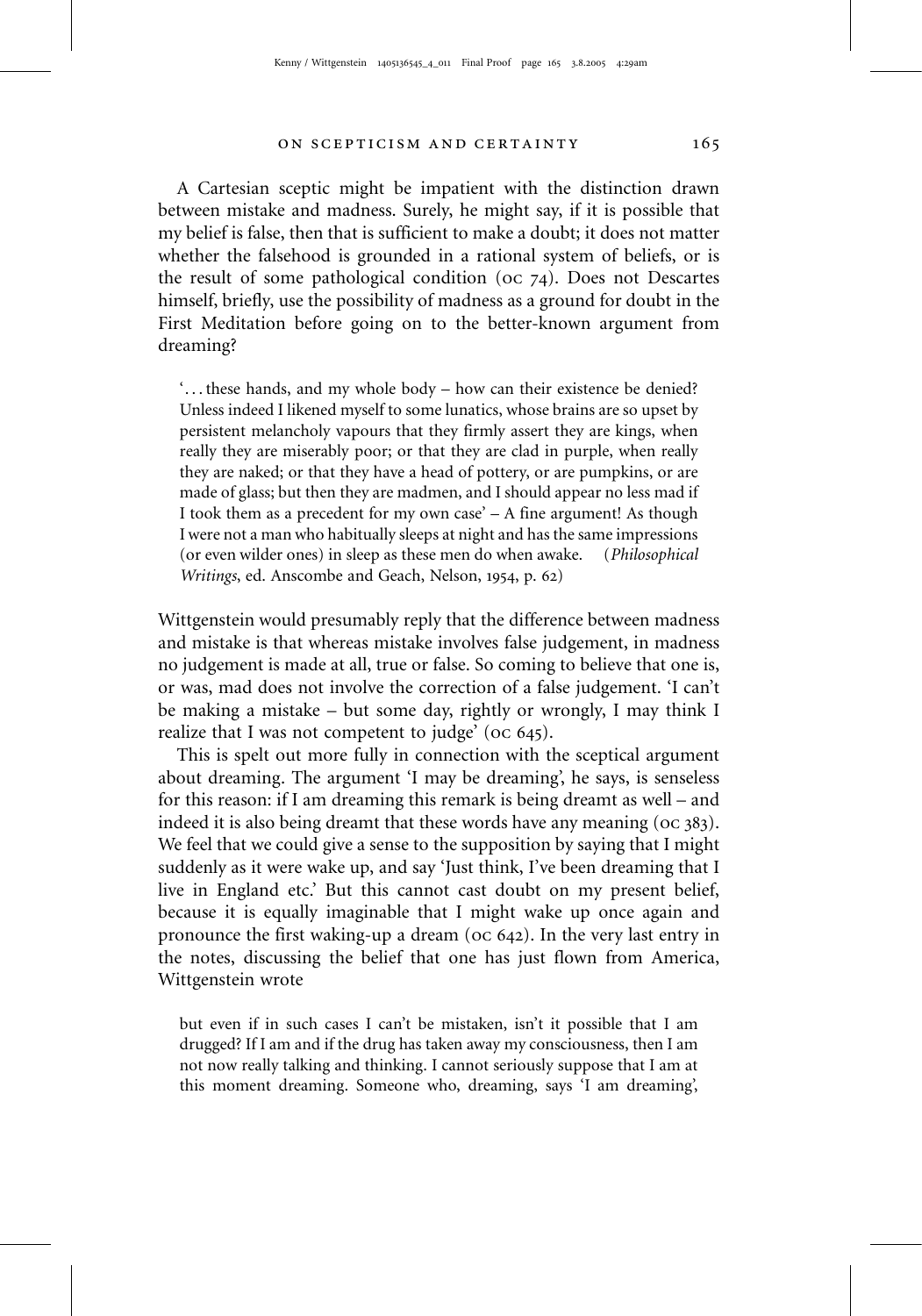A Cartesian sceptic might be impatient with the distinction drawn between mistake and madness. Surely, he might say, if it is possible that my belief is false, then that is sufficient to make a doubt; it does not matter whether the falsehood is grounded in a rational system of beliefs, or is the result of some pathological condition (OC 74). Does not Descartes himself, briefly, use the possibility of madness as a ground for doubt in the First Meditation before going on to the better-known argument from dreaming?

> '. . . these hands, and my whole body – how can their existence be denied? Unless indeed I likened myself to some lunatics, whose brains are so upset by persistent melancholy vapours that they firmly assert they are kings, when really they are miserably poor; or that they are clad in purple, when really they are naked; or that they have a head of pottery, or are pumpkins, or are made of glass; but then they are madmen, and I should appear no less mad if I took them as a precedent for my own case' – A fine argument! As though I were not a man who habitually sleeps at night and has the same impressions (or even wilder ones) in sleep as these men do when awake. (*Philosophical Writings*, ed. Anscombe and Geach, Nelson, 1954, p. 62)

Wittgenstein would presumably reply that the difference between madness and mistake is that whereas mistake involves false judgement, in madness no judgement is made at all, true or false. So coming to believe that one is, or was, mad does not involve the correction of a false judgement. 'I can't be making a mistake – but some day, rightly or wrongly, I may think I realize that I was not competent to judge' (OC 645).

This is spelt out more fully in connection with the sceptical argument about dreaming. The argument 'I may be dreaming', he says, is senseless for this reason: if I am dreaming this remark is being dreamt as well – and indeed it is also being dreamt that these words have any meaning (OC 383). We feel that we could give a sense to the supposition by saying that I might suddenly as it were wake up, and say 'Just think, I've been dreaming that I live in England etc.' But this cannot cast doubt on my present belief, because it is equally imaginable that I might wake up once again and pronounce the first waking-up a dream (OC 642). In the very last entry in the notes, discussing the belief that one has just flown from America, Wittgenstein wrote

> but even if in such cases I can't be mistaken, isn't it possible that I am drugged? If I am and if the drug has taken away my consciousness, then I am not now really talking and thinking. I cannot seriously suppose that I am at this moment dreaming. Someone who, dreaming, says 'I am dreaming',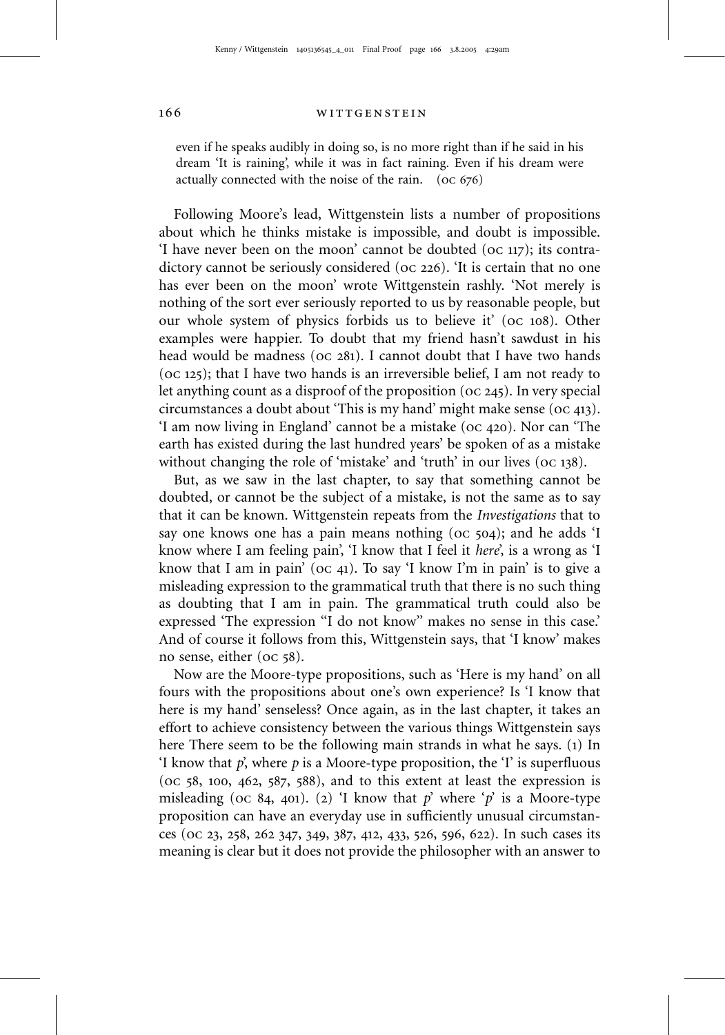even if he speaks audibly in doing so, is no more right than if he said in his dream 'It is raining', while it was in fact raining. Even if his dream were actually connected with the noise of the rain. (OC 676)

Following Moore's lead, Wittgenstein lists a number of propositions about which he thinks mistake is impossible, and doubt is impossible. 'I have never been on the moon' cannot be doubted (OC 117); its contradictory cannot be seriously considered (OC 226). 'It is certain that no one has ever been on the moon' wrote Wittgenstein rashly. 'Not merely is nothing of the sort ever seriously reported to us by reasonable people, but our whole system of physics forbids us to believe it' (OC 108). Other examples were happier. To doubt that my friend hasn't sawdust in his head would be madness (OC 281). I cannot doubt that I have two hands (OC 125); that I have two hands is an irreversible belief, I am not ready to let anything count as a disproof of the proposition (OC 245). In very special circumstances a doubt about 'This is my hand' might make sense (OC 413). 'I am now living in England' cannot be a mistake (OC 420). Nor can 'The earth has existed during the last hundred years' be spoken of as a mistake without changing the role of 'mistake' and 'truth' in our lives (OC 138).

But, as we saw in the last chapter, to say that something cannot be doubted, or cannot be the subject of a mistake, is not the same as to say that it can be known. Wittgenstein repeats from the *Investigations* that to say one knows one has a pain means nothing (OC 504); and he adds 'I know where I am feeling pain', 'I know that I feel it *here*', is a wrong as 'I know that I am in pain' (OC 41). To say 'I know I'm in pain' is to give a misleading expression to the grammatical truth that there is no such thing as doubting that I am in pain. The grammatical truth could also be expressed 'The expression "I do not know" makes no sense in this case.' And of course it follows from this, Wittgenstein says, that 'I know' makes no sense, either (OC 58).

Now are the Moore-type propositions, such as 'Here is my hand' on all fours with the propositions about one's own experience? Is 'I know that here is my hand' senseless? Once again, as in the last chapter, it takes an effort to achieve consistency between the various things Wittgenstein says here There seem to be the following main strands in what he says. (1) In 'I know that *p*', where *p* is a Moore-type proposition, the 'I' is superfluous (OC 58, 100, 462, 587, 588), and to this extent at least the expression is misleading (OC 84, 401). (2) 'I know that *p*' where '*p*' is a Moore-type proposition can have an everyday use in sufficiently unusual circumstances (OC 23, 258, 262 347, 349, 387, 412, 433, 526, 596, 622). In such cases its meaning is clear but it does not provide the philosopher with an answer to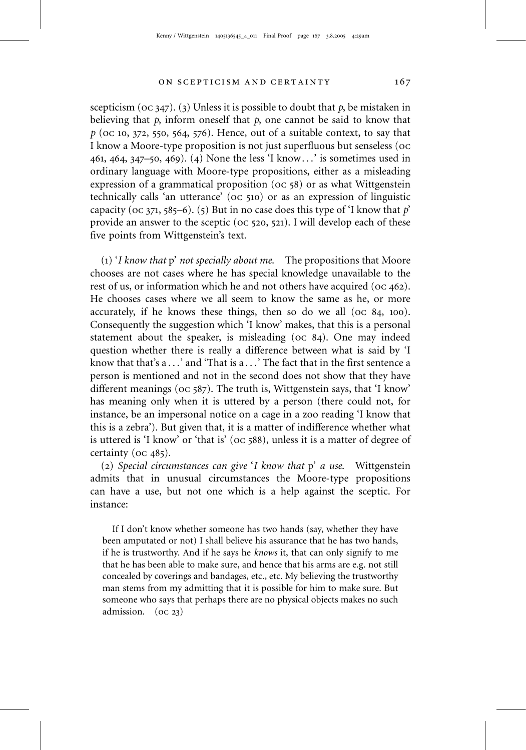scepticism (OC 347). (3) Unless it is possible to doubt that *p*, be mistaken in believing that *p*, inform oneself that *p*, one cannot be said to know that *p* (OC 10, 372, 550, 564, 576). Hence, out of a suitable context, to say that I know a Moore-type proposition is not just superfluous but senseless (OC 461, 464, 347–50, 469). (4) None the less 'I know...' is sometimes used in ordinary language with Moore-type propositions, either as a misleading expression of a grammatical proposition (OC 58) or as what Wittgenstein technically calls 'an utterance' (OC 510) or as an expression of linguistic capacity (OC 371, 585–6). (5) But in no case does this type of 'I know that *p*' provide an answer to the sceptic (OC 520, 521). I will develop each of these five points from Wittgenstein's text.

(1) *'I know that* p*' not specially about me.* The propositions that Moore chooses are not cases where he has special knowledge unavailable to the rest of us, or information which he and not others have acquired (OC 462). He chooses cases where we all seem to know the same as he, or more accurately, if he knows these things, then so do we all (OC 84, 100). Consequently the suggestion which 'I know' makes, that this is a personal statement about the speaker, is misleading (OC 84). One may indeed question whether there is really a difference between what is said by 'I know that that's a...' and 'That is a...' The fact that in the first sentence a person is mentioned and not in the second does not show that they have different meanings (OC 587). The truth is, Wittgenstein says, that 'I know' has meaning only when it is uttered by a person (there could not, for instance, be an impersonal notice on a cage in a zoo reading 'I know that this is a zebra'). But given that, it is a matter of indifference whether what is uttered is 'I know' or 'that is' (OC 588), unless it is a matter of degree of certainty (OC 485).

(2) *Special circumstances can give 'I know that* p*' a use.* Wittgenstein admits that in unusual circumstances the Moore-type propositions can have a use, but not one which is a help against the sceptic. For instance:

> If I don't know whether someone has two hands (say, whether they have been amputated or not) I shall believe his assurance that he has two hands, if he is trustworthy. And if he says he *knows* it, that can only signify to me that he has been able to make sure, and hence that his arms are e.g. not still concealed by coverings and bandages, etc., etc. My believing the trustworthy man stems from my admitting that it is possible for him to make sure. But someone who says that perhaps there are no physical objects makes no such admission. (OC 23)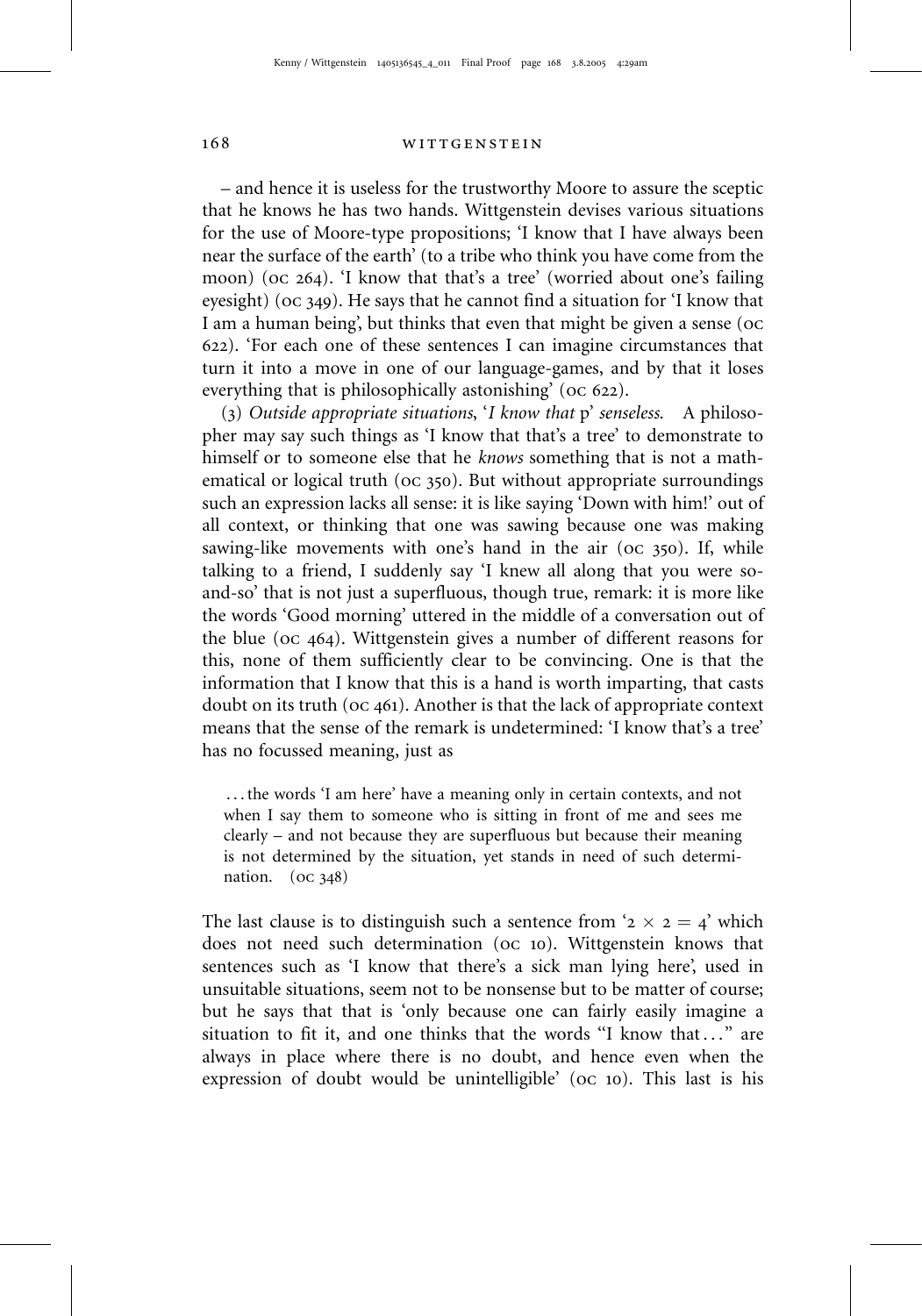– and hence it is useless for the trustworthy Moore to assure the sceptic that he knows he has two hands. Wittgenstein devises various situations for the use of Moore-type propositions; 'I know that I have always been near the surface of the earth' (to a tribe who think you have come from the moon) (OC 264). 'I know that that's a tree' (worried about one's failing eyesight) (OC 349). He says that he cannot find a situation for 'I know that I am a human being', but thinks that even that might be given a sense (OC 622). 'For each one of these sentences I can imagine circumstances that turn it into a move in one of our language-games, and by that it loses everything that is philosophically astonishing' (OC 622).

(3) *Outside appropriate situations, 'I know that* p' *senseless.* A philosopher may say such things as 'I know that that's a tree' to demonstrate to himself or to someone else that he *knows* something that is not a mathematical or logical truth (OC 350). But without appropriate surroundings such an expression lacks all sense: it is like saying 'Down with him!' out of all context, or thinking that one was sawing because one was making sawing-like movements with one's hand in the air (OC 350). If, while talking to a friend, I suddenly say 'I knew all along that you were so-and-so' that is not just a superfluous, though true, remark: it is more like the words 'Good morning' uttered in the middle of a conversation out of the blue (OC 464). Wittgenstein gives a number of different reasons for this, none of them sufficiently clear to be convincing. One is that the information that I know that this is a hand is worth imparting, that casts doubt on its truth (OC 461). Another is that the lack of appropriate context means that the sense of the remark is undetermined: 'I know that's a tree' has no focussed meaning, just as

> . . . the words 'I am here' have a meaning only in certain contexts, and not when I say them to someone who is sitting in front of me and sees me clearly – and not because they are superfluous but because their meaning is not determined by the situation, yet stands in need of such determination. (OC 348)

The last clause is to distinguish such a sentence from '$2 \times 2 = 4$' which does not need such determination (OC 10). Wittgenstein knows that sentences such as 'I know that there's a sick man lying here', used in unsuitable situations, seem not to be nonsense but to be matter of course; but he says that that is 'only because one can fairly easily imagine a situation to fit it, and one thinks that the words "I know that . . ." are always in place where there is no doubt, and hence even when the expression of doubt would be unintelligible' (OC 10). This last is his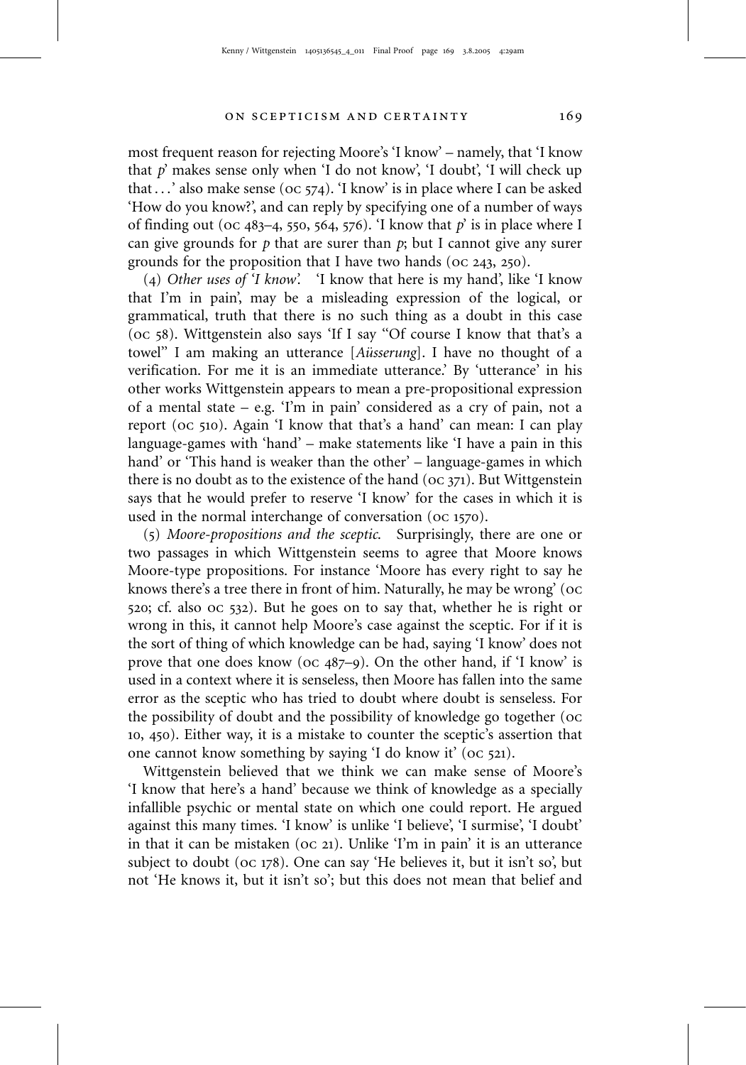most frequent reason for rejecting Moore's 'I know' – namely, that 'I know that *p*' makes sense only when 'I do not know', 'I doubt', 'I will check up that . . .' also make sense (OC 574). 'I know' is in place where I can be asked 'How do you know?', and can reply by specifying one of a number of ways of finding out (OC 483–4, 550, 564, 576). 'I know that *p*' is in place where I can give grounds for *p* that are surer than *p*; but I cannot give any surer grounds for the proposition that I have two hands (OC 243, 250).

(4) *Other uses of 'I know'.* 'I know that here is my hand', like 'I know that I'm in pain', may be a misleading expression of the logical, or grammatical, truth that there is no such thing as a doubt in this case (OC 58). Wittgenstein also says 'If I say "Of course I know that that's a towel" I am making an utterance [*Aüsserung*]. I have no thought of a verification. For me it is an immediate utterance.' By 'utterance' in his other works Wittgenstein appears to mean a pre-propositional expression of a mental state – e.g. 'I'm in pain' considered as a cry of pain, not a report (OC 510). Again 'I know that that's a hand' can mean: I can play language-games with 'hand' – make statements like 'I have a pain in this hand' or 'This hand is weaker than the other' – language-games in which there is no doubt as to the existence of the hand (OC 371). But Wittgenstein says that he would prefer to reserve 'I know' for the cases in which it is used in the normal interchange of conversation (OC 1570).

(5) *Moore-propositions and the sceptic.* Surprisingly, there are one or two passages in which Wittgenstein seems to agree that Moore knows Moore-type propositions. For instance 'Moore has every right to say he knows there's a tree there in front of him. Naturally, he may be wrong' (OC 520; cf. also OC 532). But he goes on to say that, whether he is right or wrong in this, it cannot help Moore's case against the sceptic. For if it is the sort of thing of which knowledge can be had, saying 'I know' does not prove that one does know (OC 487–9). On the other hand, if 'I know' is used in a context where it is senseless, then Moore has fallen into the same error as the sceptic who has tried to doubt where doubt is senseless. For the possibility of doubt and the possibility of knowledge go together (OC 10, 450). Either way, it is a mistake to counter the sceptic's assertion that one cannot know something by saying 'I do know it' (OC 521).

Wittgenstein believed that we think we can make sense of Moore's 'I know that here's a hand' because we think of knowledge as a specially infallible psychic or mental state on which one could report. He argued against this many times. 'I know' is unlike 'I believe', 'I surmise', 'I doubt' in that it can be mistaken (OC 21). Unlike 'I'm in pain' it is an utterance subject to doubt (OC 178). One can say 'He believes it, but it isn't so', but not 'He knows it, but it isn't so'; but this does not mean that belief and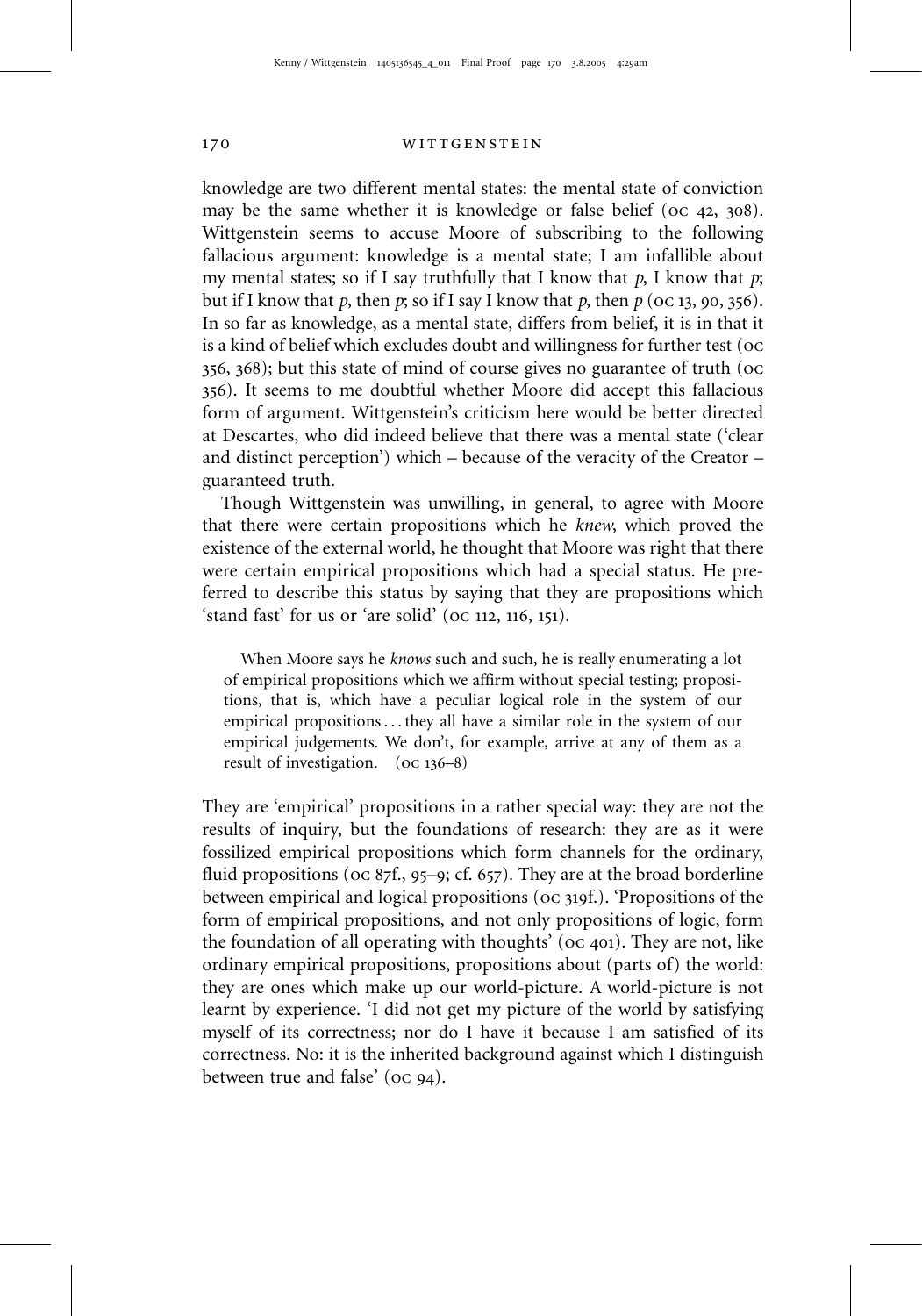knowledge are two different mental states: the mental state of conviction may be the same whether it is knowledge or false belief (OC 42, 308). Wittgenstein seems to accuse Moore of subscribing to the following fallacious argument: knowledge is a mental state; I am infallible about my mental states; so if I say truthfully that I know that *p*, I know that *p*; but if I know that *p*, then *p*; so if I say I know that *p*, then *p* (OC 13, 90, 356). In so far as knowledge, as a mental state, differs from belief, it is in that it is a kind of belief which excludes doubt and willingness for further test (OC 356, 368); but this state of mind of course gives no guarantee of truth (OC 356). It seems to me doubtful whether Moore did accept this fallacious form of argument. Wittgenstein's criticism here would be better directed at Descartes, who did indeed believe that there was a mental state ('clear and distinct perception') which – because of the veracity of the Creator – guaranteed truth.

Though Wittgenstein was unwilling, in general, to agree with Moore that there were certain propositions which he *knew*, which proved the existence of the external world, he thought that Moore was right that there were certain empirical propositions which had a special status. He preferred to describe this status by saying that they are propositions which 'stand fast' for us or 'are solid' (OC 112, 116, 151).

> When Moore says he *knows* such and such, he is really enumerating a lot of empirical propositions which we affirm without special testing; propositions, that is, which have a peculiar logical role in the system of our empirical propositions . . . they all have a similar role in the system of our empirical judgements. We don't, for example, arrive at any of them as a result of investigation. (OC 136–8)

They are 'empirical' propositions in a rather special way: they are not the results of inquiry, but the foundations of research: they are as it were fossilized empirical propositions which form channels for the ordinary, fluid propositions (OC 87f., 95–9; cf. 657). They are at the broad borderline between empirical and logical propositions (OC 319f.). 'Propositions of the form of empirical propositions, and not only propositions of logic, form the foundation of all operating with thoughts' (OC 401). They are not, like ordinary empirical propositions, propositions about (parts of) the world: they are ones which make up our world-picture. A world-picture is not learnt by experience. 'I did not get my picture of the world by satisfying myself of its correctness; nor do I have it because I am satisfied of its correctness. No: it is the inherited background against which I distinguish between true and false' (OC 94).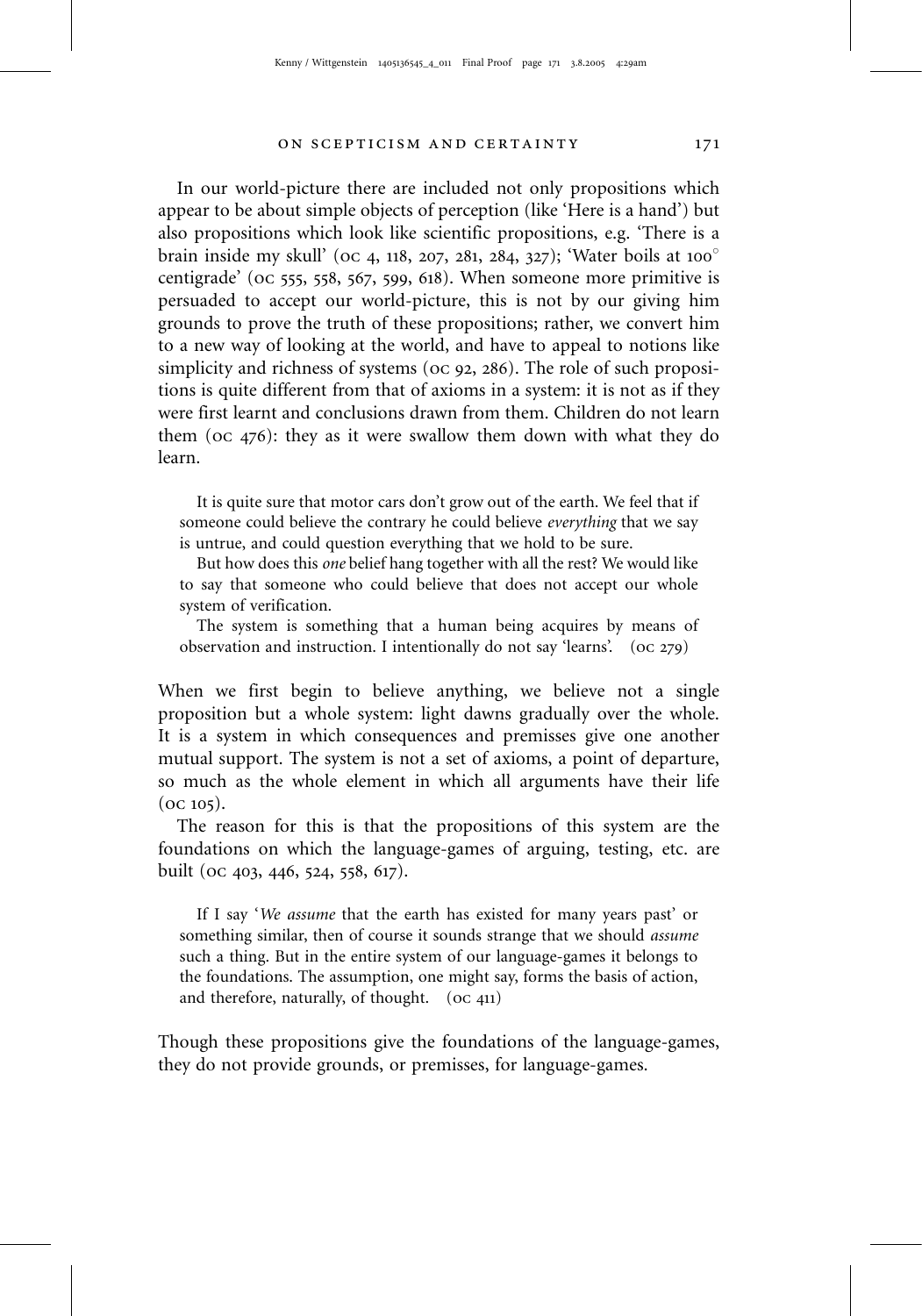In our world-picture there are included not only propositions which appear to be about simple objects of perception (like 'Here is a hand') but also propositions which look like scientific propositions, e.g. 'There is a brain inside my skull' (OC 4, 118, 207, 281, 284, 327); 'Water boils at 100° centigrade' (OC 555, 558, 567, 599, 618). When someone more primitive is persuaded to accept our world-picture, this is not by our giving him grounds to prove the truth of these propositions; rather, we convert him to a new way of looking at the world, and have to appeal to notions like simplicity and richness of systems (OC 92, 286). The role of such propositions is quite different from that of axioms in a system: it is not as if they were first learnt and conclusions drawn from them. Children do not learn them (OC 476): they as it were swallow them down with what they do learn.

> It is quite sure that motor cars don't grow out of the earth. We feel that if someone could believe the contrary he could believe *everything* that we say is untrue, and could question everything that we hold to be sure.
>
> But how does this *one* belief hang together with all the rest? We would like to say that someone who could believe that does not accept our whole system of verification.
>
> The system is something that a human being acquires by means of observation and instruction. I intentionally do not say 'learns'. (OC 279)

When we first begin to believe anything, we believe not a single proposition but a whole system: light dawns gradually over the whole. It is a system in which consequences and premisses give one another mutual support. The system is not a set of axioms, a point of departure, so much as the whole element in which all arguments have their life (OC 105).

The reason for this is that the propositions of this system are the foundations on which the language-games of arguing, testing, etc. are built (OC 403, 446, 524, 558, 617).

> If I say '*We assume* that the earth has existed for many years past' or something similar, then of course it sounds strange that we should *assume* such a thing. But in the entire system of our language-games it belongs to the foundations. The assumption, one might say, forms the basis of action, and therefore, naturally, of thought. (OC 411)

Though these propositions give the foundations of the language-games, they do not provide grounds, or premisses, for language-games.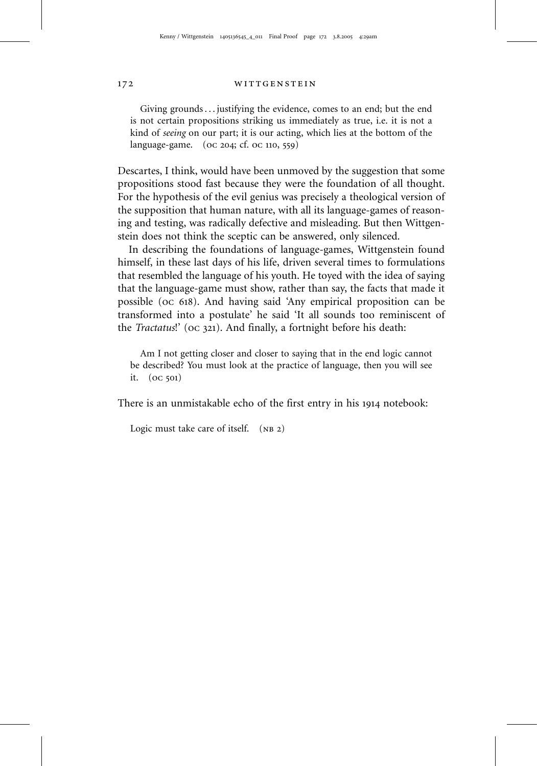> Giving grounds . . . justifying the evidence, comes to an end; but the end is not certain propositions striking us immediately as true, i.e. it is not a kind of *seeing* on our part; it is our acting, which lies at the bottom of the language-game. (OC 204; cf. OC 110, 559)

Descartes, I think, would have been unmoved by the suggestion that some propositions stood fast because they were the foundation of all thought. For the hypothesis of the evil genius was precisely a theological version of the supposition that human nature, with all its language-games of reasoning and testing, was radically defective and misleading. But then Wittgenstein does not think the sceptic can be answered, only silenced.

In describing the foundations of language-games, Wittgenstein found himself, in these last days of his life, driven several times to formulations that resembled the language of his youth. He toyed with the idea of saying that the language-game must show, rather than say, the facts that made it possible (OC 618). And having said 'Any empirical proposition can be transformed into a postulate' he said 'It all sounds too reminiscent of the *Tractatus*!' (OC 321). And finally, a fortnight before his death:

> Am I not getting closer and closer to saying that in the end logic cannot be described? You must look at the practice of language, then you will see it. (OC 501)

There is an unmistakable echo of the first entry in his 1914 notebook:

> Logic must take care of itself. (NB 2)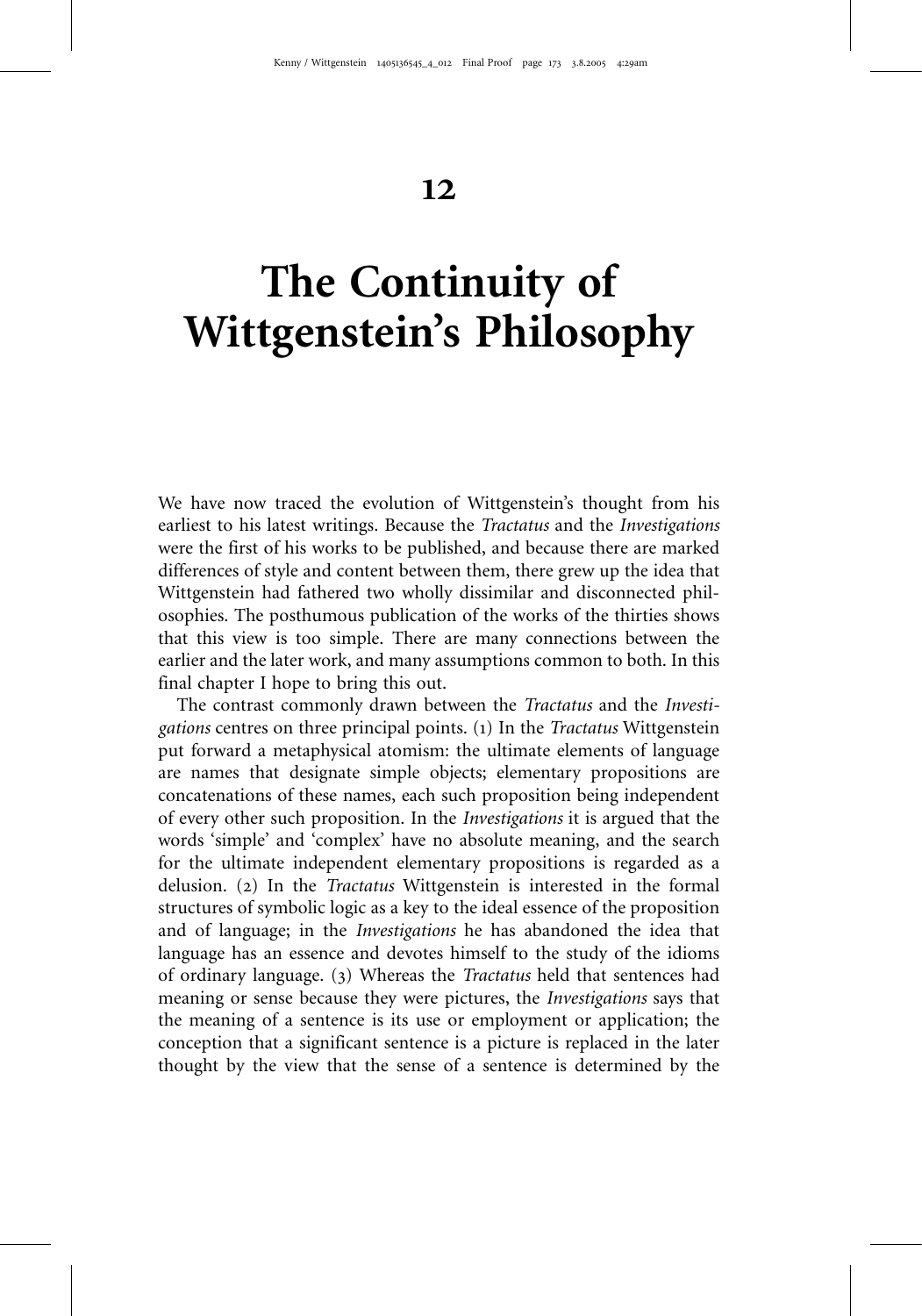# 12

# The Continuity of Wittgenstein's Philosophy

We have now traced the evolution of Wittgenstein's thought from his earliest to his latest writings. Because the *Tractatus* and the *Investigations* were the first of his works to be published, and because there are marked differences of style and content between them, there grew up the idea that Wittgenstein had fathered two wholly dissimilar and disconnected philosophies. The posthumous publication of the works of the thirties shows that this view is too simple. There are many connections between the earlier and the later work, and many assumptions common to both. In this final chapter I hope to bring this out.

The contrast commonly drawn between the *Tractatus* and the *Investigations* centres on three principal points. (1) In the *Tractatus* Wittgenstein put forward a metaphysical atomism: the ultimate elements of language are names that designate simple objects; elementary propositions are concatenations of these names, each such proposition being independent of every other such proposition. In the *Investigations* it is argued that the words 'simple' and 'complex' have no absolute meaning, and the search for the ultimate independent elementary propositions is regarded as a delusion. (2) In the *Tractatus* Wittgenstein is interested in the formal structures of symbolic logic as a key to the ideal essence of the proposition and of language; in the *Investigations* he has abandoned the idea that language has an essence and devotes himself to the study of the idioms of ordinary language. (3) Whereas the *Tractatus* held that sentences had meaning or sense because they were pictures, the *Investigations* says that the meaning of a sentence is its use or employment or application; the conception that a significant sentence is a picture is replaced in the later thought by the view that the sense of a sentence is determined by the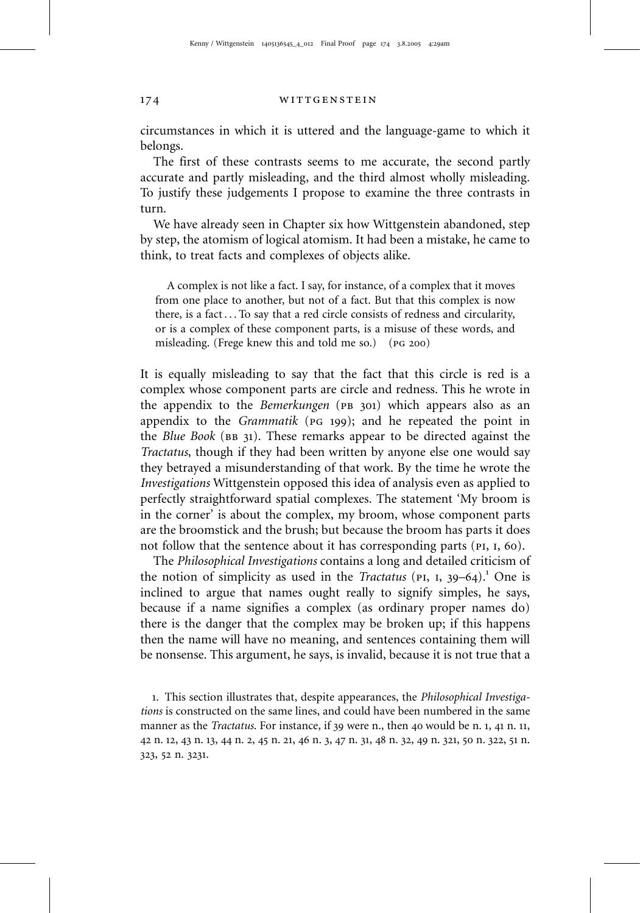circumstances in which it is uttered and the language-game to which it belongs.

The first of these contrasts seems to me accurate, the second partly accurate and partly misleading, and the third almost wholly misleading. To justify these judgements I propose to examine the three contrasts in turn.

We have already seen in Chapter six how Wittgenstein abandoned, step by step, the atomism of logical atomism. It had been a mistake, he came to think, to treat facts and complexes of objects alike.

> A complex is not like a fact. I say, for instance, of a complex that it moves from one place to another, but not of a fact. But that this complex is now there, is a fact . . . To say that a red circle consists of redness and circularity, or is a complex of these component parts, is a misuse of these words, and misleading. (Frege knew this and told me so.) (PG 200)

It is equally misleading to say that the fact that this circle is red is a complex whose component parts are circle and redness. This he wrote in the appendix to the *Bemerkungen* (PB 301) which appears also as an appendix to the *Grammatik* (PG 199); and he repeated the point in the *Blue Book* (BB 31). These remarks appear to be directed against the *Tractatus*, though if they had been written by anyone else one would say they betrayed a misunderstanding of that work. By the time he wrote the *Investigations* Wittgenstein opposed this idea of analysis even as applied to perfectly straightforward spatial complexes. The statement 'My broom is in the corner' is about the complex, my broom, whose component parts are the broomstick and the brush; but because the broom has parts it does not follow that the sentence about it has corresponding parts (PI, I, 60).

The *Philosophical Investigations* contains a long and detailed criticism of the notion of simplicity as used in the *Tractatus* (PI, I, 39–64).[1] One is inclined to argue that names ought really to signify simples, he says, because if a name signifies a complex (as ordinary proper names do) there is the danger that the complex may be broken up; if this happens then the name will have no meaning, and sentences containing them will be nonsense. This argument, he says, is invalid, because it is not true that a

1. This section illustrates that, despite appearances, the *Philosophical Investigations* is constructed on the same lines, and could have been numbered in the same manner as the *Tractatus*. For instance, if 39 were n., then 40 would be n. 1, 41 n. 11, 42 n. 12, 43 n. 13, 44 n. 2, 45 n. 21, 46 n. 3, 47 n. 31, 48 n. 32, 49 n. 321, 50 n. 322, 51 n. 323, 52 n. 3231.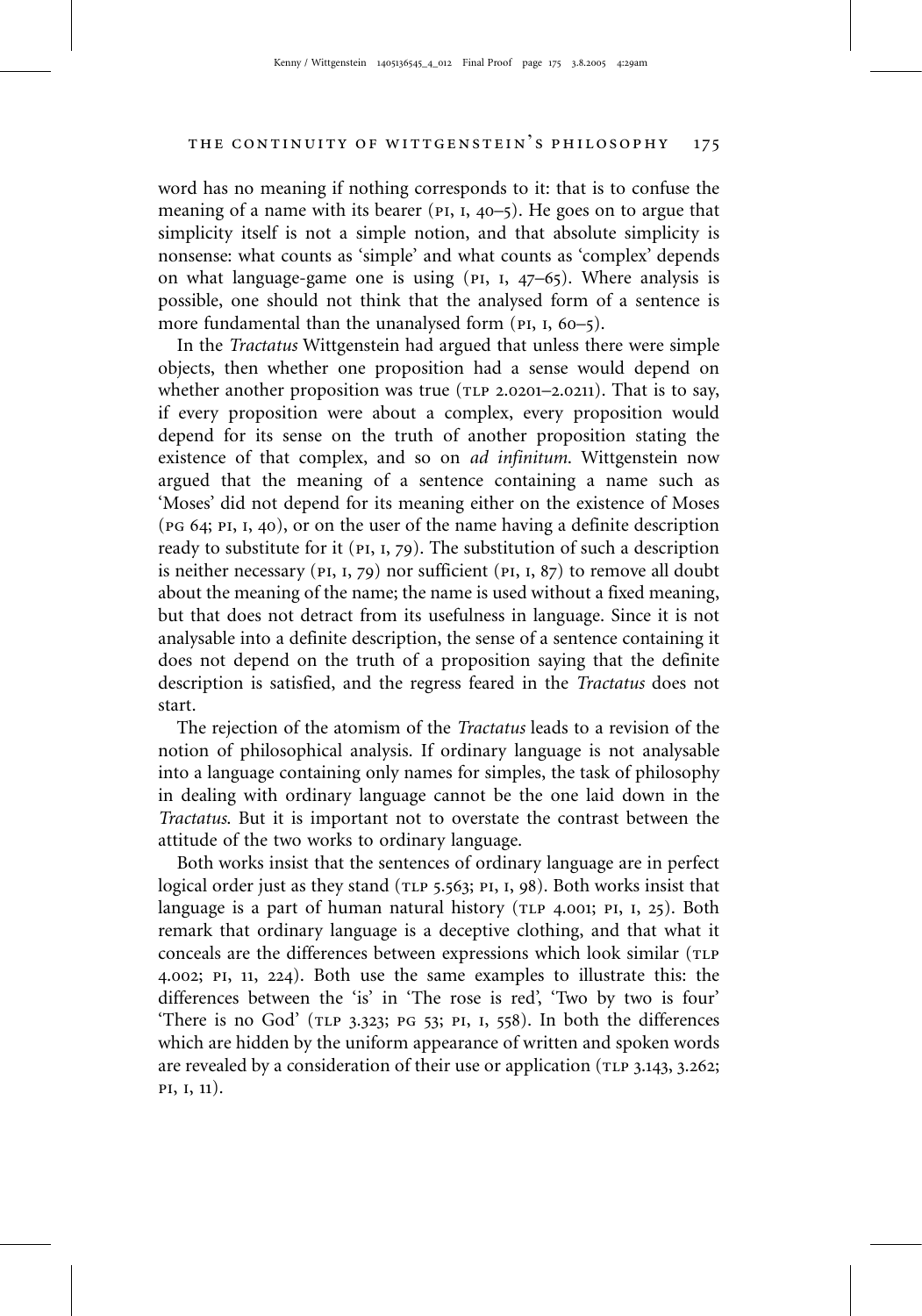word has no meaning if nothing corresponds to it: that is to confuse the meaning of a name with its bearer (PI, I, 40–5). He goes on to argue that simplicity itself is not a simple notion, and that absolute simplicity is nonsense: what counts as 'simple' and what counts as 'complex' depends on what language-game one is using (PI, I, 47–65). Where analysis is possible, one should not think that the analysed form of a sentence is more fundamental than the unanalysed form (PI, I, 60–5).

In the *Tractatus* Wittgenstein had argued that unless there were simple objects, then whether one proposition had a sense would depend on whether another proposition was true (TLP 2.0201–2.0211). That is to say, if every proposition were about a complex, every proposition would depend for its sense on the truth of another proposition stating the existence of that complex, and so on *ad infinitum*. Wittgenstein now argued that the meaning of a sentence containing a name such as 'Moses' did not depend for its meaning either on the existence of Moses (PG 64; PI, I, 40), or on the user of the name having a definite description ready to substitute for it (PI, I, 79). The substitution of such a description is neither necessary (PI, I, 79) nor sufficient (PI, I, 87) to remove all doubt about the meaning of the name; the name is used without a fixed meaning, but that does not detract from its usefulness in language. Since it is not analysable into a definite description, the sense of a sentence containing it does not depend on the truth of a proposition saying that the definite description is satisfied, and the regress feared in the *Tractatus* does not start.

The rejection of the atomism of the *Tractatus* leads to a revision of the notion of philosophical analysis. If ordinary language is not analysable into a language containing only names for simples, the task of philosophy in dealing with ordinary language cannot be the one laid down in the *Tractatus*. But it is important not to overstate the contrast between the attitude of the two works to ordinary language.

Both works insist that the sentences of ordinary language are in perfect logical order just as they stand (TLP 5.563; PI, I, 98). Both works insist that language is a part of human natural history (TLP 4.001; PI, I, 25). Both remark that ordinary language is a deceptive clothing, and that what it conceals are the differences between expressions which look similar (TLP 4.002; PI, II, 224). Both use the same examples to illustrate this: the differences between the 'is' in 'The rose is red', 'Two by two is four' 'There is no God' (TLP 3.323; PG 53; PI, I, 558). In both the differences which are hidden by the uniform appearance of written and spoken words are revealed by a consideration of their use or application (TLP 3.143, 3.262; PI, I, 11).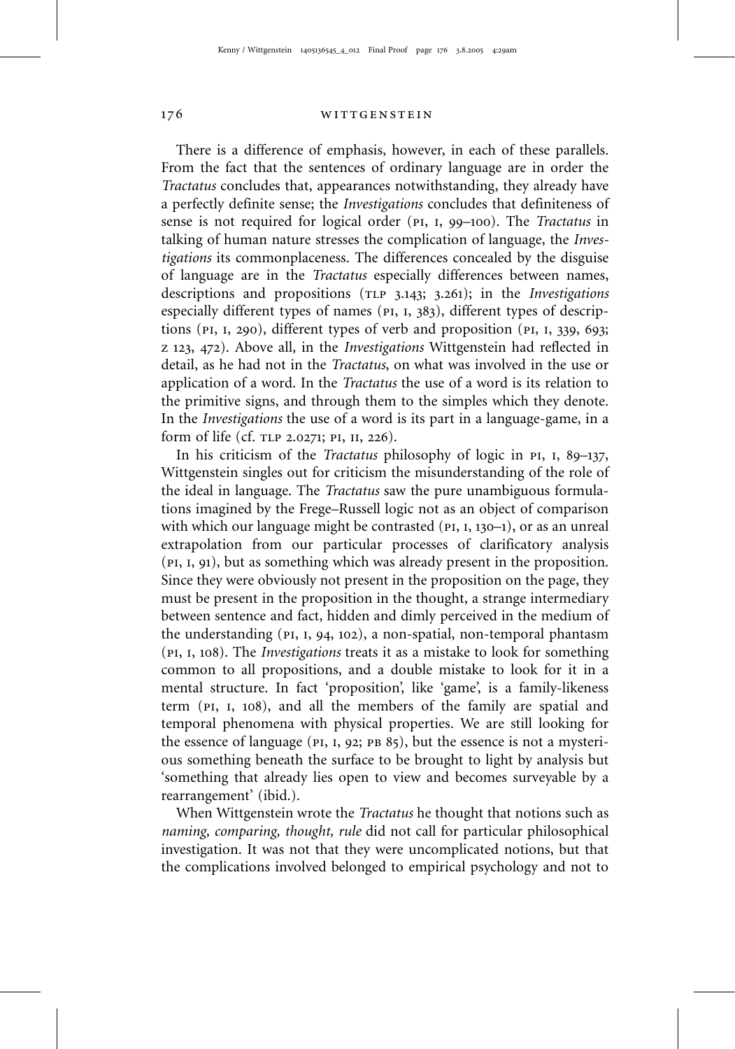There is a difference of emphasis, however, in each of these parallels. From the fact that the sentences of ordinary language are in order the *Tractatus* concludes that, appearances notwithstanding, they already have a perfectly definite sense; the *Investigations* concludes that definiteness of sense is not required for logical order (PI, I, 99–100). The *Tractatus* in talking of human nature stresses the complication of language, the *Investigations* its commonplaceness. The differences concealed by the disguise of language are in the *Tractatus* especially differences between names, descriptions and propositions (TLP 3.143; 3.261); in the *Investigations* especially different types of names (PI, I, 383), different types of descriptions (PI, I, 290), different types of verb and proposition (PI, I, 339, 693; Z 123, 472). Above all, in the *Investigations* Wittgenstein had reflected in detail, as he had not in the *Tractatus*, on what was involved in the use or application of a word. In the *Tractatus* the use of a word is its relation to the primitive signs, and through them to the simples which they denote. In the *Investigations* the use of a word is its part in a language-game, in a form of life (cf. TLP 2.0271; PI, II, 226).

In his criticism of the *Tractatus* philosophy of logic in PI, I, 89–137, Wittgenstein singles out for criticism the misunderstanding of the role of the ideal in language. The *Tractatus* saw the pure unambiguous formulations imagined by the Frege–Russell logic not as an object of comparison with which our language might be contrasted (PI, I, 130–1), or as an unreal extrapolation from our particular processes of clarificatory analysis (PI, I, 91), but as something which was already present in the proposition. Since they were obviously not present in the proposition on the page, they must be present in the proposition in the thought, a strange intermediary between sentence and fact, hidden and dimly perceived in the medium of the understanding (PI, I, 94, 102), a non-spatial, non-temporal phantasm (PI, I, 108). The *Investigations* treats it as a mistake to look for something common to all propositions, and a double mistake to look for it in a mental structure. In fact 'proposition', like 'game', is a family-likeness term (PI, I, 108), and all the members of the family are spatial and temporal phenomena with physical properties. We are still looking for the essence of language (PI, I, 92; PB 85), but the essence is not a mysterious something beneath the surface to be brought to light by analysis but 'something that already lies open to view and becomes surveyable by a rearrangement' (ibid.).

When Wittgenstein wrote the *Tractatus* he thought that notions such as *naming, comparing, thought, rule* did not call for particular philosophical investigation. It was not that they were uncomplicated notions, but that the complications involved belonged to empirical psychology and not to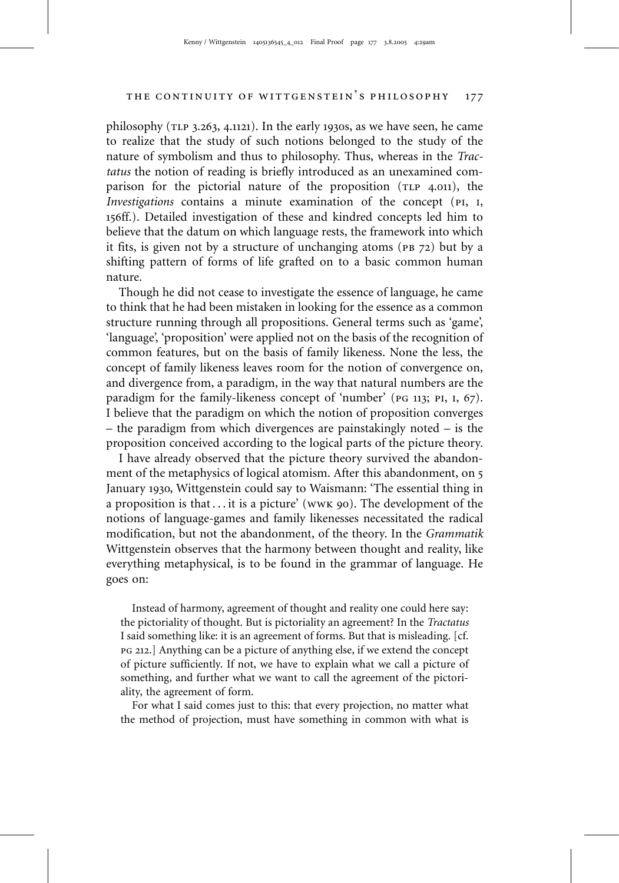philosophy (TLP 3.263, 4.1121). In the early 1930s, as we have seen, he came to realize that the study of such notions belonged to the study of the nature of symbolism and thus to philosophy. Thus, whereas in the *Tractatus* the notion of reading is briefly introduced as an unexamined comparison for the pictorial nature of the proposition (TLP 4.011), the *Investigations* contains a minute examination of the concept (PI, I, 156ff.). Detailed investigation of these and kindred concepts led him to believe that the datum on which language rests, the framework into which it fits, is given not by a structure of unchanging atoms (PB 72) but by a shifting pattern of forms of life grafted on to a basic common human nature.

Though he did not cease to investigate the essence of language, he came to think that he had been mistaken in looking for the essence as a common structure running through all propositions. General terms such as 'game', 'language', 'proposition' were applied not on the basis of the recognition of common features, but on the basis of family likeness. None the less, the concept of family likeness leaves room for the notion of convergence on, and divergence from, a paradigm, in the way that natural numbers are the paradigm for the family-likeness concept of 'number' (PG 113; PI, I, 67). I believe that the paradigm on which the notion of proposition converges – the paradigm from which divergences are painstakingly noted – is the proposition conceived according to the logical parts of the picture theory.

I have already observed that the picture theory survived the abandonment of the metaphysics of logical atomism. After this abandonment, on 5 January 1930, Wittgenstein could say to Waismann: 'The essential thing in a proposition is that . . . it is a picture' (WWK 90). The development of the notions of language-games and family likenesses necessitated the radical modification, but not the abandonment, of the theory. In the *Grammatik* Wittgenstein observes that the harmony between thought and reality, like everything metaphysical, is to be found in the grammar of language. He goes on:

> Instead of harmony, agreement of thought and reality one could here say: the pictoriality of thought. But is pictoriality an agreement? In the *Tractatus* I said something like: it is an agreement of forms. But that is misleading. [cf. PG 212.] Anything can be a picture of anything else, if we extend the concept of picture sufficiently. If not, we have to explain what we call a picture of something, and further what we want to call the agreement of the pictoriality, the agreement of form.
>
> For what I said comes just to this: that every projection, no matter what the method of projection, must have something in common with what is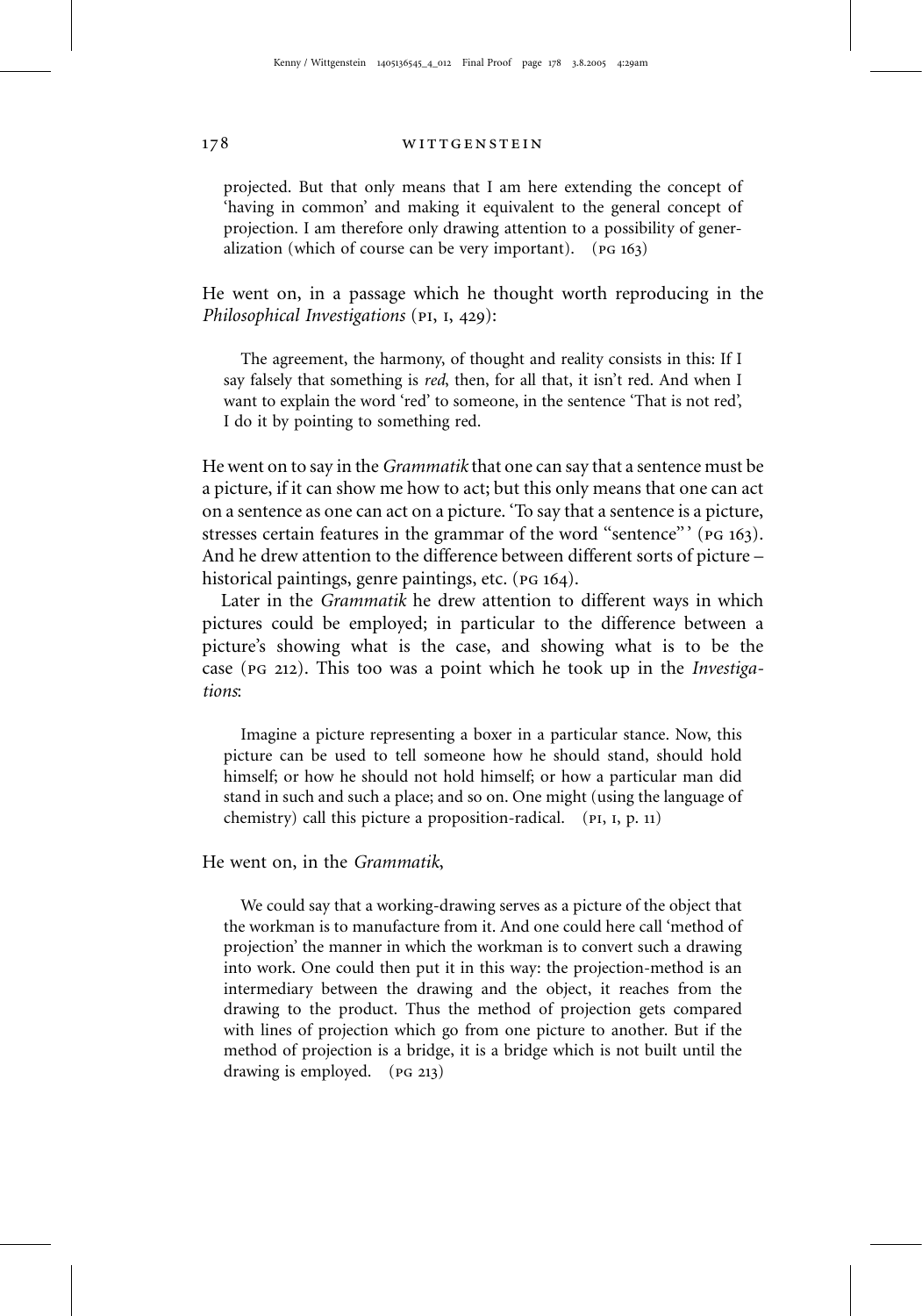projected. But that only means that I am here extending the concept of 'having in common' and making it equivalent to the general concept of projection. I am therefore only drawing attention to a possibility of generalization (which of course can be very important). (PG 163)

He went on, in a passage which he thought worth reproducing in the *Philosophical Investigations* (PI, I, 429):

> The agreement, the harmony, of thought and reality consists in this: If I say falsely that something is *red*, then, for all that, it isn't red. And when I want to explain the word 'red' to someone, in the sentence 'That is not red', I do it by pointing to something red.

He went on to say in the *Grammatik* that one can say that a sentence must be a picture, if it can show me how to act; but this only means that one can act on a sentence as one can act on a picture. 'To say that a sentence is a picture, stresses certain features in the grammar of the word "sentence"' (PG 163). And he drew attention to the difference between different sorts of picture – historical paintings, genre paintings, etc. (PG 164).

Later in the *Grammatik* he drew attention to different ways in which pictures could be employed; in particular to the difference between a picture's showing what is the case, and showing what is to be the case (PG 212). This too was a point which he took up in the *Investigations*:

> Imagine a picture representing a boxer in a particular stance. Now, this picture can be used to tell someone how he should stand, should hold himself; or how he should not hold himself; or how a particular man did stand in such and such a place; and so on. One might (using the language of chemistry) call this picture a proposition-radical. (PI, I, p. 11)

He went on, in the *Grammatik*,

> We could say that a working-drawing serves as a picture of the object that the workman is to manufacture from it. And one could here call 'method of projection' the manner in which the workman is to convert such a drawing into work. One could then put it in this way: the projection-method is an intermediary between the drawing and the object, it reaches from the drawing to the product. Thus the method of projection gets compared with lines of projection which go from one picture to another. But if the method of projection is a bridge, it is a bridge which is not built until the drawing is employed. (PG 213)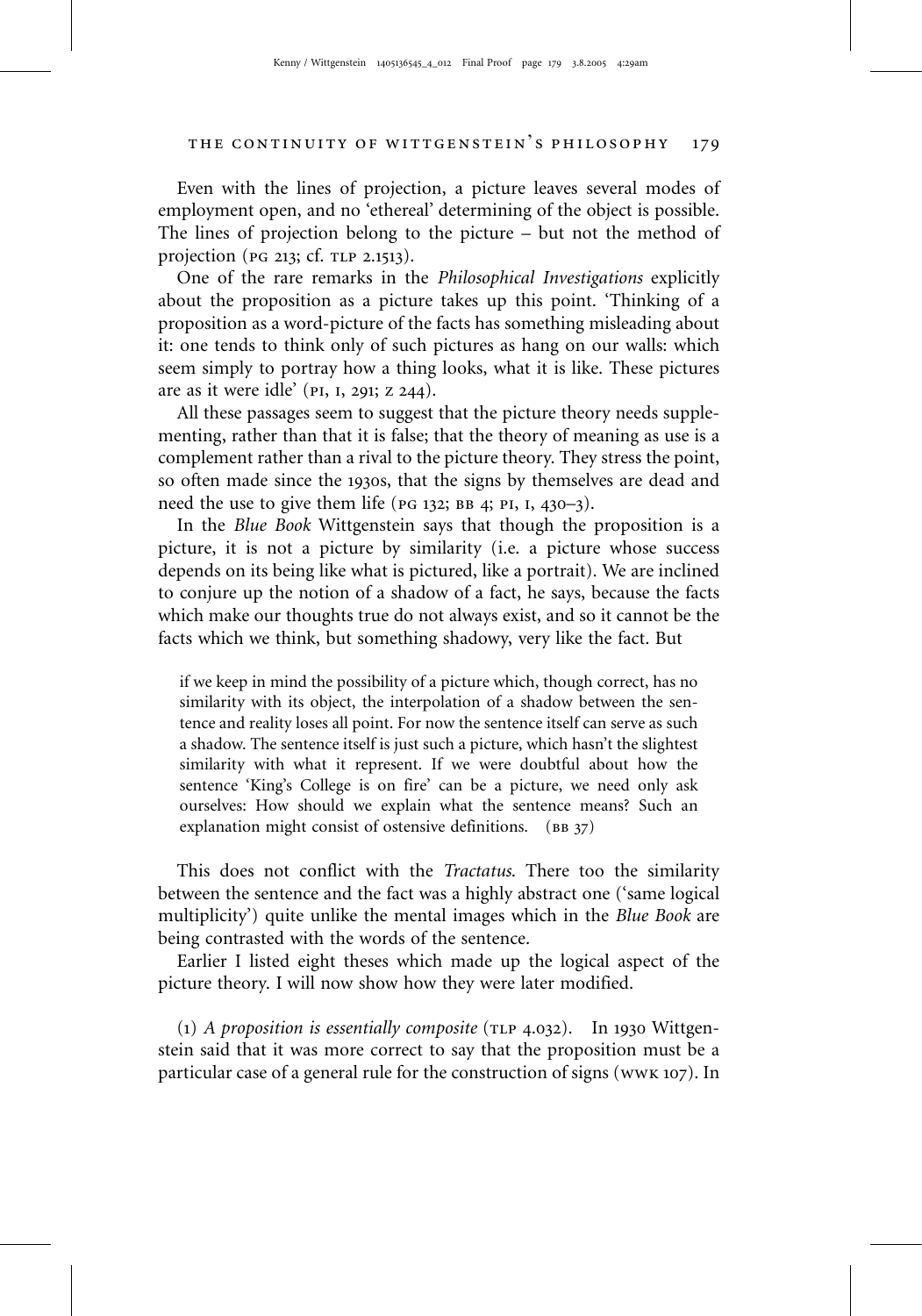Even with the lines of projection, a picture leaves several modes of employment open, and no 'ethereal' determining of the object is possible. The lines of projection belong to the picture – but not the method of projection (PG 213; cf. TLP 2.1513).

One of the rare remarks in the *Philosophical Investigations* explicitly about the proposition as a picture takes up this point. 'Thinking of a proposition as a word-picture of the facts has something misleading about it: one tends to think only of such pictures as hang on our walls: which seem simply to portray how a thing looks, what it is like. These pictures are as it were idle' (PI, I, 291; Z 244).

All these passages seem to suggest that the picture theory needs supplementing, rather than that it is false; that the theory of meaning as use is a complement rather than a rival to the picture theory. They stress the point, so often made since the 1930s, that the signs by themselves are dead and need the use to give them life (PG 132; BB 4; PI, I, 430–3).

In the *Blue Book* Wittgenstein says that though the proposition is a picture, it is not a picture by similarity (i.e. a picture whose success depends on its being like what is pictured, like a portrait). We are inclined to conjure up the notion of a shadow of a fact, he says, because the facts which make our thoughts true do not always exist, and so it cannot be the facts which we think, but something shadowy, very like the fact. But

> if we keep in mind the possibility of a picture which, though correct, has no similarity with its object, the interpolation of a shadow between the sentence and reality loses all point. For now the sentence itself can serve as such a shadow. The sentence itself is just such a picture, which hasn't the slightest similarity with what it represent. If we were doubtful about how the sentence 'King's College is on fire' can be a picture, we need only ask ourselves: How should we explain what the sentence means? Such an explanation might consist of ostensive definitions. (BB 37)

This does not conflict with the *Tractatus*. There too the similarity between the sentence and the fact was a highly abstract one ('same logical multiplicity') quite unlike the mental images which in the *Blue Book* are being contrasted with the words of the sentence.

Earlier I listed eight theses which made up the logical aspect of the picture theory. I will now show how they were later modified.

(1) *A proposition is essentially composite* (TLP 4.032). In 1930 Wittgenstein said that it was more correct to say that the proposition must be a particular case of a general rule for the construction of signs (WWK 107). In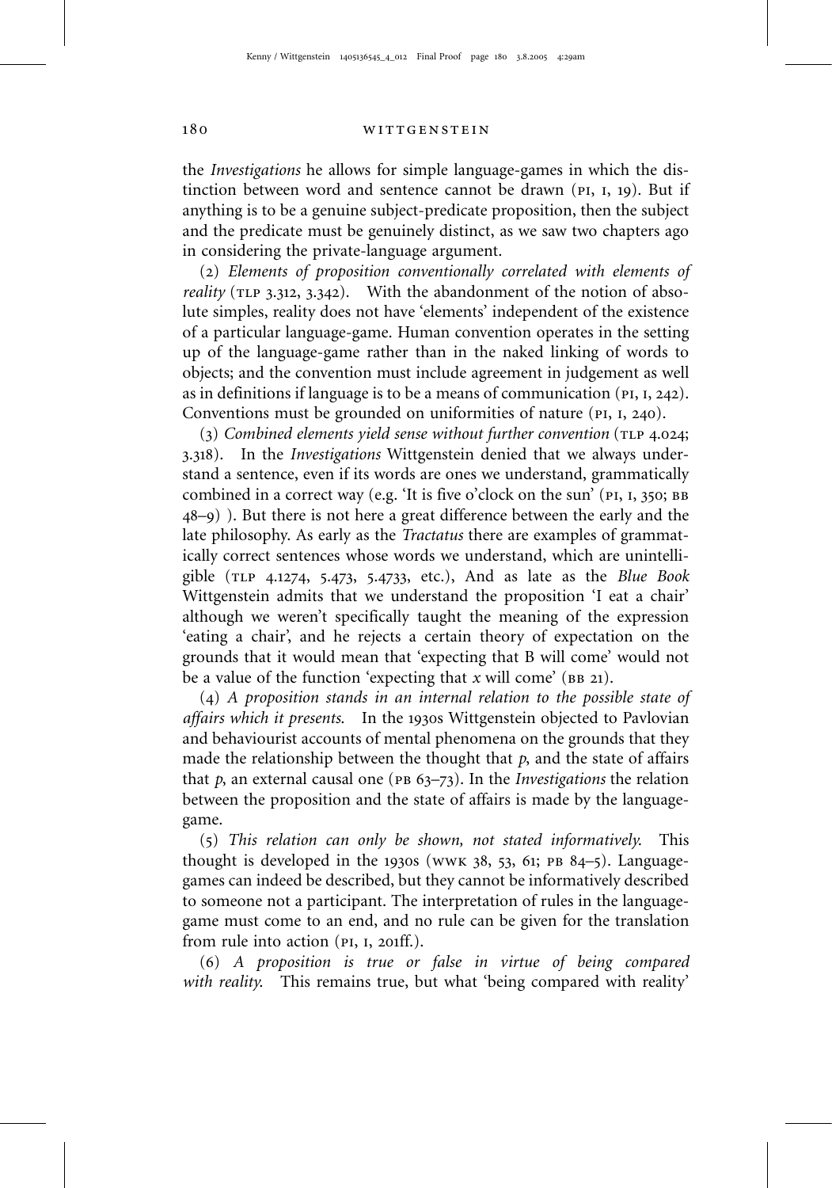the *Investigations* he allows for simple language-games in which the distinction between word and sentence cannot be drawn (PI, I, 19). But if anything is to be a genuine subject-predicate proposition, then the subject and the predicate must be genuinely distinct, as we saw two chapters ago in considering the private-language argument.

(2) *Elements of proposition conventionally correlated with elements of reality* (TLP 3.312, 3.342). With the abandonment of the notion of absolute simples, reality does not have 'elements' independent of the existence of a particular language-game. Human convention operates in the setting up of the language-game rather than in the naked linking of words to objects; and the convention must include agreement in judgement as well as in definitions if language is to be a means of communication (PI, I, 242). Conventions must be grounded on uniformities of nature (PI, I, 240).

(3) *Combined elements yield sense without further convention* (TLP 4.024; 3.318). In the *Investigations* Wittgenstein denied that we always understand a sentence, even if its words are ones we understand, grammatically combined in a correct way (e.g. 'It is five o'clock on the sun' (PI, I, 350; BB 48–9) ). But there is not here a great difference between the early and the late philosophy. As early as the *Tractatus* there are examples of grammatically correct sentences whose words we understand, which are unintelligible (TLP 4.1274, 5.473, 5.4733, etc.), And as late as the *Blue Book* Wittgenstein admits that we understand the proposition 'I eat a chair' although we weren't specifically taught the meaning of the expression 'eating a chair', and he rejects a certain theory of expectation on the grounds that it would mean that 'expecting that B will come' would not be a value of the function 'expecting that *x* will come' (BB 21).

(4) *A proposition stands in an internal relation to the possible state of affairs which it presents.* In the 1930s Wittgenstein objected to Pavlovian and behaviourist accounts of mental phenomena on the grounds that they made the relationship between the thought that *p*, and the state of affairs that *p*, an external causal one (PB 63–73). In the *Investigations* the relation between the proposition and the state of affairs is made by the language-game.

(5) *This relation can only be shown, not stated informatively.* This thought is developed in the 1930s (WWK 38, 53, 61; PB 84–5). Language-games can indeed be described, but they cannot be informatively described to someone not a participant. The interpretation of rules in the language-game must come to an end, and no rule can be given for the translation from rule into action (PI, I, 201ff.).

(6) *A proposition is true or false in virtue of being compared with reality.* This remains true, but what 'being compared with reality'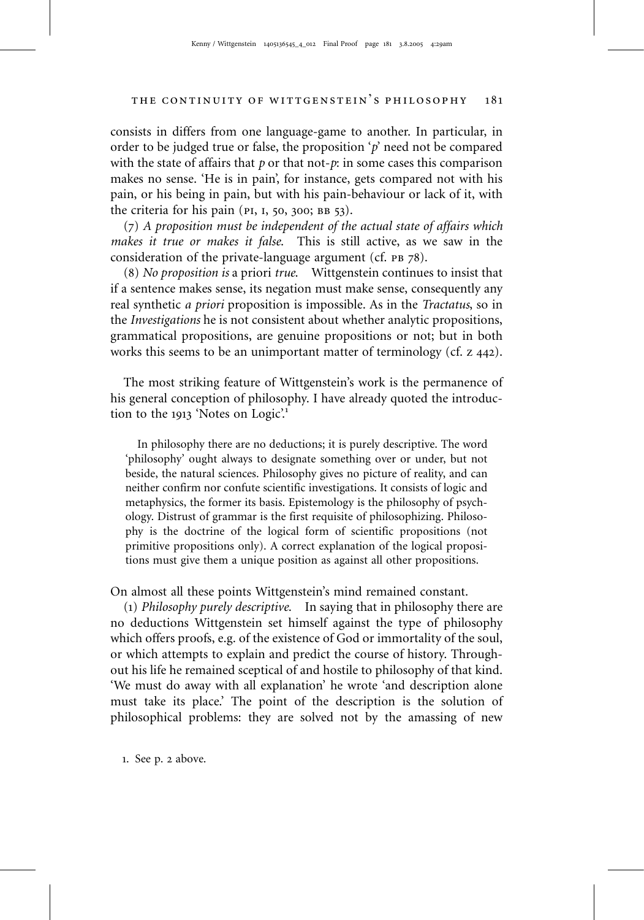consists in differs from one language-game to another. In particular, in order to be judged true or false, the proposition '$p$' need not be compared with the state of affairs that $p$ or that not-$p$: in some cases this comparison makes no sense. 'He is in pain', for instance, gets compared not with his pain, or his being in pain, but with his pain-behaviour or lack of it, with the criteria for his pain (PI, I, 50, 300; BB 53).

(7) *A proposition must be independent of the actual state of affairs which makes it true or makes it false.* This is still active, as we saw in the consideration of the private-language argument (cf. PB 78).

(8) *No proposition is* a priori *true.* Wittgenstein continues to insist that if a sentence makes sense, its negation must make sense, consequently any real synthetic *a priori* proposition is impossible. As in the *Tractatus*, so in the *Investigations* he is not consistent about whether analytic propositions, grammatical propositions, are genuine propositions or not; but in both works this seems to be an unimportant matter of terminology (cf. Z 442).

The most striking feature of Wittgenstein's work is the permanence of his general conception of philosophy. I have already quoted the introduction to the 1913 'Notes on Logic'.[1]

> In philosophy there are no deductions; it is purely descriptive. The word 'philosophy' ought always to designate something over or under, but not beside, the natural sciences. Philosophy gives no picture of reality, and can neither confirm nor confute scientific investigations. It consists of logic and metaphysics, the former its basis. Epistemology is the philosophy of psychology. Distrust of grammar is the first requisite of philosophizing. Philosophy is the doctrine of the logical form of scientific propositions (not primitive propositions only). A correct explanation of the logical propositions must give them a unique position as against all other propositions.

On almost all these points Wittgenstein's mind remained constant.

(1) *Philosophy purely descriptive.* In saying that in philosophy there are no deductions Wittgenstein set himself against the type of philosophy which offers proofs, e.g. of the existence of God or immortality of the soul, or which attempts to explain and predict the course of history. Throughout his life he remained sceptical of and hostile to philosophy of that kind. 'We must do away with all explanation' he wrote 'and description alone must take its place.' The point of the description is the solution of philosophical problems: they are solved not by the amassing of new

1. See p. 2 above.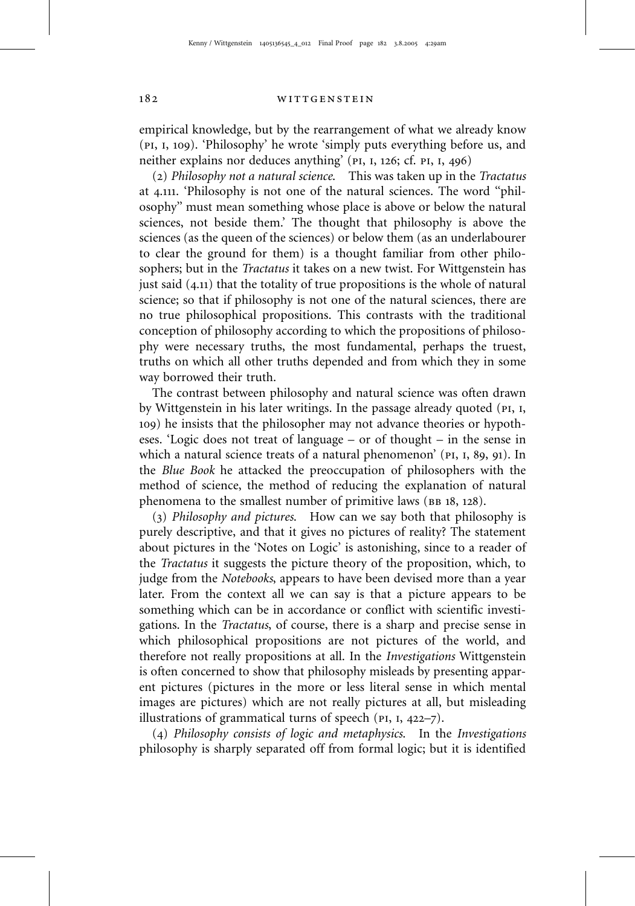empirical knowledge, but by the rearrangement of what we already know (PI, I, 109). 'Philosophy' he wrote 'simply puts everything before us, and neither explains nor deduces anything' (PI, I, 126; cf. PI, I, 496)

(2) *Philosophy not a natural science.* This was taken up in the *Tractatus* at 4.111. 'Philosophy is not one of the natural sciences. The word "philosophy" must mean something whose place is above or below the natural sciences, not beside them.' The thought that philosophy is above the sciences (as the queen of the sciences) or below them (as an underlabourer to clear the ground for them) is a thought familiar from other philosophers; but in the *Tractatus* it takes on a new twist. For Wittgenstein has just said (4.11) that the totality of true propositions is the whole of natural science; so that if philosophy is not one of the natural sciences, there are no true philosophical propositions. This contrasts with the traditional conception of philosophy according to which the propositions of philosophy were necessary truths, the most fundamental, perhaps the truest, truths on which all other truths depended and from which they in some way borrowed their truth.

The contrast between philosophy and natural science was often drawn by Wittgenstein in his later writings. In the passage already quoted (PI, I, 109) he insists that the philosopher may not advance theories or hypotheses. 'Logic does not treat of language – or of thought – in the sense in which a natural science treats of a natural phenomenon' (PI, I, 89, 91). In the *Blue Book* he attacked the preoccupation of philosophers with the method of science, the method of reducing the explanation of natural phenomena to the smallest number of primitive laws (BB 18, 128).

(3) *Philosophy and pictures.* How can we say both that philosophy is purely descriptive, and that it gives no pictures of reality? The statement about pictures in the 'Notes on Logic' is astonishing, since to a reader of the *Tractatus* it suggests the picture theory of the proposition, which, to judge from the *Notebooks*, appears to have been devised more than a year later. From the context all we can say is that a picture appears to be something which can be in accordance or conflict with scientific investigations. In the *Tractatus*, of course, there is a sharp and precise sense in which philosophical propositions are not pictures of the world, and therefore not really propositions at all. In the *Investigations* Wittgenstein is often concerned to show that philosophy misleads by presenting apparent pictures (pictures in the more or less literal sense in which mental images are pictures) which are not really pictures at all, but misleading illustrations of grammatical turns of speech (PI, I, 422–7).

(4) *Philosophy consists of logic and metaphysics.* In the *Investigations* philosophy is sharply separated off from formal logic; but it is identified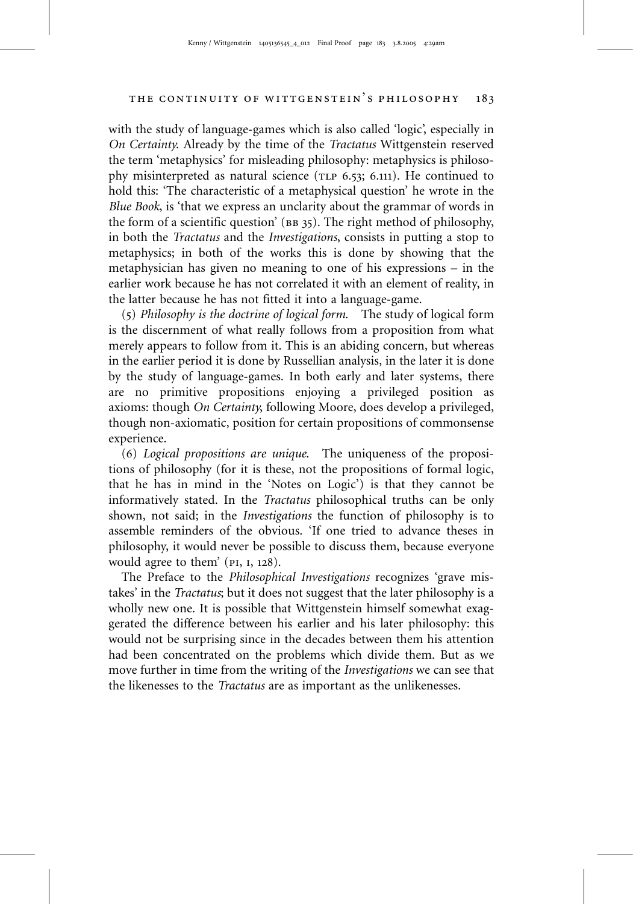with the study of language-games which is also called 'logic', especially in *On Certainty*. Already by the time of the *Tractatus* Wittgenstein reserved the term 'metaphysics' for misleading philosophy: metaphysics is philosophy misinterpreted as natural science (TLP 6.53; 6.111). He continued to hold this: 'The characteristic of a metaphysical question' he wrote in the *Blue Book*, is 'that we express an unclarity about the grammar of words in the form of a scientific question' (BB 35). The right method of philosophy, in both the *Tractatus* and the *Investigations*, consists in putting a stop to metaphysics; in both of the works this is done by showing that the metaphysician has given no meaning to one of his expressions – in the earlier work because he has not correlated it with an element of reality, in the latter because he has not fitted it into a language-game.

(5) *Philosophy is the doctrine of logical form.* The study of logical form is the discernment of what really follows from a proposition from what merely appears to follow from it. This is an abiding concern, but whereas in the earlier period it is done by Russellian analysis, in the later it is done by the study of language-games. In both early and later systems, there are no primitive propositions enjoying a privileged position as axioms: though *On Certainty*, following Moore, does develop a privileged, though non-axiomatic, position for certain propositions of commonsense experience.

(6) *Logical propositions are unique.* The uniqueness of the propositions of philosophy (for it is these, not the propositions of formal logic, that he has in mind in the 'Notes on Logic') is that they cannot be informatively stated. In the *Tractatus* philosophical truths can be only shown, not said; in the *Investigations* the function of philosophy is to assemble reminders of the obvious. 'If one tried to advance theses in philosophy, it would never be possible to discuss them, because everyone would agree to them' (PI, I, 128).

The Preface to the *Philosophical Investigations* recognizes 'grave mistakes' in the *Tractatus*; but it does not suggest that the later philosophy is a wholly new one. It is possible that Wittgenstein himself somewhat exaggerated the difference between his earlier and his later philosophy: this would not be surprising since in the decades between them his attention had been concentrated on the problems which divide them. But as we move further in time from the writing of the *Investigations* we can see that the likenesses to the *Tractatus* are as important as the unlikenesses.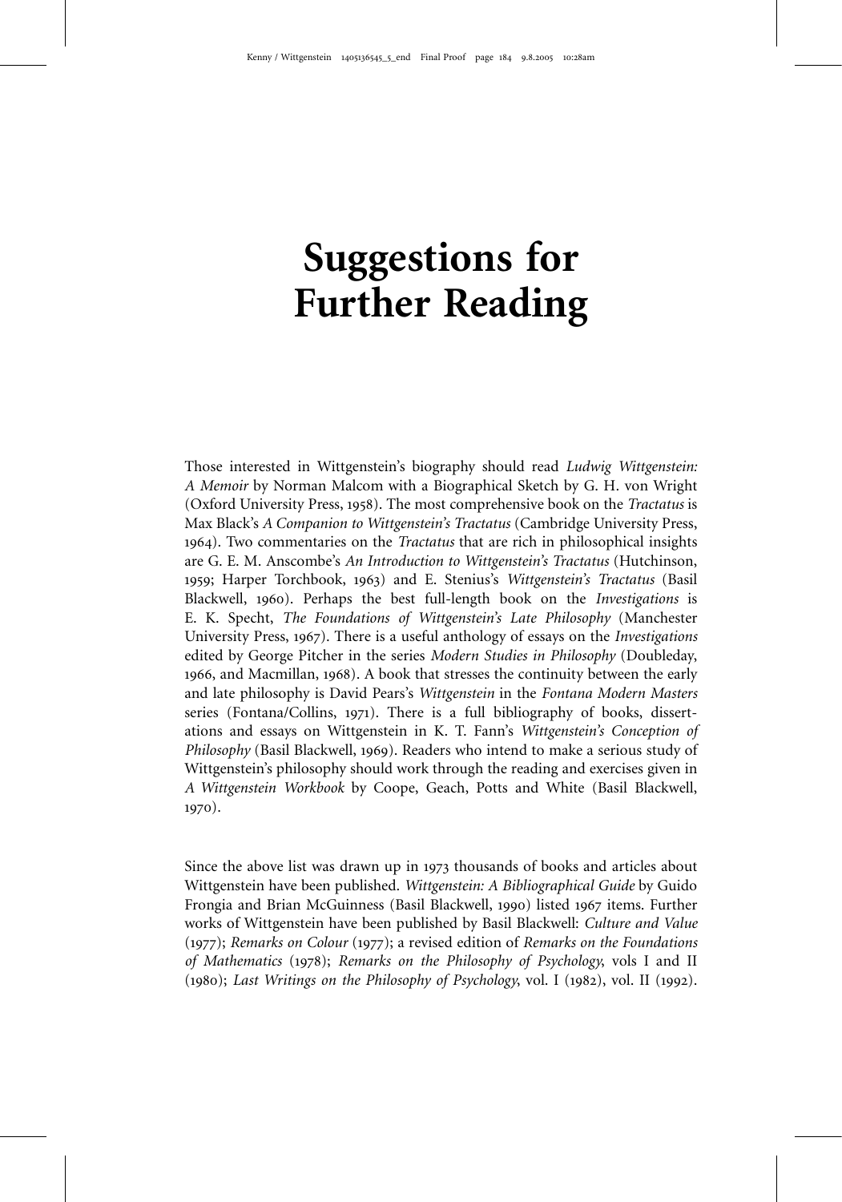# Suggestions for Further Reading

Those interested in Wittgenstein's biography should read *Ludwig Wittgenstein: A Memoir* by Norman Malcom with a Biographical Sketch by G. H. von Wright (Oxford University Press, 1958). The most comprehensive book on the *Tractatus* is Max Black's *A Companion to Wittgenstein's Tractatus* (Cambridge University Press, 1964). Two commentaries on the *Tractatus* that are rich in philosophical insights are G. E. M. Anscombe's *An Introduction to Wittgenstein's Tractatus* (Hutchinson, 1959; Harper Torchbook, 1963) and E. Stenius's *Wittgenstein's Tractatus* (Basil Blackwell, 1960). Perhaps the best full-length book on the *Investigations* is E. K. Specht, *The Foundations of Wittgenstein's Late Philosophy* (Manchester University Press, 1967). There is a useful anthology of essays on the *Investigations* edited by George Pitcher in the series *Modern Studies in Philosophy* (Doubleday, 1966, and Macmillan, 1968). A book that stresses the continuity between the early and late philosophy is David Pears's *Wittgenstein* in the *Fontana Modern Masters* series (Fontana/Collins, 1971). There is a full bibliography of books, dissertations and essays on Wittgenstein in K. T. Fann's *Wittgenstein's Conception of Philosophy* (Basil Blackwell, 1969). Readers who intend to make a serious study of Wittgenstein's philosophy should work through the reading and exercises given in *A Wittgenstein Workbook* by Coope, Geach, Potts and White (Basil Blackwell, 1970).

Since the above list was drawn up in 1973 thousands of books and articles about Wittgenstein have been published. *Wittgenstein: A Bibliographical Guide* by Guido Frongia and Brian McGuinness (Basil Blackwell, 1990) listed 1967 items. Further works of Wittgenstein have been published by Basil Blackwell: *Culture and Value* (1977); *Remarks on Colour* (1977); a revised edition of *Remarks on the Foundations of Mathematics* (1978); *Remarks on the Philosophy of Psychology*, vols I and II (1980); *Last Writings on the Philosophy of Psychology*, vol. I (1982), vol. II (1992).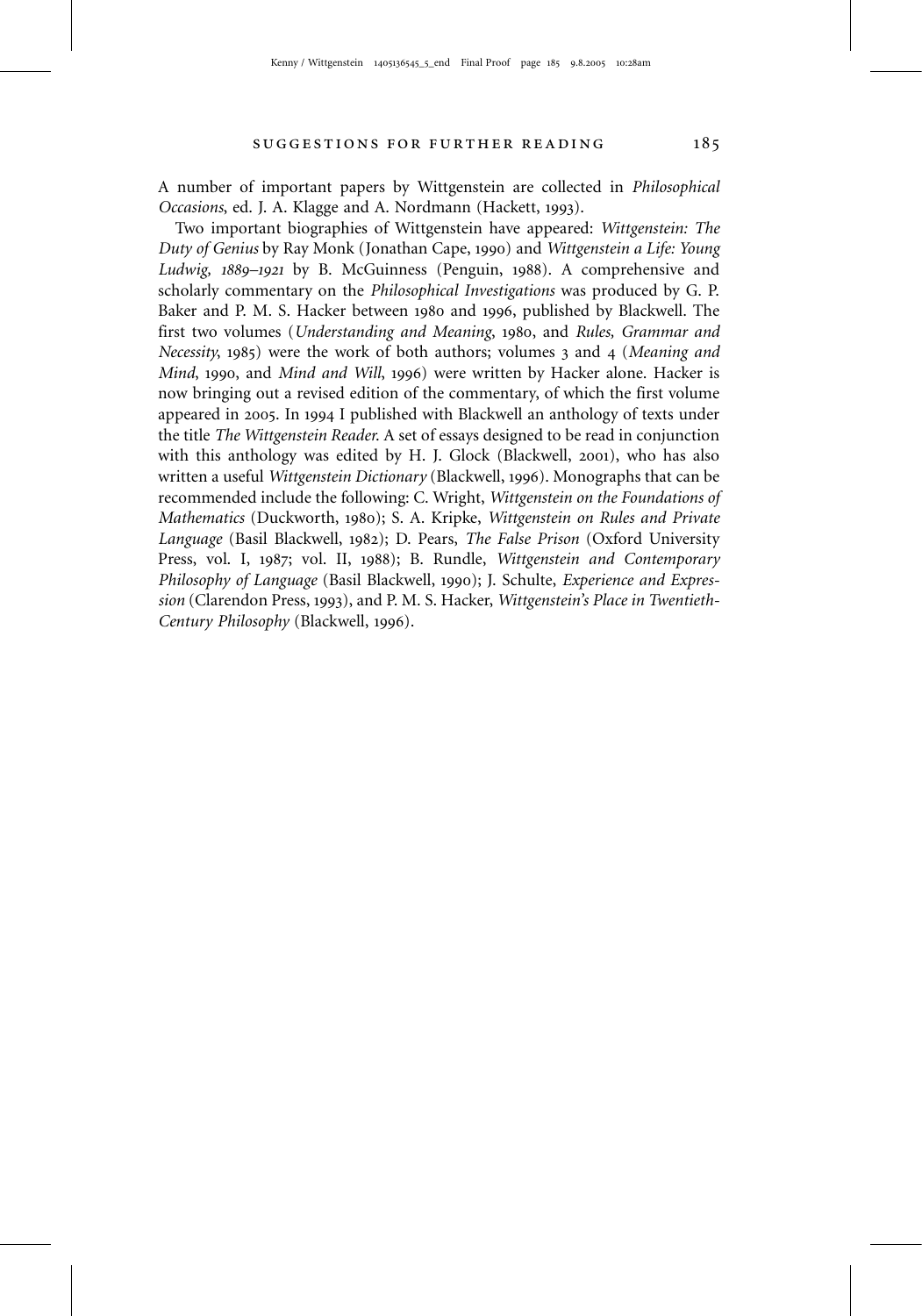A number of important papers by Wittgenstein are collected in *Philosophical Occasions*, ed. J. A. Klagge and A. Nordmann (Hackett, 1993).

Two important biographies of Wittgenstein have appeared: *Wittgenstein: The Duty of Genius* by Ray Monk (Jonathan Cape, 1990) and *Wittgenstein a Life: Young Ludwig, 1889–1921* by B. McGuinness (Penguin, 1988). A comprehensive and scholarly commentary on the *Philosophical Investigations* was produced by G. P. Baker and P. M. S. Hacker between 1980 and 1996, published by Blackwell. The first two volumes (*Understanding and Meaning*, 1980, and *Rules, Grammar and Necessity*, 1985) were the work of both authors; volumes 3 and 4 (*Meaning and Mind*, 1990, and *Mind and Will*, 1996) were written by Hacker alone. Hacker is now bringing out a revised edition of the commentary, of which the first volume appeared in 2005. In 1994 I published with Blackwell an anthology of texts under the title *The Wittgenstein Reader*. A set of essays designed to be read in conjunction with this anthology was edited by H. J. Glock (Blackwell, 2001), who has also written a useful *Wittgenstein Dictionary* (Blackwell, 1996). Monographs that can be recommended include the following: C. Wright, *Wittgenstein on the Foundations of Mathematics* (Duckworth, 1980); S. A. Kripke, *Wittgenstein on Rules and Private Language* (Basil Blackwell, 1982); D. Pears, *The False Prison* (Oxford University Press, vol. I, 1987; vol. II, 1988); B. Rundle, *Wittgenstein and Contemporary Philosophy of Language* (Basil Blackwell, 1990); J. Schulte, *Experience and Expression* (Clarendon Press, 1993), and P. M. S. Hacker, *Wittgenstein's Place in Twentieth-Century Philosophy* (Blackwell, 1996).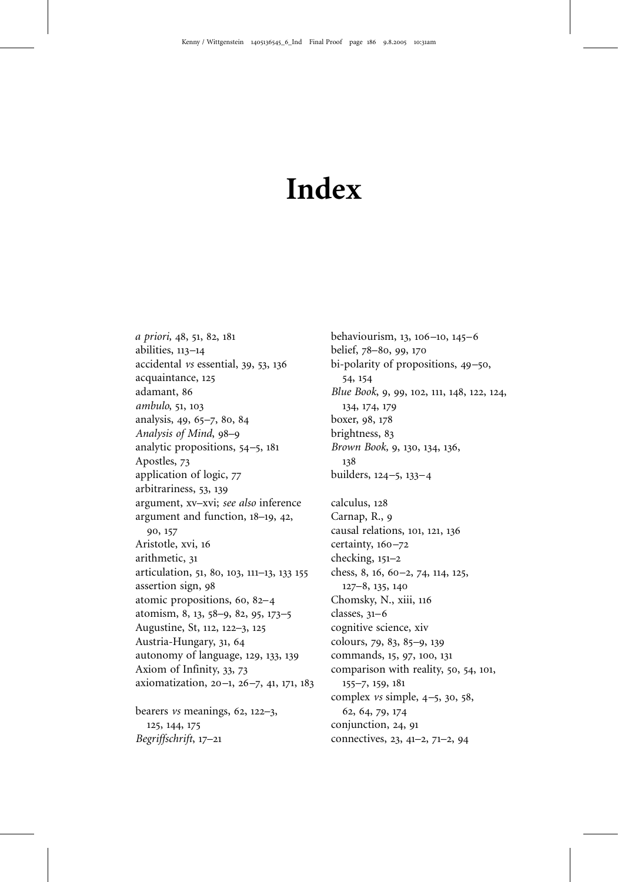# Index

*a priori,* 48, 51, 82, 181
abilities, 113–14
accidental *vs* essential, 39, 53, 136
acquaintance, 125
adamant, 86
*ambulo*, 51, 103
analysis, 49, 65–7, 80, 84
*Analysis of Mind*, 98–9
analytic propositions, 54–5, 181
Apostles, 73
application of logic, 77
arbitrariness, 53, 139
argument, xv–xvi; *see also* inference
argument and function, 18–19, 42, 90, 157
Aristotle, xvi, 16
arithmetic, 31
articulation, 51, 80, 103, 111–13, 133 155
assertion sign, 98
atomic propositions, 60, 82–4
atomism, 8, 13, 58–9, 82, 95, 173–5
Augustine, St, 112, 122–3, 125
Austria-Hungary, 31, 64
autonomy of language, 129, 133, 139
Axiom of Infinity, 33, 73
axiomatization, 20–1, 26–7, 41, 171, 183

bearers *vs* meanings, 62, 122–3, 125, 144, 175
*Begriffschrift*, 17–21
behaviourism, 13, 106–10, 145–6
belief, 78–80, 99, 170
bi-polarity of propositions, 49–50, 54, 154
*Blue Book*, 9, 99, 102, 111, 148, 122, 124, 134, 174, 179
boxer, 98, 178
brightness, 83
*Brown Book,* 9, 130, 134, 136, 138
builders, 124–5, 133–4

calculus, 128
Carnap, R., 9
causal relations, 101, 121, 136
certainty, 160–72
checking, 151–2
chess, 8, 16, 60–2, 74, 114, 125, 127–8, 135, 140
Chomsky, N., xiii, 116
classes, 31–6
cognitive science, xiv
colours, 79, 83, 85–9, 139
commands, 15, 97, 100, 131
comparison with reality, 50, 54, 101, 155–7, 159, 181
complex *vs* simple, 4–5, 30, 58, 62, 64, 79, 174
conjunction, 24, 91
connectives, 23, 41–2, 71–2, 94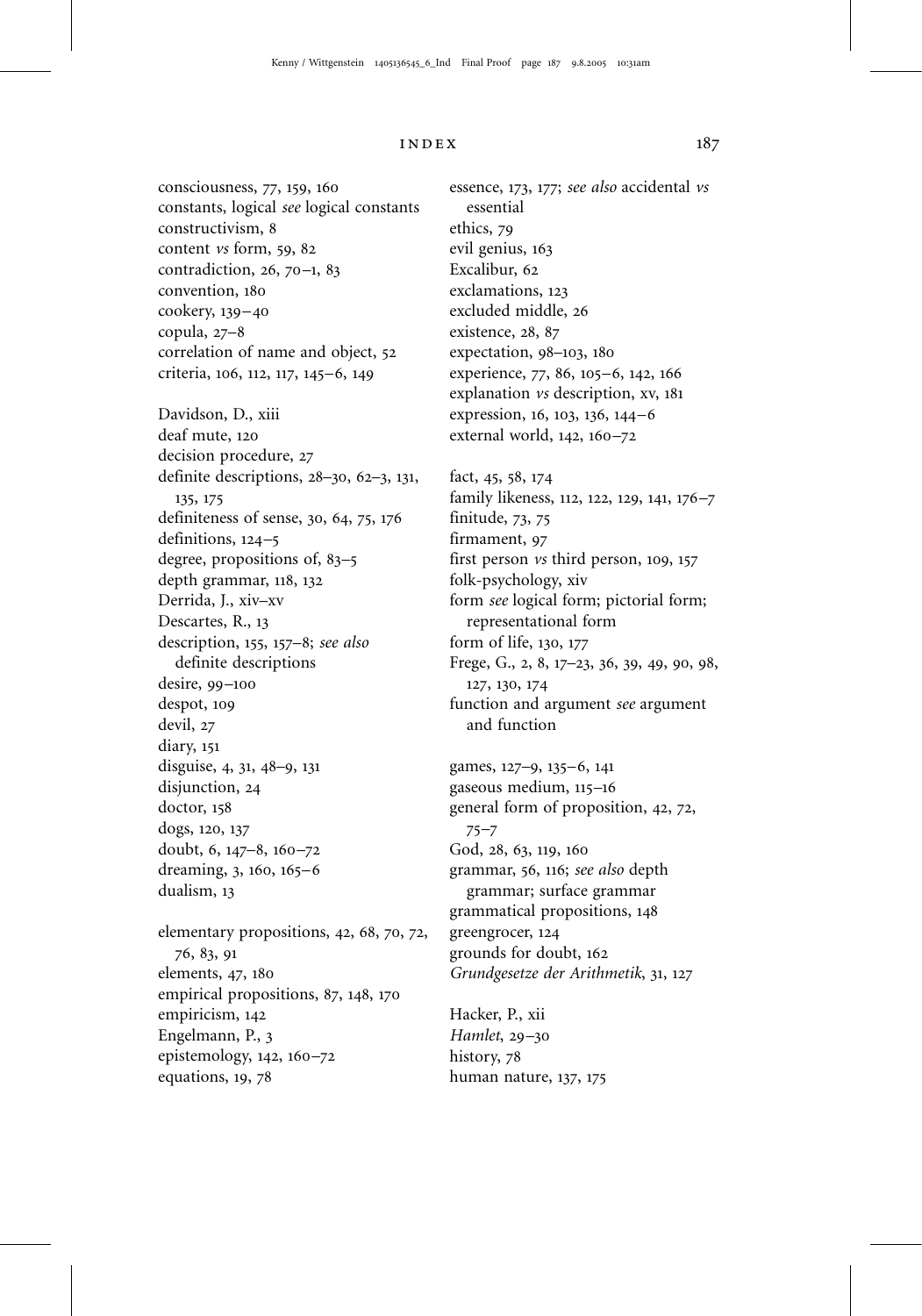consciousness, 77, 159, 160
constants, logical *see* logical constants
constructivism, 8
content *vs* form, 59, 82
contradiction, 26, 70–1, 83
convention, 180
cookery, 139–40
copula, 27–8
correlation of name and object, 52
criteria, 106, 112, 117, 145–6, 149

Davidson, D., xiii
deaf mute, 120
decision procedure, 27
definite descriptions, 28–30, 62–3, 131, 135, 175
definiteness of sense, 30, 64, 75, 176
definitions, 124–5
degree, propositions of, 83–5
depth grammar, 118, 132
Derrida, J., xiv–xv
Descartes, R., 13
description, 155, 157–8; *see also* definite descriptions
desire, 99–100
despot, 109
devil, 27
diary, 151
disguise, 4, 31, 48–9, 131
disjunction, 24
doctor, 158
dogs, 120, 137
doubt, 6, 147–8, 160–72
dreaming, 3, 160, 165–6
dualism, 13

elementary propositions, 42, 68, 70, 72, 76, 83, 91
elements, 47, 180
empirical propositions, 87, 148, 170
empiricism, 142
Engelmann, P., 3
epistemology, 142, 160–72
equations, 19, 78

essence, 173, 177; *see also* accidental *vs* essential
ethics, 79
evil genius, 163
Excalibur, 62
exclamations, 123
excluded middle, 26
existence, 28, 87
expectation, 98–103, 180
experience, 77, 86, 105–6, 142, 166
explanation *vs* description, xv, 181
expression, 16, 103, 136, 144–6
external world, 142, 160–72

fact, 45, 58, 174
family likeness, 112, 122, 129, 141, 176–7
finitude, 73, 75
firmament, 97
first person *vs* third person, 109, 157
folk-psychology, xiv
form *see* logical form; pictorial form; representational form
form of life, 130, 177
Frege, G., 2, 8, 17–23, 36, 39, 49, 90, 98, 127, 130, 174
function and argument *see* argument and function

games, 127–9, 135–6, 141
gaseous medium, 115–16
general form of proposition, 42, 72, 75–7
God, 28, 63, 119, 160
grammar, 56, 116; *see also* depth grammar; surface grammar
grammatical propositions, 148
greengrocer, 124
grounds for doubt, 162
*Grundgesetze der Arithmetik*, 31, 127

Hacker, P., xii
*Hamlet*, 29–30
history, 78
human nature, 137, 175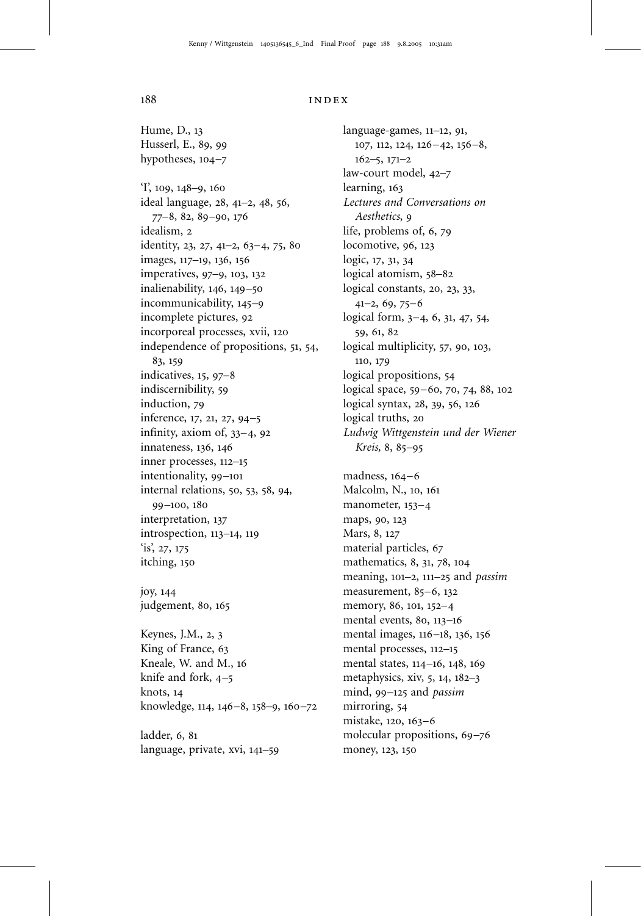Hume, D., 13
Husserl, E., 89, 99
hypotheses, 104–7

'I', 109, 148–9, 160
ideal language, 28, 41–2, 48, 56, 77–8, 82, 89–90, 176
idealism, 2
identity, 23, 27, 41–2, 63–4, 75, 80
images, 117–19, 136, 156
imperatives, 97–9, 103, 132
inalienability, 146, 149–50
incommunicability, 145–9
incomplete pictures, 92
incorporeal processes, xvii, 120
independence of propositions, 51, 54, 83, 159
indicatives, 15, 97–8
indiscernibility, 59
induction, 79
inference, 17, 21, 27, 94–5
infinity, axiom of, 33–4, 92
innateness, 136, 146
inner processes, 112–15
intentionality, 99–101
internal relations, 50, 53, 58, 94, 99–100, 180
interpretation, 137
introspection, 113–14, 119
'is', 27, 175
itching, 150

joy, 144
judgement, 80, 165

Keynes, J.M., 2, 3
King of France, 63
Kneale, W. and M., 16
knife and fork, 4–5
knots, 14
knowledge, 114, 146–8, 158–9, 160–72

ladder, 6, 81
language, private, xvi, 141–59
language-games, 11–12, 91, 107, 112, 124, 126–42, 156–8, 162–5, 171–2
law-court model, 42–7
learning, 163
*Lectures and Conversations on Aesthetics*, 9
life, problems of, 6, 79
locomotive, 96, 123
logic, 17, 31, 34
logical atomism, 58–82
logical constants, 20, 23, 33, 41–2, 69, 75–6
logical form, 3–4, 6, 31, 47, 54, 59, 61, 82
logical multiplicity, 57, 90, 103, 110, 179
logical propositions, 54
logical space, 59–60, 70, 74, 88, 102
logical syntax, 28, 39, 56, 126
logical truths, 20
*Ludwig Wittgenstein und der Wiener Kreis,* 8, 85–95

madness, 164–6
Malcolm, N., 10, 161
manometer, 153–4
maps, 90, 123
Mars, 8, 127
material particles, 67
mathematics, 8, 31, 78, 104
meaning, 101–2, 111–25 and *passim*
measurement, 85–6, 132
memory, 86, 101, 152–4
mental events, 80, 113–16
mental images, 116–18, 136, 156
mental processes, 112–15
mental states, 114–16, 148, 169
metaphysics, xiv, 5, 14, 182–3
mind, 99–125 and *passim*
mirroring, 54
mistake, 120, 163–6
molecular propositions, 69–76
money, 123, 150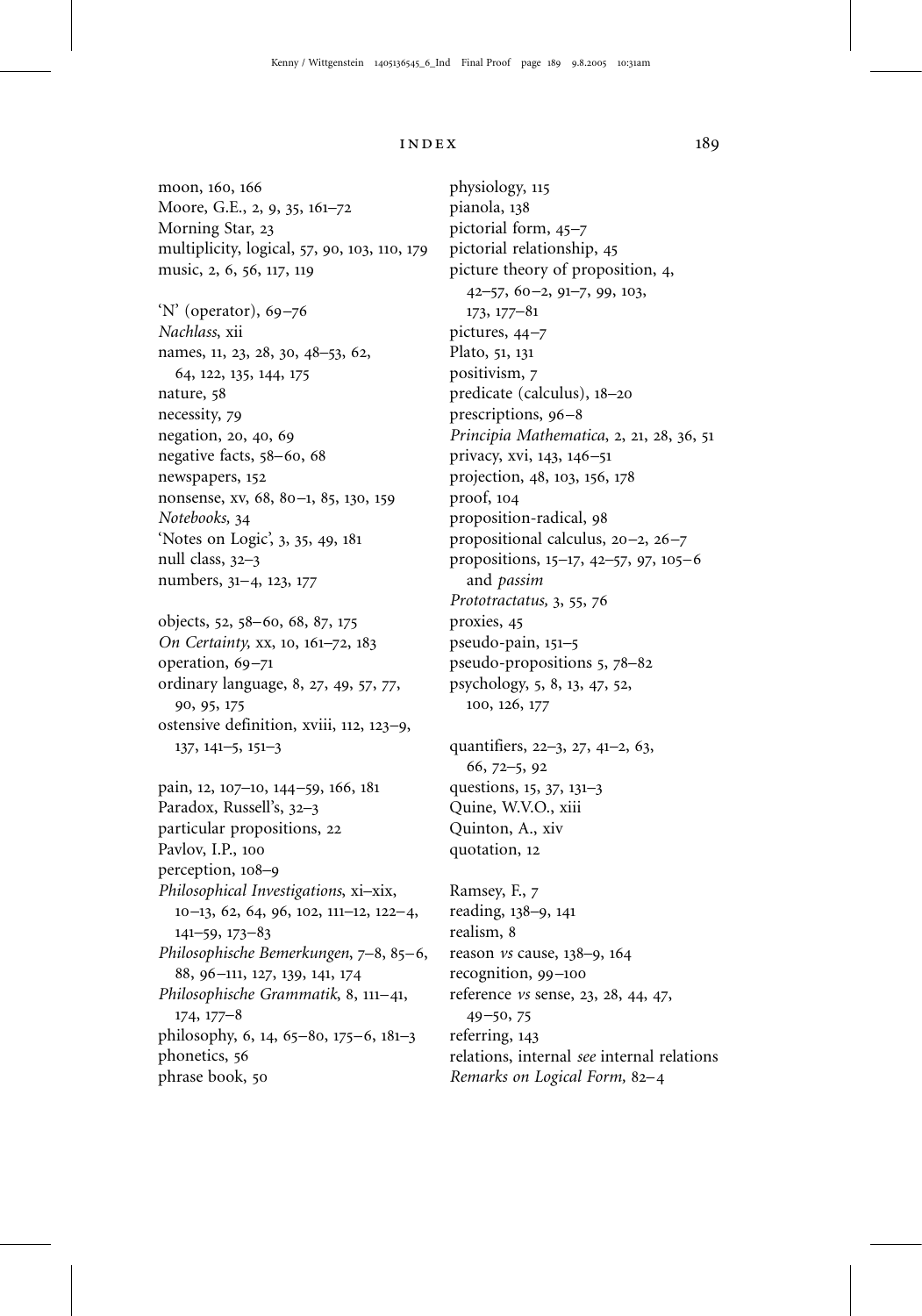moon, 160, 166
Moore, G.E., 2, 9, 35, 161–72
Morning Star, 23
multiplicity, logical, 57, 90, 103, 110, 179
music, 2, 6, 56, 117, 119

'N' (operator), 69–76
*Nachlass*, xii
names, 11, 23, 28, 30, 48–53, 62, 64, 122, 135, 144, 175
nature, 58
necessity, 79
negation, 20, 40, 69
negative facts, 58–60, 68
newspapers, 152
nonsense, xv, 68, 80–1, 85, 130, 159
*Notebooks,* 34
'Notes on Logic', 3, 35, 49, 181
null class, 32–3
numbers, 31–4, 123, 177

objects, 52, 58–60, 68, 87, 175
*On Certainty*, xx, 10, 161–72, 183
operation, 69–71
ordinary language, 8, 27, 49, 57, 77, 90, 95, 175
ostensive definition, xviii, 112, 123–9, 137, 141–5, 151–3

pain, 12, 107–10, 144–59, 166, 181
Paradox, Russell's, 32–3
particular propositions, 22
Pavlov, I.P., 100
perception, 108–9
*Philosophical Investigations*, xi–xix, 10–13, 62, 64, 96, 102, 111–12, 122–4, 141–59, 173–83
*Philosophische Bemerkungen*, 7–8, 85–6, 88, 96–111, 127, 139, 141, 174
*Philosophische Grammatik*, 8, 111–41, 174, 177–8
philosophy, 6, 14, 65–80, 175–6, 181–3
phonetics, 56
phrase book, 50
physiology, 115
pianola, 138
pictorial form, 45–7
pictorial relationship, 45
picture theory of proposition, 4, 42–57, 60–2, 91–7, 99, 103, 173, 177–81
pictures, 44–7
Plato, 51, 131
positivism, 7
predicate (calculus), 18–20
prescriptions, 96–8
*Principia Mathematica*, 2, 21, 28, 36, 51
privacy, xvi, 143, 146–51
projection, 48, 103, 156, 178
proof, 104
proposition-radical, 98
propositional calculus, 20–2, 26–7
propositions, 15–17, 42–57, 97, 105–6 and *passim*
*Prototractatus,* 3, 55, 76
proxies, 45
pseudo-pain, 151–5
pseudo-propositions 5, 78–82
psychology, 5, 8, 13, 47, 52, 100, 126, 177

quantifiers, 22–3, 27, 41–2, 63, 66, 72–5, 92
questions, 15, 37, 131–3
Quine, W.V.O., xiii
Quinton, A., xiv
quotation, 12

Ramsey, F., 7
reading, 138–9, 141
realism, 8
reason *vs* cause, 138–9, 164
recognition, 99–100
reference *vs* sense, 23, 28, 44, 47, 49–50, 75
referring, 143
relations, internal *see* internal relations
*Remarks on Logical Form,* 82–4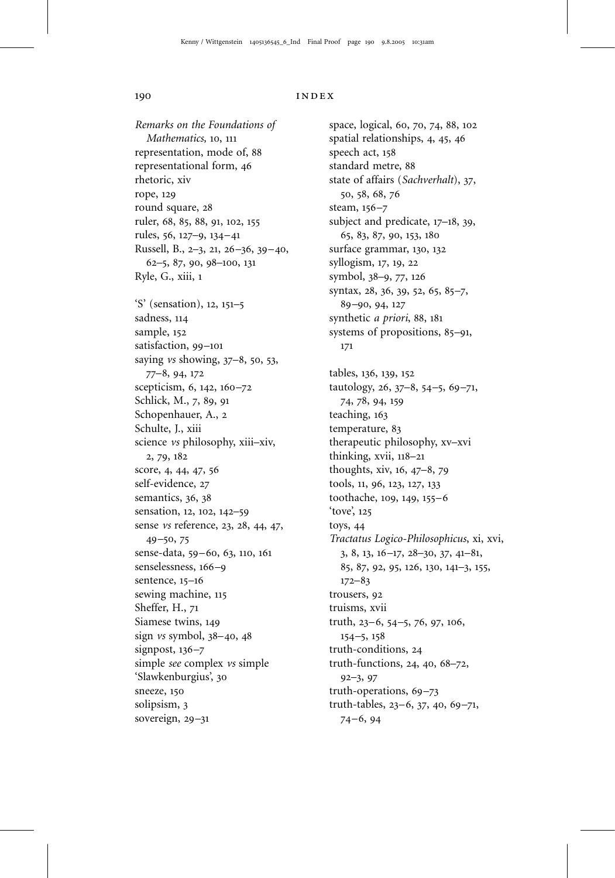*Remarks on the Foundations of Mathematics,* 10, 111
representation, mode of, 88
representational form, 46
rhetoric, xiv
rope, 129
round square, 28
ruler, 68, 85, 88, 91, 102, 155
rules, 56, 127–9, 134–41
Russell, B., 2–3, 21, 26–36, 39–40, 62–5, 87, 90, 98–100, 131
Ryle, G., xiii, 1

'S' (sensation), 12, 151–5
sadness, 114
sample, 152
satisfaction, 99–101
saying *vs* showing, 37–8, 50, 53, 77–8, 94, 172
scepticism, 6, 142, 160–72
Schlick, M., 7, 89, 91
Schopenhauer, A., 2
Schulte, J., xiii
science *vs* philosophy, xiii–xiv, 2, 79, 182
score, 4, 44, 47, 56
self-evidence, 27
semantics, 36, 38
sensation, 12, 102, 142–59
sense *vs* reference, 23, 28, 44, 47, 49–50, 75
sense-data, 59–60, 63, 110, 161
senselessness, 166–9
sentence, 15–16
sewing machine, 115
Sheffer, H., 71
Siamese twins, 149
sign *vs* symbol, 38–40, 48
signpost, 136–7
simple *see* complex *vs* simple
'Slawkenburgius', 30
sneeze, 150
solipsism, 3
sovereign, 29–31

space, logical, 60, 70, 74, 88, 102
spatial relationships, 4, 45, 46
speech act, 158
standard metre, 88
state of affairs (*Sachverhalt*), 37, 50, 58, 68, 76
steam, 156–7
subject and predicate, 17–18, 39, 65, 83, 87, 90, 153, 180
surface grammar, 130, 132
syllogism, 17, 19, 22
symbol, 38–9, 77, 126
syntax, 28, 36, 39, 52, 65, 85–7, 89–90, 94, 127
synthetic *a priori*, 88, 181
systems of propositions, 85–91, 171

tables, 136, 139, 152
tautology, 26, 37–8, 54–5, 69–71, 74, 78, 94, 159
teaching, 163
temperature, 83
therapeutic philosophy, xv–xvi
thinking, xvii, 118–21
thoughts, xiv, 16, 47–8, 79
tools, 11, 96, 123, 127, 133
toothache, 109, 149, 155–6
'tove', 125
toys, 44
*Tractatus Logico-Philosophicus*, xi, xvi, 3, 8, 13, 16–17, 28–30, 37, 41–81, 85, 87, 92, 95, 126, 130, 141–3, 155, 172–83
trousers, 92
truisms, xvii
truth, 23–6, 54–5, 76, 97, 106, 154–5, 158
truth-conditions, 24
truth-functions, 24, 40, 68–72, 92–3, 97
truth-operations, 69–73
truth-tables, 23–6, 37, 40, 69–71, 74–6, 94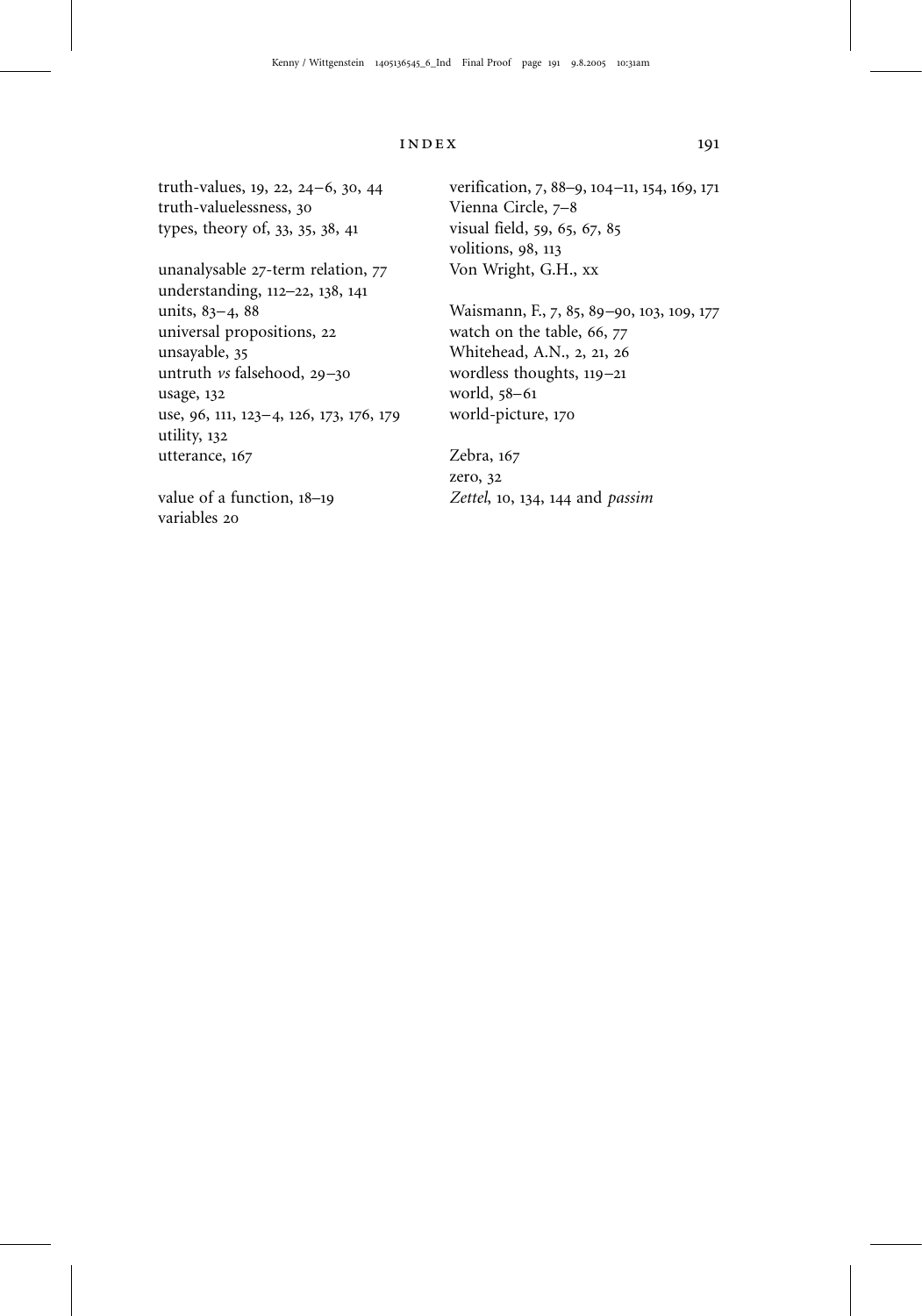truth-values, 19, 22, 24–6, 30, 44
truth-valuelessness, 30
types, theory of, 33, 35, 38, 41

unanalysable 27-term relation, 77
understanding, 112–22, 138, 141
units, 83–4, 88
universal propositions, 22
unsayable, 35
untruth *vs* falsehood, 29–30
usage, 132
use, 96, 111, 123–4, 126, 173, 176, 179
utility, 132
utterance, 167

value of a function, 18–19
variables 20
verification, 7, 88–9, 104–11, 154, 169, 171
Vienna Circle, 7–8
visual field, 59, 65, 67, 85
volitions, 98, 113
Von Wright, G.H., xx

Waismann, F., 7, 85, 89–90, 103, 109, 177
watch on the table, 66, 77
Whitehead, A.N., 2, 21, 26
wordless thoughts, 119–21
world, 58–61
world-picture, 170

Zebra, 167
zero, 32
*Zettel*, 10, 134, 144 and *passim*